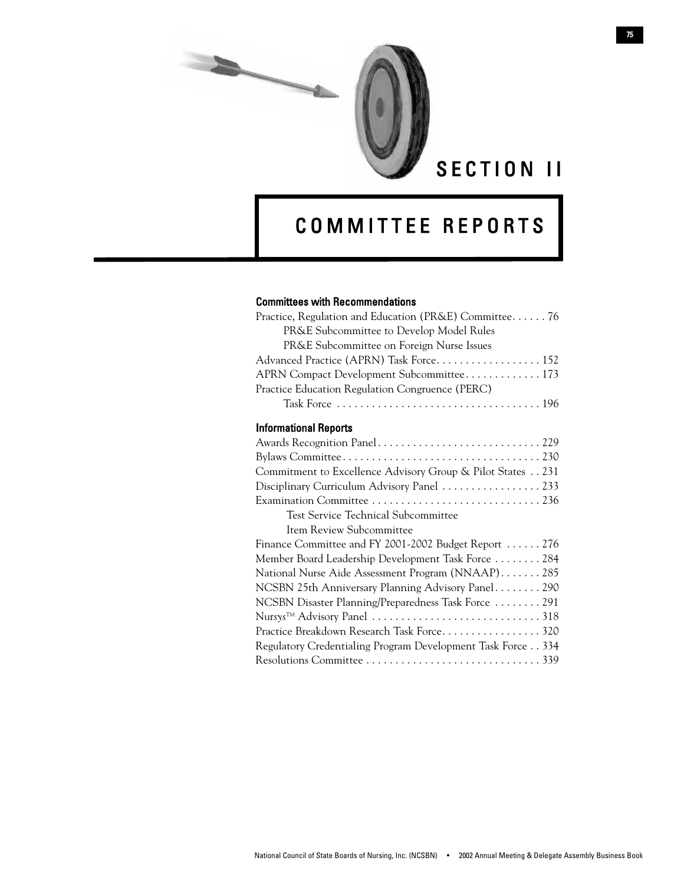# SECTION II

# COMMITTEE REPORTS

### Committees with Recommendations

Practice, Regulation and Education (PR&E) Committee. . . . . . 76
- PR&E Subcommittee to Develop Model Rules
- PR&E Subcommittee on Foreign Nurse Issues

Advanced Practice (APRN) Task Force. . . . . . . . . . . . . . . . . . 152
APRN Compact Development Subcommittee. . . . . . . . . . . . . 173
Practice Education Regulation Congruence (PERC) Task Force . . . . . . . . . . . . . . . . . . . . . . . . . . . . . . . . . . . 196

### Informational Reports

Awards Recognition Panel. . . . . . . . . . . . . . . . . . . . . . . . . . . . 229
Bylaws Committee. . . . . . . . . . . . . . . . . . . . . . . . . . . . . . . . . . 230
Commitment to Excellence Advisory Group & Pilot States . . 231
Disciplinary Curriculum Advisory Panel . . . . . . . . . . . . . . . . . 233
Examination Committee . . . . . . . . . . . . . . . . . . . . . . . . . . . . . 236
- Test Service Technical Subcommittee
- Item Review Subcommittee

Finance Committee and FY 2001-2002 Budget Report . . . . . . 276
Member Board Leadership Development Task Force . . . . . . . . 284
National Nurse Aide Assessment Program (NNAAP). . . . . . . 285
NCSBN 25th Anniversary Planning Advisory Panel. . . . . . . . 290
NCSBN Disaster Planning/Preparedness Task Force . . . . . . . . 291
Nursys™ Advisory Panel . . . . . . . . . . . . . . . . . . . . . . . . . . . . . 318
Practice Breakdown Research Task Force. . . . . . . . . . . . . . . . . 320
Regulatory Credentialing Program Development Task Force . . 334
Resolutions Committee . . . . . . . . . . . . . . . . . . . . . . . . . . . . . . 339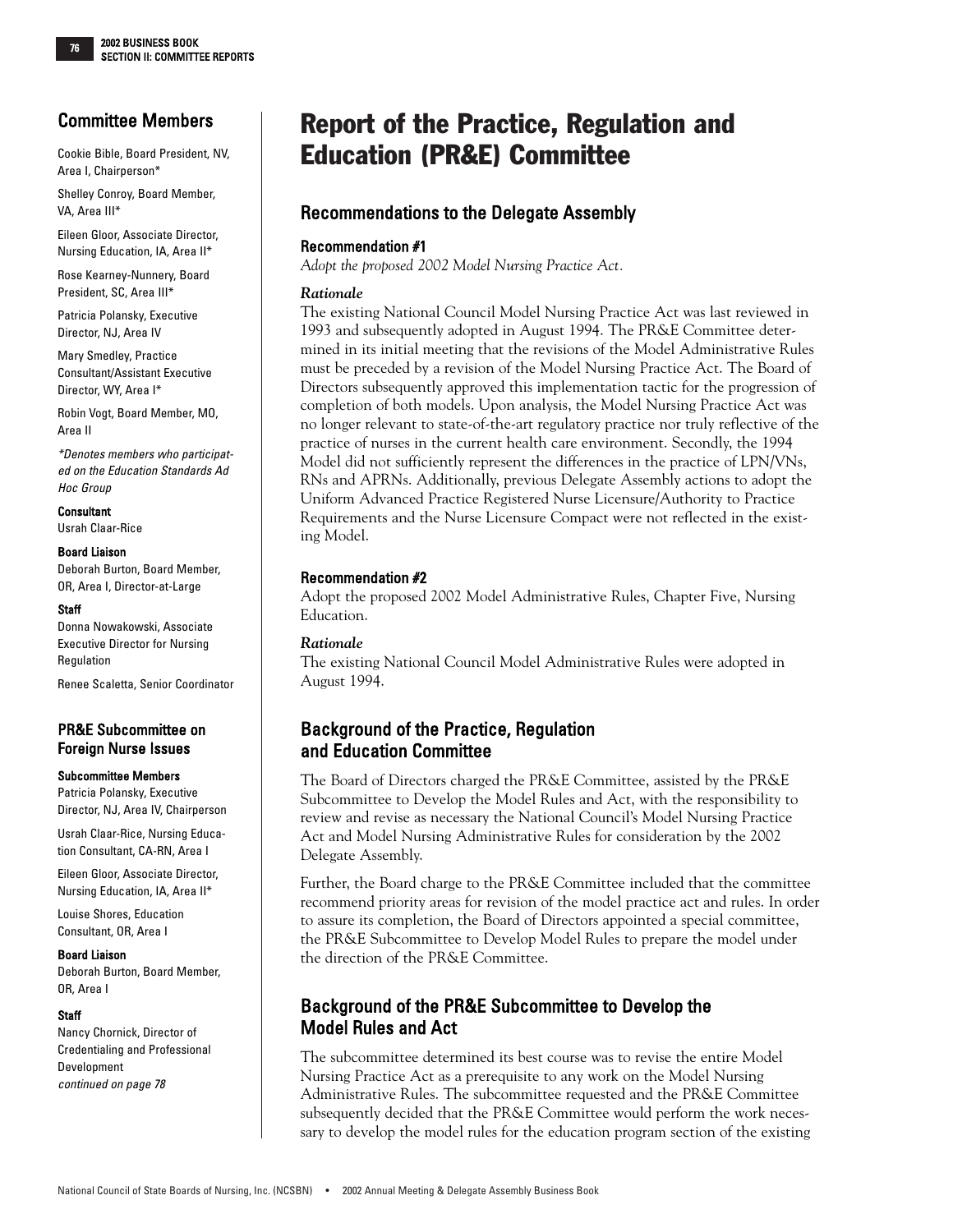# Report of the Practice, Regulation and Education (PR&E) Committee

## Recommendations to the Delegate Assembly

### Recommendation #1

*Adopt the proposed 2002 Model Nursing Practice Act.*

#### *Rationale*

The existing National Council Model Nursing Practice Act was last reviewed in 1993 and subsequently adopted in August 1994. The PR&E Committee determined in its initial meeting that the revisions of the Model Administrative Rules must be preceded by a revision of the Model Nursing Practice Act. The Board of Directors subsequently approved this implementation tactic for the progression of completion of both models. Upon analysis, the Model Nursing Practice Act was no longer relevant to state-of-the-art regulatory practice nor truly reflective of the practice of nurses in the current health care environment. Secondly, the 1994 Model did not sufficiently represent the differences in the practice of LPN/VNs, RNs and APRNs. Additionally, previous Delegate Assembly actions to adopt the Uniform Advanced Practice Registered Nurse Licensure/Authority to Practice Requirements and the Nurse Licensure Compact were not reflected in the existing Model.

### Recommendation #2

Adopt the proposed 2002 Model Administrative Rules, Chapter Five, Nursing Education.

#### *Rationale*

The existing National Council Model Administrative Rules were adopted in August 1994.

## Background of the Practice, Regulation and Education Committee

The Board of Directors charged the PR&E Committee, assisted by the PR&E Subcommittee to Develop the Model Rules and Act, with the responsibility to review and revise as necessary the National Council's Model Nursing Practice Act and Model Nursing Administrative Rules for consideration by the 2002 Delegate Assembly.

Further, the Board charge to the PR&E Committee included that the committee recommend priority areas for revision of the model practice act and rules. In order to assure its completion, the Board of Directors appointed a special committee, the PR&E Subcommittee to Develop Model Rules to prepare the model under the direction of the PR&E Committee.

## Background of the PR&E Subcommittee to Develop the Model Rules and Act

The subcommittee determined its best course was to revise the entire Model Nursing Practice Act as a prerequisite to any work on the Model Nursing Administrative Rules. The subcommittee requested and the PR&E Committee subsequently decided that the PR&E Committee would perform the work necessary to develop the model rules for the education program section of the existing

---

### Committee Members

Cookie Bible, Board President, NV, Area I, Chairperson*

Shelley Conroy, Board Member, VA, Area III*

Eileen Gloor, Associate Director, Nursing Education, IA, Area II*

Rose Kearney-Nunnery, Board President, SC, Area III*

Patricia Polansky, Executive Director, NJ, Area IV

Mary Smedley, Practice Consultant/Assistant Executive Director, WY, Area I*

Robin Vogt, Board Member, MO, Area II

*\*Denotes members who participated on the Education Standards Ad Hoc Group*

**Consultant**
Usrah Claar-Rice

**Board Liaison**
Deborah Burton, Board Member, OR, Area I, Director-at-Large

**Staff**
Donna Nowakowski, Associate Executive Director for Nursing Regulation

Renee Scaletta, Senior Coordinator

### PR&E Subcommittee on Foreign Nurse Issues

**Subcommittee Members**
Patricia Polansky, Executive Director, NJ, Area IV, Chairperson

Usrah Claar-Rice, Nursing Education Consultant, CA-RN, Area I

Eileen Gloor, Associate Director, Nursing Education, IA, Area II*

Louise Shores, Education Consultant, OR, Area I

**Board Liaison**
Deborah Burton, Board Member, OR, Area I

**Staff**
Nancy Chornick, Director of Credentialing and Professional Development
*continued on page 78*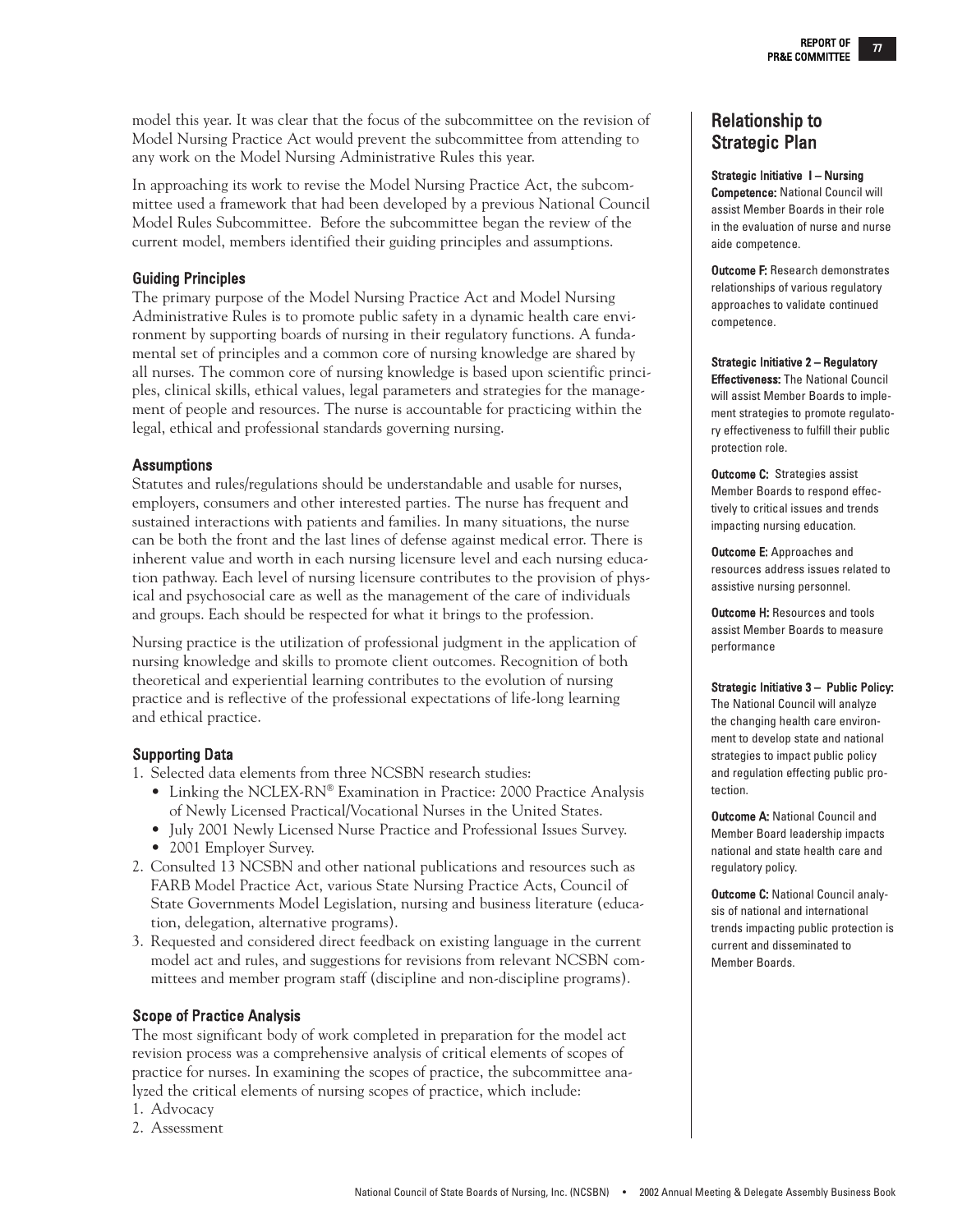model this year. It was clear that the focus of the subcommittee on the revision of Model Nursing Practice Act would prevent the subcommittee from attending to any work on the Model Nursing Administrative Rules this year.

In approaching its work to revise the Model Nursing Practice Act, the subcommittee used a framework that had been developed by a previous National Council Model Rules Subcommittee. Before the subcommittee began the review of the current model, members identified their guiding principles and assumptions.

### Guiding Principles

The primary purpose of the Model Nursing Practice Act and Model Nursing Administrative Rules is to promote public safety in a dynamic health care environment by supporting boards of nursing in their regulatory functions. A fundamental set of principles and a common core of nursing knowledge are shared by all nurses. The common core of nursing knowledge is based upon scientific principles, clinical skills, ethical values, legal parameters and strategies for the management of people and resources. The nurse is accountable for practicing within the legal, ethical and professional standards governing nursing.

### Assumptions

Statutes and rules/regulations should be understandable and usable for nurses, employers, consumers and other interested parties. The nurse has frequent and sustained interactions with patients and families. In many situations, the nurse can be both the front and the last lines of defense against medical error. There is inherent value and worth in each nursing licensure level and each nursing education pathway. Each level of nursing licensure contributes to the provision of physical and psychosocial care as well as the management of the care of individuals and groups. Each should be respected for what it brings to the profession.

Nursing practice is the utilization of professional judgment in the application of nursing knowledge and skills to promote client outcomes. Recognition of both theoretical and experiential learning contributes to the evolution of nursing practice and is reflective of the professional expectations of life-long learning and ethical practice.

### Supporting Data

1. Selected data elements from three NCSBN research studies:
   - Linking the NCLEX-RN® Examination in Practice: 2000 Practice Analysis of Newly Licensed Practical/Vocational Nurses in the United States.
   - July 2001 Newly Licensed Nurse Practice and Professional Issues Survey.
   - 2001 Employer Survey.
2. Consulted 13 NCSBN and other national publications and resources such as FARB Model Practice Act, various State Nursing Practice Acts, Council of State Governments Model Legislation, nursing and business literature (education, delegation, alternative programs).
3. Requested and considered direct feedback on existing language in the current model act and rules, and suggestions for revisions from relevant NCSBN committees and member program staff (discipline and non-discipline programs).

### Scope of Practice Analysis

The most significant body of work completed in preparation for the model act revision process was a comprehensive analysis of critical elements of scopes of practice for nurses. In examining the scopes of practice, the subcommittee analyzed the critical elements of nursing scopes of practice, which include:

1. Advocacy
2. Assessment

## Relationship to Strategic Plan

**Strategic Initiative I – Nursing Competence:** National Council will assist Member Boards in their role in the evaluation of nurse and nurse aide competence.

**Outcome F:** Research demonstrates relationships of various regulatory approaches to validate continued competence.

**Strategic Initiative 2 – Regulatory Effectiveness:** The National Council will assist Member Boards to implement strategies to promote regulatory effectiveness to fulfill their public protection role.

**Outcome C:** Strategies assist Member Boards to respond effectively to critical issues and trends impacting nursing education.

**Outcome E:** Approaches and resources address issues related to assistive nursing personnel.

**Outcome H:** Resources and tools assist Member Boards to measure performance

**Strategic Initiative 3 – Public Policy:** The National Council will analyze the changing health care environment to develop state and national strategies to impact public policy and regulation effecting public protection.

**Outcome A:** National Council and Member Board leadership impacts national and state health care and regulatory policy.

**Outcome C:** National Council analysis of national and international trends impacting public protection is current and disseminated to Member Boards.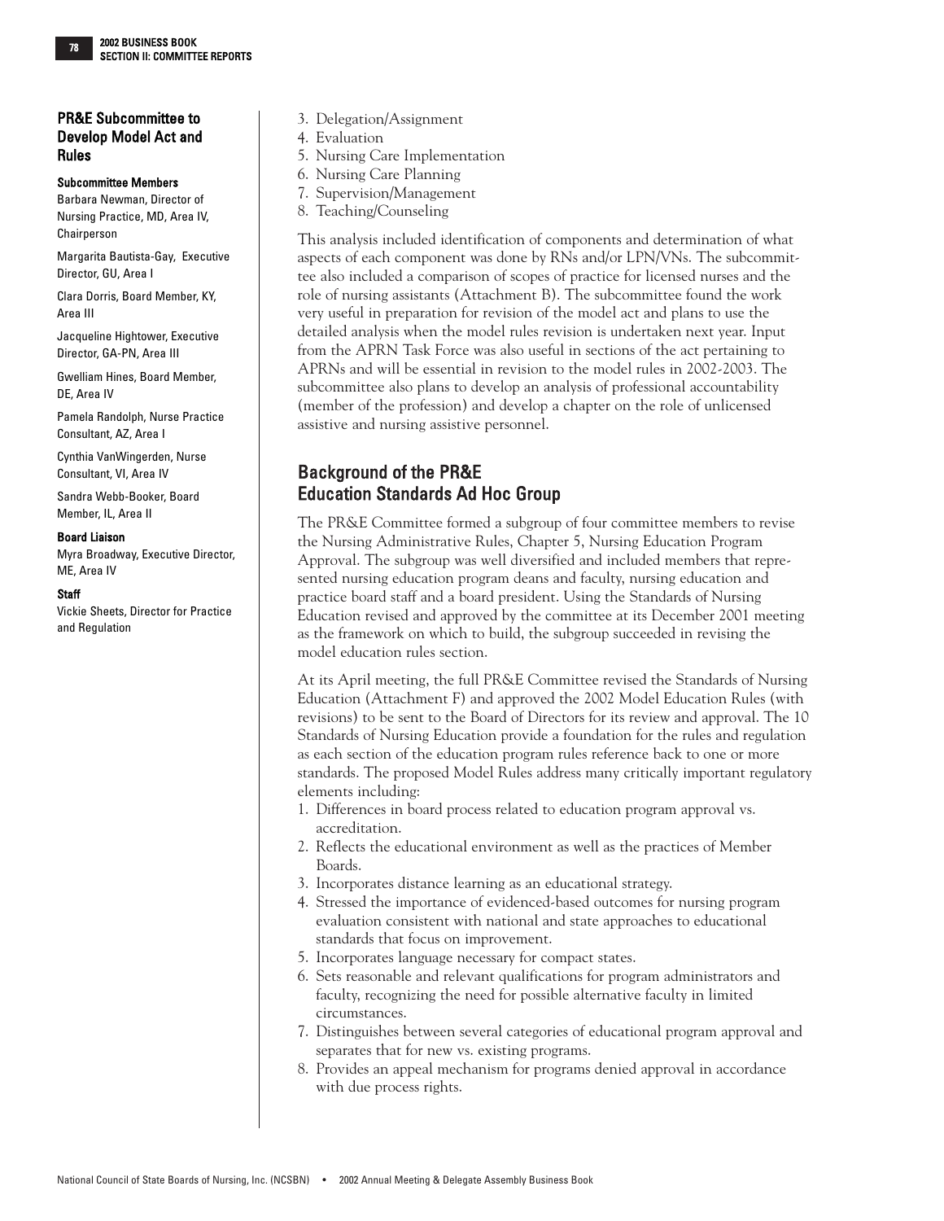### PR&E Subcommittee to Develop Model Act and Rules

**Subcommittee Members**

Barbara Newman, Director of Nursing Practice, MD, Area IV, Chairperson

Margarita Bautista-Gay, Executive Director, GU, Area I

Clara Dorris, Board Member, KY, Area III

Jacqueline Hightower, Executive Director, GA-PN, Area III

Gwelliam Hines, Board Member, DE, Area IV

Pamela Randolph, Nurse Practice Consultant, AZ, Area I

Cynthia VanWingerden, Nurse Consultant, VI, Area IV

Sandra Webb-Booker, Board Member, IL, Area II

**Board Liaison**

Myra Broadway, Executive Director, ME, Area IV

**Staff**

Vickie Sheets, Director for Practice and Regulation

3. Delegation/Assignment
4. Evaluation
5. Nursing Care Implementation
6. Nursing Care Planning
7. Supervision/Management
8. Teaching/Counseling

This analysis included identification of components and determination of what aspects of each component was done by RNs and/or LPN/VNs. The subcommittee also included a comparison of scopes of practice for licensed nurses and the role of nursing assistants (Attachment B). The subcommittee found the work very useful in preparation for revision of the model act and plans to use the detailed analysis when the model rules revision is undertaken next year. Input from the APRN Task Force was also useful in sections of the act pertaining to APRNs and will be essential in revision to the model rules in 2002-2003. The subcommittee also plans to develop an analysis of professional accountability (member of the profession) and develop a chapter on the role of unlicensed assistive and nursing assistive personnel.

## Background of the PR&E Education Standards Ad Hoc Group

The PR&E Committee formed a subgroup of four committee members to revise the Nursing Administrative Rules, Chapter 5, Nursing Education Program Approval. The subgroup was well diversified and included members that represented nursing education program deans and faculty, nursing education and practice board staff and a board president. Using the Standards of Nursing Education revised and approved by the committee at its December 2001 meeting as the framework on which to build, the subgroup succeeded in revising the model education rules section.

At its April meeting, the full PR&E Committee revised the Standards of Nursing Education (Attachment F) and approved the 2002 Model Education Rules (with revisions) to be sent to the Board of Directors for its review and approval. The 10 Standards of Nursing Education provide a foundation for the rules and regulation as each section of the education program rules reference back to one or more standards. The proposed Model Rules address many critically important regulatory elements including:

1. Differences in board process related to education program approval vs. accreditation.
2. Reflects the educational environment as well as the practices of Member Boards.
3. Incorporates distance learning as an educational strategy.
4. Stressed the importance of evidenced-based outcomes for nursing program evaluation consistent with national and state approaches to educational standards that focus on improvement.
5. Incorporates language necessary for compact states.
6. Sets reasonable and relevant qualifications for program administrators and faculty, recognizing the need for possible alternative faculty in limited circumstances.
7. Distinguishes between several categories of educational program approval and separates that for new vs. existing programs.
8. Provides an appeal mechanism for programs denied approval in accordance with due process rights.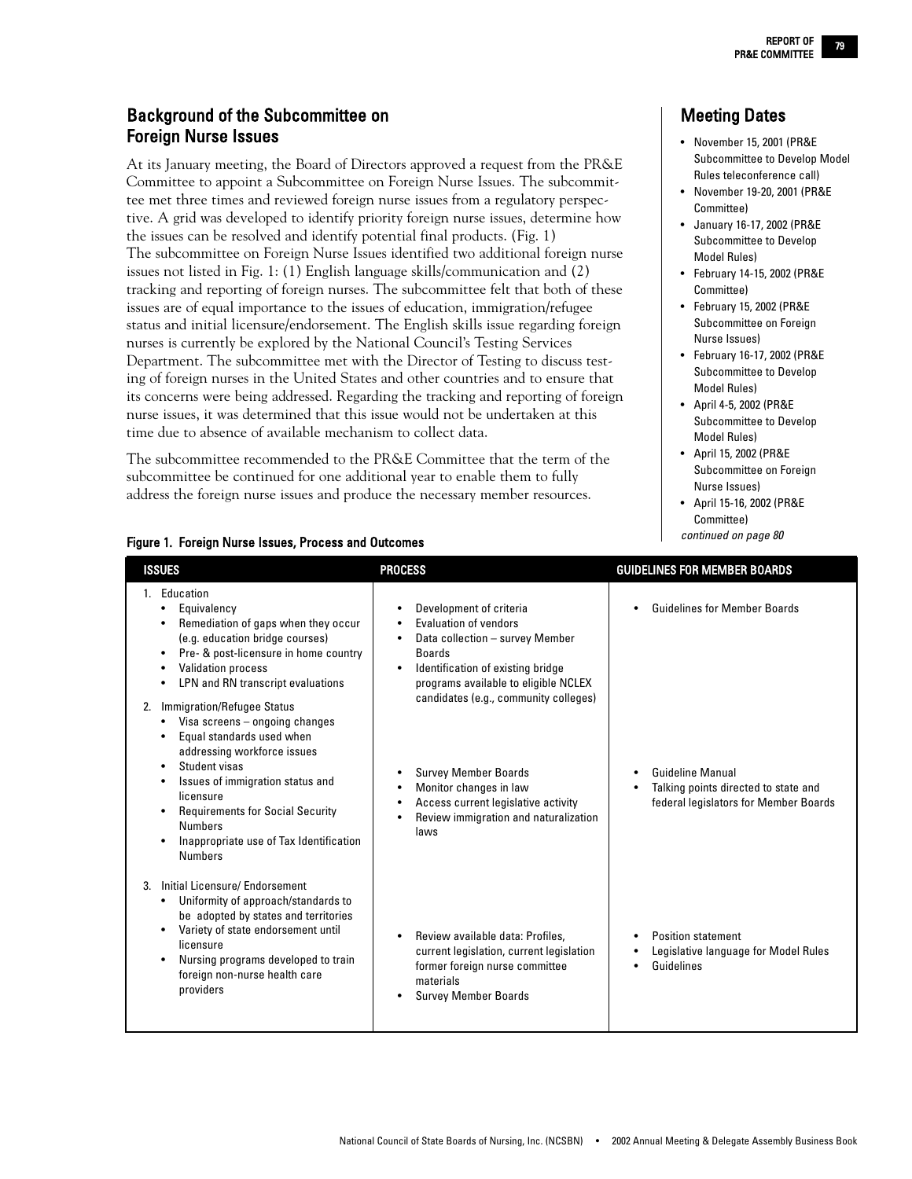## Background of the Subcommittee on Foreign Nurse Issues

At its January meeting, the Board of Directors approved a request from the PR&E Committee to appoint a Subcommittee on Foreign Nurse Issues. The subcommittee met three times and reviewed foreign nurse issues from a regulatory perspective. A grid was developed to identify priority foreign nurse issues, determine how the issues can be resolved and identify potential final products. (Fig. 1)
The subcommittee on Foreign Nurse Issues identified two additional foreign nurse issues not listed in Fig. 1: (1) English language skills/communication and (2) tracking and reporting of foreign nurses. The subcommittee felt that both of these issues are of equal importance to the issues of education, immigration/refugee status and initial licensure/endorsement. The English skills issue regarding foreign nurses is currently be explored by the National Council's Testing Services Department. The subcommittee met with the Director of Testing to discuss testing of foreign nurses in the United States and other countries and to ensure that its concerns were being addressed. Regarding the tracking and reporting of foreign nurse issues, it was determined that this issue would not be undertaken at this time due to absence of available mechanism to collect data.

The subcommittee recommended to the PR&E Committee that the term of the subcommittee be continued for one additional year to enable them to fully address the foreign nurse issues and produce the necessary member resources.

## Meeting Dates

- November 15, 2001 (PR&E Subcommittee to Develop Model Rules teleconference call)
- November 19-20, 2001 (PR&E Committee)
- January 16-17, 2002 (PR&E Subcommittee to Develop Model Rules)
- February 14-15, 2002 (PR&E Committee)
- February 15, 2002 (PR&E Subcommittee on Foreign Nurse Issues)
- February 16-17, 2002 (PR&E Subcommittee to Develop Model Rules)
- April 4-5, 2002 (PR&E Subcommittee to Develop Model Rules)
- April 15, 2002 (PR&E Subcommittee on Foreign Nurse Issues)
- April 15-16, 2002 (PR&E Committee)

*continued on page 80*

**Figure 1. Foreign Nurse Issues, Process and Outcomes**

| ISSUES | PROCESS | GUIDELINES FOR MEMBER BOARDS |
|---|---|---|
| 1. Education<br>• Equivalency<br>• Remediation of gaps when they occur (e.g. education bridge courses)<br>• Pre- & post-licensure in home country<br>• Validation process<br>• LPN and RN transcript evaluations | • Development of criteria<br>• Evaluation of vendors<br>• Data collection – survey Member Boards<br>• Identification of existing bridge programs available to eligible NCLEX candidates (e.g., community colleges) | • Guidelines for Member Boards |
| 2. Immigration/Refugee Status<br>• Visa screens – ongoing changes<br>• Equal standards used when addressing workforce issues<br>• Student visas<br>• Issues of immigration status and licensure<br>• Requirements for Social Security Numbers<br>• Inappropriate use of Tax Identification Numbers | • Survey Member Boards<br>• Monitor changes in law<br>• Access current legislative activity<br>• Review immigration and naturalization laws | • Guideline Manual<br>• Talking points directed to state and federal legislators for Member Boards |
| 3. Initial Licensure/ Endorsement<br>• Uniformity of approach/standards to be adopted by states and territories<br>• Variety of state endorsement until licensure<br>• Nursing programs developed to train foreign non-nurse health care providers | • Review available data: Profiles, current legislation, current legislation former foreign nurse committee materials<br>• Survey Member Boards | • Position statement<br>• Legislative language for Model Rules<br>• Guidelines |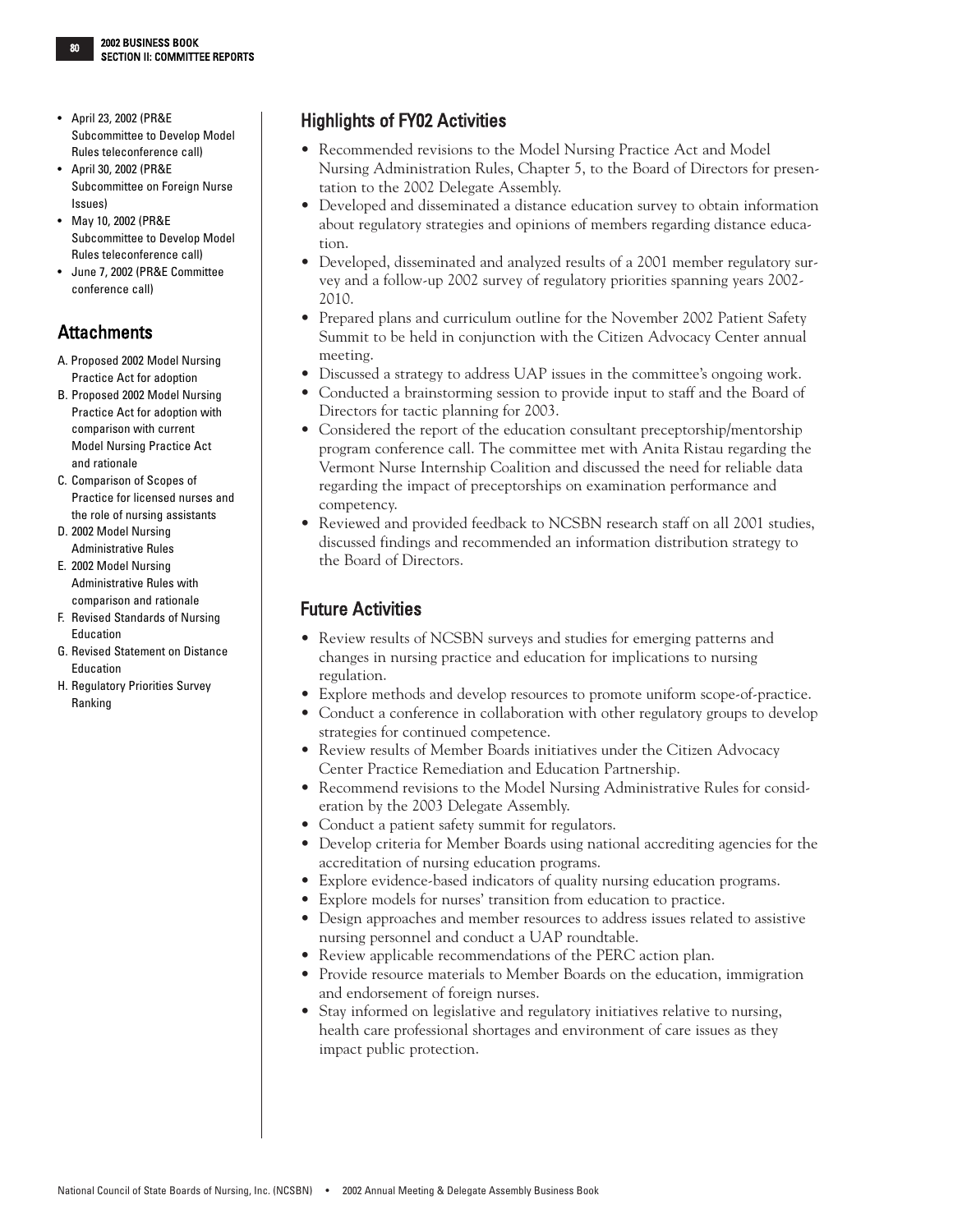- April 23, 2002 (PR&E Subcommittee to Develop Model Rules teleconference call)
- April 30, 2002 (PR&E Subcommittee on Foreign Nurse Issues)
- May 10, 2002 (PR&E Subcommittee to Develop Model Rules teleconference call)
- June 7, 2002 (PR&E Committee conference call)

## Attachments

A. Proposed 2002 Model Nursing Practice Act for adoption
B. Proposed 2002 Model Nursing Practice Act for adoption with comparison with current Model Nursing Practice Act and rationale
C. Comparison of Scopes of Practice for licensed nurses and the role of nursing assistants
D. 2002 Model Nursing Administrative Rules
E. 2002 Model Nursing Administrative Rules with comparison and rationale
F. Revised Standards of Nursing Education
G. Revised Statement on Distance Education
H. Regulatory Priorities Survey Ranking

## Highlights of FY02 Activities

- Recommended revisions to the Model Nursing Practice Act and Model Nursing Administration Rules, Chapter 5, to the Board of Directors for presentation to the 2002 Delegate Assembly.
- Developed and disseminated a distance education survey to obtain information about regulatory strategies and opinions of members regarding distance education.
- Developed, disseminated and analyzed results of a 2001 member regulatory survey and a follow-up 2002 survey of regulatory priorities spanning years 2002-2010.
- Prepared plans and curriculum outline for the November 2002 Patient Safety Summit to be held in conjunction with the Citizen Advocacy Center annual meeting.
- Discussed a strategy to address UAP issues in the committee's ongoing work.
- Conducted a brainstorming session to provide input to staff and the Board of Directors for tactic planning for 2003.
- Considered the report of the education consultant preceptorship/mentorship program conference call. The committee met with Anita Ristau regarding the Vermont Nurse Internship Coalition and discussed the need for reliable data regarding the impact of preceptorships on examination performance and competency.
- Reviewed and provided feedback to NCSBN research staff on all 2001 studies, discussed findings and recommended an information distribution strategy to the Board of Directors.

## Future Activities

- Review results of NCSBN surveys and studies for emerging patterns and changes in nursing practice and education for implications to nursing regulation.
- Explore methods and develop resources to promote uniform scope-of-practice.
- Conduct a conference in collaboration with other regulatory groups to develop strategies for continued competence.
- Review results of Member Boards initiatives under the Citizen Advocacy Center Practice Remediation and Education Partnership.
- Recommend revisions to the Model Nursing Administrative Rules for consideration by the 2003 Delegate Assembly.
- Conduct a patient safety summit for regulators.
- Develop criteria for Member Boards using national accrediting agencies for the accreditation of nursing education programs.
- Explore evidence-based indicators of quality nursing education programs.
- Explore models for nurses' transition from education to practice.
- Design approaches and member resources to address issues related to assistive nursing personnel and conduct a UAP roundtable.
- Review applicable recommendations of the PERC action plan.
- Provide resource materials to Member Boards on the education, immigration and endorsement of foreign nurses.
- Stay informed on legislative and regulatory initiatives relative to nursing, health care professional shortages and environment of care issues as they impact public protection.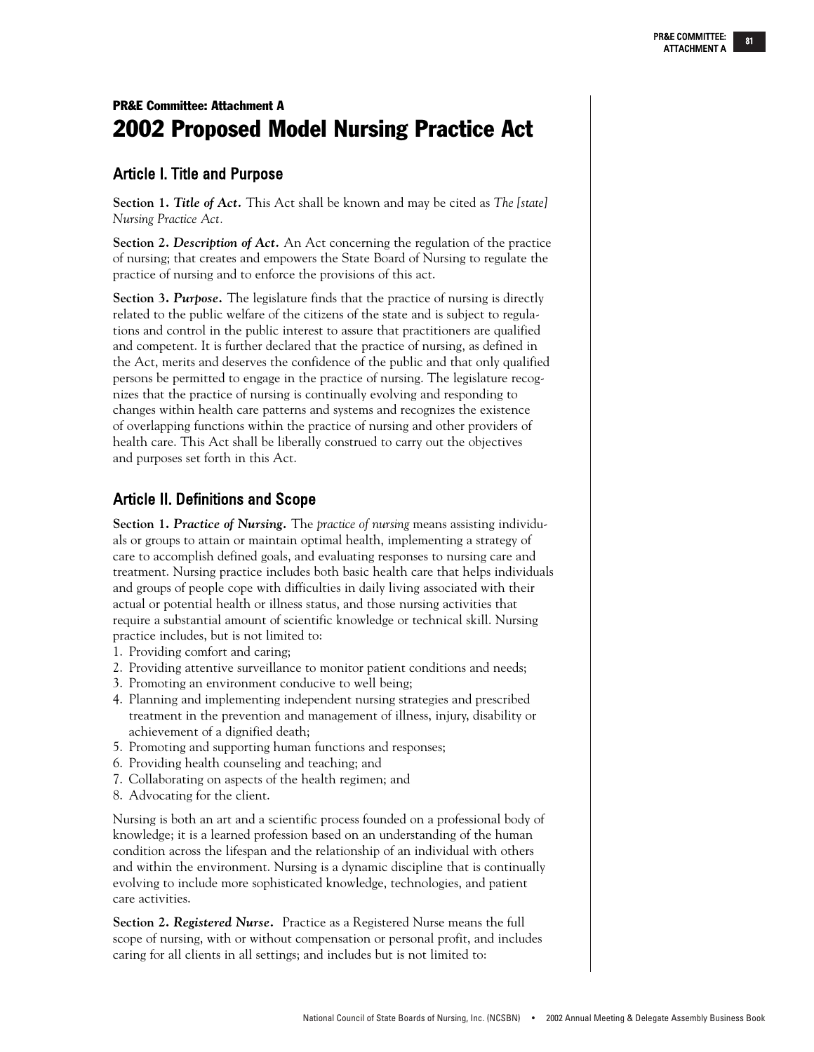## PR&E Committee: Attachment A

# 2002 Proposed Model Nursing Practice Act

### Article I. Title and Purpose

**Section 1. *Title of Act.*** This Act shall be known and may be cited as *The [state] Nursing Practice Act.*

**Section 2. *Description of Act.*** An Act concerning the regulation of the practice of nursing; that creates and empowers the State Board of Nursing to regulate the practice of nursing and to enforce the provisions of this act.

**Section 3. *Purpose.*** The legislature finds that the practice of nursing is directly related to the public welfare of the citizens of the state and is subject to regulations and control in the public interest to assure that practitioners are qualified and competent. It is further declared that the practice of nursing, as defined in the Act, merits and deserves the confidence of the public and that only qualified persons be permitted to engage in the practice of nursing. The legislature recognizes that the practice of nursing is continually evolving and responding to changes within health care patterns and systems and recognizes the existence of overlapping functions within the practice of nursing and other providers of health care. This Act shall be liberally construed to carry out the objectives and purposes set forth in this Act.

### Article II. Definitions and Scope

**Section 1. *Practice of Nursing.*** The *practice of nursing* means assisting individuals or groups to attain or maintain optimal health, implementing a strategy of care to accomplish defined goals, and evaluating responses to nursing care and treatment. Nursing practice includes both basic health care that helps individuals and groups of people cope with difficulties in daily living associated with their actual or potential health or illness status, and those nursing activities that require a substantial amount of scientific knowledge or technical skill. Nursing practice includes, but is not limited to:

1. Providing comfort and caring;
2. Providing attentive surveillance to monitor patient conditions and needs;
3. Promoting an environment conducive to well being;
4. Planning and implementing independent nursing strategies and prescribed treatment in the prevention and management of illness, injury, disability or achievement of a dignified death;
5. Promoting and supporting human functions and responses;
6. Providing health counseling and teaching; and
7. Collaborating on aspects of the health regimen; and
8. Advocating for the client.

Nursing is both an art and a scientific process founded on a professional body of knowledge; it is a learned profession based on an understanding of the human condition across the lifespan and the relationship of an individual with others and within the environment. Nursing is a dynamic discipline that is continually evolving to include more sophisticated knowledge, technologies, and patient care activities.

**Section 2. *Registered Nurse.*** Practice as a Registered Nurse means the full scope of nursing, with or without compensation or personal profit, and includes caring for all clients in all settings; and includes but is not limited to: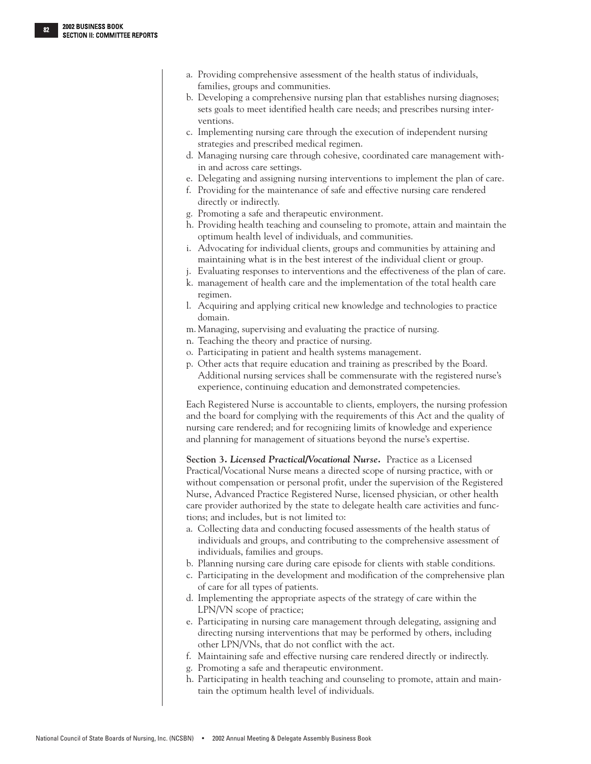a. Providing comprehensive assessment of the health status of individuals, families, groups and communities.
b. Developing a comprehensive nursing plan that establishes nursing diagnoses; sets goals to meet identified health care needs; and prescribes nursing interventions.
c. Implementing nursing care through the execution of independent nursing strategies and prescribed medical regimen.
d. Managing nursing care through cohesive, coordinated care management within and across care settings.
e. Delegating and assigning nursing interventions to implement the plan of care.
f. Providing for the maintenance of safe and effective nursing care rendered directly or indirectly.
g. Promoting a safe and therapeutic environment.
h. Providing health teaching and counseling to promote, attain and maintain the optimum health level of individuals, and communities.
i. Advocating for individual clients, groups and communities by attaining and maintaining what is in the best interest of the individual client or group.
j. Evaluating responses to interventions and the effectiveness of the plan of care.
k. management of health care and the implementation of the total health care regimen.
l. Acquiring and applying critical new knowledge and technologies to practice domain.
m. Managing, supervising and evaluating the practice of nursing.
n. Teaching the theory and practice of nursing.
o. Participating in patient and health systems management.
p. Other acts that require education and training as prescribed by the Board. Additional nursing services shall be commensurate with the registered nurse's experience, continuing education and demonstrated competencies.

Each Registered Nurse is accountable to clients, employers, the nursing profession and the board for complying with the requirements of this Act and the quality of nursing care rendered; and for recognizing limits of knowledge and experience and planning for management of situations beyond the nurse's expertise.

**Section 3.** ***Licensed Practical/Vocational Nurse.*** Practice as a Licensed Practical/Vocational Nurse means a directed scope of nursing practice, with or without compensation or personal profit, under the supervision of the Registered Nurse, Advanced Practice Registered Nurse, licensed physician, or other health care provider authorized by the state to delegate health care activities and functions; and includes, but is not limited to:

a. Collecting data and conducting focused assessments of the health status of individuals and groups, and contributing to the comprehensive assessment of individuals, families and groups.
b. Planning nursing care during care episode for clients with stable conditions.
c. Participating in the development and modification of the comprehensive plan of care for all types of patients.
d. Implementing the appropriate aspects of the strategy of care within the LPN/VN scope of practice;
e. Participating in nursing care management through delegating, assigning and directing nursing interventions that may be performed by others, including other LPN/VNs, that do not conflict with the act.
f. Maintaining safe and effective nursing care rendered directly or indirectly.
g. Promoting a safe and therapeutic environment.
h. Participating in health teaching and counseling to promote, attain and maintain the optimum health level of individuals.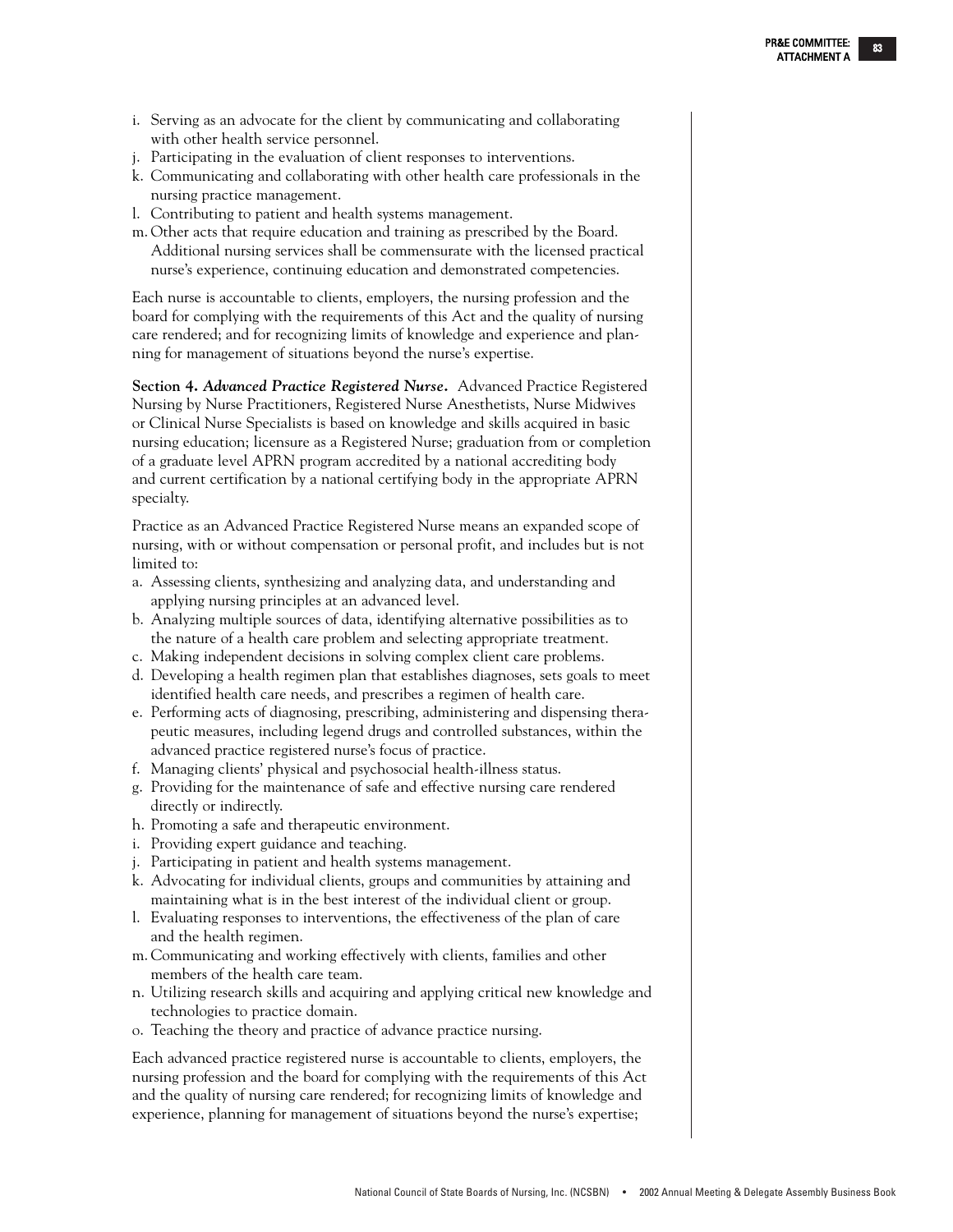i. Serving as an advocate for the client by communicating and collaborating with other health service personnel.
j. Participating in the evaluation of client responses to interventions.
k. Communicating and collaborating with other health care professionals in the nursing practice management.
l. Contributing to patient and health systems management.
m. Other acts that require education and training as prescribed by the Board. Additional nursing services shall be commensurate with the licensed practical nurse's experience, continuing education and demonstrated competencies.

Each nurse is accountable to clients, employers, the nursing profession and the board for complying with the requirements of this Act and the quality of nursing care rendered; and for recognizing limits of knowledge and experience and planning for management of situations beyond the nurse's expertise.

**Section 4. *Advanced Practice Registered Nurse*.** Advanced Practice Registered Nursing by Nurse Practitioners, Registered Nurse Anesthetists, Nurse Midwives or Clinical Nurse Specialists is based on knowledge and skills acquired in basic nursing education; licensure as a Registered Nurse; graduation from or completion of a graduate level APRN program accredited by a national accrediting body and current certification by a national certifying body in the appropriate APRN specialty.

Practice as an Advanced Practice Registered Nurse means an expanded scope of nursing, with or without compensation or personal profit, and includes but is not limited to:

a. Assessing clients, synthesizing and analyzing data, and understanding and applying nursing principles at an advanced level.
b. Analyzing multiple sources of data, identifying alternative possibilities as to the nature of a health care problem and selecting appropriate treatment.
c. Making independent decisions in solving complex client care problems.
d. Developing a health regimen plan that establishes diagnoses, sets goals to meet identified health care needs, and prescribes a regimen of health care.
e. Performing acts of diagnosing, prescribing, administering and dispensing therapeutic measures, including legend drugs and controlled substances, within the advanced practice registered nurse's focus of practice.
f. Managing clients' physical and psychosocial health-illness status.
g. Providing for the maintenance of safe and effective nursing care rendered directly or indirectly.
h. Promoting a safe and therapeutic environment.
i. Providing expert guidance and teaching.
j. Participating in patient and health systems management.
k. Advocating for individual clients, groups and communities by attaining and maintaining what is in the best interest of the individual client or group.
l. Evaluating responses to interventions, the effectiveness of the plan of care and the health regimen.
m. Communicating and working effectively with clients, families and other members of the health care team.
n. Utilizing research skills and acquiring and applying critical new knowledge and technologies to practice domain.
o. Teaching the theory and practice of advance practice nursing.

Each advanced practice registered nurse is accountable to clients, employers, the nursing profession and the board for complying with the requirements of this Act and the quality of nursing care rendered; for recognizing limits of knowledge and experience, planning for management of situations beyond the nurse's expertise;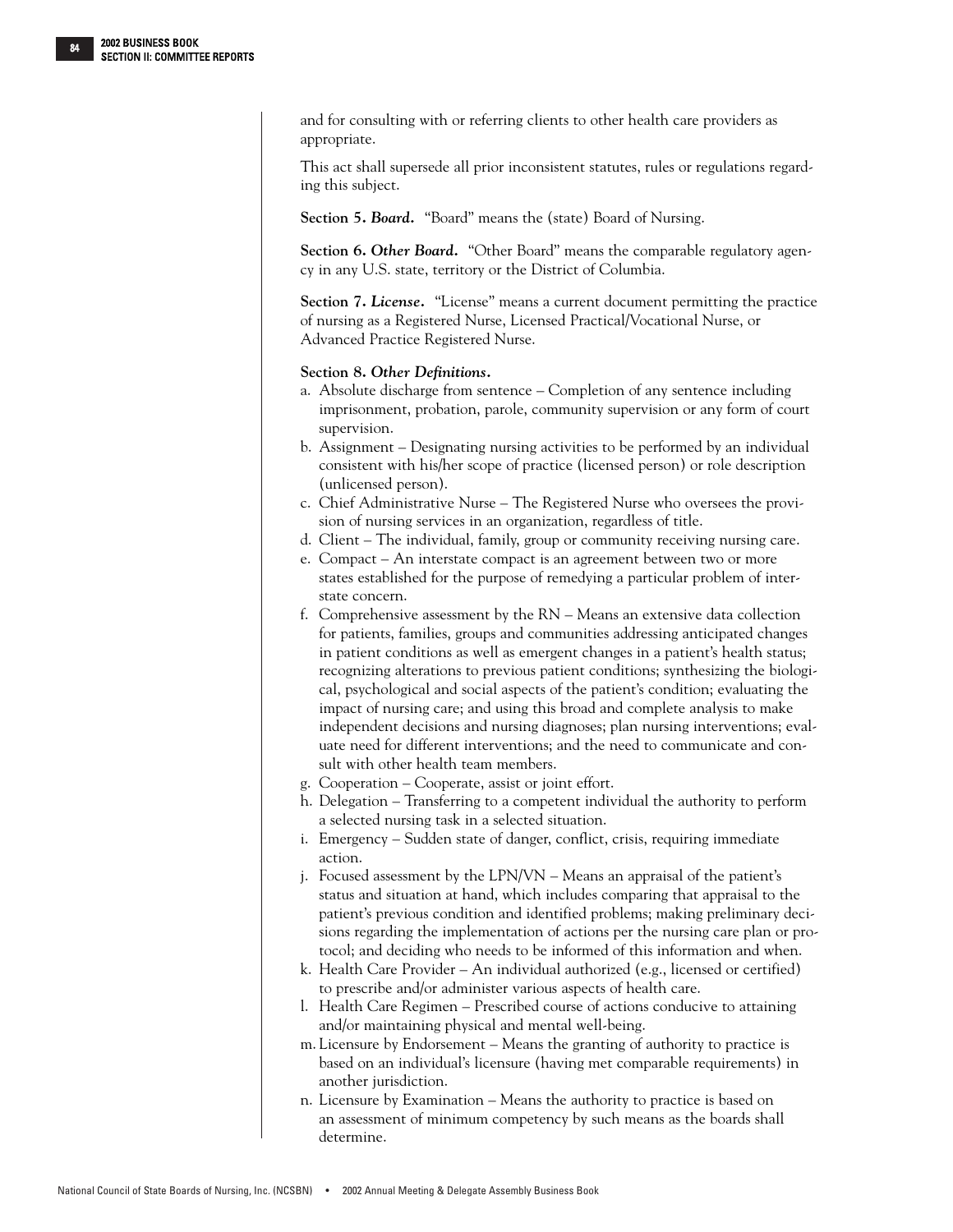and for consulting with or referring clients to other health care providers as appropriate.

This act shall supersede all prior inconsistent statutes, rules or regulations regarding this subject.

**Section 5. *Board.*** "Board" means the (state) Board of Nursing.

**Section 6. *Other Board.*** "Other Board" means the comparable regulatory agency in any U.S. state, territory or the District of Columbia.

**Section 7. *License.*** "License" means a current document permitting the practice of nursing as a Registered Nurse, Licensed Practical/Vocational Nurse, or Advanced Practice Registered Nurse.

**Section 8. *Other Definitions.***

a. Absolute discharge from sentence – Completion of any sentence including imprisonment, probation, parole, community supervision or any form of court supervision.
b. Assignment – Designating nursing activities to be performed by an individual consistent with his/her scope of practice (licensed person) or role description (unlicensed person).
c. Chief Administrative Nurse – The Registered Nurse who oversees the provision of nursing services in an organization, regardless of title.
d. Client – The individual, family, group or community receiving nursing care.
e. Compact – An interstate compact is an agreement between two or more states established for the purpose of remedying a particular problem of interstate concern.
f. Comprehensive assessment by the RN – Means an extensive data collection for patients, families, groups and communities addressing anticipated changes in patient conditions as well as emergent changes in a patient's health status; recognizing alterations to previous patient conditions; synthesizing the biological, psychological and social aspects of the patient's condition; evaluating the impact of nursing care; and using this broad and complete analysis to make independent decisions and nursing diagnoses; plan nursing interventions; evaluate need for different interventions; and the need to communicate and consult with other health team members.
g. Cooperation – Cooperate, assist or joint effort.
h. Delegation – Transferring to a competent individual the authority to perform a selected nursing task in a selected situation.
i. Emergency – Sudden state of danger, conflict, crisis, requiring immediate action.
j. Focused assessment by the LPN/VN – Means an appraisal of the patient's status and situation at hand, which includes comparing that appraisal to the patient's previous condition and identified problems; making preliminary decisions regarding the implementation of actions per the nursing care plan or protocol; and deciding who needs to be informed of this information and when.
k. Health Care Provider – An individual authorized (e.g., licensed or certified) to prescribe and/or administer various aspects of health care.
l. Health Care Regimen – Prescribed course of actions conducive to attaining and/or maintaining physical and mental well-being.
m. Licensure by Endorsement – Means the granting of authority to practice is based on an individual's licensure (having met comparable requirements) in another jurisdiction.
n. Licensure by Examination – Means the authority to practice is based on an assessment of minimum competency by such means as the boards shall determine.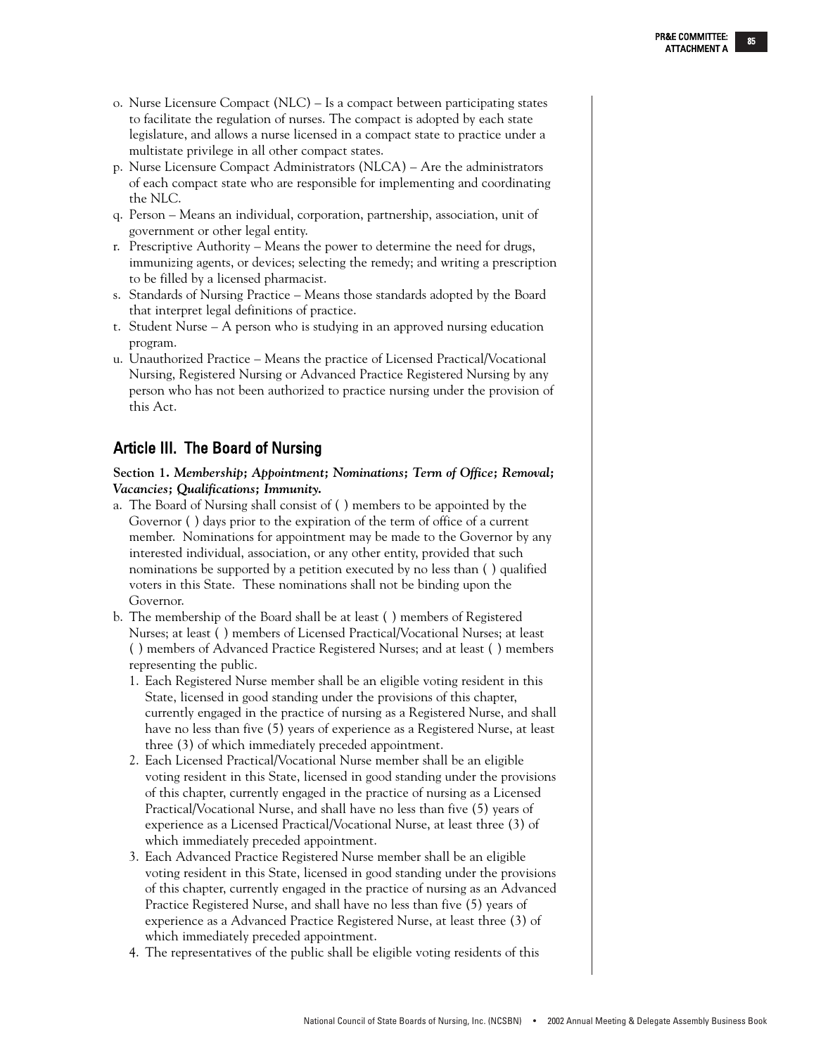o. Nurse Licensure Compact (NLC) – Is a compact between participating states to facilitate the regulation of nurses. The compact is adopted by each state legislature, and allows a nurse licensed in a compact state to practice under a multistate privilege in all other compact states.
p. Nurse Licensure Compact Administrators (NLCA) – Are the administrators of each compact state who are responsible for implementing and coordinating the NLC.
q. Person – Means an individual, corporation, partnership, association, unit of government or other legal entity.
r. Prescriptive Authority – Means the power to determine the need for drugs, immunizing agents, or devices; selecting the remedy; and writing a prescription to be filled by a licensed pharmacist.
s. Standards of Nursing Practice – Means those standards adopted by the Board that interpret legal definitions of practice.
t. Student Nurse – A person who is studying in an approved nursing education program.
u. Unauthorized Practice – Means the practice of Licensed Practical/Vocational Nursing, Registered Nursing or Advanced Practice Registered Nursing by any person who has not been authorized to practice nursing under the provision of this Act.

## Article III. The Board of Nursing

**Section 1.** ***Membership; Appointment; Nominations; Term of Office; Removal; Vacancies; Qualifications; Immunity.***

a. The Board of Nursing shall consist of ( ) members to be appointed by the Governor ( ) days prior to the expiration of the term of office of a current member. Nominations for appointment may be made to the Governor by any interested individual, association, or any other entity, provided that such nominations be supported by a petition executed by no less than ( ) qualified voters in this State. These nominations shall not be binding upon the Governor.
b. The membership of the Board shall be at least ( ) members of Registered Nurses; at least ( ) members of Licensed Practical/Vocational Nurses; at least ( ) members of Advanced Practice Registered Nurses; and at least ( ) members representing the public.
   1. Each Registered Nurse member shall be an eligible voting resident in this State, licensed in good standing under the provisions of this chapter, currently engaged in the practice of nursing as a Registered Nurse, and shall have no less than five (5) years of experience as a Registered Nurse, at least three (3) of which immediately preceded appointment.
   2. Each Licensed Practical/Vocational Nurse member shall be an eligible voting resident in this State, licensed in good standing under the provisions of this chapter, currently engaged in the practice of nursing as a Licensed Practical/Vocational Nurse, and shall have no less than five (5) years of experience as a Licensed Practical/Vocational Nurse, at least three (3) of which immediately preceded appointment.
   3. Each Advanced Practice Registered Nurse member shall be an eligible voting resident in this State, licensed in good standing under the provisions of this chapter, currently engaged in the practice of nursing as an Advanced Practice Registered Nurse, and shall have no less than five (5) years of experience as a Advanced Practice Registered Nurse, at least three (3) of which immediately preceded appointment.
   4. The representatives of the public shall be eligible voting residents of this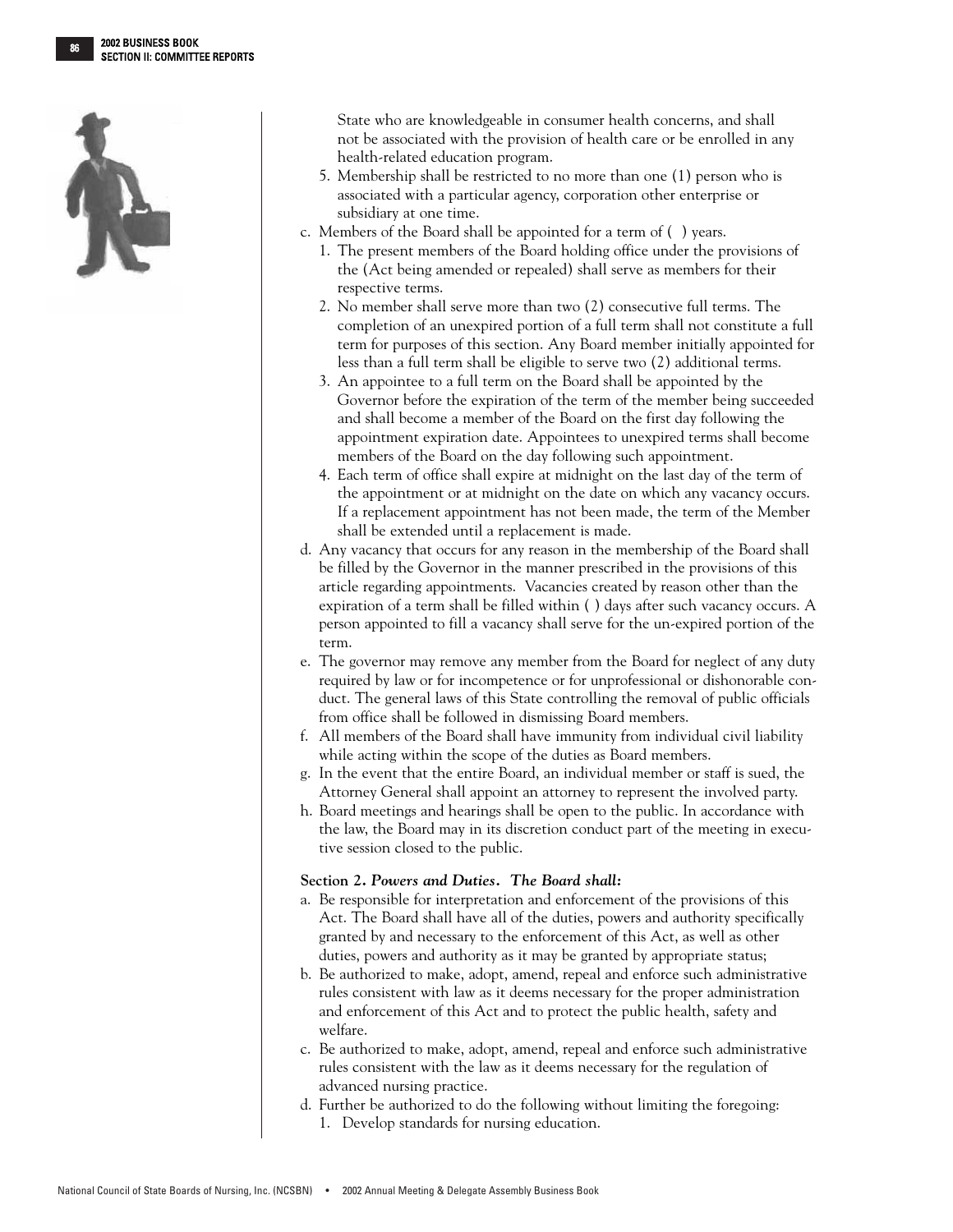State who are knowledgeable in consumer health concerns, and shall not be associated with the provision of health care or be enrolled in any health-related education program.

5. Membership shall be restricted to no more than one (1) person who is associated with a particular agency, corporation other enterprise or subsidiary at one time.

c. Members of the Board shall be appointed for a term of ( ) years.
   1. The present members of the Board holding office under the provisions of the (Act being amended or repealed) shall serve as members for their respective terms.
   2. No member shall serve more than two (2) consecutive full terms. The completion of an unexpired portion of a full term shall not constitute a full term for purposes of this section. Any Board member initially appointed for less than a full term shall be eligible to serve two (2) additional terms.
   3. An appointee to a full term on the Board shall be appointed by the Governor before the expiration of the term of the member being succeeded and shall become a member of the Board on the first day following the appointment expiration date. Appointees to unexpired terms shall become members of the Board on the day following such appointment.
   4. Each term of office shall expire at midnight on the last day of the term of the appointment or at midnight on the date on which any vacancy occurs. If a replacement appointment has not been made, the term of the Member shall be extended until a replacement is made.

d. Any vacancy that occurs for any reason in the membership of the Board shall be filled by the Governor in the manner prescribed in the provisions of this article regarding appointments. Vacancies created by reason other than the expiration of a term shall be filled within ( ) days after such vacancy occurs. A person appointed to fill a vacancy shall serve for the un-expired portion of the term.

e. The governor may remove any member from the Board for neglect of any duty required by law or for incompetence or for unprofessional or dishonorable conduct. The general laws of this State controlling the removal of public officials from office shall be followed in dismissing Board members.

f. All members of the Board shall have immunity from individual civil liability while acting within the scope of the duties as Board members.

g. In the event that the entire Board, an individual member or staff is sued, the Attorney General shall appoint an attorney to represent the involved party.

h. Board meetings and hearings shall be open to the public. In accordance with the law, the Board may in its discretion conduct part of the meeting in executive session closed to the public.

**Section 2.** ***Powers and Duties. The Board shall:***

a. Be responsible for interpretation and enforcement of the provisions of this Act. The Board shall have all of the duties, powers and authority specifically granted by and necessary to the enforcement of this Act, as well as other duties, powers and authority as it may be granted by appropriate status;

b. Be authorized to make, adopt, amend, repeal and enforce such administrative rules consistent with law as it deems necessary for the proper administration and enforcement of this Act and to protect the public health, safety and welfare.

c. Be authorized to make, adopt, amend, repeal and enforce such administrative rules consistent with the law as it deems necessary for the regulation of advanced nursing practice.

d. Further be authorized to do the following without limiting the foregoing:
   1. Develop standards for nursing education.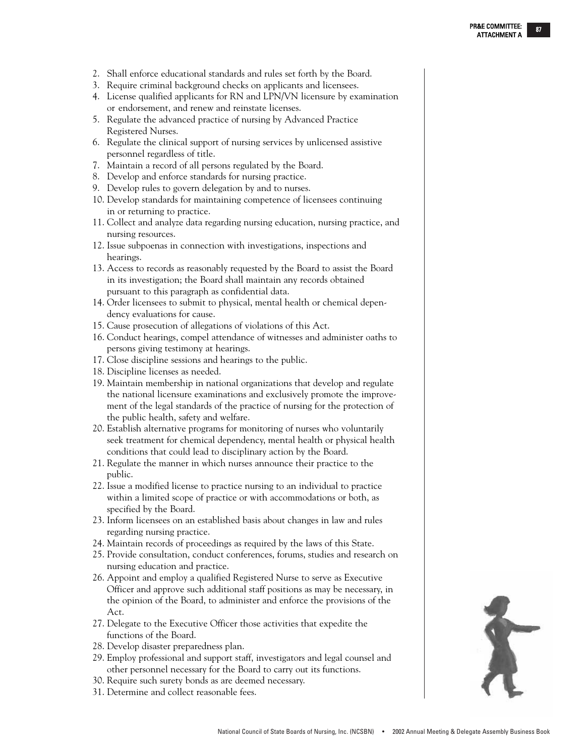2. Shall enforce educational standards and rules set forth by the Board.
3. Require criminal background checks on applicants and licensees.
4. License qualified applicants for RN and LPN/VN licensure by examination or endorsement, and renew and reinstate licenses.
5. Regulate the advanced practice of nursing by Advanced Practice Registered Nurses.
6. Regulate the clinical support of nursing services by unlicensed assistive personnel regardless of title.
7. Maintain a record of all persons regulated by the Board.
8. Develop and enforce standards for nursing practice.
9. Develop rules to govern delegation by and to nurses.
10. Develop standards for maintaining competence of licensees continuing in or returning to practice.
11. Collect and analyze data regarding nursing education, nursing practice, and nursing resources.
12. Issue subpoenas in connection with investigations, inspections and hearings.
13. Access to records as reasonably requested by the Board to assist the Board in its investigation; the Board shall maintain any records obtained pursuant to this paragraph as confidential data.
14. Order licensees to submit to physical, mental health or chemical dependency evaluations for cause.
15. Cause prosecution of allegations of violations of this Act.
16. Conduct hearings, compel attendance of witnesses and administer oaths to persons giving testimony at hearings.
17. Close discipline sessions and hearings to the public.
18. Discipline licenses as needed.
19. Maintain membership in national organizations that develop and regulate the national licensure examinations and exclusively promote the improvement of the legal standards of the practice of nursing for the protection of the public health, safety and welfare.
20. Establish alternative programs for monitoring of nurses who voluntarily seek treatment for chemical dependency, mental health or physical health conditions that could lead to disciplinary action by the Board.
21. Regulate the manner in which nurses announce their practice to the public.
22. Issue a modified license to practice nursing to an individual to practice within a limited scope of practice or with accommodations or both, as specified by the Board.
23. Inform licensees on an established basis about changes in law and rules regarding nursing practice.
24. Maintain records of proceedings as required by the laws of this State.
25. Provide consultation, conduct conferences, forums, studies and research on nursing education and practice.
26. Appoint and employ a qualified Registered Nurse to serve as Executive Officer and approve such additional staff positions as may be necessary, in the opinion of the Board, to administer and enforce the provisions of the Act.
27. Delegate to the Executive Officer those activities that expedite the functions of the Board.
28. Develop disaster preparedness plan.
29. Employ professional and support staff, investigators and legal counsel and other personnel necessary for the Board to carry out its functions.
30. Require such surety bonds as are deemed necessary.
31. Determine and collect reasonable fees.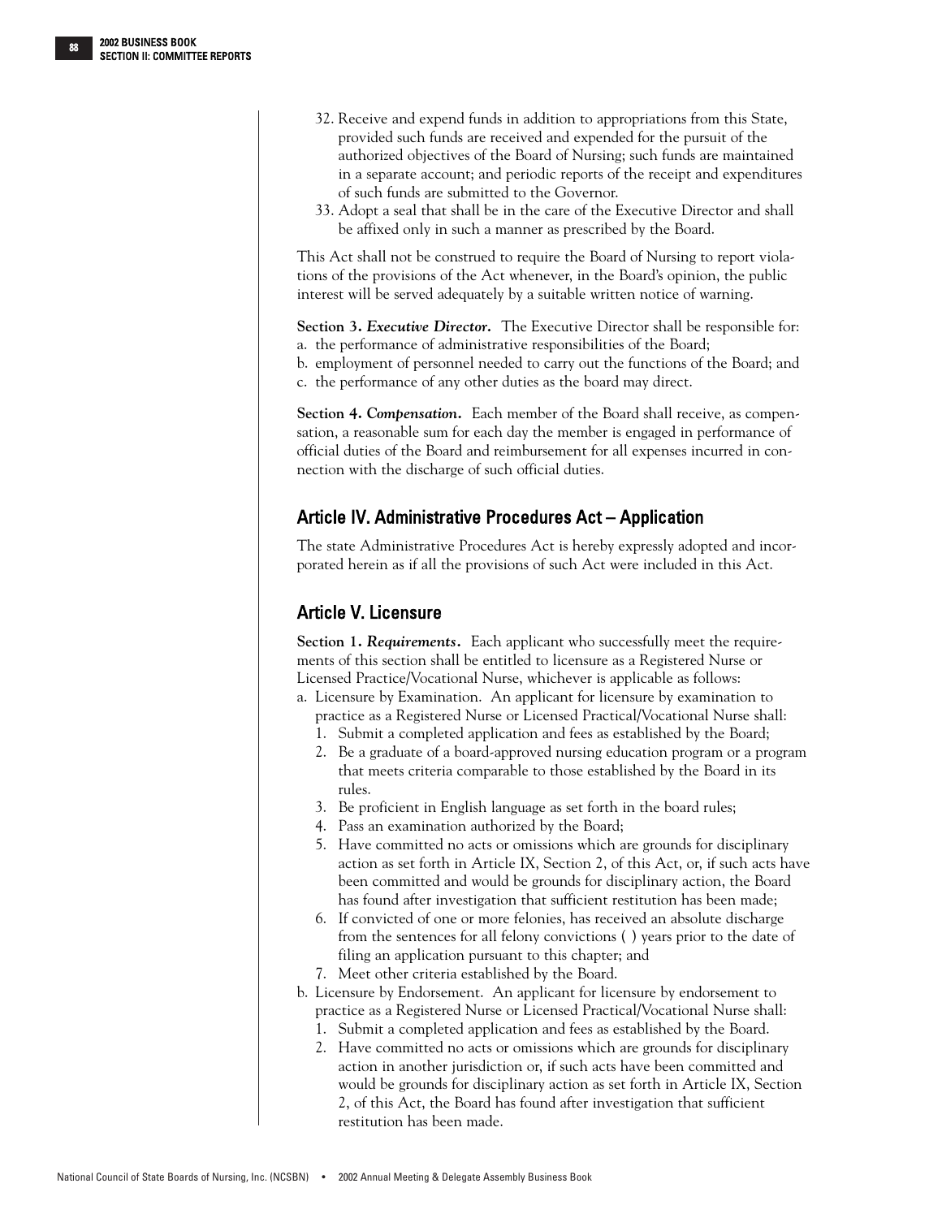32. Receive and expend funds in addition to appropriations from this State, provided such funds are received and expended for the pursuit of the authorized objectives of the Board of Nursing; such funds are maintained in a separate account; and periodic reports of the receipt and expenditures of such funds are submitted to the Governor.
33. Adopt a seal that shall be in the care of the Executive Director and shall be affixed only in such a manner as prescribed by the Board.

This Act shall not be construed to require the Board of Nursing to report violations of the provisions of the Act whenever, in the Board's opinion, the public interest will be served adequately by a suitable written notice of warning.

**Section 3.** ***Executive Director.*** The Executive Director shall be responsible for:
a. the performance of administrative responsibilities of the Board;
b. employment of personnel needed to carry out the functions of the Board; and
c. the performance of any other duties as the board may direct.

**Section 4.** ***Compensation.*** Each member of the Board shall receive, as compensation, a reasonable sum for each day the member is engaged in performance of official duties of the Board and reimbursement for all expenses incurred in connection with the discharge of such official duties.

## Article IV. Administrative Procedures Act – Application

The state Administrative Procedures Act is hereby expressly adopted and incorporated herein as if all the provisions of such Act were included in this Act.

## Article V. Licensure

**Section 1.** ***Requirements.*** Each applicant who successfully meet the requirements of this section shall be entitled to licensure as a Registered Nurse or Licensed Practice/Vocational Nurse, whichever is applicable as follows:

a. Licensure by Examination. An applicant for licensure by examination to practice as a Registered Nurse or Licensed Practical/Vocational Nurse shall:
   1. Submit a completed application and fees as established by the Board;
   2. Be a graduate of a board-approved nursing education program or a program that meets criteria comparable to those established by the Board in its rules.
   3. Be proficient in English language as set forth in the board rules;
   4. Pass an examination authorized by the Board;
   5. Have committed no acts or omissions which are grounds for disciplinary action as set forth in Article IX, Section 2, of this Act, or, if such acts have been committed and would be grounds for disciplinary action, the Board has found after investigation that sufficient restitution has been made;
   6. If convicted of one or more felonies, has received an absolute discharge from the sentences for all felony convictions ( ) years prior to the date of filing an application pursuant to this chapter; and
   7. Meet other criteria established by the Board.
b. Licensure by Endorsement. An applicant for licensure by endorsement to practice as a Registered Nurse or Licensed Practical/Vocational Nurse shall:
   1. Submit a completed application and fees as established by the Board.
   2. Have committed no acts or omissions which are grounds for disciplinary action in another jurisdiction or, if such acts have been committed and would be grounds for disciplinary action as set forth in Article IX, Section 2, of this Act, the Board has found after investigation that sufficient restitution has been made.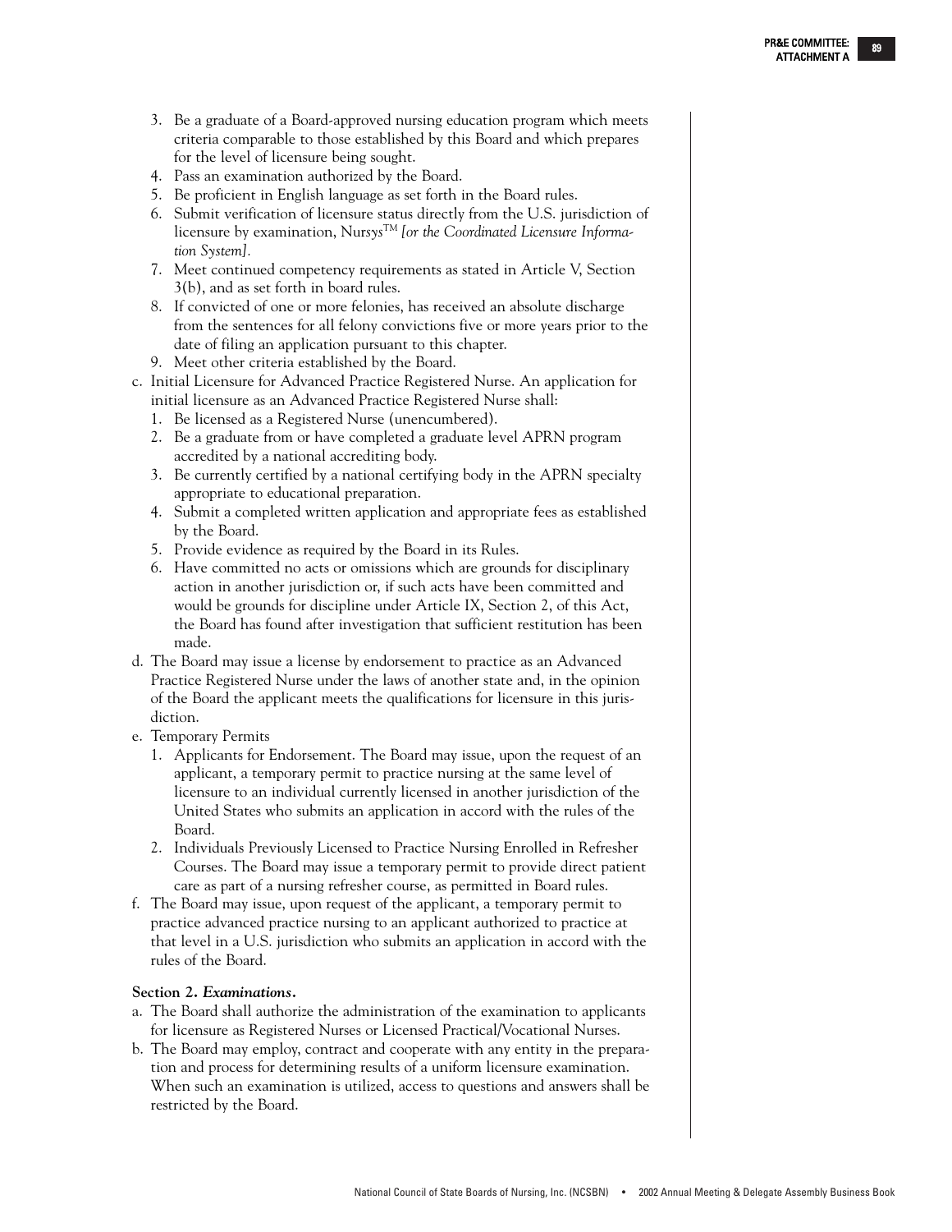3. Be a graduate of a Board-approved nursing education program which meets criteria comparable to those established by this Board and which prepares for the level of licensure being sought.
4. Pass an examination authorized by the Board.
5. Be proficient in English language as set forth in the Board rules.
6. Submit verification of licensure status directly from the U.S. jurisdiction of licensure by examination, Nur*sys*™ *[or the Coordinated Licensure Information System].*
7. Meet continued competency requirements as stated in Article V, Section 3(b), and as set forth in board rules.
8. If convicted of one or more felonies, has received an absolute discharge from the sentences for all felony convictions five or more years prior to the date of filing an application pursuant to this chapter.
9. Meet other criteria established by the Board.

c. Initial Licensure for Advanced Practice Registered Nurse. An application for initial licensure as an Advanced Practice Registered Nurse shall:
   1. Be licensed as a Registered Nurse (unencumbered).
   2. Be a graduate from or have completed a graduate level APRN program accredited by a national accrediting body.
   3. Be currently certified by a national certifying body in the APRN specialty appropriate to educational preparation.
   4. Submit a completed written application and appropriate fees as established by the Board.
   5. Provide evidence as required by the Board in its Rules.
   6. Have committed no acts or omissions which are grounds for disciplinary action in another jurisdiction or, if such acts have been committed and would be grounds for discipline under Article IX, Section 2, of this Act, the Board has found after investigation that sufficient restitution has been made.

d. The Board may issue a license by endorsement to practice as an Advanced Practice Registered Nurse under the laws of another state and, in the opinion of the Board the applicant meets the qualifications for licensure in this jurisdiction.

e. Temporary Permits
   1. Applicants for Endorsement. The Board may issue, upon the request of an applicant, a temporary permit to practice nursing at the same level of licensure to an individual currently licensed in another jurisdiction of the United States who submits an application in accord with the rules of the Board.
   2. Individuals Previously Licensed to Practice Nursing Enrolled in Refresher Courses. The Board may issue a temporary permit to provide direct patient care as part of a nursing refresher course, as permitted in Board rules.

f. The Board may issue, upon request of the applicant, a temporary permit to practice advanced practice nursing to an applicant authorized to practice at that level in a U.S. jurisdiction who submits an application in accord with the rules of the Board.

**Section 2.** ***Examinations*****.**

a. The Board shall authorize the administration of the examination to applicants for licensure as Registered Nurses or Licensed Practical/Vocational Nurses.

b. The Board may employ, contract and cooperate with any entity in the preparation and process for determining results of a uniform licensure examination. When such an examination is utilized, access to questions and answers shall be restricted by the Board.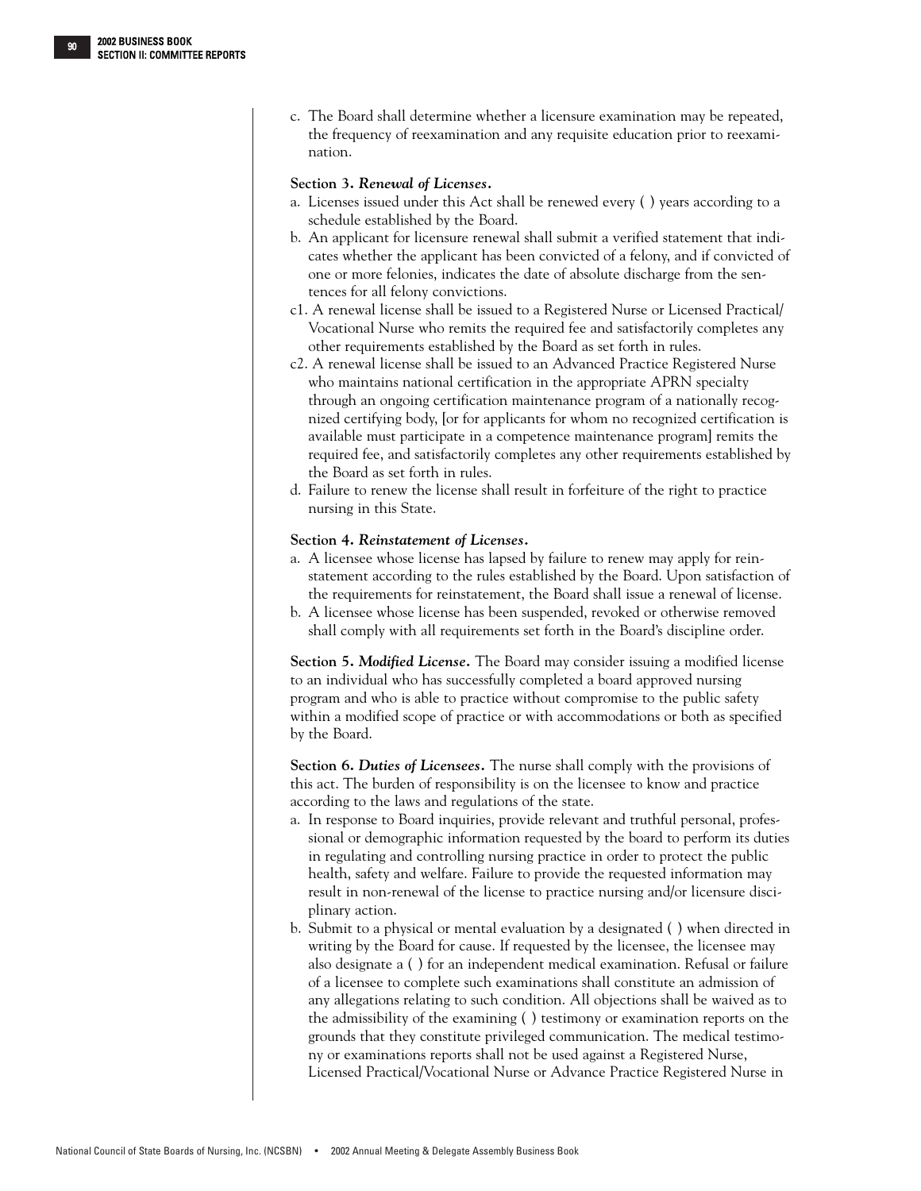c. The Board shall determine whether a licensure examination may be repeated, the frequency of reexamination and any requisite education prior to reexamination.

**Section 3. *Renewal of Licenses*.**

a. Licenses issued under this Act shall be renewed every ( ) years according to a schedule established by the Board.
b. An applicant for licensure renewal shall submit a verified statement that indicates whether the applicant has been convicted of a felony, and if convicted of one or more felonies, indicates the date of absolute discharge from the sentences for all felony convictions.
c1. A renewal license shall be issued to a Registered Nurse or Licensed Practical/Vocational Nurse who remits the required fee and satisfactorily completes any other requirements established by the Board as set forth in rules.
c2. A renewal license shall be issued to an Advanced Practice Registered Nurse who maintains national certification in the appropriate APRN specialty through an ongoing certification maintenance program of a nationally recognized certifying body, [or for applicants for whom no recognized certification is available must participate in a competence maintenance program] remits the required fee, and satisfactorily completes any other requirements established by the Board as set forth in rules.
d. Failure to renew the license shall result in forfeiture of the right to practice nursing in this State.

**Section 4. *Reinstatement of Licenses*.**

a. A licensee whose license has lapsed by failure to renew may apply for reinstatement according to the rules established by the Board. Upon satisfaction of the requirements for reinstatement, the Board shall issue a renewal of license.
b. A licensee whose license has been suspended, revoked or otherwise removed shall comply with all requirements set forth in the Board's discipline order.

**Section 5. *Modified License*.** The Board may consider issuing a modified license to an individual who has successfully completed a board approved nursing program and who is able to practice without compromise to the public safety within a modified scope of practice or with accommodations or both as specified by the Board.

**Section 6. *Duties of Licensees*.** The nurse shall comply with the provisions of this act. The burden of responsibility is on the licensee to know and practice according to the laws and regulations of the state.

a. In response to Board inquiries, provide relevant and truthful personal, professional or demographic information requested by the board to perform its duties in regulating and controlling nursing practice in order to protect the public health, safety and welfare. Failure to provide the requested information may result in non-renewal of the license to practice nursing and/or licensure disciplinary action.
b. Submit to a physical or mental evaluation by a designated ( ) when directed in writing by the Board for cause. If requested by the licensee, the licensee may also designate a ( ) for an independent medical examination. Refusal or failure of a licensee to complete such examinations shall constitute an admission of any allegations relating to such condition. All objections shall be waived as to the admissibility of the examining ( ) testimony or examination reports on the grounds that they constitute privileged communication. The medical testimony or examinations reports shall not be used against a Registered Nurse, Licensed Practical/Vocational Nurse or Advance Practice Registered Nurse in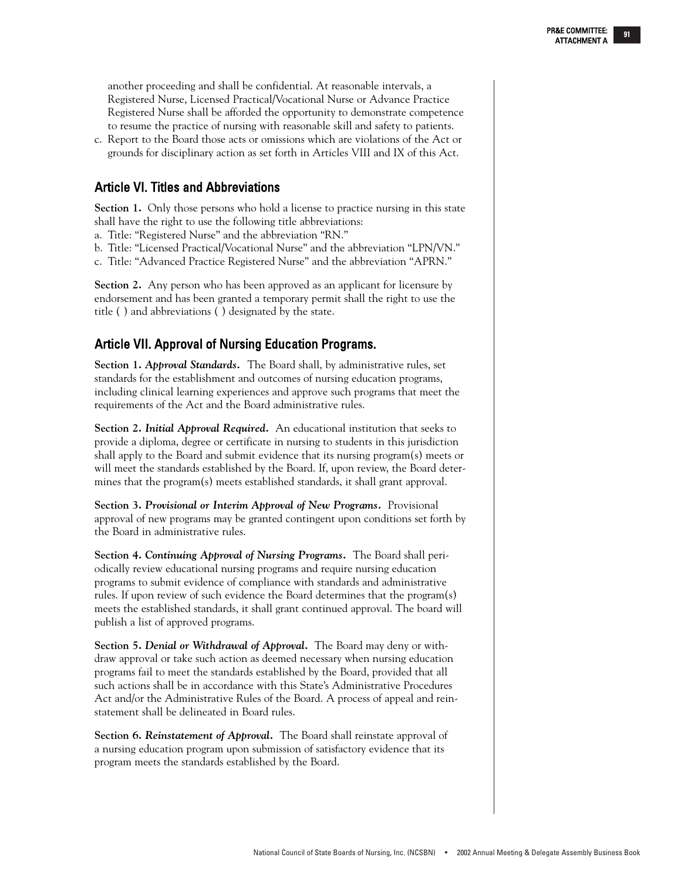another proceeding and shall be confidential. At reasonable intervals, a Registered Nurse, Licensed Practical/Vocational Nurse or Advance Practice Registered Nurse shall be afforded the opportunity to demonstrate competence to resume the practice of nursing with reasonable skill and safety to patients.

c. Report to the Board those acts or omissions which are violations of the Act or grounds for disciplinary action as set forth in Articles VIII and IX of this Act.

## Article VI. Titles and Abbreviations

**Section 1.** Only those persons who hold a license to practice nursing in this state shall have the right to use the following title abbreviations:

a. Title: "Registered Nurse" and the abbreviation "RN."
b. Title: "Licensed Practical/Vocational Nurse" and the abbreviation "LPN/VN."
c. Title: "Advanced Practice Registered Nurse" and the abbreviation "APRN."

**Section 2.** Any person who has been approved as an applicant for licensure by endorsement and has been granted a temporary permit shall the right to use the title ( ) and abbreviations ( ) designated by the state.

## Article VII. Approval of Nursing Education Programs.

**Section 1. *Approval Standards.*** The Board shall, by administrative rules, set standards for the establishment and outcomes of nursing education programs, including clinical learning experiences and approve such programs that meet the requirements of the Act and the Board administrative rules.

**Section 2. *Initial Approval Required.*** An educational institution that seeks to provide a diploma, degree or certificate in nursing to students in this jurisdiction shall apply to the Board and submit evidence that its nursing program(s) meets or will meet the standards established by the Board. If, upon review, the Board determines that the program(s) meets established standards, it shall grant approval.

**Section 3. *Provisional or Interim Approval of New Programs.*** Provisional approval of new programs may be granted contingent upon conditions set forth by the Board in administrative rules.

**Section 4. *Continuing Approval of Nursing Programs.*** The Board shall periodically review educational nursing programs and require nursing education programs to submit evidence of compliance with standards and administrative rules. If upon review of such evidence the Board determines that the program(s) meets the established standards, it shall grant continued approval. The board will publish a list of approved programs.

**Section 5. *Denial or Withdrawal of Approval.*** The Board may deny or withdraw approval or take such action as deemed necessary when nursing education programs fail to meet the standards established by the Board, provided that all such actions shall be in accordance with this State's Administrative Procedures Act and/or the Administrative Rules of the Board. A process of appeal and reinstatement shall be delineated in Board rules.

**Section 6. *Reinstatement of Approval.*** The Board shall reinstate approval of a nursing education program upon submission of satisfactory evidence that its program meets the standards established by the Board.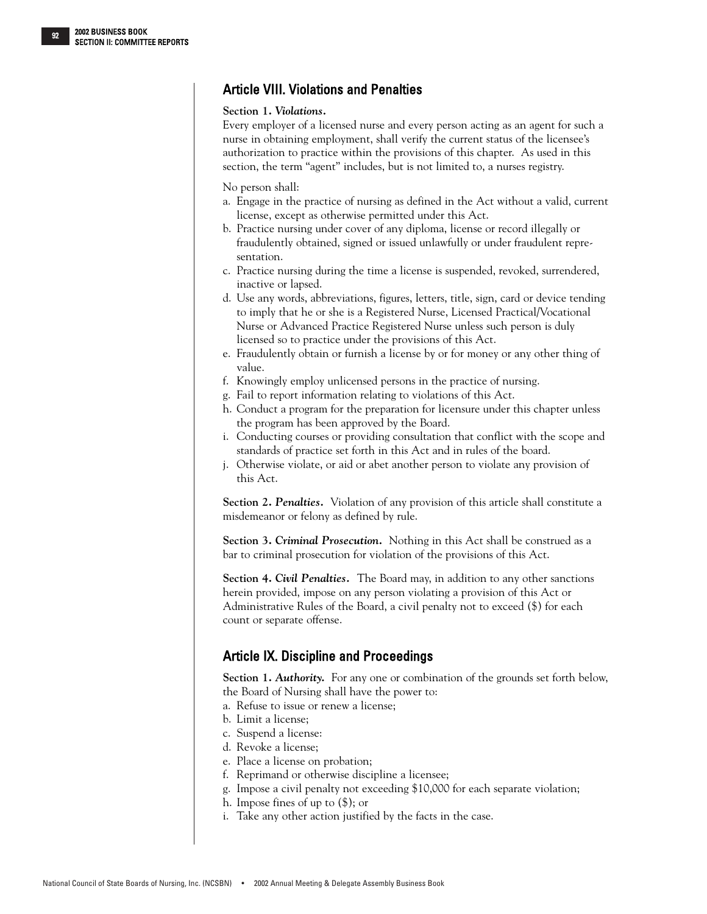## Article VIII. Violations and Penalties

**Section 1. *Violations.***
Every employer of a licensed nurse and every person acting as an agent for such a nurse in obtaining employment, shall verify the current status of the licensee's authorization to practice within the provisions of this chapter. As used in this section, the term "agent" includes, but is not limited to, a nurses registry.

No person shall:

a. Engage in the practice of nursing as defined in the Act without a valid, current license, except as otherwise permitted under this Act.
b. Practice nursing under cover of any diploma, license or record illegally or fraudulently obtained, signed or issued unlawfully or under fraudulent representation.
c. Practice nursing during the time a license is suspended, revoked, surrendered, inactive or lapsed.
d. Use any words, abbreviations, figures, letters, title, sign, card or device tending to imply that he or she is a Registered Nurse, Licensed Practical/Vocational Nurse or Advanced Practice Registered Nurse unless such person is duly licensed so to practice under the provisions of this Act.
e. Fraudulently obtain or furnish a license by or for money or any other thing of value.
f. Knowingly employ unlicensed persons in the practice of nursing.
g. Fail to report information relating to violations of this Act.
h. Conduct a program for the preparation for licensure under this chapter unless the program has been approved by the Board.
i. Conducting courses or providing consultation that conflict with the scope and standards of practice set forth in this Act and in rules of the board.
j. Otherwise violate, or aid or abet another person to violate any provision of this Act.

**Section 2. *Penalties.*** Violation of any provision of this article shall constitute a misdemeanor or felony as defined by rule.

**Section 3. *Criminal Prosecution.*** Nothing in this Act shall be construed as a bar to criminal prosecution for violation of the provisions of this Act.

**Section 4. *Civil Penalties.*** The Board may, in addition to any other sanctions herein provided, impose on any person violating a provision of this Act or Administrative Rules of the Board, a civil penalty not to exceed ($) for each count or separate offense.

## Article IX. Discipline and Proceedings

**Section 1. *Authority.*** For any one or combination of the grounds set forth below, the Board of Nursing shall have the power to:

a. Refuse to issue or renew a license;
b. Limit a license;
c. Suspend a license:
d. Revoke a license;
e. Place a license on probation;
f. Reprimand or otherwise discipline a licensee;
g. Impose a civil penalty not exceeding $10,000 for each separate violation;
h. Impose fines of up to ($); or
i. Take any other action justified by the facts in the case.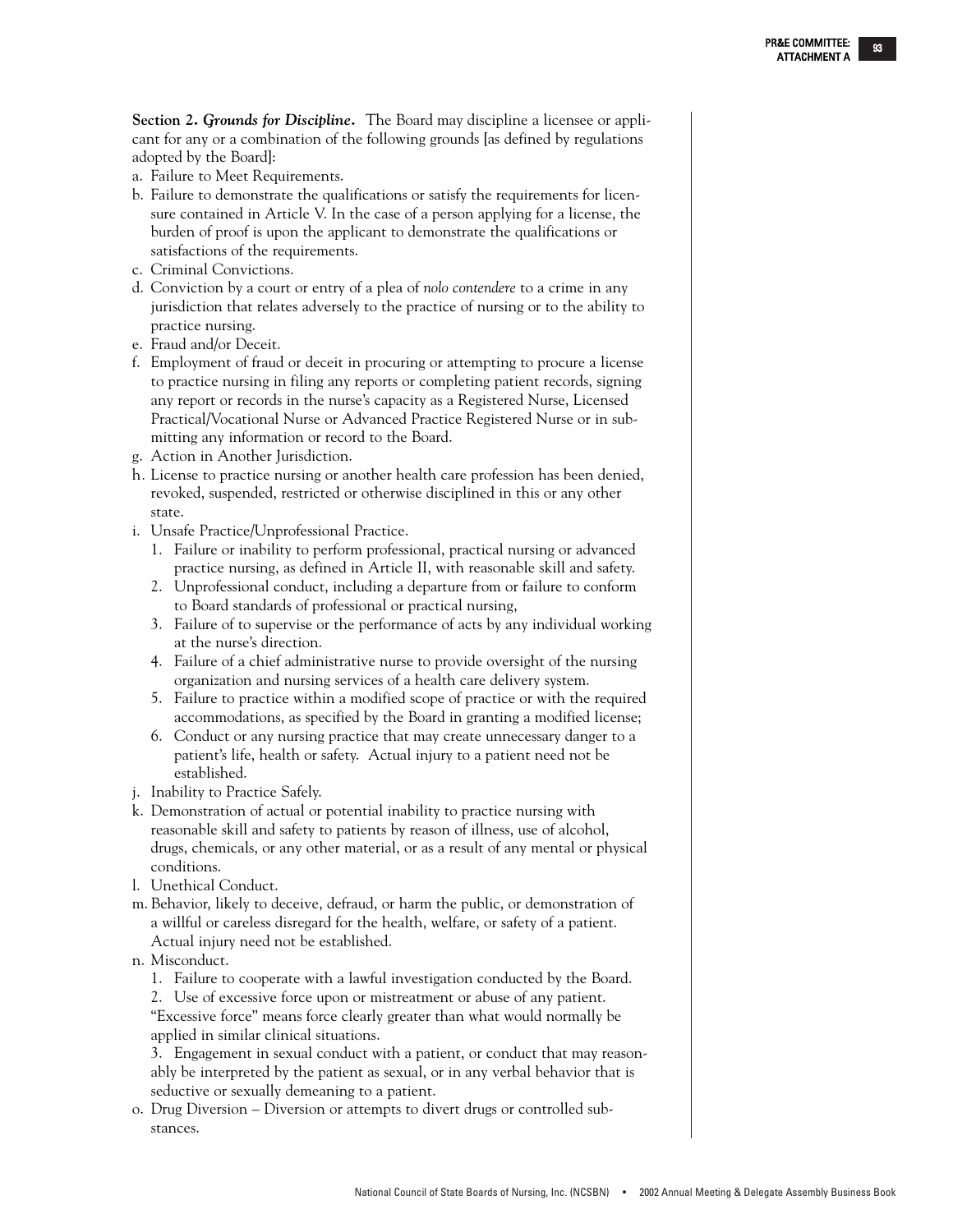**Section 2.** ***Grounds for Discipline.*** The Board may discipline a licensee or applicant for any or a combination of the following grounds [as defined by regulations adopted by the Board]:

a. Failure to Meet Requirements.
b. Failure to demonstrate the qualifications or satisfy the requirements for licensure contained in Article V. In the case of a person applying for a license, the burden of proof is upon the applicant to demonstrate the qualifications or satisfactions of the requirements.
c. Criminal Convictions.
d. Conviction by a court or entry of a plea of *nolo contendere* to a crime in any jurisdiction that relates adversely to the practice of nursing or to the ability to practice nursing.
e. Fraud and/or Deceit.
f. Employment of fraud or deceit in procuring or attempting to procure a license to practice nursing in filing any reports or completing patient records, signing any report or records in the nurse's capacity as a Registered Nurse, Licensed Practical/Vocational Nurse or Advanced Practice Registered Nurse or in submitting any information or record to the Board.
g. Action in Another Jurisdiction.
h. License to practice nursing or another health care profession has been denied, revoked, suspended, restricted or otherwise disciplined in this or any other state.
i. Unsafe Practice/Unprofessional Practice.
   1. Failure or inability to perform professional, practical nursing or advanced practice nursing, as defined in Article II, with reasonable skill and safety.
   2. Unprofessional conduct, including a departure from or failure to conform to Board standards of professional or practical nursing,
   3. Failure of to supervise or the performance of acts by any individual working at the nurse's direction.
   4. Failure of a chief administrative nurse to provide oversight of the nursing organization and nursing services of a health care delivery system.
   5. Failure to practice within a modified scope of practice or with the required accommodations, as specified by the Board in granting a modified license;
   6. Conduct or any nursing practice that may create unnecessary danger to a patient's life, health or safety. Actual injury to a patient need not be established.
j. Inability to Practice Safely.
k. Demonstration of actual or potential inability to practice nursing with reasonable skill and safety to patients by reason of illness, use of alcohol, drugs, chemicals, or any other material, or as a result of any mental or physical conditions.
l. Unethical Conduct.
m. Behavior, likely to deceive, defraud, or harm the public, or demonstration of a willful or careless disregard for the health, welfare, or safety of a patient. Actual injury need not be established.
n. Misconduct.
   1. Failure to cooperate with a lawful investigation conducted by the Board.
   2. Use of excessive force upon or mistreatment or abuse of any patient. "Excessive force" means force clearly greater than what would normally be applied in similar clinical situations.
   3. Engagement in sexual conduct with a patient, or conduct that may reasonably be interpreted by the patient as sexual, or in any verbal behavior that is seductive or sexually demeaning to a patient.
o. Drug Diversion – Diversion or attempts to divert drugs or controlled substances.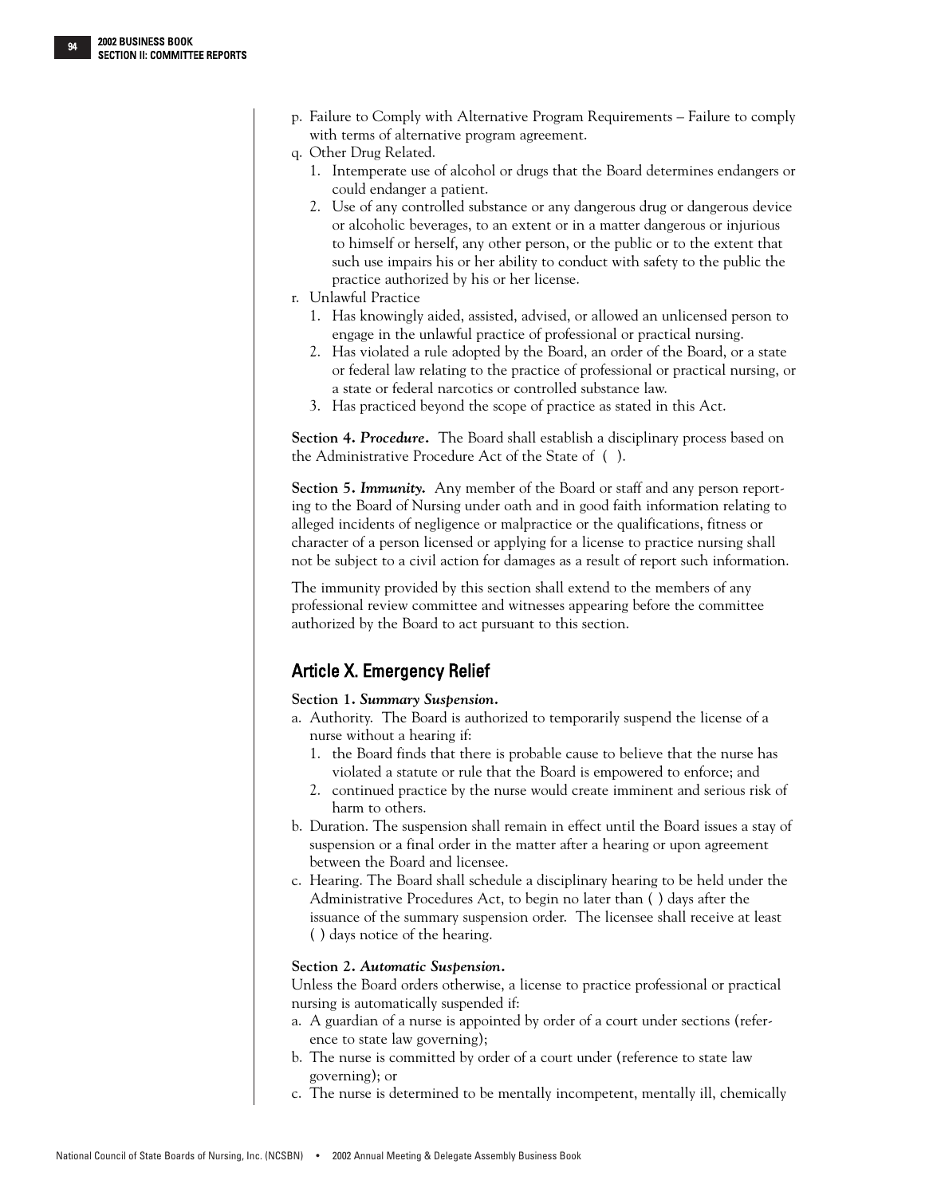p. Failure to Comply with Alternative Program Requirements – Failure to comply with terms of alternative program agreement.
q. Other Drug Related.
   1. Intemperate use of alcohol or drugs that the Board determines endangers or could endanger a patient.
   2. Use of any controlled substance or any dangerous drug or dangerous device or alcoholic beverages, to an extent or in a matter dangerous or injurious to himself or herself, any other person, or the public or to the extent that such use impairs his or her ability to conduct with safety to the public the practice authorized by his or her license.
r. Unlawful Practice
   1. Has knowingly aided, assisted, advised, or allowed an unlicensed person to engage in the unlawful practice of professional or practical nursing.
   2. Has violated a rule adopted by the Board, an order of the Board, or a state or federal law relating to the practice of professional or practical nursing, or a state or federal narcotics or controlled substance law.
   3. Has practiced beyond the scope of practice as stated in this Act.

**Section 4.** ***Procedure.*** The Board shall establish a disciplinary process based on the Administrative Procedure Act of the State of ( ).

**Section 5.** ***Immunity.*** Any member of the Board or staff and any person reporting to the Board of Nursing under oath and in good faith information relating to alleged incidents of negligence or malpractice or the qualifications, fitness or character of a person licensed or applying for a license to practice nursing shall not be subject to a civil action for damages as a result of report such information.

The immunity provided by this section shall extend to the members of any professional review committee and witnesses appearing before the committee authorized by the Board to act pursuant to this section.

## Article X. Emergency Relief

**Section 1.** ***Summary Suspension.***

a. Authority. The Board is authorized to temporarily suspend the license of a nurse without a hearing if:
   1. the Board finds that there is probable cause to believe that the nurse has violated a statute or rule that the Board is empowered to enforce; and
   2. continued practice by the nurse would create imminent and serious risk of harm to others.
b. Duration. The suspension shall remain in effect until the Board issues a stay of suspension or a final order in the matter after a hearing or upon agreement between the Board and licensee.
c. Hearing. The Board shall schedule a disciplinary hearing to be held under the Administrative Procedures Act, to begin no later than ( ) days after the issuance of the summary suspension order. The licensee shall receive at least ( ) days notice of the hearing.

**Section 2.** ***Automatic Suspension.***

Unless the Board orders otherwise, a license to practice professional or practical nursing is automatically suspended if:

a. A guardian of a nurse is appointed by order of a court under sections (reference to state law governing);
b. The nurse is committed by order of a court under (reference to state law governing); or
c. The nurse is determined to be mentally incompetent, mentally ill, chemically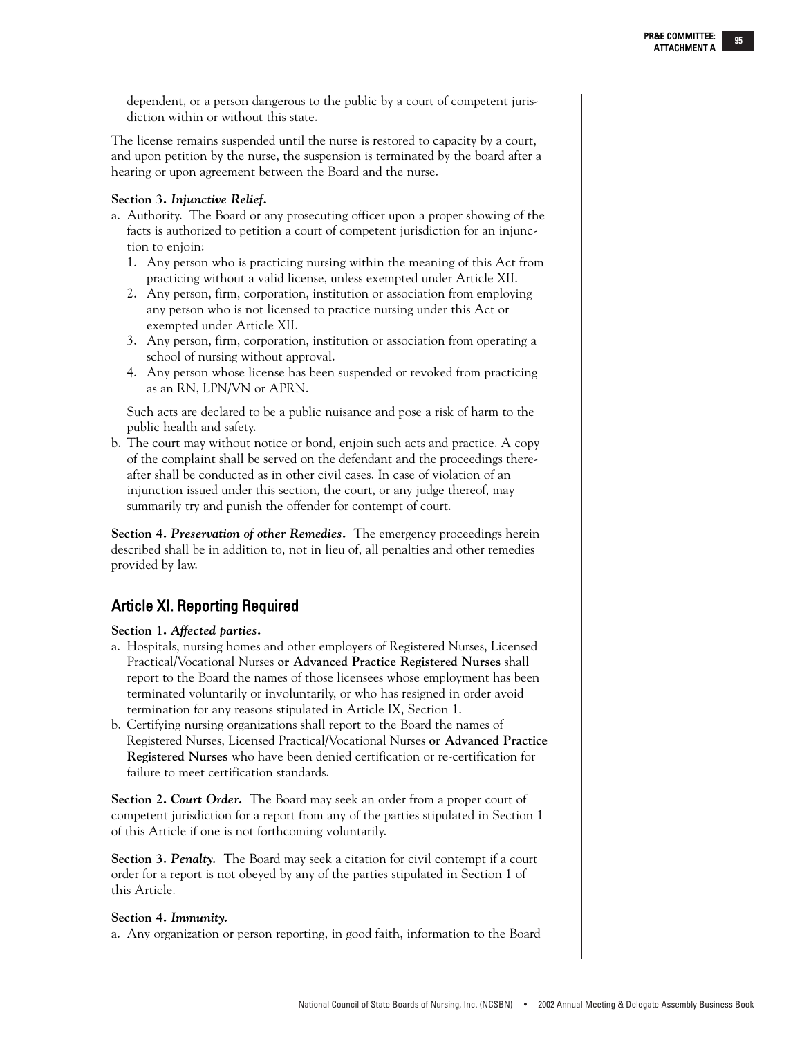dependent, or a person dangerous to the public by a court of competent jurisdiction within or without this state.

The license remains suspended until the nurse is restored to capacity by a court, and upon petition by the nurse, the suspension is terminated by the board after a hearing or upon agreement between the Board and the nurse.

**Section 3.** ***Injunctive Relief.***

a. Authority. The Board or any prosecuting officer upon a proper showing of the facts is authorized to petition a court of competent jurisdiction for an injunction to enjoin:
   1. Any person who is practicing nursing within the meaning of this Act from practicing without a valid license, unless exempted under Article XII.
   2. Any person, firm, corporation, institution or association from employing any person who is not licensed to practice nursing under this Act or exempted under Article XII.
   3. Any person, firm, corporation, institution or association from operating a school of nursing without approval.
   4. Any person whose license has been suspended or revoked from practicing as an RN, LPN/VN or APRN.

   Such acts are declared to be a public nuisance and pose a risk of harm to the public health and safety.
b. The court may without notice or bond, enjoin such acts and practice. A copy of the complaint shall be served on the defendant and the proceedings thereafter shall be conducted as in other civil cases. In case of violation of an injunction issued under this section, the court, or any judge thereof, may summarily try and punish the offender for contempt of court.

**Section 4.** ***Preservation of other Remedies.*** The emergency proceedings herein described shall be in addition to, not in lieu of, all penalties and other remedies provided by law.

## Article XI. Reporting Required

**Section 1.** ***Affected parties.***

a. Hospitals, nursing homes and other employers of Registered Nurses, Licensed Practical/Vocational Nurses **or Advanced Practice Registered Nurses** shall report to the Board the names of those licensees whose employment has been terminated voluntarily or involuntarily, or who has resigned in order avoid termination for any reasons stipulated in Article IX, Section 1.
b. Certifying nursing organizations shall report to the Board the names of Registered Nurses, Licensed Practical/Vocational Nurses **or Advanced Practice Registered Nurses** who have been denied certification or re-certification for failure to meet certification standards.

**Section 2.** ***Court Order.*** The Board may seek an order from a proper court of competent jurisdiction for a report from any of the parties stipulated in Section 1 of this Article if one is not forthcoming voluntarily.

**Section 3.** ***Penalty.*** The Board may seek a citation for civil contempt if a court order for a report is not obeyed by any of the parties stipulated in Section 1 of this Article.

**Section 4.** ***Immunity.***

a. Any organization or person reporting, in good faith, information to the Board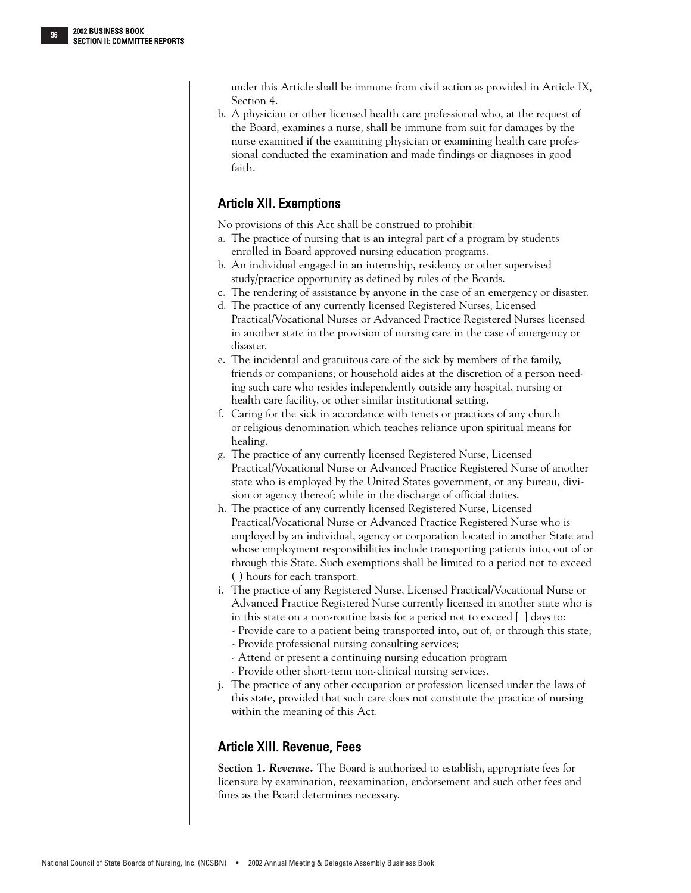under this Article shall be immune from civil action as provided in Article IX, Section 4.

b. A physician or other licensed health care professional who, at the request of the Board, examines a nurse, shall be immune from suit for damages by the nurse examined if the examining physician or examining health care professional conducted the examination and made findings or diagnoses in good faith.

## Article XII. Exemptions

No provisions of this Act shall be construed to prohibit:

a. The practice of nursing that is an integral part of a program by students enrolled in Board approved nursing education programs.
b. An individual engaged in an internship, residency or other supervised study/practice opportunity as defined by rules of the Boards.
c. The rendering of assistance by anyone in the case of an emergency or disaster.
d. The practice of any currently licensed Registered Nurses, Licensed Practical/Vocational Nurses or Advanced Practice Registered Nurses licensed in another state in the provision of nursing care in the case of emergency or disaster.
e. The incidental and gratuitous care of the sick by members of the family, friends or companions; or household aides at the discretion of a person needing such care who resides independently outside any hospital, nursing or health care facility, or other similar institutional setting.
f. Caring for the sick in accordance with tenets or practices of any church or religious denomination which teaches reliance upon spiritual means for healing.
g. The practice of any currently licensed Registered Nurse, Licensed Practical/Vocational Nurse or Advanced Practice Registered Nurse of another state who is employed by the United States government, or any bureau, division or agency thereof; while in the discharge of official duties.
h. The practice of any currently licensed Registered Nurse, Licensed Practical/Vocational Nurse or Advanced Practice Registered Nurse who is employed by an individual, agency or corporation located in another State and whose employment responsibilities include transporting patients into, out of or through this State. Such exemptions shall be limited to a period not to exceed ( ) hours for each transport.
i. The practice of any Registered Nurse, Licensed Practical/Vocational Nurse or Advanced Practice Registered Nurse currently licensed in another state who is in this state on a non-routine basis for a period not to exceed [ ] days to:
   - Provide care to a patient being transported into, out of, or through this state;
   - Provide professional nursing consulting services;
   - Attend or present a continuing nursing education program
   - Provide other short-term non-clinical nursing services.
j. The practice of any other occupation or profession licensed under the laws of this state, provided that such care does not constitute the practice of nursing within the meaning of this Act.

## Article XIII. Revenue, Fees

**Section 1.** ***Revenue*****.** The Board is authorized to establish, appropriate fees for licensure by examination, reexamination, endorsement and such other fees and fines as the Board determines necessary.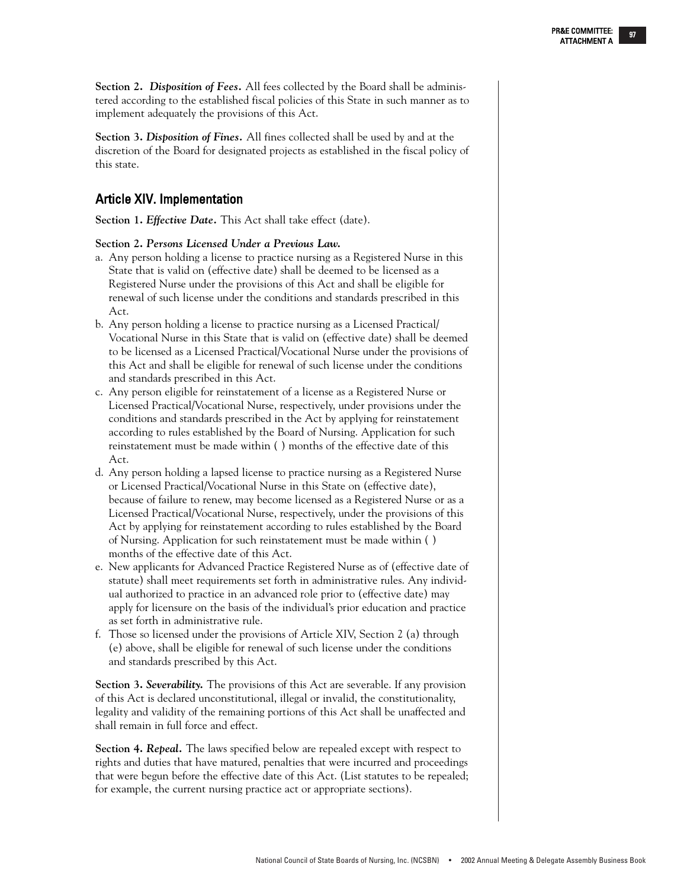**Section 2.** ***Disposition of Fees.*** All fees collected by the Board shall be administered according to the established fiscal policies of this State in such manner as to implement adequately the provisions of this Act.

**Section 3.** ***Disposition of Fines.*** All fines collected shall be used by and at the discretion of the Board for designated projects as established in the fiscal policy of this state.

## Article XIV. Implementation

**Section 1.** ***Effective Date.*** This Act shall take effect (date).

**Section 2.** ***Persons Licensed Under a Previous Law.***

a. Any person holding a license to practice nursing as a Registered Nurse in this State that is valid on (effective date) shall be deemed to be licensed as a Registered Nurse under the provisions of this Act and shall be eligible for renewal of such license under the conditions and standards prescribed in this Act.
b. Any person holding a license to practice nursing as a Licensed Practical/ Vocational Nurse in this State that is valid on (effective date) shall be deemed to be licensed as a Licensed Practical/Vocational Nurse under the provisions of this Act and shall be eligible for renewal of such license under the conditions and standards prescribed in this Act.
c. Any person eligible for reinstatement of a license as a Registered Nurse or Licensed Practical/Vocational Nurse, respectively, under provisions under the conditions and standards prescribed in the Act by applying for reinstatement according to rules established by the Board of Nursing. Application for such reinstatement must be made within ( ) months of the effective date of this Act.
d. Any person holding a lapsed license to practice nursing as a Registered Nurse or Licensed Practical/Vocational Nurse in this State on (effective date), because of failure to renew, may become licensed as a Registered Nurse or as a Licensed Practical/Vocational Nurse, respectively, under the provisions of this Act by applying for reinstatement according to rules established by the Board of Nursing. Application for such reinstatement must be made within ( ) months of the effective date of this Act.
e. New applicants for Advanced Practice Registered Nurse as of (effective date of statute) shall meet requirements set forth in administrative rules. Any individual authorized to practice in an advanced role prior to (effective date) may apply for licensure on the basis of the individual's prior education and practice as set forth in administrative rule.
f. Those so licensed under the provisions of Article XIV, Section 2 (a) through (e) above, shall be eligible for renewal of such license under the conditions and standards prescribed by this Act.

**Section 3.** ***Severability.*** The provisions of this Act are severable. If any provision of this Act is declared unconstitutional, illegal or invalid, the constitutionality, legality and validity of the remaining portions of this Act shall be unaffected and shall remain in full force and effect.

**Section 4.** ***Repeal.*** The laws specified below are repealed except with respect to rights and duties that have matured, penalties that were incurred and proceedings that were begun before the effective date of this Act. (List statutes to be repealed; for example, the current nursing practice act or appropriate sections).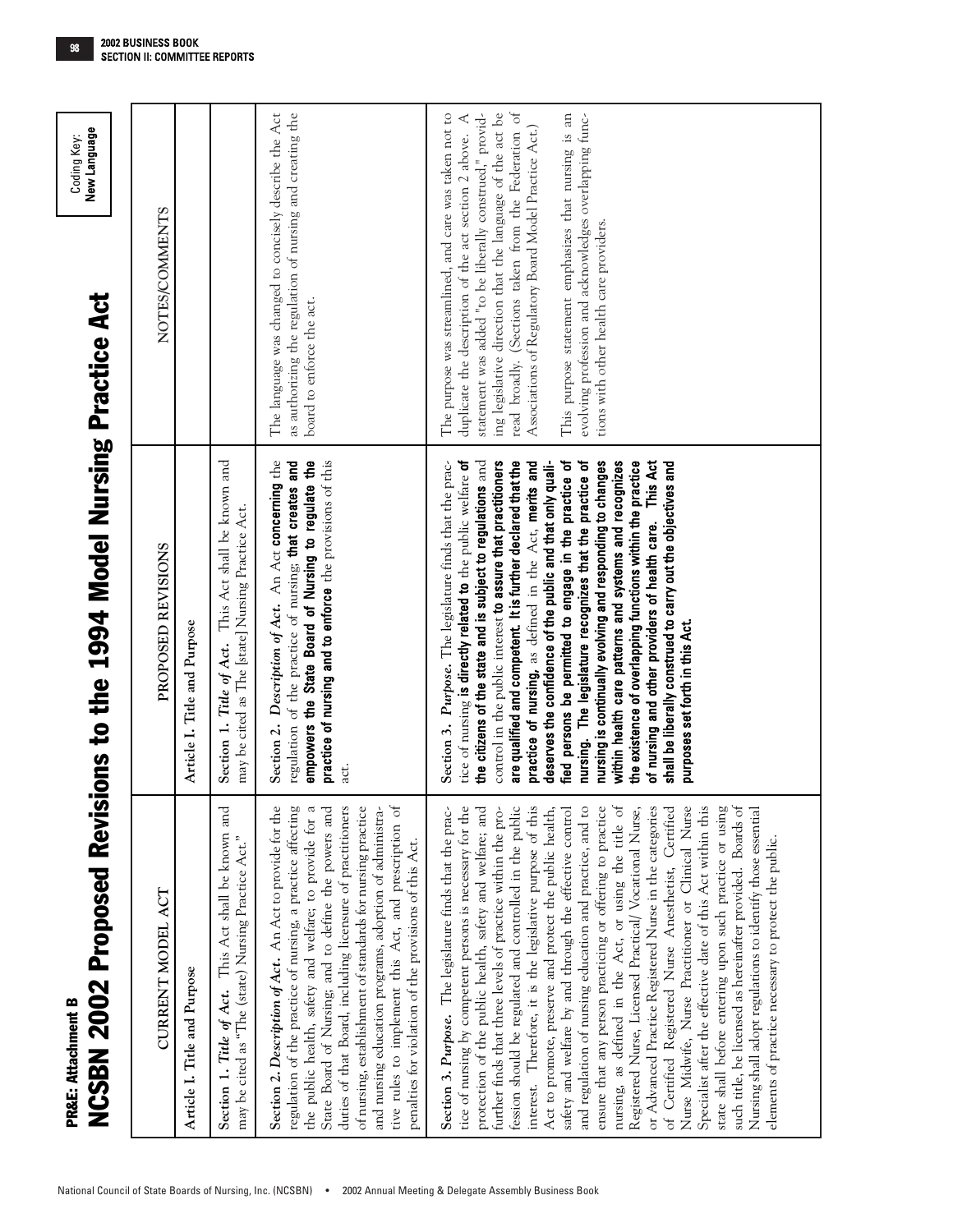PR&E: Attachment B

# NCSBN 2002 Proposed Revisions to the 1994 Model Nursing Practice Act

Coding Key: **New Language**

| CURRENT MODEL ACT | PROPOSED REVISIONS | NOTES/COMMENTS |
|---|---|---|
| Article I. Title and Purpose | Article I. Title and Purpose | |
| **Section 1.** *Title of Act.* This Act shall be known and may be cited as "The (state) Nursing Practice Act." | **Section 1.** *Title of Act.* This Act shall be known and may be cited as The [state] Nursing Practice Act. | |
| **Section 2.** *Description of Act.* An Act to provide for the regulation of the practice of nursing, a practice affecting the public health, safety and welfare; to provide for a State Board of Nursing; and to define the powers and duties of that Board, including licensure of practitioners of nursing, establishment of standards for nursing practice and nursing education programs, adoption of administrative rules to implement this Act, and prescription of penalties for violation of the provisions of this Act. | **Section 2.** *Description of Act.* An Act **concerning** the regulation of the practice of nursing**, that creates and empowers the State Board of Nursing to regulate the practice of nursing and to enforce** the provisions of this act. | The language was changed to concisely describe the Act as authorizing the regulation of nursing and creating the board to enforce the act. |
| **Section 3.** *Purpose.* The legislature finds that the practice of nursing by competent persons is necessary for the protection of the public health, safety and welfare; and further finds that three levels of practice within the profession should be regulated and controlled in the public interest. Therefore, it is the legislative purpose of this Act to promote, preserve and protect the public health, safety and welfare by and through the effective control and regulation of nursing education and practice, and to ensure that any person practicing or offering to practice nursing, as defined in the Act, or using the title of Registered Nurse, Licensed Practical/ Vocational Nurse, or Advanced Practice Registered Nurse in the categories of Certified Registered Nurse Anesthetist, Certified Nurse Midwife, Nurse Practitioner or Clinical Nurse Specialist after the effective date of this Act within this state shall before entering upon such practice or using such title, be licensed as hereinafter provided. Boards of Nursing shall adopt regulations to identify those essential elements of practice necessary to protect the public. | **Section 3.** *Purpose.* The legislature finds that the practice of nursing **is directly related to** the public welfare **of the citizens of the state and is subject to regulations** and control in the public interest **to assure that practitioners are qualified and competent. It is further declared that the practice of nursing,** as defined in the Act, **merits and deserves the confidence of the public and that only qualified persons be permitted to engage in the practice of nursing. The legislature recognizes that the practice of nursing is continually evolving and responding to changes within health care patterns and systems and recognizes the existence of overlapping functions within the practice of nursing and other providers of health care. This Act shall be liberally construed to carry out the objectives and purposes set forth in this Act.** | The purpose was streamlined, and care was taken not to duplicate the description of the act section 2 above. A statement was added "to be liberally construed," providing legislative direction that the language of the act be read broadly. (Sections taken from the Federation of Associations of Regulatory Board Model Practice Act.)<br><br>This purpose statement emphasizes that nursing is an evolving profession and acknowledges overlapping functions with other health care providers. |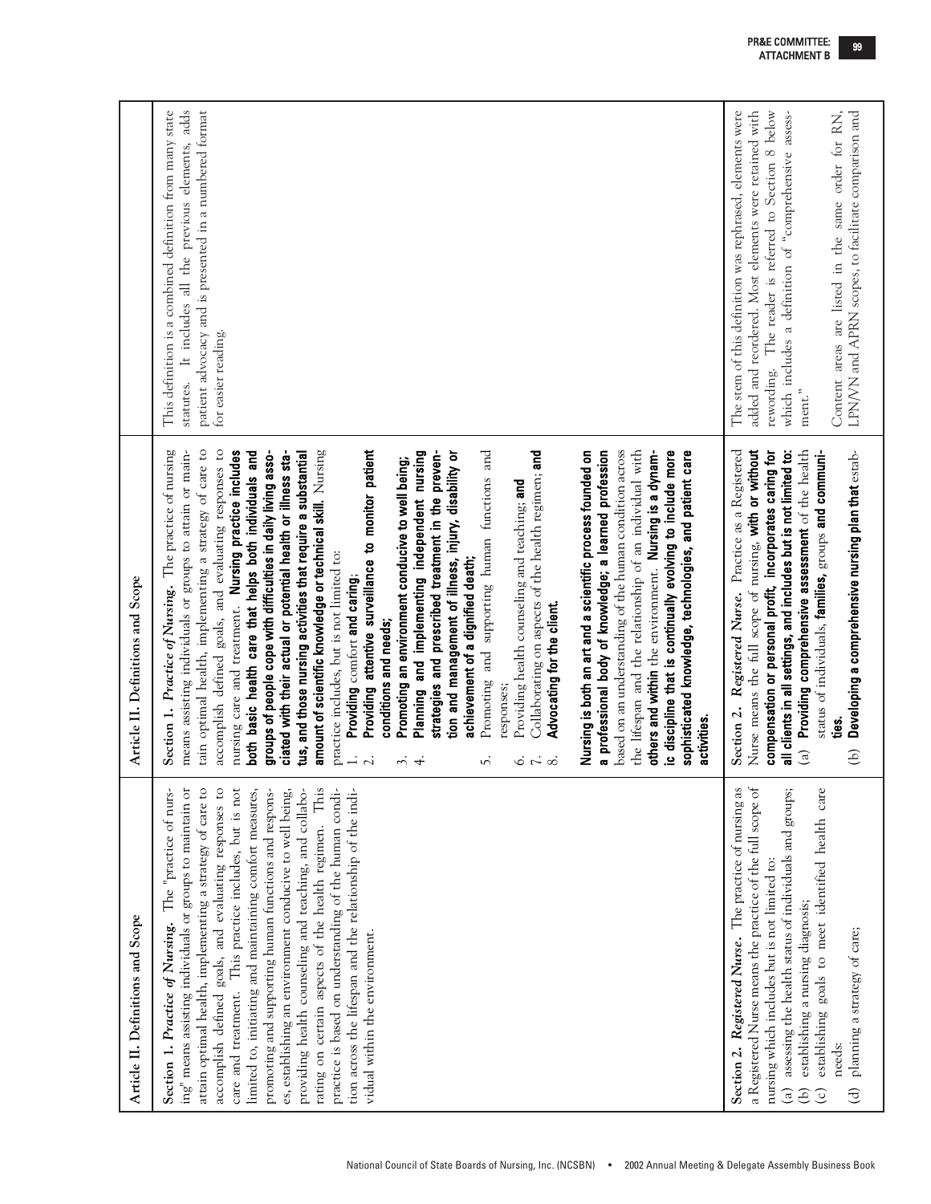| Article II. Definitions and Scope | Article II. Definitions and Scope | |
|---|---|---|
| **Section 1. *Practice of Nursing.*** The "practice of nursing" means assisting individuals or groups to maintain or attain optimal health, implementing a strategy of care to accomplish defined goals, and evaluating responses to care and treatment. This practice includes, but is not limited to, initiating and maintaining comfort measures, promoting and supporting human functions and responses, establishing an environment conducive to well being, providing health counseling and teaching, and collaborating on certain aspects of the health regimen. This practice is based on understanding of the human condition across the lifespan and the relationship of the individual within the environment. | **Section 1. *Practice of Nursing.*** The practice of nursing means assisting individuals or groups to attain or maintain optimal health, implementing a strategy of care to accomplish defined goals, and evaluating responses to nursing care and treatment. **Nursing practice includes both basic health care that helps both individuals and groups of people cope with difficulties in daily living associated with their actual or potential health or illness status, and those nursing activities that require a substantial amount of scientific knowledge or technical skill.** Nursing practice includes, but is not limited to:<br>1. **Providing** comfort **and caring;**<br>2. **Providing attentive surveillance to monitor patient conditions and needs;**<br>3. **Promoting an environment conducive to well being;**<br>4. **Planning and implementing independent nursing strategies and prescribed treatment in the prevention and management of illness, injury, disability or achievement of a dignified death;**<br>5. Promoting and supporting human functions and responses;<br>6. Providing health counseling and teaching; **and**<br>7. Collaborating on aspects of the health regimen; **and**<br>8. **Advocating for the client.**<br><br>**Nursing is both an art and a scientific process founded on a professional body of knowledge; a learned profession** based on an understanding of the human condition across the lifespan and the relationship of an individual with **others and within** the environment. **Nursing is a dynamic discipline that is continually evolving to include more sophisticated knowledge, technologies, and patient care activities.** | This definition is a combined definition from many state statutes. It includes all the previous elements, adds patient advocacy and is presented in a numbered format for easier reading. |
| **Section 2. *Registered Nurse.*** The practice of nursing as a Registered Nurse means the practice of the full scope of nursing which includes but is not limited to:<br>(a) assessing the health status of individuals and groups;<br>(b) establishing a nursing diagnosis;<br>(c) establishing goals to meet identified health care needs;<br>(d) planning a strategy of care; | **Section 2. *Registered Nurse.*** Practice as a Registered Nurse means the full scope of nursing, **with or without compensation or personal profit, incorporates caring for all clients in all settings, and includes but is not limited to:**<br>(a) **Providing comprehensive assessment** of the health status of individuals, **families,** groups **and communities.**<br>(b) **Developing a comprehensive nursing plan that** estab- | The stem of this definition was rephrased, elements were added and reordered. Most elements were retained with rewording. The reader is referred to Section 8 below which includes a definition of "comprehensive assessment."<br><br>Content areas are listed in the same order for RN, LPN/VN and APRN scopes, to facilitate comparison and |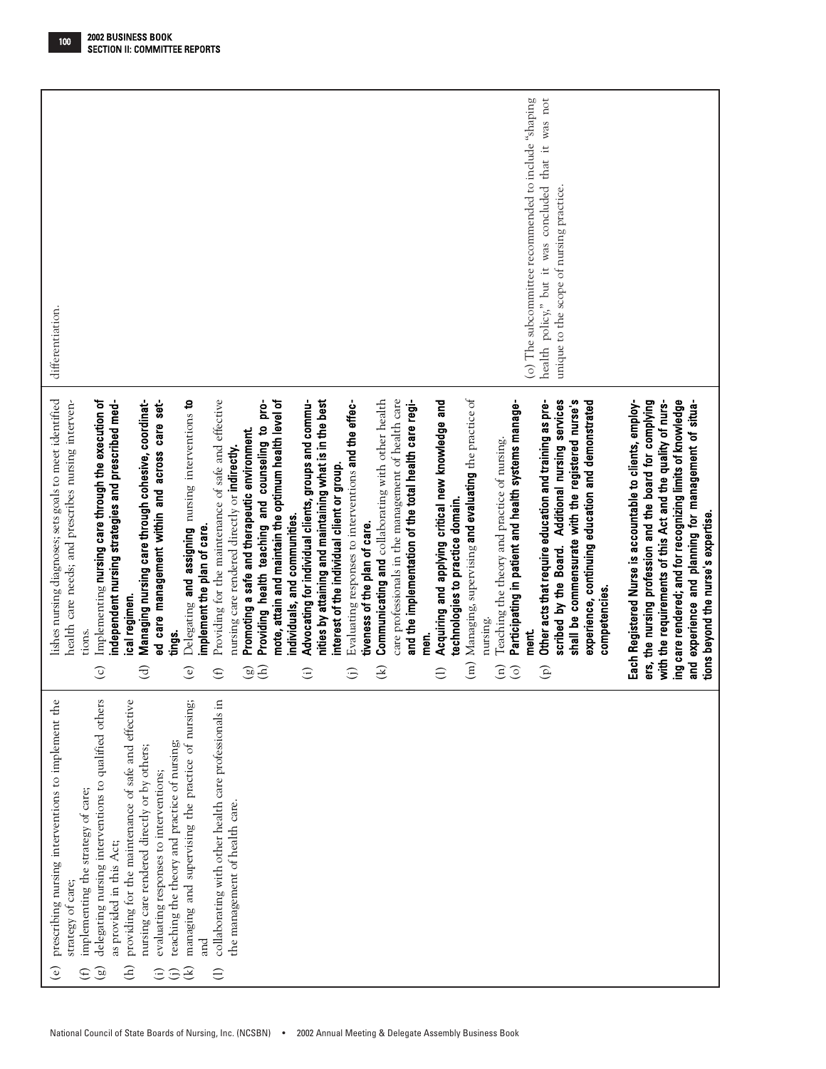| | | |
|---|---|---|
| (e) prescribing nursing interventions to implement the strategy of care;<br>(f) implementing the strategy of care;<br>(g) delegating nursing interventions to qualified others as provided in this Act;<br>(h) providing for the maintenance of safe and effective nursing care rendered directly or by others;<br>(i) evaluating responses to interventions;<br>(j) teaching the theory and practice of nursing;<br>(k) managing and supervising the practice of nursing; and<br>(l) collaborating with other health care professionals in the management of health care. | lishes nursing diagnoses; sets goals to meet identified health care needs; and prescribes nursing interventions.<br>(c) Implementing **nursing care through the execution of independent nursing strategies and prescribed medical regimen.**<br>(d) **Managing nursing care through cohesive, coordinated care management within and across care settings.**<br>(e) Delegating **and assigning** nursing interventions **to implement the plan of care.**<br>(f) Providing for the maintenance of safe and effective nursing care rendered directly or **indirectly.**<br>(g) **Promoting a safe and therapeutic environment.**<br>(h) **Providing health teaching and counseling to promote, attain and maintain the optimum health level of individuals, and communities.**<br>(i) **Advocating for individual clients, groups and communities by attaining and maintaining what is in the best interest of the individual client or group.**<br>(j) Evaluating responses to interventions **and the effectiveness of the plan of care.**<br>(k) **Communicating and** collaborating with other health care professionals in the management of health care **and the implementation of the total health care regimen.**<br>(l) **Acquiring and applying critical new knowledge and technologies to practice domain.**<br>(m) Managing, supervising **and evaluating** the practice of nursing.<br>(n) Teaching the theory and practice of nursing.<br>(o) **Participating in patient and health systems management.**<br>(p) **Other acts that require education and training as prescribed by the Board. Additional nursing services shall be commensurate with the registered nurse's experience, continuing education and demonstrated competencies.**<br><br>**Each Registered Nurse is accountable to clients, employers, the nursing profession and the board for complying with the requirements of this Act and the quality of nursing care rendered; and for recognizing limits of knowledge and experience and planning for management of situations beyond the nurse's expertise.** | differentiation.<br><br>(o) The subcommittee recommended to include "shaping health policy," but it was concluded that it was not unique to the scope of nursing practice. |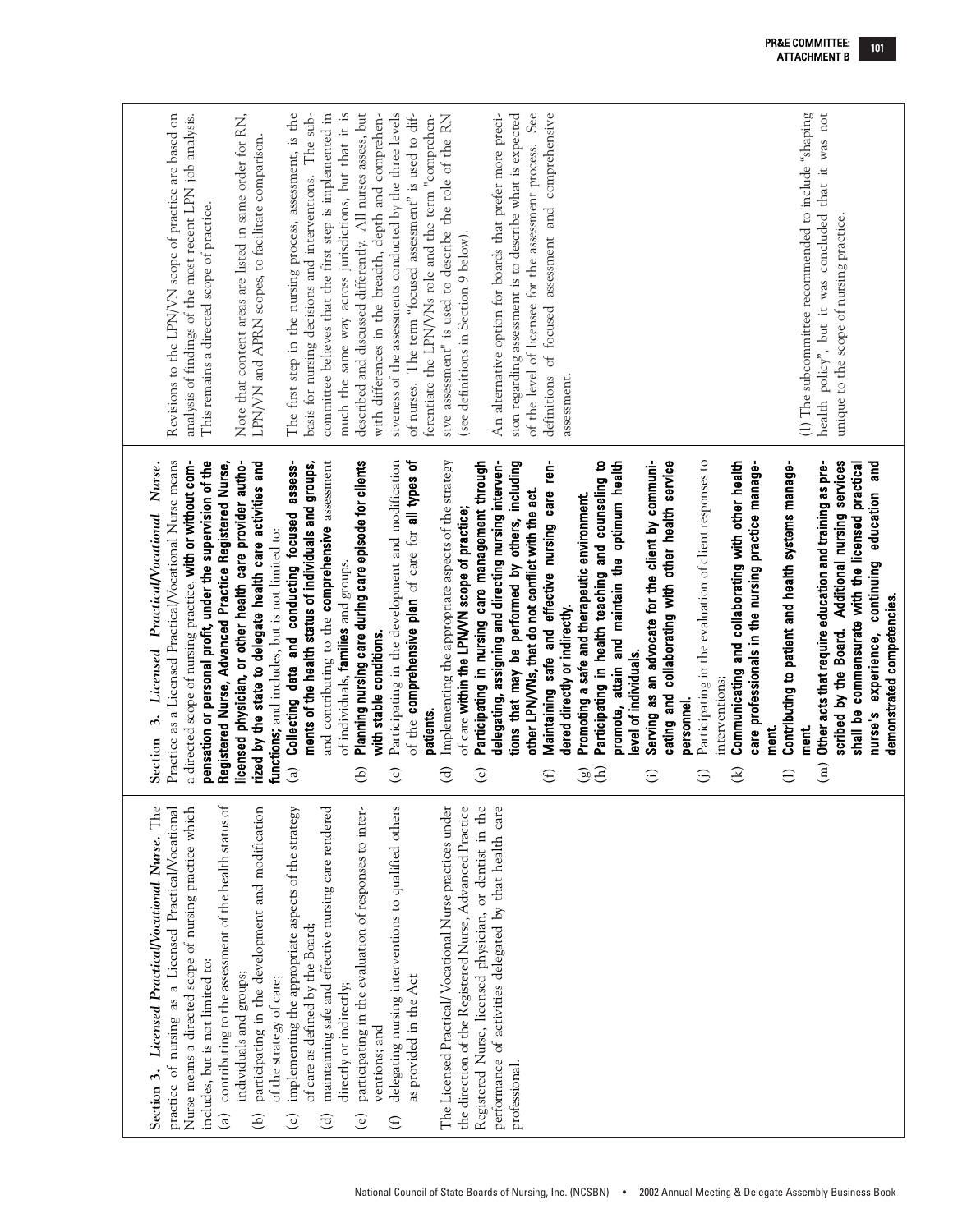| Current | Proposed | Rationale |
|---|---|---|
| **Section 3. *Licensed Practical/Vocational Nurse.*** The practice of nursing as a Licensed Practical/Vocational Nurse means a directed scope of nursing practice which includes, but is not limited to: (a) contributing to the assessment of the health status of individuals and groups; (b) participating in the development and modification of the strategy of care; (c) implementing the appropriate aspects of the strategy of care as defined by the Board; (d) maintaining safe and effective nursing care rendered directly or indirectly; (e) participating in the evaluation of responses to interventions; and (f) delegating nursing interventions to qualified others as provided in the Act. The Licensed Practical/Vocational Nurse practices under the direction of the Registered Nurse, Advanced Practice Registered Nurse, licensed physician, or dentist in the performance of activities delegated by that health care professional. | Section 3. *Licensed Practical/Vocational Nurse.* Practice as a Licensed Practical/Vocational Nurse means a directed scope of nursing practice, **with or without compensation or personal profit, under the supervision of the Registered Nurse, Advanced Practice Registered Nurse, licensed physician, or other health care provider authorized by the state to delegate health care activities and functions;** and includes, but is not limited to: (a) **Collecting data and conducting focused assessments of the health status of individuals and groups,** and contributing to the **comprehensive** assessment of individuals, **families** and groups. (b) **Planning nursing care during care episode for clients with stable conditions.** (c) Participating in the development and modification of the **comprehensive plan** of care for **all types of patients.** (d) Implementing the appropriate aspects of the strategy of care **within the LPN/VN scope of practice;** (e) **Participating in nursing care management through delegating, assigning and directing nursing interventions that may be performed by others, including other LPN/VNs, that do not conflict with the act.** (f) **Maintaining safe and effective nursing care rendered directly or indirectly.** (g) **Promoting a safe and therapeutic environment.** (h) **Participating in health teaching and counseling to promote, attain and maintain the optimum health level of individuals.** (i) **Serving as an advocate for the client by communicating and collaborating with other health service personnel.** (j) Participating in the evaluation of client responses to interventions; (k) **Communicating and collaborating with other health care professionals in the nursing practice management.** (l) **Contributing to patient and health systems management.** (m) **Other acts that require education and training as prescribed by the Board. Additional nursing services shall be commensurate with the licensed practical nurse's experience, continuing education and demonstrated competencies.** | Revisions to the LPN/VN scope of practice are based on analysis of findings of the most recent LPN job analysis. This remains a directed scope of practice. Note that content areas are listed in same order for RN, LPN/VN and APRN scopes, to facilitate comparison. The first step in the nursing process, assessment, is the basis for nursing decisions and interventions. The subcommittee believes that the first step is implemented in much the same way across jurisdictions, but that it is described and discussed differently. All nurses assess, but with differences in the breadth, depth and comprehensiveness of the assessments conducted by the three levels of nurses. The term "focused assessment" is used to differentiate the LPN/VNs role and the term "comprehensive assessment" is used to describe the role of the RN (see definitions in Section 9 below). An alternative option for boards that prefer more precision regarding assessment is to describe what is expected of the level of licensee for the assessment process. See definitions of focused assessment and comprehensive assessment. (l) The subcommittee recommended to include "shaping health policy", but it was concluded that it was not unique to the scope of nursing practice. |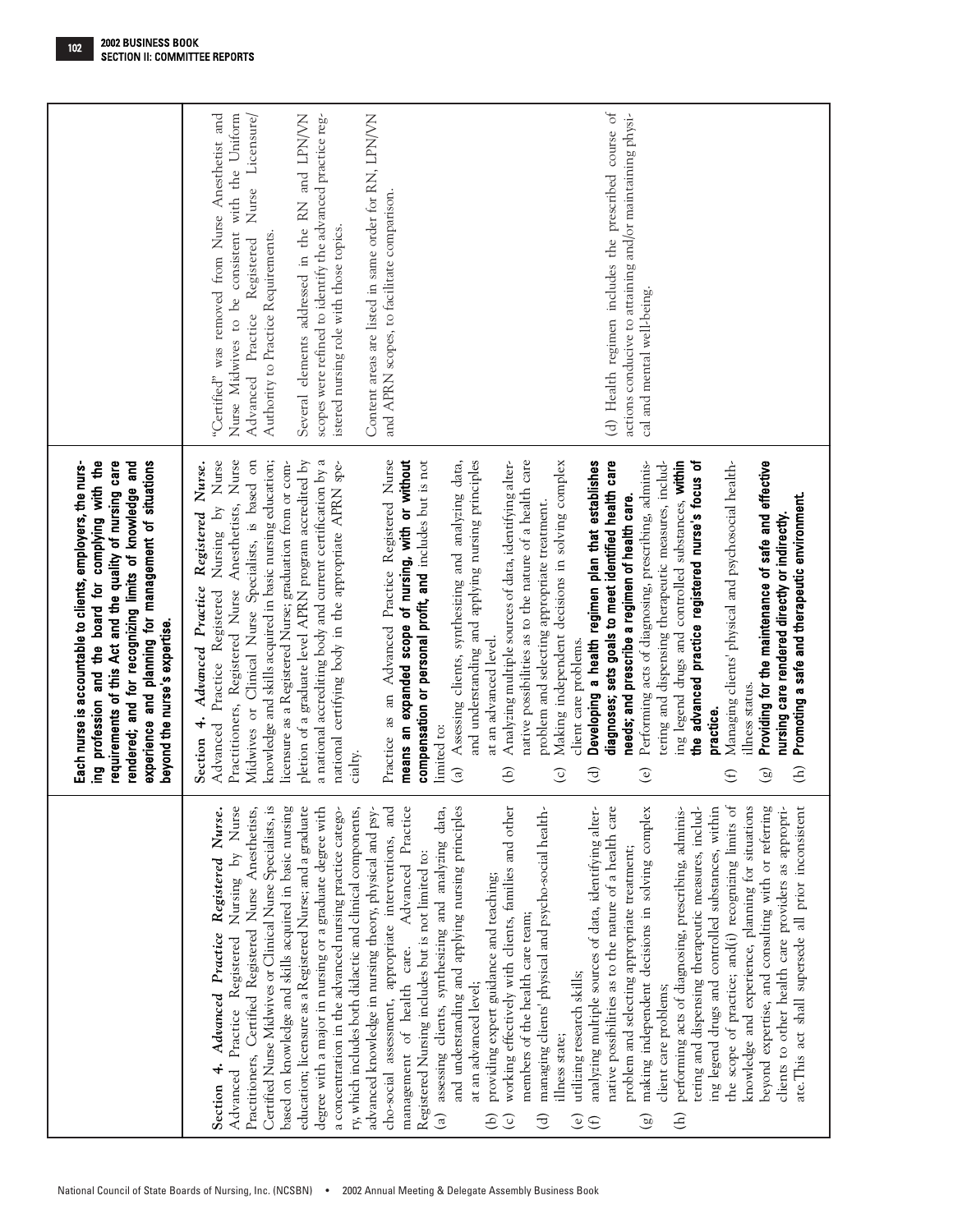| | | |
|---|---|---|
| | **Each nurse is accountable to clients, employers, the nursing profession and the board for complying with the requirements of this Act and the quality of nursing care rendered; and for recognizing limits of knowledge and experience and planning for management of situations beyond the nurse's expertise.** | |
| **Section 4.** ***Advanced Practice Registered Nurse.*** Advanced Practice Registered Nursing by Nurse Practitioners, Certified Registered Nurse Anesthetists, Certified Nurse Midwives or Clinical Nurse Specialists, is based on knowledge and skills acquired in basic nursing education; licensure as a Registered Nurse; and a graduate degree with a major in nursing or a graduate degree with a concentration in the advanced nursing practice category, which includes both didactic and clinical components, advanced knowledge in nursing theory, physical and psycho-social assessment, appropriate interventions, and management of health care. Advanced Practice Registered Nursing includes but is not limited to:<br>(a) assessing clients, synthesizing and analyzing data, and understanding and applying nursing principles at an advanced level;<br>(b) providing expert guidance and teaching;<br>(c) working effectively with clients, families and other members of the health care team;<br>(d) managing clients' physical and psycho-social health-illness state;<br>(e) utilizing research skills;<br>(f) analyzing multiple sources of data, identifying alternative possibilities as to the nature of a health care problem and selecting appropriate treatment;<br>(g) making independent decisions in solving complex client care problems;<br>(h) performing acts of diagnosing, prescribing, administering and dispensing therapeutic measures, including legend drugs and controlled substances, within the scope of practice; and(i) recognizing limits of knowledge and experience, planning for situations beyond expertise, and consulting with or referring clients to other health care providers as appropriate. This act shall supersede all prior inconsistent | **Section 4.** ***Advanced Practice Registered Nurse.*** Advanced Practice Registered Nursing by Nurse Practitioners, Registered Nurse Anesthetists, Nurse Midwives or Clinical Nurse Specialists, is based on knowledge and skills acquired in basic nursing education; licensure as a Registered Nurse; graduation from or completion of a graduate level APRN program accredited by a national accrediting body and current certification by a national certifying body in the appropriate APRN specialty.<br><br>Practice as an Advanced Practice Registered Nurse **means an expanded scope of nursing, with or without compensation or personal profit, and** includes but is not limited to:<br>(a) Assessing clients, synthesizing and analyzing data, and understanding and applying nursing principles at an advanced level.<br>(b) Analyzing multiple sources of data, identifying alternative possibilities as to the nature of a health care problem and selecting appropriate treatment.<br>(c) Making independent decisions in solving complex client care problems.<br>(d) **Developing a health regimen plan that establishes diagnoses; sets goals to meet identified health care needs; and prescribe a regimen of health care.**<br>(e) Performing acts of diagnosing, prescribing, administering and dispensing therapeutic measures, including legend drugs and controlled substances, **within the advanced practice registered nurse's focus of practice.**<br>(f) Managing clients' physical and psychosocial health-illness status.<br>(g) **Providing for the maintenance of safe and effective nursing care rendered directly or indirectly.**<br>(h) **Promoting a safe and therapeutic environment.** | "Certified" was removed from Nurse Anesthetist and Nurse Midwives to be consistent with the Uniform Advanced Practice Registered Nurse Licensure/Authority to Practice Requirements.<br><br>Several elements addressed in the RN and LPN/VN scopes were refined to identify the advanced practice registered nursing role with those topics.<br><br>Content areas are listed in same order for RN, LPN/VN and APRN scopes, to facilitate comparison.<br><br>(d) Health regimen includes the prescribed course of actions conducive to attaining and/or maintaining physical and mental well-being. |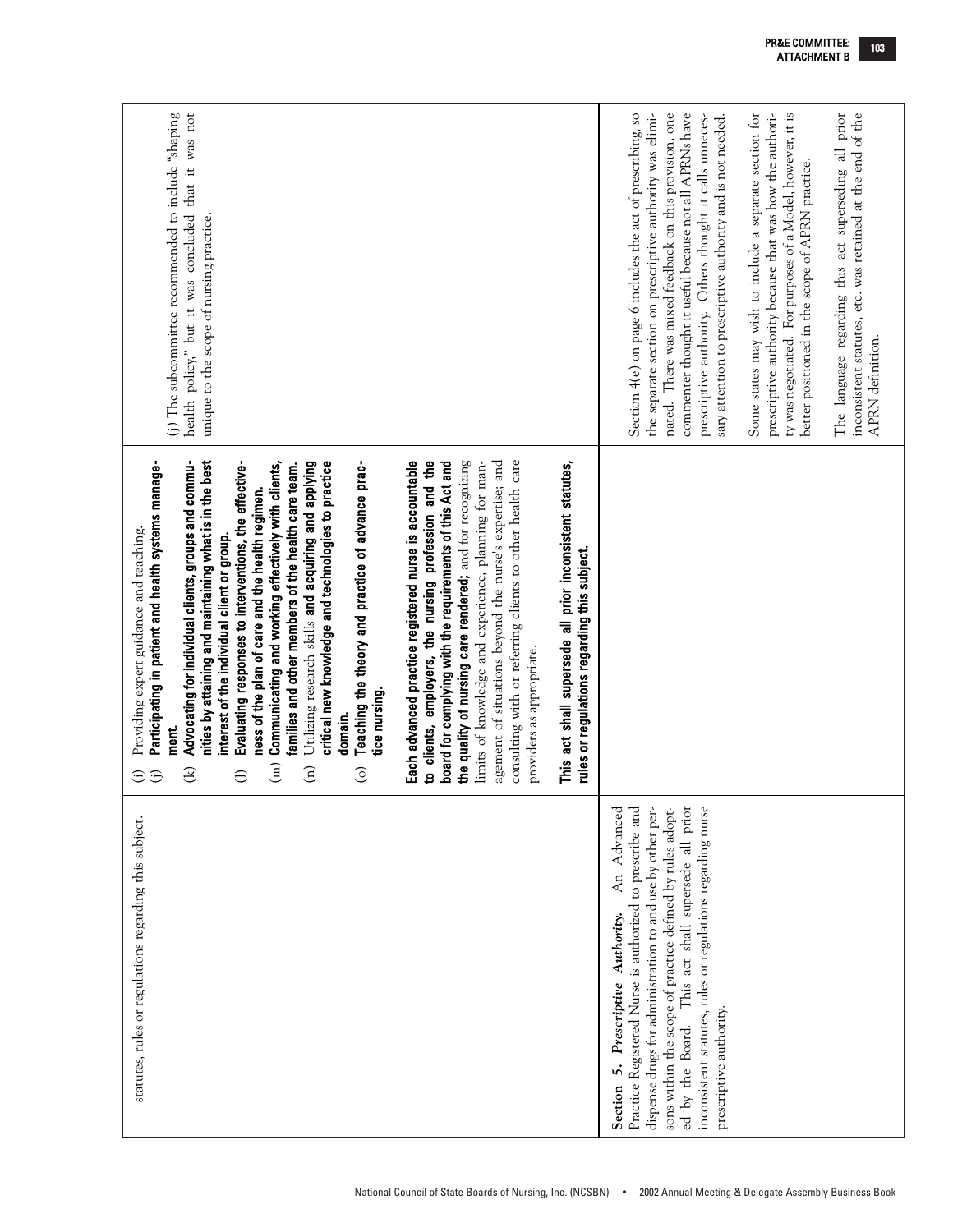| | | |
|---|---|---|
| statutes, rules or regulations regarding this subject. | (i) Providing expert guidance and teaching.<br>(j) **Participating in patient and health systems management.**<br>(k) **Advocating for individual clients, groups and communities by attaining and maintaining what is in the best interest of the individual client or group.**<br>(l) **Evaluating responses to interventions, the effectiveness of the plan of care and the health regimen.**<br>(m) **Communicating and working effectively with clients, families and other members of the health care team.**<br>(n) Utilizing research skills **and acquiring and applying critical new knowledge and technologies to practice domain.**<br>(o) **Teaching the theory and practice of advance practice nursing.**<br><br>**Each advanced practice registered nurse is accountable to clients, employers, the nursing profession and the board for complying with the requirements of this Act and the quality of nursing care rendered;** and for recognizing limits of knowledge and experience, planning for management of situations beyond the nurse's expertise; and consulting with or referring clients to other health care providers as appropriate.<br><br>**This act shall supersede all prior inconsistent statutes, rules or regulations regarding this subject.** | (j) The subcommittee recommended to include "shaping health policy," but it was concluded that it was not unique to the scope of nursing practice. |
| **Section 5.** ***Prescriptive Authority.*** An Advanced Practice Registered Nurse is authorized to prescribe and dispense drugs for administration to and use by other persons within the scope of practice defined by rules adopted by the Board. This act shall supersede all prior inconsistent statutes, rules or regulations regarding nurse prescriptive authority. | | Section 4(e) on page 6 includes the act of prescribing, so the separate section on prescriptive authority was eliminated. There was mixed feedback on this provision, one commenter thought it useful because not all APRNs have prescriptive authority. Others thought it calls unnecessary attention to prescriptive authority and is not needed.<br><br>Some states may wish to include a separate section for prescriptive authority because that was how the authority was negotiated. For purposes of a Model, however, it is better positioned in the scope of APRN practice.<br><br>The language regarding this act superseding all prior inconsistent statutes, etc. was retained at the end of the APRN definition. |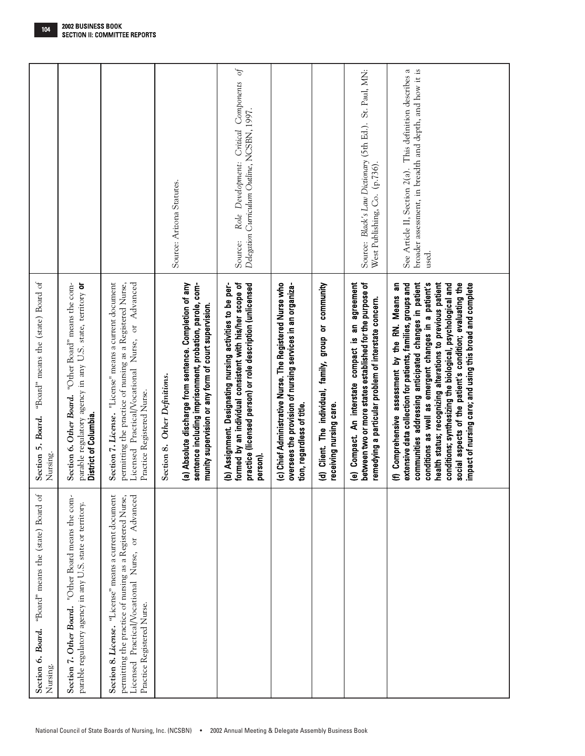| | | |
|---|---|---|
| **Section 6. *Board.*** "Board" means the (state) Board of Nursing. | **Section 5. *Board.*** "Board" means the (state) Board of Nursing. | |
| **Section 7. *Other Board.*** "Other Board means the comparable regulatory agency in any U.S. state or territory. | **Section 6. *Other Board.*** "Other Board" means the comparable regulatory agency in any U.S. state, territory **or District of Columbia.** | |
| **Section 8. *License.*** "License" means a current document permitting the practice of nursing as a Registered Nurse, Licensed Practical/Vocational Nurse, or Advanced Practice Registered Nurse. | **Section 7. *License.*** "License" means a current document permitting the practice of nursing as a Registered Nurse, Licensed Practical/Vocational Nurse, or Advanced Practice Registered Nurse. | |
| | Section 8. *Other Definitions.*<br><br>**(a) Absolute discharge from sentence. Completion of any sentence including imprisonment, probation, parole, community supervision or any form of court supervision.** | Source: Arizona Statutes. |
| | **(b) Assignment. Designating nursing activities to be performed by an individual consistent with his/her scope of practice (licensed person) or role description (unlicensed person).** | Source: *Role Development: Critical Components of Delegation Curriculum Outline*, NCSBN, 1997. |
| | **(c) Chief Administrative Nurse. The Registered Nurse who oversees the provision of nursing services in an organization, regardless of title.** | |
| | **(d) Client. The individual, family, group or community receiving nursing care.** | |
| | **(e) Compact. An interstate compact is an agreement between two or more states established for the purpose of remedying a particular problem of interstate concern.** | Source: *Black's Law Dictionary* (5th Ed.). St. Paul, MN: West Publishing, Co. (p.736). |
| | **(f) Comprehensive assessment by the RN. Means an extensive data collection for patients, families, groups and communities addressing anticipated changes in patient conditions as well as emergent changes in a patient's health status; recognizing alterations to previous patient conditions; synthesizing the biological, psychological and social aspects of the patient's condition; evaluating the impact of nursing care; and using this broad and complete** | See Article II, Section 2(a). This definition describes a broader assessment, in breadth and depth, and how it is used. |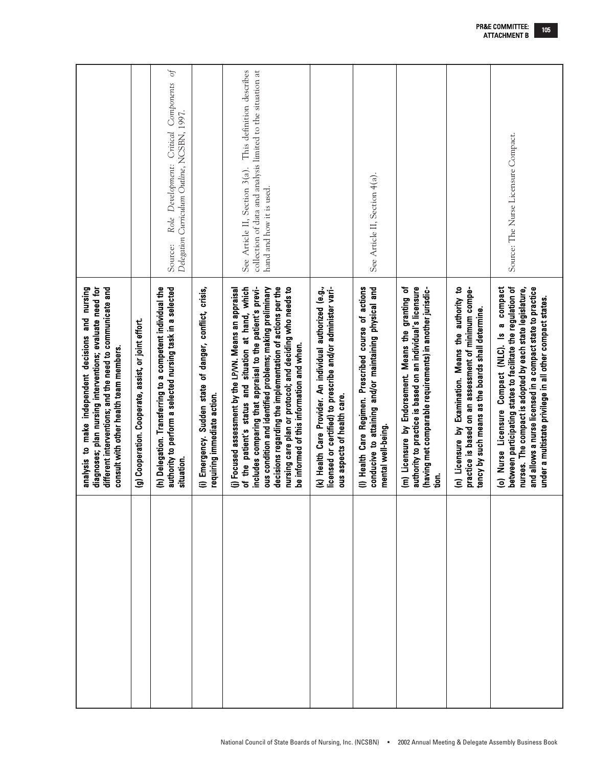| | | |
|---|---|---|
| | analysis to make independent decisions and nursing diagnoses; plan nursing interventions; evaluate need for different interventions; and the need to communicate and consult with other health team members. | |
| | **(g) Cooperation.** Cooperate, assist, or joint effort. | |
| | **(h) Delegation.** Transferring to a competent individual the authority to perform a selected nursing task in a selected situation. | Source: *Role Development: Critical Components of Delegation Curriculum Outline*, NCSBN, 1997. |
| | **(i) Emergency.** Sudden state of danger, conflict, crisis, requiring immediate action. | |
| | **(j) Focused assessment by the LP/VN.** Means an appraisal of the patient's status and situation at hand, which includes comparing that appraisal to the patient's previous condition and identified problems; making preliminary decisions regarding the implementation of actions per the nursing care plan or protocol; and deciding who needs to be informed of this information and when. | See Article II, Section 3(a). This definition describes collection of data and analysis limited to the situation at hand and how it is used. |
| | **(k) Health Care Provider.** An individual authorized (e.g., licensed or certified) to prescribe and/or administer various aspects of health care. | |
| | **(l) Health Care Regimen.** Prescribed course of actions conducive to attaining and/or maintaining physical and mental well-being. | See Article II, Section 4(a). |
| | **(m) Licensure by Endorsement.** Means the granting of authority to practice is based on an individual's licensure (having met comparable requirements) in another jurisdiction. | |
| | **(n) Licensure by Examination.** Means the authority to practice is based on an assessment of minimum competency by such means as the boards shall determine. | |
| | **(o) Nurse Licensure Compact (NLC).** Is a compact between participating states to facilitate the regulation of nurses. The compact is adopted by each state legislature, and allows a nurse licensed in a compact state to practice under a multistate privilege in all other compact states. | Source: The Nurse Licensure Compact. |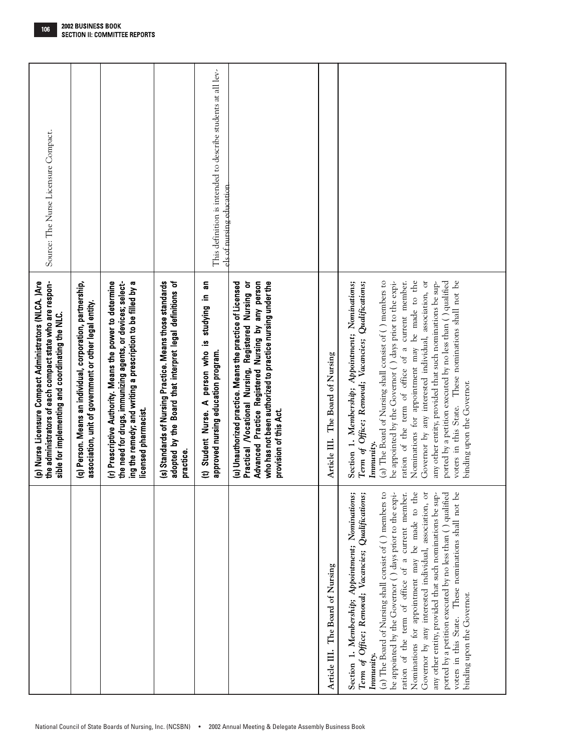| | | |
|---|---|---|
| | **(p) Nurse Licensure Compact Administrators (NLCA.)Are the administrators of each compact state who are responsible for implementing and coordinating the NLC.** | Source: The Nurse Licensure Compact. |
| | **(q) Person. Means an individual, corporation, partnership, association, unit of government or other legal entity.** | |
| | **(r) Prescriptive Authority. Means the power to determine the need for drugs, immunizing agents, or devices; selecting the remedy; and writing a prescription to be filled by a licensed pharmacist.** | |
| | **(s) Standards of Nursing Practice. Means those standards adopted by the Board that interpret legal definitions of practice.** | |
| | **(t) Student Nurse. A person who is studying in an approved nursing education program.** | This definition is intended to describe students at all levels of nursing education |
| | **(u) Unauthorized practice. Means the practice of Licensed Practical /Vocational Nursing, Registered Nursing or Advanced Practice Registered Nursing by any person who has not been authorized to practice nursing under the provision of this Act.** | |
| Article III. The Board of Nursing | Article III. The Board of Nursing | |
| Section 1. *Membership; Appointment; Nominations; Term of Office; Removal; Vacancies; Qualifications; Immunity.*<br>(a) The Board of Nursing shall consist of ( ) members to be appointed by the Governor ( ) days prior to the expiration of the term of office of a current member. Nominations for appointment may be made to the Governor by any interested individual, association, or any other entity, provided that such nominations be supported by a petition executed by no less than ( ) qualified voters in this State. These nominations shall not be binding upon the Governor. | Section 1. *Membership; Appointment; Nominations; Term of Office; Removal; Vacancies; Qualifications; Immunity.*<br>(a) The Board of Nursing shall consist of ( ) members to be appointed by the Governor ( ) days prior to the expiration of the term of office of a current member. Nominations for appointment may be made to the Governor by any interested individual, association, or any other entity, provided that such nominations be supported by a petition executed by no less than ( ) qualified voters in this State. These nominations shall not be binding upon the Governor. | |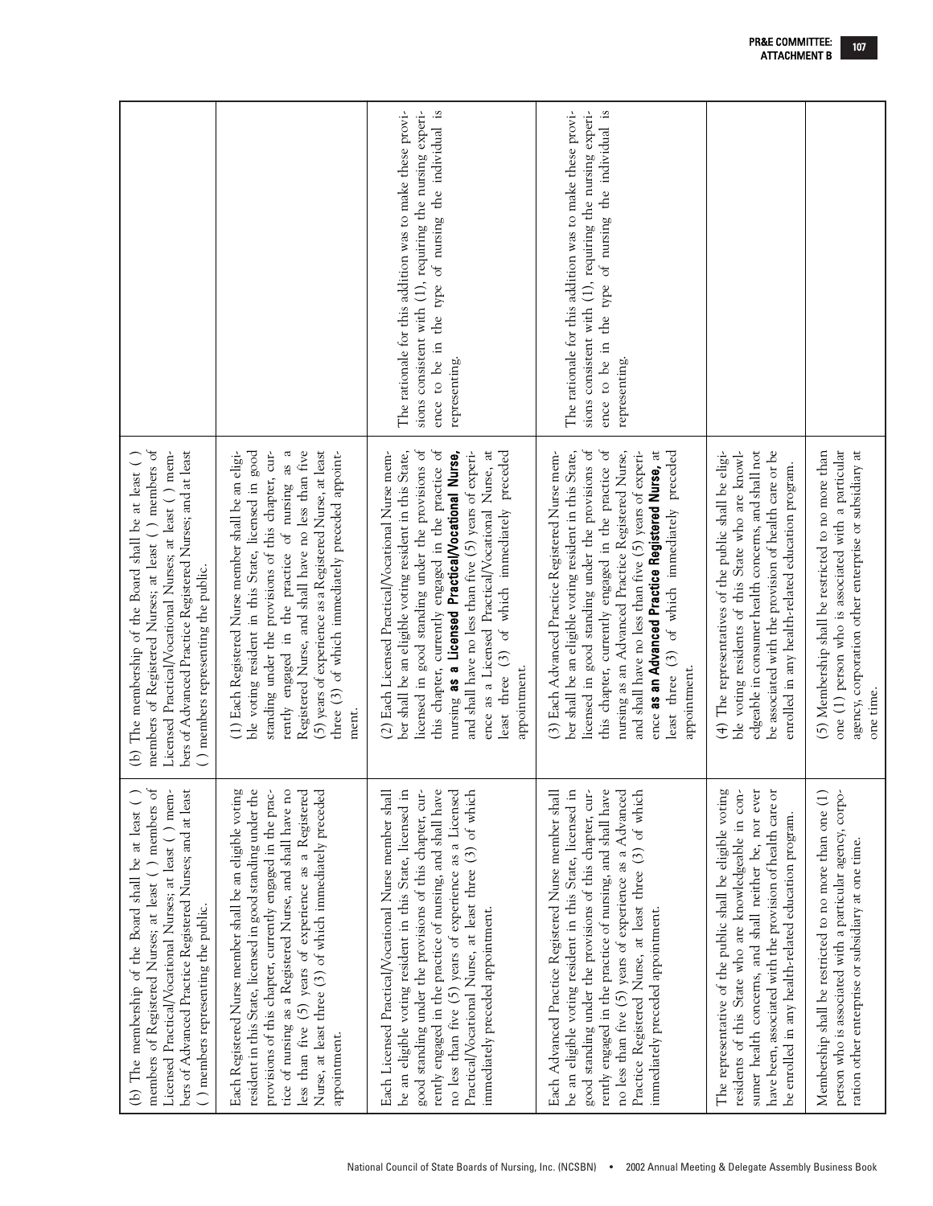| | | |
|---|---|---|
| (b) The membership of the Board shall be at least ( ) members of Registered Nurses; at least ( ) members of Licensed Practical/Vocational Nurses; at least ( ) members of Advanced Practice Registered Nurses; and at least ( ) members representing the public. | (b) The membership of the Board shall be at least ( ) members of Registered Nurses; at least ( ) members of Licensed Practical/Vocational Nurses; at least ( ) members of Advanced Practice Registered Nurses; and at least ( ) members representing the public. | |
| Each Registered Nurse member shall be an eligible voting resident in this State, licensed in good standing under the provisions of this chapter, currently engaged in the practice of nursing as a Registered Nurse, and shall have no less than five (5) years of experience as a Registered Nurse, at least three (3) of which immediately preceded appointment. | (1) Each Registered Nurse member shall be an eligible voting resident in this State, licensed in good standing under the provisions of this chapter, currently engaged in the practice of nursing as a Registered Nurse, and shall have no less than five (5) years of experience as a Registered Nurse, at least three (3) of which immediately preceded appointment. | |
| Each Licensed Practical/Vocational Nurse member shall be an eligible voting resident in this State, licensed in good standing under the provisions of this chapter, currently engaged in the practice of nursing, and shall have no less than five (5) years of experience as a Licensed Practical/Vocational Nurse, at least three (3) of which immediately preceded appointment. | (2) Each Licensed Practical/Vocational Nurse member shall be an eligible voting resident in this State, licensed in good standing under the provisions of this chapter, currently engaged in the practice of nursing **as a Licensed Practical/Vocational Nurse,** and shall have no less than five (5) years of experience as a Licensed Practical/Vocational Nurse, at least three (3) of which immediately preceded appointment. | The rationale for this addition was to make these provisions consistent with (1), requiring the nursing experience to be in the type of nursing the individual is representing. |
| Each Advanced Practice Registered Nurse member shall be an eligible voting resident in this State, licensed in good standing under the provisions of this chapter, currently engaged in the practice of nursing, and shall have no less than five (5) years of experience as a Advanced Practice Registered Nurse, at least three (3) of which immediately preceded appointment. | (3) Each Advanced Practice Registered Nurse member shall be an eligible voting resident in this State, licensed in good standing under the provisions of this chapter, currently engaged in the practice of nursing as an Advanced Practice Registered Nurse, and shall have no less than five (5) years of experience **as an Advanced Practice Registered Nurse,** at least three (3) of which immediately preceded appointment. | The rationale for this addition was to make these provisions consistent with (1), requiring the nursing experience to be in the type of nursing the individual is representing. |
| The representative of the public shall be eligible voting residents of this State who are knowledgeable in consumer health concerns, and shall neither be, nor ever have been, associated with the provision of health care or be enrolled in any health-related education program. | (4) The representatives of the public shall be eligible voting residents of this State who are knowledgeable in consumer health concerns, and shall not be associated with the provision of health care or be enrolled in any health-related education program. | |
| Membership shall be restricted to no more than one (1) person who is associated with a particular agency, corporation other enterprise or subsidiary at one time. | (5) Membership shall be restricted to no more than one (1) person who is associated with a particular agency, corporation other enterprise or subsidiary at one time. | |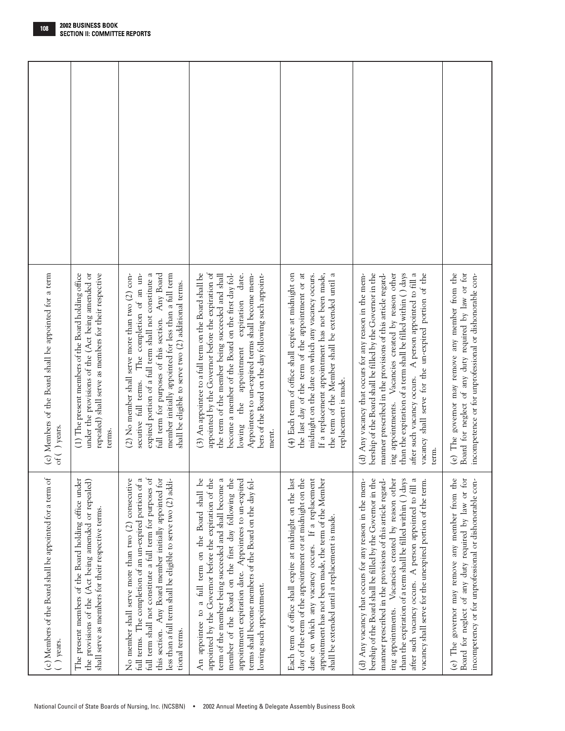| | | |
|---|---|---|
| (c) Members of the Board shall be appointed for a term of ( ) years. | (c) Members of the Board shall be appointed for a term of ( ) years. | |
| The present members of the Board holding office under the provisions of the (Act being amended or repealed) shall serve as members for their respective terms. | (1) The present members of the Board holding office under the provisions of the (Act being amended or repealed) shall serve as members for their respective terms. | |
| No member shall serve more than two (2) consecutive full terms. The completion of an un-expired portion of a full term shall not constitute a full term for purposes of this section. Any Board member initially appointed for less than a full term shall be eligible to serve two (2) additional terms. | (2) No member shall serve more than two (2) consecutive full terms. The completion of an un-expired portion of a full term shall not constitute a full term for purposes of this section. Any Board member initially appointed for less than a full term shall be eligible to serve two (2) additional terms. | |
| An appointee to a full term on the Board shall be appointed by the Governor before the expiration of the term of the member being succeeded and shall become a member of the Board on the first day following the appointment expiration date. Appointees to un-expired terms shall become members of the Board on the day following such appointment. | (3) An appointee to a full term on the Board shall be appointed by the Governor before the expiration of the term of the member being succeeded and shall become a member of the Board on the first day following the appointment expiration date. Appointees to un-expired terms shall become members of the Board on the day following such appointment. | |
| Each term of office shall expire at midnight on the last day of the term of the appointment or at midnight on the date on which any vacancy occurs. If a replacement appointment has not been made, the term of the Member shall be extended until a replacement is made. | (4) Each term of office shall expire at midnight on the last day of the term of the appointment or at midnight on the date on which any vacancy occurs. If a replacement appointment has not been made, the term of the Member shall be extended until a replacement is made. | |
| (d) Any vacancy that occurs for any reason in the membership of the Board shall be filled by the Governor in the manner prescribed in the provisions of this article regarding appointments. Vacancies created by reason other than the expiration of a term shall be filled within ( ) days after such vacancy occurs. A person appointed to fill a vacancy shall serve for the unexpired portion of the term. | (d) Any vacancy that occurs for any reason in the membership of the Board shall be filled by the Governor in the manner prescribed in the provisions of this article regarding appointments. Vacancies created by reason other than the expiration of a term shall be filled within ( ) days after such vacancy occurs. A person appointed to fill a vacancy shall serve for the un-expired portion of the term. | |
| (e) The governor may remove any member from the Board for neglect of any duty required by law or for incompetency or for unprofessional or dishonorable con- | (e) The governor may remove any member from the Board for neglect of any duty required by law or for incompetence or for unprofessional or dishonorable con- | |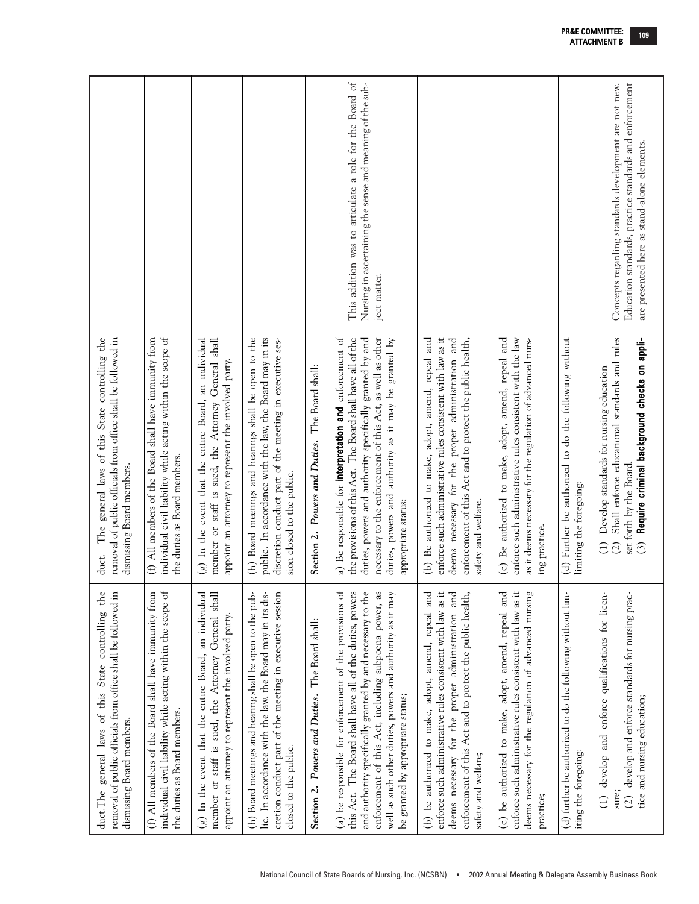| | | |
|---|---|---|
| duct.The general laws of this State controlling the removal of public officials from office shall be followed in dismissing Board members. | duct. The general laws of this State controlling the removal of public officials from office shall be followed in dismissing Board members. | |
| (f) All members of the Board shall have immunity from individual civil liability while acting within the scope of the duties as Board members. | (f) All members of the Board shall have immunity from individual civil liability while acting within the scope of the duties as Board members. | |
| (g) In the event that the entire Board, an individual member or staff is sued, the Attorney General shall appoint an attorney to represent the involved party. | (g) In the event that the entire Board, an individual member or staff is sued, the Attorney General shall appoint an attorney to represent the involved party. | |
| (h) Board meetings and hearing shall be open to the public. In accordance with the law, the Board may in its discretion conduct part of the meeting in executive session closed to the public. | (h) Board meetings and hearings shall be open to the public. In accordance with the law, the Board may in its discretion conduct part of the meeting in executive session closed to the public. | |
| **Section 2.** ***Powers and Duties.*** The Board shall: | **Section 2.** ***Powers and Duties.*** The Board shall: | |
| (a) be responsible for enforcement of the provisions of this Act. The Board shall have all of the duties, powers and authority specifically granted by and necessary to the enforcement of this Act, including subpoena power, as well as such other duties, powers and authority as it may be granted by appropriate status; | a) Be responsible for **interpretation and** enforcement of the provisions of this Act. The Board shall have all of the duties, powers and authority specifically granted by and necessary to the enforcement of this Act, as well as other duties, powers and authority as it may be granted by appropriate status; | This addition was to articulate a role for the Board of Nursing in ascertaining the sense and meaning of the subject matter. |
| (b) be authorized to make, adopt, amend, repeal and enforce such administrative rules consistent with law as it deems necessary for the proper administration and enforcement of this Act and to protect the public health, safety and welfare; | (b) Be authorized to make, adopt, amend, repeal and enforce such administrative rules consistent with law as it deems necessary for the proper administration and enforcement of this Act and to protect the public health, safety and welfare. | |
| (c) be authorized to make, adopt, amend, repeal and enforce such administrative rules consistent with law as it deems necessary for the regulation of advanced nursing practice; | (c) Be authorized to make, adopt, amend, repeal and enforce such administrative rules consistent with the law as it deems necessary for the regulation of advanced nursing practice. | |
| (d) further be authorized to do the following without limiting the foregoing:<br><br>(1) develop and enforce qualifications for licensure;<br>(2) develop and enforce standards for nursing practice and nursing education; | (d) Further be authorized to do the following without limiting the foregoing:<br><br>(1) Develop standards for nursing education<br>(2) Shall enforce educational standards and rules set forth by the Board.<br>(3) **Require criminal background checks on appli-** | Concepts regarding standards development are not new. Education standards, practice standards and enforcement are presented here as stand-alone elements. |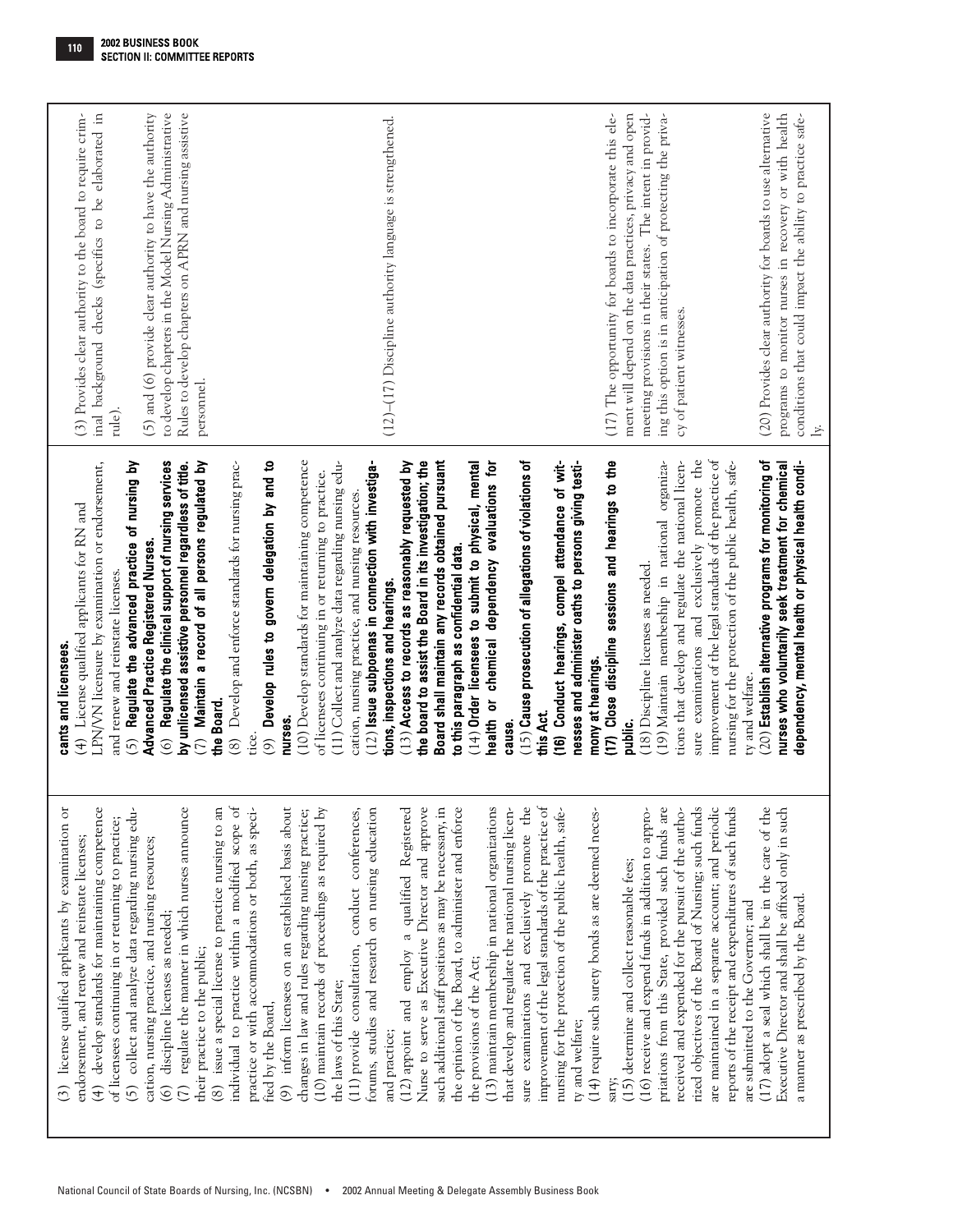| | | |
|---|---|---|
| (3) license qualified applicants by examination or endorsement, and renew and reinstate licenses;<br>(4) develop standards for maintaining competence of licensees continuing in or returning to practice;<br>(5) collect and analyze data regarding nursing education, nursing practice, and nursing resources;<br>(6) discipline licenses as needed;<br>(7) regulate the manner in which nurses announce their practice to the public;<br>(8) issue a special license to practice nursing to an individual to practice within a modified scope of practice or with accommodations or both, as specified by the Board;<br>(9) inform licensees on an established basis about changes in law and rules regarding nursing practice;<br>(10) maintain records of proceedings as required by the laws of this State;<br>(11) provide consultation, conduct conferences, forums, studies and research on nursing education and practice;<br>(12) appoint and employ a qualified Registered Nurse to serve as Executive Director and approve such additional staff positions as may be necessary, in the opinion of the Board, to administer and enforce the provisions of the Act;<br>(13) maintain membership in national organizations that develop and regulate the national nursing licensure examinations and exclusively promote the improvement of the legal standards of the practice of nursing for the protection of the public health, safety and welfare;<br>(14) require such surety bonds as are deemed necessary;<br>(15) determine and collect reasonable fees;<br>(16) receive and expend funds in addition to appropriations from this State, provided such funds are received and expended for the pursuit of the authorized objectives of the Board of Nursing; such funds are maintained in a separate account; and periodic reports of the receipt and expenditures of such funds are submitted to the Governor; and<br>(17) adopt a seal which shall be in the care of the Executive Director and shall be affixed only in such a manner as prescribed by the Board. | **cants and licensees.**<br>(4) License qualified applicants for RN and LPN/VN licensure by examination or endorsement, and renew and reinstate licenses.<br>(5) **Regulate the advanced practice of nursing by Advanced Practice Registered Nurses.**<br>(6) **Regulate the clinical support of nursing services by unlicensed assistive personnel regardless of title.**<br>(7) **Maintain a record of all persons regulated by the Board.**<br>(8) Develop and enforce standards for nursing practice.<br>(9) **Develop rules to govern delegation by and to nurses.**<br>(10) Develop standards for maintaining competence of licensees continuing in or returning to practice.<br>(11) Collect and analyze data regarding nursing education, nursing practice, and nursing resources.<br>(12) **Issue subpoenas in connection with investigations, inspections and hearings.**<br>(13) **Access to records as reasonably requested by the board to assist the Board in its investigation; the Board shall maintain any records obtained pursuant to this paragraph as confidential data.**<br>(14) **Order licensees to submit to physical, mental health or chemical dependency evaluations for cause.**<br>(15) **Cause prosecution of allegations of violations of this Act.**<br>**(16) Conduct hearings, compel attendance of witnesses and administer oaths to persons giving testimony at hearings.**<br>**(17) Close discipline sessions and hearings to the public.**<br>(18) Discipline licenses as needed.<br>(19) Maintain membership in national organizations that develop and regulate the national licensure examinations and exclusively promote the improvement of the legal standards of the practice of nursing for the protection of the public health, safety and welfare.<br>(20) **Establish alternative programs for monitoring of nurses who voluntarily seek treatment for chemical dependency, mental health or physical health condi-** | (3) Provides clear authority to the board to require criminal background checks (specifics to be elaborated in rule).<br><br>(5) and (6) provide clear authority to have the authority to develop chapters in the Model Nursing Administrative Rules to develop chapters on APRN and nursing assistive personnel.<br><br>(12)–(17) Discipline authority language is strengthened.<br><br>(17) The opportunity for boards to incorporate this element will depend on the data practices, privacy and open meeting provisions in their states. The intent in providing this option is in anticipation of protecting the privacy of patient witnesses.<br><br>(20) Provides clear authority for boards to use alternative programs to monitor nurses in recovery or with health conditions that could impact the ability to practice safely. |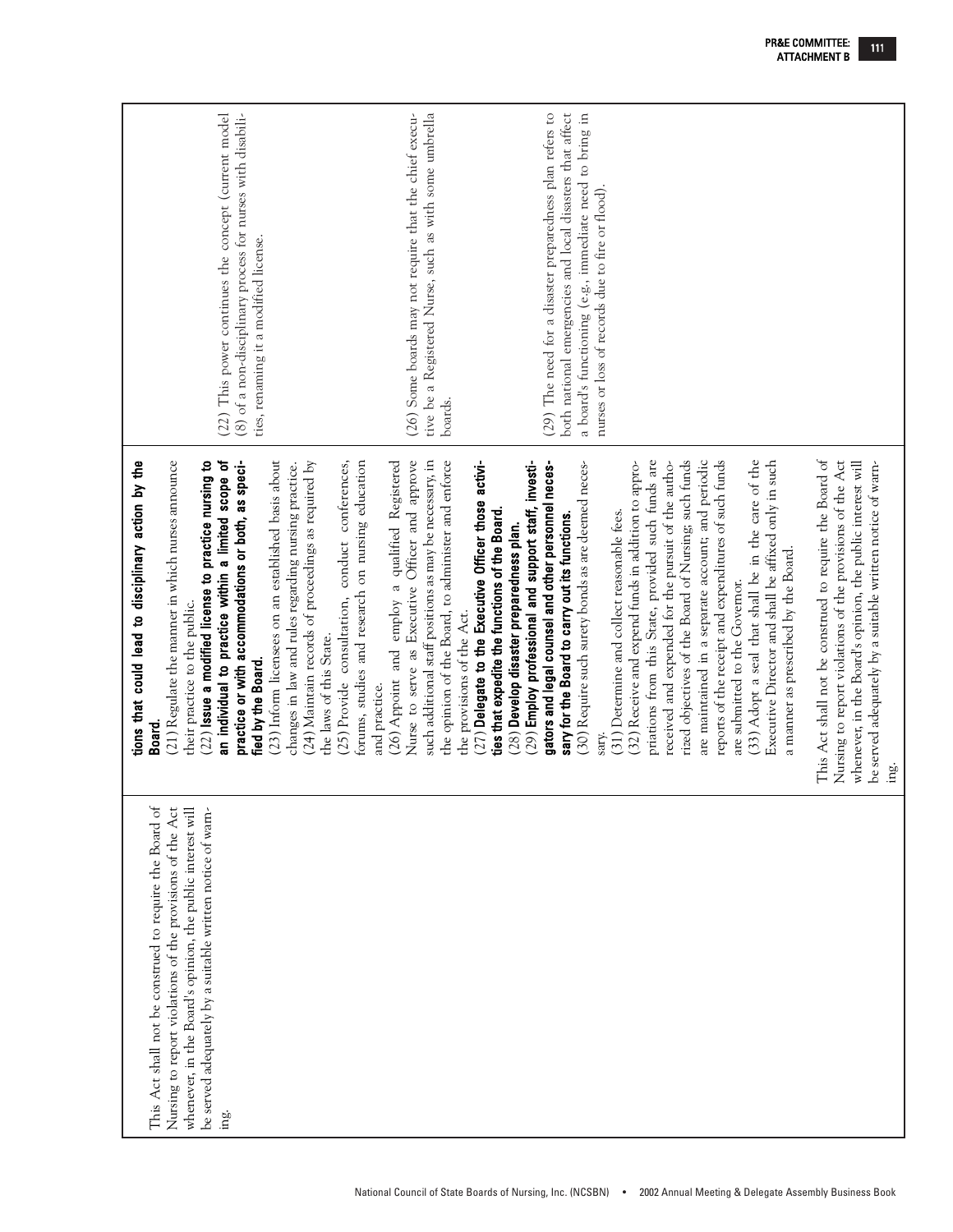| | | |
|---|---|---|
| This Act shall not be construed to require the Board of Nursing to report violations of the provisions of the Act whenever, in the Board's opinion, the public interest will be served adequately by a suitable written notice of warning. | **tions that could lead to disciplinary action by the Board.**<br>(21) Regulate the manner in which nurses announce their practice to the public.<br>(22) **Issue a modified license to practice nursing to an individual to practice within a limited scope of practice or with accommodations or both, as specified by the Board.**<br>(23) Inform licensees on an established basis about changes in law and rules regarding nursing practice.<br>(24) Maintain records of proceedings as required by the laws of this State.<br>(25) Provide consultation, conduct conferences, forums, studies and research on nursing education and practice.<br>(26) Appoint and employ a qualified Registered Nurse to serve as Executive Officer and approve such additional staff positions as may be necessary, in the opinion of the Board, to administer and enforce the provisions of the Act.<br>(27) **Delegate to the Executive Officer those activities that expedite the functions of the Board.**<br>(28) **Develop disaster preparedness plan.**<br>(29) **Employ professional and support staff, investigators and legal counsel and other personnel necessary for the Board to carry out its functions.**<br>(30) Require such surety bonds as are deemed necessary.<br>(31) Determine and collect reasonable fees.<br>(32) Receive and expend funds in addition to appropriations from this State, provided such funds are received and expended for the pursuit of the authorized objectives of the Board of Nursing; such funds are maintained in a separate account; and periodic reports of the receipt and expenditures of such funds are submitted to the Governor.<br>(33) Adopt a seal that shall be in the care of the Executive Director and shall be affixed only in such a manner as prescribed by the Board.<br><br>This Act shall not be construed to require the Board of Nursing to report violations of the provisions of the Act whenever, in the Board's opinion, the public interest will be served adequately by a suitable written notice of warning. | (22) This power continues the concept (current model (8) of a non-disciplinary process for nurses with disabilities, renaming it a modified license.<br><br>(26) Some boards may not require that the chief executive be a Registered Nurse, such as with some umbrella boards.<br><br>(29) The need for a disaster preparedness plan refers to both national emergencies and local disasters that affect a board's functioning (e.g., immediate need to bring in nurses or loss of records due to fire or flood). |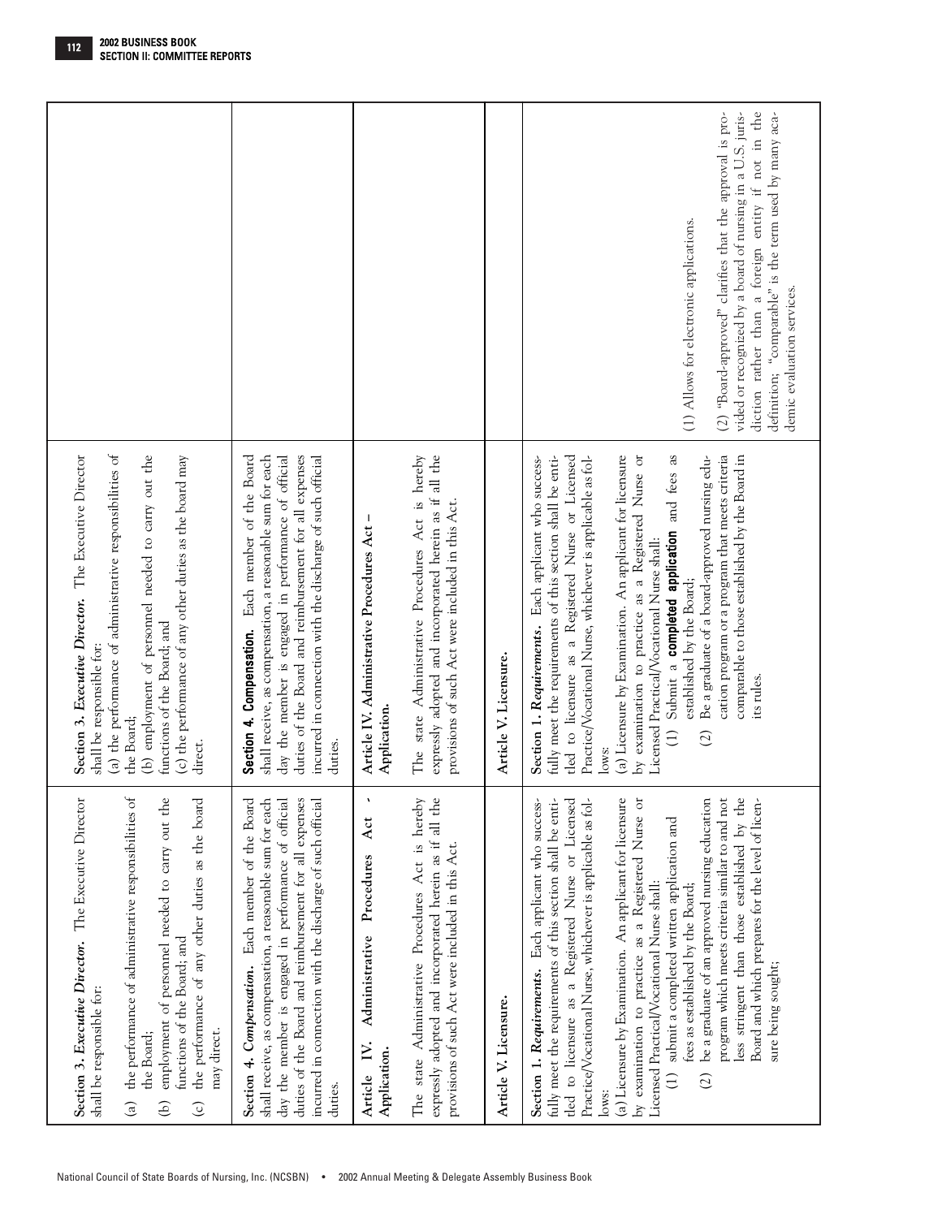| | | |
|---|---|---|
| **Section 3. *Executive Director.*** The Executive Director shall be responsible for:<br>(a) the performance of administrative responsibilities of the Board;<br>(b) employment of personnel needed to carry out the functions of the Board; and<br>(c) the performance of any other duties as the board may direct. | **Section 3. *Executive Director.*** The Executive Director shall be responsible for:<br>(a) the performance of administrative responsibilities of the Board;<br>(b) employment of personnel needed to carry out the functions of the Board; and<br>(c) the performance of any other duties as the board may direct. | |
| **Section 4. *Compensation.*** Each member of the Board shall receive, as compensation, a reasonable sum for each day the member is engaged in performance of official duties of the Board and reimbursement for all expenses incurred in connection with the discharge of such official duties. | **Section 4. Compensation.** Each member of the Board shall receive, as compensation, a reasonable sum for each day the member is engaged in performance of official duties of the Board and reimbursement for all expenses incurred in connection with the discharge of such official duties. | |
| **Article IV. Administrative Procedures Act – Application.**<br>The state Administrative Procedures Act is hereby expressly adopted and incorporated herein as if all the provisions of such Act were included in this Act. | **Article IV. Administrative Procedures Act – Application.**<br>The state Administrative Procedures Act is hereby expressly adopted and incorporated herein as if all the provisions of such Act were included in this Act. | |
| **Article V. Licensure.** | **Article V. Licensure.** | |
| **Section 1. *Requirements.*** Each applicant who successfully meet the requirements of this section shall be entitled to licensure as a Registered Nurse or Licensed Practice/Vocational Nurse, whichever is applicable as follows:<br>(a) Licensure by Examination. An applicant for licensure by examination to practice as a Registered Nurse or Licensed Practical/Vocational Nurse shall:<br>(1) submit a completed written application and fees as established by the Board;<br>(2) be a graduate of an approved nursing education program which meets criteria similar to and not less stringent than those established by the Board and which prepares for the level of licensure being sought; | **Section 1. *Requirements.*** Each applicant who successfully meet the requirements of this section shall be entitled to licensure as a Registered Nurse or Licensed Practice/Vocational Nurse, whichever is applicable as follows:<br>(a) Licensure by Examination. An applicant for licensure by examination to practice as a Registered Nurse or Licensed Practical/Vocational Nurse shall:<br>(1) Submit a **completed application** and fees as established by the Board;<br>(2) Be a graduate of a board-approved nursing education program or a program that meets criteria comparable to those established by the Board in its rules. | (1) Allows for electronic applications.<br><br>(2) "Board-approved" clarifies that the approval is provided or recognized by a board of nursing in a U.S. jurisdiction rather than a foreign entity if not in the definition; "comparable" is the term used by many academic evaluation services. |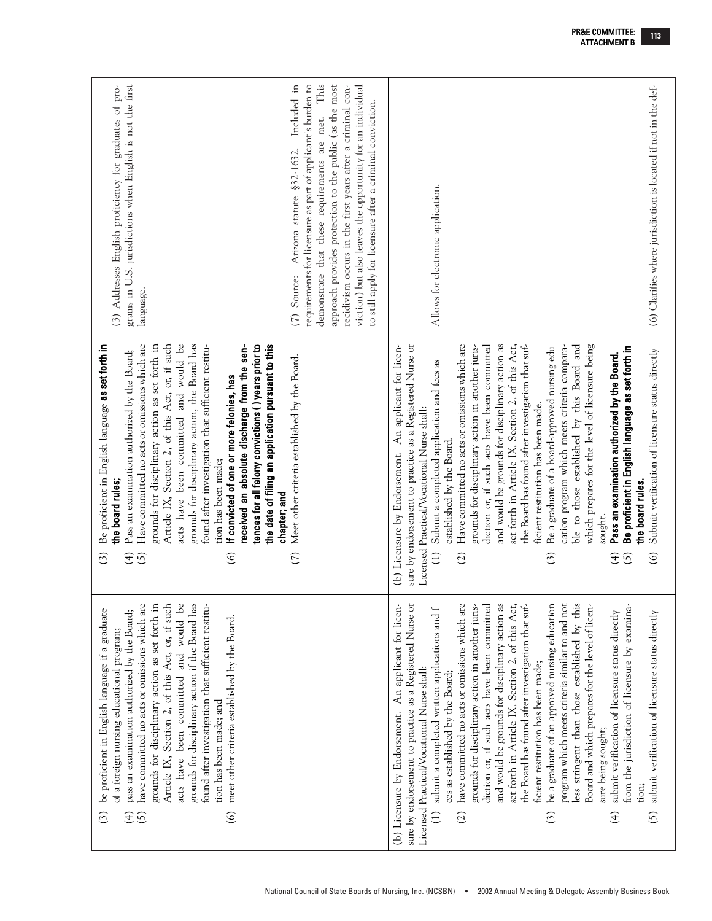| | | |
|---|---|---|
| (3) be proficient in English language if a graduate of a foreign nursing educational program;<br>(4) pass an examination authorized by the Board;<br>(5) have committed no acts or omissions which are grounds for disciplinary action as set forth in Article IX, Section 2, of this Act, or, if such acts have been committed and would be grounds for disciplinary action if the Board has found after investigation that sufficient restitution has been made; and<br>(6) meet other criteria established by the Board. | (3) Be proficient in English language **as set forth in the board rules;**<br>(4) Pass an examination authorized by the Board;<br>(5) Have committed no acts or omissions which are grounds for disciplinary action as set forth in Article IX, Section 2, of this Act, or, if such acts have been committed and would be grounds for disciplinary action, the Board has found after investigation that sufficient restitution has been made;<br>(6) **If convicted of one or more felonies, has received an absolute discharge from the sentences for all felony convictions ( ) years prior to the date of filing an application pursuant to this chapter; and**<br>(7) Meet other criteria established by the Board. | (3) Addresses English proficiency for graduates of programs in U.S. jurisdictions when English is not the first language.<br><br>(7) Source: Arizona statute §32-1632. Included in requirements for licensure as part of applicant's burden to demonstrate that these requirements are met. This approach provides protection to the public (as the most recidivism occurs in the first years after a criminal conviction) but also leaves the opportunity for an individual to still apply for licensure after a criminal conviction. |
| (b) Licensure by Endorsement. An applicant for licensure by endorsement to practice as a Registered Nurse or Licensed Practical/Vocational Nurse shall:<br>(1) submit a completed written applications and fees as established by the Board;<br>(2) have committed no acts or omissions which are grounds for disciplinary action in another jurisdiction or, if such acts have been committed and would be grounds for disciplinary action as set forth in Article IX, Section 2, of this Act, the Board has found after investigation that sufficient restitution has been made;<br>(3) be a graduate of an approved nursing education program which meets criteria similar to and not less stringent than those established by this Board and which prepares for the level of licensure being sought;<br>(4) submit verification of licensure status directly from the jurisdiction of licensure by examination;<br>(5) submit verification of licensure status directly | (b) Licensure by Endorsement. An applicant for licensure by endorsement to practice as a Registered Nurse or Licensed Practical/Vocational Nurse shall:<br>(1) Submit a completed application and fees as established by the Board.<br>(2) Have committed no acts or omissions which are grounds for disciplinary action in another jurisdiction or, if such acts have been committed and would be grounds for disciplinary action as set forth in Article IX, Section 2, of this Act, the Board has found after investigation that sufficient restitution has been made.<br>(3) Be a graduate of a board-approved nursing education program which meets criteria comparable to those established by this Board and which prepares for the level of licensure being sought.<br>(4) **Pass an examination authorized by the Board.**<br>(5) **Be proficient in English language as set forth in the board rules.**<br>(6) Submit verification of licensure status directly | Allows for electronic application.<br><br>(6) Clarifies where jurisdiction is located if not in the def- |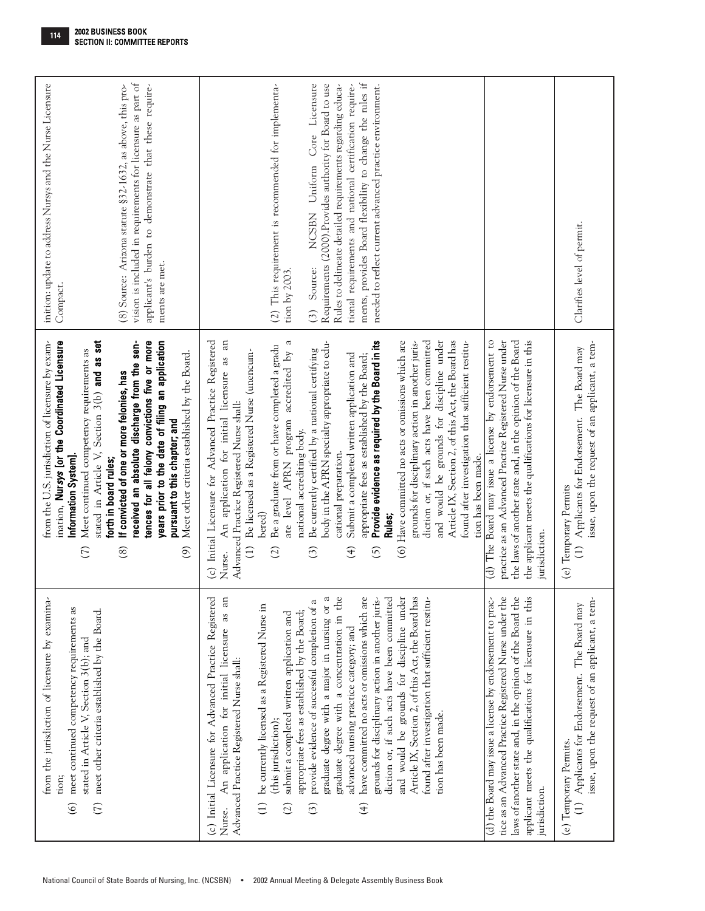| Current | Proposed | Rationale |
|---|---|---|
| from the jurisdiction of licensure by examination;<br>(6) meet continued competency requirements as stated in Article V, Section 3(b); and<br>(7) meet other criteria established by the Board. | from the U.S. jurisdiction of licensure by examination, **Nursys [or the Coordinated Licensure Information System].**<br>(7) Meet continued competency requirements as stated in Article V, Section 3(b) **and as set forth in board rules;**<br>(8) **If convicted of one or more felonies, has received an absolute discharge from the sentences for all felony convictions five or more years prior to the date of filing an application pursuant to this chapter; and**<br>(9) Meet other criteria established by the Board. | inition: update to address Nursys and the Nurse Licensure Compact.<br><br>(8) Source: Arizona statute §32-1632, as above, this provision is included in requirements for licensure as part of applicant's burden to demonstrate that these requirements are met. |
| (c) Initial Licensure for Advanced Practice Registered Nurse. An application for initial licensure as an Advanced Practice Registered Nurse shall:<br>(1) be currently licensed as a Registered Nurse in (this jurisdiction);<br>(2) submit a completed written application and appropriate fees as established by the Board;<br>(3) provide evidence of successful completion of a graduate degree with a major in nursing or a graduate degree with a concentration in the advanced nursing practice category; and<br>(4) have committed no acts or omissions which are grounds for disciplinary action in another jurisdiction or, if such acts have been committed and would be grounds for discipline under Article IX, Section 2, of this Act, the Board has found after investigation that sufficient restitution has been made. | (c) Initial Licensure for Advanced Practice Registered Nurse. An application for initial licensure as an Advanced Practice Registered Nurse shall:<br>(1) Be licensed as a Registered Nurse (unencumbered)<br>(2) Be a graduate from or have completed a graduate level APRN program accredited by a national accrediting body.<br>(3) Be currently certified by a national certifying body in the APRN specialty appropriate to educational preparation.<br>(4) Submit a completed written application and appropriate fees as established by the Board;<br>(5) **Provide evidence as required by the Board in its Rules;**<br>(6) Have committed no acts or omissions which are grounds for disciplinary action in another jurisdiction or, if such acts have been committed and would be grounds for discipline under Article IX, Section 2, of this Act, the Board has found after investigation that sufficient restitution has been made. | (2) This requirement is recommended for implementation by 2003.<br><br>(3) Source: NCSBN Uniform Core Licensure Requirements (2000).Provides authority for Board to use Rules to delineate detailed requirements regarding educational requirements and national certification requirements, provides Board flexibility to change the rules if needed to reflect current advanced practice environment. |
| (d) the Board may issue a license by endorsement to practice as an Advanced Practice Registered Nurse under the laws of another state and, in the opinion of the Board the applicant meets the qualifications for licensure in this jurisdiction. | (d) The Board may issue a license by endorsement to practice as an Advanced Practice Registered Nurse under the laws of another state and, in the opinion of the Board the applicant meets the qualifications for licensure in this jurisdiction. | |
| (e) Temporary Permits.<br>(1) Applicants for Endorsement. The Board may issue, upon the request of an applicant, a tem- | (e) Temporary Permits<br>(1) Applicants for Endorsement. The Board may issue, upon the request of an applicant, a tem- | Clarifies level of permit. |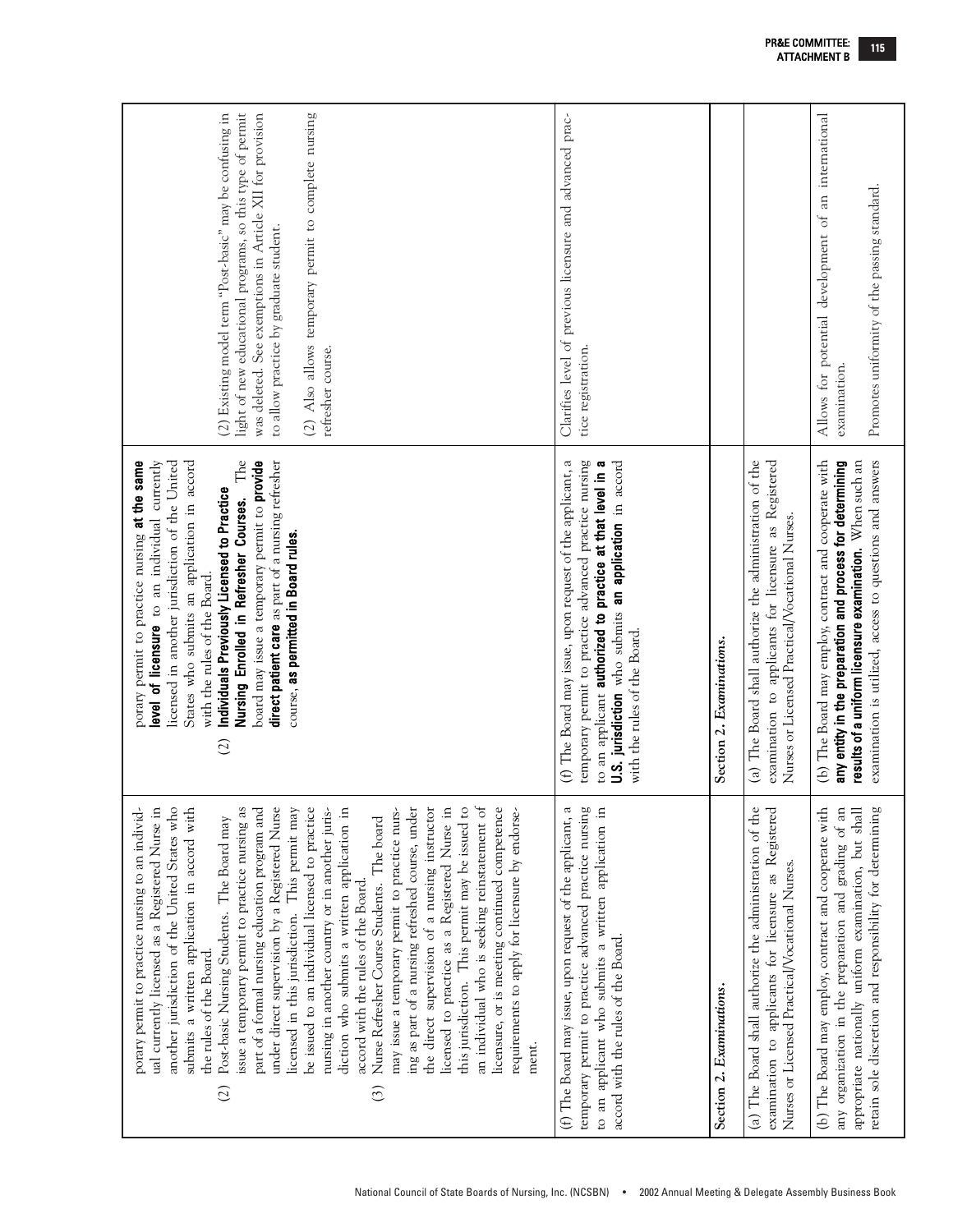| | | |
|---|---|---|
| porary permit to practice nursing to an individual currently licensed as a Registered Nurse in another jurisdiction of the United States who submits a written application in accord with the rules of the Board.<br>(2) Post-basic Nursing Students. The Board may issue a temporary permit to practice nursing as part of a formal nursing education program and under direct supervision by a Registered Nurse licensed in this jurisdiction. This permit may be issued to an individual licensed to practice nursing in another country or in another jurisdiction who submits a written application in accord with the rules of the Board.<br>(3) Nurse Refresher Course Students. The board may issue a temporary permit to practice nursing as part of a nursing refreshed course, under the direct supervision of a nursing instructor licensed to practice as a Registered Nurse in this jurisdiction. This permit may be issued to an individual who is seeking reinstatement of licensure, or is meeting continued competence requirements to apply for licensure by endorsement. | porary permit to practice nursing **at the same level of licensure** to an individual currently licensed in another jurisdiction of the United States who submits an application in accord with the rules of the Board.<br>(2) **Individuals Previously Licensed to Practice Nursing Enrolled in Refresher Courses.** The board may issue a temporary permit to **provide direct patient care** as part of a nursing refresher course, **as permitted in Board rules.** | (2) Existing model term "Post-basic" may be confusing in light of new educational programs, so this type of permit was deleted. See exemptions in Article XII for provision to allow practice by graduate student.<br>(2) Also allows temporary permit to complete nursing refresher course. |
| (f) The Board may issue, upon request of the applicant, a temporary permit to practice advanced practice nursing to an applicant who submits a written application in accord with the rules of the Board. | (f) The Board may issue, upon request of the applicant, a temporary permit to practice advanced practice nursing to an applicant **authorized to practice at that level in a U.S. jurisdiction** who submits **an application** in accord with the rules of the Board. | Clarifies level of previous licensure and advanced practice registration. |
| Section 2. *Examinations.* | Section 2. *Examinations.* | |
| (a) The Board shall authorize the administration of the examination to applicants for licensure as Registered Nurses or Licensed Practical/Vocational Nurses. | (a) The Board shall authorize the administration of the examination to applicants for licensure as Registered Nurses or Licensed Practical/Vocational Nurses. | |
| (b) The Board may employ, contract and cooperate with any organization in the preparation and grading of an appropriate nationally uniform examination, but shall retain sole discretion and responsibility for determining | (b) The Board may employ, contract and cooperate with **any entity in the preparation and process for determining results of a uniform licensure examination.** When such an examination is utilized, access to questions and answers | Allows for potential development of an international examination.<br><br>Promotes uniformity of the passing standard. |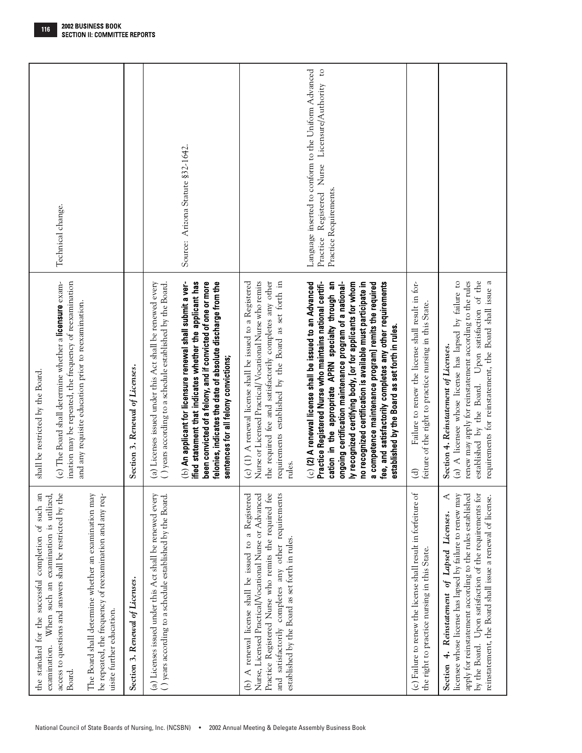| | | |
|---|---|---|
| the standard for the successful completion of such an examination. When such an examination is utilized, access to questions and answers shall be restricted by the Board.<br><br>The Board shall determine whether an examination may be repeated, the frequency of reexamination and any requisite further education. | shall be restricted by the Board.<br><br>(c) The Board shall determine whether a **licensure** examination may be repeated, the frequency of reexamination and any requisite education prior to reexamination. | Technical change. |
| *Section 3. Renewal of Licenses.* | *Section 3. Renewal of Licenses.* | |
| (a) Licenses issued under this Act shall be renewed every ( ) years according to a schedule established by the Board. | (a) Licenses issued under this Act shall be renewed every ( ) years according to a schedule established by the Board.<br><br>(b) **An applicant for licensure renewal shall submit a verified statement that indicates whether the applicant has been convicted of a felony, and if convicted of one or more felonies, indicates the date of absolute discharge from the sentences for all felony convictions;** | Source: Arizona Statute §32-1642. |
| (b) A renewal license shall be issued to a Registered Nurse, Licensed Practical/Vocational Nurse or Advanced Practice Registered Nurse who remits the required fee and satisfactorily completes any other requirements established by the Board as set forth in rules. | (c) (1) A renewal license shall be issued to a Registered Nurse or Licensed Practical/Vocational Nurse who remits the required fee and satisfactorily completes any other requirements established by the Board as set forth in rules.<br><br>(c) **(2) A renewal license shall be issued to an Advanced Practice Registered Nurse who maintains national certification in the appropriate APRN specialty through an ongoing certification maintenance program of a nationally recognized certifying body, [or for applicants for whom no recognized certification is available must participate in a competence maintenance program] remits the required fee, and satisfactorily completes any other requirements established by the Board as set forth in rules.** | Language inserted to conform to the Uniform Advanced Practice Registered Nurse Licensure/Authority to Practice Requirements. |
| (c) Failure to renew the license shall result in forfeiture of the right to practice nursing in this State. | (d) Failure to renew the license shall result in forfeiture of the right to practice nursing in this State. | |
| **Section 4.** *Reinstatement of Lapsed Licenses.* A licensee whose license has lapsed by failure to renew may apply for reinstatement according to the rules established by the Board. Upon satisfaction of the requirements for reinstatement, the Board shall issue a renewal of license. | **Section 4.** *Reinstatement of Licenses.*<br>(a) A licensee whose license has lapsed by failure to renew may apply for reinstatement according to the rules established by the Board. Upon satisfaction of the requirements for reinstatement, the Board shall issue a | |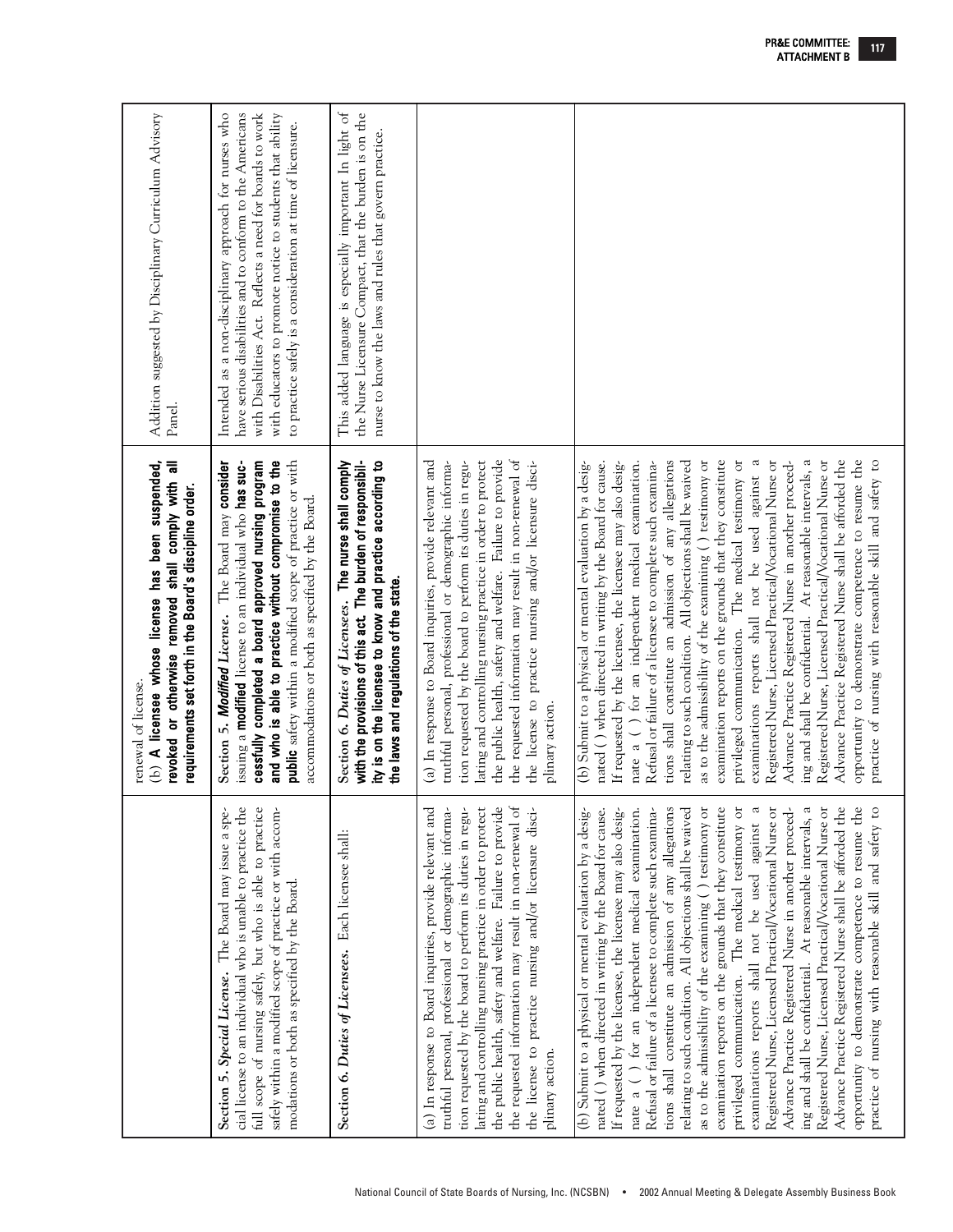| | | |
|---|---|---|
| | renewal of license.<br>(b) **A licensee whose license has been suspended, revoked or otherwise removed shall comply with all requirements set forth in the Board's discipline order.** | Addition suggested by Disciplinary Curriculum Advisory Panel. |
| **Section 5.** ***Special License.*** The Board may issue a special license to an individual who is unable to practice the full scope of nursing safely, but who is able to practice safely within a modified scope of practice or with accommodations or both as specified by the Board. | **Section 5.** ***Modified License.*** The Board may **consider** issuing a **modified** license to an individual who **has successfully completed a board approved nursing program and who is able to practice without compromise to the public** safety within a modified scope of practice or with accommodations or both as specified by the Board. | Intended as a non-disciplinary approach for nurses who have serious disabilities and to conform to the Americans with Disabilities Act. Reflects a need for boards to work with educators to promote notice to students that ability to practice safely is a consideration at time of licensure. |
| **Section 6.** ***Duties of Licensees.*** Each licensee shall: | **Section 6.** ***Duties of Licensees.*** **The nurse shall comply with the provisions of this act. The burden of responsibility is on the licensee to know and practice according to the laws and regulations of the state.** | This added language is especially important In light of the Nurse Licensure Compact, that the burden is on the nurse to know the laws and rules that govern practice. |
| (a) In response to Board inquiries, provide relevant and truthful personal, professional or demographic information requested by the board to perform its duties in regulating and controlling nursing practice in order to protect the public health, safety and welfare. Failure to provide the requested information may result in non-renewal of the license to practice nursing and/or licensure disciplinary action. | (a) In response to Board inquiries, provide relevant and truthful personal, professional or demographic information requested by the board to perform its duties in regulating and controlling nursing practice in order to protect the public health, safety and welfare. Failure to provide the requested information may result in non-renewal of the license to practice nursing and/or licensure disciplinary action. | |
| (b) Submit to a physical or mental evaluation by a designated ( ) when directed in writing by the Board for cause. If requested by the licensee, the licensee may also designate a ( ) for an independent medical examination. Refusal or failure of a licensee to complete such examinations shall constitute an admission of any allegations relating to such condition. All objections shall be waived as to the admissibility of the examining ( ) testimony or examination reports on the grounds that they constitute privileged communication. The medical testimony or examinations reports shall not be used against a Registered Nurse, Licensed Practical/Vocational Nurse or Advance Practice Registered Nurse in another proceeding and shall be confidential. At reasonable intervals, a Registered Nurse, Licensed Practical/Vocational Nurse or Advance Practice Registered Nurse shall be afforded the opportunity to demonstrate competence to resume the practice of nursing with reasonable skill and safety to | (b) Submit to a physical or mental evaluation by a designated ( ) when directed in writing by the Board for cause. If requested by the licensee, the licensee may also designate a ( ) for an independent medical examination. Refusal or failure of a licensee to complete such examinations shall constitute an admission of any allegations relating to such condition. All objections shall be waived as to the admissibility of the examining ( ) testimony or examination reports on the grounds that they constitute privileged communication. The medical testimony or examinations reports shall not be used against a Registered Nurse, Licensed Practical/Vocational Nurse or Advance Practice Registered Nurse in another proceeding and shall be confidential. At reasonable intervals, a Registered Nurse, Licensed Practical/Vocational Nurse or Advance Practice Registered Nurse shall be afforded the opportunity to demonstrate competence to resume the practice of nursing with reasonable skill and safety to | |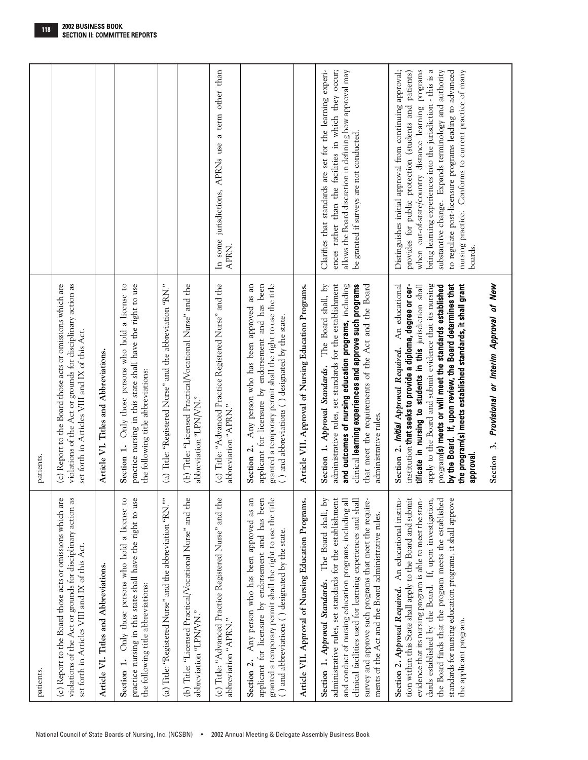| | | |
|---|---|---|
| patients. | patients. | |
| (c) Report to the Board those acts or omissions which are violations of the Act or grounds for disciplinary action as set forth in Articles VIII and IX of this Act. | (c) Report to the Board those acts or omissions which are violations of the Act or grounds for disciplinary action as set forth in Articles VIII and IX of this Act. | |
| **Article VI. Titles and Abbreviations.** | **Article VI. Titles and Abbreviations.** | |
| **Section 1.** Only those persons who hold a license to practice nursing in this state shall have the right to use the following title abbreviations: | **Section 1.** Only those persons who hold a license to practice nursing in this state shall have the right to use the following title abbreviations: | |
| (a) Title: "Registered Nurse" and the abbreviation "RN."" | (a) Title: "Registered Nurse" and the abbreviation "RN." | |
| (b) Title: "Licensed Practical/Vocational Nurse" and the abbreviation "LPN/VN." | (b) Title: "Licensed Practical/Vocational Nurse" and the abbreviation "LPN/VN." | |
| (c) Title: "Advanced Practice Registered Nurse" and the abbreviation "APRN." | (c) Title: "Advanced Practice Registered Nurse" and the abbreviation "APRN." | In some jurisdictions, APRNs use a term other than APRN. |
| **Section 2.** Any person who has been approved as an applicant for licensure by endorsement and has been granted a temporary permit shall the right to use the title ( ) and abbreviations ( ) designated by the state. | **Section 2.** Any person who has been approved as an applicant for licensure by endorsement and has been granted a temporary permit shall the right to use the title ( ) and abbreviations ( ) designated by the state. | |
| **Article VII. Approval of Nursing Education Programs.** | **Article VII. Approval of Nursing Education Programs.** | |
| **Section 1.** *Approval Standards.* The Board shall, by administrative rules, set standards for the establishment and conduct of nursing education programs, including all clinical facilities used for learning experiences and shall survey and approve such programs that meet the requirements of the Act and the Board administrative rules. | **Section 1.** *Approval Standards.* The Board shall, by administrative rules, set standards for the establishment **and outcomes of nursing education programs, including** clinical **learning experiences and approve such programs** that meet the requirements of the Act and the Board administrative rules. | Clarifies that standards are set for the learning experiences rather than the facilities in which they occur; allows the Board discretion in defining how approval may be granted if surveys are not conducted. |
| **Section 2.** ***Approval Required.*** An educational institution within this State shall apply to the Board and submit evidence that its nursing program is able to meet the standards established by the Board. If, upon investigation, the Board finds that the program meets the established standards for nursing education programs, it shall approve the applicant program. | **Section 2.** ***Initial Approval Required.*** An educational institution **that seeks to provide a diploma, degree or certificate in nursing to students in this** jurisdiction shall apply to the Board and submit evidence that its nursing program**(s) meets or will meet the standards established by the Board. If, upon review, the Board determines that the program(s) meets established standards, it shall grant approval.**<br><br>**Section 3.** ***Provisional or Interim Approval of New*** | Distinguishes initial approval from continuing approval; provides for public protection (students and patients) when out-of-state/country distance learning programs bring learning experiences into the jurisdiction - this is a substantive change. Expands terminology and authority to regulate post-licensure programs leading to advanced nursing practice. Conforms to current practice of many boards. |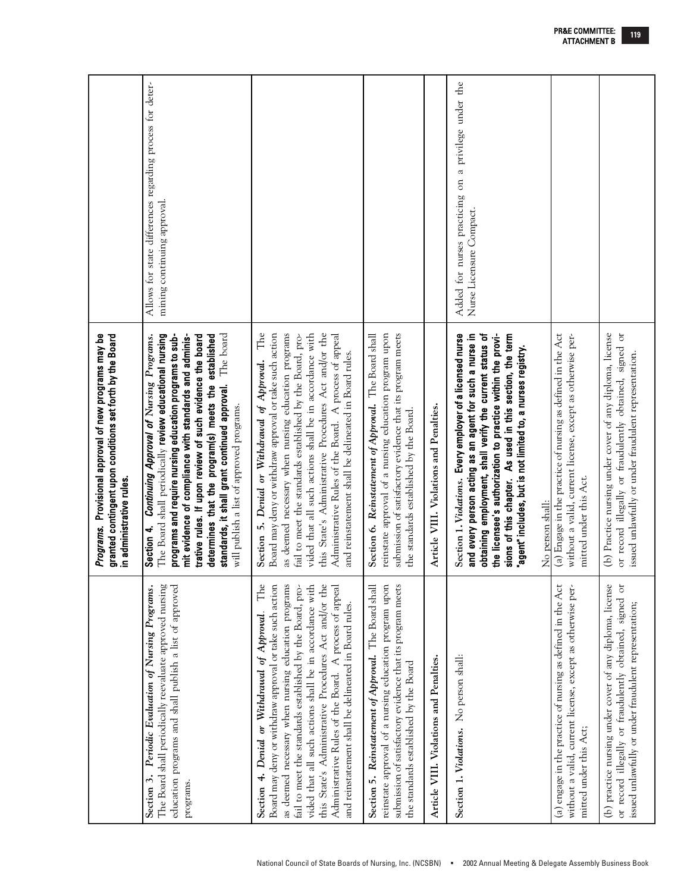| | | |
|---|---|---|
| | ***Programs.* Provisional approval of new programs may be granted contingent upon conditions set forth by the Board in administrative rules.** | |
| **Section 3.** ***Periodic Evaluation of Nursing Programs.*** The Board shall periodically reevaluate approved nursing education programs and shall publish a list of approved programs. | **Section 4.** ***Continuing Approval of Nursing Programs.*** The Board shall periodically **review educational nursing programs and require nursing education programs to submit evidence of compliance with standards and administrative rules. If upon review of such evidence the board determines that the program(s) meets the established standards, it shall grant continued approval.** The board will publish a list of approved programs. | Allows for state differences regarding process for determining continuing approval. |
| **Section 4.** ***Denial or Withdrawal of Approval.*** The Board may deny or withdraw approval or take such action as deemed necessary when nursing education programs fail to meet the standards established by the Board, provided that all such actions shall be in accordance with this State's Administrative Procedures Act and/or the Administrative Rules of the Board. A process of appeal and reinstatement shall be delineated in Board rules. | **Section 5.** ***Denial or Withdrawal of Approval.*** The Board may deny or withdraw approval or take such action as deemed necessary when nursing education programs fail to meet the standards established by the Board, provided that all such actions shall be in accordance with this State's Administrative Procedures Act and/or the Administrative Rules of the Board. A process of appeal and reinstatement shall be delineated in Board rules. | |
| **Section 5.** ***Reinstatement of Approval.*** The Board shall reinstate approval of a nursing education program upon submission of satisfactory evidence that its program meets the standards established by the Board | **Section 6.** ***Reinstatement of Approval.*** The Board shall reinstate approval of a nursing education program upon submission of satisfactory evidence that its program meets the standards established by the Board. | |
| **Article VIII. Violations and Penalties.** | Article VIII. Violations and Penalties. | |
| **Section 1.** ***Violations.*** No person shall: | **Section 1.** ***Violations.*** **Every employer of a licensed nurse and every person acting as an agent for such a nurse in obtaining employment, shall verify the current status of the licensee's authorization to practice within the provisions of this chapter. As used in this section, the term "agent" includes, but is not limited to, a nurses registry.**<br><br>No person shall: | Added for nurses practicing on a privilege under the Nurse Licensure Compact. |
| (a) engage in the practice of nursing as defined in the Act without a valid, current license, except as otherwise permitted under this Act; | (a) Engage in the practice of nursing as defined in the Act without a valid, current license, except as otherwise permitted under this Act. | |
| (b) practice nursing under cover of any diploma, license or record illegally or fraudulently obtained, signed or issued unlawfully or under fraudulent representation; | (b) Practice nursing under cover of any diploma, license or record illegally or fraudulently obtained, signed or issued unlawfully or under fraudulent representation. | |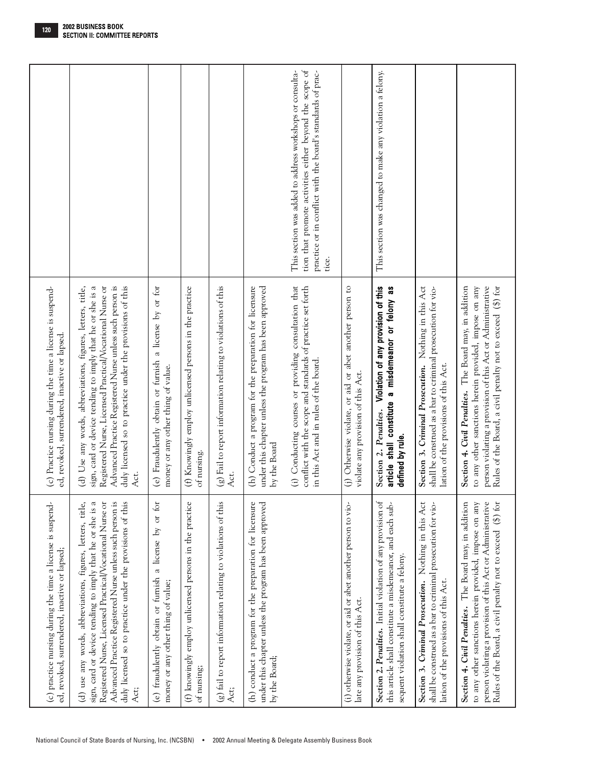| | | |
|---|---|---|
| (c) practice nursing during the time a license is suspended, revoked, surrendered, inactive or lapsed; | (c) Practice nursing during the time a license is suspended, revoked, surrendered, inactive or lapsed. | |
| (d) use any words, abbreviations, figures, letters, title, sign, card or device tending to imply that he or she is a Registered Nurse, Licensed Practical/Vocational Nurse or Advanced Practice Registered Nurse unless such person is duly licensed so to practice under the provisions of this Act; | (d) Use any words, abbreviations, figures, letters, title, sign, card or device tending to imply that he or she is a Registered Nurse, Licensed Practical/Vocational Nurse or Advanced Practice Registered Nurse unless such person is duly licensed so to practice under the provisions of this Act. | |
| (e) fraudulently obtain or furnish a license by or for money or any other thing of value; | (e) Fraudulently obtain or furnish a license by or for money or any other thing of value. | |
| (f) knowingly employ unlicensed persons in the practice of nursing; | (f) Knowingly employ unlicensed persons in the practice of nursing. | |
| (g) fail to report information relating to violations of this Act; | (g) Fail to report information relating to violations of this Act. | |
| (h) conduct a program for the preparation for licensure under this chapter unless the program has been approved by the Board; | (h) Conduct a program for the preparation for licensure under this chapter unless the program has been approved by the Board<br><br>(i) Conducting courses or providing consultation that conflict with the scope and standards of practice set forth in this Act and in rules of the board. | This section was added to address workshops or consultation that promote activities either beyond the scope of practice or in conflict with the board's standards of practice. |
| (i) otherwise violate, or aid or abet another person to violate any provision of this Act. | (j) Otherwise violate, or aid or abet another person to violate any provision of this Act. | |
| ***Section 2. Penalties.*** Initial violation of any provision of this article shall constitute a misdemeanor, and each subsequent violation shall constitute a felony. | ***Section 2. Penalties.*** **Violation of any provision of this article shall constitute a misdemeanor or felony as defined by rule.** | This section was changed to make any violation a felony. |
| ***Section 3. Criminal Prosecution.*** Nothing in this Act shall be construed as a bar to criminal prosecution for violation of the provisions of this Act. | ***Section 3. Criminal Prosecution.*** Nothing in this Act shall be construed as a bar to criminal prosecution for violation of the provisions of this Act. | |
| ***Section 4. Civil Penalties.*** The Board may, in addition to any other sanctions herein provided, impose on any person violating a provision of this Act or Administrative Rules of the Board, a civil penalty not to exceed ($) for | ***Section 4. Civil Penalties.*** The Board may, in addition to any other sanctions herein provided, impose on any person violating a provision of this Act or Administrative Rules of the Board, a civil penalty not to exceed ($) for | |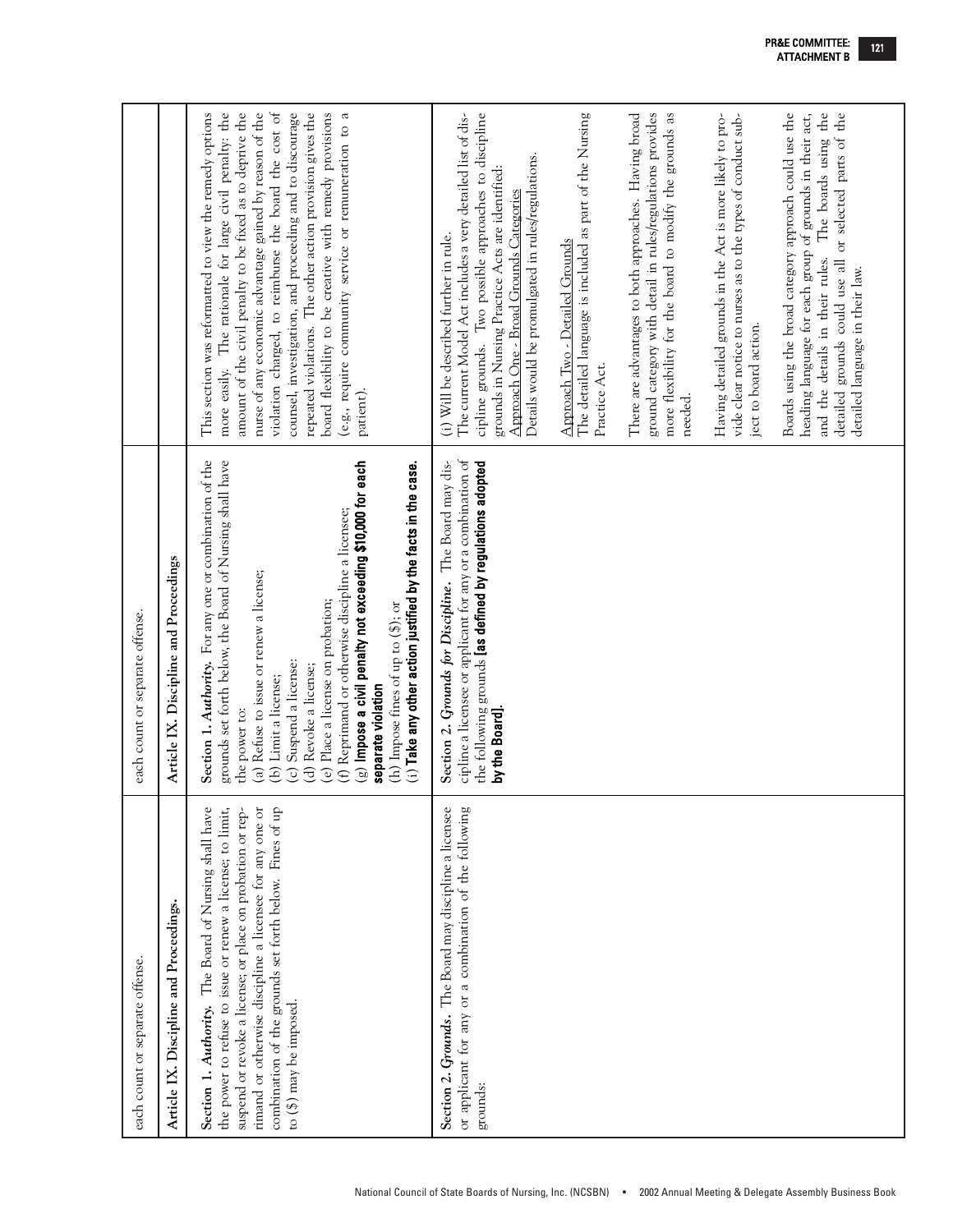| | | |
|---|---|---|
| each count or separate offense. | each count or separate offense. | |
| **Article IX. Discipline and Proceedings.** | **Article IX. Discipline and Proceedings** | |
| **Section 1. *Authority.*** The Board of Nursing shall have the power to refuse to issue or renew a license; to limit, suspend or revoke a license; or place on probation or reprimand or otherwise discipline a licensee for any one or combination of the grounds set forth below. Fines of up to ($) may be imposed. | **Section 1. *Authority.*** For any one or combination of the grounds set forth below, the Board of Nursing shall have the power to:<br>(a) Refuse to issue or renew a license;<br>(b) Limit a license;<br>(c) Suspend a license:<br>(d) Revoke a license;<br>(e) Place a license on probation;<br>(f) Reprimand or otherwise discipline a licensee;<br>(g) **Impose a civil penalty not exceeding $10,000 for each separate violation**<br>(h) Impose fines of up to ($); or<br>(i) **Take any other action justified by the facts in the case.** | This section was reformatted to view the remedy options more easily. The rationale for large civil penalty: the amount of the civil penalty to be fixed as to deprive the nurse of any economic advantage gained by reason of the violation charged, to reimburse the board the cost of counsel, investigation, and proceeding and to discourage repeated violations. The other action provision gives the board flexibility to be creative with remedy provisions (e.g., require community service or remuneration to a patient). |
| **Section 2. *Grounds.*** The Board may discipline a licensee or applicant for any or a combination of the following grounds: | **Section 2. *Grounds for Discipline.*** The Board may discipline a licensee or applicant for any or a combination of the following grounds **[as defined by regulations adopted by the Board]**. | (i) Will be described further in rule.<br>The current Model Act includes a very detailed list of discipline grounds. Two possible approaches to discipline grounds in Nursing Practice Acts are identified:<br><u>Approach One - Broad Grounds Categories</u><br>Details would be promulgated in rules/regulations.<br><br><u>Approach Two - Detailed Grounds</u><br>The detailed language is included as part of the Nursing Practice Act.<br><br>There are advantages to both approaches. Having broad ground category with detail in rules/regulations provides more flexibility for the board to modify the grounds as needed.<br><br>Having detailed grounds in the Act is more likely to provide clear notice to nurses as to the types of conduct subject to board action.<br><br>Boards using the broad category approach could use the heading language for each group of grounds in their act, and the details in their rules. The boards using the detailed grounds could use all or selected parts of the detailed language in their law. |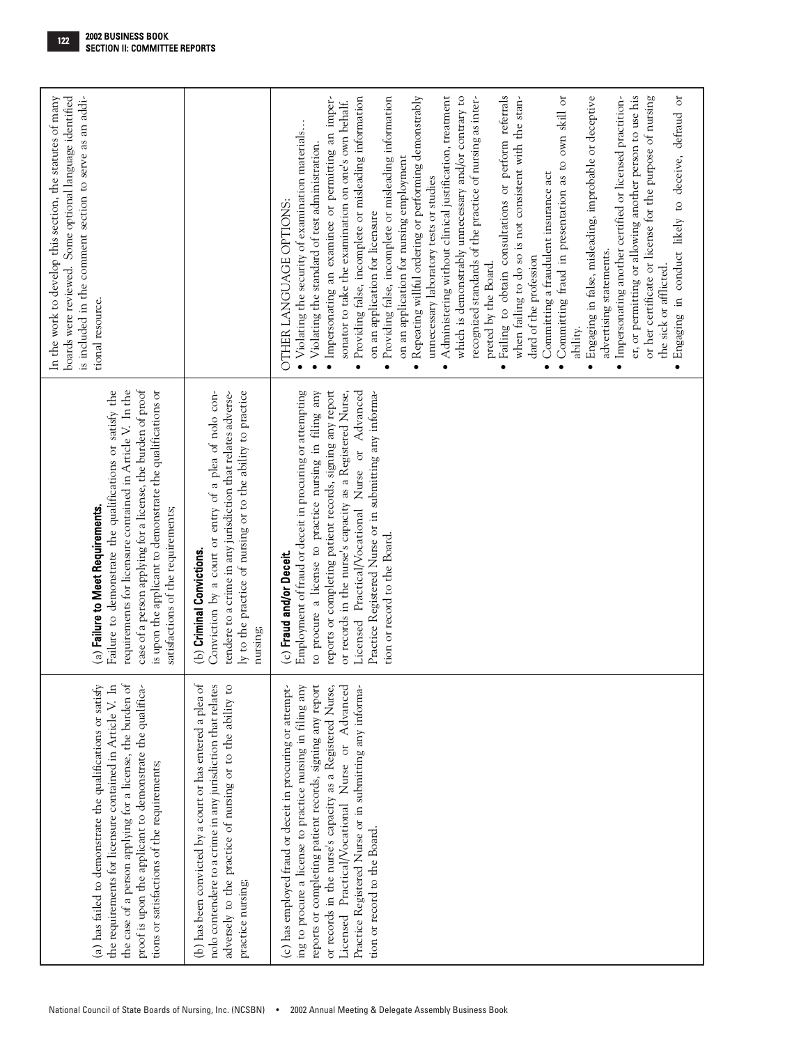| | | |
|---|---|---|
| (a) has failed to demonstrate the qualifications or satisfy the requirements for licensure contained in Article V. In the case of a person applying for a license, the burden of proof is upon the applicant to demonstrate the qualifications or satisfactions of the requirements; | (a) **Failure to Meet Requirements.** Failure to demonstrate the qualifications or satisfy the requirements for licensure contained in Article V. In the case of a person applying for a license, the burden of proof is upon the applicant to demonstrate the qualifications or satisfactions of the requirements; | In the work to develop this section, the statutes of many boards were reviewed. Some optional language identified is included in the comment section to serve as an additional resource. |
| (b) has been convicted by a court or has entered a plea of nolo contendere to a crime in any jurisdiction that relates adversely to the practice of nursing or to the ability to practice nursing; | (b) **Criminal Convictions.** Conviction by a court or entry of a plea of nolo contendere to a crime in any jurisdiction that relates adversely to the practice of nursing or to the ability to practice nursing; | |
| (c) has employed fraud or deceit in procuring or attempting to procure a license to practice nursing in filing any reports or completing patient records, signing any report or records in the nurse's capacity as a Registered Nurse, Licensed Practical/Vocational Nurse or Advanced Practice Registered Nurse or in submitting any information or record to the Board. | (c) **Fraud and/or Deceit.** Employment of fraud or deceit in procuring or attempting to procure a license to practice nursing in filing any reports or completing patient records, signing any report or records in the nurse's capacity as a Registered Nurse, Licensed Practical/Vocational Nurse or Advanced Practice Registered Nurse or in submitting any information or record to the Board. | OTHER LANGUAGE OPTIONS:<br>• Violating the security of examination materials…<br>• Violating the standard of test administration.<br>• Impersonating an examinee or permitting an impersonator to take the examination on one's own behalf.<br>• Providing false, incomplete or misleading information on an application for licensure<br>• Providing false, incomplete or misleading information on an application for nursing employment<br>• Repeating willful ordering or performing demonstrably unnecessary laboratory tests or studies<br>• Administering without clinical justification, treatment which is demonstrably unnecessary and/or contrary to recognized standards of the practice of nursing as interpreted by the Board.<br>• Failing to obtain consultations or perform referrals when failing to do so is not consistent with the standard of the profession<br>• Committing a fraudulent insurance act<br>• Committing fraud in presentation as to own skill or ability.<br>• Engaging in false, misleading, improbable or deceptive advertising statements.<br>• Impersonating another certified or licensed practitioner, or permitting or allowing another person to use his or her certificate or license for the purpose of nursing the sick or afflicted.<br>• Engaging in conduct likely to deceive, defraud or |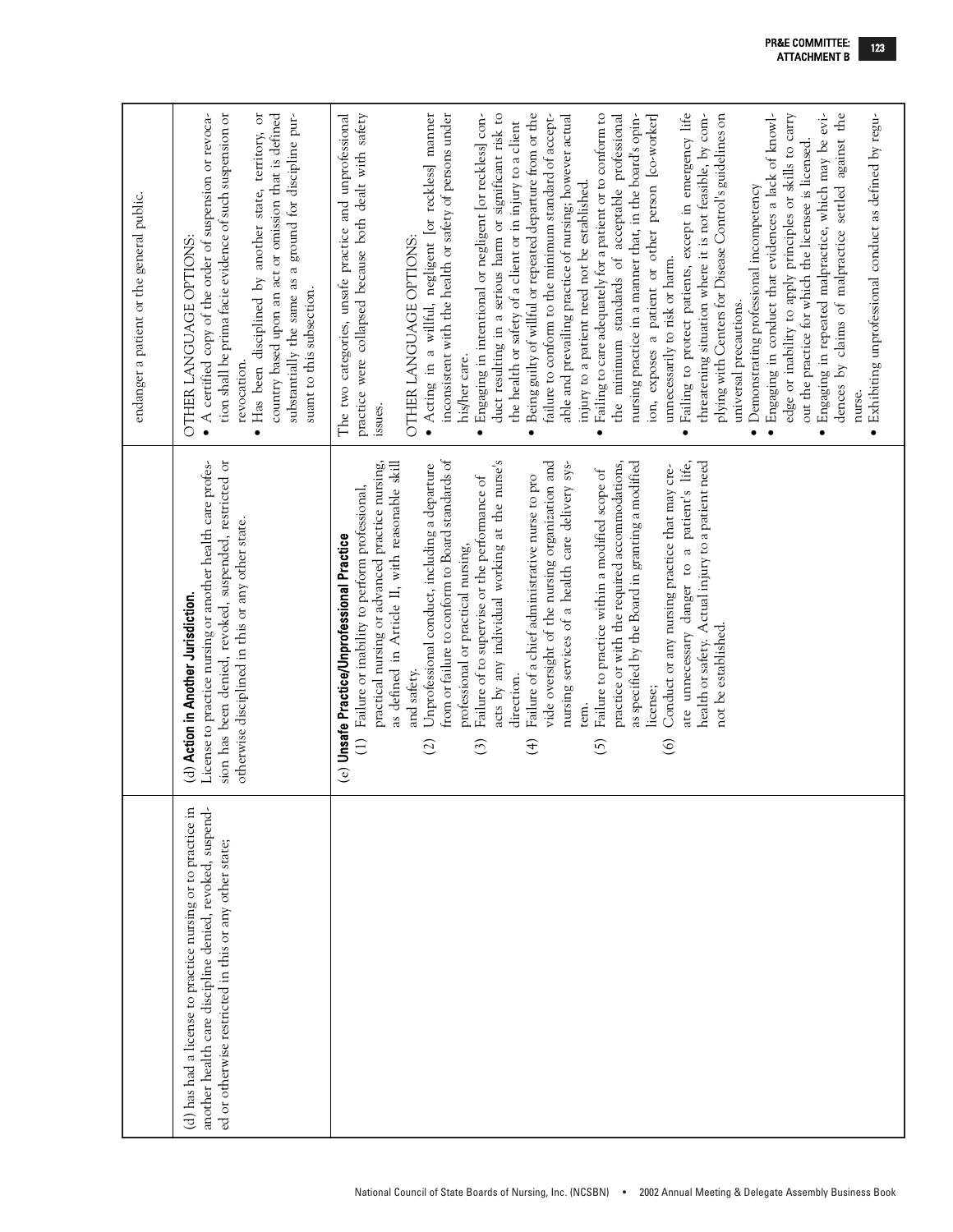| | | |
|---|---|---|
| | | endanger a patient or the general public. |
| (d) has had a license to practice nursing or to practice in another health care discipline denied, revoked, suspended or otherwise restricted in this or any other state; | (d) **Action in Another Jurisdiction.** License to practice nursing or another health care profession has been denied, revoked, suspended, restricted or otherwise disciplined in this or any other state. | OTHER LANGUAGE OPTIONS: <br>• A certified copy of the order of suspension or revocation shall be prima facie evidence of such suspension or revocation. <br>• Has been disciplined by another state, territory, or country based upon an act or omission that is defined substantially the same as a ground for discipline pursuant to this subsection. |
| | (e) **Unsafe Practice/Unprofessional Practice** <br>(1) Failure or inability to perform professional, practical nursing or advanced practice nursing, as defined in Article II, with reasonable skill and safety. <br>(2) Unprofessional conduct, including a departure from or failure to conform to Board standards of professional or practical nursing, <br>(3) Failure of to supervise or the performance of acts by any individual working at the nurse's direction. <br>(4) Failure of a chief administrative nurse to pro vide oversight of the nursing organization and nursing services of a health care delivery system. <br>(5) Failure to practice within a modified scope of practice or with the required accommodations, as specified by the Board in granting a modified license; <br>(6) Conduct or any nursing practice that may create unnecessary danger to a patient's life, health or safety. Actual injury to a patient need not be established. | The two categories, unsafe practice and unprofessional practice were collapsed because both dealt with safety issues. <br><br>OTHER LANGUAGE OPTIONS: <br>• Acting in a willful, negligent [or reckless] manner inconsistent with the health or safety of persons under his/her care. <br>• Engaging in intentional or negligent [or reckless] conduct resulting in a serious harm or significant risk to the health or safety of a client or in injury to a client <br>• Being guilty of willful or repeated departure from or the failure to conform to the minimum standard of acceptable and prevailing practice of nursing; however actual injury to a patient need not be established. <br>• Failing to care adequately for a patient or to conform to the minimum standards of acceptable professional nursing practice in a manner that, in the board's opinion, exposes a patient or other person [co-worker] unnecessarily to risk or harm. <br>• Failing to protect patients, except in emergency life threatening situation where it is not feasible, by complying with Centers for Disease Control's guidelines on universal precautions. <br>• Demonstrating professional incompetency <br>• Engaging in conduct that evidences a lack of knowledge or inability to apply principles or skills to carry out the practice for which the licensee is licensed. <br>• Engaging in repeated malpractice, which may be evidences by claims of malpractice settled against the nurse. <br>• Exhibiting unprofessional conduct as defined by regu- |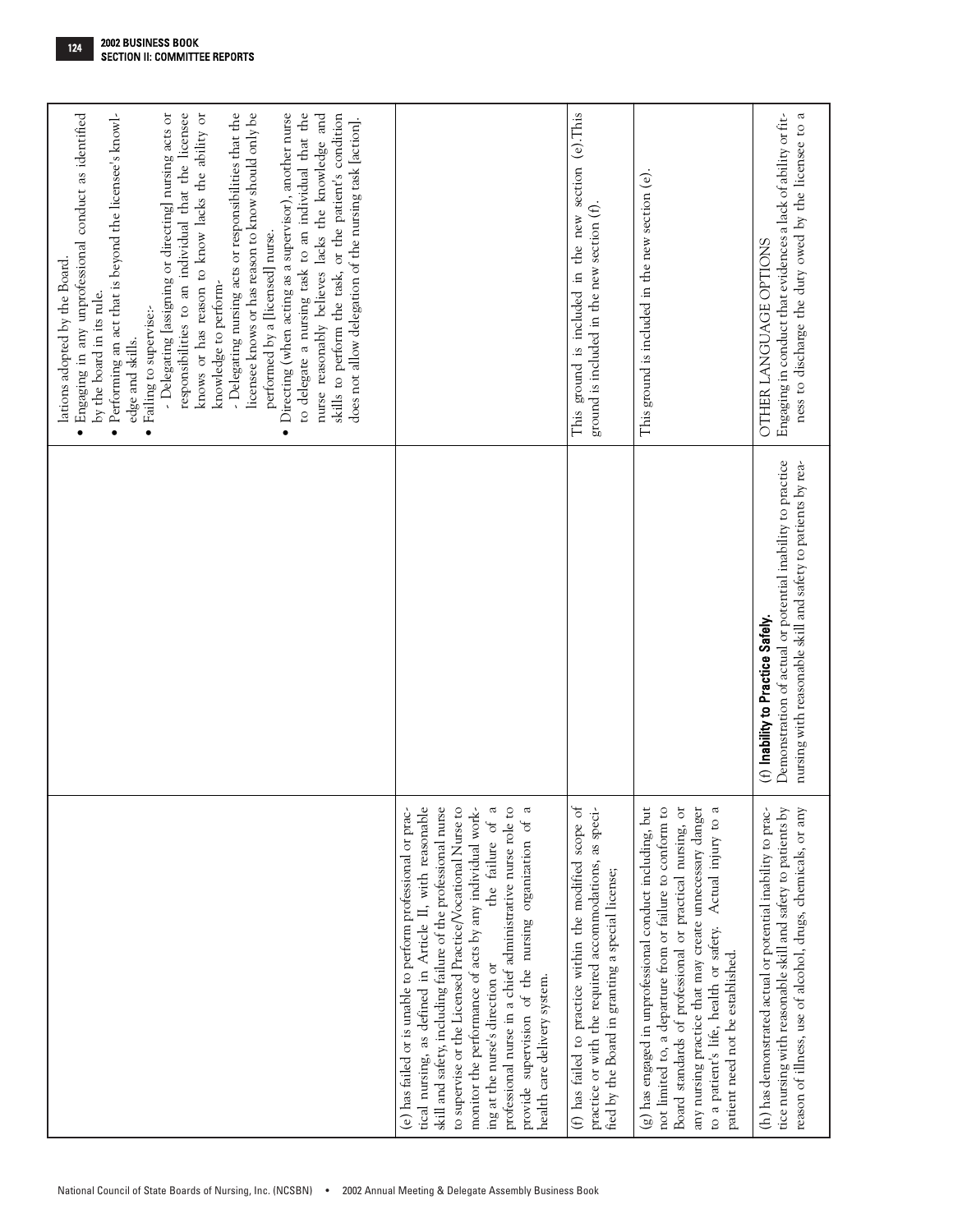| | | |
|---|---|---|
| | | lations adopted by the Board.<br>• Engaging in any unprofessional conduct as identified by the board in its rule.<br>• Performing an act that is beyond the licensee's knowledge and skills.<br>• Failing to supervise:-<br>- Delegating [assigning or directing] nursing acts or responsibilities to an individual that the licensee knows or has reason to know lacks the ability or knowledge to perform-<br>- Delegating nursing acts or responsibilities that the licensee knows or has reason to know should only be performed by a [licensed] nurse.<br>• Directing (when acting as a supervisor), another nurse to delegate a nursing task to an individual that the nurse reasonably believes lacks the knowledge and skills to perform the task, or the patient's condition does not allow delegation of the nursing task [action]. |
| (e) has failed or is unable to perform professional or practical nursing, as defined in Article II, with reasonable skill and safety, including failure of the professional nurse to supervise or the Licensed Practice/Vocational Nurse to monitor the performance of acts by any individual working at the nurse's direction or the failure of a professional nurse in a chief administrative nurse role to provide supervision of the nursing organization of a health care delivery system. | | |
| (f) has failed to practice within the modified scope of practice or with the required accommodations, as specified by the Board in granting a special license; | | This ground is included in the new section (e).This ground is included in the new section (f). |
| (g) has engaged in unprofessional conduct including, but not limited to, a departure from or failure to conform to Board standards of professional or practical nursing, or any nursing practice that may create unnecessary danger to a patient's life, health or safety. Actual injury to a patient need not be established. | | This ground is included in the new section (e). |
| (h) has demonstrated actual or potential inability to practice nursing with reasonable skill and safety to patients by reason of illness, use of alcohol, drugs, chemicals, or any | **(f) Inability to Practice Safely.**<br>Demonstration of actual or potential inability to practice nursing with reasonable skill and safety to patients by rea- | OTHER LANGUAGE OPTIONS<br>Engaging in conduct that evidences a lack of ability or fitness to discharge the duty owed by the licensee to a |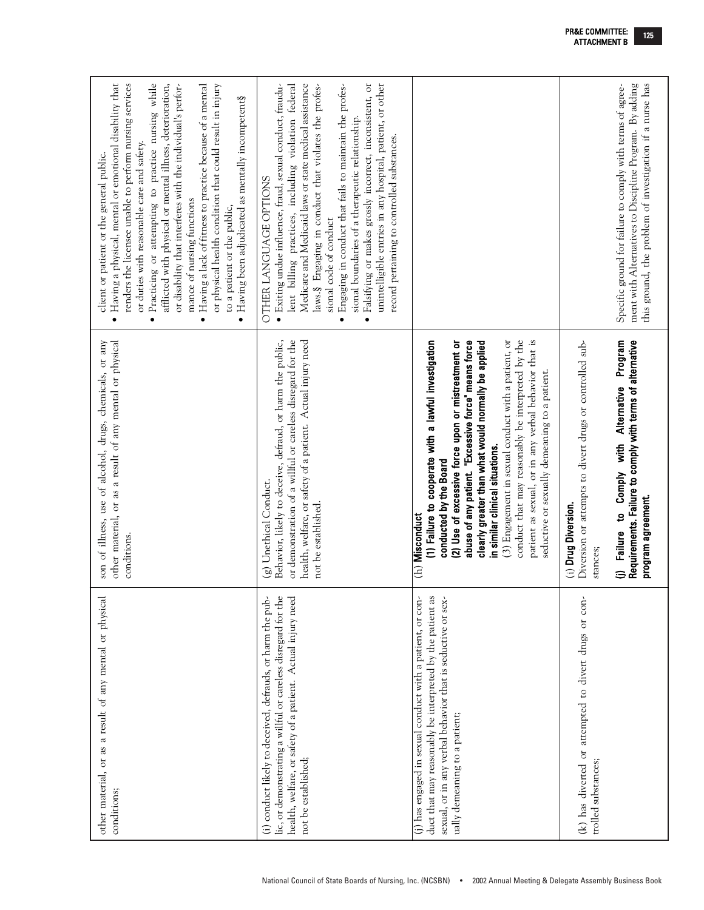| | | |
|---|---|---|
| other material, or as a result of any mental or physical conditions; | son of illness, use of alcohol, drugs, chemicals, or any other material, or as a result of any mental or physical conditions. | client or patient or the general public.<br>• Having a physical, mental or emotional disability that renders the licensee unable to perform nursing services or duties with reasonable care and safety.<br>• Practicing or attempting to practice nursing while afflicted with physical or mental illness, deterioration, or disability that interferes with the individual's performance of nursing functions<br>• Having a lack of fitness to practice because of a mental or physical health condition that could result in injury to a patient or the public,<br>• Having been adjudicated as mentally incompetent§ |
| (i) conduct likely to deceived, defrauds, or harm the public, or demonstrating a willful or careless disregard for the health, welfare, or safety of a patient. Actual injury need not be established; | (g) Unethical Conduct.<br>Behavior, likely to deceive, defraud, or harm the public, or demonstration of a willful or careless disregard for the health, welfare, or safety of a patient. Actual injury need not be established. | OTHER LANGUAGE OPTIONS<br>• Exiting undue influence, fraud, sexual conduct, fraudulent billing practices, including violation federal Medicare and Medicaid laws or state medical assistance laws.§ Engaging in conduct that violates the professional code of conduct<br>• Engaging in conduct that fails to maintain the professional boundaries of a therapeutic relationship.<br>• Falsifying or makes grossly incorrect, inconsistent, or unintelligible entries in any hospital, patient, or other record pertaining to controlled substances. |
| (j) has engaged in sexual conduct with a patient, or conduct that may reasonably be interpreted by the patient as sexual, or in any verbal behavior that is seductive or sexually demeaning to a patient; | (h) **Misconduct**<br>**(1) Failure to cooperate with a lawful investigation conducted by the Board**<br>**(2) Use of excessive force upon or mistreatment or abuse of any patient. "Excessive force" means force clearly greater than what would normally be applied in similar clinical situations.**<br>(3) Engagement in sexual conduct with a patient, or conduct that may reasonably be interpreted by the patient as sexual, or in any verbal behavior that is seductive or sexually demeaning to a patient. | |
| (k) has diverted or attempted to divert drugs or controlled substances; | (i) **Drug Diversion.**<br>Diversion or attempts to divert drugs or controlled substances;<br><br>**(j) Failure to Comply with Alternative Program Requirements. Failure to comply with terms of alternative program agreement.** | <br><br><br>Specific ground for failure to comply with terms of agreement with Alternatives to Discipline Program. By adding this ground, the problem of investigation if a nurse has |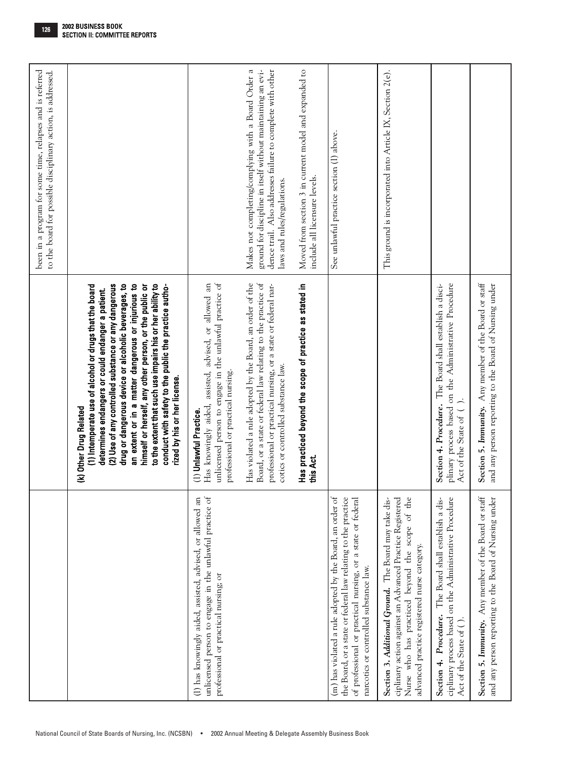| | | been in a program for some time, relapses and is referred to the board for possible disciplinary action, is addressed. |
|---|---|---|
| | **(k) Other Drug Related**<br>**(1) Intemperate use of alcohol or drugs that the board determines endangers or could endanger a patient.**<br>**(2) Use of any controlled substance or any dangerous drug or dangerous device or alcoholic beverages, to an extent or in a matter dangerous or injurious to himself or herself, any other person, or the public or to the extent that such use impairs his or her ability to conduct with safety to the public the practice authorized by his or her license.** | |
| (l) has knowingly aided, assisted, advised, or allowed an unlicensed person to engage in the unlawful practice of professional or practical nursing; or | **(l) Unlawful Practice.**<br>Has knowingly aided, assisted, advised, or allowed an unlicensed person to engage in the unlawful practice of professional or practical nursing. | |
| | Has violated a rule adopted by the Board, an order of the Board, or a state or federal law relating to the practice of professional or practical nursing, or a state or federal narcotics or controlled substance law. | Makes not completing/complying with a Board Order a ground for discipline in itself without maintaining an evidence trail. Also addresses failure to complete with other laws and rules/regulations. |
| | **Has practiced beyond the scope of practice as stated in this Act.** | Moved from section 3 in current model and expanded to include all licensure levels. |
| (m) has violated a rule adopted by the Board, an order of the Board, or a state or federal law relating to the practice of professional or practical nursing, or a state or federal narcotics or controlled substance law. | | See unlawful practice section (l) above. |
| **Section 3. *Additional Ground.*** The Board may take disciplinary action against an Advanced Practice Registered Nurse who has practiced beyond the scope of the advanced practice registered nurse category. | | This ground is incorporated into Article IX, Section 2(e). |
| **Section 4. *Procedure.*** The Board shall establish a disciplinary process based on the Administrative Procedure Act of the State of ( ). | **Section 4. *Procedure.*** The Board shall establish a disciplinary process based on the Administrative Procedure Act of the State of ( ). | |
| **Section 5. *Immunity.*** Any member of the Board or staff and any person reporting to the Board of Nursing under | **Section 5. *Immunity.*** Any member of the Board or staff and any person reporting to the Board of Nursing under | |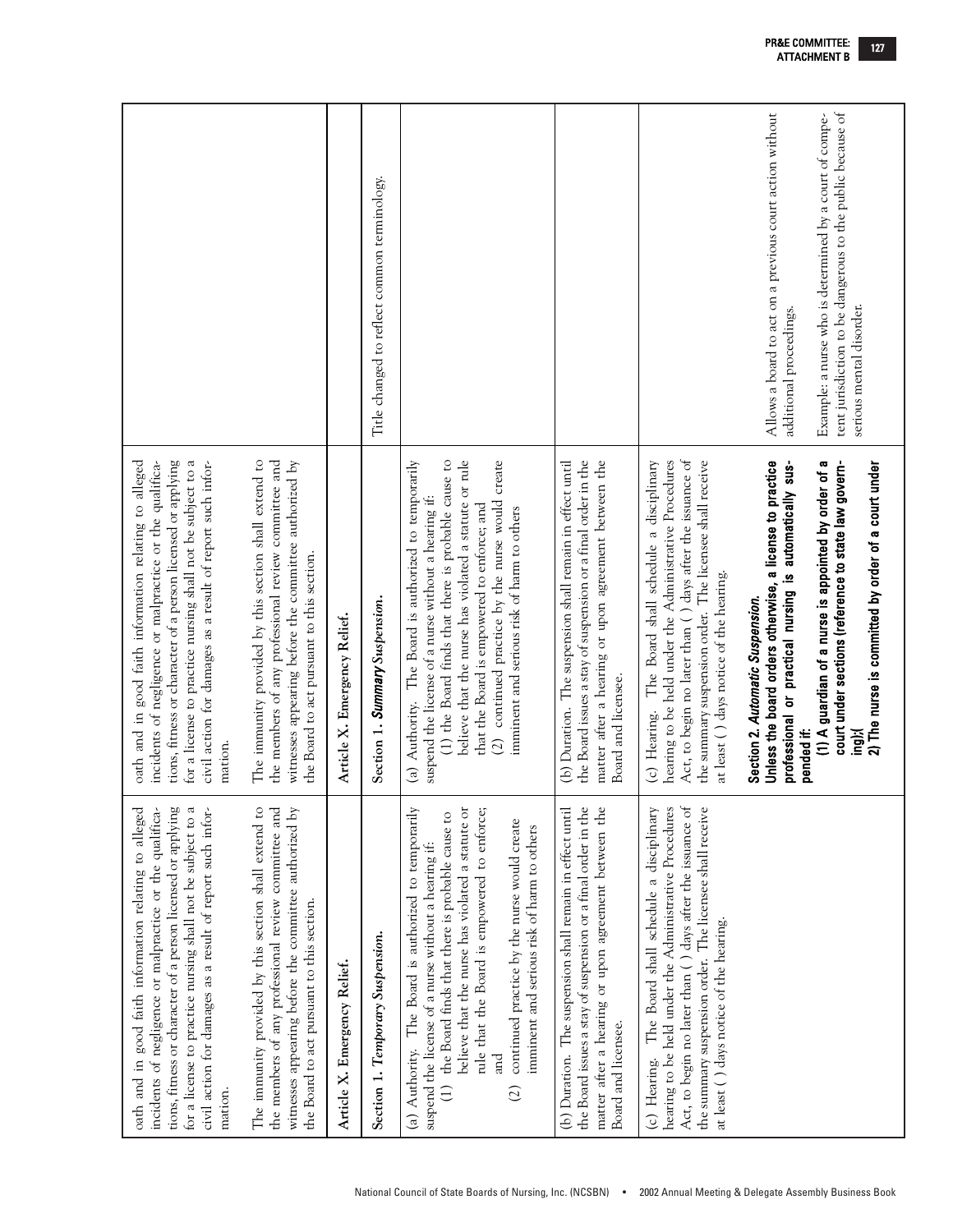| | | |
|---|---|---|
| oath and in good faith information relating to alleged incidents of negligence or malpractice or the qualifications, fitness or character of a person licensed or applying for a license to practice nursing shall not be subject to a civil action for damages as a result of report such information.<br><br>The immunity provided by this section shall extend to the members of any professional review committee and witnesses appearing before the committee authorized by the Board to act pursuant to this section. | oath and in good faith information relating to alleged incidents of negligence or malpractice or the qualifications, fitness or character of a person licensed or applying for a license to practice nursing shall not be subject to a civil action for damages as a result of report such information.<br><br>The immunity provided by this section shall extend to the members of any professional review committee and witnesses appearing before the committee authorized by the Board to act pursuant to this section. | |
| **Article X. Emergency Relief.** | **Article X. Emergency Relief.** | |
| *Section 1. Temporary Suspension.* | *Section 1. **Summary** Suspension.* | Title changed to reflect common terminology. |
| (a) Authority. The Board is authorized to temporarily suspend the license of a nurse without a hearing if:<br>(1) the Board finds that there is probable cause to believe that the nurse has violated a statute or rule that the Board is empowered to enforce; and<br>(2) continued practice by the nurse would create imminent and serious risk of harm to others | (a) Authority. The Board is authorized to temporarily suspend the license of a nurse without a hearing if:<br>(1) the Board finds that there is probable cause to believe that the nurse has violated a statute or rule that the Board is empowered to enforce; and<br>(2) continued practice by the nurse would create imminent and serious risk of harm to others | |
| (b) Duration. The suspension shall remain in effect until the Board issues a stay of suspension or a final order in the matter after a hearing or upon agreement between the Board and licensee. | (b) Duration. The suspension shall remain in effect until the Board issues a stay of suspension or a final order in the matter after a hearing or upon agreement between the Board and licensee. | |
| (c) Hearing. The Board shall schedule a disciplinary hearing to be held under the Administrative Procedures Act, to begin no later than ( ) days after the issuance of the summary suspension order. The licensee shall receive at least ( ) days notice of the hearing. | (c) Hearing. The Board shall schedule a disciplinary hearing to be held under the Administrative Procedures Act, to begin no later than ( ) days after the issuance of the summary suspension order. The licensee shall receive at least ( ) days notice of the hearing.<br><br>**Section 2. *Automatic Suspension.***<br>**Unless the board orders otherwise, a license to practice professional or practical nursing is automatically suspended if:**<br>**(1) A guardian of a nurse is appointed by order of a court under sections (reference to state law governing);(**<br>**2) The nurse is committed by order of a court under** | Allows a board to act on a previous court action without additional proceedings.<br><br>Example: a nurse who is determined by a court of competent jurisdiction to be dangerous to the public because of serious mental disorder. |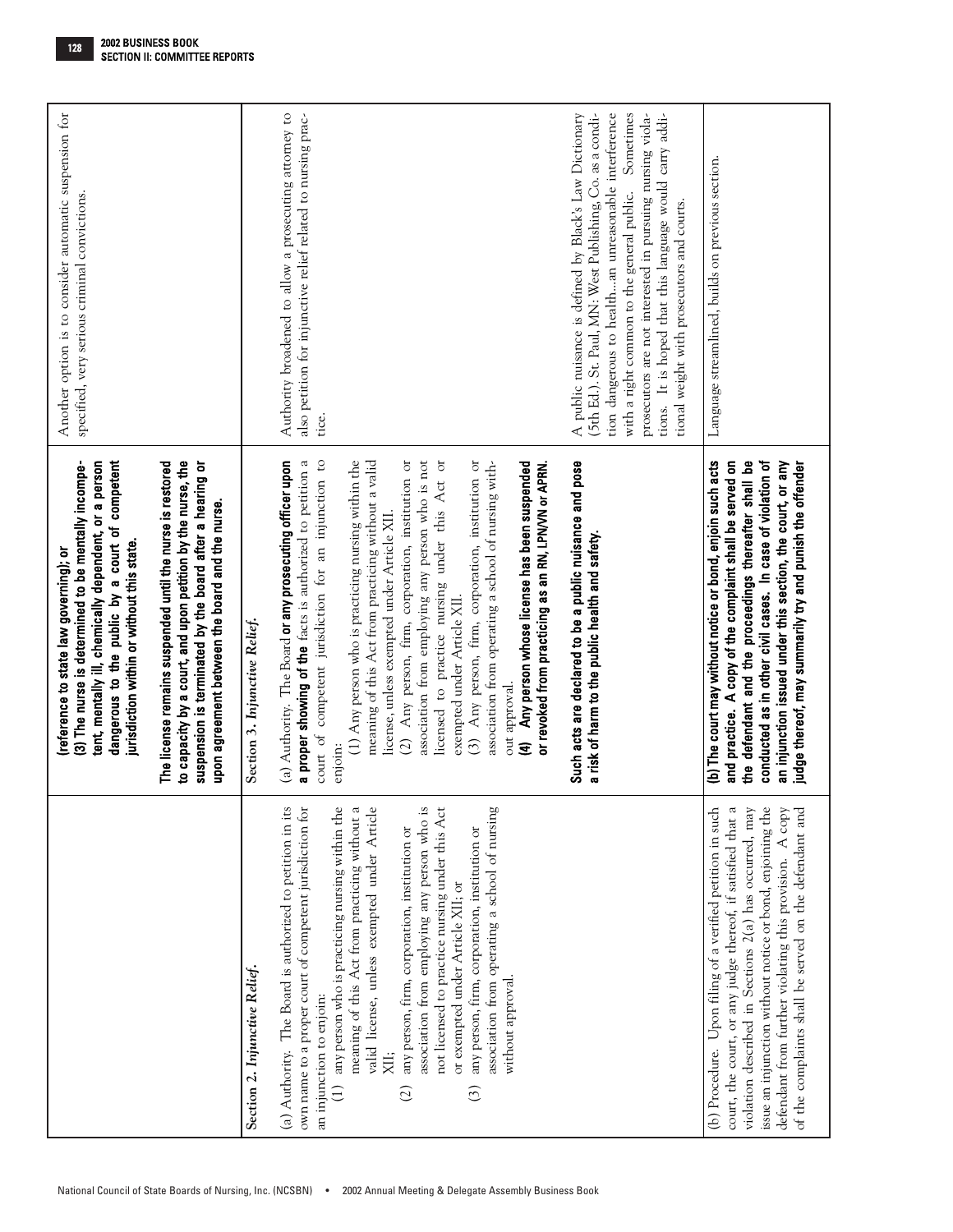| | | |
|---|---|---|
| | (reference to state law governing); or<br>**(3) The nurse is determined to be mentally incompetent, mentally ill, chemically dependent, or a person dangerous to the public by a court of competent jurisdiction within or without this state.**<br><br>**The license remains suspended until the nurse is restored to capacity by a court, and upon petition by the nurse, the suspension is terminated by the board after a hearing or upon agreement between the board and the nurse.** | Another option is to consider automatic suspension for specified, very serious criminal convictions. |
| *Section 2. Injunctive Relief.* | *Section 3. Injunctive Relief.* | |
| (a) Authority. The Board is authorized to petition in its own name to a proper court of competent jurisdiction for an injunction to enjoin:<br>(1) any person who is practicing nursing within the meaning of this Act from practicing without a valid license, unless exempted under Article XII;<br>(2) any person, firm, corporation, institution or association from employing any person who is not licensed to practice nursing under this Act or exempted under Article XII; or<br>(3) any person, firm, corporation, institution or association from operating a school of nursing without approval. | (a) Authority. The Board **or any prosecuting officer upon a proper showing of the** facts is authorized to petition a court of competent jurisdiction for an injunction to enjoin:<br>(1) Any person who is practicing nursing within the meaning of this Act from practicing without a valid license, unless exempted under Article XII.<br>(2) Any person, firm, corporation, institution or association from employing any person who is not licensed to practice nursing under this Act or exempted under Article XII.<br>(3) Any person, firm, corporation, institution or association from operating a school of nursing without approval.<br>**(4) Any person whose license has been suspended or revoked from practicing as an RN, LPN/VN or APRN.**<br><br>**Such acts are declared to be a public nuisance and pose a risk of harm to the public health and safety.** | Authority broadened to allow a prosecuting attorney to also petition for injunctive relief related to nursing practice.<br><br>A public nuisance is defined by Black's Law Dictionary (5th Ed.). St. Paul, MN: West Publishing, Co. as a condition dangerous to health...an unreasonable interference with a right common to the general public. Sometimes prosecutors are not interested in pursuing nursing violations. It is hoped that this language would carry additional weight with prosecutors and courts. |
| (b) Procedure. Upon filing of a verified petition in such court, the court, or any judge thereof, if satisfied that a violation described in Sections 2(a) has occurred, may issue an injunction without notice or bond, enjoining the defendant from further violating this provision. A copy of the complaints shall be served on the defendant and | **(b) The court may without notice or bond, enjoin such acts and practice. A copy of the complaint shall be served on the defendant and the proceedings thereafter shall be conducted as in other civil cases. In case of violation of an injunction issued under this section, the court, or any judge thereof, may summarily try and punish the offender** | Language streamlined, builds on previous section. |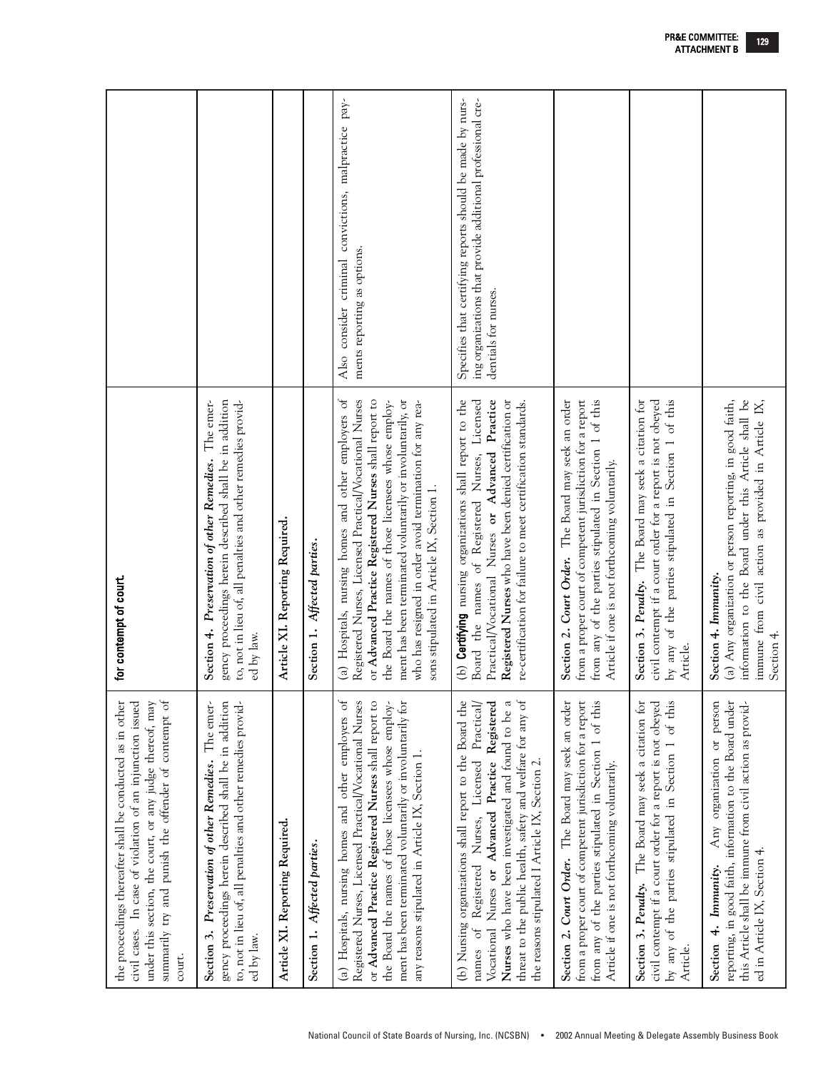| | | |
|---|---|---|
| the proceedings thereafter shall be conducted as in other civil cases. In case of violation of an injunction issued under this section, the court, or any judge thereof, may summarily try and punish the offender of contempt of court. | **for contempt of court.** | |
| **Section 3.** ***Preservation of other Remedies.*** The emergency proceedings herein described shall be in addition to, not in lieu of, all penalties and other remedies provided by law. | **Section 4.** ***Preservation of other Remedies.*** The emergency proceedings herein described shall be in addition to, not in lieu of, all penalties and other remedies provided by law. | |
| **Article XI. Reporting Required.** | **Article XI. Reporting Required.** | |
| **Section 1.** ***Affected parties.*** | **Section 1.** ***Affected parties.*** | |
| (a) Hospitals, nursing homes and other employers of Registered Nurses, Licensed Practical/Vocational Nurses or **Advanced Practice Registered Nurses** shall report to the Board the names of those licensees whose employment has been terminated voluntarily or involuntarily for any reasons stipulated in Article IX, Section 1. | (a) Hospitals, nursing homes and other employers of Registered Nurses, Licensed Practical/Vocational Nurses or **Advanced Practice Registered Nurses** shall report to the Board the names of those licensees whose employment has been terminated voluntarily or involuntarily, or who has resigned in order avoid termination for any reasons stipulated in Article IX, Section 1. | Also consider criminal convictions, malpractice payments reporting as options. |
| (b) Nursing organizations shall report to the Board the names of Registered Nurses, Licensed Practical/Vocational Nurses **or Advanced Practice Registered Nurses** who have been investigated and found to be a threat to the public health, safety and welfare for any of the reasons stipulated I Article IX, Section 2. | (b) **Certifying** nursing organizations shall report to the Board the names of Registered Nurses, Licensed Practical/Vocational Nurses **or Advanced Practice Registered Nurses** who have been denied certification or re-certification for failure to meet certification standards. | Specifies that certifying reports should be made by nursing organizations that provide additional professional credentials for nurses. |
| **Section 2.** ***Court Order.*** The Board may seek an order from a proper court of competent jurisdiction for a report from any of the parties stipulated in Section 1 of this Article if one is not forthcoming voluntarily. | **Section 2.** ***Court Order.*** The Board may seek an order from a proper court of competent jurisdiction for a report from any of the parties stipulated in Section 1 of this Article if one is not forthcoming voluntarily. | |
| **Section 3.** ***Penalty.*** The Board may seek a citation for civil contempt if a court order for a report is not obeyed by any of the parties stipulated in Section 1 of this Article. | **Section 3.** ***Penalty.*** The Board may seek a citation for civil contempt if a court order for a report is not obeyed by any of the parties stipulated in Section 1 of this Article. | |
| **Section 4.** ***Immunity.*** Any organization or person reporting, in good faith, information to the Board under this Article shall be immune from civil action as provided in Article IX, Section 4. | **Section 4.** ***Immunity.*** (a) Any organization or person reporting, in good faith, information to the Board under this Article shall be immune from civil action as provided in Article IX, Section 4. | |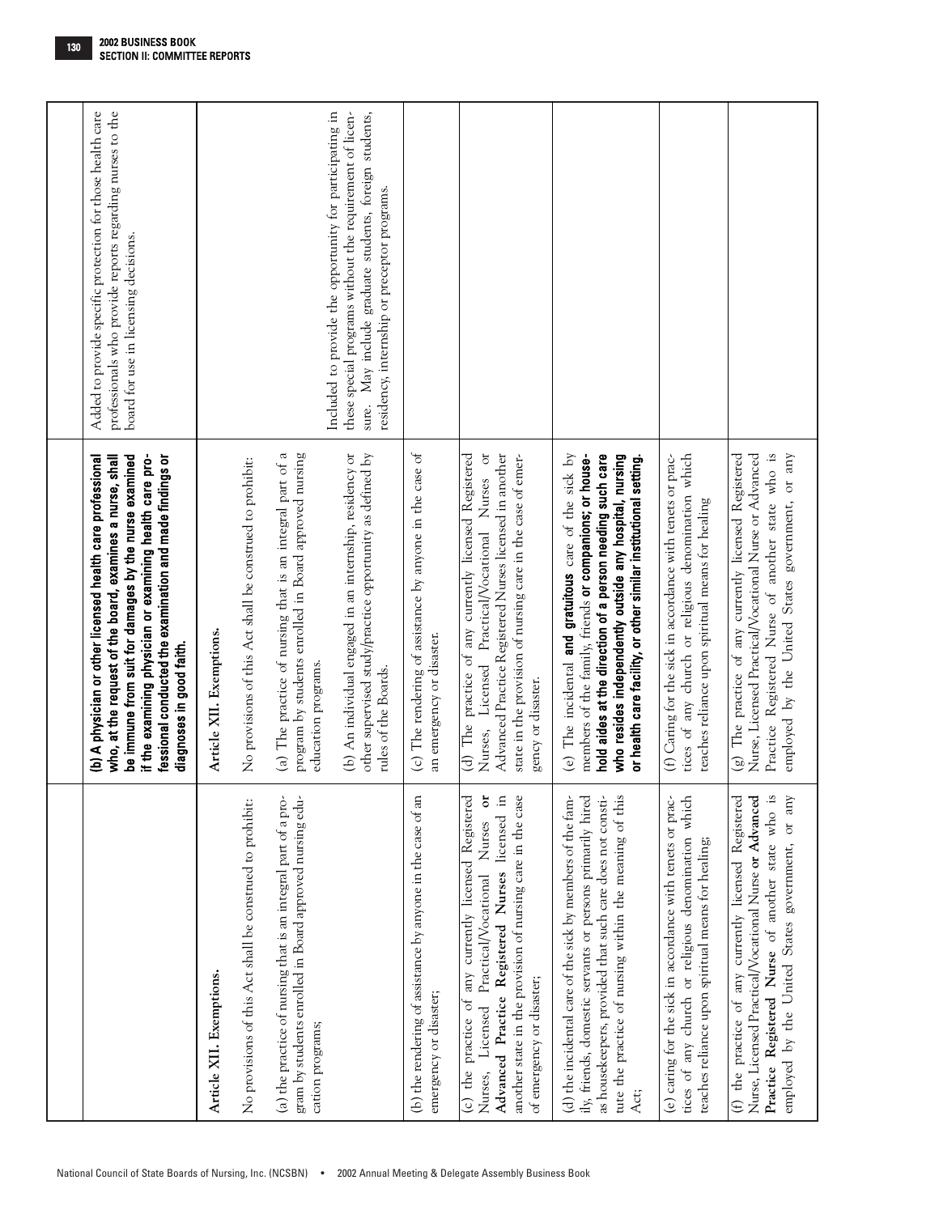| Current Model Nursing Practice Act | Proposed Model Nursing Practice Act | Rationale |
|---|---|---|
| | **(b) A physician or other licensed health care professional who, at the request of the board, examines a nurse, shall be immune from suit for damages by the nurse examined if the examining physician or examining health care professional conducted the examination and made findings or diagnoses in good faith.** | Added to provide specific protection for those health care professionals who provide reports regarding nurses to the board for use in licensing decisions. |
| **Article XII. Exemptions.** | **Article XII. Exemptions.** | |
| No provisions of this Act shall be construed to prohibit: | No provisions of this Act shall be construed to prohibit: | |
| (a) the practice of nursing that is an integral part of a program by students enrolled in Board approved nursing education programs; | (a) The practice of nursing that is an integral part of a program by students enrolled in Board approved nursing education programs. | |
| | (b) An individual engaged in an internship, residency or other supervised study/practice opportunity as defined by rules of the Boards. | Included to provide the opportunity for participating in these special programs without the requirement of licensure. May include graduate students, foreign students, residency, internship or preceptor programs. |
| (b) the rendering of assistance by anyone in the case of an emergency or disaster; | (c) The rendering of assistance by anyone in the case of an emergency or disaster. | |
| (c) the practice of any currently licensed Registered Nurses, Licensed Practical/Vocational Nurses **or Advanced Practice Registered Nurses** licensed in another state in the provision of nursing care in the case of emergency or disaster; | (d) The practice of any currently licensed Registered Nurses, Licensed Practical/Vocational Nurses or Advanced Practice Registered Nurses licensed in another state in the provision of nursing care in the case of emergency or disaster. | |
| (d) the incidental care of the sick by members of the family, friends, domestic servants or persons primarily hired as housekeepers, provided that such care does not constitute the practice of nursing within the meaning of this Act; | (e) The incidental **and gratuitous** care of the sick by members of the family, friends **or companions; or household aides at the direction of a person needing such care who resides independently outside any hospital, nursing or health care facility, or other similar institutional setting.** | |
| (e) caring for the sick in accordance with tenets or practices of any church or religious denomination which teaches reliance upon spiritual means for healing; | (f) Caring for the sick in accordance with tenets or practices of any church or religious denomination which teaches reliance upon spiritual means for healing | |
| (f) the practice of any currently licensed Registered Nurse, Licensed Practical/Vocational Nurse **or Advanced Practice Registered Nurse** of another state who is employed by the United States government, or any | (g) The practice of any currently licensed Registered Nurse, Licensed Practical/Vocational Nurse or Advanced Practice Registered Nurse of another state who is employed by the United States government, or any | |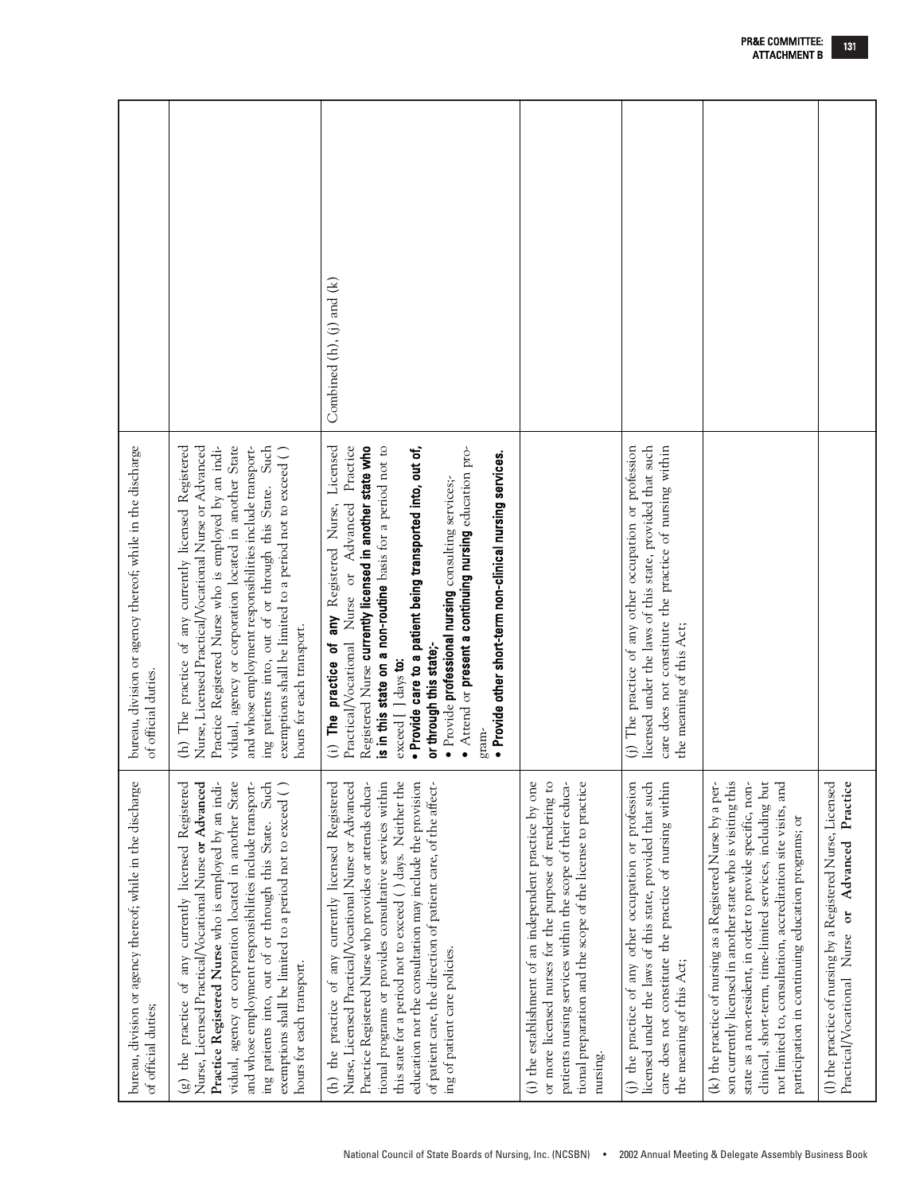| | | |
|---|---|---|
| bureau, division or agency thereof; while in the discharge of official duties; | bureau, division or agency thereof; while in the discharge of official duties. | |
| (g) the practice of any currently licensed Registered Nurse, Licensed Practical/Vocational Nurse **or Advanced Practice Registered Nurse** who is employed by an individual, agency or corporation located in another State and whose employment responsibilities include transporting patients into, out of or through this State. Such exemptions shall be limited to a period not to exceed ( ) hours for each transport. | (h) The practice of any currently licensed Registered Nurse, Licensed Practical/Vocational Nurse or Advanced Practice Registered Nurse who is employed by an individual, agency or corporation located in another State and whose employment responsibilities include transporting patients into, out of or through this State. Such exemptions shall be limited to a period not to exceed ( ) hours for each transport. | |
| (h) the practice of any currently licensed Registered Nurse, Licensed Practical/Vocational Nurse or Advanced Practice Registered Nurse who provides or attends educational programs or provides consultative services within this state for a period not to exceed ( ) days. Neither the education nor the consultation may include the provision of patient care, the direction of patient care, of the affecting of patient care policies. | (i) **The practice of any** Registered Nurse, Licensed Practical/Vocational Nurse or Advanced Practice Registered Nurse **currently licensed in another state who is in this state on a non-routine** basis for a period not to exceed [ ] days **to:**<br>• **Provide care to a patient being transported into, out of, or through this state;**<br>• Provide **professional nursing** consulting services;<br>• Attend or **present a continuing nursing** education program-<br>• **Provide other short-term non-clinical nursing services.** | Combined (h), (j) and (k) |
| (i) the establishment of an independent practice by one or more licensed nurses for the purpose of rendering to patients nursing services within the scope of their educational preparation and the scope of the license to practice nursing. | | |
| (j) the practice of any other occupation or profession licensed under the laws of this state, provided that such care does not constitute the practice of nursing within the meaning of this Act; | (j) The practice of any other occupation or profession licensed under the laws of this state, provided that such care does not constitute the practice of nursing within the meaning of this Act; | |
| (k) the practice of nursing as a Registered Nurse by a person currently licensed in another state who is visiting this state as a non-resident, in order to provide specific, non-clinical, short-term, time-limited services, including but not limited to, consultation, accreditation site visits, and participation in continuing education programs; or | | |
| (l) the practice of nursing by a Registered Nurse, Licensed Practical/Vocational Nurse **or Advanced Practice** | | |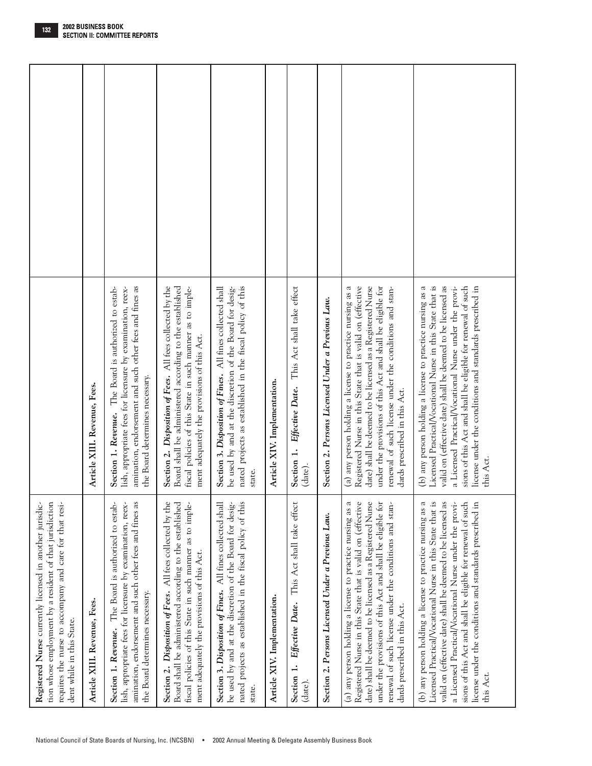| | | |
|---|---|---|
| **Registered Nurse** currently licensed in another jurisdiction whose employment by a resident of that jurisdiction requires the nurse to accompany and care for that resident while in this State. | | |
| **Article XIII. Revenue, Fees.** | **Article XIII. Revenue, Fees.** | |
| **Section 1. *Revenue.*** The Board is authorized to establish, appropriate fees for licensure by examination, reexamination, endorsement and such other fees and fines as the Board determines necessary. | **Section 1. *Revenue.*** The Board is authorized to establish, appropriate fees for licensure by examination, reexamination, endorsement and such other fees and fines as the Board determines necessary. | |
| **Section 2. *Disposition of Fees.*** All fees collected by the Board shall be administered according to the established fiscal policies of this State in such manner as to implement adequately the provisions of this Act. | **Section 2. *Disposition of Fees.*** All fees collected by the Board shall be administered according to the established fiscal policies of this State in such manner as to implement adequately the provisions of this Act. | |
| **Section 3. *Disposition of Fines.*** All fines collected shall be used by and at the discretion of the Board for designated projects as established in the fiscal policy of this state. | **Section 3. *Disposition of Fines.*** All fines collected shall be used by and at the discretion of the Board for designated projects as established in the fiscal policy of this state. | |
| **Article XIV. Implementation.** | **Article XIV. Implementation.** | |
| **Section 1. *Effective Date.*** This Act shall take effect (date). | **Section 1. *Effective Date.*** This Act shall take effect (date). | |
| **Section 2. *Persons Licensed Under a Previous Law.*** | **Section 2. *Persons Licensed Under a Previous Law.*** | |
| (a) any person holding a license to practice nursing as a Registered Nurse in this State that is valid on (effective date) shall be deemed to be licensed as a Registered Nurse under the provisions of this Act and shall be eligible for renewal of such license under the conditions and standards prescribed in this Act. | (a) any person holding a license to practice nursing as a Registered Nurse in this State that is valid on (effective date) shall be deemed to be licensed as a Registered Nurse under the provisions of this Act and shall be eligible for renewal of such license under the conditions and standards prescribed in this Act. | |
| (b) any person holding a license to practice nursing as a Licensed Practical/Vocational Nurse in this State that is valid on (effective date) shall be deemed to be licensed as a Licensed Practical/Vocational Nurse under the provisions of this Act and shall be eligible for renewal of such license under the conditions and standards prescribed in this Act. | (b) any person holding a license to practice nursing as a Licensed Practical/Vocational Nurse in this State that is valid on (effective date) shall be deemed to be licensed as a Licensed Practical/Vocational Nurse under the provisions of this Act and shall be eligible for renewal of such license under the conditions and standards prescribed in this Act. | |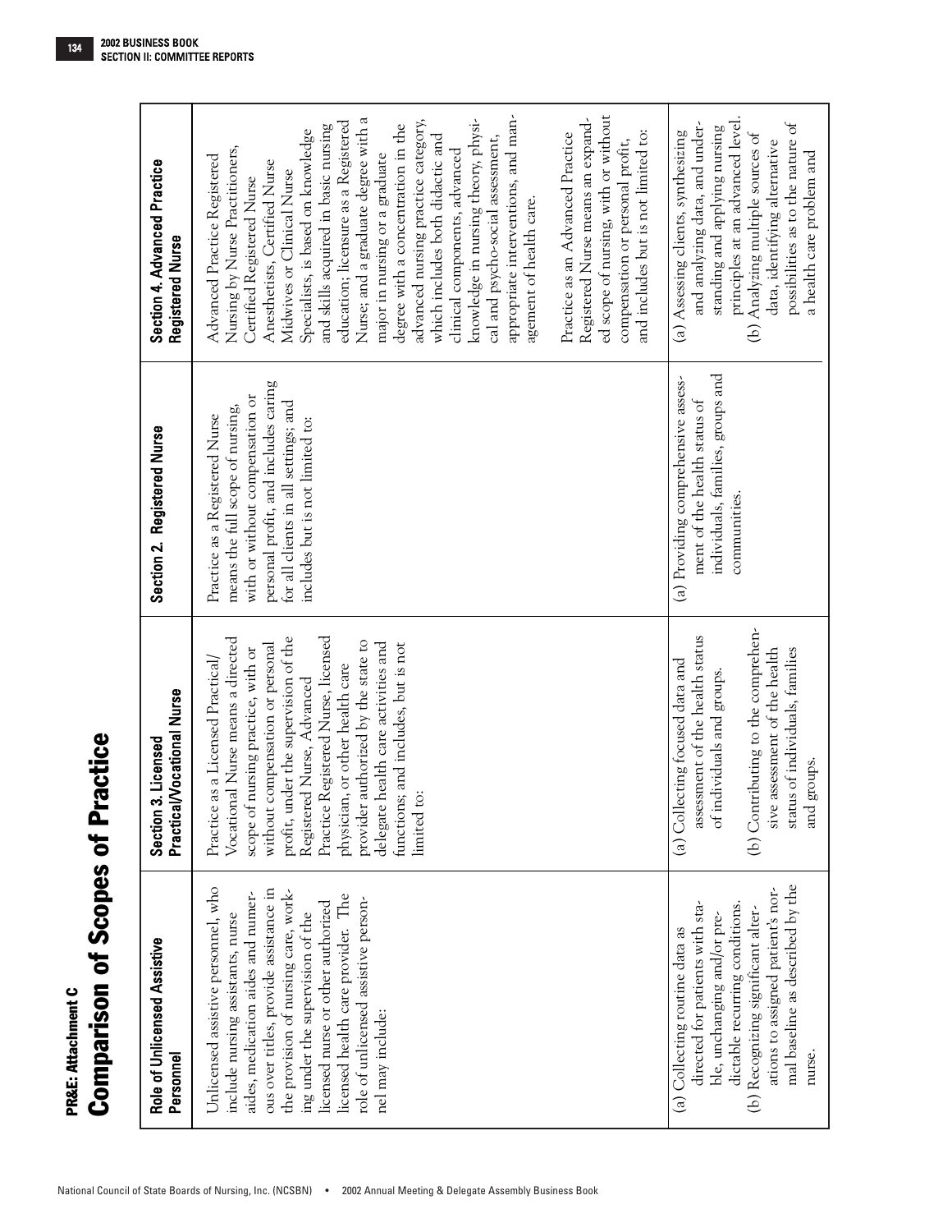PR&E: Attachment C

# Comparison of Scopes of Practice

| Role of Unlicensed Assistive Personnel | Section 3. Licensed Practical/Vocational Nurse | Section 2. Registered Nurse | Section 4. Advanced Practice Registered Nurse |
|---|---|---|---|
| Unlicensed assistive personnel, who include nursing assistants, nurse aides, medication aides and numerous over titles, provide assistance in the provision of nursing care, working under the supervision of the licensed nurse or other authorized licensed health care provider. The role of unlicensed assistive personnel may include: | Practice as a Licensed Practical/Vocational Nurse means a directed scope of nursing practice, with or without compensation or personal profit, under the supervision of the Registered Nurse, Advanced Practice Registered Nurse, licensed physician, or other health care provider authorized by the state to delegate health care activities and functions; and includes, but is not limited to: | Practice as a Registered Nurse means the full scope of nursing, with or without compensation or personal profit, and includes caring for all clients in all settings; and includes but is not limited to: | Advanced Practice Registered Nursing by Nurse Practitioners, Certified Registered Nurse Anesthetists, Certified Nurse Midwives or Clinical Nurse Specialists, is based on knowledge and skills acquired in basic nursing education; licensure as a Registered Nurse; and a graduate degree with a major in nursing or a graduate degree with a concentration in the advanced nursing practice category, which includes both didactic and clinical components, advanced knowledge in nursing theory, physical and psycho-social assessment, appropriate interventions, and management of health care.<br><br>Practice as an Advanced Practice Registered Nurse means an expanded scope of nursing, with or without compensation or personal profit, and includes but is not limited to: |
| (a) Collecting routine data as directed for patients with stable, unchanging and/or predictable recurring conditions.<br>(b) Recognizing significant alterations to assigned patient's normal baseline as described by the nurse. | (a) Collecting focused data and assessment of the health status of individuals and groups.<br>(b) Contributing to the comprehensive assessment of the health status of individuals, families and groups. | (a) Providing comprehensive assessment of the health status of individuals, families, groups and communities. | (a) Assessing clients, synthesizing and analyzing data, and understanding and applying nursing principles at an advanced level.<br>(b) Analyzing multiple sources of data, identifying alternative possibilities as to the nature of a health care problem and |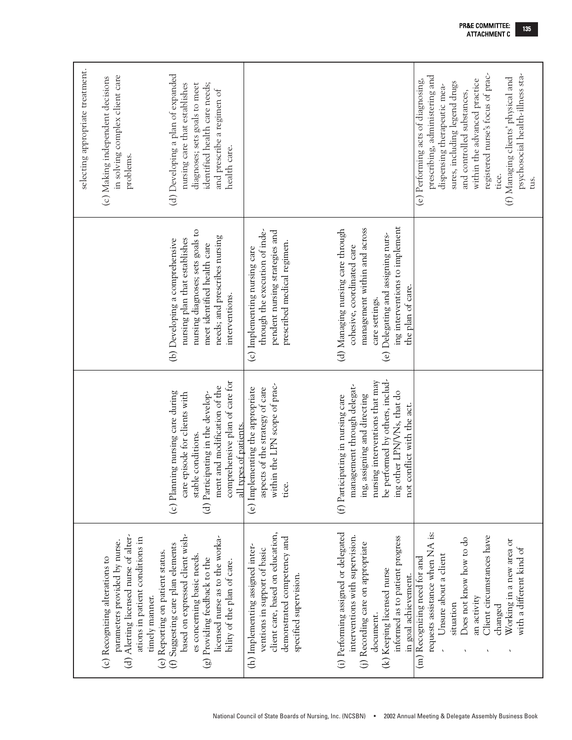| | | | |
|---|---|---|---|
| (c) Recognizing alterations to parameters provided by nurse.<br>(d) Alerting licensed nurse of alterations in patient conditions in timely manner.<br>(e) Reporting on patient status.<br>(f) Suggesting care plan elements based on expressed client wishes concerning basic needs.<br>(g) Providing feedback to the licensed nurse as to the workability of the plan of care. | (c) Planning nursing care during care episode for clients with stable conditions.<br>(d) Participating in the development and modification of the comprehensive plan of care for all types of patients. | (b) Developing a comprehensive nursing plan that establishes nursing diagnoses; sets goals to meet identified health care needs; and prescribes nursing interventions. | selecting appropriate treatment.<br>(c) Making independent decisions in solving complex client care problems.<br>(d) Developing a plan of expanded nursing care that establishes diagnoses; sets goals to meet identified health care needs; and prescribe a regimen of health care. |
| (h) Implementing assigned interventions in support of basic client care, based on education, demonstrated competency and specified supervision.<br>(i) Performing assigned or delegated interventions with supervision.<br>(j) Recording care on appropriate document.<br>(k) Keeping licensed nurse informed as to patient progress in goal achievement. | (e) Implementing the appropriate aspects of the strategy of care within the LPN scope of practice.<br>(f) Participating in nursing care management through delegating, assigning and directing nursing interventions that may be performed by others, including other LPN/VNs, that do not conflict with the act. | (c) Implementing nursing care through the execution of independent nursing strategies and prescribed medical regimen.<br>(d) Managing nursing care through cohesive, coordinated care management within and across care settings.<br>(e) Delegating and assigning nursing interventions to implement the plan of care. | |
| (m) Recognizing need for and requests assistance when NA is:<br>- Unsure about a client situation<br>- Does not know how to do an activity<br>- Client circumstances have changed<br>- Working in a new area or with a different kind of | | | (e) Performing acts of diagnosing, prescribing, administering and dispensing therapeutic measures, including legend drugs and controlled substances, within the advanced practice registered nurse's focus of practice.<br>(f) Managing clients' physical and psychosocial health-illness status. |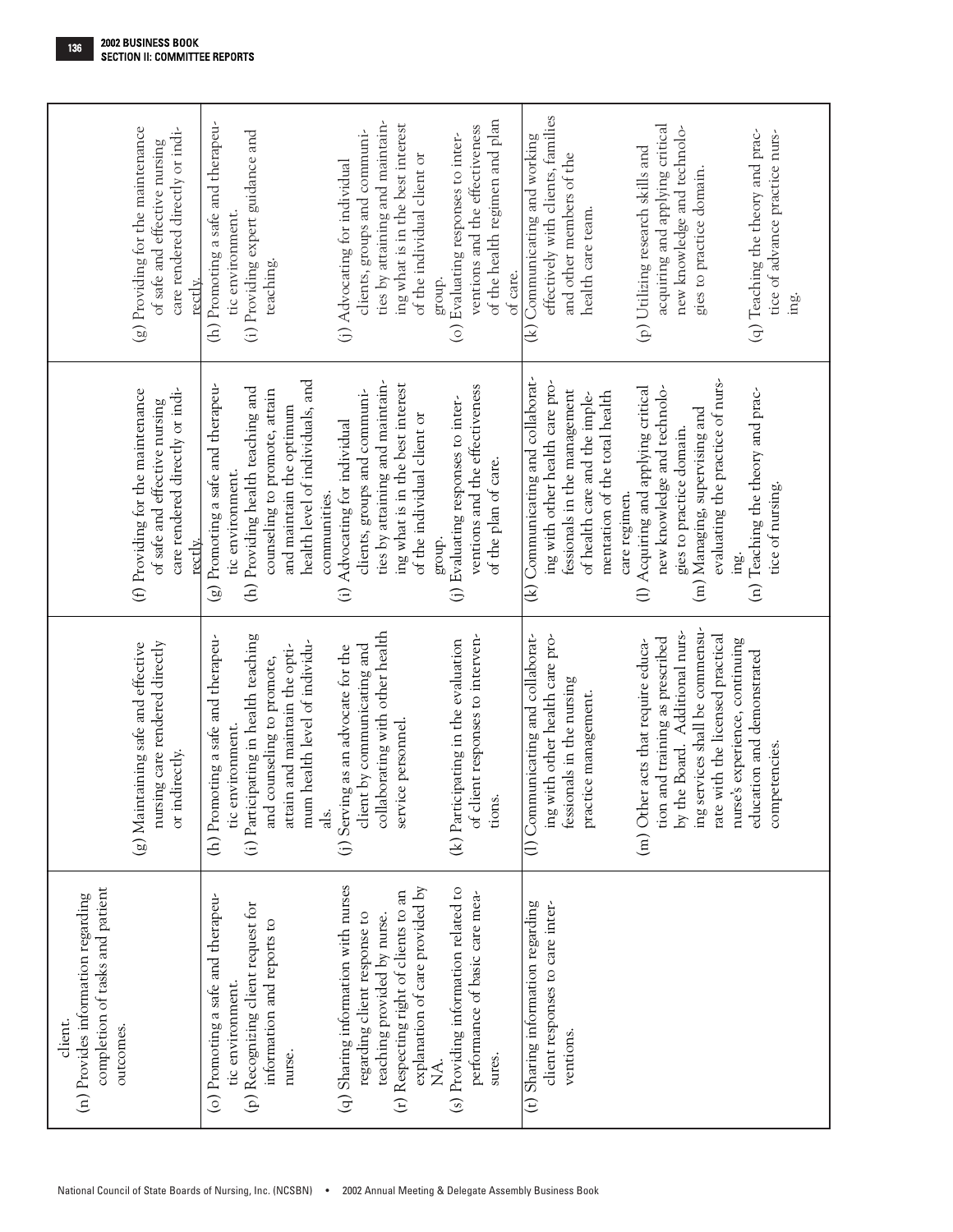| | | | |
|---|---|---|---|
| client.<br>(n) Provides information regarding completion of tasks and patient outcomes. | (g) Maintaining safe and effective nursing care rendered directly or indirectly. | (f) Providing for the maintenance of safe and effective nursing care rendered directly or indirectly. | (g) Providing for the maintenance of safe and effective nursing care rendered directly or indirectly. |
| (o) Promoting a safe and therapeutic environment.<br>(p) Recognizing client request for information and reports to nurse.<br>(q) Sharing information with nurses regarding client response to teaching provided by nurse.<br>(r) Respecting right of clients to an explanation of care provided by NA.<br>(s) Providing information related to performance of basic care measures. | (h) Promoting a safe and therapeutic environment.<br>(i) Participating in health teaching and counseling to promote, attain and maintain the optimum health level of individuals.<br>(j) Serving as an advocate for the client by communicating and collaborating with other health service personnel.<br>(k) Participating in the evaluation of client responses to interventions. | (g) Promoting a safe and therapeutic environment.<br>(h) Providing health teaching and counseling to promote, attain and maintain the optimum health level of individuals, and communities.<br>(i) Advocating for individual clients, groups and communities by attaining and maintaining what is in the best interest of the individual client or group.<br>(j) Evaluating responses to interventions and the effectiveness of the plan of care. | (h) Promoting a safe and therapeutic environment.<br>(i) Providing expert guidance and teaching.<br>(j) Advocating for individual clients, groups and communities by attaining and maintaining what is in the best interest of the individual client or group.<br>(o) Evaluating responses to interventions and the effectiveness of the health regimen and plan of care. |
| (t) Sharing information regarding client responses to care interventions. | (l) Communicating and collaborating with other health care professionals in the nursing practice management.<br>(m) Other acts that require education and training as prescribed by the Board. Additional nursing services shall be commensurate with the licensed practical nurse's experience, continuing education and demonstrated competencies. | (k) Communicating and collaborating with other health care professionals in the management of health care and the implementation of the total health care regimen.<br>(l) Acquiring and applying critical new knowledge and technologies to practice domain.<br>(m) Managing, supervising and evaluating the practice of nursing.<br>(n) Teaching the theory and practice of nursing. | (k) Communicating and working effectively with clients, families and other members of the health care team.<br>(p) Utilizing research skills and acquiring and applying critical new knowledge and technologies to practice domain.<br>(q) Teaching the theory and practice of advance practice nursing. |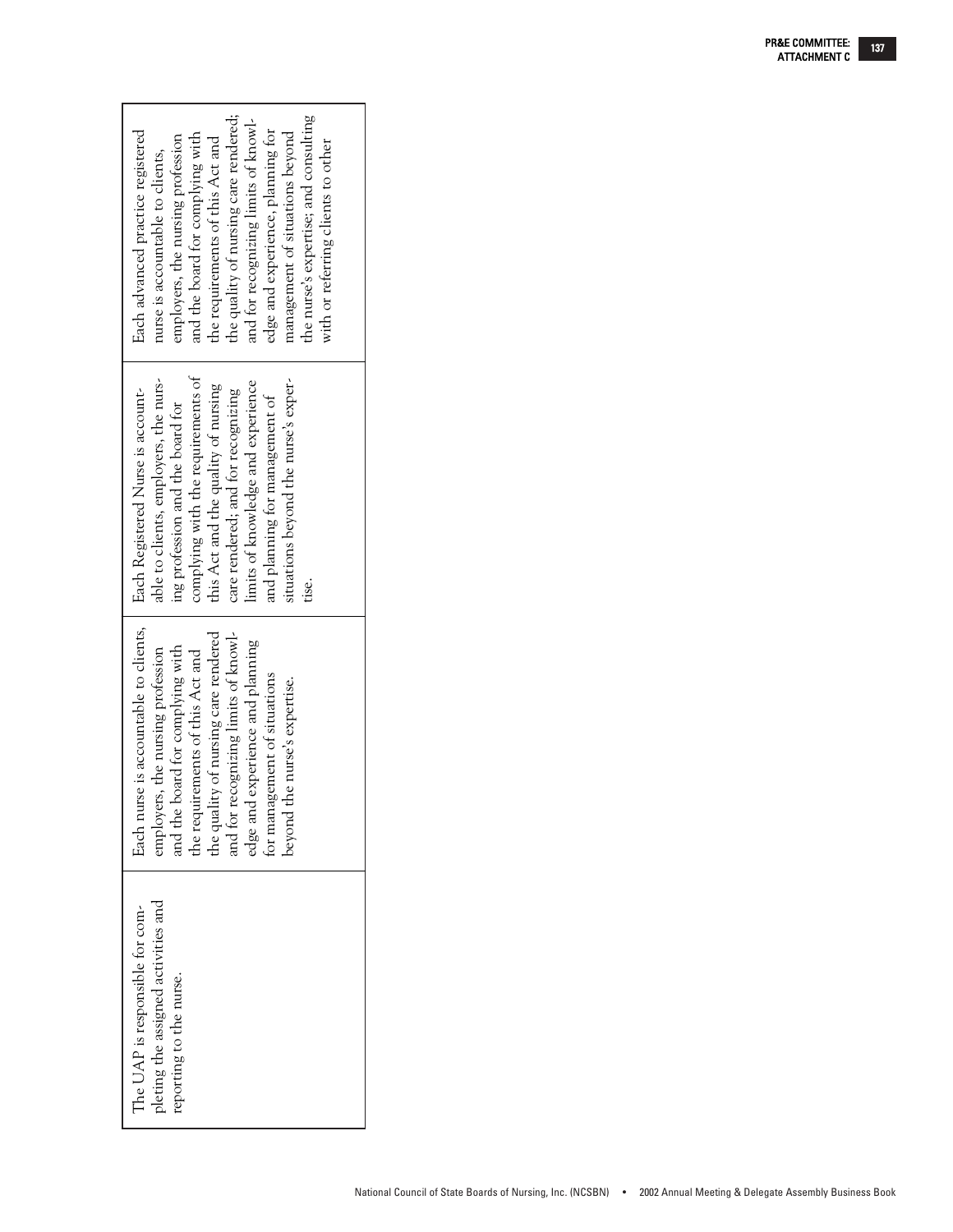| | | | |
|---|---|---|---|
| The UAP is responsible for completing the assigned activities and reporting to the nurse. | Each nurse is accountable to clients, employers, the nursing profession and the board for complying with the requirements of this Act and the quality of nursing care rendered and for recognizing limits of knowledge and experience and planning for management of situations beyond the nurse's expertise. | Each Registered Nurse is accountable to clients, employers, the nursing profession and the board for complying with the requirements of this Act and the quality of nursing care rendered; and for recognizing limits of knowledge and experience and planning for management of situations beyond the nurse's expertise. | Each advanced practice registered nurse is accountable to clients, employers, the nursing profession and the board for complying with the requirements of this Act and the quality of nursing care rendered; and for recognizing limits of knowledge and experience, planning for management of situations beyond the nurse's expertise; and consulting with or referring clients to other |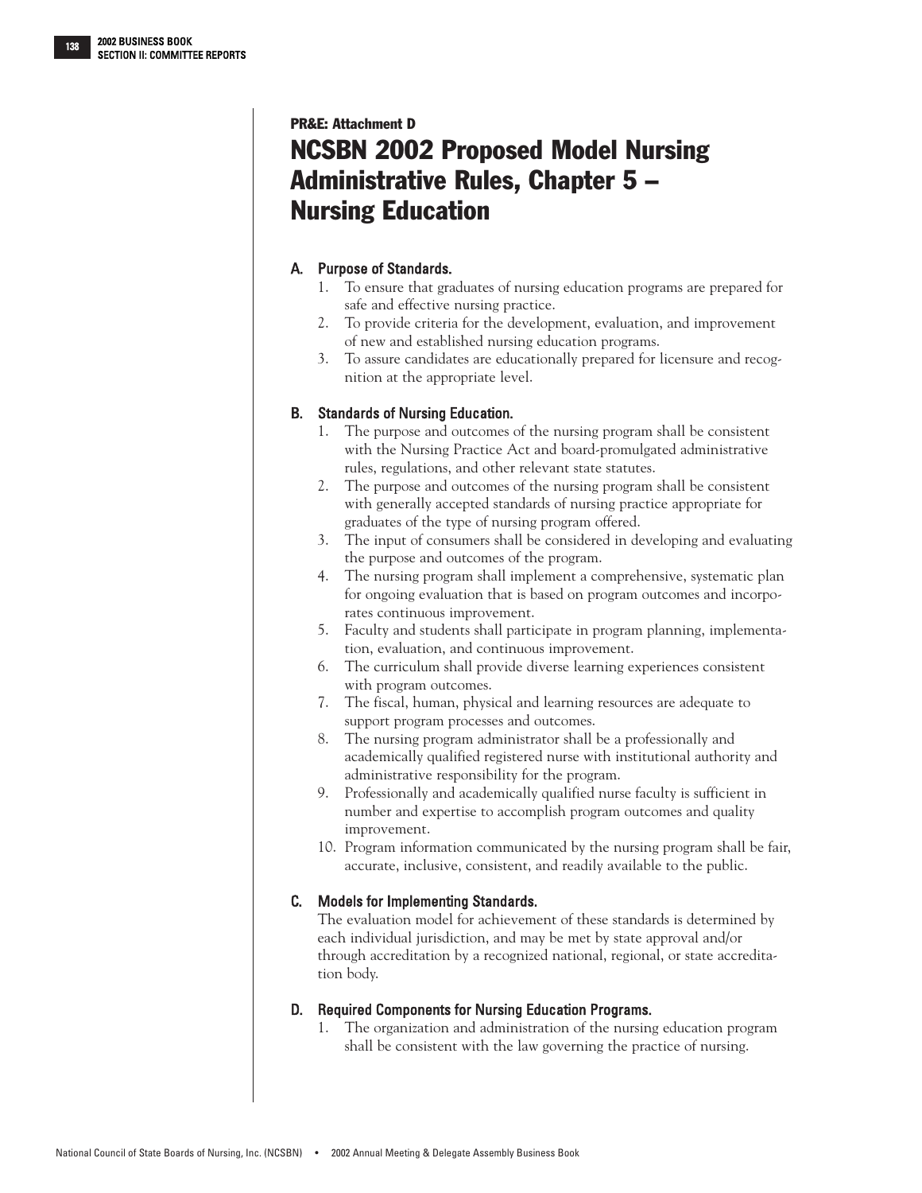PR&E: Attachment D

# NCSBN 2002 Proposed Model Nursing Administrative Rules, Chapter 5 – Nursing Education

## A. Purpose of Standards.

1. To ensure that graduates of nursing education programs are prepared for safe and effective nursing practice.
2. To provide criteria for the development, evaluation, and improvement of new and established nursing education programs.
3. To assure candidates are educationally prepared for licensure and recognition at the appropriate level.

## B. Standards of Nursing Education.

1. The purpose and outcomes of the nursing program shall be consistent with the Nursing Practice Act and board-promulgated administrative rules, regulations, and other relevant state statutes.
2. The purpose and outcomes of the nursing program shall be consistent with generally accepted standards of nursing practice appropriate for graduates of the type of nursing program offered.
3. The input of consumers shall be considered in developing and evaluating the purpose and outcomes of the program.
4. The nursing program shall implement a comprehensive, systematic plan for ongoing evaluation that is based on program outcomes and incorporates continuous improvement.
5. Faculty and students shall participate in program planning, implementation, evaluation, and continuous improvement.
6. The curriculum shall provide diverse learning experiences consistent with program outcomes.
7. The fiscal, human, physical and learning resources are adequate to support program processes and outcomes.
8. The nursing program administrator shall be a professionally and academically qualified registered nurse with institutional authority and administrative responsibility for the program.
9. Professionally and academically qualified nurse faculty is sufficient in number and expertise to accomplish program outcomes and quality improvement.
10. Program information communicated by the nursing program shall be fair, accurate, inclusive, consistent, and readily available to the public.

## C. Models for Implementing Standards.

The evaluation model for achievement of these standards is determined by each individual jurisdiction, and may be met by state approval and/or through accreditation by a recognized national, regional, or state accreditation body.

## D. Required Components for Nursing Education Programs.

1. The organization and administration of the nursing education program shall be consistent with the law governing the practice of nursing.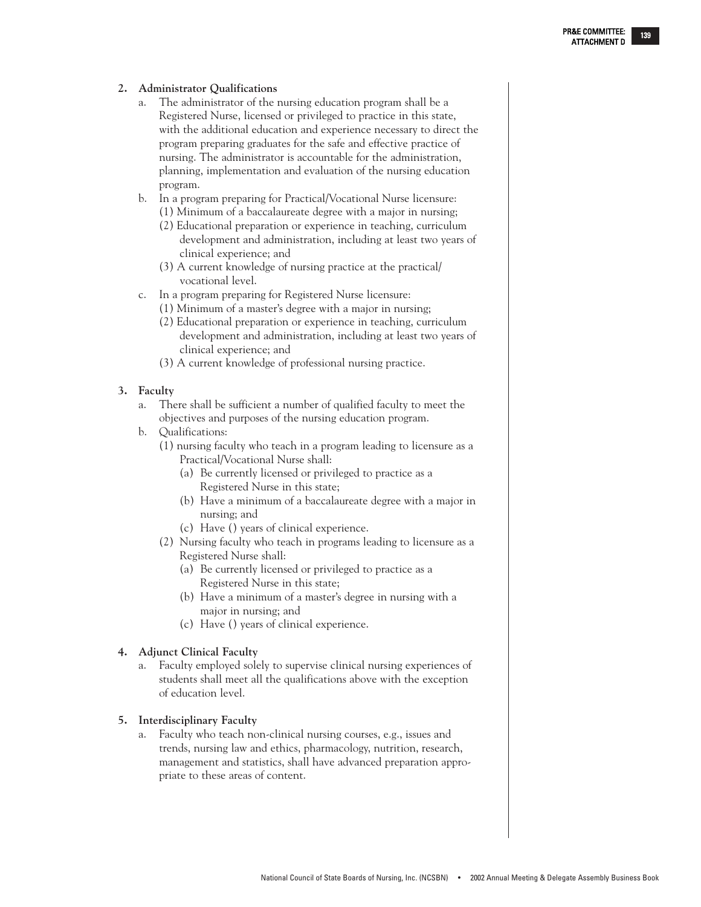**2. Administrator Qualifications**

a. The administrator of the nursing education program shall be a Registered Nurse, licensed or privileged to practice in this state, with the additional education and experience necessary to direct the program preparing graduates for the safe and effective practice of nursing. The administrator is accountable for the administration, planning, implementation and evaluation of the nursing education program.

b. In a program preparing for Practical/Vocational Nurse licensure:
   (1) Minimum of a baccalaureate degree with a major in nursing;
   (2) Educational preparation or experience in teaching, curriculum development and administration, including at least two years of clinical experience; and
   (3) A current knowledge of nursing practice at the practical/vocational level.

c. In a program preparing for Registered Nurse licensure:
   (1) Minimum of a master's degree with a major in nursing;
   (2) Educational preparation or experience in teaching, curriculum development and administration, including at least two years of clinical experience; and
   (3) A current knowledge of professional nursing practice.

**3. Faculty**

a. There shall be sufficient a number of qualified faculty to meet the objectives and purposes of the nursing education program.

b. Qualifications:
   (1) nursing faculty who teach in a program leading to licensure as a Practical/Vocational Nurse shall:
      (a) Be currently licensed or privileged to practice as a Registered Nurse in this state;
      (b) Have a minimum of a baccalaureate degree with a major in nursing; and
      (c) Have () years of clinical experience.
   (2) Nursing faculty who teach in programs leading to licensure as a Registered Nurse shall:
      (a) Be currently licensed or privileged to practice as a Registered Nurse in this state;
      (b) Have a minimum of a master's degree in nursing with a major in nursing; and
      (c) Have () years of clinical experience.

**4. Adjunct Clinical Faculty**

a. Faculty employed solely to supervise clinical nursing experiences of students shall meet all the qualifications above with the exception of education level.

**5. Interdisciplinary Faculty**

a. Faculty who teach non-clinical nursing courses, e.g., issues and trends, nursing law and ethics, pharmacology, nutrition, research, management and statistics, shall have advanced preparation appropriate to these areas of content.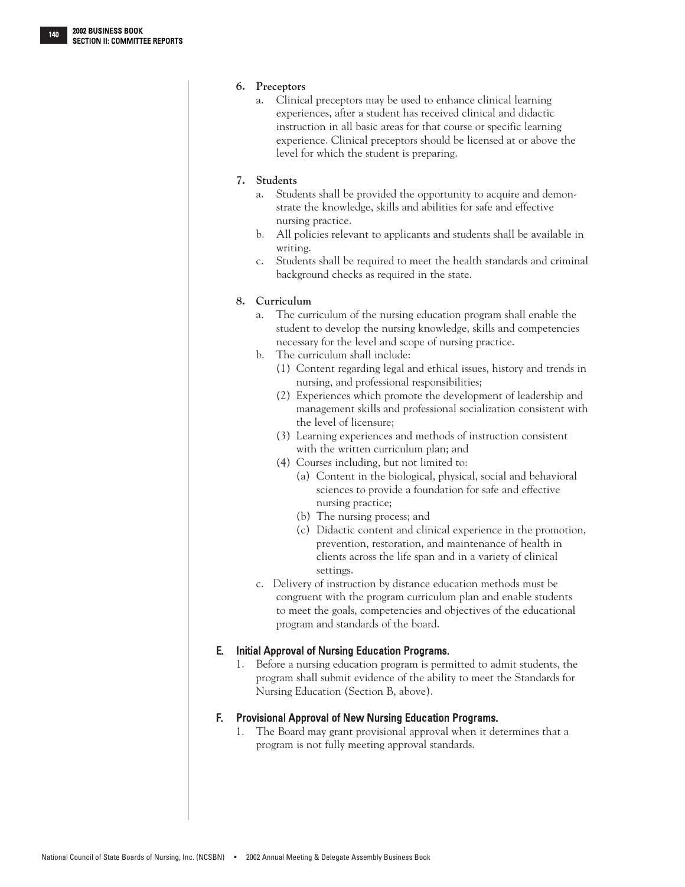6. **Preceptors**
   a. Clinical preceptors may be used to enhance clinical learning experiences, after a student has received clinical and didactic instruction in all basic areas for that course or specific learning experience. Clinical preceptors should be licensed at or above the level for which the student is preparing.

7. **Students**
   a. Students shall be provided the opportunity to acquire and demonstrate the knowledge, skills and abilities for safe and effective nursing practice.
   b. All policies relevant to applicants and students shall be available in writing.
   c. Students shall be required to meet the health standards and criminal background checks as required in the state.

8. **Curriculum**
   a. The curriculum of the nursing education program shall enable the student to develop the nursing knowledge, skills and competencies necessary for the level and scope of nursing practice.
   b. The curriculum shall include:
      (1) Content regarding legal and ethical issues, history and trends in nursing, and professional responsibilities;
      (2) Experiences which promote the development of leadership and management skills and professional socialization consistent with the level of licensure;
      (3) Learning experiences and methods of instruction consistent with the written curriculum plan; and
      (4) Courses including, but not limited to:
         (a) Content in the biological, physical, social and behavioral sciences to provide a foundation for safe and effective nursing practice;
         (b) The nursing process; and
         (c) Didactic content and clinical experience in the promotion, prevention, restoration, and maintenance of health in clients across the life span and in a variety of clinical settings.
   c. Delivery of instruction by distance education methods must be congruent with the program curriculum plan and enable students to meet the goals, competencies and objectives of the educational program and standards of the board.

### E. Initial Approval of Nursing Education Programs.

1. Before a nursing education program is permitted to admit students, the program shall submit evidence of the ability to meet the Standards for Nursing Education (Section B, above).

### F. Provisional Approval of New Nursing Education Programs.

1. The Board may grant provisional approval when it determines that a program is not fully meeting approval standards.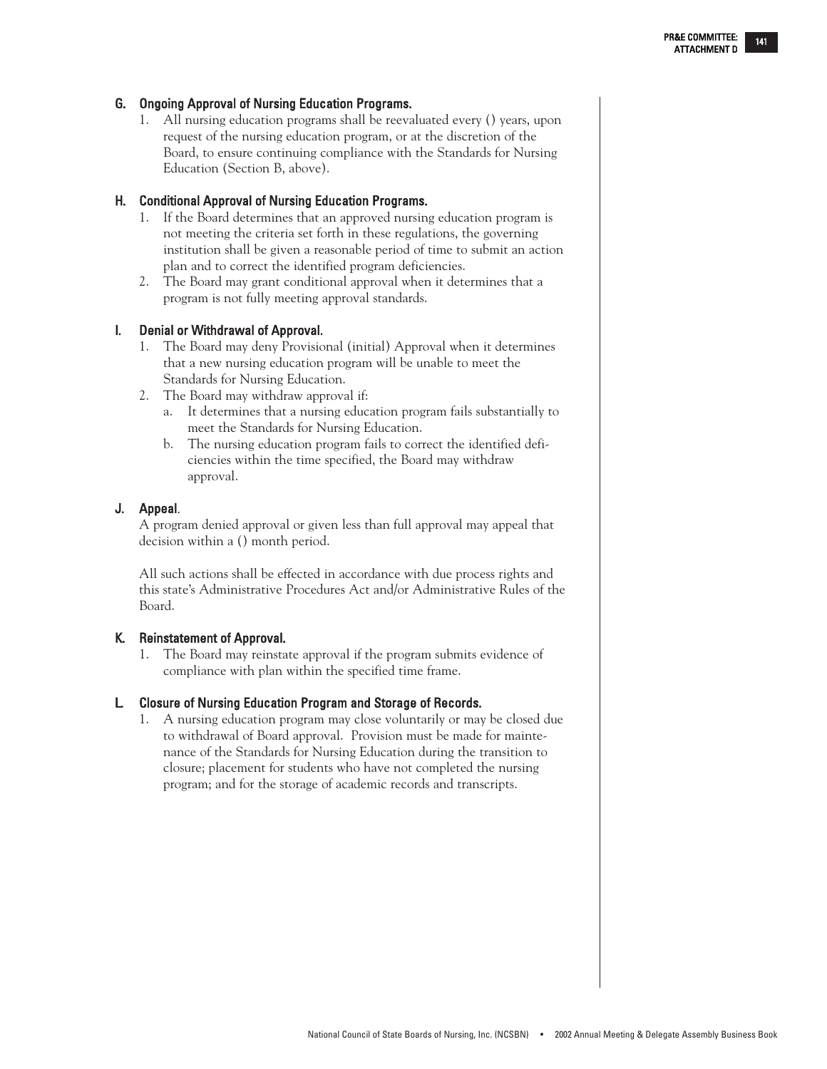### G. Ongoing Approval of Nursing Education Programs.

1. All nursing education programs shall be reevaluated every () years, upon request of the nursing education program, or at the discretion of the Board, to ensure continuing compliance with the Standards for Nursing Education (Section B, above).

### H. Conditional Approval of Nursing Education Programs.

1. If the Board determines that an approved nursing education program is not meeting the criteria set forth in these regulations, the governing institution shall be given a reasonable period of time to submit an action plan and to correct the identified program deficiencies.
2. The Board may grant conditional approval when it determines that a program is not fully meeting approval standards.

### I. Denial or Withdrawal of Approval.

1. The Board may deny Provisional (initial) Approval when it determines that a new nursing education program will be unable to meet the Standards for Nursing Education.
2. The Board may withdraw approval if:
   a. It determines that a nursing education program fails substantially to meet the Standards for Nursing Education.
   b. The nursing education program fails to correct the identified deficiencies within the time specified, the Board may withdraw approval.

### J. Appeal.

A program denied approval or given less than full approval may appeal that decision within a () month period.

All such actions shall be effected in accordance with due process rights and this state's Administrative Procedures Act and/or Administrative Rules of the Board.

### K. Reinstatement of Approval.

1. The Board may reinstate approval if the program submits evidence of compliance with plan within the specified time frame.

### L. Closure of Nursing Education Program and Storage of Records.

1. A nursing education program may close voluntarily or may be closed due to withdrawal of Board approval. Provision must be made for maintenance of the Standards for Nursing Education during the transition to closure; placement for students who have not completed the nursing program; and for the storage of academic records and transcripts.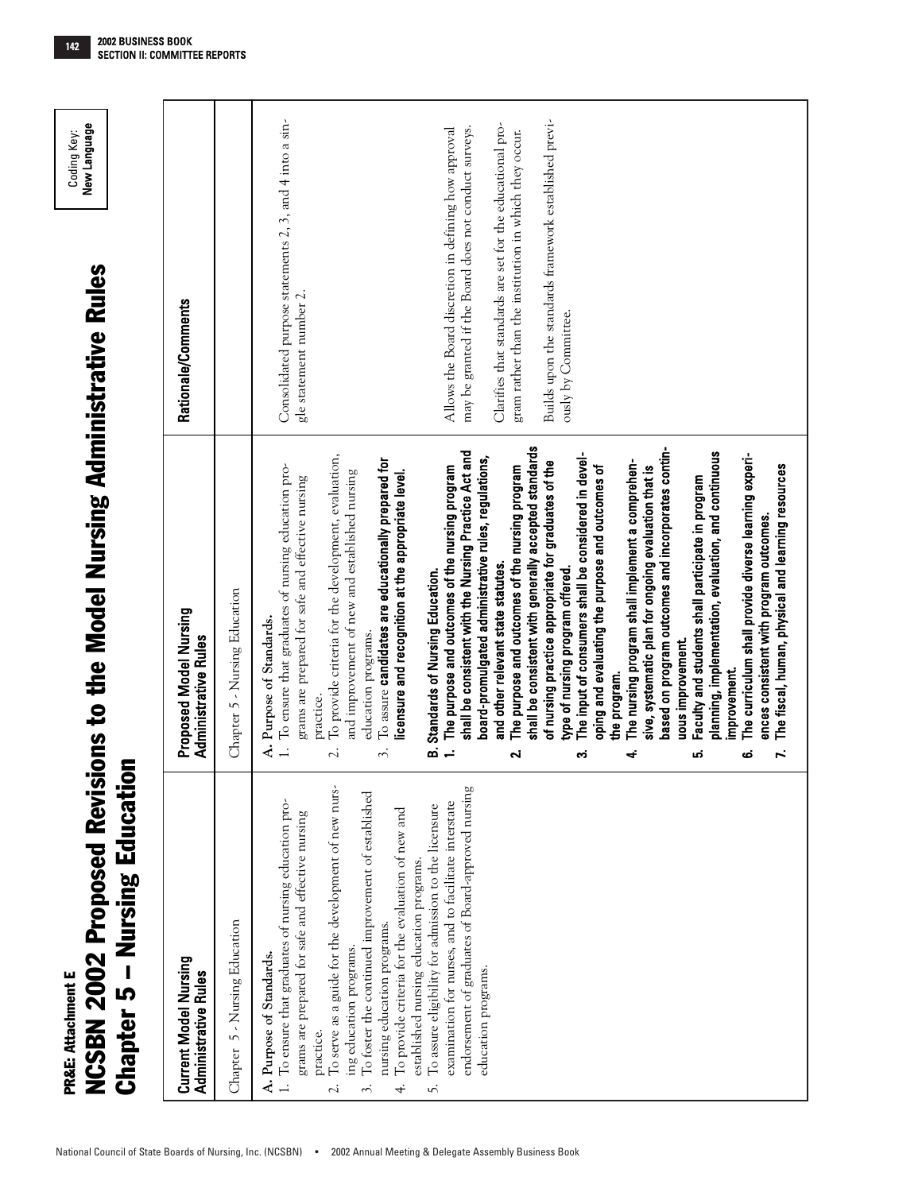PR&E: Attachment E

# NCSBN 2002 Proposed Revisions to the Model Nursing Administrative Rules Chapter 5 – Nursing Education

Coding Key: **New Language**

| Current Model Nursing Administrative Rules | Proposed Model Nursing Administrative Rules | Rationale/Comments |
|---|---|---|
| Chapter 5 - Nursing Education | Chapter 5 - Nursing Education | |
| A. Purpose of Standards.<br>1. To ensure that graduates of nursing education programs are prepared for safe and effective nursing practice.<br>2. To serve as a guide for the development of new nursing education programs.<br>3. To foster the continued improvement of established nursing education programs.<br>4. To provide criteria for the evaluation of new and established nursing education programs.<br>5. To assure eligibility for admission to the licensure examination for nurses, and to facilitate interstate endorsement of graduates of Board-approved nursing education programs. | A. Purpose of Standards.<br>1. To ensure that graduates of nursing education programs are prepared for safe and effective nursing practice.<br>2. To provide criteria for the development, evaluation, and improvement of new and established nursing education programs.<br>3. To assure **candidates are educationally prepared for licensure and recognition at the appropriate level.** | Consolidated purpose statements 2, 3, and 4 into a single statement number 2. |
| | **B. Standards of Nursing Education.**<br>**1. The purpose and outcomes of the nursing program shall be consistent with the Nursing Practice Act and board-promulgated administrative rules, regulations, and other relevant state statutes.**<br>**2. The purpose and outcomes of the nursing program shall be consistent with generally accepted standards of nursing practice appropriate for graduates of the type of nursing program offered.**<br>**3. The input of consumers shall be considered in developing and evaluating the purpose and outcomes of the program.**<br>**4. The nursing program shall implement a comprehensive, systematic plan for ongoing evaluation that is based on program outcomes and incorporates continuous improvement.**<br>**5. Faculty and students shall participate in program planning, implementation, evaluation, and continuous improvement.**<br>**6. The curriculum shall provide diverse learning experiences consistent with program outcomes.**<br>**7. The fiscal, human, physical and learning resources** | Allows the Board discretion in defining how approval may be granted if the Board does not conduct surveys.<br><br>Clarifies that standards are set for the educational program rather than the institution in which they occur.<br><br>Builds upon the standards framework established previously by Committee. |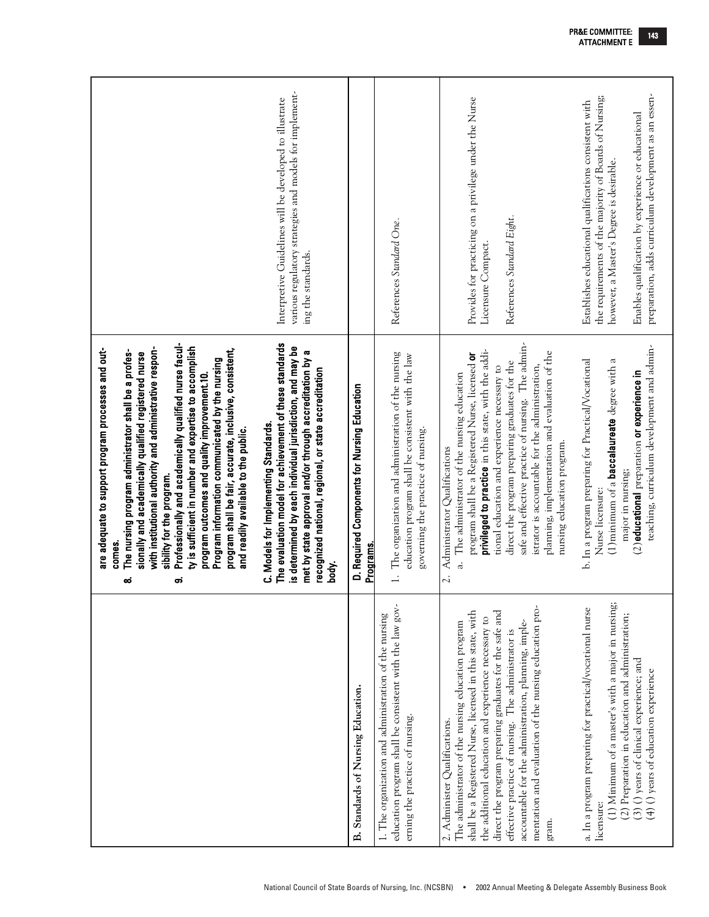| | | |
|---|---|---|
| | are adequate to support program processes and outcomes.<br>**8. The nursing program administrator shall be a professionally and academically qualified registered nurse with institutional authority and administrative responsibility for the program.**<br>**9. Professionally and academically qualified nurse faculty is sufficient in number and expertise to accomplish program outcomes and quality improvement.10. Program information communicated by the nursing program shall be fair, accurate, inclusive, consistent, and readily available to the public.** | |
| | **C. Models for Implementing Standards.**<br>**The evaluation model for achievement of these standards is determined by each individual jurisdiction, and may be met by state approval and/or through accreditation by a recognized national, regional, or state accreditation body.** | Interpretive Guidelines will be developed to illustrate various regulatory strategies and models for implementing the standards. |
| **B. Standards of Nursing Education.** | **D. Required Components for Nursing Education Programs.** | |
| 1. The organization and administration of the nursing education program shall be consistent with the law governing the practice of nursing. | 1. The organization and administration of the nursing education program shall be consistent with the law governing the practice of nursing. | References *Standard One*. |
| 2. Administer Qualifications.<br>The administrator of the nursing education program shall be a Registered Nurse, licensed in this state, with the additional education and experience necessary to direct the program preparing graduates for the safe and effective practice of nursing. The administrator is accountable for the administration, planning, implementation and evaluation of the nursing education program. | 2. Administrator Qualifications<br>a. The administrator of the nursing education program shall be a Registered Nurse, licensed **or privileged to practice** in this state, with the additional education and experience necessary to direct the program preparing graduates for the safe and effective practice of nursing. The administrator is accountable for the administration, planning, implementation and evaluation of the nursing education program. | Provides for practicing on a privilege under the Nurse Licensure Compact.<br><br>References *Standard Eight*. |
| a. In a program preparing for practical/vocational nurse licensure:<br>(1) Minimum of a master's with a major in nursing;<br>(2) Preparation in education and administration;<br>(3) () years of clinical experience; and<br>(4) () years of education experience | b. In a program preparing for Practical/Vocational Nurse licensure:<br>(1) minimum of a **baccalaureate** degree with a major in nursing;<br>(2) **educational** preparation **or experience in** teaching, curriculum development and admin- | Establishes educational qualifications consistent with the requirements of the majority of Boards of Nursing; however, a Master's Degree is desirable.<br><br>Enables qualification by experience or educational preparation, adds curriculum development as an essen- |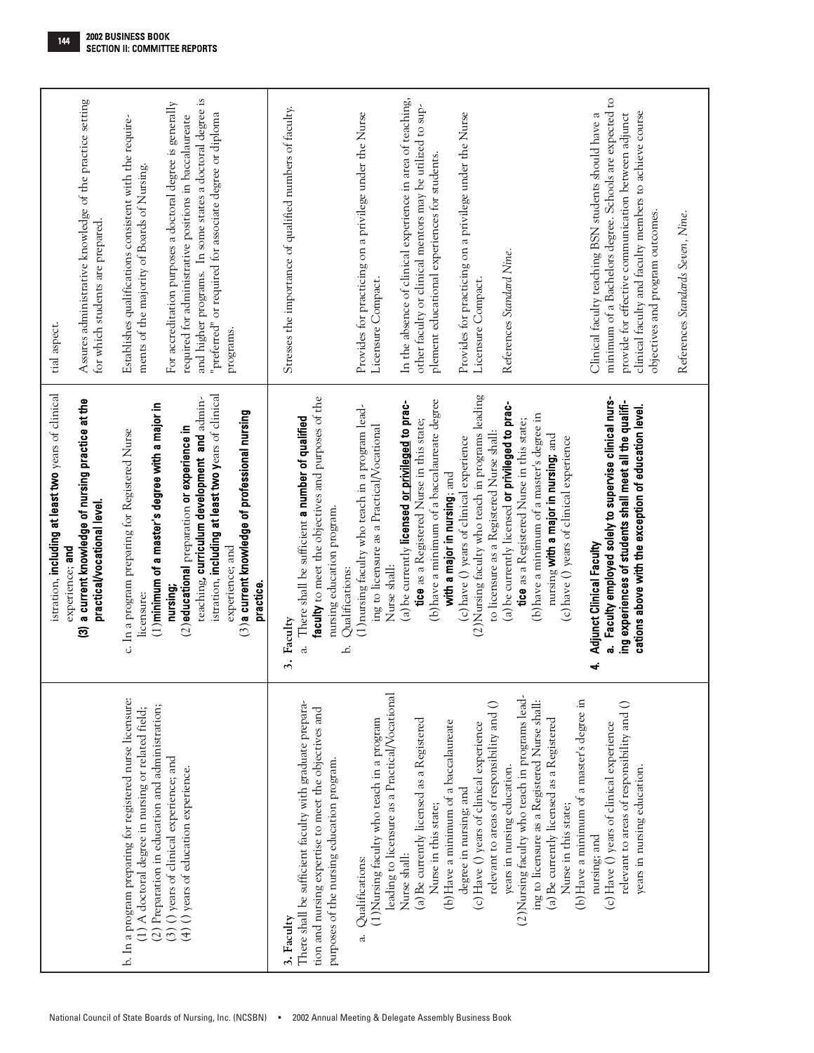| | | |
|---|---|---|
| | istration, **including at least two** years of clinical experience; **and**<br>**(3) a current knowledge of nursing practice at the practical/vocational level.** | tial aspect.<br><br>Assures administrative knowledge of the practice setting for which students are prepared. |
| b. In a program preparing for registered nurse licensure:<br>(1) A doctoral degree in nursing or related field;<br>(2) Preparation in education and administration;<br>(3) ( ) years of clinical experience; and<br>(4) ( ) years of education experience. | c. In a program preparing for Registered Nurse licensure:<br>(1) **minimum of a master's degree with a major in nursing;**<br>(2) **educational** preparation **or experience in** teaching, **curriculum development and** administration, **including at least two y**ears of clinical experience; and<br>(3) **a current knowledge of professional nursing practice.** | Establishes qualifications consistent with the requirements of the majority of Boards of Nursing.<br><br>For accreditation purposes a doctoral degree is generally required for administrative positions in baccalaureate and higher programs. In some states a doctoral degree is "preferred" or required for associate degree or diploma programs. |
| **3. Faculty**<br>There shall be sufficient faculty with graduate preparation and nursing expertise to meet the objectives and purposes of the nursing education program.<br><br>a. Qualifications:<br>(1) Nursing faculty who teach in a program leading to licensure as a Practical/Vocational Nurse shall:<br>(a) Be currently licensed as a Registered Nurse in this state;<br>(b) Have a minimum of a baccalaureate degree in nursing; and<br>(c) Have ( ) years of clinical experience relevant to areas of responsibility and ( ) years in nursing education.<br>(2) Nursing faculty who teach in programs leading to licensure as a Registered Nurse shall:<br>(a) Be currently licensed as a Registered Nurse in this state;<br>(b) Have a minimum of a master's degree in nursing; and<br>(c) Have ( ) years of clinical experience relevant to areas of responsibility and ( ) years in nursing education. | **3. Faculty**<br>a. There shall be sufficient **a number of qualified faculty** to meet the objectives and purposes of the nursing education program.<br>b. Qualifications:<br>(1) nursing faculty who teach in a program leading to licensure as a Practical/Vocational Nurse shall:<br>(a) be currently **licensed or privileged to practice** as a Registered Nurse in this state;<br>(b) have a minimum of a baccalaureate degree **with a major in nursing**; and<br>(c) have ( ) years of clinical experience<br>(2) Nursing faculty who teach in programs leading to licensure as a Registered Nurse shall:<br>(a) be currently licensed **or privileged to practice** as a Registered Nurse in this state;<br>(b) have a minimum of a master's degree in nursing **with a major in nursing;** and<br>(c) have ( ) years of clinical experience<br><br>**4. Adjunct Clinical Faculty**<br>**a. Faculty employed solely to supervise clinical nursing experiences of students shall meet all the qualifications above with the exception of education level.** | Stresses the importance of qualified numbers of faculty.<br><br>Provides for practicing on a privilege under the Nurse Licensure Compact.<br><br>In the absence of clinical experience in area of teaching, other faculty or clinical mentors may be utilized to supplement educational experiences for students.<br><br>Provides for practicing on a privilege under the Nurse Licensure Compact.<br><br>References *Standard Nine*.<br><br>Clinical faculty teaching BSN students should have a minimum of a Bachelors degree. Schools are expected to provide for effective communication between adjunct clinical faculty and faculty members to achieve course objectives and program outcomes.<br><br>References *Standards Seven, Nine*. |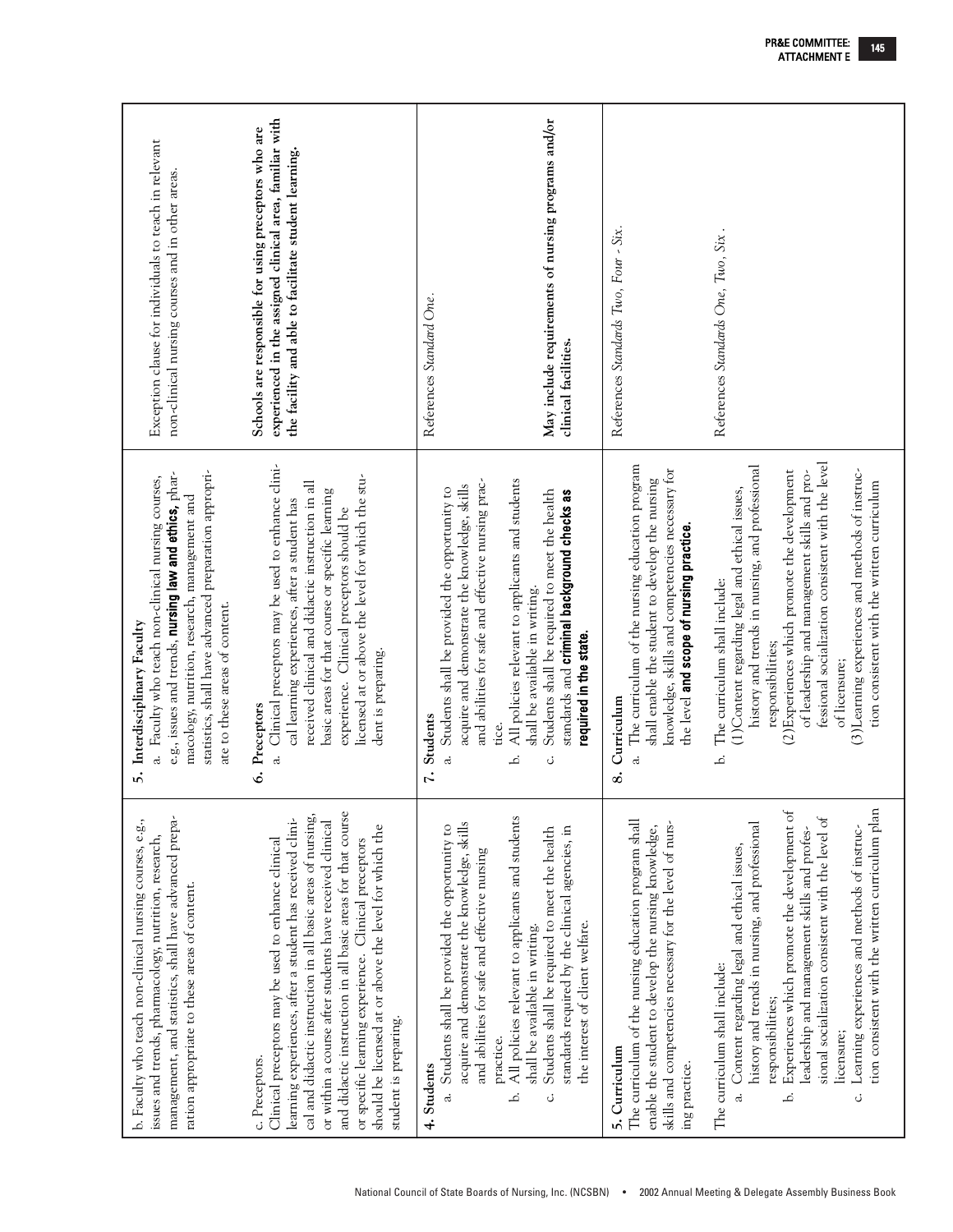| | | |
|---|---|---|
| b. Faculty who teach non-clinical nursing courses, e.g., issues and trends, pharmacology, nutrition, research, management, and statistics, shall have advanced preparation appropriate to these areas of content. | **5. Interdisciplinary Faculty**<br>a. Faculty who teach non-clinical nursing courses, e.g., issues and trends, **nursing law and ethics,** pharmacology, nutrition, research, management and statistics, shall have advanced preparation appropriate to these areas of content. | Exception clause for individuals to teach in relevant non-clinical nursing courses and in other areas. |
| c. Preceptors.<br>Clinical preceptors may be used to enhance clinical learning experiences, after a student has received clinical and didactic instruction in all basic areas of nursing, or within a course after students have received clinical and didactic instruction in all basic areas for that course or specific learning experience. Clinical preceptors should be licensed at or above the level for which the student is preparing. | **6. Preceptors**<br>a. Clinical preceptors may be used to enhance clinical learning experiences, after a student has received clinical and didactic instruction in all basic areas for that course or specific learning experience. Clinical preceptors should be licensed at or above the level for which the student is preparing. | **Schools are responsible for using preceptors who are experienced in the assigned clinical area, familiar with the facility and able to facilitate student learning.** |
| **4. Students**<br>a. Students shall be provided the opportunity to acquire and demonstrate the knowledge, skills and abilities for safe and effective nursing practice.<br>b. All policies relevant to applicants and students shall be available in writing.<br>c. Students shall be required to meet the health standards required by the clinical agencies, in the interest of client welfare. | **7. Students**<br>a. Students shall be provided the opportunity to acquire and demonstrate the knowledge, skills and abilities for safe and effective nursing practice.<br>b. All policies relevant to applicants and students shall be available in writing.<br>c. Students shall be required to meet the health standards and **criminal background checks as required in the state.** | References *Standard One*.<br><br>**May include requirements of nursing programs and/or clinical facilities.** |
| **5. Curriculum**<br>The curriculum of the nursing education program shall enable the student to develop the nursing knowledge, skills and competencies necessary for the level of nursing practice.<br><br>The curriculum shall include:<br>a. Content regarding legal and ethical issues, history and trends in nursing, and professional responsibilities;<br>b. Experiences which promote the development of leadership and management skills and professional socialization consistent with the level of licensure;<br>c. Learning experiences and methods of instruction consistent with the written curriculum plan | **8. Curriculum**<br>a. The curriculum of the nursing education program shall enable the student to develop the nursing knowledge, skills and competencies necessary for the level **and scope of nursing practice.**<br><br>b. The curriculum shall include:<br>(1) Content regarding legal and ethical issues, history and trends in nursing, and professional responsibilities;<br>(2) Experiences which promote the development of leadership and management skills and professional socialization consistent with the level of licensure;<br>(3) Learning experiences and methods of instruction consistent with the written curriculum | References *Standards Two, Four - Six*.<br><br>References *Standards One, Two, Six*. |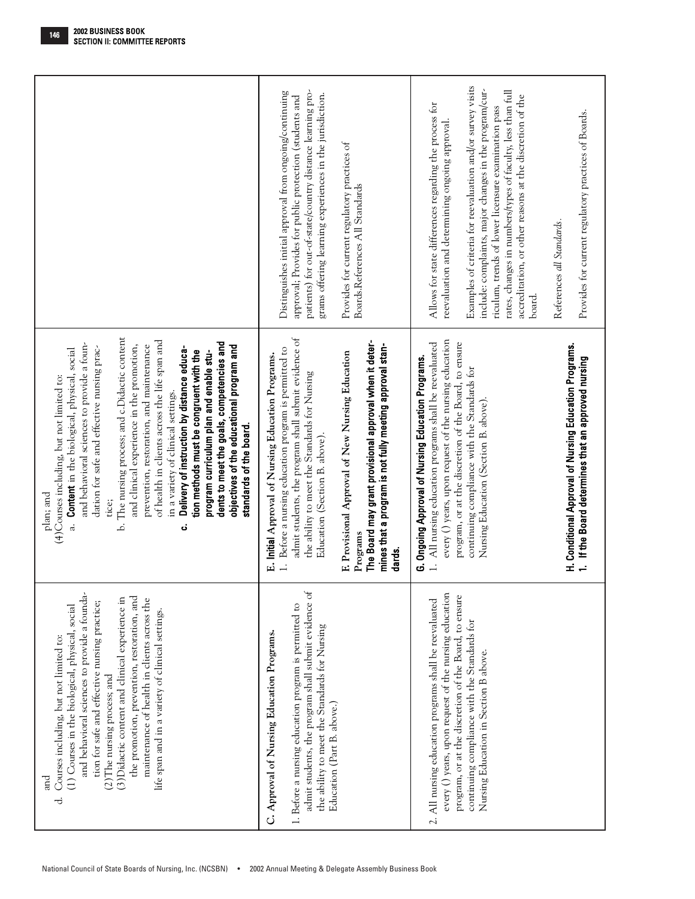| | | |
|---|---|---|
| and<br>d. Courses including, but not limited to:<br>(1) Courses in the biological, physical, social and behavioral sciences to provide a foundation for safe and effective nursing practice;<br>(2) The nursing process; and<br>(3) Didactic content and clinical experience in the promotion, prevention, restoration, and maintenance of health in clients across the life span and in a variety of clinical settings. | plan; and<br>(4) Courses including, but not limited to:<br>a. **Content** in the biological, physical, social and behavioral sciences to provide a foundation for safe and effective nursing practice;<br>b. The nursing process; and c. Didactic content and clinical experience in the promotion, prevention, restoration, and maintenance of health in clients across the life span and in a variety of clinical settings.<br>**c. Delivery of instruction by distance education methods must be congruent with the program curriculum plan and enable students to meet the goals, competencies and objectives of the educational program and standards of the board.** | |
| C. Approval of Nursing Education Programs.<br>1. Before a nursing education program is permitted to admit students, the program shall submit evidence of the ability to meet the Standards for Nursing Education (Part B. above.) | **E. Initial** Approval of Nursing Education Programs.<br>1. Before a nursing education program is permitted to admit students, the program shall submit evidence of the ability to meet the Standards for Nursing Education (Section B. above).<br><br>**F.** Provisional Approval of New Nursing Education Programs<br>**The Board may grant provisional approval when it determines that a program is not fully meeting approval standards.** | Distinguishes initial approval from ongoing/continuing approval; Provides for public protection (students and patients) for out-of-state/country distance learning programs offering learning experiences in the jurisdiction.<br><br>Provides for current regulatory practices of Boards.References All Standards |
| 2. All nursing education programs shall be reevaluated every ( ) years, upon request of the nursing education program, or at the discretion of the Board, to ensure continuing compliance with the Standards for Nursing Education in Section B above. | **G. Ongoing Approval of Nursing Education Programs.**<br>1. All nursing education programs shall be reevaluated every ( ) years, upon request of the nursing education program, or at the discretion of the Board, to ensure continuing compliance with the Standards for Nursing Education (Section B. above).<br><br>**H. Conditional Approval of Nursing Education Programs.**<br>**1. If the Board determines that an approved nursing** | Allows for state differences regarding the process for reevaluation and determining ongoing approval.<br><br>Examples of criteria for reevaluation and/or survey visits include: complaints, major changes in the program/curriculum, trends of lower licensure examination pass rates, changes in numbers/types of faculty, less than full accreditation, or other reasons at the discretion of the board.<br><br>References *all Standards*.<br><br>Provides for current regulatory practices of Boards. |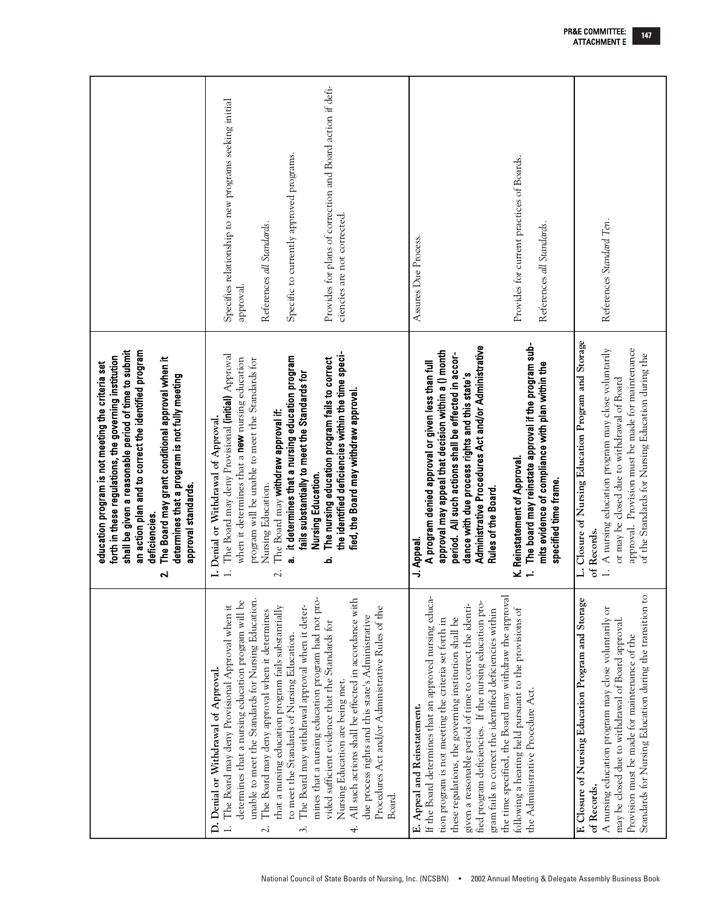| | | |
|---|---|---|
| | education program is not meeting the criteria set forth in these regulations, the governing institution shall be given a reasonable period of time to submit an action plan and to correct the identified program deficiencies.<br>**2. The Board may grant conditional approval when it determines that a program is not fully meeting approval standards.** | |
| **D. Denial or Withdrawal of Approval.**<br>1. The Board may deny Provisional Approval when it determines that a nursing education program will be unable to meet the Standards for Nursing Education.<br>2. The Board may deny approval when it determines that a nursing education program fails substantially to meet the Standards of Nursing Education.<br>3. The Board may withdrawal approval when it determines that a nursing education program had not provided sufficient evidence that the Standards for Nursing Education are being met.<br>4. All such actions shall be effected in accordance with due process rights and this state's Administrative Procedures Act and/or Administrative Rules of the Board. | **I. Denial or Withdrawal of Approval.**<br>1. The Board may deny Provisional **(initial)** Approval when it determines that a **new** nursing education program will be unable to meet the Standards for Nursing Education.<br>2. The Board may **withdraw approval if:**<br>**a. it determines that a nursing education program fails substantially to meet the Standards for Nursing Education.**<br>**b. The nursing education program fails to correct the identified deficiencies within the time specified, the Board may withdraw approval.** | Specifies relationship to new programs seeking initial approval.<br><br>References *all Standards*.<br><br>Specific to currently approved programs.<br><br>Provides for plans of correction and Board action if deficiencies are not corrected. |
| **E. Appeal and Reinstatement.**<br>If the Board determines that an approved nursing education program is not meeting the criteria set forth in these regulations, the governing institution shall be given a reasonable period of time to correct the identified program deficiencies. If the nursing education program fails to correct the identified deficiencies within the time specified, the Board may withdraw the approval following a hearing held pursuant to the provisions of the Administrative Procedure Act. | **J. Appeal.**<br>**A program denied approval or given less than full approval may appeal that decision within a () month period. All such actions shall be effected in accordance with due process rights and this state's Administrative Procedures Act and/or Administrative Rules of the Board.**<br><br>**K. Reinstatement of Approval.**<br>**1. The board may reinstate approval if the program submits evidence of compliance with plan within the specified time frame.** | Assures Due Process.<br><br>Provides for current practices of Boards.<br><br>References *all Standards*. |
| **F. Closure of Nursing Education Program and Storage of Records.**<br>A nursing education program may close voluntarily or may be closed due to withdrawal of Board approval. Provision must be made for maintenance of the Standards for Nursing Education during the transition to | **L. Closure of Nursing Education Program and Storage of Records.**<br>1. A nursing education program may close voluntarily or may be closed due to withdrawal of Board approval. Provision must be made for maintenance of the Standards for Nursing Education during the | References *Standard Ten*. |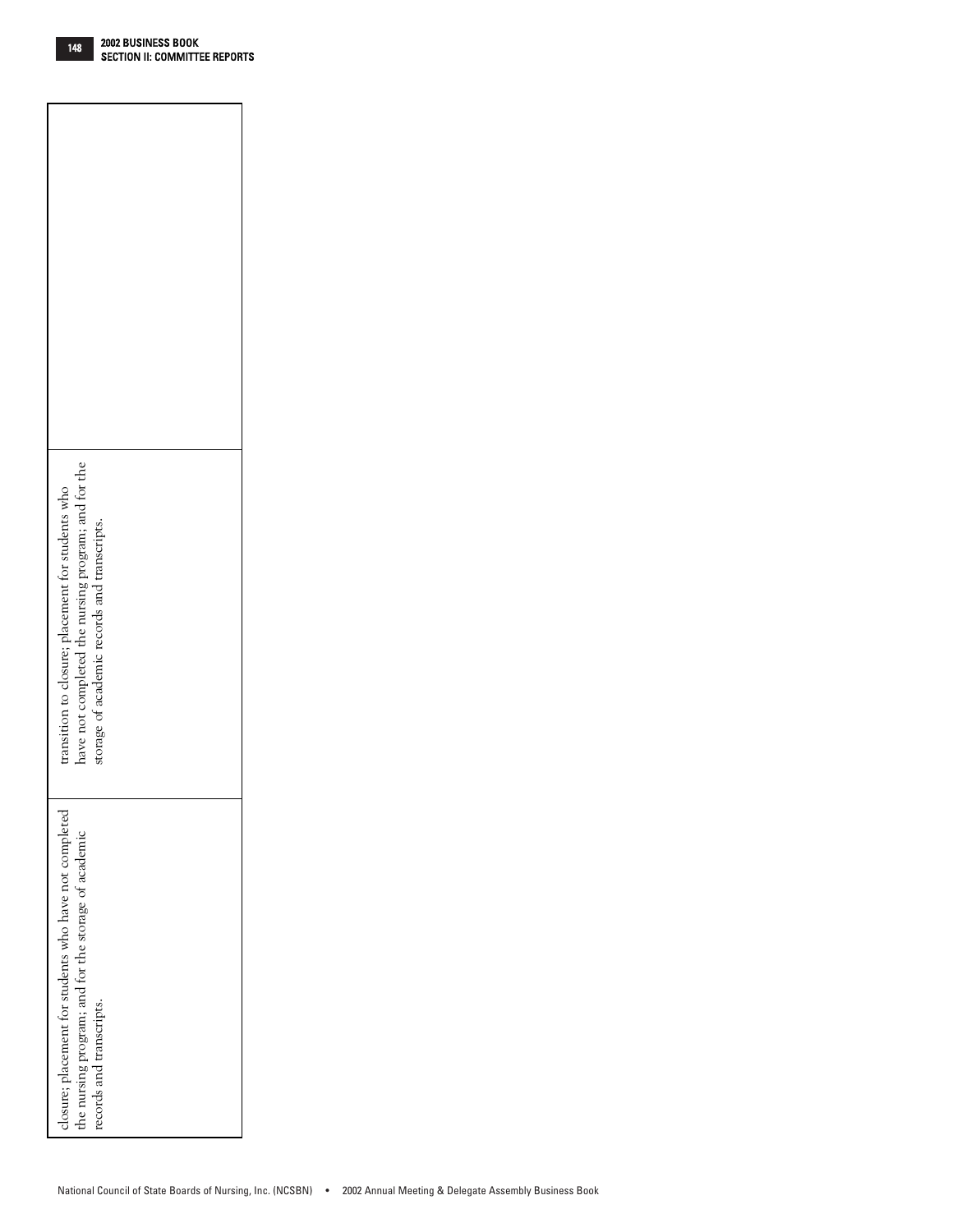| | | |
|---|---|---|
| closure; placement for students who have not completed the nursing program; and for the storage of academic records and transcripts. | transition to closure; placement for students who have not completed the nursing program; and for the storage of academic records and transcripts. | |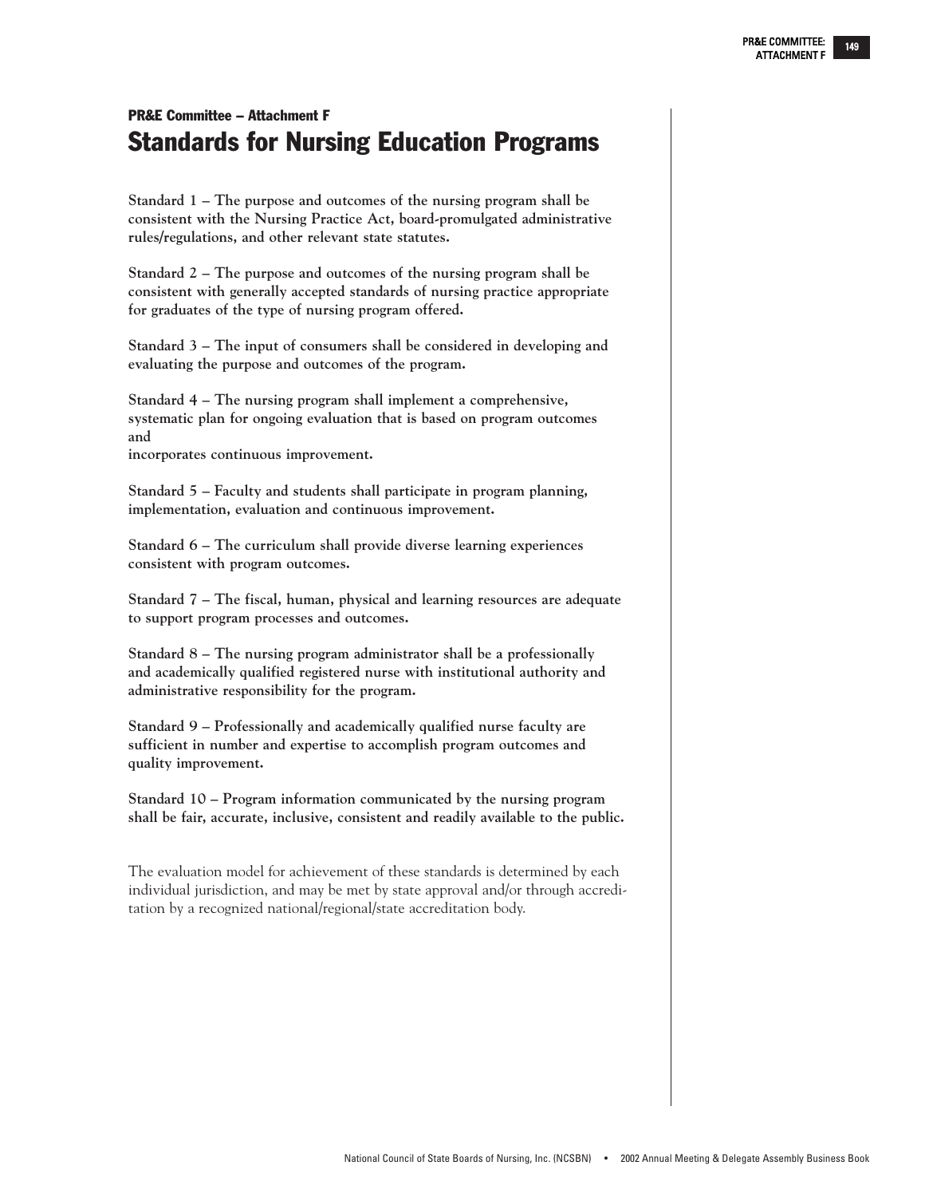## PR&E Committee – Attachment F

# Standards for Nursing Education Programs

**Standard 1 – The purpose and outcomes of the nursing program shall be consistent with the Nursing Practice Act, board-promulgated administrative rules/regulations, and other relevant state statutes.**

**Standard 2 – The purpose and outcomes of the nursing program shall be consistent with generally accepted standards of nursing practice appropriate for graduates of the type of nursing program offered.**

**Standard 3 – The input of consumers shall be considered in developing and evaluating the purpose and outcomes of the program.**

**Standard 4 – The nursing program shall implement a comprehensive, systematic plan for ongoing evaluation that is based on program outcomes and incorporates continuous improvement.**

**Standard 5 – Faculty and students shall participate in program planning, implementation, evaluation and continuous improvement.**

**Standard 6 – The curriculum shall provide diverse learning experiences consistent with program outcomes.**

**Standard 7 – The fiscal, human, physical and learning resources are adequate to support program processes and outcomes.**

**Standard 8 – The nursing program administrator shall be a professionally and academically qualified registered nurse with institutional authority and administrative responsibility for the program.**

**Standard 9 – Professionally and academically qualified nurse faculty are sufficient in number and expertise to accomplish program outcomes and quality improvement.**

**Standard 10 – Program information communicated by the nursing program shall be fair, accurate, inclusive, consistent and readily available to the public.**

The evaluation model for achievement of these standards is determined by each individual jurisdiction, and may be met by state approval and/or through accreditation by a recognized national/regional/state accreditation body.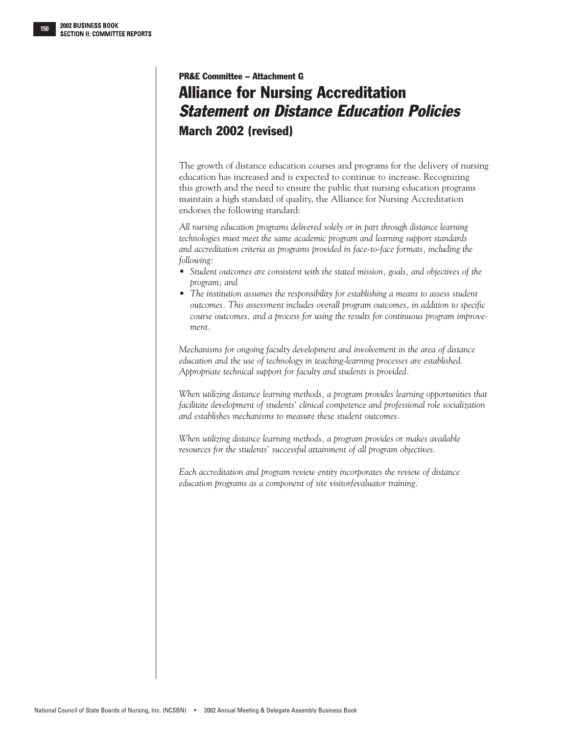**PR&E Committee – Attachment G**

# Alliance for Nursing Accreditation

## *Statement on Distance Education Policies*

### March 2002 (revised)

The growth of distance education courses and programs for the delivery of nursing education has increased and is expected to continue to increase. Recognizing this growth and the need to ensure the public that nursing education programs maintain a high standard of quality, the Alliance for Nursing Accreditation endorses the following standard:

*All nursing education programs delivered solely or in part through distance learning technologies must meet the same academic program and learning support standards and accreditation criteria as programs provided in face-to-face formats, including the following:*

- *Student outcomes are consistent with the stated mission, goals, and objectives of the program; and*
- *The institution assumes the responsibility for establishing a means to assess student outcomes. This assessment includes overall program outcomes, in addition to specific course outcomes, and a process for using the results for continuous program improvement.*

*Mechanisms for ongoing faculty development and involvement in the area of distance education and the use of technology in teaching-learning processes are established. Appropriate technical support for faculty and students is provided.*

*When utilizing distance learning methods, a program provides learning opportunities that facilitate development of students' clinical competence and professional role socialization and establishes mechanisms to measure these student outcomes.*

*When utilizing distance learning methods, a program provides or makes available resources for the students' successful attainment of all program objectives.*

*Each accreditation and program review entity incorporates the review of distance education programs as a component of site visitor/evaluator training.*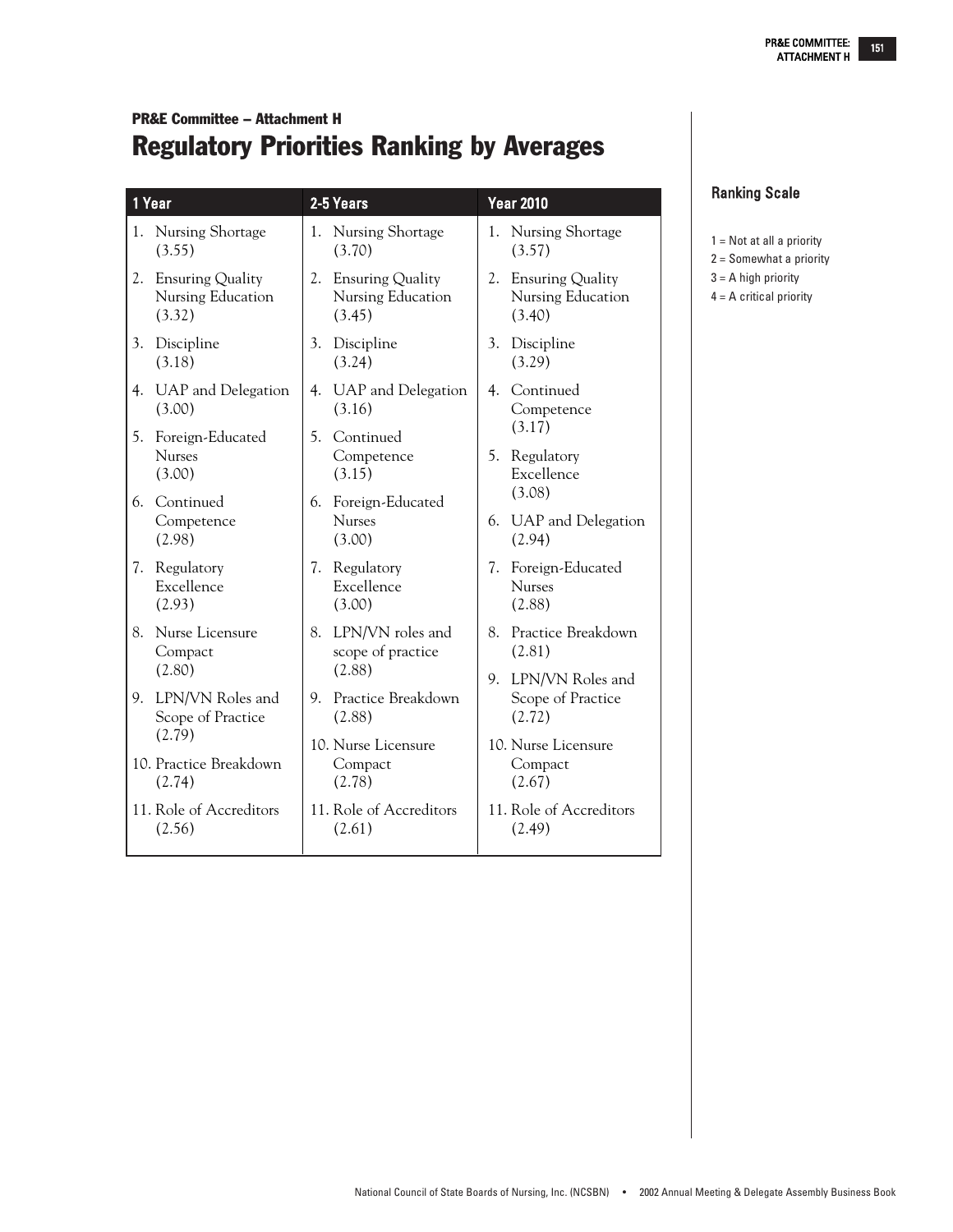## PR&E Committee – Attachment H

# Regulatory Priorities Ranking by Averages

| 1 Year | 2-5 Years | Year 2010 |
|---|---|---|
| 1. Nursing Shortage (3.55) | 1. Nursing Shortage (3.70) | 1. Nursing Shortage (3.57) |
| 2. Ensuring Quality Nursing Education (3.32) | 2. Ensuring Quality Nursing Education (3.45) | 2. Ensuring Quality Nursing Education (3.40) |
| 3. Discipline (3.18) | 3. Discipline (3.24) | 3. Discipline (3.29) |
| 4. UAP and Delegation (3.00) | 4. UAP and Delegation (3.16) | 4. Continued Competence (3.17) |
| 5. Foreign-Educated Nurses (3.00) | 5. Continued Competence (3.15) | 5. Regulatory Excellence (3.08) |
| 6. Continued Competence (2.98) | 6. Foreign-Educated Nurses (3.00) | 6. UAP and Delegation (2.94) |
| 7. Regulatory Excellence (2.93) | 7. Regulatory Excellence (3.00) | 7. Foreign-Educated Nurses (2.88) |
| 8. Nurse Licensure Compact (2.80) | 8. LPN/VN roles and scope of practice (2.88) | 8. Practice Breakdown (2.81) |
| 9. LPN/VN Roles and Scope of Practice (2.79) | 9. Practice Breakdown (2.88) | 9. LPN/VN Roles and Scope of Practice (2.72) |
| 10. Practice Breakdown (2.74) | 10. Nurse Licensure Compact (2.78) | 10. Nurse Licensure Compact (2.67) |
| 11. Role of Accreditors (2.56) | 11. Role of Accreditors (2.61) | 11. Role of Accreditors (2.49) |

### Ranking Scale

1 = Not at all a priority
2 = Somewhat a priority
3 = A high priority
4 = A critical priority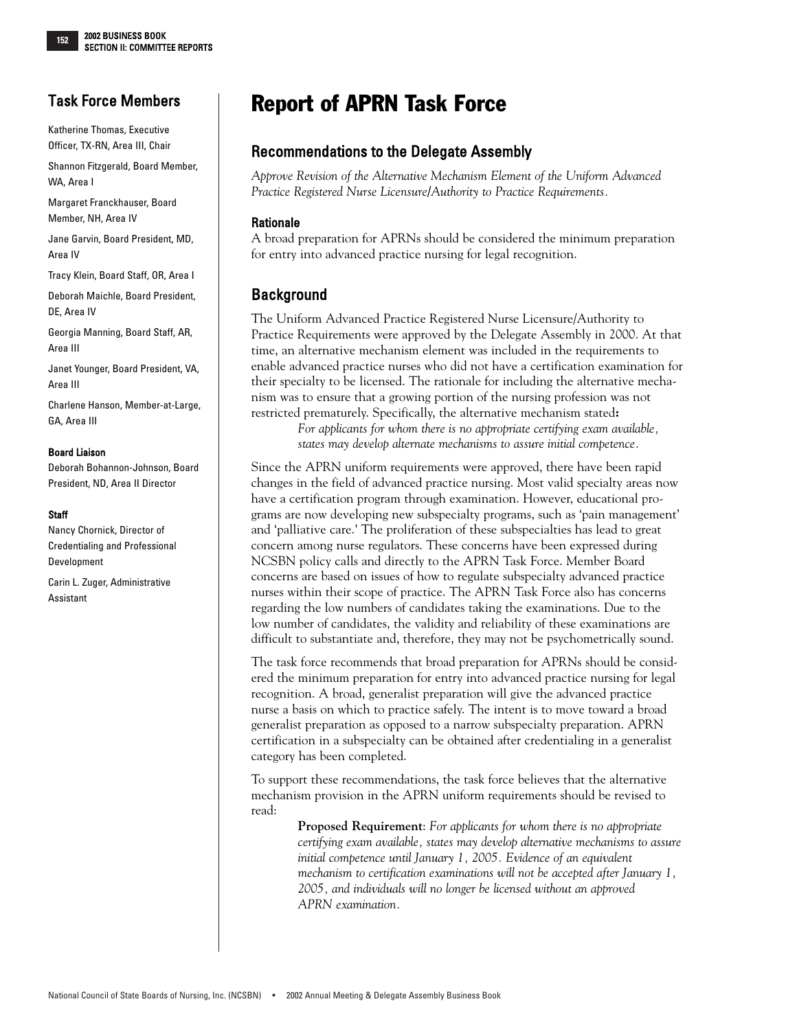# Report of APRN Task Force

## Task Force Members

Katherine Thomas, Executive Officer, TX-RN, Area III, Chair

Shannon Fitzgerald, Board Member, WA, Area I

Margaret Franckhauser, Board Member, NH, Area IV

Jane Garvin, Board President, MD, Area IV

Tracy Klein, Board Staff, OR, Area I

Deborah Maichle, Board President, DE, Area IV

Georgia Manning, Board Staff, AR, Area III

Janet Younger, Board President, VA, Area III

Charlene Hanson, Member-at-Large, GA, Area III

**Board Liaison**

Deborah Bohannon-Johnson, Board President, ND, Area II Director

**Staff**

Nancy Chornick, Director of Credentialing and Professional Development

Carin L. Zuger, Administrative Assistant

## Recommendations to the Delegate Assembly

*Approve Revision of the Alternative Mechanism Element of the Uniform Advanced Practice Registered Nurse Licensure/Authority to Practice Requirements.*

### Rationale

A broad preparation for APRNs should be considered the minimum preparation for entry into advanced practice nursing for legal recognition.

## Background

The Uniform Advanced Practice Registered Nurse Licensure/Authority to Practice Requirements were approved by the Delegate Assembly in 2000. At that time, an alternative mechanism element was included in the requirements to enable advanced practice nurses who did not have a certification examination for their specialty to be licensed. The rationale for including the alternative mechanism was to ensure that a growing portion of the nursing profession was not restricted prematurely. Specifically, the alternative mechanism stated**:**

> *For applicants for whom there is no appropriate certifying exam available, states may develop alternate mechanisms to assure initial competence.*

Since the APRN uniform requirements were approved, there have been rapid changes in the field of advanced practice nursing. Most valid specialty areas now have a certification program through examination. However, educational programs are now developing new subspecialty programs, such as 'pain management' and 'palliative care.' The proliferation of these subspecialties has lead to great concern among nurse regulators. These concerns have been expressed during NCSBN policy calls and directly to the APRN Task Force. Member Board concerns are based on issues of how to regulate subspecialty advanced practice nurses within their scope of practice. The APRN Task Force also has concerns regarding the low numbers of candidates taking the examinations. Due to the low number of candidates, the validity and reliability of these examinations are difficult to substantiate and, therefore, they may not be psychometrically sound.

The task force recommends that broad preparation for APRNs should be considered the minimum preparation for entry into advanced practice nursing for legal recognition. A broad, generalist preparation will give the advanced practice nurse a basis on which to practice safely. The intent is to move toward a broad generalist preparation as opposed to a narrow subspecialty preparation. APRN certification in a subspecialty can be obtained after credentialing in a generalist category has been completed.

To support these recommendations, the task force believes that the alternative mechanism provision in the APRN uniform requirements should be revised to read:

> **Proposed Requirement**: *For applicants for whom there is no appropriate certifying exam available, states may develop alternative mechanisms to assure initial competence until January 1, 2005. Evidence of an equivalent mechanism to certification examinations will not be accepted after January 1, 2005, and individuals will no longer be licensed without an approved APRN examination.*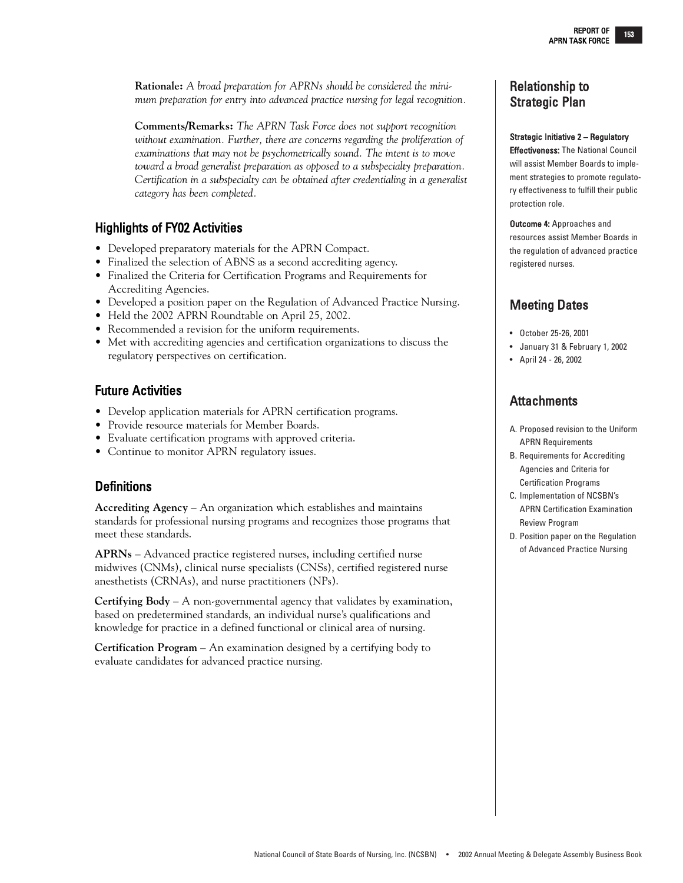**Rationale:** *A broad preparation for APRNs should be considered the minimum preparation for entry into advanced practice nursing for legal recognition.*

**Comments/Remarks:** *The APRN Task Force does not support recognition without examination. Further, there are concerns regarding the proliferation of examinations that may not be psychometrically sound. The intent is to move toward a broad generalist preparation as opposed to a subspecialty preparation. Certification in a subspecialty can be obtained after credentialing in a generalist category has been completed.*

## Highlights of FY02 Activities

- Developed preparatory materials for the APRN Compact.
- Finalized the selection of ABNS as a second accrediting agency.
- Finalized the Criteria for Certification Programs and Requirements for Accrediting Agencies.
- Developed a position paper on the Regulation of Advanced Practice Nursing.
- Held the 2002 APRN Roundtable on April 25, 2002.
- Recommended a revision for the uniform requirements.
- Met with accrediting agencies and certification organizations to discuss the regulatory perspectives on certification.

## Future Activities

- Develop application materials for APRN certification programs.
- Provide resource materials for Member Boards.
- Evaluate certification programs with approved criteria.
- Continue to monitor APRN regulatory issues.

## Definitions

**Accrediting Agency** – An organization which establishes and maintains standards for professional nursing programs and recognizes those programs that meet these standards.

**APRNs** – Advanced practice registered nurses, including certified nurse midwives (CNMs), clinical nurse specialists (CNSs), certified registered nurse anesthetists (CRNAs), and nurse practitioners (NPs).

**Certifying Body** – A non-governmental agency that validates by examination, based on predetermined standards, an individual nurse's qualifications and knowledge for practice in a defined functional or clinical area of nursing.

**Certification Program** – An examination designed by a certifying body to evaluate candidates for advanced practice nursing.

## Relationship to Strategic Plan

**Strategic Initiative 2 – Regulatory Effectiveness:** The National Council will assist Member Boards to implement strategies to promote regulatory effectiveness to fulfill their public protection role.

**Outcome 4:** Approaches and resources assist Member Boards in the regulation of advanced practice registered nurses.

## Meeting Dates

- October 25-26, 2001
- January 31 & February 1, 2002
- April 24 - 26, 2002

## Attachments

A. Proposed revision to the Uniform APRN Requirements

B. Requirements for Accrediting Agencies and Criteria for Certification Programs

C. Implementation of NCSBN's APRN Certification Examination Review Program

D. Position paper on the Regulation of Advanced Practice Nursing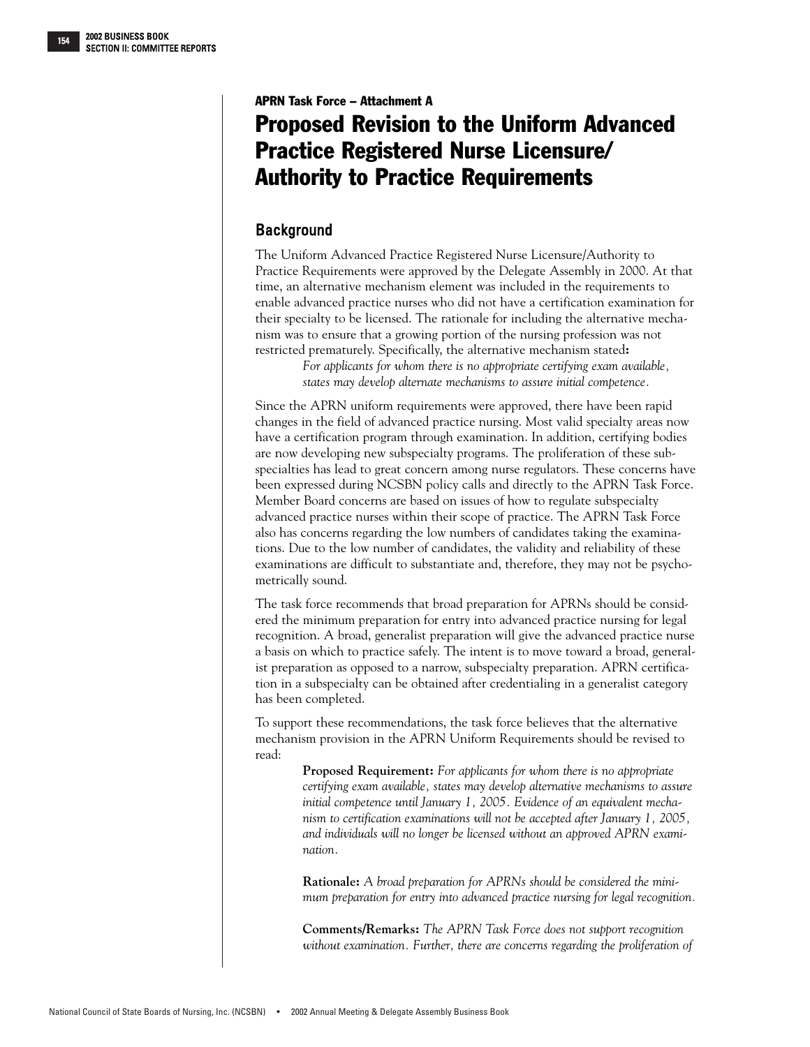APRN Task Force – Attachment A

# Proposed Revision to the Uniform Advanced Practice Registered Nurse Licensure/ Authority to Practice Requirements

## Background

The Uniform Advanced Practice Registered Nurse Licensure/Authority to Practice Requirements were approved by the Delegate Assembly in 2000. At that time, an alternative mechanism element was included in the requirements to enable advanced practice nurses who did not have a certification examination for their specialty to be licensed. The rationale for including the alternative mechanism was to ensure that a growing portion of the nursing profession was not restricted prematurely. Specifically, the alternative mechanism stated**:**

> *For applicants for whom there is no appropriate certifying exam available, states may develop alternate mechanisms to assure initial competence.*

Since the APRN uniform requirements were approved, there have been rapid changes in the field of advanced practice nursing. Most valid specialty areas now have a certification program through examination. In addition, certifying bodies are now developing new subspecialty programs. The proliferation of these subspecialties has lead to great concern among nurse regulators. These concerns have been expressed during NCSBN policy calls and directly to the APRN Task Force. Member Board concerns are based on issues of how to regulate subspecialty advanced practice nurses within their scope of practice. The APRN Task Force also has concerns regarding the low numbers of candidates taking the examinations. Due to the low number of candidates, the validity and reliability of these examinations are difficult to substantiate and, therefore, they may not be psychometrically sound.

The task force recommends that broad preparation for APRNs should be considered the minimum preparation for entry into advanced practice nursing for legal recognition. A broad, generalist preparation will give the advanced practice nurse a basis on which to practice safely. The intent is to move toward a broad, generalist preparation as opposed to a narrow, subspecialty preparation. APRN certification in a subspecialty can be obtained after credentialing in a generalist category has been completed.

To support these recommendations, the task force believes that the alternative mechanism provision in the APRN Uniform Requirements should be revised to read:

> **Proposed Requirement:** *For applicants for whom there is no appropriate certifying exam available, states may develop alternative mechanisms to assure initial competence until January 1, 2005. Evidence of an equivalent mechanism to certification examinations will not be accepted after January 1, 2005, and individuals will no longer be licensed without an approved APRN examination.*
>
> **Rationale:** *A broad preparation for APRNs should be considered the minimum preparation for entry into advanced practice nursing for legal recognition.*
>
> **Comments/Remarks:** *The APRN Task Force does not support recognition without examination. Further, there are concerns regarding the proliferation of*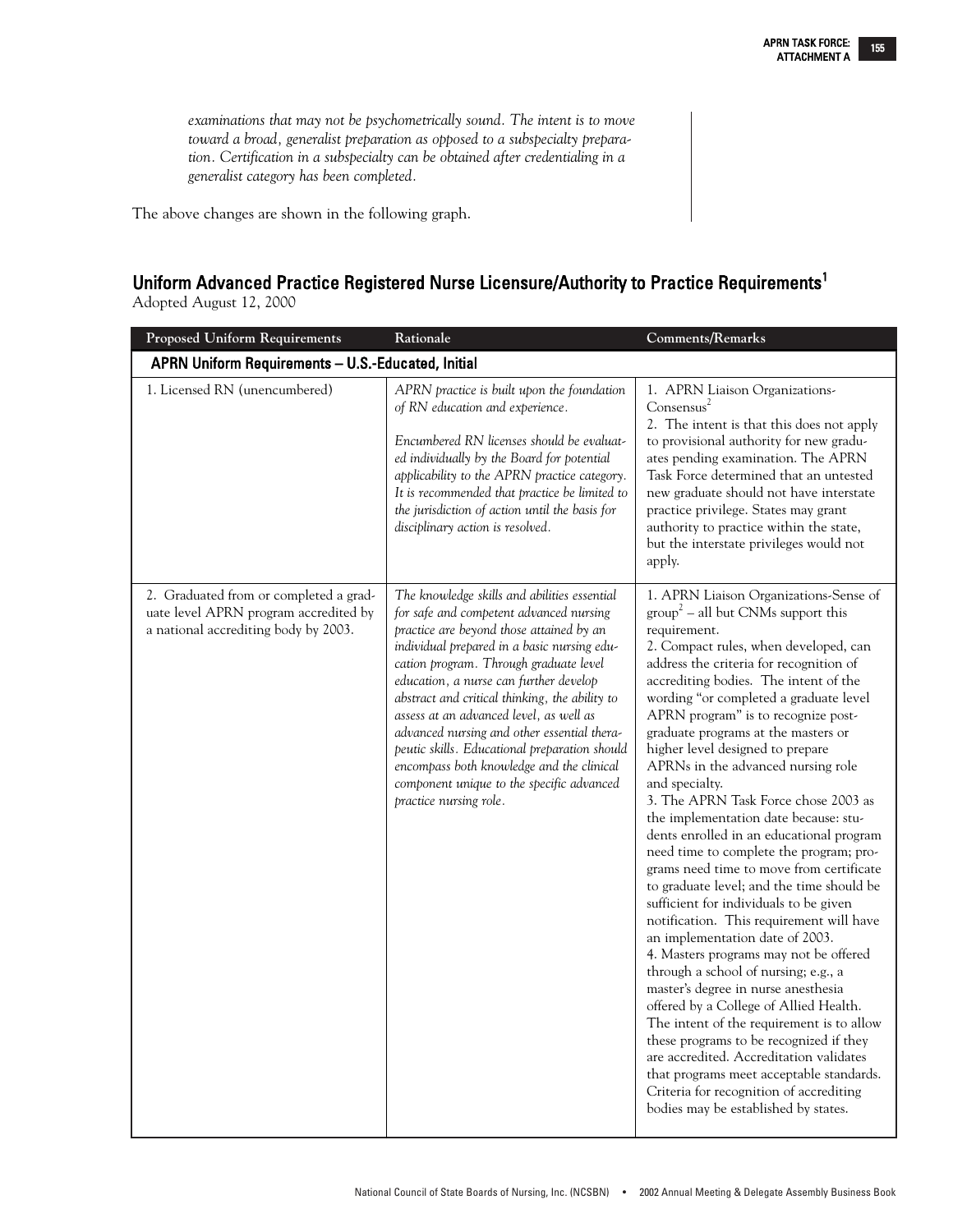*examinations that may not be psychometrically sound. The intent is to move toward a broad, generalist preparation as opposed to a subspecialty preparation. Certification in a subspecialty can be obtained after credentialing in a generalist category has been completed.*

The above changes are shown in the following graph.

## Uniform Advanced Practice Registered Nurse Licensure/Authority to Practice Requirements[1]

Adopted August 12, 2000

| Proposed Uniform Requirements | Rationale | Comments/Remarks |
|---|---|---|
| **APRN Uniform Requirements – U.S.-Educated, Initial** | | |
| 1. Licensed RN (unencumbered) | *APRN practice is built upon the foundation of RN education and experience.* <br><br> *Encumbered RN licenses should be evaluated individually by the Board for potential applicability to the APRN practice category. It is recommended that practice be limited to the jurisdiction of action until the basis for disciplinary action is resolved.* | 1. APRN Liaison Organizations-Consensus[2] <br> 2. The intent is that this does not apply to provisional authority for new graduates pending examination. The APRN Task Force determined that an untested new graduate should not have interstate practice privilege. States may grant authority to practice within the state, but the interstate privileges would not apply. |
| 2. Graduated from or completed a graduate level APRN program accredited by a national accrediting body by 2003. | *The knowledge skills and abilities essential for safe and competent advanced nursing practice are beyond those attained by an individual prepared in a basic nursing education program. Through graduate level education, a nurse can further develop abstract and critical thinking, the ability to assess at an advanced level, as well as advanced nursing and other essential therapeutic skills. Educational preparation should encompass both knowledge and the clinical component unique to the specific advanced practice nursing role.* | 1. APRN Liaison Organizations-Sense of group[2] – all but CNMs support this requirement. <br> 2. Compact rules, when developed, can address the criteria for recognition of accrediting bodies. The intent of the wording "or completed a graduate level APRN program" is to recognize post-graduate programs at the masters or higher level designed to prepare APRNs in the advanced nursing role and specialty. <br> 3. The APRN Task Force chose 2003 as the implementation date because: students enrolled in an educational program need time to complete the program; programs need time to move from certificate to graduate level; and the time should be sufficient for individuals to be given notification. This requirement will have an implementation date of 2003. <br> 4. Masters programs may not be offered through a school of nursing; e.g., a master's degree in nurse anesthesia offered by a College of Allied Health. The intent of the requirement is to allow these programs to be recognized if they are accredited. Accreditation validates that programs meet acceptable standards. Criteria for recognition of accrediting bodies may be established by states. |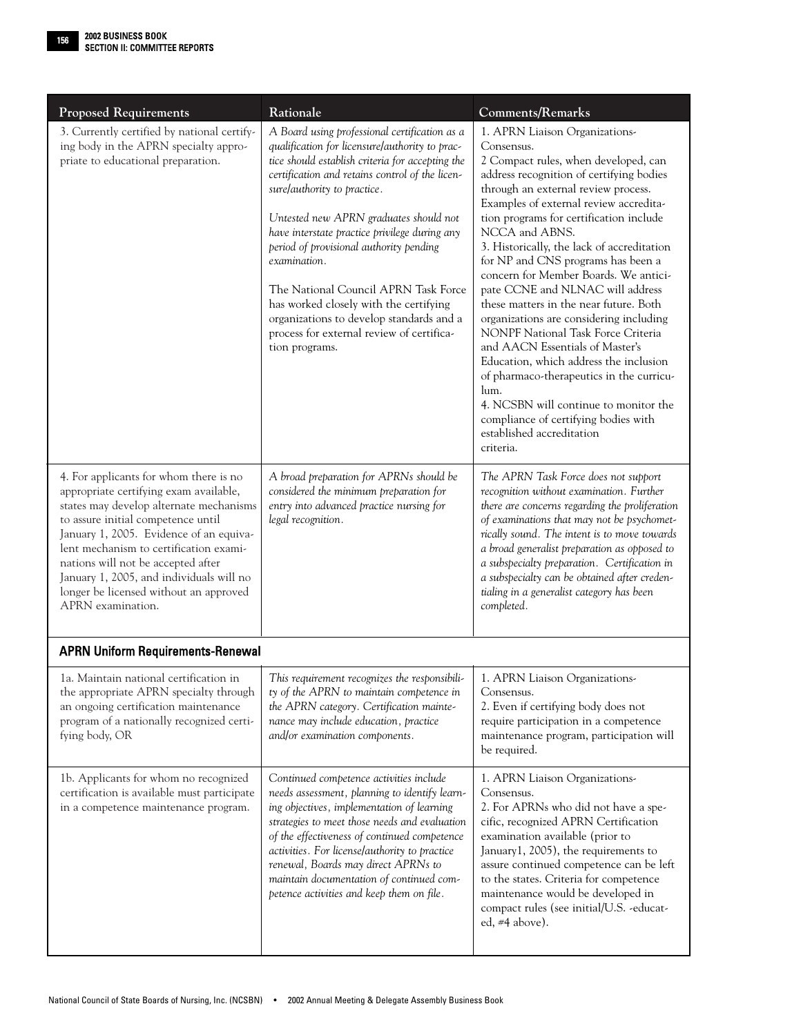| Proposed Requirements | Rationale | Comments/Remarks |
|---|---|---|
| 3. Currently certified by national certifying body in the APRN specialty appropriate to educational preparation. | *A Board using professional certification as a qualification for licensure/authority to practice should establish criteria for accepting the certification and retains control of the licensure/authority to practice.*<br><br>*Untested new APRN graduates should not have interstate practice privilege during any period of provisional authority pending examination.*<br><br>The National Council APRN Task Force has worked closely with the certifying organizations to develop standards and a process for external review of certification programs. | 1. APRN Liaison Organizations-Consensus.<br>2 Compact rules, when developed, can address recognition of certifying bodies through an external review process. Examples of external review accreditation programs for certification include NCCA and ABNS.<br>3. Historically, the lack of accreditation for NP and CNS programs has been a concern for Member Boards. We anticipate CCNE and NLNAC will address these matters in the near future. Both organizations are considering including NONPF National Task Force Criteria and AACN Essentials of Master's Education, which address the inclusion of pharmaco-therapeutics in the curriculum.<br>4. NCSBN will continue to monitor the compliance of certifying bodies with established accreditation criteria. |
| 4. For applicants for whom there is no appropriate certifying exam available, states may develop alternate mechanisms to assure initial competence until January 1, 2005. Evidence of an equivalent mechanism to certification examinations will not be accepted after January 1, 2005, and individuals will no longer be licensed without an approved APRN examination. | *A broad preparation for APRNs should be considered the minimum preparation for entry into advanced practice nursing for legal recognition.* | *The APRN Task Force does not support recognition without examination. Further there are concerns regarding the proliferation of examinations that may not be psychometrically sound. The intent is to move towards a broad generalist preparation as opposed to a subspecialty preparation. Certification in a subspecialty can be obtained after credentialing in a generalist category has been completed.* |
| **APRN Uniform Requirements-Renewal** | | |
| 1a. Maintain national certification in the appropriate APRN specialty through an ongoing certification maintenance program of a nationally recognized certifying body, OR | *This requirement recognizes the responsibility of the APRN to maintain competence in the APRN category. Certification maintenance may include education, practice and/or examination components.* | 1. APRN Liaison Organizations-Consensus.<br>2. Even if certifying body does not require participation in a competence maintenance program, participation will be required. |
| 1b. Applicants for whom no recognized certification is available must participate in a competence maintenance program. | *Continued competence activities include needs assessment, planning to identify learning objectives, implementation of learning strategies to meet those needs and evaluation of the effectiveness of continued competence activities. For license/authority to practice renewal, Boards may direct APRNs to maintain documentation of continued competence activities and keep them on file.* | 1. APRN Liaison Organizations-Consensus.<br>2. For APRNs who did not have a specific, recognized APRN Certification examination available (prior to January1, 2005), the requirements to assure continued competence can be left to the states. Criteria for competence maintenance would be developed in compact rules (see initial/U.S. -educated, #4 above). |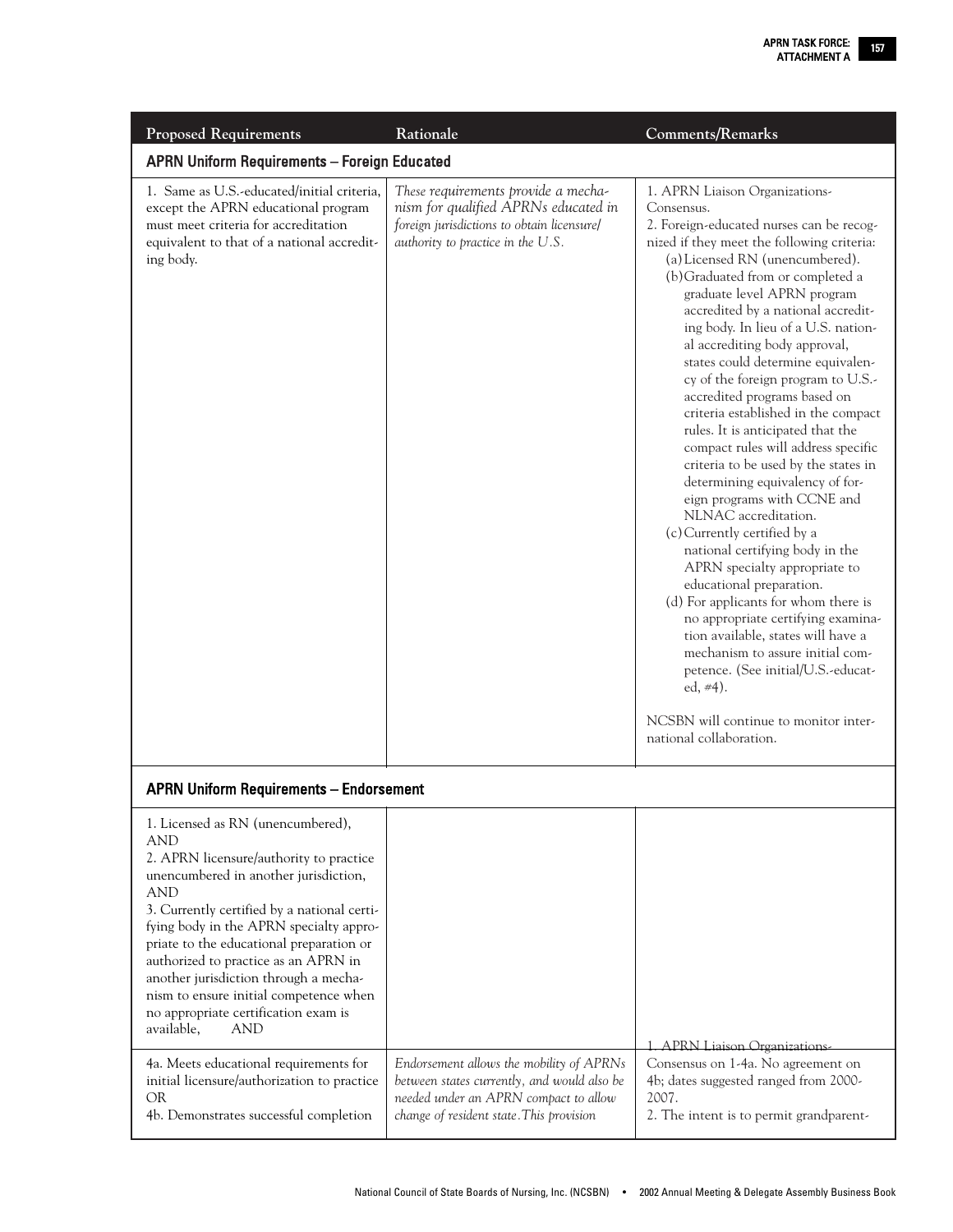| Proposed Requirements | Rationale | Comments/Remarks |
|---|---|---|
| **APRN Uniform Requirements – Foreign Educated** | | |
| 1. Same as U.S.-educated/initial criteria, except the APRN educational program must meet criteria for accreditation equivalent to that of a national accrediting body. | *These requirements provide a mechanism for qualified APRNs educated in foreign jurisdictions to obtain licensure/authority to practice in the U.S.* | 1. APRN Liaison Organizations-Consensus.<br>2. Foreign-educated nurses can be recognized if they meet the following criteria:<br>(a) Licensed RN (unencumbered).<br>(b) Graduated from or completed a graduate level APRN program accredited by a national accrediting body. In lieu of a U.S. national accrediting body approval, states could determine equivalency of the foreign program to U.S.-accredited programs based on criteria established in the compact rules. It is anticipated that the compact rules will address specific criteria to be used by the states in determining equivalency of foreign programs with CCNE and NLNAC accreditation.<br>(c) Currently certified by a national certifying body in the APRN specialty appropriate to educational preparation.<br>(d) For applicants for whom there is no appropriate certifying examination available, states will have a mechanism to assure initial competence. (See initial/U.S.-educated, #4).<br><br>NCSBN will continue to monitor international collaboration. |
| **APRN Uniform Requirements – Endorsement** | | |
| 1. Licensed as RN (unencumbered), AND<br>2. APRN licensure/authority to practice unencumbered in another jurisdiction, AND<br>3. Currently certified by a national certifying body in the APRN specialty appropriate to the educational preparation or authorized to practice as an APRN in another jurisdiction through a mechanism to ensure initial competence when no appropriate certification exam is available, AND | | |
| 4a. Meets educational requirements for initial licensure/authorization to practice OR<br>4b. Demonstrates successful completion | *Endorsement allows the mobility of APRNs between states currently, and would also be needed under an APRN compact to allow change of resident state. This provision* | 1. APRN Liaison Organizations-Consensus on 1-4a. No agreement on 4b; dates suggested ranged from 2000-2007.<br>2. The intent is to permit grandparent- |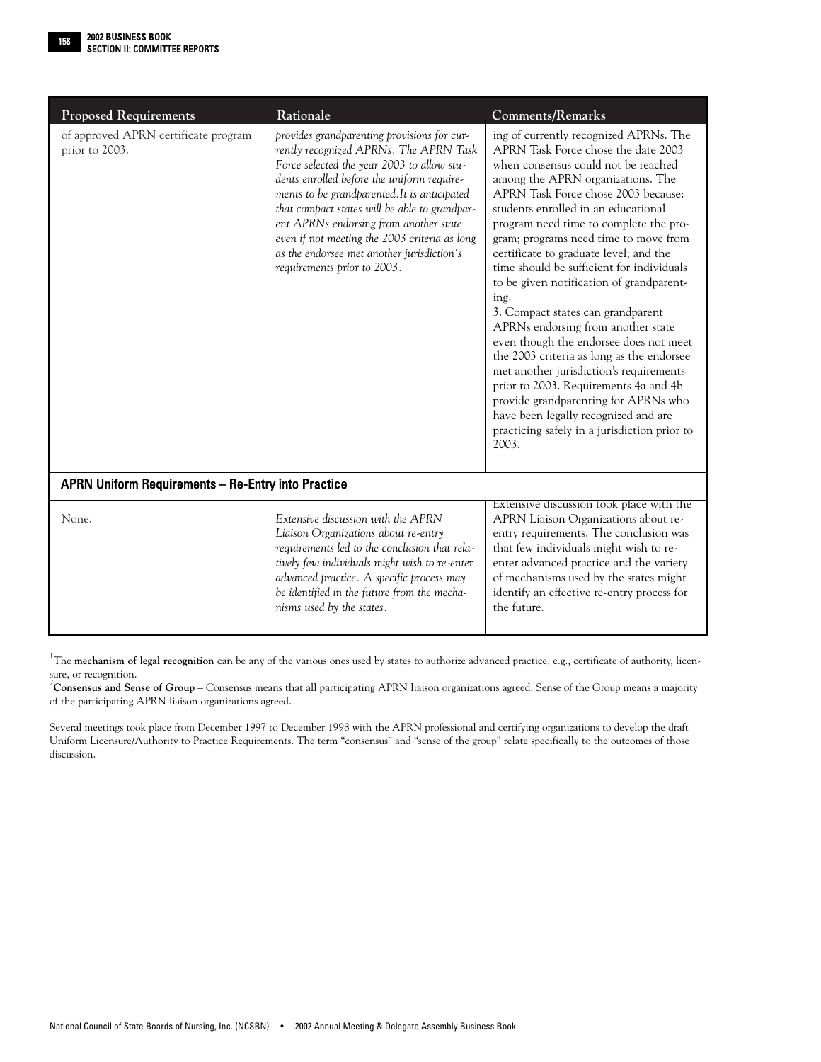| Proposed Requirements | Rationale | Comments/Remarks |
|---|---|---|
| of approved APRN certificate program prior to 2003. | *provides grandparenting provisions for currently recognized APRNs. The APRN Task Force selected the year 2003 to allow students enrolled before the uniform requirements to be grandparented.It is anticipated that compact states will be able to grandparent APRNs endorsing from another state even if not meeting the 2003 criteria as long as the endorsee met another jurisdiction's requirements prior to 2003.* | ing of currently recognized APRNs. The APRN Task Force chose the date 2003 when consensus could not be reached among the APRN organizations. The APRN Task Force chose 2003 because: students enrolled in an educational program need time to complete the program; programs need time to move from certificate to graduate level; and the time should be sufficient for individuals to be given notification of grandparenting. 3. Compact states can grandparent APRNs endorsing from another state even though the endorsee does not meet the 2003 criteria as long as the endorsee met another jurisdiction's requirements prior to 2003. Requirements 4a and 4b provide grandparenting for APRNs who have been legally recognized and are practicing safely in a jurisdiction prior to 2003. |
| **APRN Uniform Requirements – Re-Entry into Practice** | | |
| None. | *Extensive discussion with the APRN Liaison Organizations about re-entry requirements led to the conclusion that relatively few individuals might wish to re-enter advanced practice. A specific process may be identified in the future from the mechanisms used by the states.* | Extensive discussion took place with the APRN Liaison Organizations about re-entry requirements. The conclusion was that few individuals might wish to re-enter advanced practice and the variety of mechanisms used by the states might identify an effective re-entry process for the future. |

[1]The **mechanism of legal recognition** can be any of the various ones used by states to authorize advanced practice, e.g., certificate of authority, licensure, or recognition.

[2]**Consensus and Sense of Group** – Consensus means that all participating APRN liaison organizations agreed. Sense of the Group means a majority of the participating APRN liaison organizations agreed.

Several meetings took place from December 1997 to December 1998 with the APRN professional and certifying organizations to develop the draft Uniform Licensure/Authority to Practice Requirements. The term "consensus" and "sense of the group" relate specifically to the outcomes of those discussion.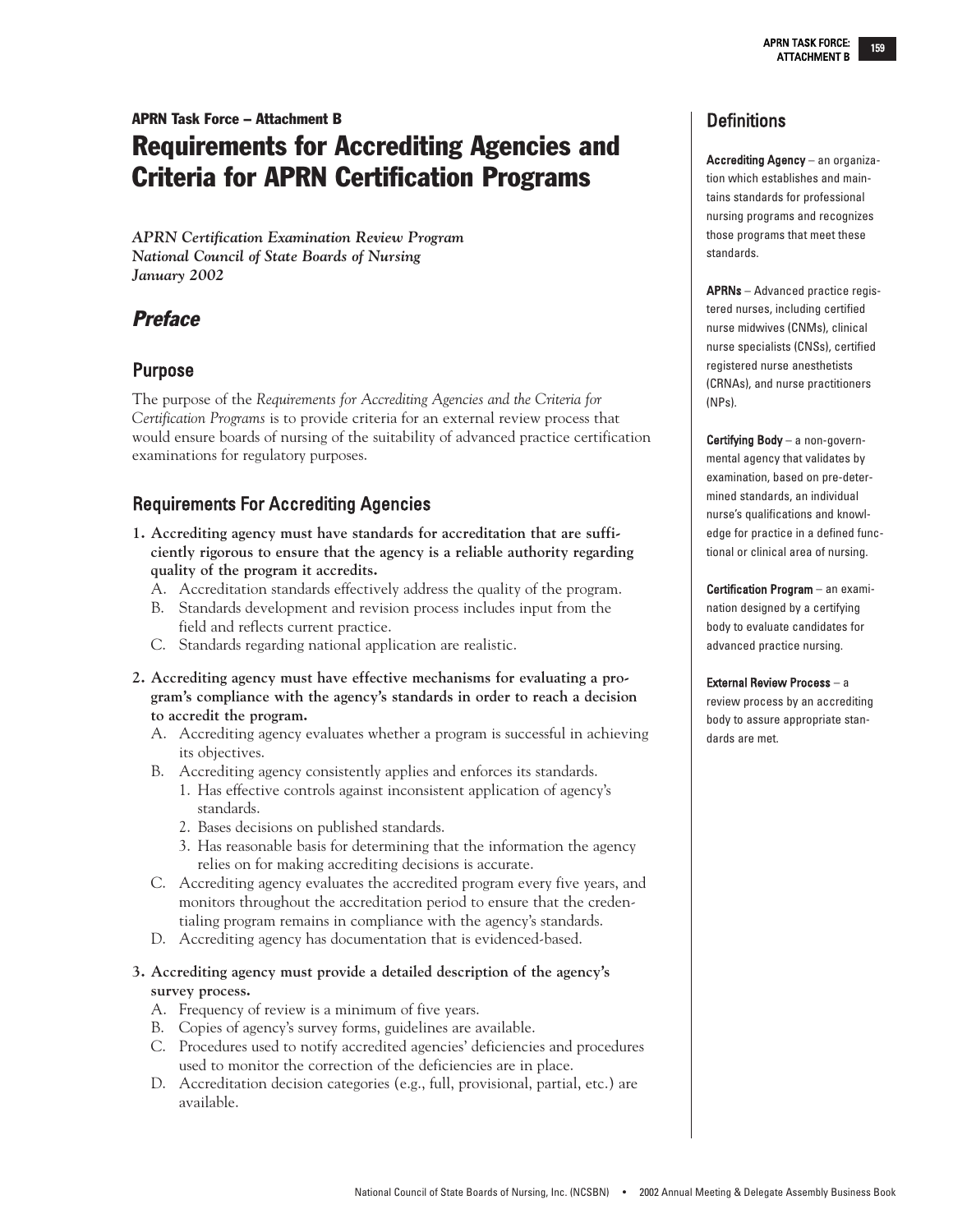APRN Task Force – Attachment B

# Requirements for Accrediting Agencies and Criteria for APRN Certification Programs

*APRN Certification Examination Review Program*
*National Council of State Boards of Nursing*
*January 2002*

## *Preface*

### Purpose

The purpose of the *Requirements for Accrediting Agencies and the Criteria for Certification Programs* is to provide criteria for an external review process that would ensure boards of nursing of the suitability of advanced practice certification examinations for regulatory purposes.

### Requirements For Accrediting Agencies

1. **Accrediting agency must have standards for accreditation that are sufficiently rigorous to ensure that the agency is a reliable authority regarding quality of the program it accredits.**
   - A. Accreditation standards effectively address the quality of the program.
   - B. Standards development and revision process includes input from the field and reflects current practice.
   - C. Standards regarding national application are realistic.
2. **Accrediting agency must have effective mechanisms for evaluating a program's compliance with the agency's standards in order to reach a decision to accredit the program.**
   - A. Accrediting agency evaluates whether a program is successful in achieving its objectives.
   - B. Accrediting agency consistently applies and enforces its standards.
     1. Has effective controls against inconsistent application of agency's standards.
     2. Bases decisions on published standards.
     3. Has reasonable basis for determining that the information the agency relies on for making accrediting decisions is accurate.
   - C. Accrediting agency evaluates the accredited program every five years, and monitors throughout the accreditation period to ensure that the credentialing program remains in compliance with the agency's standards.
   - D. Accrediting agency has documentation that is evidenced-based.
3. **Accrediting agency must provide a detailed description of the agency's survey process.**
   - A. Frequency of review is a minimum of five years.
   - B. Copies of agency's survey forms, guidelines are available.
   - C. Procedures used to notify accredited agencies' deficiencies and procedures used to monitor the correction of the deficiencies are in place.
   - D. Accreditation decision categories (e.g., full, provisional, partial, etc.) are available.

### Definitions

**Accrediting Agency** – an organization which establishes and maintains standards for professional nursing programs and recognizes those programs that meet these standards.

**APRNs** – Advanced practice registered nurses, including certified nurse midwives (CNMs), clinical nurse specialists (CNSs), certified registered nurse anesthetists (CRNAs), and nurse practitioners (NPs).

**Certifying Body** – a non-governmental agency that validates by examination, based on pre-determined standards, an individual nurse's qualifications and knowledge for practice in a defined functional or clinical area of nursing.

**Certification Program** – an examination designed by a certifying body to evaluate candidates for advanced practice nursing.

**External Review Process** – a review process by an accrediting body to assure appropriate standards are met.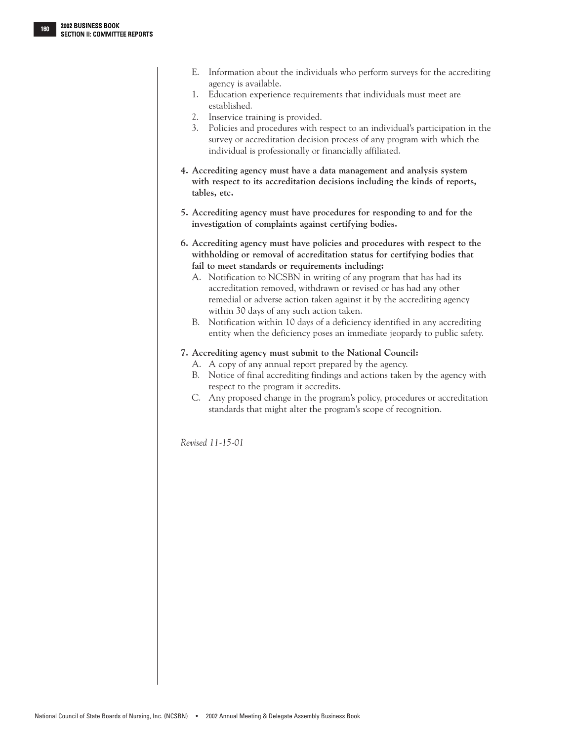E. Information about the individuals who perform surveys for the accrediting agency is available.
1. Education experience requirements that individuals must meet are established.
2. Inservice training is provided.
3. Policies and procedures with respect to an individual's participation in the survey or accreditation decision process of any program with which the individual is professionally or financially affiliated.

**4. Accrediting agency must have a data management and analysis system with respect to its accreditation decisions including the kinds of reports, tables, etc.**

**5. Accrediting agency must have procedures for responding to and for the investigation of complaints against certifying bodies.**

**6. Accrediting agency must have policies and procedures with respect to the withholding or removal of accreditation status for certifying bodies that fail to meet standards or requirements including:**

A. Notification to NCSBN in writing of any program that has had its accreditation removed, withdrawn or revised or has had any other remedial or adverse action taken against it by the accrediting agency within 30 days of any such action taken.
B. Notification within 10 days of a deficiency identified in any accrediting entity when the deficiency poses an immediate jeopardy to public safety.

**7. Accrediting agency must submit to the National Council:**

A. A copy of any annual report prepared by the agency.
B. Notice of final accrediting findings and actions taken by the agency with respect to the program it accredits.
C. Any proposed change in the program's policy, procedures or accreditation standards that might alter the program's scope of recognition.

*Revised 11-15-01*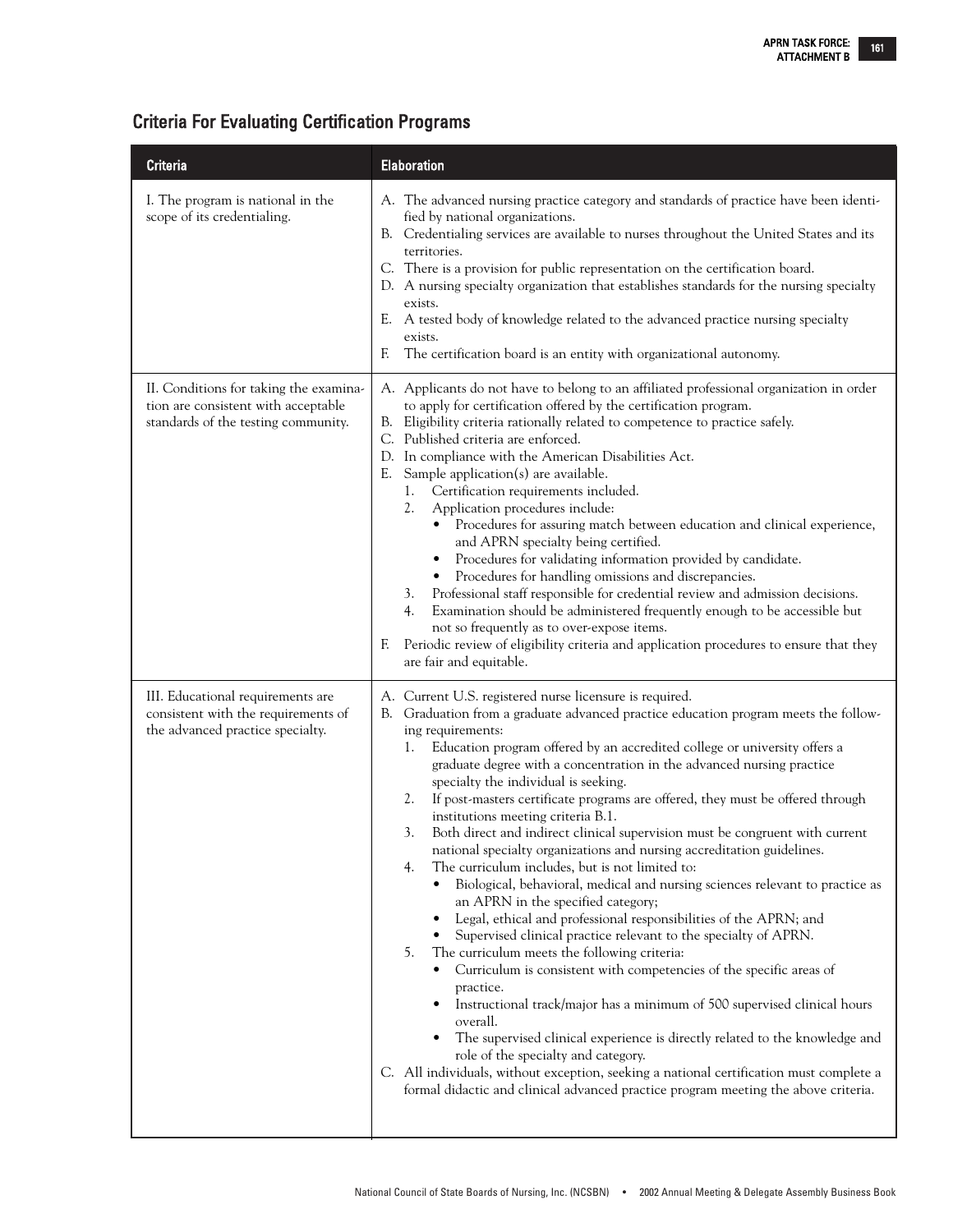## Criteria For Evaluating Certification Programs

| Criteria | Elaboration |
|---|---|
| I. The program is national in the scope of its credentialing. | A. The advanced nursing practice category and standards of practice have been identified by national organizations.<br>B. Credentialing services are available to nurses throughout the United States and its territories.<br>C. There is a provision for public representation on the certification board.<br>D. A nursing specialty organization that establishes standards for the nursing specialty exists.<br>E. A tested body of knowledge related to the advanced practice nursing specialty exists.<br>F. The certification board is an entity with organizational autonomy. |
| II. Conditions for taking the examination are consistent with acceptable standards of the testing community. | A. Applicants do not have to belong to an affiliated professional organization in order to apply for certification offered by the certification program.<br>B. Eligibility criteria rationally related to competence to practice safely.<br>C. Published criteria are enforced.<br>D. In compliance with the American Disabilities Act.<br>E. Sample application(s) are available.<br>1. Certification requirements included.<br>2. Application procedures include:<br>• Procedures for assuring match between education and clinical experience, and APRN specialty being certified.<br>• Procedures for validating information provided by candidate.<br>• Procedures for handling omissions and discrepancies.<br>3. Professional staff responsible for credential review and admission decisions.<br>4. Examination should be administered frequently enough to be accessible but not so frequently as to over-expose items.<br>F. Periodic review of eligibility criteria and application procedures to ensure that they are fair and equitable. |
| III. Educational requirements are consistent with the requirements of the advanced practice specialty. | A. Current U.S. registered nurse licensure is required.<br>B. Graduation from a graduate advanced practice education program meets the following requirements:<br>1. Education program offered by an accredited college or university offers a graduate degree with a concentration in the advanced nursing practice specialty the individual is seeking.<br>2. If post-masters certificate programs are offered, they must be offered through institutions meeting criteria B.1.<br>3. Both direct and indirect clinical supervision must be congruent with current national specialty organizations and nursing accreditation guidelines.<br>4. The curriculum includes, but is not limited to:<br>• Biological, behavioral, medical and nursing sciences relevant to practice as an APRN in the specified category;<br>• Legal, ethical and professional responsibilities of the APRN; and<br>• Supervised clinical practice relevant to the specialty of APRN.<br>5. The curriculum meets the following criteria:<br>• Curriculum is consistent with competencies of the specific areas of practice.<br>• Instructional track/major has a minimum of 500 supervised clinical hours overall.<br>• The supervised clinical experience is directly related to the knowledge and role of the specialty and category.<br>C. All individuals, without exception, seeking a national certification must complete a formal didactic and clinical advanced practice program meeting the above criteria. |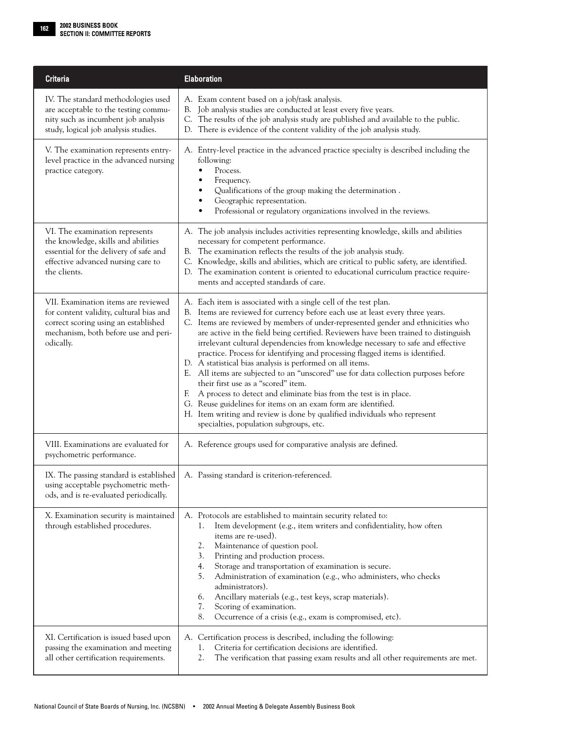| Criteria | Elaboration |
|---|---|
| IV. The standard methodologies used are acceptable to the testing community such as incumbent job analysis study, logical job analysis studies. | A. Exam content based on a job/task analysis.<br>B. Job analysis studies are conducted at least every five years.<br>C. The results of the job analysis study are published and available to the public.<br>D. There is evidence of the content validity of the job analysis study. |
| V. The examination represents entry-level practice in the advanced nursing practice category. | A. Entry-level practice in the advanced practice specialty is described including the following:<br>• Process.<br>• Frequency.<br>• Qualifications of the group making the determination .<br>• Geographic representation.<br>• Professional or regulatory organizations involved in the reviews. |
| VI. The examination represents the knowledge, skills and abilities essential for the delivery of safe and effective advanced nursing care to the clients. | A. The job analysis includes activities representing knowledge, skills and abilities necessary for competent performance.<br>B. The examination reflects the results of the job analysis study.<br>C. Knowledge, skills and abilities, which are critical to public safety, are identified.<br>D. The examination content is oriented to educational curriculum practice requirements and accepted standards of care. |
| VII. Examination items are reviewed for content validity, cultural bias and correct scoring using an established mechanism, both before use and periodically. | A. Each item is associated with a single cell of the test plan.<br>B. Items are reviewed for currency before each use at least every three years.<br>C. Items are reviewed by members of under-represented gender and ethnicities who are active in the field being certified. Reviewers have been trained to distinguish irrelevant cultural dependencies from knowledge necessary to safe and effective practice. Process for identifying and processing flagged items is identified.<br>D. A statistical bias analysis is performed on all items.<br>E. All items are subjected to an "unscored" use for data collection purposes before their first use as a "scored" item.<br>F. A process to detect and eliminate bias from the test is in place.<br>G. Reuse guidelines for items on an exam form are identified.<br>H. Item writing and review is done by qualified individuals who represent specialties, population subgroups, etc. |
| VIII. Examinations are evaluated for psychometric performance. | A. Reference groups used for comparative analysis are defined. |
| IX. The passing standard is established using acceptable psychometric methods, and is re-evaluated periodically. | A. Passing standard is criterion-referenced. |
| X. Examination security is maintained through established procedures. | A. Protocols are established to maintain security related to:<br>1. Item development (e.g., item writers and confidentiality, how often items are re-used).<br>2. Maintenance of question pool.<br>3. Printing and production process.<br>4. Storage and transportation of examination is secure.<br>5. Administration of examination (e.g., who administers, who checks administrators).<br>6. Ancillary materials (e.g., test keys, scrap materials).<br>7. Scoring of examination.<br>8. Occurrence of a crisis (e.g., exam is compromised, etc). |
| XI. Certification is issued based upon passing the examination and meeting all other certification requirements. | A. Certification process is described, including the following:<br>1. Criteria for certification decisions are identified.<br>2. The verification that passing exam results and all other requirements are met. |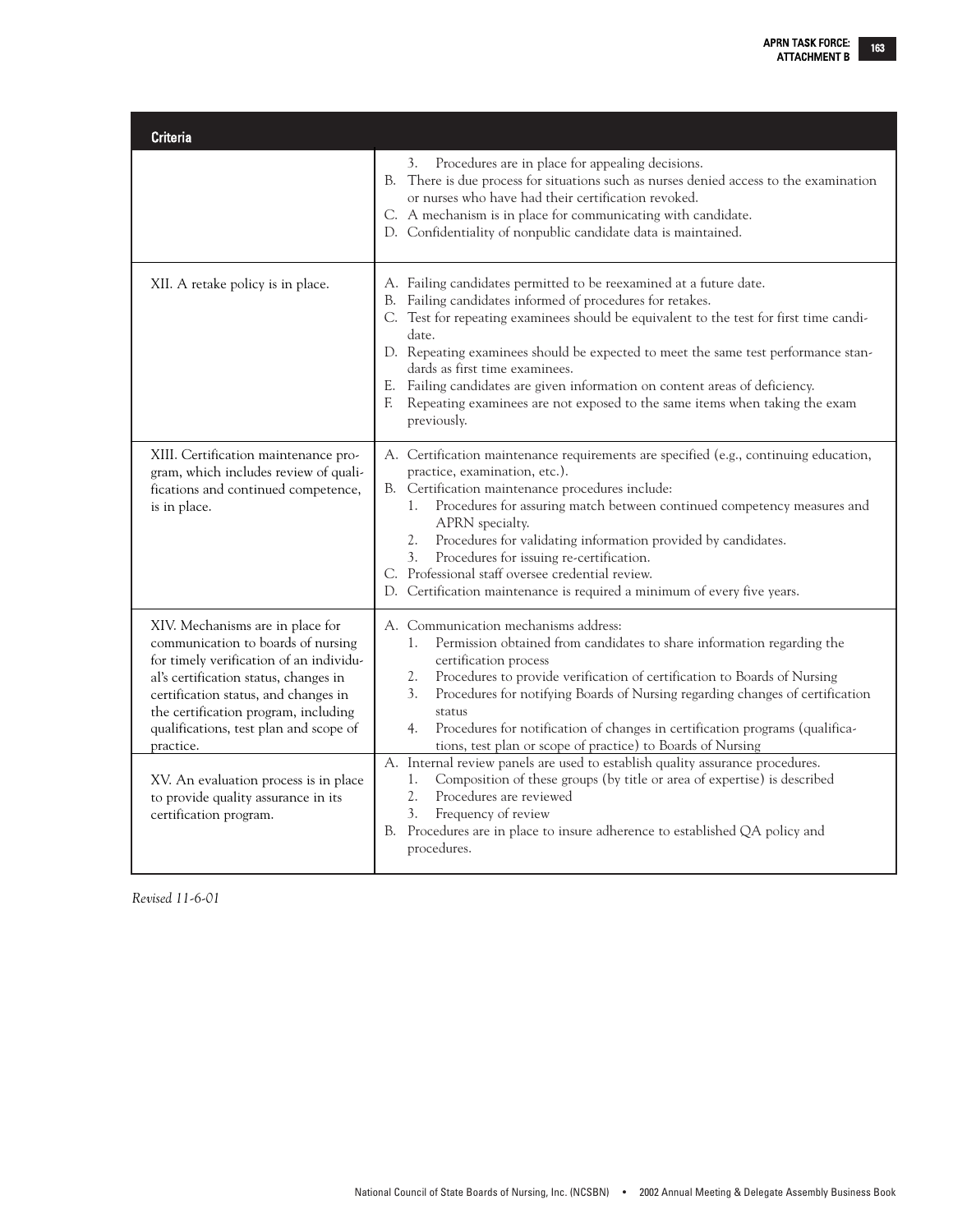| Criteria | |
|---|---|
| | 3. Procedures are in place for appealing decisions.<br>B. There is due process for situations such as nurses denied access to the examination or nurses who have had their certification revoked.<br>C. A mechanism is in place for communicating with candidate.<br>D. Confidentiality of nonpublic candidate data is maintained. |
| XII. A retake policy is in place. | A. Failing candidates permitted to be reexamined at a future date.<br>B. Failing candidates informed of procedures for retakes.<br>C. Test for repeating examinees should be equivalent to the test for first time candidate.<br>D. Repeating examinees should be expected to meet the same test performance standards as first time examinees.<br>E. Failing candidates are given information on content areas of deficiency.<br>F. Repeating examinees are not exposed to the same items when taking the exam previously. |
| XIII. Certification maintenance program, which includes review of qualifications and continued competence, is in place. | A. Certification maintenance requirements are specified (e.g., continuing education, practice, examination, etc.).<br>B. Certification maintenance procedures include:<br>1. Procedures for assuring match between continued competency measures and APRN specialty.<br>2. Procedures for validating information provided by candidates.<br>3. Procedures for issuing re-certification.<br>C. Professional staff oversee credential review.<br>D. Certification maintenance is required a minimum of every five years. |
| XIV. Mechanisms are in place for communication to boards of nursing for timely verification of an individual's certification status, changes in certification status, and changes in the certification program, including qualifications, test plan and scope of practice. | A. Communication mechanisms address:<br>1. Permission obtained from candidates to share information regarding the certification process<br>2. Procedures to provide verification of certification to Boards of Nursing<br>3. Procedures for notifying Boards of Nursing regarding changes of certification status<br>4. Procedures for notification of changes in certification programs (qualifications, test plan or scope of practice) to Boards of Nursing |
| XV. An evaluation process is in place to provide quality assurance in its certification program. | A. Internal review panels are used to establish quality assurance procedures.<br>1. Composition of these groups (by title or area of expertise) is described<br>2. Procedures are reviewed<br>3. Frequency of review<br>B. Procedures are in place to insure adherence to established QA policy and procedures. |

*Revised 11-6-01*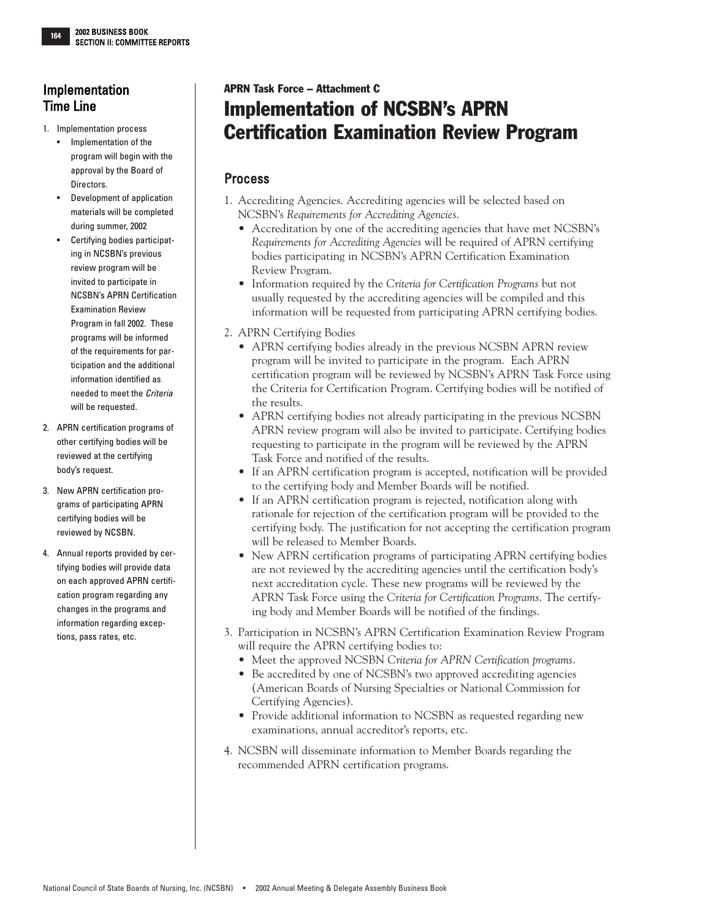## APRN Task Force – Attachment C

# Implementation of NCSBN's APRN Certification Examination Review Program

## Process

1. Accrediting Agencies. Accrediting agencies will be selected based on NCSBN's *Requirements for Accrediting Agencies*.
   - Accreditation by one of the accrediting agencies that have met NCSBN's *Requirements for Accrediting Agencies* will be required of APRN certifying bodies participating in NCSBN's APRN Certification Examination Review Program.
   - Information required by the *Criteria for Certification Programs* but not usually requested by the accrediting agencies will be compiled and this information will be requested from participating APRN certifying bodies.
2. APRN Certifying Bodies
   - APRN certifying bodies already in the previous NCSBN APRN review program will be invited to participate in the program. Each APRN certification program will be reviewed by NCSBN's APRN Task Force using the Criteria for Certification Program. Certifying bodies will be notified of the results.
   - APRN certifying bodies not already participating in the previous NCSBN APRN review program will also be invited to participate. Certifying bodies requesting to participate in the program will be reviewed by the APRN Task Force and notified of the results.
   - If an APRN certification program is accepted, notification will be provided to the certifying body and Member Boards will be notified.
   - If an APRN certification program is rejected, notification along with rationale for rejection of the certification program will be provided to the certifying body. The justification for not accepting the certification program will be released to Member Boards.
   - New APRN certification programs of participating APRN certifying bodies are not reviewed by the accrediting agencies until the certification body's next accreditation cycle. These new programs will be reviewed by the APRN Task Force using the *Criteria for Certification Programs*. The certifying body and Member Boards will be notified of the findings.
3. Participation in NCSBN's APRN Certification Examination Review Program will require the APRN certifying bodies to:
   - Meet the approved NCSBN *Criteria for APRN Certification programs*.
   - Be accredited by one of NCSBN's two approved accrediting agencies (American Boards of Nursing Specialties or National Commission for Certifying Agencies).
   - Provide additional information to NCSBN as requested regarding new examinations, annual accreditor's reports, etc.
4. NCSBN will disseminate information to Member Boards regarding the recommended APRN certification programs.

## Implementation Time Line

1. Implementation process
   - Implementation of the program will begin with the approval by the Board of Directors.
   - Development of application materials will be completed during summer, 2002
   - Certifying bodies participating in NCSBN's previous review program will be invited to participate in NCSBN's APRN Certification Examination Review Program in fall 2002. These programs will be informed of the requirements for participation and the additional information identified as needed to meet the *Criteria* will be requested.
2. APRN certification programs of other certifying bodies will be reviewed at the certifying body's request.
3. New APRN certification programs of participating APRN certifying bodies will be reviewed by NCSBN.
4. Annual reports provided by certifying bodies will provide data on each approved APRN certification program regarding any changes in the programs and information regarding exceptions, pass rates, etc.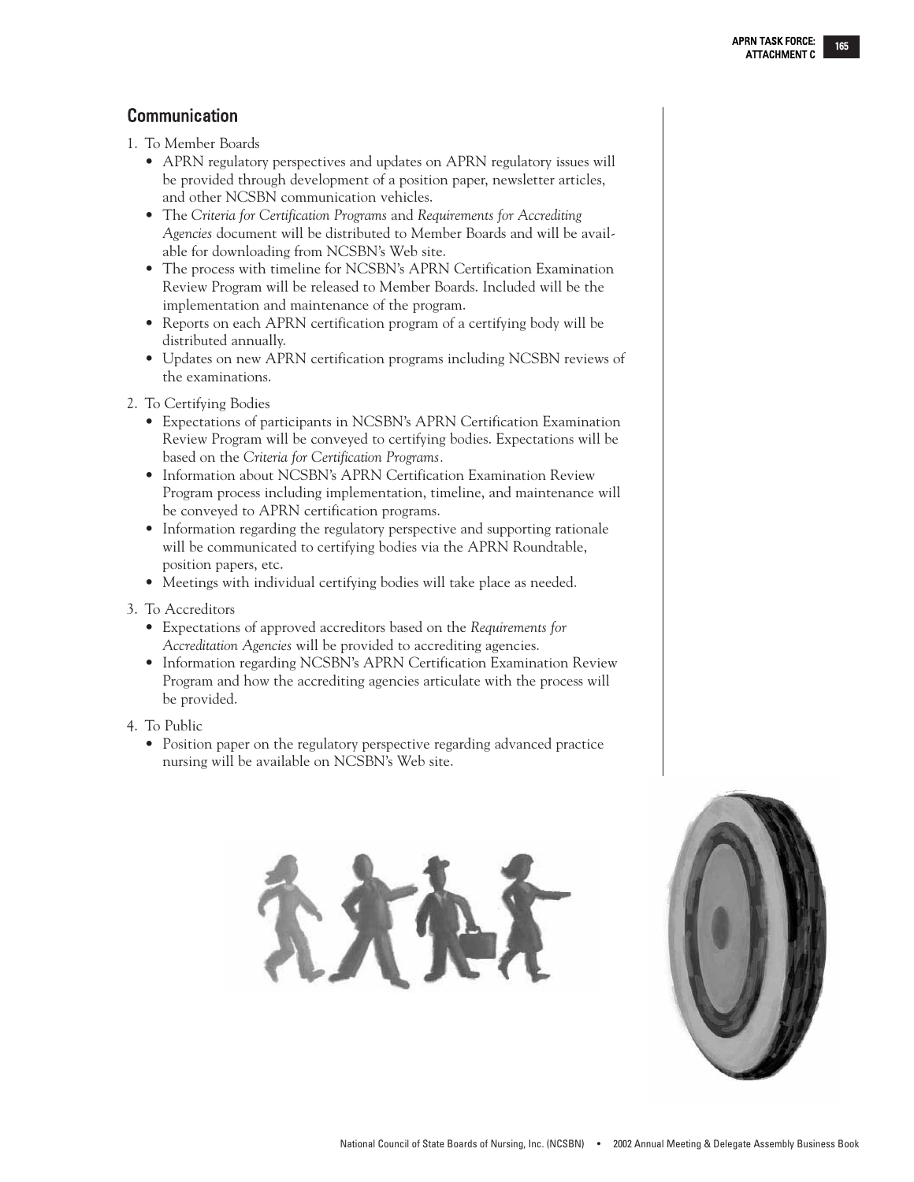## Communication

1. To Member Boards
   - APRN regulatory perspectives and updates on APRN regulatory issues will be provided through development of a position paper, newsletter articles, and other NCSBN communication vehicles.
   - The *Criteria for Certification Programs* and *Requirements for Accrediting Agencies* document will be distributed to Member Boards and will be available for downloading from NCSBN's Web site.
   - The process with timeline for NCSBN's APRN Certification Examination Review Program will be released to Member Boards. Included will be the implementation and maintenance of the program.
   - Reports on each APRN certification program of a certifying body will be distributed annually.
   - Updates on new APRN certification programs including NCSBN reviews of the examinations.
2. To Certifying Bodies
   - Expectations of participants in NCSBN's APRN Certification Examination Review Program will be conveyed to certifying bodies. Expectations will be based on the *Criteria for Certification Programs*.
   - Information about NCSBN's APRN Certification Examination Review Program process including implementation, timeline, and maintenance will be conveyed to APRN certification programs.
   - Information regarding the regulatory perspective and supporting rationale will be communicated to certifying bodies via the APRN Roundtable, position papers, etc.
   - Meetings with individual certifying bodies will take place as needed.
3. To Accreditors
   - Expectations of approved accreditors based on the *Requirements for Accreditation Agencies* will be provided to accrediting agencies.
   - Information regarding NCSBN's APRN Certification Examination Review Program and how the accrediting agencies articulate with the process will be provided.
4. To Public
   - Position paper on the regulatory perspective regarding advanced practice nursing will be available on NCSBN's Web site.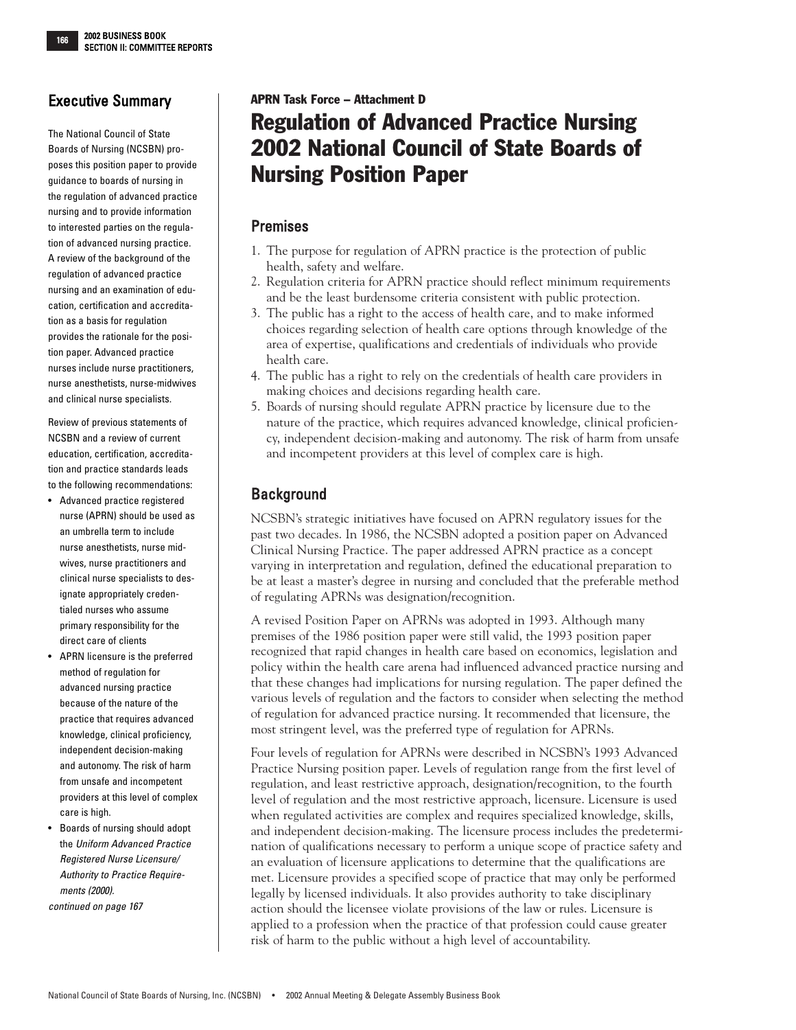## Executive Summary

The National Council of State Boards of Nursing (NCSBN) proposes this position paper to provide guidance to boards of nursing in the regulation of advanced practice nursing and to provide information to interested parties on the regulation of advanced nursing practice. A review of the background of the regulation of advanced practice nursing and an examination of education, certification and accreditation as a basis for regulation provides the rationale for the position paper. Advanced practice nurses include nurse practitioners, nurse anesthetists, nurse-midwives and clinical nurse specialists.

Review of previous statements of NCSBN and a review of current education, certification, accreditation and practice standards leads to the following recommendations:

- Advanced practice registered nurse (APRN) should be used as an umbrella term to include nurse anesthetists, nurse midwives, nurse practitioners and clinical nurse specialists to designate appropriately credentialed nurses who assume primary responsibility for the direct care of clients
- APRN licensure is the preferred method of regulation for advanced nursing practice because of the nature of the practice that requires advanced knowledge, clinical proficiency, independent decision-making and autonomy. The risk of harm from unsafe and incompetent providers at this level of complex care is high.
- Boards of nursing should adopt the *Uniform Advanced Practice Registered Nurse Licensure/ Authority to Practice Requirements (2000).*

*continued on page 167*

**APRN Task Force – Attachment D**

# Regulation of Advanced Practice Nursing 2002 National Council of State Boards of Nursing Position Paper

## Premises

1. The purpose for regulation of APRN practice is the protection of public health, safety and welfare.
2. Regulation criteria for APRN practice should reflect minimum requirements and be the least burdensome criteria consistent with public protection.
3. The public has a right to the access of health care, and to make informed choices regarding selection of health care options through knowledge of the area of expertise, qualifications and credentials of individuals who provide health care.
4. The public has a right to rely on the credentials of health care providers in making choices and decisions regarding health care.
5. Boards of nursing should regulate APRN practice by licensure due to the nature of the practice, which requires advanced knowledge, clinical proficiency, independent decision-making and autonomy. The risk of harm from unsafe and incompetent providers at this level of complex care is high.

## Background

NCSBN's strategic initiatives have focused on APRN regulatory issues for the past two decades. In 1986, the NCSBN adopted a position paper on Advanced Clinical Nursing Practice. The paper addressed APRN practice as a concept varying in interpretation and regulation, defined the educational preparation to be at least a master's degree in nursing and concluded that the preferable method of regulating APRNs was designation/recognition.

A revised Position Paper on APRNs was adopted in 1993. Although many premises of the 1986 position paper were still valid, the 1993 position paper recognized that rapid changes in health care based on economics, legislation and policy within the health care arena had influenced advanced practice nursing and that these changes had implications for nursing regulation. The paper defined the various levels of regulation and the factors to consider when selecting the method of regulation for advanced practice nursing. It recommended that licensure, the most stringent level, was the preferred type of regulation for APRNs.

Four levels of regulation for APRNs were described in NCSBN's 1993 Advanced Practice Nursing position paper. Levels of regulation range from the first level of regulation, and least restrictive approach, designation/recognition, to the fourth level of regulation and the most restrictive approach, licensure. Licensure is used when regulated activities are complex and requires specialized knowledge, skills, and independent decision-making. The licensure process includes the predetermination of qualifications necessary to perform a unique scope of practice safety and an evaluation of licensure applications to determine that the qualifications are met. Licensure provides a specified scope of practice that may only be performed legally by licensed individuals. It also provides authority to take disciplinary action should the licensee violate provisions of the law or rules. Licensure is applied to a profession when the practice of that profession could cause greater risk of harm to the public without a high level of accountability.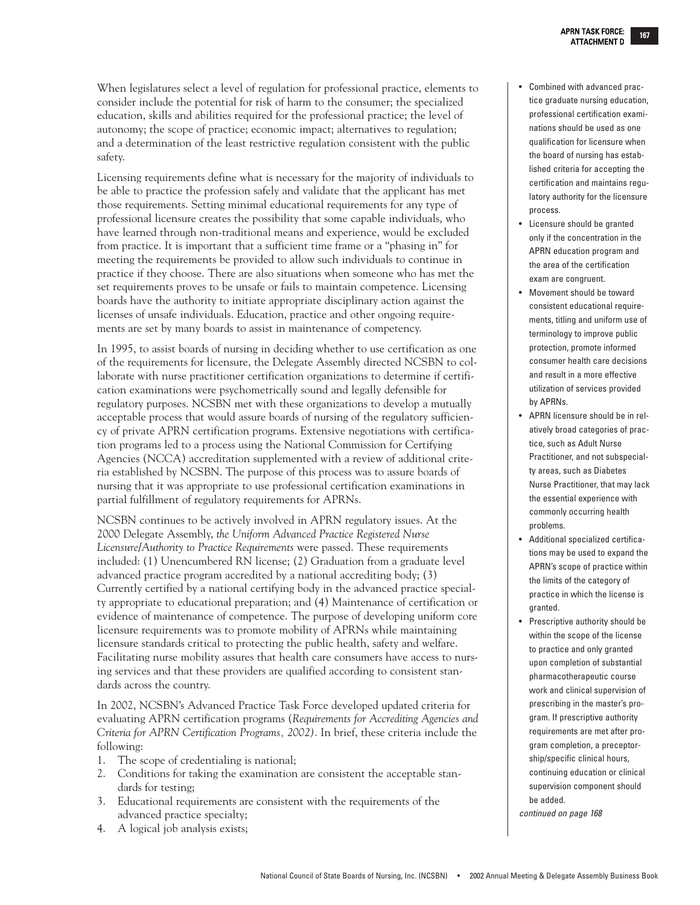When legislatures select a level of regulation for professional practice, elements to consider include the potential for risk of harm to the consumer; the specialized education, skills and abilities required for the professional practice; the level of autonomy; the scope of practice; economic impact; alternatives to regulation; and a determination of the least restrictive regulation consistent with the public safety.

Licensing requirements define what is necessary for the majority of individuals to be able to practice the profession safely and validate that the applicant has met those requirements. Setting minimal educational requirements for any type of professional licensure creates the possibility that some capable individuals, who have learned through non-traditional means and experience, would be excluded from practice. It is important that a sufficient time frame or a "phasing in" for meeting the requirements be provided to allow such individuals to continue in practice if they choose. There are also situations when someone who has met the set requirements proves to be unsafe or fails to maintain competence. Licensing boards have the authority to initiate appropriate disciplinary action against the licenses of unsafe individuals. Education, practice and other ongoing requirements are set by many boards to assist in maintenance of competency.

In 1995, to assist boards of nursing in deciding whether to use certification as one of the requirements for licensure, the Delegate Assembly directed NCSBN to collaborate with nurse practitioner certification organizations to determine if certification examinations were psychometrically sound and legally defensible for regulatory purposes. NCSBN met with these organizations to develop a mutually acceptable process that would assure boards of nursing of the regulatory sufficiency of private APRN certification programs. Extensive negotiations with certification programs led to a process using the National Commission for Certifying Agencies (NCCA) accreditation supplemented with a review of additional criteria established by NCSBN. The purpose of this process was to assure boards of nursing that it was appropriate to use professional certification examinations in partial fulfillment of regulatory requirements for APRNs.

NCSBN continues to be actively involved in APRN regulatory issues. At the 2000 Delegate Assembly, *the Uniform Advanced Practice Registered Nurse Licensure/Authority to Practice Requirements* were passed. These requirements included: (1) Unencumbered RN license; (2) Graduation from a graduate level advanced practice program accredited by a national accrediting body; (3) Currently certified by a national certifying body in the advanced practice specialty appropriate to educational preparation; and (4) Maintenance of certification or evidence of maintenance of competence. The purpose of developing uniform core licensure requirements was to promote mobility of APRNs while maintaining licensure standards critical to protecting the public health, safety and welfare. Facilitating nurse mobility assures that health care consumers have access to nursing services and that these providers are qualified according to consistent standards across the country.

In 2002, NCSBN's Advanced Practice Task Force developed updated criteria for evaluating APRN certification programs (*Requirements for Accrediting Agencies and Criteria for APRN Certification Programs, 2002)*. In brief, these criteria include the following:

1. The scope of credentialing is national;
2. Conditions for taking the examination are consistent the acceptable standards for testing;
3. Educational requirements are consistent with the requirements of the advanced practice specialty;
4. A logical job analysis exists;

- Combined with advanced practice graduate nursing education, professional certification examinations should be used as one qualification for licensure when the board of nursing has established criteria for accepting the certification and maintains regulatory authority for the licensure process.
- Licensure should be granted only if the concentration in the APRN education program and the area of the certification exam are congruent.
- Movement should be toward consistent educational requirements, titling and uniform use of terminology to improve public protection, promote informed consumer health care decisions and result in a more effective utilization of services provided by APRNs.
- APRN licensure should be in relatively broad categories of practice, such as Adult Nurse Practitioner, and not subspecialty areas, such as Diabetes Nurse Practitioner, that may lack the essential experience with commonly occurring health problems.
- Additional specialized certifications may be used to expand the APRN's scope of practice within the limits of the category of practice in which the license is granted.
- Prescriptive authority should be within the scope of the license to practice and only granted upon completion of substantial pharmacotherapeutic course work and clinical supervision of prescribing in the master's program. If prescriptive authority requirements are met after program completion, a preceptorship/specific clinical hours, continuing education or clinical supervision component should be added.

*continued on page 168*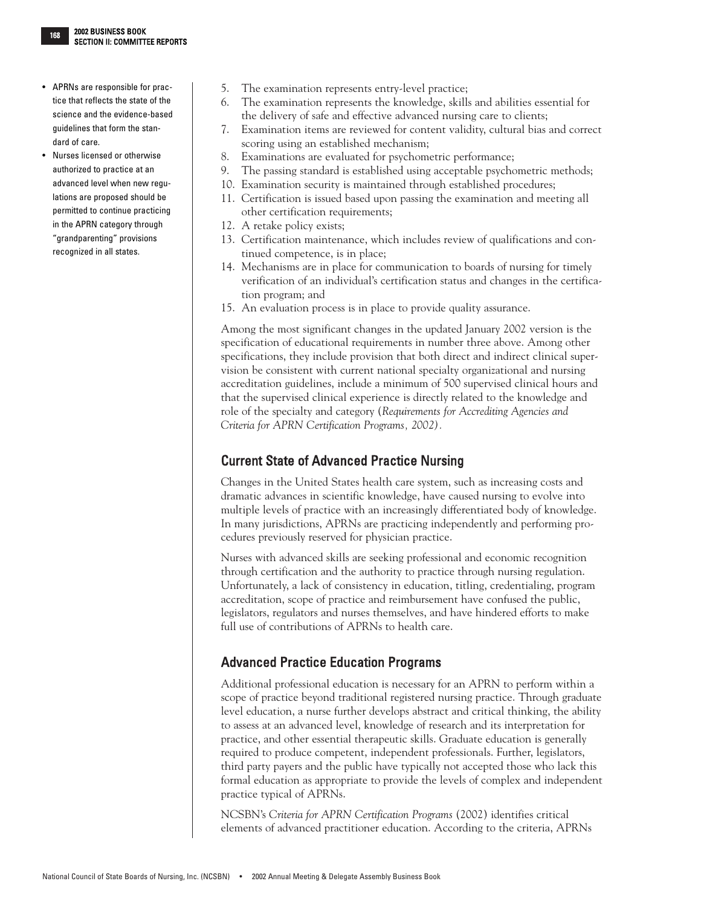- APRNs are responsible for practice that reflects the state of the science and the evidence-based guidelines that form the standard of care.
- Nurses licensed or otherwise authorized to practice at an advanced level when new regulations are proposed should be permitted to continue practicing in the APRN category through "grandparenting" provisions recognized in all states.

5. The examination represents entry-level practice;
6. The examination represents the knowledge, skills and abilities essential for the delivery of safe and effective advanced nursing care to clients;
7. Examination items are reviewed for content validity, cultural bias and correct scoring using an established mechanism;
8. Examinations are evaluated for psychometric performance;
9. The passing standard is established using acceptable psychometric methods;
10. Examination security is maintained through established procedures;
11. Certification is issued based upon passing the examination and meeting all other certification requirements;
12. A retake policy exists;
13. Certification maintenance, which includes review of qualifications and continued competence, is in place;
14. Mechanisms are in place for communication to boards of nursing for timely verification of an individual's certification status and changes in the certification program; and
15. An evaluation process is in place to provide quality assurance.

Among the most significant changes in the updated January 2002 version is the specification of educational requirements in number three above. Among other specifications, they include provision that both direct and indirect clinical supervision be consistent with current national specialty organizational and nursing accreditation guidelines, include a minimum of 500 supervised clinical hours and that the supervised clinical experience is directly related to the knowledge and role of the specialty and category (*Requirements for Accrediting Agencies and Criteria for APRN Certification Programs, 2002)*.

## Current State of Advanced Practice Nursing

Changes in the United States health care system, such as increasing costs and dramatic advances in scientific knowledge, have caused nursing to evolve into multiple levels of practice with an increasingly differentiated body of knowledge. In many jurisdictions, APRNs are practicing independently and performing procedures previously reserved for physician practice.

Nurses with advanced skills are seeking professional and economic recognition through certification and the authority to practice through nursing regulation. Unfortunately, a lack of consistency in education, titling, credentialing, program accreditation, scope of practice and reimbursement have confused the public, legislators, regulators and nurses themselves, and have hindered efforts to make full use of contributions of APRNs to health care.

## Advanced Practice Education Programs

Additional professional education is necessary for an APRN to perform within a scope of practice beyond traditional registered nursing practice. Through graduate level education, a nurse further develops abstract and critical thinking, the ability to assess at an advanced level, knowledge of research and its interpretation for practice, and other essential therapeutic skills. Graduate education is generally required to produce competent, independent professionals. Further, legislators, third party payers and the public have typically not accepted those who lack this formal education as appropriate to provide the levels of complex and independent practice typical of APRNs.

NCSBN's *Criteria for APRN Certification Programs* (2002) identifies critical elements of advanced practitioner education. According to the criteria, APRNs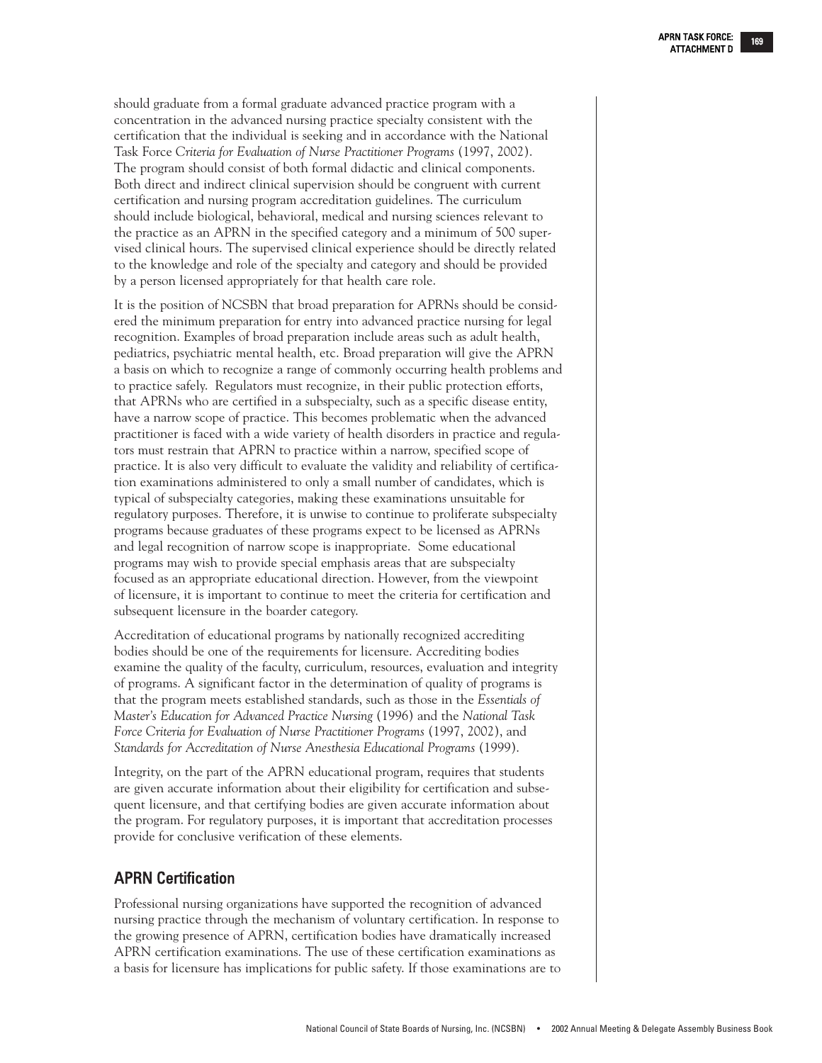should graduate from a formal graduate advanced practice program with a concentration in the advanced nursing practice specialty consistent with the certification that the individual is seeking and in accordance with the National Task Force *Criteria for Evaluation of Nurse Practitioner Programs* (1997, 2002). The program should consist of both formal didactic and clinical components. Both direct and indirect clinical supervision should be congruent with current certification and nursing program accreditation guidelines. The curriculum should include biological, behavioral, medical and nursing sciences relevant to the practice as an APRN in the specified category and a minimum of 500 supervised clinical hours. The supervised clinical experience should be directly related to the knowledge and role of the specialty and category and should be provided by a person licensed appropriately for that health care role.

It is the position of NCSBN that broad preparation for APRNs should be considered the minimum preparation for entry into advanced practice nursing for legal recognition. Examples of broad preparation include areas such as adult health, pediatrics, psychiatric mental health, etc. Broad preparation will give the APRN a basis on which to recognize a range of commonly occurring health problems and to practice safely. Regulators must recognize, in their public protection efforts, that APRNs who are certified in a subspecialty, such as a specific disease entity, have a narrow scope of practice. This becomes problematic when the advanced practitioner is faced with a wide variety of health disorders in practice and regulators must restrain that APRN to practice within a narrow, specified scope of practice. It is also very difficult to evaluate the validity and reliability of certification examinations administered to only a small number of candidates, which is typical of subspecialty categories, making these examinations unsuitable for regulatory purposes. Therefore, it is unwise to continue to proliferate subspecialty programs because graduates of these programs expect to be licensed as APRNs and legal recognition of narrow scope is inappropriate. Some educational programs may wish to provide special emphasis areas that are subspecialty focused as an appropriate educational direction. However, from the viewpoint of licensure, it is important to continue to meet the criteria for certification and subsequent licensure in the boarder category.

Accreditation of educational programs by nationally recognized accrediting bodies should be one of the requirements for licensure. Accrediting bodies examine the quality of the faculty, curriculum, resources, evaluation and integrity of programs. A significant factor in the determination of quality of programs is that the program meets established standards, such as those in the *Essentials of Master's Education for Advanced Practice Nursing* (1996) and the *National Task Force Criteria for Evaluation of Nurse Practitioner Programs* (1997, 2002), and *Standards for Accreditation of Nurse Anesthesia Educational Programs* (1999).

Integrity, on the part of the APRN educational program, requires that students are given accurate information about their eligibility for certification and subsequent licensure, and that certifying bodies are given accurate information about the program. For regulatory purposes, it is important that accreditation processes provide for conclusive verification of these elements.

## APRN Certification

Professional nursing organizations have supported the recognition of advanced nursing practice through the mechanism of voluntary certification. In response to the growing presence of APRN, certification bodies have dramatically increased APRN certification examinations. The use of these certification examinations as a basis for licensure has implications for public safety. If those examinations are to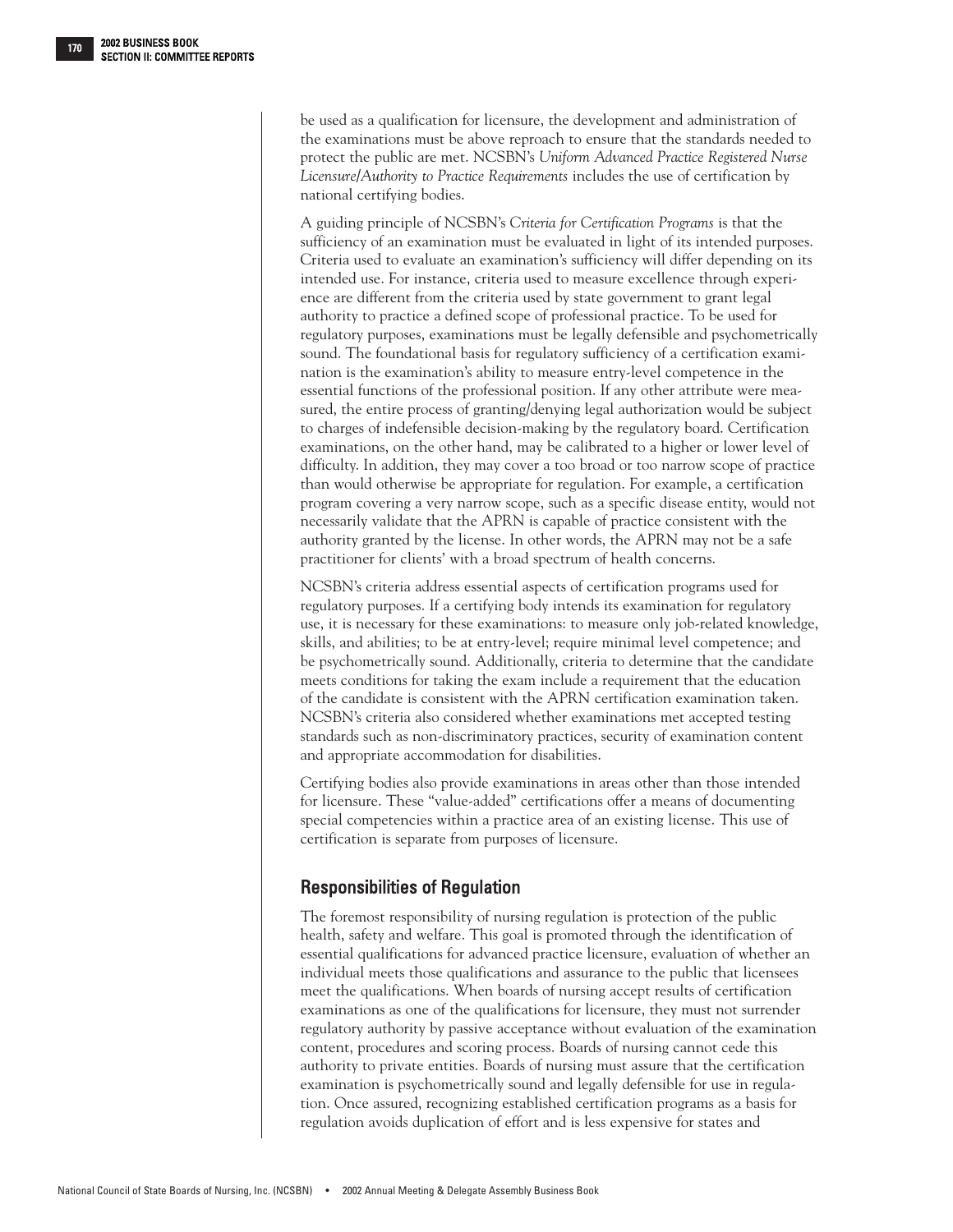be used as a qualification for licensure, the development and administration of the examinations must be above reproach to ensure that the standards needed to protect the public are met. NCSBN's *Uniform Advanced Practice Registered Nurse Licensure/Authority to Practice Requirements* includes the use of certification by national certifying bodies.

A guiding principle of NCSBN's *Criteria for Certification Programs* is that the sufficiency of an examination must be evaluated in light of its intended purposes. Criteria used to evaluate an examination's sufficiency will differ depending on its intended use. For instance, criteria used to measure excellence through experience are different from the criteria used by state government to grant legal authority to practice a defined scope of professional practice. To be used for regulatory purposes, examinations must be legally defensible and psychometrically sound. The foundational basis for regulatory sufficiency of a certification examination is the examination's ability to measure entry-level competence in the essential functions of the professional position. If any other attribute were measured, the entire process of granting/denying legal authorization would be subject to charges of indefensible decision-making by the regulatory board. Certification examinations, on the other hand, may be calibrated to a higher or lower level of difficulty. In addition, they may cover a too broad or too narrow scope of practice than would otherwise be appropriate for regulation. For example, a certification program covering a very narrow scope, such as a specific disease entity, would not necessarily validate that the APRN is capable of practice consistent with the authority granted by the license. In other words, the APRN may not be a safe practitioner for clients' with a broad spectrum of health concerns.

NCSBN's criteria address essential aspects of certification programs used for regulatory purposes. If a certifying body intends its examination for regulatory use, it is necessary for these examinations: to measure only job-related knowledge, skills, and abilities; to be at entry-level; require minimal level competence; and be psychometrically sound. Additionally, criteria to determine that the candidate meets conditions for taking the exam include a requirement that the education of the candidate is consistent with the APRN certification examination taken. NCSBN's criteria also considered whether examinations met accepted testing standards such as non-discriminatory practices, security of examination content and appropriate accommodation for disabilities.

Certifying bodies also provide examinations in areas other than those intended for licensure. These "value-added" certifications offer a means of documenting special competencies within a practice area of an existing license. This use of certification is separate from purposes of licensure.

## Responsibilities of Regulation

The foremost responsibility of nursing regulation is protection of the public health, safety and welfare. This goal is promoted through the identification of essential qualifications for advanced practice licensure, evaluation of whether an individual meets those qualifications and assurance to the public that licensees meet the qualifications. When boards of nursing accept results of certification examinations as one of the qualifications for licensure, they must not surrender regulatory authority by passive acceptance without evaluation of the examination content, procedures and scoring process. Boards of nursing cannot cede this authority to private entities. Boards of nursing must assure that the certification examination is psychometrically sound and legally defensible for use in regulation. Once assured, recognizing established certification programs as a basis for regulation avoids duplication of effort and is less expensive for states and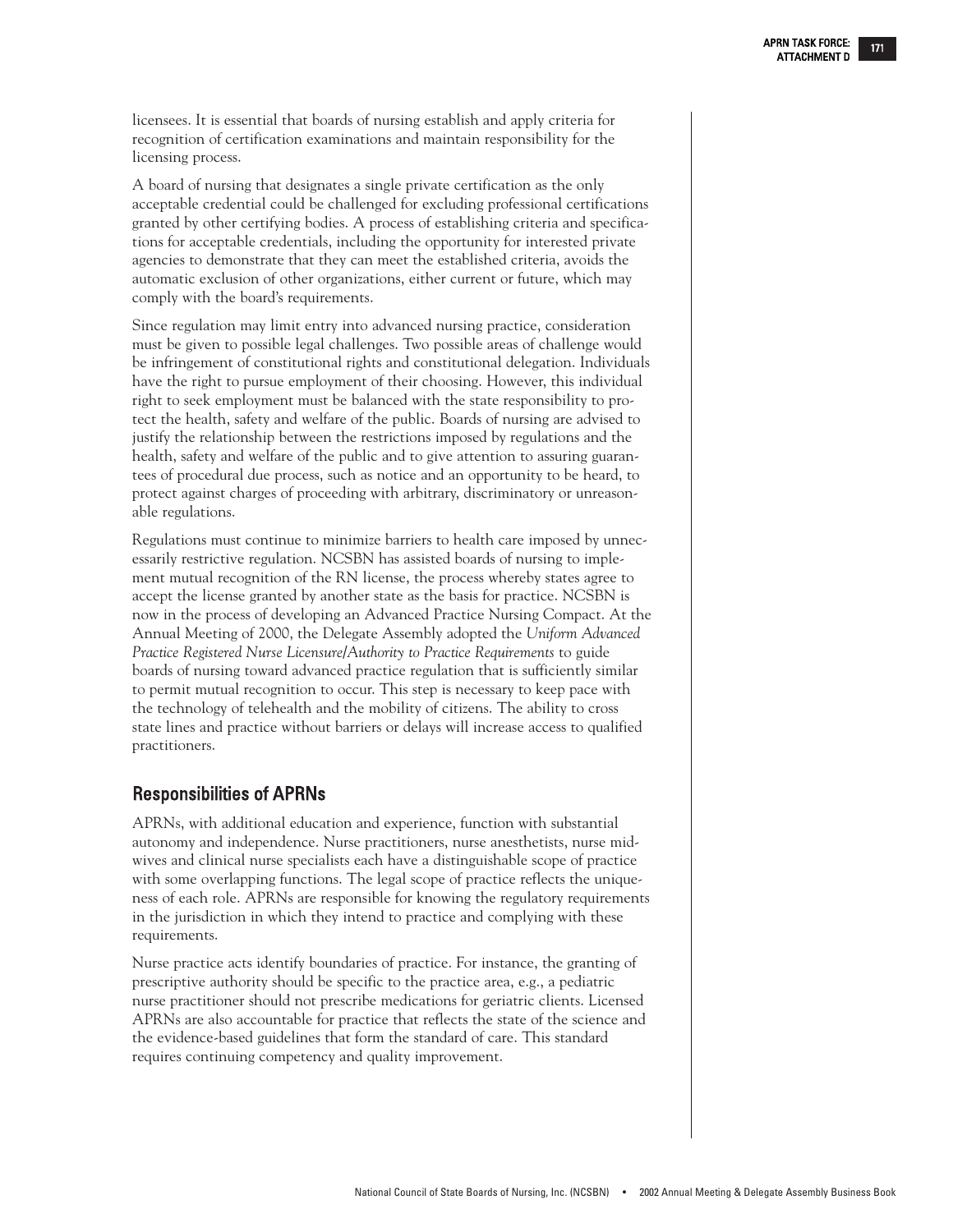licensees. It is essential that boards of nursing establish and apply criteria for recognition of certification examinations and maintain responsibility for the licensing process.

A board of nursing that designates a single private certification as the only acceptable credential could be challenged for excluding professional certifications granted by other certifying bodies. A process of establishing criteria and specifications for acceptable credentials, including the opportunity for interested private agencies to demonstrate that they can meet the established criteria, avoids the automatic exclusion of other organizations, either current or future, which may comply with the board's requirements.

Since regulation may limit entry into advanced nursing practice, consideration must be given to possible legal challenges. Two possible areas of challenge would be infringement of constitutional rights and constitutional delegation. Individuals have the right to pursue employment of their choosing. However, this individual right to seek employment must be balanced with the state responsibility to protect the health, safety and welfare of the public. Boards of nursing are advised to justify the relationship between the restrictions imposed by regulations and the health, safety and welfare of the public and to give attention to assuring guarantees of procedural due process, such as notice and an opportunity to be heard, to protect against charges of proceeding with arbitrary, discriminatory or unreasonable regulations.

Regulations must continue to minimize barriers to health care imposed by unnecessarily restrictive regulation. NCSBN has assisted boards of nursing to implement mutual recognition of the RN license, the process whereby states agree to accept the license granted by another state as the basis for practice. NCSBN is now in the process of developing an Advanced Practice Nursing Compact. At the Annual Meeting of 2000, the Delegate Assembly adopted the *Uniform Advanced Practice Registered Nurse Licensure/Authority to Practice Requirements* to guide boards of nursing toward advanced practice regulation that is sufficiently similar to permit mutual recognition to occur. This step is necessary to keep pace with the technology of telehealth and the mobility of citizens. The ability to cross state lines and practice without barriers or delays will increase access to qualified practitioners.

## Responsibilities of APRNs

APRNs, with additional education and experience, function with substantial autonomy and independence. Nurse practitioners, nurse anesthetists, nurse midwives and clinical nurse specialists each have a distinguishable scope of practice with some overlapping functions. The legal scope of practice reflects the uniqueness of each role. APRNs are responsible for knowing the regulatory requirements in the jurisdiction in which they intend to practice and complying with these requirements.

Nurse practice acts identify boundaries of practice. For instance, the granting of prescriptive authority should be specific to the practice area, e.g., a pediatric nurse practitioner should not prescribe medications for geriatric clients. Licensed APRNs are also accountable for practice that reflects the state of the science and the evidence-based guidelines that form the standard of care. This standard requires continuing competency and quality improvement.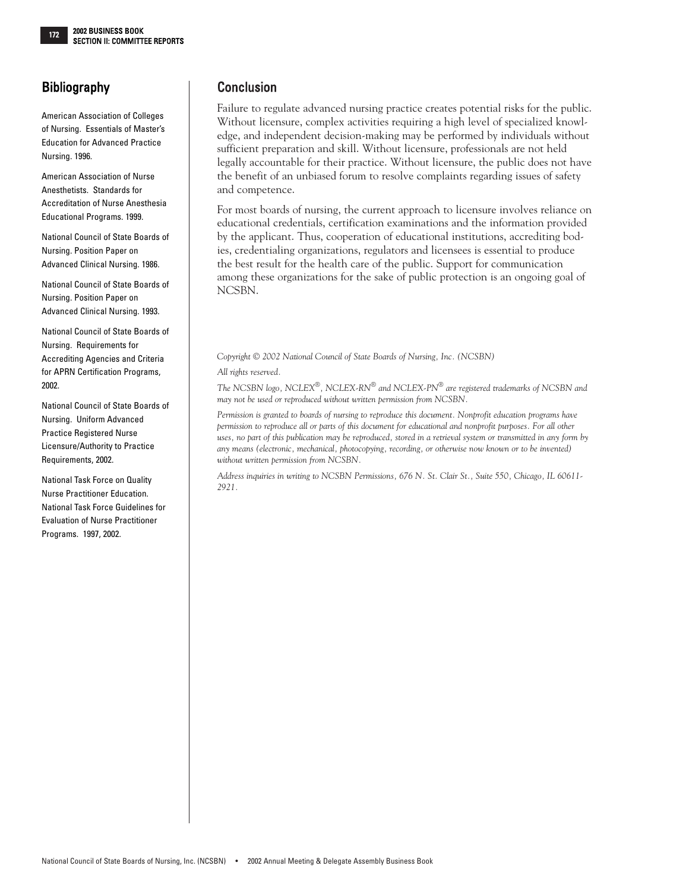## Bibliography

American Association of Colleges of Nursing. Essentials of Master's Education for Advanced Practice Nursing. 1996.

American Association of Nurse Anesthetists. Standards for Accreditation of Nurse Anesthesia Educational Programs. 1999.

National Council of State Boards of Nursing. Position Paper on Advanced Clinical Nursing. 1986.

National Council of State Boards of Nursing. Position Paper on Advanced Clinical Nursing. 1993.

National Council of State Boards of Nursing. Requirements for Accrediting Agencies and Criteria for APRN Certification Programs, 2002.

National Council of State Boards of Nursing. Uniform Advanced Practice Registered Nurse Licensure/Authority to Practice Requirements, 2002.

National Task Force on Quality Nurse Practitioner Education. National Task Force Guidelines for Evaluation of Nurse Practitioner Programs. 1997, 2002.

## Conclusion

Failure to regulate advanced nursing practice creates potential risks for the public. Without licensure, complex activities requiring a high level of specialized knowledge, and independent decision-making may be performed by individuals without sufficient preparation and skill. Without licensure, professionals are not held legally accountable for their practice. Without licensure, the public does not have the benefit of an unbiased forum to resolve complaints regarding issues of safety and competence.

For most boards of nursing, the current approach to licensure involves reliance on educational credentials, certification examinations and the information provided by the applicant. Thus, cooperation of educational institutions, accrediting bodies, credentialing organizations, regulators and licensees is essential to produce the best result for the health care of the public. Support for communication among these organizations for the sake of public protection is an ongoing goal of NCSBN.

*Copyright © 2002 National Council of State Boards of Nursing, Inc. (NCSBN)*

*All rights reserved.*

*The NCSBN logo, NCLEX®, NCLEX-RN® and NCLEX-PN® are registered trademarks of NCSBN and may not be used or reproduced without written permission from NCSBN.*

*Permission is granted to boards of nursing to reproduce this document. Nonprofit education programs have permission to reproduce all or parts of this document for educational and nonprofit purposes. For all other uses, no part of this publication may be reproduced, stored in a retrieval system or transmitted in any form by any means (electronic, mechanical, photocopying, recording, or otherwise now known or to be invented) without written permission from NCSBN.*

*Address inquiries in writing to NCSBN Permissions, 676 N. St. Clair St., Suite 550, Chicago, IL 60611-2921.*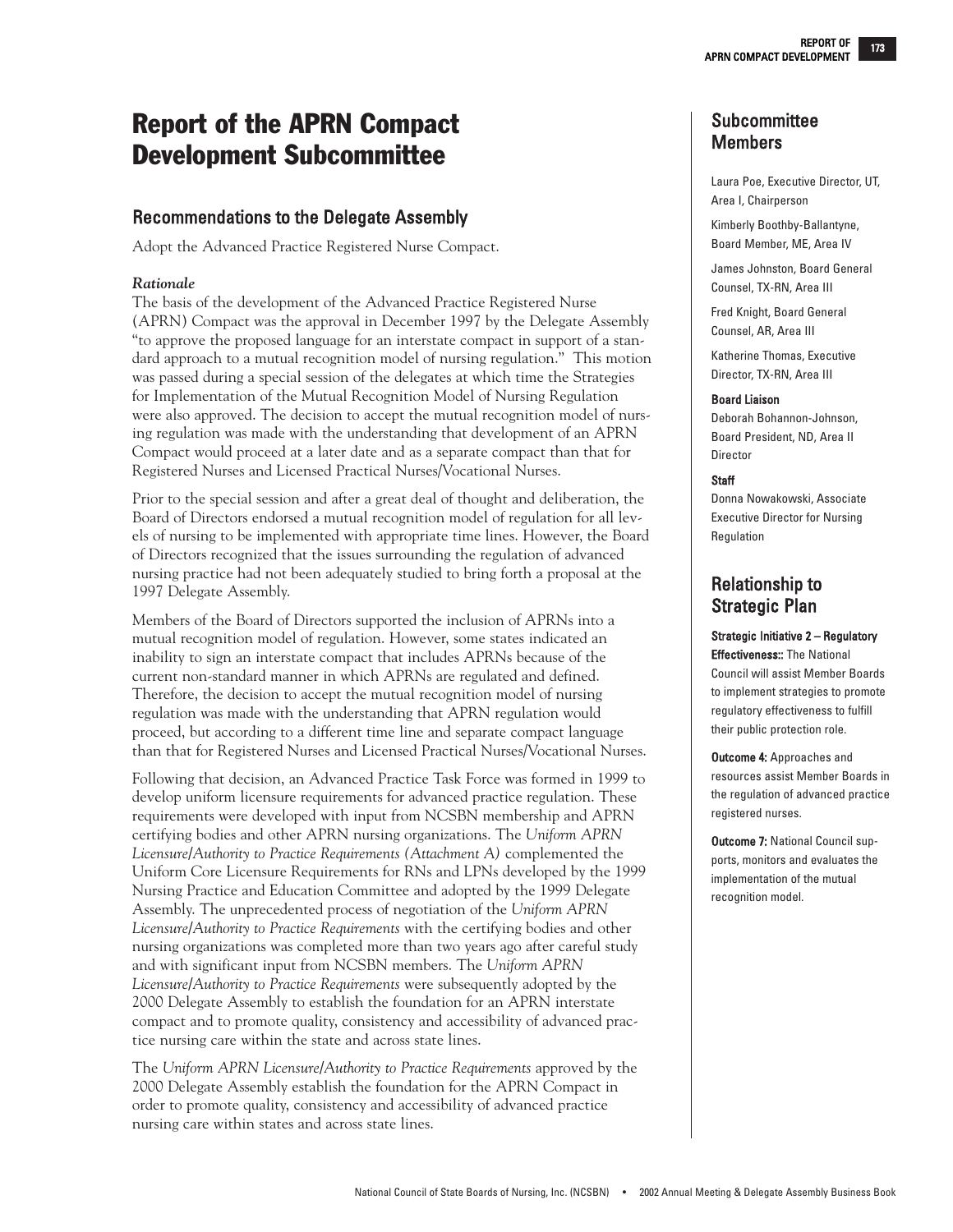# Report of the APRN Compact Development Subcommittee

## Recommendations to the Delegate Assembly

Adopt the Advanced Practice Registered Nurse Compact.

***Rationale***

The basis of the development of the Advanced Practice Registered Nurse (APRN) Compact was the approval in December 1997 by the Delegate Assembly "to approve the proposed language for an interstate compact in support of a standard approach to a mutual recognition model of nursing regulation." This motion was passed during a special session of the delegates at which time the Strategies for Implementation of the Mutual Recognition Model of Nursing Regulation were also approved. The decision to accept the mutual recognition model of nursing regulation was made with the understanding that development of an APRN Compact would proceed at a later date and as a separate compact than that for Registered Nurses and Licensed Practical Nurses/Vocational Nurses.

Prior to the special session and after a great deal of thought and deliberation, the Board of Directors endorsed a mutual recognition model of regulation for all levels of nursing to be implemented with appropriate time lines. However, the Board of Directors recognized that the issues surrounding the regulation of advanced nursing practice had not been adequately studied to bring forth a proposal at the 1997 Delegate Assembly.

Members of the Board of Directors supported the inclusion of APRNs into a mutual recognition model of regulation. However, some states indicated an inability to sign an interstate compact that includes APRNs because of the current non-standard manner in which APRNs are regulated and defined. Therefore, the decision to accept the mutual recognition model of nursing regulation was made with the understanding that APRN regulation would proceed, but according to a different time line and separate compact language than that for Registered Nurses and Licensed Practical Nurses/Vocational Nurses.

Following that decision, an Advanced Practice Task Force was formed in 1999 to develop uniform licensure requirements for advanced practice regulation. These requirements were developed with input from NCSBN membership and APRN certifying bodies and other APRN nursing organizations. The *Uniform APRN Licensure/Authority to Practice Requirements (Attachment A)* complemented the Uniform Core Licensure Requirements for RNs and LPNs developed by the 1999 Nursing Practice and Education Committee and adopted by the 1999 Delegate Assembly. The unprecedented process of negotiation of the *Uniform APRN Licensure/Authority to Practice Requirements* with the certifying bodies and other nursing organizations was completed more than two years ago after careful study and with significant input from NCSBN members. The *Uniform APRN Licensure/Authority to Practice Requirements* were subsequently adopted by the 2000 Delegate Assembly to establish the foundation for an APRN interstate compact and to promote quality, consistency and accessibility of advanced practice nursing care within the state and across state lines.

The *Uniform APRN Licensure/Authority to Practice Requirements* approved by the 2000 Delegate Assembly establish the foundation for the APRN Compact in order to promote quality, consistency and accessibility of advanced practice nursing care within states and across state lines.

## Subcommittee Members

Laura Poe, Executive Director, UT, Area I, Chairperson

Kimberly Boothby-Ballantyne, Board Member, ME, Area IV

James Johnston, Board General Counsel, TX-RN, Area III

Fred Knight, Board General Counsel, AR, Area III

Katherine Thomas, Executive Director, TX-RN, Area III

**Board Liaison**

Deborah Bohannon-Johnson, Board President, ND, Area II Director

**Staff**

Donna Nowakowski, Associate Executive Director for Nursing Regulation

## Relationship to Strategic Plan

**Strategic Initiative 2 – Regulatory Effectiveness::** The National Council will assist Member Boards to implement strategies to promote regulatory effectiveness to fulfill their public protection role.

**Outcome 4:** Approaches and resources assist Member Boards in the regulation of advanced practice registered nurses.

**Outcome 7:** National Council supports, monitors and evaluates the implementation of the mutual recognition model.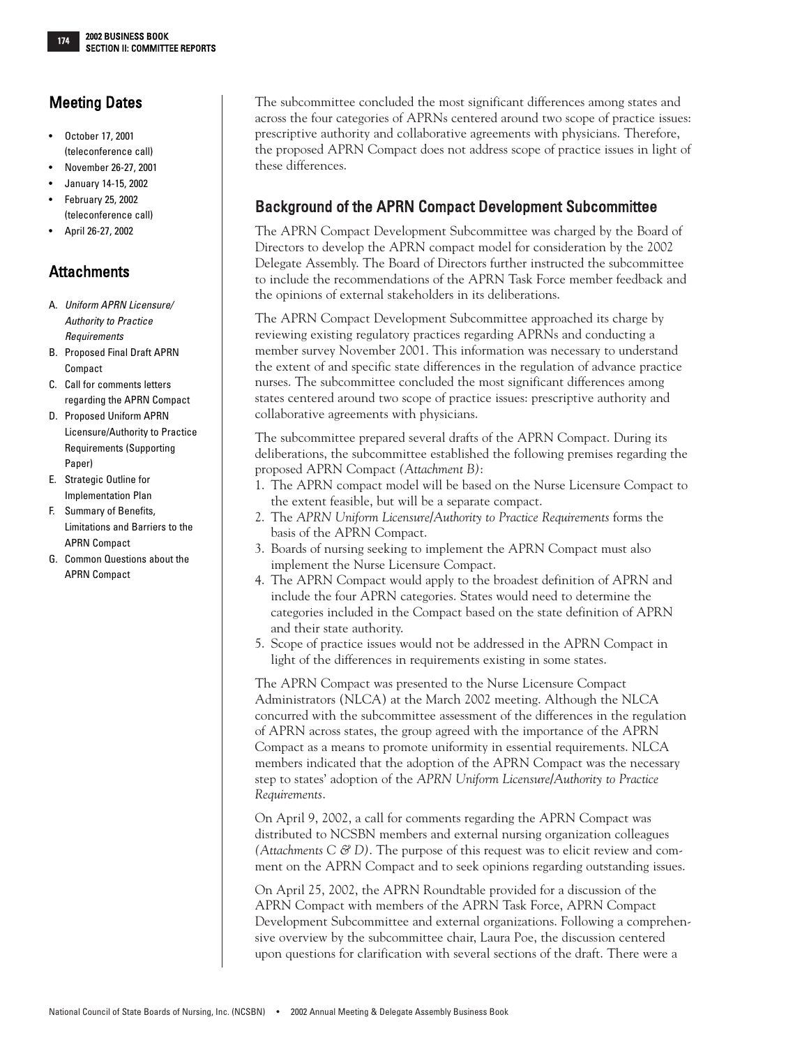## Meeting Dates

- October 17, 2001 (teleconference call)
- November 26-27, 2001
- January 14-15, 2002
- February 25, 2002 (teleconference call)
- April 26-27, 2002

## Attachments

A. *Uniform APRN Licensure/ Authority to Practice Requirements*

B. Proposed Final Draft APRN Compact

C. Call for comments letters regarding the APRN Compact

D. Proposed Uniform APRN Licensure/Authority to Practice Requirements (Supporting Paper)

E. Strategic Outline for Implementation Plan

F. Summary of Benefits, Limitations and Barriers to the APRN Compact

G. Common Questions about the APRN Compact

The subcommittee concluded the most significant differences among states and across the four categories of APRNs centered around two scope of practice issues: prescriptive authority and collaborative agreements with physicians. Therefore, the proposed APRN Compact does not address scope of practice issues in light of these differences.

## Background of the APRN Compact Development Subcommittee

The APRN Compact Development Subcommittee was charged by the Board of Directors to develop the APRN compact model for consideration by the 2002 Delegate Assembly. The Board of Directors further instructed the subcommittee to include the recommendations of the APRN Task Force member feedback and the opinions of external stakeholders in its deliberations.

The APRN Compact Development Subcommittee approached its charge by reviewing existing regulatory practices regarding APRNs and conducting a member survey November 2001. This information was necessary to understand the extent of and specific state differences in the regulation of advance practice nurses. The subcommittee concluded the most significant differences among states centered around two scope of practice issues: prescriptive authority and collaborative agreements with physicians.

The subcommittee prepared several drafts of the APRN Compact. During its deliberations, the subcommittee established the following premises regarding the proposed APRN Compact *(Attachment B)*:

1. The APRN compact model will be based on the Nurse Licensure Compact to the extent feasible, but will be a separate compact.
2. The *APRN Uniform Licensure/Authority to Practice Requirements* forms the basis of the APRN Compact.
3. Boards of nursing seeking to implement the APRN Compact must also implement the Nurse Licensure Compact.
4. The APRN Compact would apply to the broadest definition of APRN and include the four APRN categories. States would need to determine the categories included in the Compact based on the state definition of APRN and their state authority.
5. Scope of practice issues would not be addressed in the APRN Compact in light of the differences in requirements existing in some states.

The APRN Compact was presented to the Nurse Licensure Compact Administrators (NLCA) at the March 2002 meeting. Although the NLCA concurred with the subcommittee assessment of the differences in the regulation of APRN across states, the group agreed with the importance of the APRN Compact as a means to promote uniformity in essential requirements. NLCA members indicated that the adoption of the APRN Compact was the necessary step to states' adoption of the *APRN Uniform Licensure/Authority to Practice Requirements*.

On April 9, 2002, a call for comments regarding the APRN Compact was distributed to NCSBN members and external nursing organization colleagues *(Attachments C & D)*. The purpose of this request was to elicit review and comment on the APRN Compact and to seek opinions regarding outstanding issues.

On April 25, 2002, the APRN Roundtable provided for a discussion of the APRN Compact with members of the APRN Task Force, APRN Compact Development Subcommittee and external organizations. Following a comprehensive overview by the subcommittee chair, Laura Poe, the discussion centered upon questions for clarification with several sections of the draft. There were a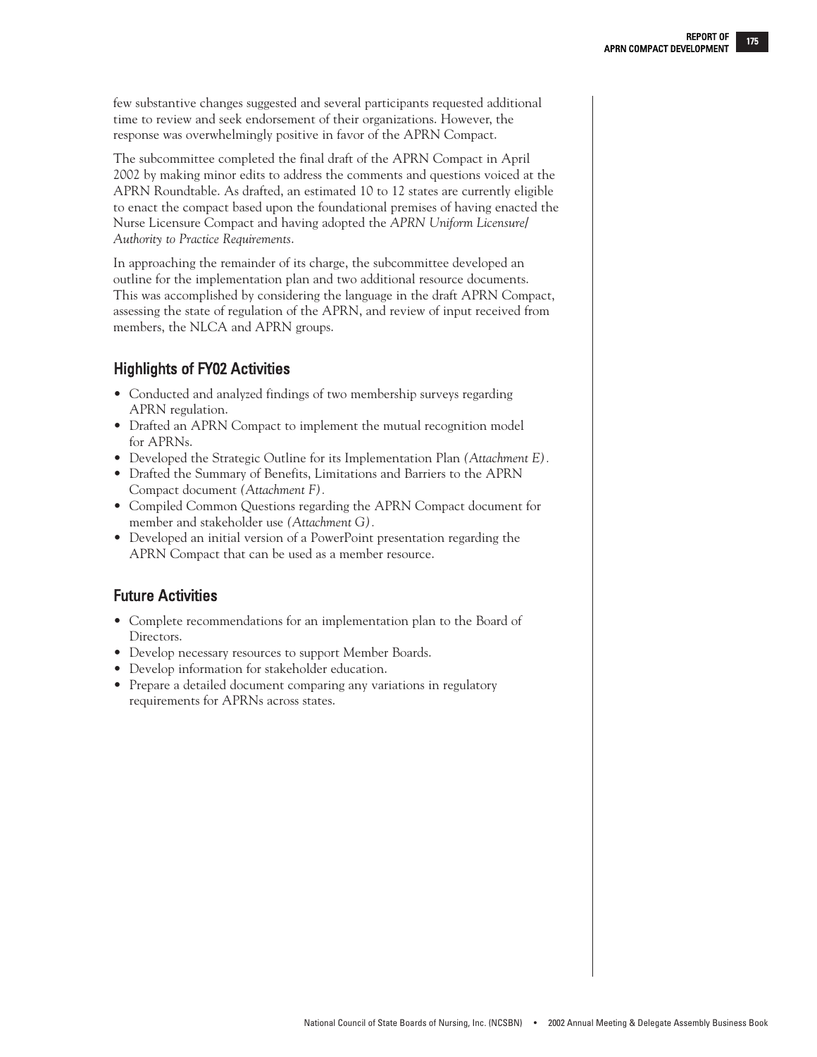few substantive changes suggested and several participants requested additional time to review and seek endorsement of their organizations. However, the response was overwhelmingly positive in favor of the APRN Compact.

The subcommittee completed the final draft of the APRN Compact in April 2002 by making minor edits to address the comments and questions voiced at the APRN Roundtable. As drafted, an estimated 10 to 12 states are currently eligible to enact the compact based upon the foundational premises of having enacted the Nurse Licensure Compact and having adopted the *APRN Uniform Licensure/ Authority to Practice Requirements*.

In approaching the remainder of its charge, the subcommittee developed an outline for the implementation plan and two additional resource documents. This was accomplished by considering the language in the draft APRN Compact, assessing the state of regulation of the APRN, and review of input received from members, the NLCA and APRN groups.

## Highlights of FY02 Activities

- Conducted and analyzed findings of two membership surveys regarding APRN regulation.
- Drafted an APRN Compact to implement the mutual recognition model for APRNs.
- Developed the Strategic Outline for its Implementation Plan *(Attachment E)*.
- Drafted the Summary of Benefits, Limitations and Barriers to the APRN Compact document *(Attachment F)*.
- Compiled Common Questions regarding the APRN Compact document for member and stakeholder use *(Attachment G)*.
- Developed an initial version of a PowerPoint presentation regarding the APRN Compact that can be used as a member resource.

## Future Activities

- Complete recommendations for an implementation plan to the Board of Directors.
- Develop necessary resources to support Member Boards.
- Develop information for stakeholder education.
- Prepare a detailed document comparing any variations in regulatory requirements for APRNs across states.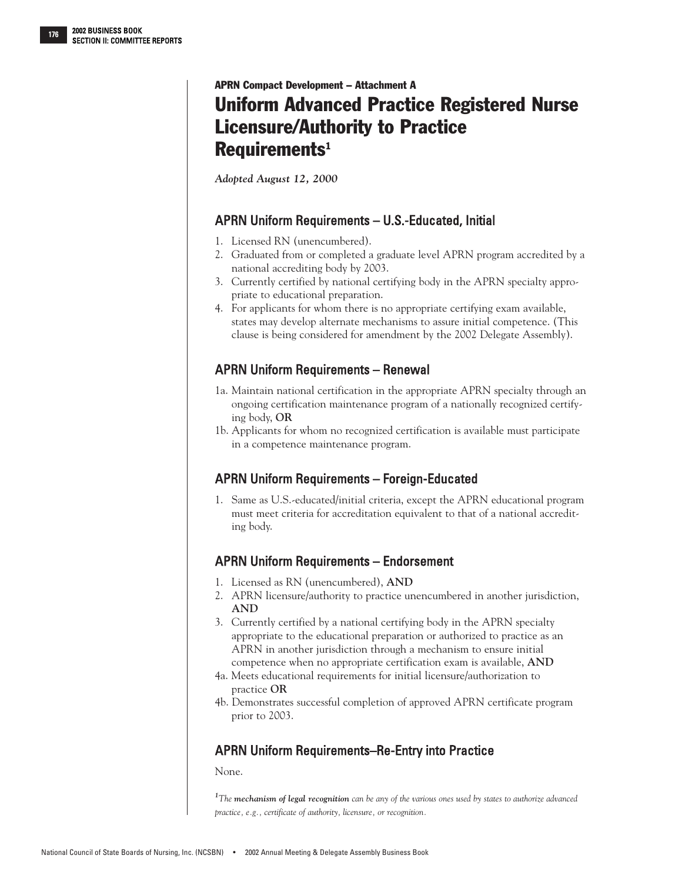APRN Compact Development – Attachment A

# Uniform Advanced Practice Registered Nurse Licensure/Authority to Practice Requirements[1]

*Adopted August 12, 2000*

## APRN Uniform Requirements – U.S.-Educated, Initial

1. Licensed RN (unencumbered).
2. Graduated from or completed a graduate level APRN program accredited by a national accrediting body by 2003.
3. Currently certified by national certifying body in the APRN specialty appropriate to educational preparation.
4. For applicants for whom there is no appropriate certifying exam available, states may develop alternate mechanisms to assure initial competence. (This clause is being considered for amendment by the 2002 Delegate Assembly).

## APRN Uniform Requirements – Renewal

1a. Maintain national certification in the appropriate APRN specialty through an ongoing certification maintenance program of a nationally recognized certifying body, **OR**

1b. Applicants for whom no recognized certification is available must participate in a competence maintenance program.

## APRN Uniform Requirements – Foreign-Educated

1. Same as U.S.-educated/initial criteria, except the APRN educational program must meet criteria for accreditation equivalent to that of a national accrediting body.

## APRN Uniform Requirements – Endorsement

1. Licensed as RN (unencumbered), **AND**
2. APRN licensure/authority to practice unencumbered in another jurisdiction, **AND**
3. Currently certified by a national certifying body in the APRN specialty appropriate to the educational preparation or authorized to practice as an APRN in another jurisdiction through a mechanism to ensure initial competence when no appropriate certification exam is available, **AND**

4a. Meets educational requirements for initial licensure/authorization to practice **OR**

4b. Demonstrates successful completion of approved APRN certificate program prior to 2003.

## APRN Uniform Requirements–Re-Entry into Practice

None.

[1] *The* ***mechanism of legal recognition*** *can be any of the various ones used by states to authorize advanced practice, e.g., certificate of authority, licensure, or recognition.*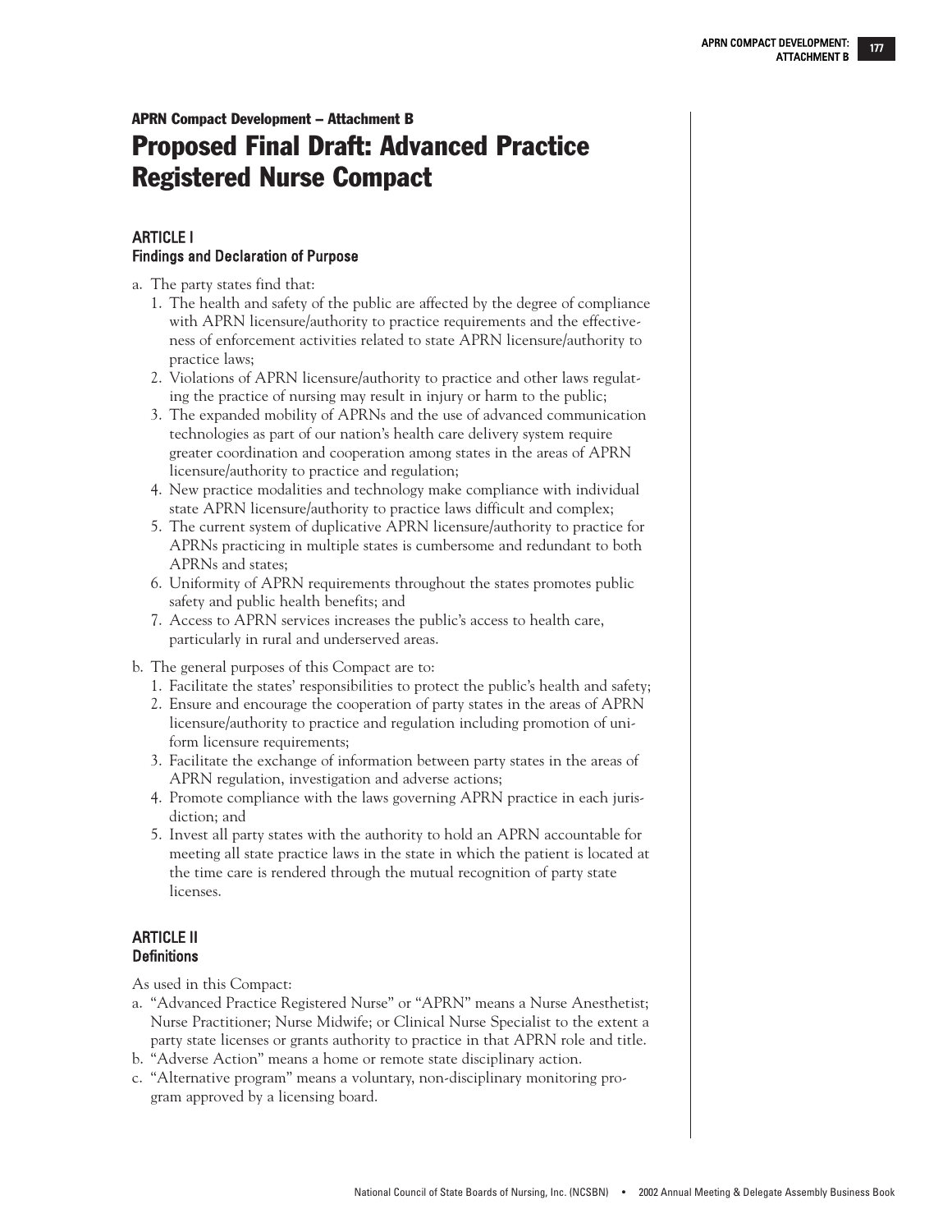APRN Compact Development – Attachment B

# Proposed Final Draft: Advanced Practice Registered Nurse Compact

## ARTICLE I
### Findings and Declaration of Purpose

a. The party states find that:
   1. The health and safety of the public are affected by the degree of compliance with APRN licensure/authority to practice requirements and the effectiveness of enforcement activities related to state APRN licensure/authority to practice laws;
   2. Violations of APRN licensure/authority to practice and other laws regulating the practice of nursing may result in injury or harm to the public;
   3. The expanded mobility of APRNs and the use of advanced communication technologies as part of our nation's health care delivery system require greater coordination and cooperation among states in the areas of APRN licensure/authority to practice and regulation;
   4. New practice modalities and technology make compliance with individual state APRN licensure/authority to practice laws difficult and complex;
   5. The current system of duplicative APRN licensure/authority to practice for APRNs practicing in multiple states is cumbersome and redundant to both APRNs and states;
   6. Uniformity of APRN requirements throughout the states promotes public safety and public health benefits; and
   7. Access to APRN services increases the public's access to health care, particularly in rural and underserved areas.

b. The general purposes of this Compact are to:
   1. Facilitate the states' responsibilities to protect the public's health and safety;
   2. Ensure and encourage the cooperation of party states in the areas of APRN licensure/authority to practice and regulation including promotion of uniform licensure requirements;
   3. Facilitate the exchange of information between party states in the areas of APRN regulation, investigation and adverse actions;
   4. Promote compliance with the laws governing APRN practice in each jurisdiction; and
   5. Invest all party states with the authority to hold an APRN accountable for meeting all state practice laws in the state in which the patient is located at the time care is rendered through the mutual recognition of party state licenses.

## ARTICLE II
### Definitions

As used in this Compact:

a. "Advanced Practice Registered Nurse" or "APRN" means a Nurse Anesthetist; Nurse Practitioner; Nurse Midwife; or Clinical Nurse Specialist to the extent a party state licenses or grants authority to practice in that APRN role and title.
b. "Adverse Action" means a home or remote state disciplinary action.
c. "Alternative program" means a voluntary, non-disciplinary monitoring program approved by a licensing board.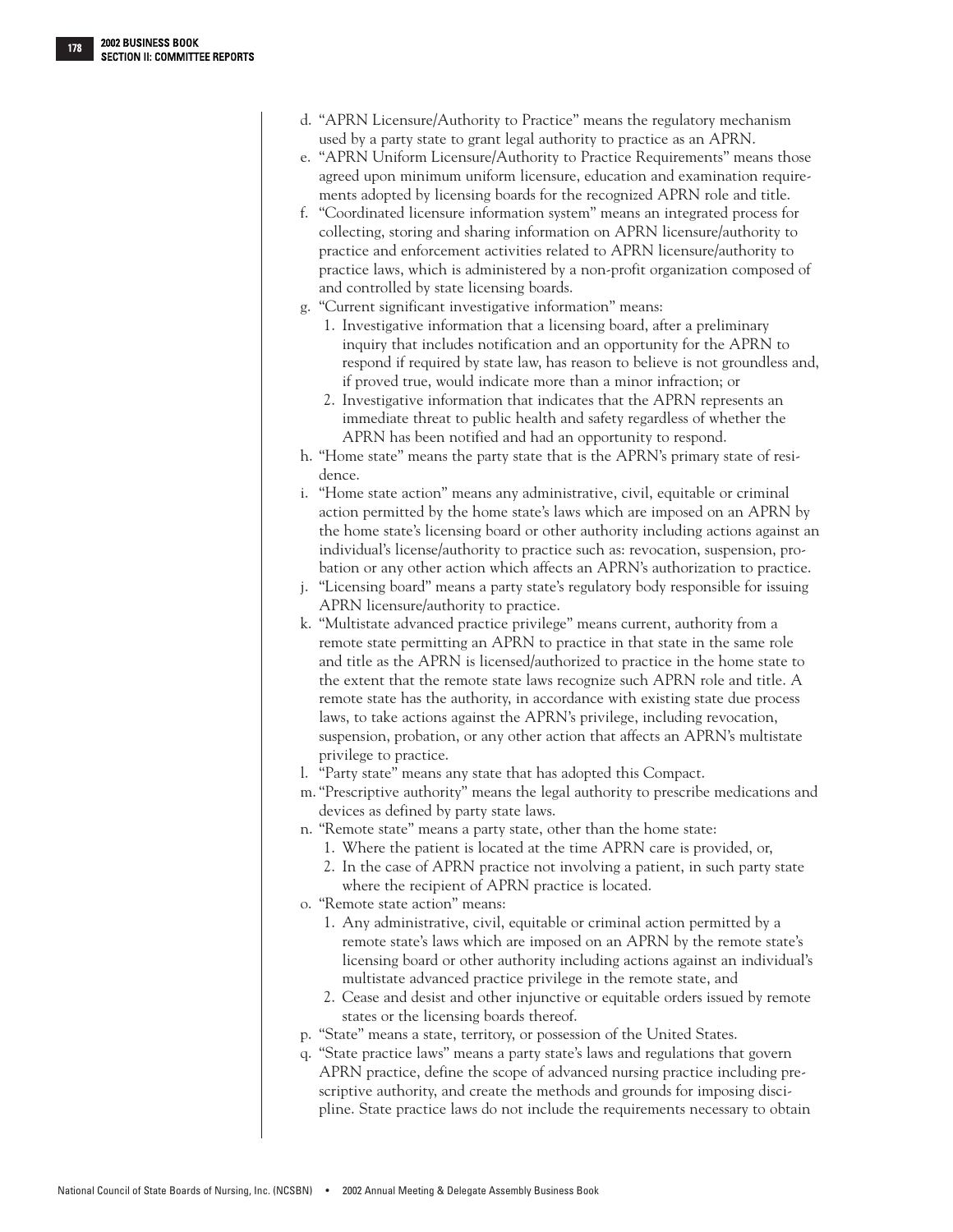d. "APRN Licensure/Authority to Practice" means the regulatory mechanism used by a party state to grant legal authority to practice as an APRN.

e. "APRN Uniform Licensure/Authority to Practice Requirements" means those agreed upon minimum uniform licensure, education and examination requirements adopted by licensing boards for the recognized APRN role and title.

f. "Coordinated licensure information system" means an integrated process for collecting, storing and sharing information on APRN licensure/authority to practice and enforcement activities related to APRN licensure/authority to practice laws, which is administered by a non-profit organization composed of and controlled by state licensing boards.

g. "Current significant investigative information" means:
   1. Investigative information that a licensing board, after a preliminary inquiry that includes notification and an opportunity for the APRN to respond if required by state law, has reason to believe is not groundless and, if proved true, would indicate more than a minor infraction; or
   2. Investigative information that indicates that the APRN represents an immediate threat to public health and safety regardless of whether the APRN has been notified and had an opportunity to respond.

h. "Home state" means the party state that is the APRN's primary state of residence.

i. "Home state action" means any administrative, civil, equitable or criminal action permitted by the home state's laws which are imposed on an APRN by the home state's licensing board or other authority including actions against an individual's license/authority to practice such as: revocation, suspension, probation or any other action which affects an APRN's authorization to practice.

j. "Licensing board" means a party state's regulatory body responsible for issuing APRN licensure/authority to practice.

k. "Multistate advanced practice privilege" means current, authority from a remote state permitting an APRN to practice in that state in the same role and title as the APRN is licensed/authorized to practice in the home state to the extent that the remote state laws recognize such APRN role and title. A remote state has the authority, in accordance with existing state due process laws, to take actions against the APRN's privilege, including revocation, suspension, probation, or any other action that affects an APRN's multistate privilege to practice.

l. "Party state" means any state that has adopted this Compact.

m. "Prescriptive authority" means the legal authority to prescribe medications and devices as defined by party state laws.

n. "Remote state" means a party state, other than the home state:
   1. Where the patient is located at the time APRN care is provided, or,
   2. In the case of APRN practice not involving a patient, in such party state where the recipient of APRN practice is located.

o. "Remote state action" means:
   1. Any administrative, civil, equitable or criminal action permitted by a remote state's laws which are imposed on an APRN by the remote state's licensing board or other authority including actions against an individual's multistate advanced practice privilege in the remote state, and
   2. Cease and desist and other injunctive or equitable orders issued by remote states or the licensing boards thereof.

p. "State" means a state, territory, or possession of the United States.

q. "State practice laws" means a party state's laws and regulations that govern APRN practice, define the scope of advanced nursing practice including prescriptive authority, and create the methods and grounds for imposing discipline. State practice laws do not include the requirements necessary to obtain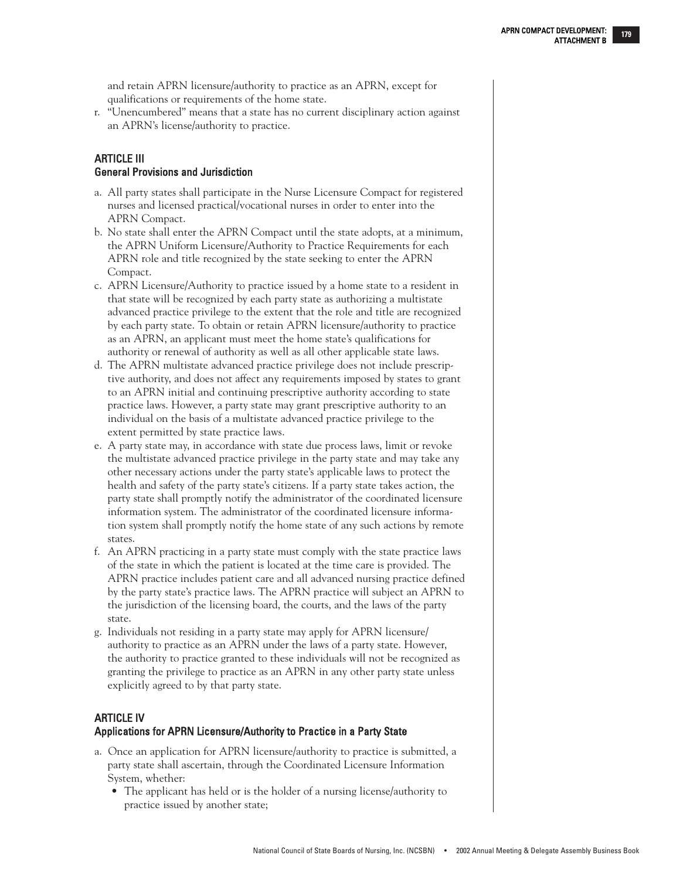and retain APRN licensure/authority to practice as an APRN, except for qualifications or requirements of the home state.

r. "Unencumbered" means that a state has no current disciplinary action against an APRN's license/authority to practice.

## ARTICLE III
### General Provisions and Jurisdiction

a. All party states shall participate in the Nurse Licensure Compact for registered nurses and licensed practical/vocational nurses in order to enter into the APRN Compact.

b. No state shall enter the APRN Compact until the state adopts, at a minimum, the APRN Uniform Licensure/Authority to Practice Requirements for each APRN role and title recognized by the state seeking to enter the APRN Compact.

c. APRN Licensure/Authority to practice issued by a home state to a resident in that state will be recognized by each party state as authorizing a multistate advanced practice privilege to the extent that the role and title are recognized by each party state. To obtain or retain APRN licensure/authority to practice as an APRN, an applicant must meet the home state's qualifications for authority or renewal of authority as well as all other applicable state laws.

d. The APRN multistate advanced practice privilege does not include prescriptive authority, and does not affect any requirements imposed by states to grant to an APRN initial and continuing prescriptive authority according to state practice laws. However, a party state may grant prescriptive authority to an individual on the basis of a multistate advanced practice privilege to the extent permitted by state practice laws.

e. A party state may, in accordance with state due process laws, limit or revoke the multistate advanced practice privilege in the party state and may take any other necessary actions under the party state's applicable laws to protect the health and safety of the party state's citizens. If a party state takes action, the party state shall promptly notify the administrator of the coordinated licensure information system. The administrator of the coordinated licensure information system shall promptly notify the home state of any such actions by remote states.

f. An APRN practicing in a party state must comply with the state practice laws of the state in which the patient is located at the time care is provided. The APRN practice includes patient care and all advanced nursing practice defined by the party state's practice laws. The APRN practice will subject an APRN to the jurisdiction of the licensing board, the courts, and the laws of the party state.

g. Individuals not residing in a party state may apply for APRN licensure/authority to practice as an APRN under the laws of a party state. However, the authority to practice granted to these individuals will not be recognized as granting the privilege to practice as an APRN in any other party state unless explicitly agreed to by that party state.

## ARTICLE IV
### Applications for APRN Licensure/Authority to Practice in a Party State

a. Once an application for APRN licensure/authority to practice is submitted, a party state shall ascertain, through the Coordinated Licensure Information System, whether:
   - The applicant has held or is the holder of a nursing license/authority to practice issued by another state;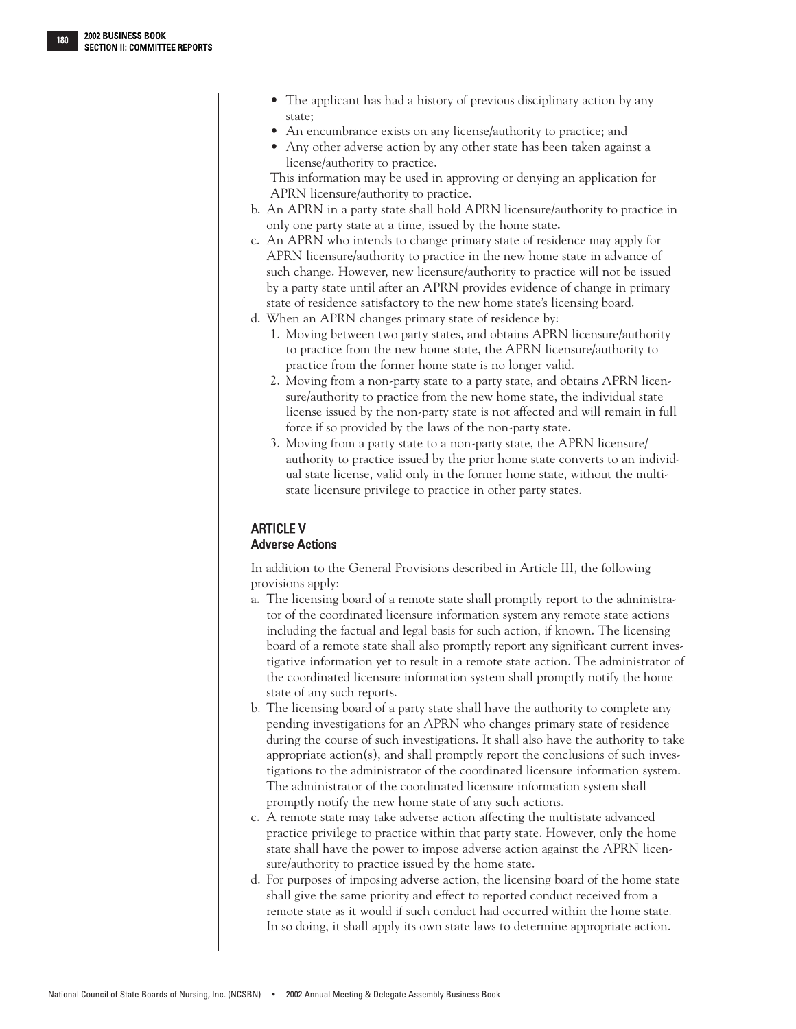- The applicant has had a history of previous disciplinary action by any state;
- An encumbrance exists on any license/authority to practice; and
- Any other adverse action by any other state has been taken against a license/authority to practice.

This information may be used in approving or denying an application for APRN licensure/authority to practice.

b. An APRN in a party state shall hold APRN licensure/authority to practice in only one party state at a time, issued by the home state**.**

c. An APRN who intends to change primary state of residence may apply for APRN licensure/authority to practice in the new home state in advance of such change. However, new licensure/authority to practice will not be issued by a party state until after an APRN provides evidence of change in primary state of residence satisfactory to the new home state's licensing board.

d. When an APRN changes primary state of residence by:

1. Moving between two party states, and obtains APRN licensure/authority to practice from the new home state, the APRN licensure/authority to practice from the former home state is no longer valid.
2. Moving from a non-party state to a party state, and obtains APRN licensure/authority to practice from the new home state, the individual state license issued by the non-party state is not affected and will remain in full force if so provided by the laws of the non-party state.
3. Moving from a party state to a non-party state, the APRN licensure/authority to practice issued by the prior home state converts to an individual state license, valid only in the former home state, without the multistate licensure privilege to practice in other party states.

## ARTICLE V
### Adverse Actions

In addition to the General Provisions described in Article III, the following provisions apply:

a. The licensing board of a remote state shall promptly report to the administrator of the coordinated licensure information system any remote state actions including the factual and legal basis for such action, if known. The licensing board of a remote state shall also promptly report any significant current investigative information yet to result in a remote state action. The administrator of the coordinated licensure information system shall promptly notify the home state of any such reports.

b. The licensing board of a party state shall have the authority to complete any pending investigations for an APRN who changes primary state of residence during the course of such investigations. It shall also have the authority to take appropriate action(s), and shall promptly report the conclusions of such investigations to the administrator of the coordinated licensure information system. The administrator of the coordinated licensure information system shall promptly notify the new home state of any such actions.

c. A remote state may take adverse action affecting the multistate advanced practice privilege to practice within that party state. However, only the home state shall have the power to impose adverse action against the APRN licensure/authority to practice issued by the home state.

d. For purposes of imposing adverse action, the licensing board of the home state shall give the same priority and effect to reported conduct received from a remote state as it would if such conduct had occurred within the home state. In so doing, it shall apply its own state laws to determine appropriate action.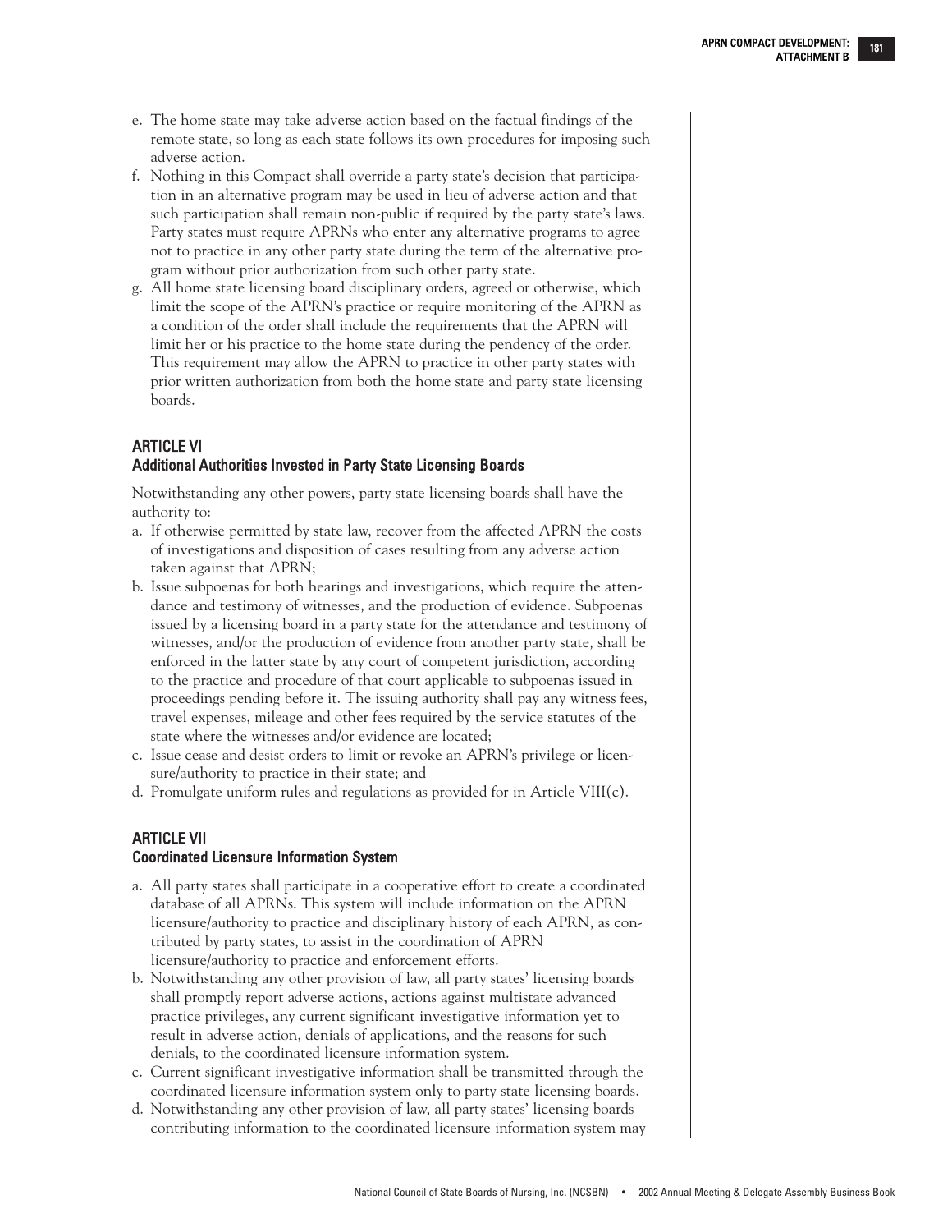e. The home state may take adverse action based on the factual findings of the remote state, so long as each state follows its own procedures for imposing such adverse action.
f. Nothing in this Compact shall override a party state's decision that participation in an alternative program may be used in lieu of adverse action and that such participation shall remain non-public if required by the party state's laws. Party states must require APRNs who enter any alternative programs to agree not to practice in any other party state during the term of the alternative program without prior authorization from such other party state.
g. All home state licensing board disciplinary orders, agreed or otherwise, which limit the scope of the APRN's practice or require monitoring of the APRN as a condition of the order shall include the requirements that the APRN will limit her or his practice to the home state during the pendency of the order. This requirement may allow the APRN to practice in other party states with prior written authorization from both the home state and party state licensing boards.

## ARTICLE VI
### Additional Authorities Invested in Party State Licensing Boards

Notwithstanding any other powers, party state licensing boards shall have the authority to:

a. If otherwise permitted by state law, recover from the affected APRN the costs of investigations and disposition of cases resulting from any adverse action taken against that APRN;
b. Issue subpoenas for both hearings and investigations, which require the attendance and testimony of witnesses, and the production of evidence. Subpoenas issued by a licensing board in a party state for the attendance and testimony of witnesses, and/or the production of evidence from another party state, shall be enforced in the latter state by any court of competent jurisdiction, according to the practice and procedure of that court applicable to subpoenas issued in proceedings pending before it. The issuing authority shall pay any witness fees, travel expenses, mileage and other fees required by the service statutes of the state where the witnesses and/or evidence are located;
c. Issue cease and desist orders to limit or revoke an APRN's privilege or licensure/authority to practice in their state; and
d. Promulgate uniform rules and regulations as provided for in Article VIII(c).

## ARTICLE VII
### Coordinated Licensure Information System

a. All party states shall participate in a cooperative effort to create a coordinated database of all APRNs. This system will include information on the APRN licensure/authority to practice and disciplinary history of each APRN, as contributed by party states, to assist in the coordination of APRN licensure/authority to practice and enforcement efforts.
b. Notwithstanding any other provision of law, all party states' licensing boards shall promptly report adverse actions, actions against multistate advanced practice privileges, any current significant investigative information yet to result in adverse action, denials of applications, and the reasons for such denials, to the coordinated licensure information system.
c. Current significant investigative information shall be transmitted through the coordinated licensure information system only to party state licensing boards.
d. Notwithstanding any other provision of law, all party states' licensing boards contributing information to the coordinated licensure information system may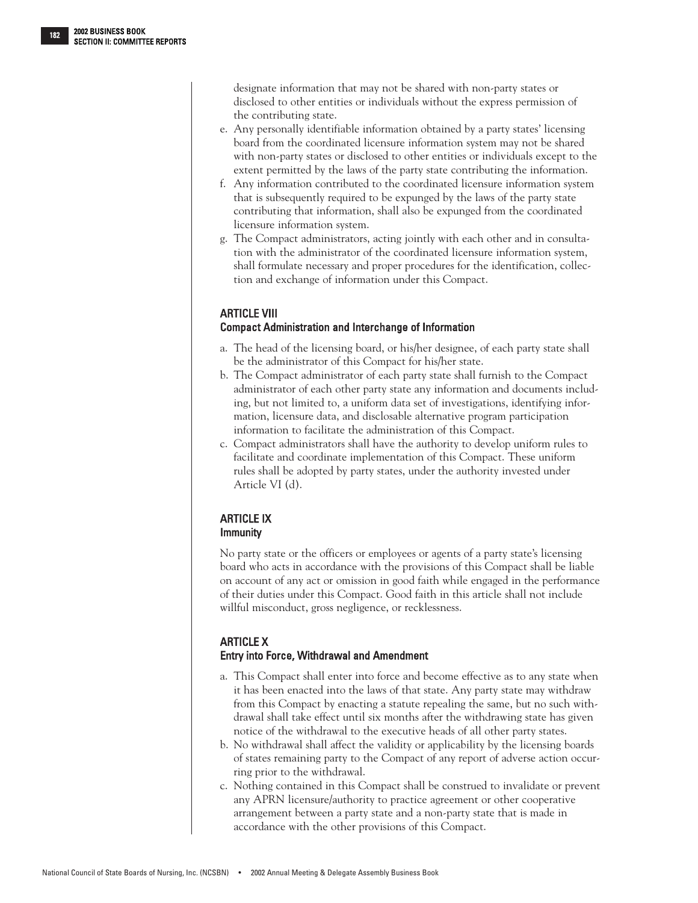designate information that may not be shared with non-party states or disclosed to other entities or individuals without the express permission of the contributing state.

e. Any personally identifiable information obtained by a party states' licensing board from the coordinated licensure information system may not be shared with non-party states or disclosed to other entities or individuals except to the extent permitted by the laws of the party state contributing the information.

f. Any information contributed to the coordinated licensure information system that is subsequently required to be expunged by the laws of the party state contributing that information, shall also be expunged from the coordinated licensure information system.

g. The Compact administrators, acting jointly with each other and in consultation with the administrator of the coordinated licensure information system, shall formulate necessary and proper procedures for the identification, collection and exchange of information under this Compact.

### ARTICLE VIII
### Compact Administration and Interchange of Information

a. The head of the licensing board, or his/her designee, of each party state shall be the administrator of this Compact for his/her state.

b. The Compact administrator of each party state shall furnish to the Compact administrator of each other party state any information and documents including, but not limited to, a uniform data set of investigations, identifying information, licensure data, and disclosable alternative program participation information to facilitate the administration of this Compact.

c. Compact administrators shall have the authority to develop uniform rules to facilitate and coordinate implementation of this Compact. These uniform rules shall be adopted by party states, under the authority invested under Article VI (d).

### ARTICLE IX
### Immunity

No party state or the officers or employees or agents of a party state's licensing board who acts in accordance with the provisions of this Compact shall be liable on account of any act or omission in good faith while engaged in the performance of their duties under this Compact. Good faith in this article shall not include willful misconduct, gross negligence, or recklessness.

### ARTICLE X
### Entry into Force, Withdrawal and Amendment

a. This Compact shall enter into force and become effective as to any state when it has been enacted into the laws of that state. Any party state may withdraw from this Compact by enacting a statute repealing the same, but no such withdrawal shall take effect until six months after the withdrawing state has given notice of the withdrawal to the executive heads of all other party states.

b. No withdrawal shall affect the validity or applicability by the licensing boards of states remaining party to the Compact of any report of adverse action occurring prior to the withdrawal.

c. Nothing contained in this Compact shall be construed to invalidate or prevent any APRN licensure/authority to practice agreement or other cooperative arrangement between a party state and a non-party state that is made in accordance with the other provisions of this Compact.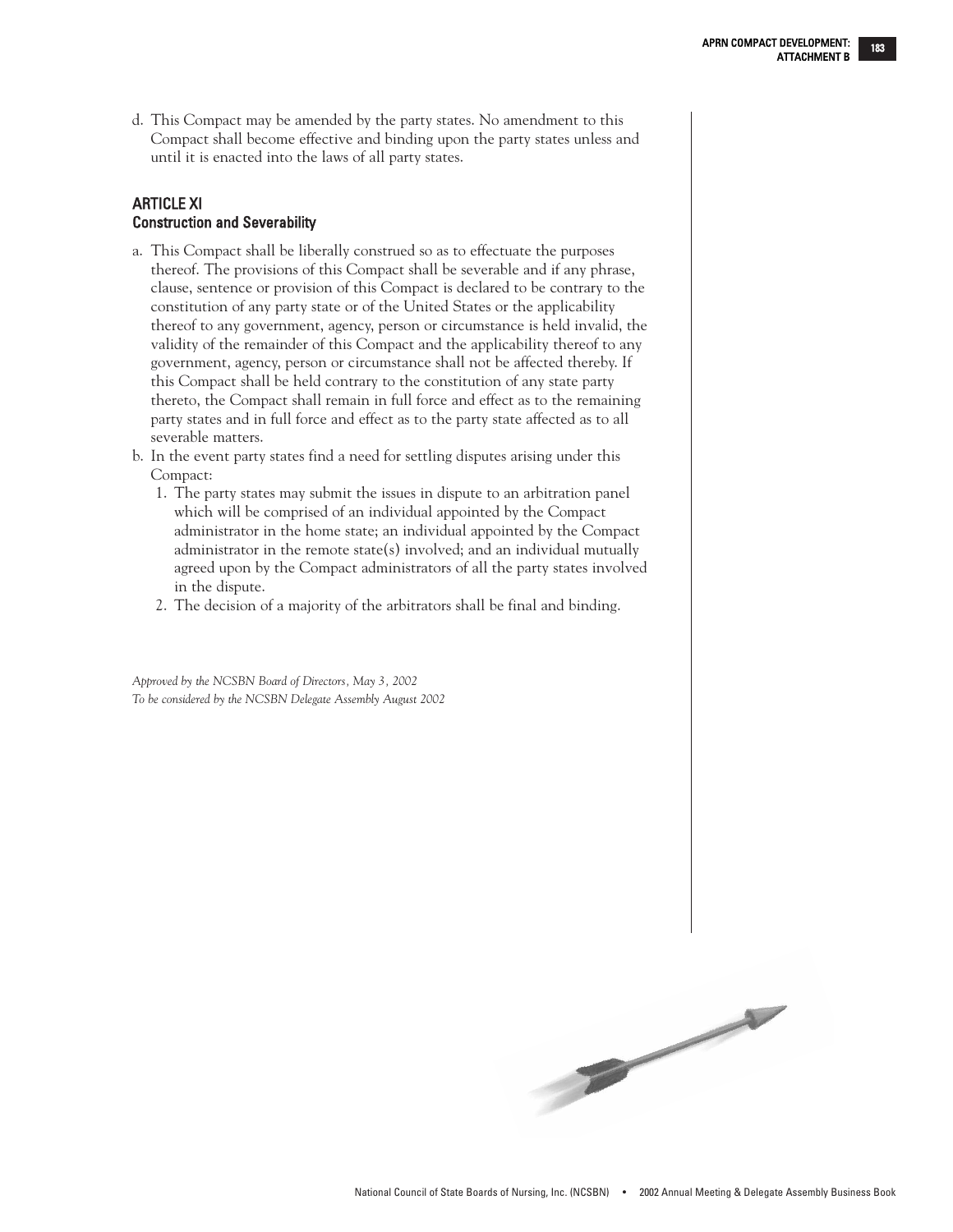d. This Compact may be amended by the party states. No amendment to this Compact shall become effective and binding upon the party states unless and until it is enacted into the laws of all party states.

## ARTICLE XI
### Construction and Severability

a. This Compact shall be liberally construed so as to effectuate the purposes thereof. The provisions of this Compact shall be severable and if any phrase, clause, sentence or provision of this Compact is declared to be contrary to the constitution of any party state or of the United States or the applicability thereof to any government, agency, person or circumstance is held invalid, the validity of the remainder of this Compact and the applicability thereof to any government, agency, person or circumstance shall not be affected thereby. If this Compact shall be held contrary to the constitution of any state party thereto, the Compact shall remain in full force and effect as to the remaining party states and in full force and effect as to the party state affected as to all severable matters.
b. In the event party states find a need for settling disputes arising under this Compact:
   1. The party states may submit the issues in dispute to an arbitration panel which will be comprised of an individual appointed by the Compact administrator in the home state; an individual appointed by the Compact administrator in the remote state(s) involved; and an individual mutually agreed upon by the Compact administrators of all the party states involved in the dispute.
   2. The decision of a majority of the arbitrators shall be final and binding.

*Approved by the NCSBN Board of Directors, May 3, 2002*
*To be considered by the NCSBN Delegate Assembly August 2002*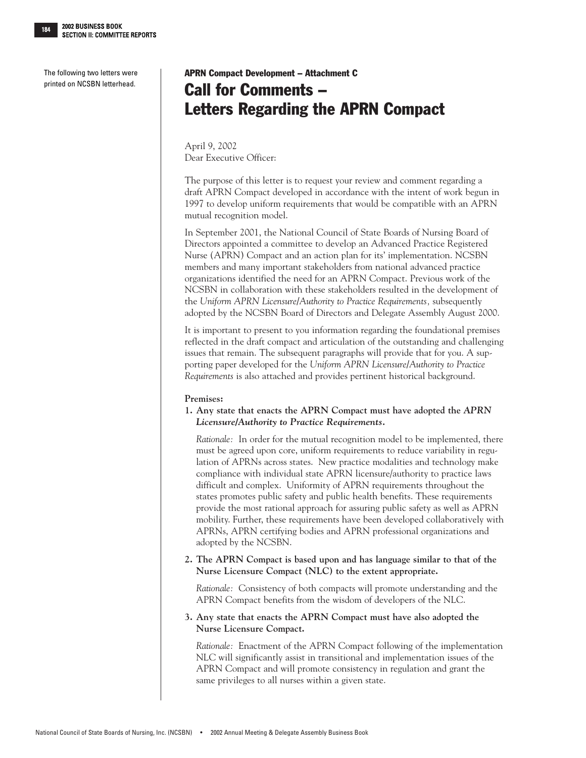The following two letters were printed on NCSBN letterhead.

**APRN Compact Development – Attachment C**

# Call for Comments – Letters Regarding the APRN Compact

April 9, 2002
Dear Executive Officer:

The purpose of this letter is to request your review and comment regarding a draft APRN Compact developed in accordance with the intent of work begun in 1997 to develop uniform requirements that would be compatible with an APRN mutual recognition model.

In September 2001, the National Council of State Boards of Nursing Board of Directors appointed a committee to develop an Advanced Practice Registered Nurse (APRN) Compact and an action plan for its' implementation. NCSBN members and many important stakeholders from national advanced practice organizations identified the need for an APRN Compact. Previous work of the NCSBN in collaboration with these stakeholders resulted in the development of the *Uniform APRN Licensure/Authority to Practice Requirements,* subsequently adopted by the NCSBN Board of Directors and Delegate Assembly August 2000.

It is important to present to you information regarding the foundational premises reflected in the draft compact and articulation of the outstanding and challenging issues that remain. The subsequent paragraphs will provide that for you. A supporting paper developed for the *Uniform APRN Licensure/Authority to Practice Requirements* is also attached and provides pertinent historical background.

**Premises:**

1. **Any state that enacts the APRN Compact must have adopted the *APRN Licensure/Authority to Practice Requirements*.**

   *Rationale:* In order for the mutual recognition model to be implemented, there must be agreed upon core, uniform requirements to reduce variability in regulation of APRNs across states. New practice modalities and technology make compliance with individual state APRN licensure/authority to practice laws difficult and complex. Uniformity of APRN requirements throughout the states promotes public safety and public health benefits. These requirements provide the most rational approach for assuring public safety as well as APRN mobility. Further, these requirements have been developed collaboratively with APRNs, APRN certifying bodies and APRN professional organizations and adopted by the NCSBN.

2. **The APRN Compact is based upon and has language similar to that of the Nurse Licensure Compact (NLC) to the extent appropriate.**

   *Rationale:* Consistency of both compacts will promote understanding and the APRN Compact benefits from the wisdom of developers of the NLC.

3. **Any state that enacts the APRN Compact must have also adopted the Nurse Licensure Compact.**

   *Rationale:* Enactment of the APRN Compact following of the implementation NLC will significantly assist in transitional and implementation issues of the APRN Compact and will promote consistency in regulation and grant the same privileges to all nurses within a given state.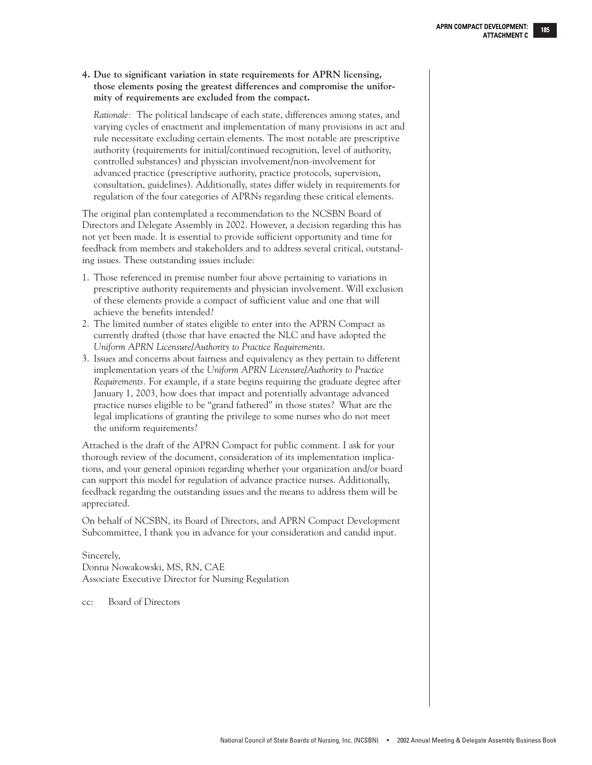4. **Due to significant variation in state requirements for APRN licensing, those elements posing the greatest differences and compromise the uniformity of requirements are excluded from the compact.**

   *Rationale:* The political landscape of each state, differences among states, and varying cycles of enactment and implementation of many provisions in act and rule necessitate excluding certain elements. The most notable are prescriptive authority (requirements for initial/continued recognition, level of authority, controlled substances) and physician involvement/non-involvement for advanced practice (prescriptive authority, practice protocols, supervision, consultation, guidelines). Additionally, states differ widely in requirements for regulation of the four categories of APRNs regarding these critical elements.

The original plan contemplated a recommendation to the NCSBN Board of Directors and Delegate Assembly in 2002. However, a decision regarding this has not yet been made. It is essential to provide sufficient opportunity and time for feedback from members and stakeholders and to address several critical, outstanding issues. These outstanding issues include:

1. Those referenced in premise number four above pertaining to variations in prescriptive authority requirements and physician involvement. Will exclusion of these elements provide a compact of sufficient value and one that will achieve the benefits intended?
2. The limited number of states eligible to enter into the APRN Compact as currently drafted (those that have enacted the NLC and have adopted the *Uniform APRN Licensure/Authority to Practice Requirements*.
3. Issues and concerns about fairness and equivalency as they pertain to different implementation years of the *Uniform APRN Licensure/Authority to Practice Requirements*. For example, if a state begins requiring the graduate degree after January 1, 2003, how does that impact and potentially advantage advanced practice nurses eligible to be "grand fathered" in those states? What are the legal implications of granting the privilege to some nurses who do not meet the uniform requirements?

Attached is the draft of the APRN Compact for public comment. I ask for your thorough review of the document, consideration of its implementation implications, and your general opinion regarding whether your organization and/or board can support this model for regulation of advance practice nurses. Additionally, feedback regarding the outstanding issues and the means to address them will be appreciated.

On behalf of NCSBN, its Board of Directors, and APRN Compact Development Subcommittee, I thank you in advance for your consideration and candid input.

Sincerely,
Donna Nowakowski, MS, RN, CAE
Associate Executive Director for Nursing Regulation

cc: Board of Directors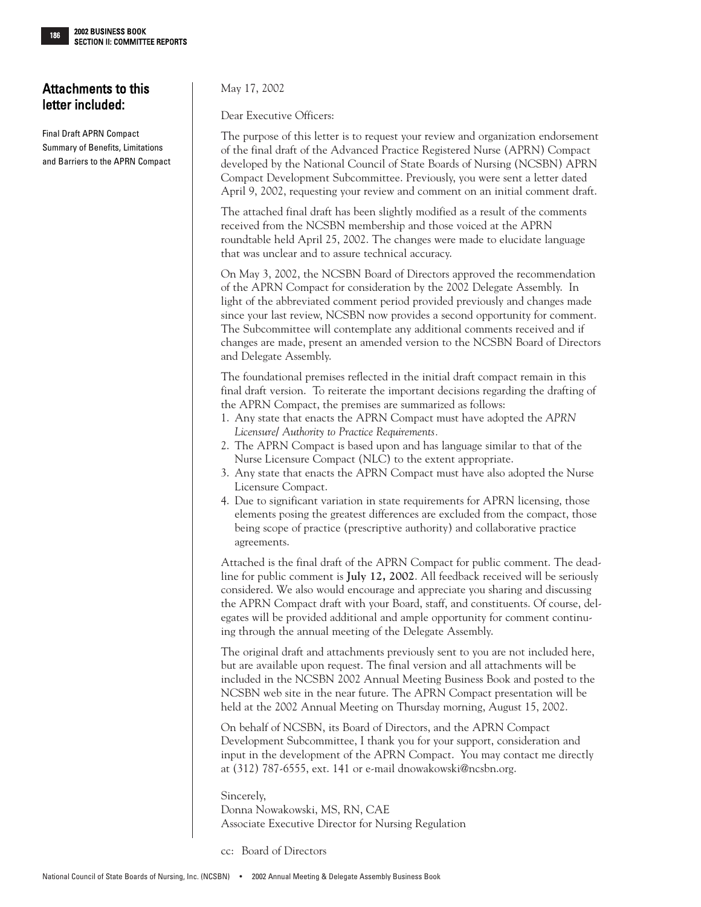## Attachments to this letter included:

Final Draft APRN Compact
Summary of Benefits, Limitations and Barriers to the APRN Compact

May 17, 2002

Dear Executive Officers:

The purpose of this letter is to request your review and organization endorsement of the final draft of the Advanced Practice Registered Nurse (APRN) Compact developed by the National Council of State Boards of Nursing (NCSBN) APRN Compact Development Subcommittee. Previously, you were sent a letter dated April 9, 2002, requesting your review and comment on an initial comment draft.

The attached final draft has been slightly modified as a result of the comments received from the NCSBN membership and those voiced at the APRN roundtable held April 25, 2002. The changes were made to elucidate language that was unclear and to assure technical accuracy.

On May 3, 2002, the NCSBN Board of Directors approved the recommendation of the APRN Compact for consideration by the 2002 Delegate Assembly. In light of the abbreviated comment period provided previously and changes made since your last review, NCSBN now provides a second opportunity for comment. The Subcommittee will contemplate any additional comments received and if changes are made, present an amended version to the NCSBN Board of Directors and Delegate Assembly.

The foundational premises reflected in the initial draft compact remain in this final draft version. To reiterate the important decisions regarding the drafting of the APRN Compact, the premises are summarized as follows:

1. Any state that enacts the APRN Compact must have adopted the *APRN Licensure/ Authority to Practice Requirements*.
2. The APRN Compact is based upon and has language similar to that of the Nurse Licensure Compact (NLC) to the extent appropriate.
3. Any state that enacts the APRN Compact must have also adopted the Nurse Licensure Compact.
4. Due to significant variation in state requirements for APRN licensing, those elements posing the greatest differences are excluded from the compact, those being scope of practice (prescriptive authority) and collaborative practice agreements.

Attached is the final draft of the APRN Compact for public comment. The deadline for public comment is **July 12, 2002**. All feedback received will be seriously considered. We also would encourage and appreciate you sharing and discussing the APRN Compact draft with your Board, staff, and constituents. Of course, delegates will be provided additional and ample opportunity for comment continuing through the annual meeting of the Delegate Assembly.

The original draft and attachments previously sent to you are not included here, but are available upon request. The final version and all attachments will be included in the NCSBN 2002 Annual Meeting Business Book and posted to the NCSBN web site in the near future. The APRN Compact presentation will be held at the 2002 Annual Meeting on Thursday morning, August 15, 2002.

On behalf of NCSBN, its Board of Directors, and the APRN Compact Development Subcommittee, I thank you for your support, consideration and input in the development of the APRN Compact. You may contact me directly at (312) 787-6555, ext. 141 or e-mail dnowakowski@ncsbn.org.

Sincerely,
Donna Nowakowski, MS, RN, CAE
Associate Executive Director for Nursing Regulation

cc: Board of Directors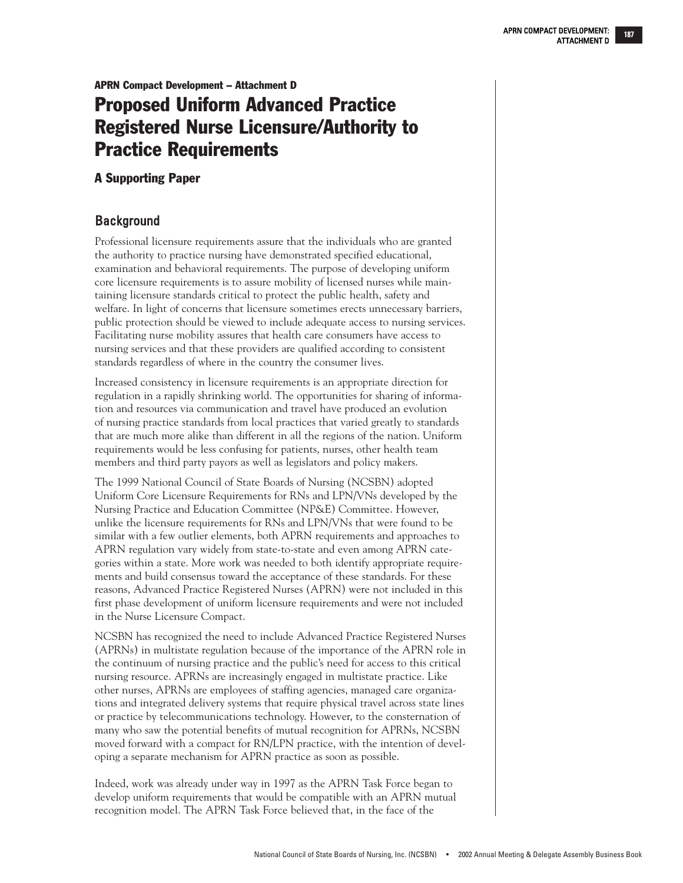**APRN Compact Development – Attachment D**

# Proposed Uniform Advanced Practice Registered Nurse Licensure/Authority to Practice Requirements

### A Supporting Paper

## Background

Professional licensure requirements assure that the individuals who are granted the authority to practice nursing have demonstrated specified educational, examination and behavioral requirements. The purpose of developing uniform core licensure requirements is to assure mobility of licensed nurses while maintaining licensure standards critical to protect the public health, safety and welfare. In light of concerns that licensure sometimes erects unnecessary barriers, public protection should be viewed to include adequate access to nursing services. Facilitating nurse mobility assures that health care consumers have access to nursing services and that these providers are qualified according to consistent standards regardless of where in the country the consumer lives.

Increased consistency in licensure requirements is an appropriate direction for regulation in a rapidly shrinking world. The opportunities for sharing of information and resources via communication and travel have produced an evolution of nursing practice standards from local practices that varied greatly to standards that are much more alike than different in all the regions of the nation. Uniform requirements would be less confusing for patients, nurses, other health team members and third party payors as well as legislators and policy makers.

The 1999 National Council of State Boards of Nursing (NCSBN) adopted Uniform Core Licensure Requirements for RNs and LPN/VNs developed by the Nursing Practice and Education Committee (NP&E) Committee. However, unlike the licensure requirements for RNs and LPN/VNs that were found to be similar with a few outlier elements, both APRN requirements and approaches to APRN regulation vary widely from state-to-state and even among APRN categories within a state. More work was needed to both identify appropriate requirements and build consensus toward the acceptance of these standards. For these reasons, Advanced Practice Registered Nurses (APRN) were not included in this first phase development of uniform licensure requirements and were not included in the Nurse Licensure Compact.

NCSBN has recognized the need to include Advanced Practice Registered Nurses (APRNs) in multistate regulation because of the importance of the APRN role in the continuum of nursing practice and the public's need for access to this critical nursing resource. APRNs are increasingly engaged in multistate practice. Like other nurses, APRNs are employees of staffing agencies, managed care organizations and integrated delivery systems that require physical travel across state lines or practice by telecommunications technology. However, to the consternation of many who saw the potential benefits of mutual recognition for APRNs, NCSBN moved forward with a compact for RN/LPN practice, with the intention of developing a separate mechanism for APRN practice as soon as possible.

Indeed, work was already under way in 1997 as the APRN Task Force began to develop uniform requirements that would be compatible with an APRN mutual recognition model. The APRN Task Force believed that, in the face of the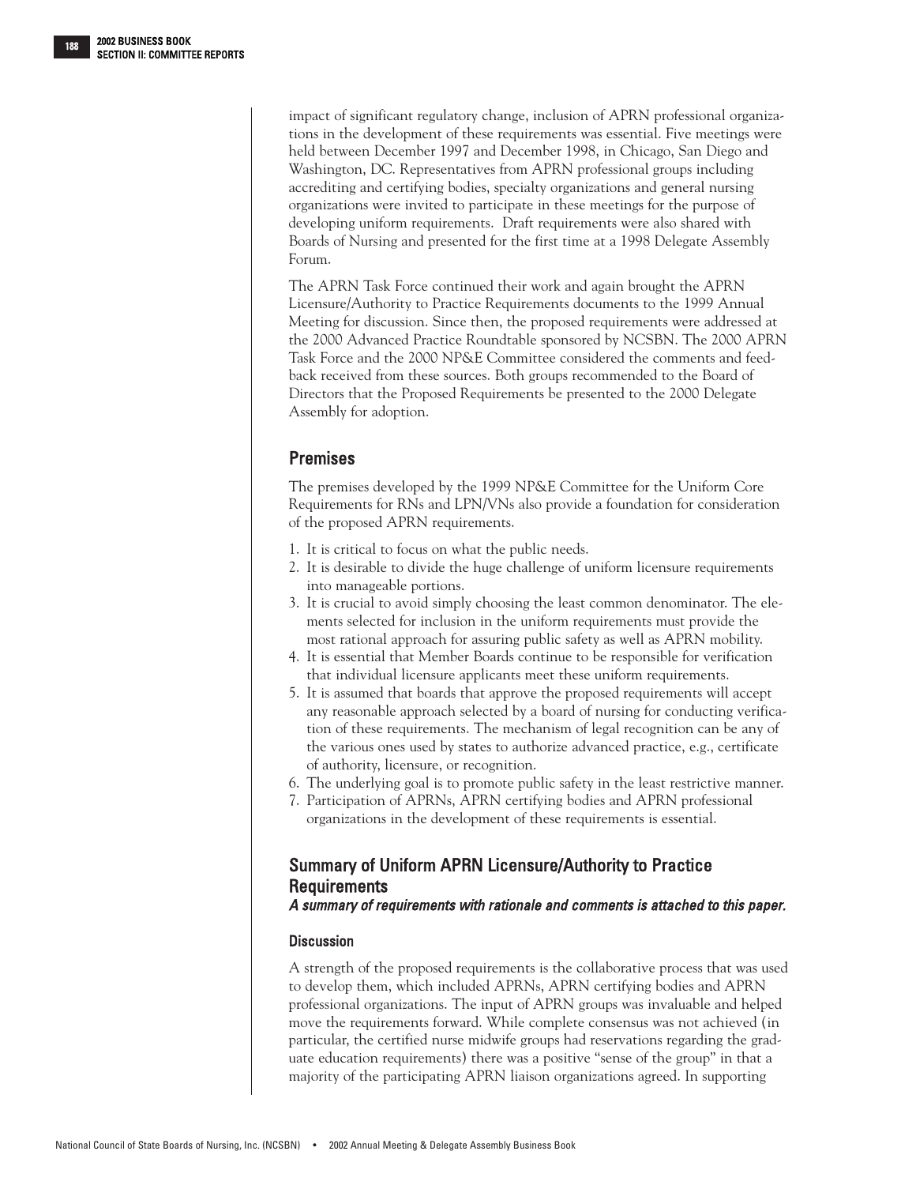impact of significant regulatory change, inclusion of APRN professional organizations in the development of these requirements was essential. Five meetings were held between December 1997 and December 1998, in Chicago, San Diego and Washington, DC. Representatives from APRN professional groups including accrediting and certifying bodies, specialty organizations and general nursing organizations were invited to participate in these meetings for the purpose of developing uniform requirements. Draft requirements were also shared with Boards of Nursing and presented for the first time at a 1998 Delegate Assembly Forum.

The APRN Task Force continued their work and again brought the APRN Licensure/Authority to Practice Requirements documents to the 1999 Annual Meeting for discussion. Since then, the proposed requirements were addressed at the 2000 Advanced Practice Roundtable sponsored by NCSBN. The 2000 APRN Task Force and the 2000 NP&E Committee considered the comments and feedback received from these sources. Both groups recommended to the Board of Directors that the Proposed Requirements be presented to the 2000 Delegate Assembly for adoption.

## Premises

The premises developed by the 1999 NP&E Committee for the Uniform Core Requirements for RNs and LPN/VNs also provide a foundation for consideration of the proposed APRN requirements.

1. It is critical to focus on what the public needs.
2. It is desirable to divide the huge challenge of uniform licensure requirements into manageable portions.
3. It is crucial to avoid simply choosing the least common denominator. The elements selected for inclusion in the uniform requirements must provide the most rational approach for assuring public safety as well as APRN mobility.
4. It is essential that Member Boards continue to be responsible for verification that individual licensure applicants meet these uniform requirements.
5. It is assumed that boards that approve the proposed requirements will accept any reasonable approach selected by a board of nursing for conducting verification of these requirements. The mechanism of legal recognition can be any of the various ones used by states to authorize advanced practice, e.g., certificate of authority, licensure, or recognition.
6. The underlying goal is to promote public safety in the least restrictive manner.
7. Participation of APRNs, APRN certifying bodies and APRN professional organizations in the development of these requirements is essential.

## Summary of Uniform APRN Licensure/Authority to Practice Requirements

***A summary of requirements with rationale and comments is attached to this paper.***

### Discussion

A strength of the proposed requirements is the collaborative process that was used to develop them, which included APRNs, APRN certifying bodies and APRN professional organizations. The input of APRN groups was invaluable and helped move the requirements forward. While complete consensus was not achieved (in particular, the certified nurse midwife groups had reservations regarding the graduate education requirements) there was a positive "sense of the group" in that a majority of the participating APRN liaison organizations agreed. In supporting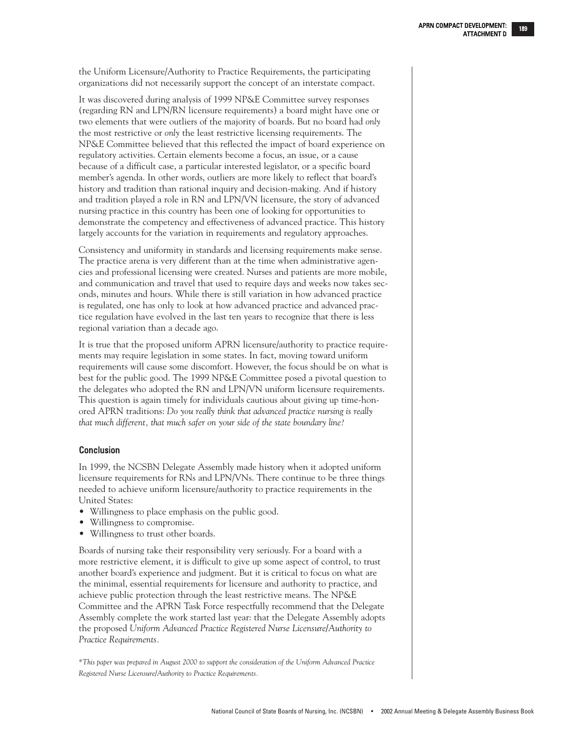the Uniform Licensure/Authority to Practice Requirements, the participating organizations did not necessarily support the concept of an interstate compact.

It was discovered during analysis of 1999 NP&E Committee survey responses (regarding RN and LPN/RN licensure requirements) a board might have one or two elements that were outliers of the majority of boards. But no board had *only* the most restrictive or *only* the least restrictive licensing requirements. The NP&E Committee believed that this reflected the impact of board experience on regulatory activities. Certain elements become a focus, an issue, or a cause because of a difficult case, a particular interested legislator, or a specific board member's agenda. In other words, outliers are more likely to reflect that board's history and tradition than rational inquiry and decision-making. And if history and tradition played a role in RN and LPN/VN licensure, the story of advanced nursing practice in this country has been one of looking for opportunities to demonstrate the competency and effectiveness of advanced practice. This history largely accounts for the variation in requirements and regulatory approaches.

Consistency and uniformity in standards and licensing requirements make sense. The practice arena is very different than at the time when administrative agencies and professional licensing were created. Nurses and patients are more mobile, and communication and travel that used to require days and weeks now takes seconds, minutes and hours. While there is still variation in how advanced practice is regulated, one has only to look at how advanced practice and advanced practice regulation have evolved in the last ten years to recognize that there is less regional variation than a decade ago.

It is true that the proposed uniform APRN licensure/authority to practice requirements may require legislation in some states. In fact, moving toward uniform requirements will cause some discomfort. However, the focus should be on what is best for the public good. The 1999 NP&E Committee posed a pivotal question to the delegates who adopted the RN and LPN/VN uniform licensure requirements. This question is again timely for individuals cautious about giving up time-honored APRN traditions: *Do you really think that advanced practice nursing is really that much different, that much safer on your side of the state boundary line?*

### Conclusion

In 1999, the NCSBN Delegate Assembly made history when it adopted uniform licensure requirements for RNs and LPN/VNs. There continue to be three things needed to achieve uniform licensure/authority to practice requirements in the United States:

- Willingness to place emphasis on the public good.
- Willingness to compromise.
- Willingness to trust other boards.

Boards of nursing take their responsibility very seriously. For a board with a more restrictive element, it is difficult to give up some aspect of control, to trust another board's experience and judgment. But it is critical to focus on what are the minimal, essential requirements for licensure and authority to practice, and achieve public protection through the least restrictive means. The NP&E Committee and the APRN Task Force respectfully recommend that the Delegate Assembly complete the work started last year: that the Delegate Assembly adopts the proposed *Uniform Advanced Practice Registered Nurse Licensure/Authority to Practice Requirements*.

*\*This paper was prepared in August 2000 to support the consideration of the Uniform Advanced Practice Registered Nurse Licensure/Authority to Practice Requirements.*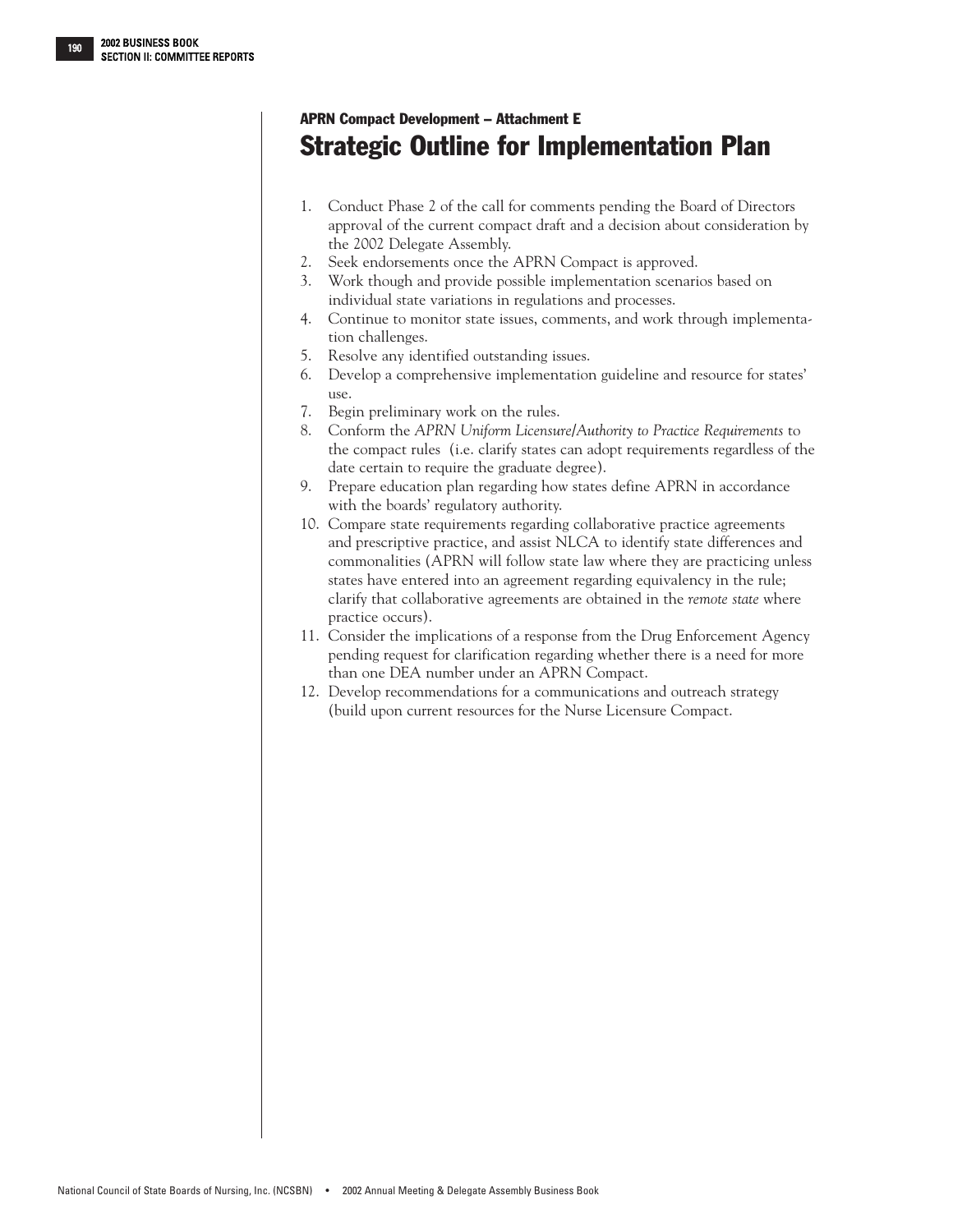### APRN Compact Development – Attachment E

# Strategic Outline for Implementation Plan

1. Conduct Phase 2 of the call for comments pending the Board of Directors approval of the current compact draft and a decision about consideration by the 2002 Delegate Assembly.
2. Seek endorsements once the APRN Compact is approved.
3. Work though and provide possible implementation scenarios based on individual state variations in regulations and processes.
4. Continue to monitor state issues, comments, and work through implementation challenges.
5. Resolve any identified outstanding issues.
6. Develop a comprehensive implementation guideline and resource for states' use.
7. Begin preliminary work on the rules.
8. Conform the *APRN Uniform Licensure/Authority to Practice Requirements* to the compact rules (i.e. clarify states can adopt requirements regardless of the date certain to require the graduate degree).
9. Prepare education plan regarding how states define APRN in accordance with the boards' regulatory authority.
10. Compare state requirements regarding collaborative practice agreements and prescriptive practice, and assist NLCA to identify state differences and commonalities (APRN will follow state law where they are practicing unless states have entered into an agreement regarding equivalency in the rule; clarify that collaborative agreements are obtained in the *remote state* where practice occurs).
11. Consider the implications of a response from the Drug Enforcement Agency pending request for clarification regarding whether there is a need for more than one DEA number under an APRN Compact.
12. Develop recommendations for a communications and outreach strategy (build upon current resources for the Nurse Licensure Compact.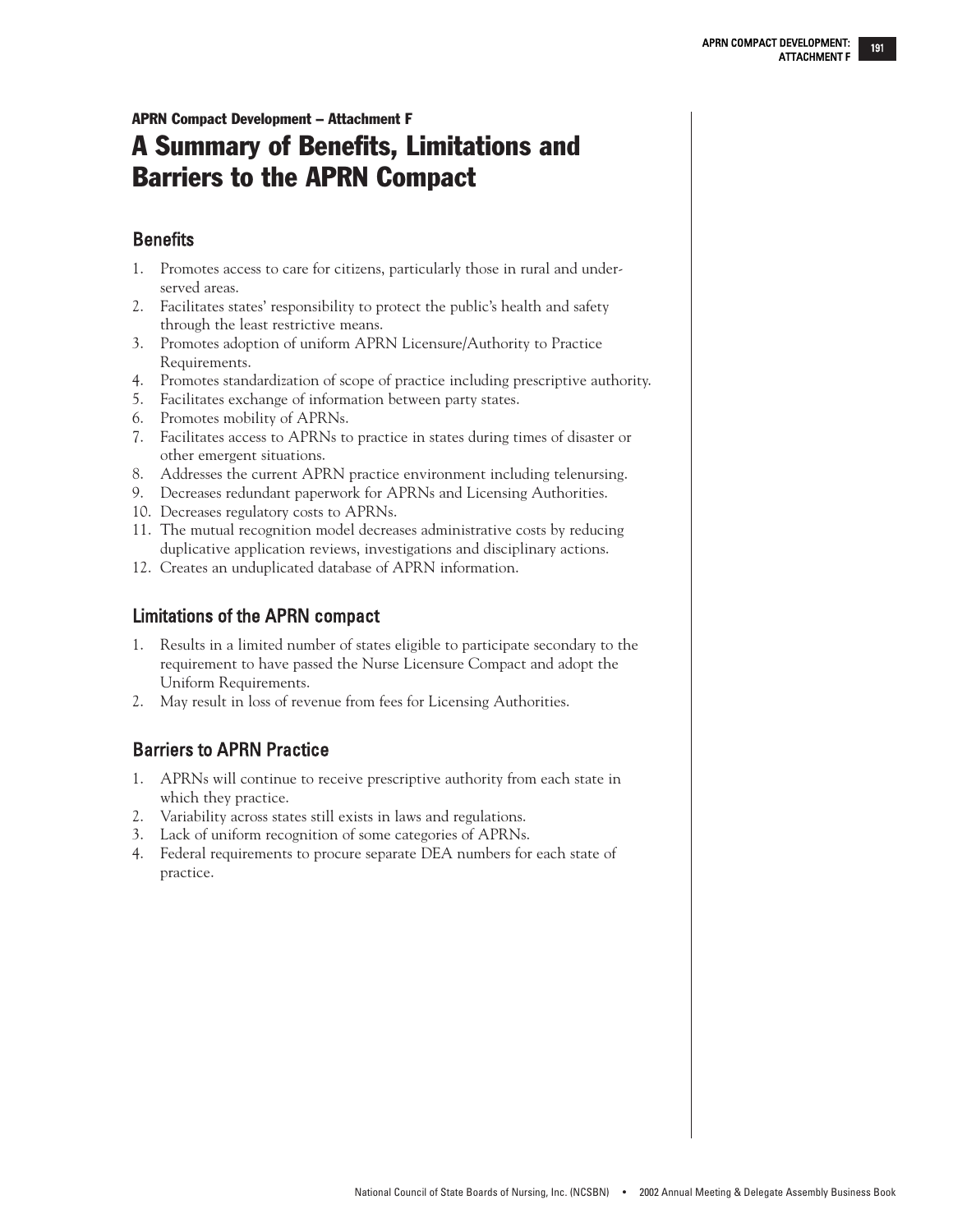APRN Compact Development – Attachment F

# A Summary of Benefits, Limitations and Barriers to the APRN Compact

## Benefits

1. Promotes access to care for citizens, particularly those in rural and underserved areas.
2. Facilitates states' responsibility to protect the public's health and safety through the least restrictive means.
3. Promotes adoption of uniform APRN Licensure/Authority to Practice Requirements.
4. Promotes standardization of scope of practice including prescriptive authority.
5. Facilitates exchange of information between party states.
6. Promotes mobility of APRNs.
7. Facilitates access to APRNs to practice in states during times of disaster or other emergent situations.
8. Addresses the current APRN practice environment including telenursing.
9. Decreases redundant paperwork for APRNs and Licensing Authorities.
10. Decreases regulatory costs to APRNs.
11. The mutual recognition model decreases administrative costs by reducing duplicative application reviews, investigations and disciplinary actions.
12. Creates an unduplicated database of APRN information.

## Limitations of the APRN compact

1. Results in a limited number of states eligible to participate secondary to the requirement to have passed the Nurse Licensure Compact and adopt the Uniform Requirements.
2. May result in loss of revenue from fees for Licensing Authorities.

## Barriers to APRN Practice

1. APRNs will continue to receive prescriptive authority from each state in which they practice.
2. Variability across states still exists in laws and regulations.
3. Lack of uniform recognition of some categories of APRNs.
4. Federal requirements to procure separate DEA numbers for each state of practice.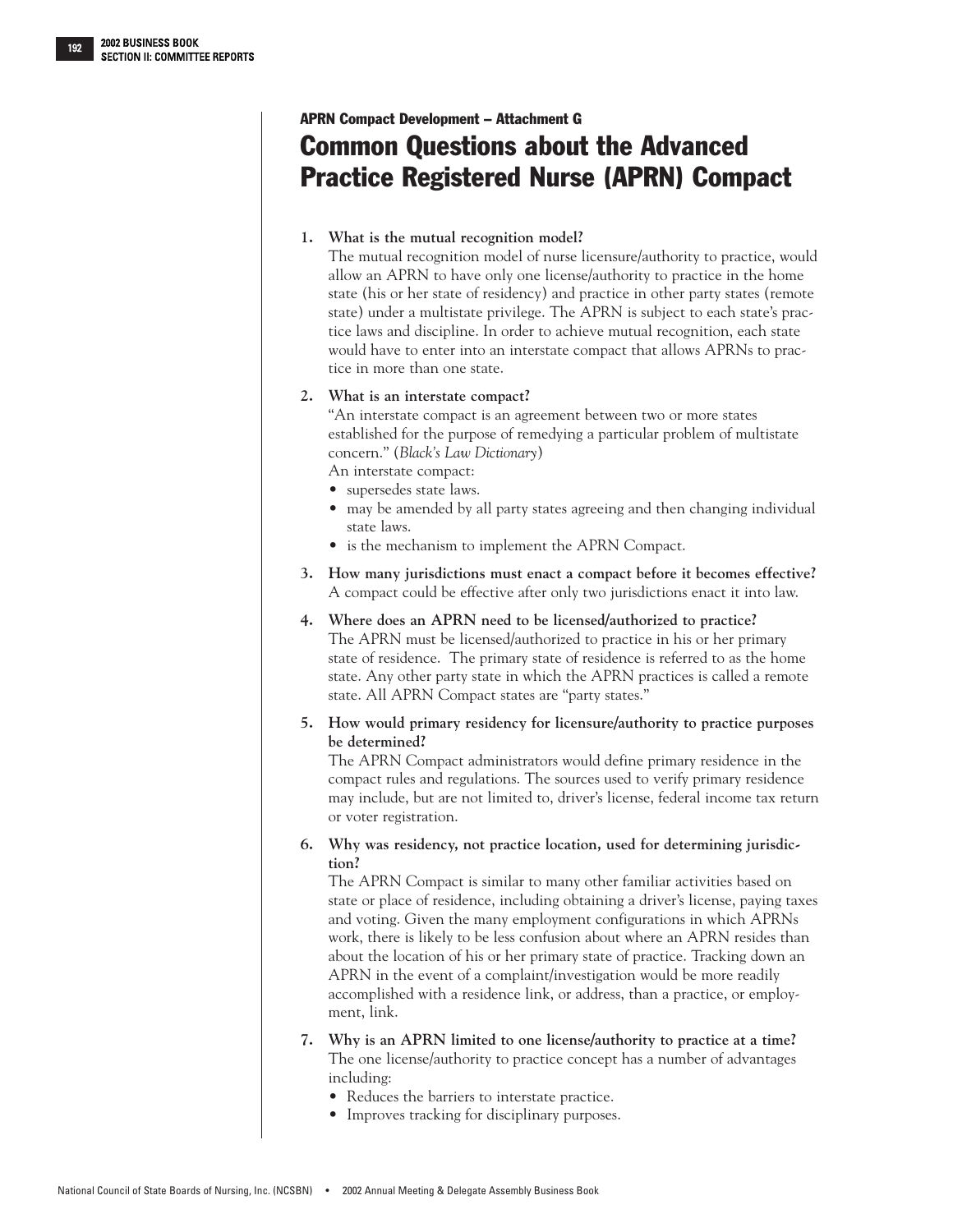APRN Compact Development – Attachment G

# Common Questions about the Advanced Practice Registered Nurse (APRN) Compact

1. **What is the mutual recognition model?**
   The mutual recognition model of nurse licensure/authority to practice, would allow an APRN to have only one license/authority to practice in the home state (his or her state of residency) and practice in other party states (remote state) under a multistate privilege. The APRN is subject to each state's practice laws and discipline. In order to achieve mutual recognition, each state would have to enter into an interstate compact that allows APRNs to practice in more than one state.

2. **What is an interstate compact?**
   "An interstate compact is an agreement between two or more states established for the purpose of remedying a particular problem of multistate concern." (*Black's Law Dictionary*)
   An interstate compact:
   - supersedes state laws.
   - may be amended by all party states agreeing and then changing individual state laws.
   - is the mechanism to implement the APRN Compact.

3. **How many jurisdictions must enact a compact before it becomes effective?**
   A compact could be effective after only two jurisdictions enact it into law.

4. **Where does an APRN need to be licensed/authorized to practice?**
   The APRN must be licensed/authorized to practice in his or her primary state of residence. The primary state of residence is referred to as the home state. Any other party state in which the APRN practices is called a remote state. All APRN Compact states are "party states."

5. **How would primary residency for licensure/authority to practice purposes be determined?**
   The APRN Compact administrators would define primary residence in the compact rules and regulations. The sources used to verify primary residence may include, but are not limited to, driver's license, federal income tax return or voter registration.

6. **Why was residency, not practice location, used for determining jurisdiction?**
   The APRN Compact is similar to many other familiar activities based on state or place of residence, including obtaining a driver's license, paying taxes and voting. Given the many employment configurations in which APRNs work, there is likely to be less confusion about where an APRN resides than about the location of his or her primary state of practice. Tracking down an APRN in the event of a complaint/investigation would be more readily accomplished with a residence link, or address, than a practice, or employment, link.

7. **Why is an APRN limited to one license/authority to practice at a time?**
   The one license/authority to practice concept has a number of advantages including:
   - Reduces the barriers to interstate practice.
   - Improves tracking for disciplinary purposes.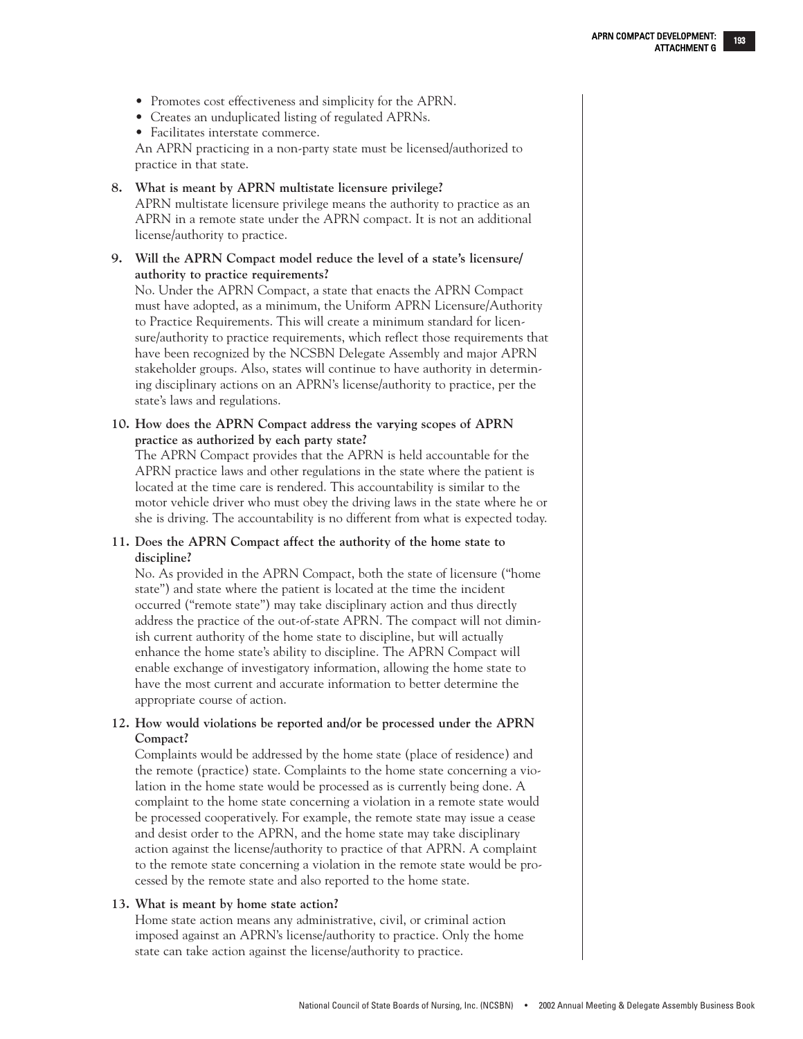- Promotes cost effectiveness and simplicity for the APRN.
- Creates an unduplicated listing of regulated APRNs.
- Facilitates interstate commerce.

An APRN practicing in a non-party state must be licensed/authorized to practice in that state.

**8. What is meant by APRN multistate licensure privilege?**

APRN multistate licensure privilege means the authority to practice as an APRN in a remote state under the APRN compact. It is not an additional license/authority to practice.

**9. Will the APRN Compact model reduce the level of a state's licensure/authority to practice requirements?**

No. Under the APRN Compact, a state that enacts the APRN Compact must have adopted, as a minimum, the Uniform APRN Licensure/Authority to Practice Requirements. This will create a minimum standard for licensure/authority to practice requirements, which reflect those requirements that have been recognized by the NCSBN Delegate Assembly and major APRN stakeholder groups. Also, states will continue to have authority in determining disciplinary actions on an APRN's license/authority to practice, per the state's laws and regulations.

**10. How does the APRN Compact address the varying scopes of APRN practice as authorized by each party state?**

The APRN Compact provides that the APRN is held accountable for the APRN practice laws and other regulations in the state where the patient is located at the time care is rendered. This accountability is similar to the motor vehicle driver who must obey the driving laws in the state where he or she is driving. The accountability is no different from what is expected today.

**11. Does the APRN Compact affect the authority of the home state to discipline?**

No. As provided in the APRN Compact, both the state of licensure ("home state") and state where the patient is located at the time the incident occurred ("remote state") may take disciplinary action and thus directly address the practice of the out-of-state APRN. The compact will not diminish current authority of the home state to discipline, but will actually enhance the home state's ability to discipline. The APRN Compact will enable exchange of investigatory information, allowing the home state to have the most current and accurate information to better determine the appropriate course of action.

**12. How would violations be reported and/or be processed under the APRN Compact?**

Complaints would be addressed by the home state (place of residence) and the remote (practice) state. Complaints to the home state concerning a violation in the home state would be processed as is currently being done. A complaint to the home state concerning a violation in a remote state would be processed cooperatively. For example, the remote state may issue a cease and desist order to the APRN, and the home state may take disciplinary action against the license/authority to practice of that APRN. A complaint to the remote state concerning a violation in the remote state would be processed by the remote state and also reported to the home state.

**13. What is meant by home state action?**

Home state action means any administrative, civil, or criminal action imposed against an APRN's license/authority to practice. Only the home state can take action against the license/authority to practice.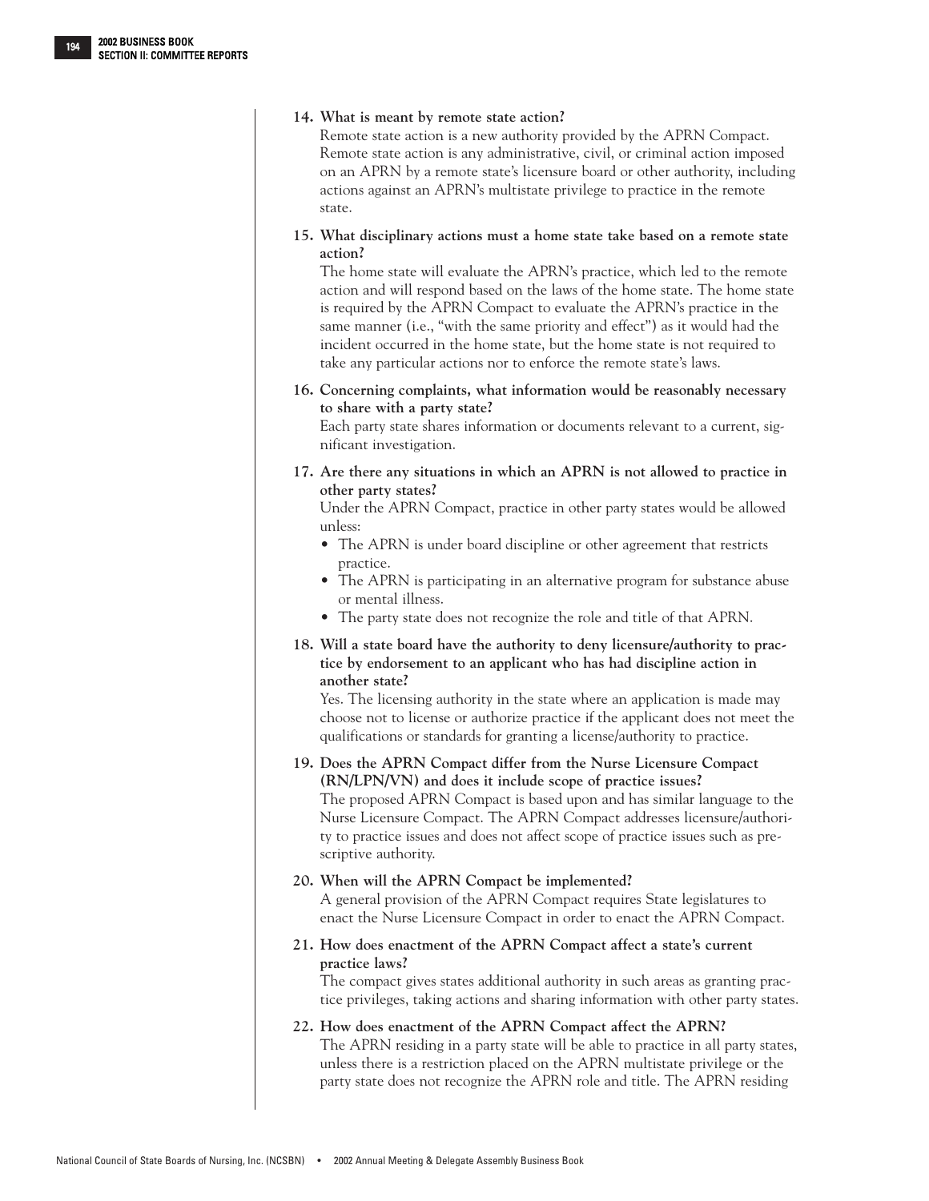**14. What is meant by remote state action?**

Remote state action is a new authority provided by the APRN Compact. Remote state action is any administrative, civil, or criminal action imposed on an APRN by a remote state's licensure board or other authority, including actions against an APRN's multistate privilege to practice in the remote state.

**15. What disciplinary actions must a home state take based on a remote state action?**

The home state will evaluate the APRN's practice, which led to the remote action and will respond based on the laws of the home state. The home state is required by the APRN Compact to evaluate the APRN's practice in the same manner (i.e., "with the same priority and effect") as it would had the incident occurred in the home state, but the home state is not required to take any particular actions nor to enforce the remote state's laws.

**16. Concerning complaints, what information would be reasonably necessary to share with a party state?**

Each party state shares information or documents relevant to a current, significant investigation.

**17. Are there any situations in which an APRN is not allowed to practice in other party states?**

Under the APRN Compact, practice in other party states would be allowed unless:

- The APRN is under board discipline or other agreement that restricts practice.
- The APRN is participating in an alternative program for substance abuse or mental illness.
- The party state does not recognize the role and title of that APRN.

**18. Will a state board have the authority to deny licensure/authority to practice by endorsement to an applicant who has had discipline action in another state?**

Yes. The licensing authority in the state where an application is made may choose not to license or authorize practice if the applicant does not meet the qualifications or standards for granting a license/authority to practice.

**19. Does the APRN Compact differ from the Nurse Licensure Compact (RN/LPN/VN) and does it include scope of practice issues?**

The proposed APRN Compact is based upon and has similar language to the Nurse Licensure Compact. The APRN Compact addresses licensure/authority to practice issues and does not affect scope of practice issues such as prescriptive authority.

**20. When will the APRN Compact be implemented?**

A general provision of the APRN Compact requires State legislatures to enact the Nurse Licensure Compact in order to enact the APRN Compact.

**21. How does enactment of the APRN Compact affect a state's current practice laws?**

The compact gives states additional authority in such areas as granting practice privileges, taking actions and sharing information with other party states.

**22. How does enactment of the APRN Compact affect the APRN?**

The APRN residing in a party state will be able to practice in all party states, unless there is a restriction placed on the APRN multistate privilege or the party state does not recognize the APRN role and title. The APRN residing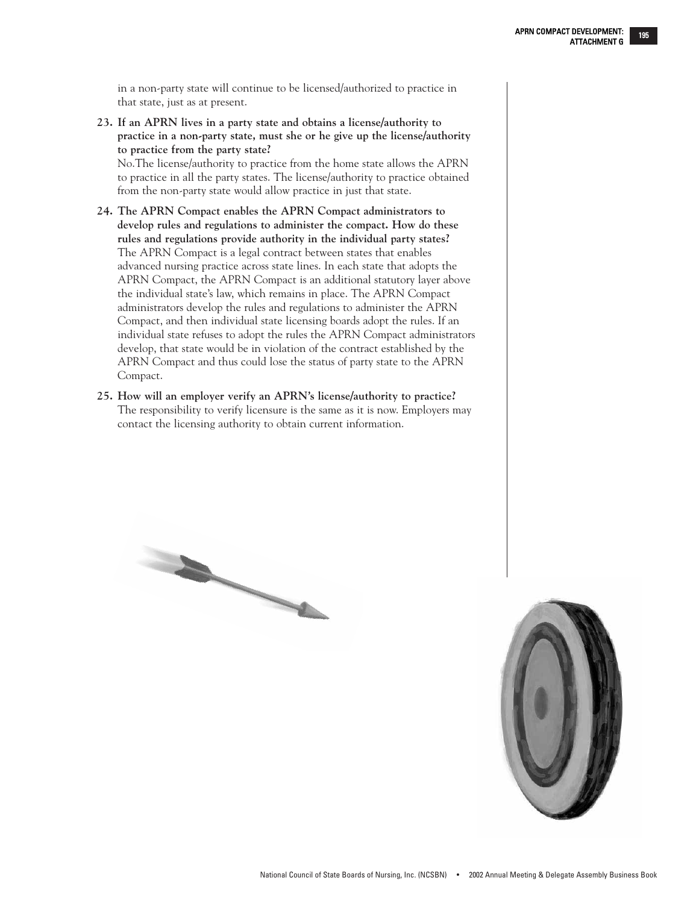in a non-party state will continue to be licensed/authorized to practice in that state, just as at present.

23. **If an APRN lives in a party state and obtains a license/authority to practice in a non-party state, must she or he give up the license/authority to practice from the party state?**
    No.The license/authority to practice from the home state allows the APRN to practice in all the party states. The license/authority to practice obtained from the non-party state would allow practice in just that state.

24. **The APRN Compact enables the APRN Compact administrators to develop rules and regulations to administer the compact. How do these rules and regulations provide authority in the individual party states?**
    The APRN Compact is a legal contract between states that enables advanced nursing practice across state lines. In each state that adopts the APRN Compact, the APRN Compact is an additional statutory layer above the individual state's law, which remains in place. The APRN Compact administrators develop the rules and regulations to administer the APRN Compact, and then individual state licensing boards adopt the rules. If an individual state refuses to adopt the rules the APRN Compact administrators develop, that state would be in violation of the contract established by the APRN Compact and thus could lose the status of party state to the APRN Compact.

25. **How will an employer verify an APRN's license/authority to practice?**
    The responsibility to verify licensure is the same as it is now. Employers may contact the licensing authority to obtain current information.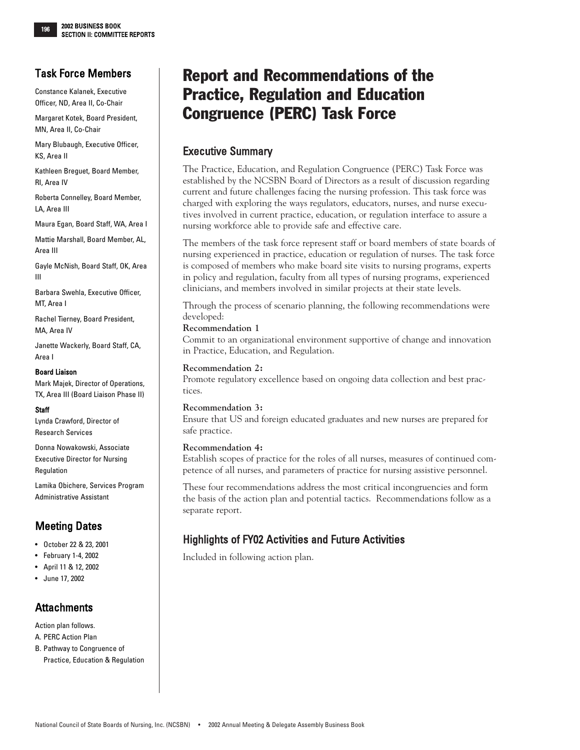# Report and Recommendations of the Practice, Regulation and Education Congruence (PERC) Task Force

## Task Force Members

Constance Kalanek, Executive Officer, ND, Area II, Co-Chair

Margaret Kotek, Board President, MN, Area II, Co-Chair

Mary Blubaugh, Executive Officer, KS, Area II

Kathleen Breguet, Board Member, RI, Area IV

Roberta Connelley, Board Member, LA, Area III

Maura Egan, Board Staff, WA, Area I

Mattie Marshall, Board Member, AL, Area III

Gayle McNish, Board Staff, OK, Area III

Barbara Swehla, Executive Officer, MT, Area I

Rachel Tierney, Board President, MA, Area IV

Janette Wackerly, Board Staff, CA, Area I

**Board Liaison**

Mark Majek, Director of Operations, TX, Area III (Board Liaison Phase II)

**Staff**

Lynda Crawford, Director of Research Services

Donna Nowakowski, Associate Executive Director for Nursing Regulation

Lamika Obichere, Services Program Administrative Assistant

## Meeting Dates

- October 22 & 23, 2001
- February 1-4, 2002
- April 11 & 12, 2002
- June 17, 2002

## Attachments

Action plan follows.

A. PERC Action Plan

B. Pathway to Congruence of Practice, Education & Regulation

## Executive Summary

The Practice, Education, and Regulation Congruence (PERC) Task Force was established by the NCSBN Board of Directors as a result of discussion regarding current and future challenges facing the nursing profession. This task force was charged with exploring the ways regulators, educators, nurses, and nurse executives involved in current practice, education, or regulation interface to assure a nursing workforce able to provide safe and effective care.

The members of the task force represent staff or board members of state boards of nursing experienced in practice, education or regulation of nurses. The task force is composed of members who make board site visits to nursing programs, experts in policy and regulation, faculty from all types of nursing programs, experienced clinicians, and members involved in similar projects at their state levels.

Through the process of scenario planning, the following recommendations were developed:

**Recommendation 1**

Commit to an organizational environment supportive of change and innovation in Practice, Education, and Regulation.

**Recommendation 2:**

Promote regulatory excellence based on ongoing data collection and best practices.

**Recommendation 3:**

Ensure that US and foreign educated graduates and new nurses are prepared for safe practice.

**Recommendation 4:**

Establish scopes of practice for the roles of all nurses, measures of continued competence of all nurses, and parameters of practice for nursing assistive personnel.

These four recommendations address the most critical incongruencies and form the basis of the action plan and potential tactics. Recommendations follow as a separate report.

## Highlights of FY02 Activities and Future Activities

Included in following action plan.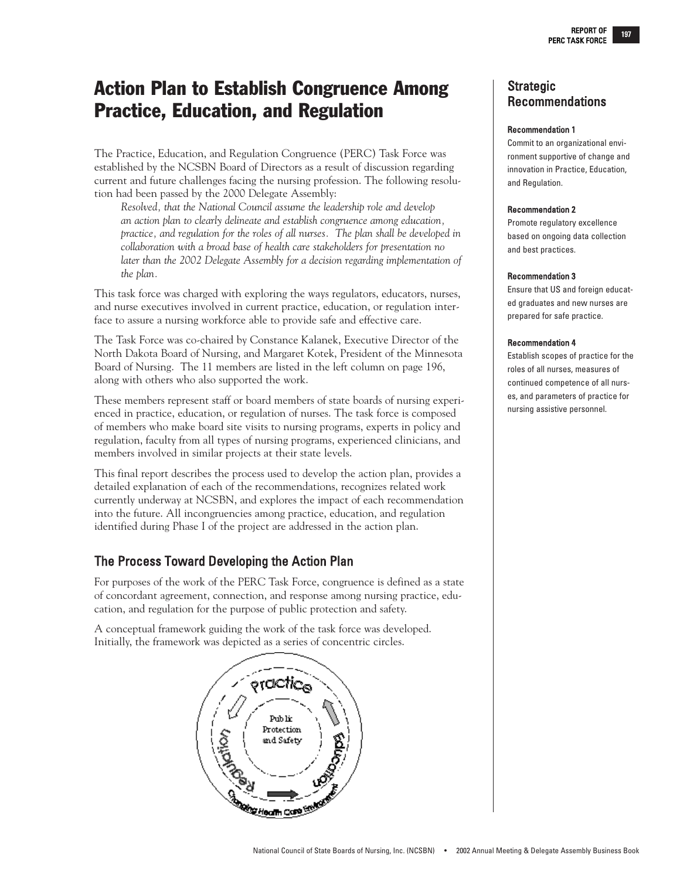# Action Plan to Establish Congruence Among Practice, Education, and Regulation

The Practice, Education, and Regulation Congruence (PERC) Task Force was established by the NCSBN Board of Directors as a result of discussion regarding current and future challenges facing the nursing profession. The following resolution had been passed by the 2000 Delegate Assembly:

> *Resolved, that the National Council assume the leadership role and develop an action plan to clearly delineate and establish congruence among education, practice, and regulation for the roles of all nurses. The plan shall be developed in collaboration with a broad base of health care stakeholders for presentation no later than the 2002 Delegate Assembly for a decision regarding implementation of the plan.*

This task force was charged with exploring the ways regulators, educators, nurses, and nurse executives involved in current practice, education, or regulation interface to assure a nursing workforce able to provide safe and effective care.

The Task Force was co-chaired by Constance Kalanek, Executive Director of the North Dakota Board of Nursing, and Margaret Kotek, President of the Minnesota Board of Nursing. The 11 members are listed in the left column on page 196, along with others who also supported the work.

These members represent staff or board members of state boards of nursing experienced in practice, education, or regulation of nurses. The task force is composed of members who make board site visits to nursing programs, experts in policy and regulation, faculty from all types of nursing programs, experienced clinicians, and members involved in similar projects at their state levels.

This final report describes the process used to develop the action plan, provides a detailed explanation of each of the recommendations, recognizes related work currently underway at NCSBN, and explores the impact of each recommendation into the future. All incongruencies among practice, education, and regulation identified during Phase I of the project are addressed in the action plan.

## The Process Toward Developing the Action Plan

For purposes of the work of the PERC Task Force, congruence is defined as a state of concordant agreement, connection, and response among nursing practice, education, and regulation for the purpose of public protection and safety.

A conceptual framework guiding the work of the task force was developed. Initially, the framework was depicted as a series of concentric circles.

## Strategic Recommendations

**Recommendation 1**
Commit to an organizational environment supportive of change and innovation in Practice, Education, and Regulation.

**Recommendation 2**
Promote regulatory excellence based on ongoing data collection and best practices.

**Recommendation 3**
Ensure that US and foreign educated graduates and new nurses are prepared for safe practice.

**Recommendation 4**
Establish scopes of practice for the roles of all nurses, measures of continued competence of all nurses, and parameters of practice for nursing assistive personnel.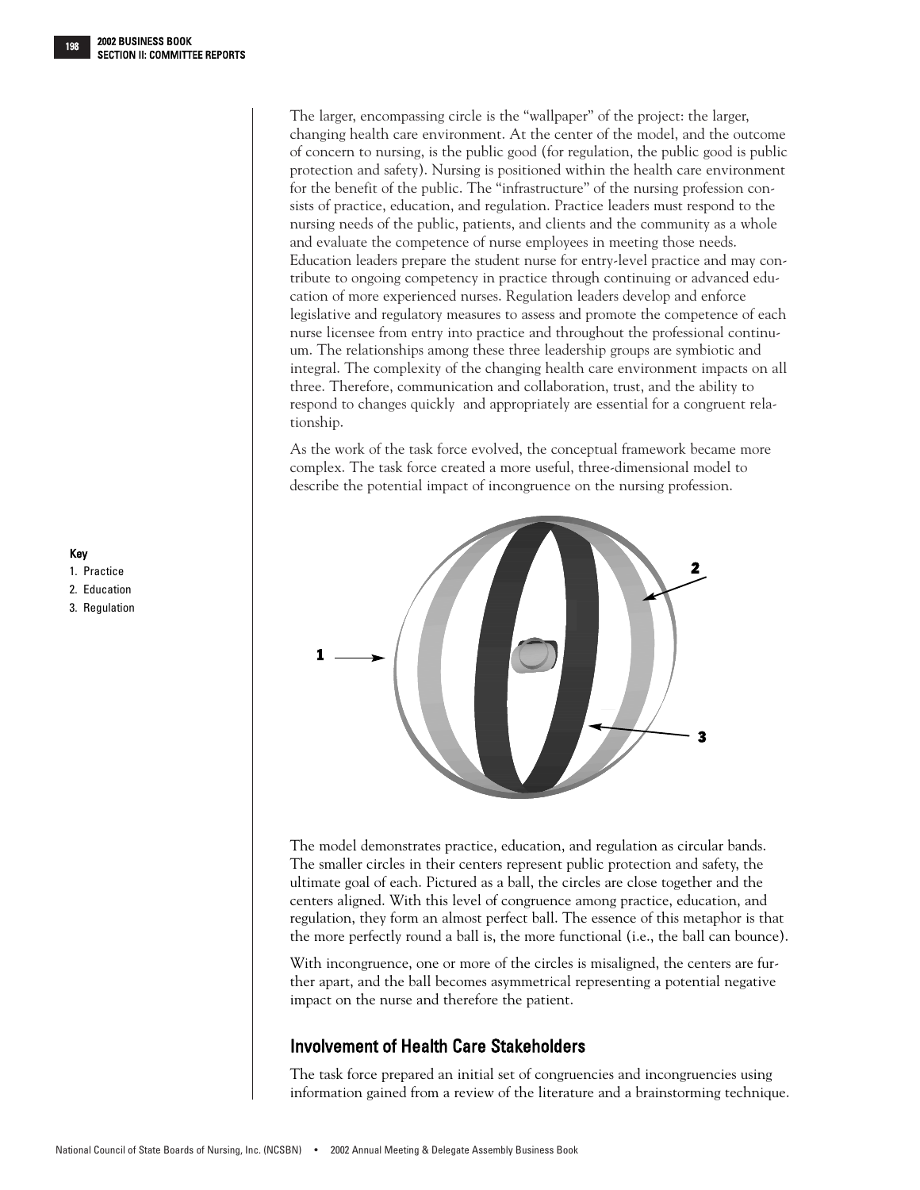The larger, encompassing circle is the "wallpaper" of the project: the larger, changing health care environment. At the center of the model, and the outcome of concern to nursing, is the public good (for regulation, the public good is public protection and safety). Nursing is positioned within the health care environment for the benefit of the public. The "infrastructure" of the nursing profession consists of practice, education, and regulation. Practice leaders must respond to the nursing needs of the public, patients, and clients and the community as a whole and evaluate the competence of nurse employees in meeting those needs. Education leaders prepare the student nurse for entry-level practice and may contribute to ongoing competency in practice through continuing or advanced education of more experienced nurses. Regulation leaders develop and enforce legislative and regulatory measures to assess and promote the competence of each nurse licensee from entry into practice and throughout the professional continuum. The relationships among these three leadership groups are symbiotic and integral. The complexity of the changing health care environment impacts on all three. Therefore, communication and collaboration, trust, and the ability to respond to changes quickly and appropriately are essential for a congruent relationship.

As the work of the task force evolved, the conceptual framework became more complex. The task force created a more useful, three-dimensional model to describe the potential impact of incongruence on the nursing profession.

**Key**
1. Practice
2. Education
3. Regulation

The model demonstrates practice, education, and regulation as circular bands. The smaller circles in their centers represent public protection and safety, the ultimate goal of each. Pictured as a ball, the circles are close together and the centers aligned. With this level of congruence among practice, education, and regulation, they form an almost perfect ball. The essence of this metaphor is that the more perfectly round a ball is, the more functional (i.e., the ball can bounce).

With incongruence, one or more of the circles is misaligned, the centers are further apart, and the ball becomes asymmetrical representing a potential negative impact on the nurse and therefore the patient.

## Involvement of Health Care Stakeholders

The task force prepared an initial set of congruencies and incongruencies using information gained from a review of the literature and a brainstorming technique.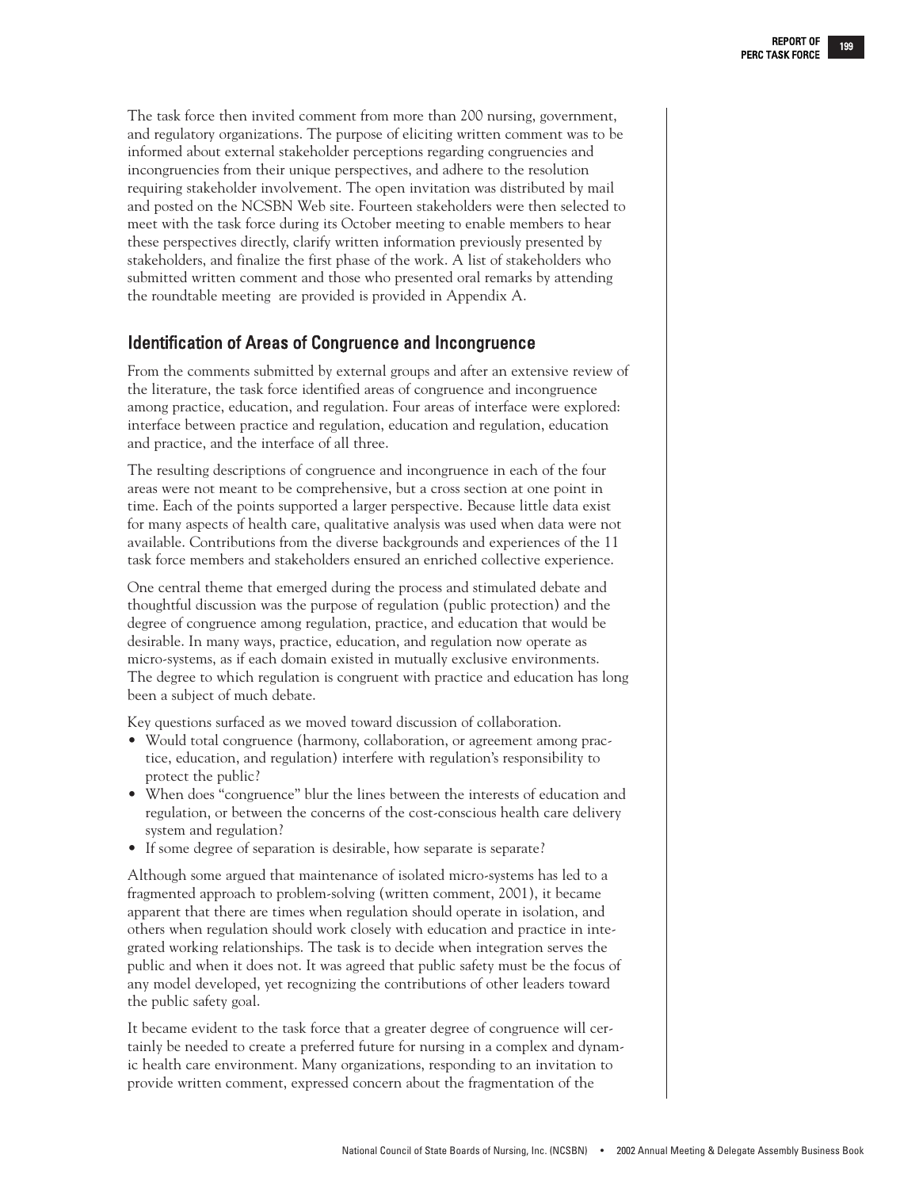The task force then invited comment from more than 200 nursing, government, and regulatory organizations. The purpose of eliciting written comment was to be informed about external stakeholder perceptions regarding congruencies and incongruencies from their unique perspectives, and adhere to the resolution requiring stakeholder involvement. The open invitation was distributed by mail and posted on the NCSBN Web site. Fourteen stakeholders were then selected to meet with the task force during its October meeting to enable members to hear these perspectives directly, clarify written information previously presented by stakeholders, and finalize the first phase of the work. A list of stakeholders who submitted written comment and those who presented oral remarks by attending the roundtable meeting are provided is provided in Appendix A.

## Identification of Areas of Congruence and Incongruence

From the comments submitted by external groups and after an extensive review of the literature, the task force identified areas of congruence and incongruence among practice, education, and regulation. Four areas of interface were explored: interface between practice and regulation, education and regulation, education and practice, and the interface of all three.

The resulting descriptions of congruence and incongruence in each of the four areas were not meant to be comprehensive, but a cross section at one point in time. Each of the points supported a larger perspective. Because little data exist for many aspects of health care, qualitative analysis was used when data were not available. Contributions from the diverse backgrounds and experiences of the 11 task force members and stakeholders ensured an enriched collective experience.

One central theme that emerged during the process and stimulated debate and thoughtful discussion was the purpose of regulation (public protection) and the degree of congruence among regulation, practice, and education that would be desirable. In many ways, practice, education, and regulation now operate as micro-systems, as if each domain existed in mutually exclusive environments. The degree to which regulation is congruent with practice and education has long been a subject of much debate.

Key questions surfaced as we moved toward discussion of collaboration.

- Would total congruence (harmony, collaboration, or agreement among practice, education, and regulation) interfere with regulation's responsibility to protect the public?
- When does "congruence" blur the lines between the interests of education and regulation, or between the concerns of the cost-conscious health care delivery system and regulation?
- If some degree of separation is desirable, how separate is separate?

Although some argued that maintenance of isolated micro-systems has led to a fragmented approach to problem-solving (written comment, 2001), it became apparent that there are times when regulation should operate in isolation, and others when regulation should work closely with education and practice in integrated working relationships. The task is to decide when integration serves the public and when it does not. It was agreed that public safety must be the focus of any model developed, yet recognizing the contributions of other leaders toward the public safety goal.

It became evident to the task force that a greater degree of congruence will certainly be needed to create a preferred future for nursing in a complex and dynamic health care environment. Many organizations, responding to an invitation to provide written comment, expressed concern about the fragmentation of the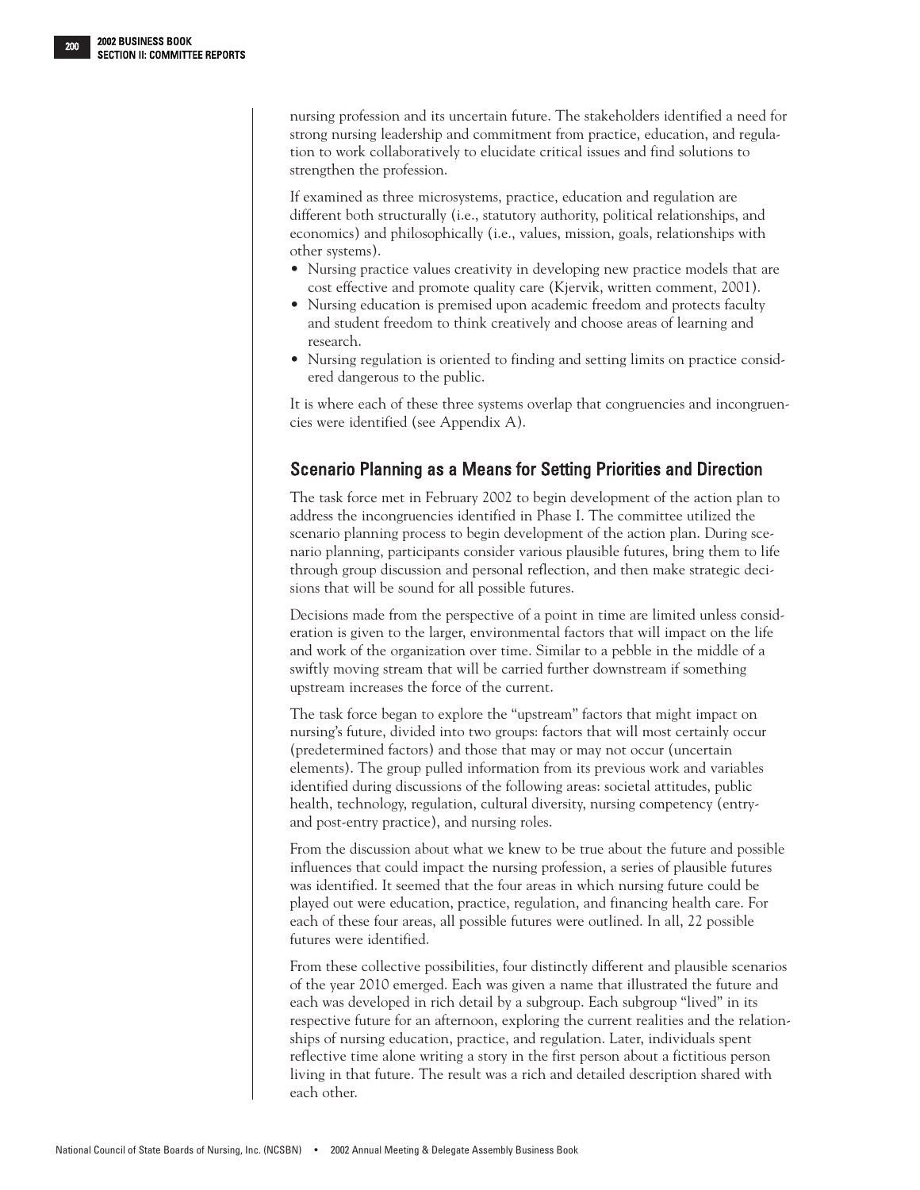nursing profession and its uncertain future. The stakeholders identified a need for strong nursing leadership and commitment from practice, education, and regulation to work collaboratively to elucidate critical issues and find solutions to strengthen the profession.

If examined as three microsystems, practice, education and regulation are different both structurally (i.e., statutory authority, political relationships, and economics) and philosophically (i.e., values, mission, goals, relationships with other systems).

- Nursing practice values creativity in developing new practice models that are cost effective and promote quality care (Kjervik, written comment, 2001).
- Nursing education is premised upon academic freedom and protects faculty and student freedom to think creatively and choose areas of learning and research.
- Nursing regulation is oriented to finding and setting limits on practice considered dangerous to the public.

It is where each of these three systems overlap that congruencies and incongruencies were identified (see Appendix A).

## Scenario Planning as a Means for Setting Priorities and Direction

The task force met in February 2002 to begin development of the action plan to address the incongruencies identified in Phase I. The committee utilized the scenario planning process to begin development of the action plan. During scenario planning, participants consider various plausible futures, bring them to life through group discussion and personal reflection, and then make strategic decisions that will be sound for all possible futures.

Decisions made from the perspective of a point in time are limited unless consideration is given to the larger, environmental factors that will impact on the life and work of the organization over time. Similar to a pebble in the middle of a swiftly moving stream that will be carried further downstream if something upstream increases the force of the current.

The task force began to explore the "upstream" factors that might impact on nursing's future, divided into two groups: factors that will most certainly occur (predetermined factors) and those that may or may not occur (uncertain elements). The group pulled information from its previous work and variables identified during discussions of the following areas: societal attitudes, public health, technology, regulation, cultural diversity, nursing competency (entry- and post-entry practice), and nursing roles.

From the discussion about what we knew to be true about the future and possible influences that could impact the nursing profession, a series of plausible futures was identified. It seemed that the four areas in which nursing future could be played out were education, practice, regulation, and financing health care. For each of these four areas, all possible futures were outlined. In all, 22 possible futures were identified.

From these collective possibilities, four distinctly different and plausible scenarios of the year 2010 emerged. Each was given a name that illustrated the future and each was developed in rich detail by a subgroup. Each subgroup "lived" in its respective future for an afternoon, exploring the current realities and the relationships of nursing education, practice, and regulation. Later, individuals spent reflective time alone writing a story in the first person about a fictitious person living in that future. The result was a rich and detailed description shared with each other.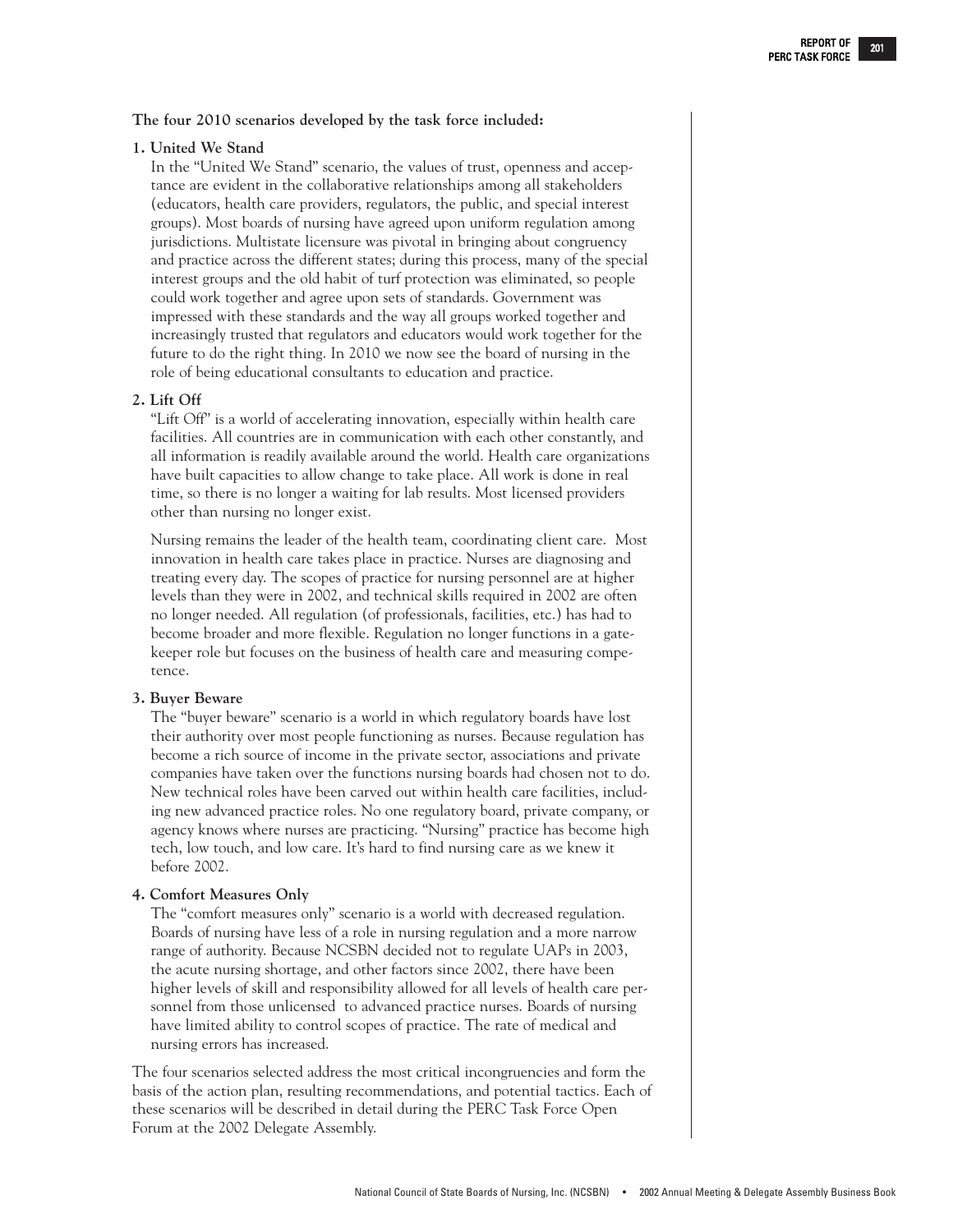**The four 2010 scenarios developed by the task force included:**

**1. United We Stand**

In the "United We Stand" scenario, the values of trust, openness and acceptance are evident in the collaborative relationships among all stakeholders (educators, health care providers, regulators, the public, and special interest groups). Most boards of nursing have agreed upon uniform regulation among jurisdictions. Multistate licensure was pivotal in bringing about congruency and practice across the different states; during this process, many of the special interest groups and the old habit of turf protection was eliminated, so people could work together and agree upon sets of standards. Government was impressed with these standards and the way all groups worked together and increasingly trusted that regulators and educators would work together for the future to do the right thing. In 2010 we now see the board of nursing in the role of being educational consultants to education and practice.

**2. Lift Off**

"Lift Off" is a world of accelerating innovation, especially within health care facilities. All countries are in communication with each other constantly, and all information is readily available around the world. Health care organizations have built capacities to allow change to take place. All work is done in real time, so there is no longer a waiting for lab results. Most licensed providers other than nursing no longer exist.

Nursing remains the leader of the health team, coordinating client care. Most innovation in health care takes place in practice. Nurses are diagnosing and treating every day. The scopes of practice for nursing personnel are at higher levels than they were in 2002, and technical skills required in 2002 are often no longer needed. All regulation (of professionals, facilities, etc.) has had to become broader and more flexible. Regulation no longer functions in a gatekeeper role but focuses on the business of health care and measuring competence.

**3. Buyer Beware**

The "buyer beware" scenario is a world in which regulatory boards have lost their authority over most people functioning as nurses. Because regulation has become a rich source of income in the private sector, associations and private companies have taken over the functions nursing boards had chosen not to do. New technical roles have been carved out within health care facilities, including new advanced practice roles. No one regulatory board, private company, or agency knows where nurses are practicing. "Nursing" practice has become high tech, low touch, and low care. It's hard to find nursing care as we knew it before 2002.

**4. Comfort Measures Only**

The "comfort measures only" scenario is a world with decreased regulation. Boards of nursing have less of a role in nursing regulation and a more narrow range of authority. Because NCSBN decided not to regulate UAPs in 2003, the acute nursing shortage, and other factors since 2002, there have been higher levels of skill and responsibility allowed for all levels of health care personnel from those unlicensed to advanced practice nurses. Boards of nursing have limited ability to control scopes of practice. The rate of medical and nursing errors has increased.

The four scenarios selected address the most critical incongruencies and form the basis of the action plan, resulting recommendations, and potential tactics. Each of these scenarios will be described in detail during the PERC Task Force Open Forum at the 2002 Delegate Assembly.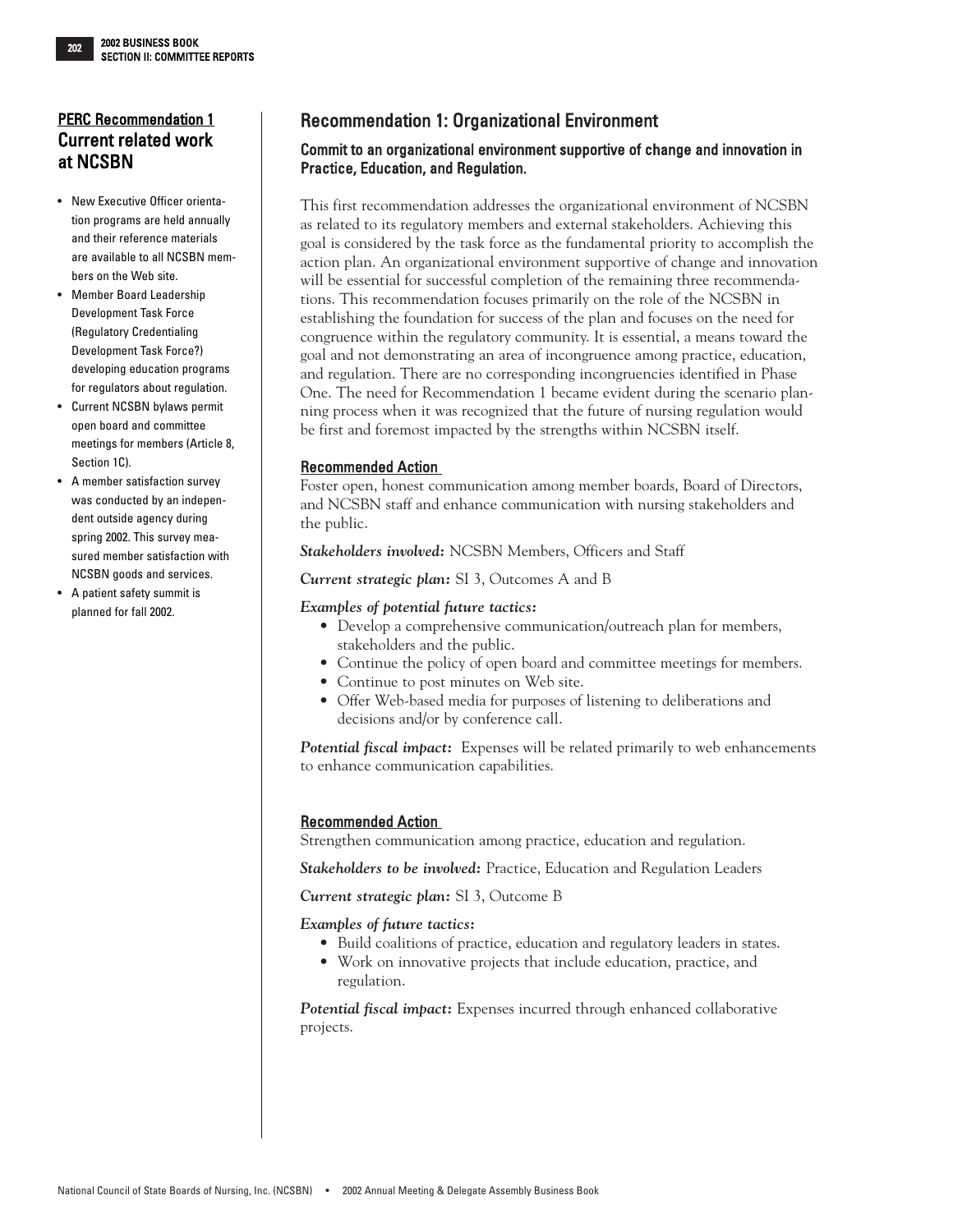## PERC Recommendation 1

## Current related work at NCSBN

- New Executive Officer orientation programs are held annually and their reference materials are available to all NCSBN members on the Web site.
- Member Board Leadership Development Task Force (Regulatory Credentialing Development Task Force?) developing education programs for regulators about regulation.
- Current NCSBN bylaws permit open board and committee meetings for members (Article 8, Section 1C).
- A member satisfaction survey was conducted by an independent outside agency during spring 2002. This survey measured member satisfaction with NCSBN goods and services.
- A patient safety summit is planned for fall 2002.

## Recommendation 1: Organizational Environment

### Commit to an organizational environment supportive of change and innovation in Practice, Education, and Regulation.

This first recommendation addresses the organizational environment of NCSBN as related to its regulatory members and external stakeholders. Achieving this goal is considered by the task force as the fundamental priority to accomplish the action plan. An organizational environment supportive of change and innovation will be essential for successful completion of the remaining three recommendations. This recommendation focuses primarily on the role of the NCSBN in establishing the foundation for success of the plan and focuses on the need for congruence within the regulatory community. It is essential, a means toward the goal and not demonstrating an area of incongruence among practice, education, and regulation. There are no corresponding incongruencies identified in Phase One. The need for Recommendation 1 became evident during the scenario planning process when it was recognized that the future of nursing regulation would be first and foremost impacted by the strengths within NCSBN itself.

#### Recommended Action

Foster open, honest communication among member boards, Board of Directors, and NCSBN staff and enhance communication with nursing stakeholders and the public.

***Stakeholders involved:*** NCSBN Members, Officers and Staff

***Current strategic plan:*** SI 3, Outcomes A and B

***Examples of potential future tactics:***

- Develop a comprehensive communication/outreach plan for members, stakeholders and the public.
- Continue the policy of open board and committee meetings for members.
- Continue to post minutes on Web site.
- Offer Web-based media for purposes of listening to deliberations and decisions and/or by conference call.

***Potential fiscal impact:*** Expenses will be related primarily to web enhancements to enhance communication capabilities.

#### Recommended Action

Strengthen communication among practice, education and regulation.

***Stakeholders to be involved:*** Practice, Education and Regulation Leaders

***Current strategic plan:*** SI 3, Outcome B

***Examples of future tactics:***

- Build coalitions of practice, education and regulatory leaders in states.
- Work on innovative projects that include education, practice, and regulation.

***Potential fiscal impact:*** Expenses incurred through enhanced collaborative projects.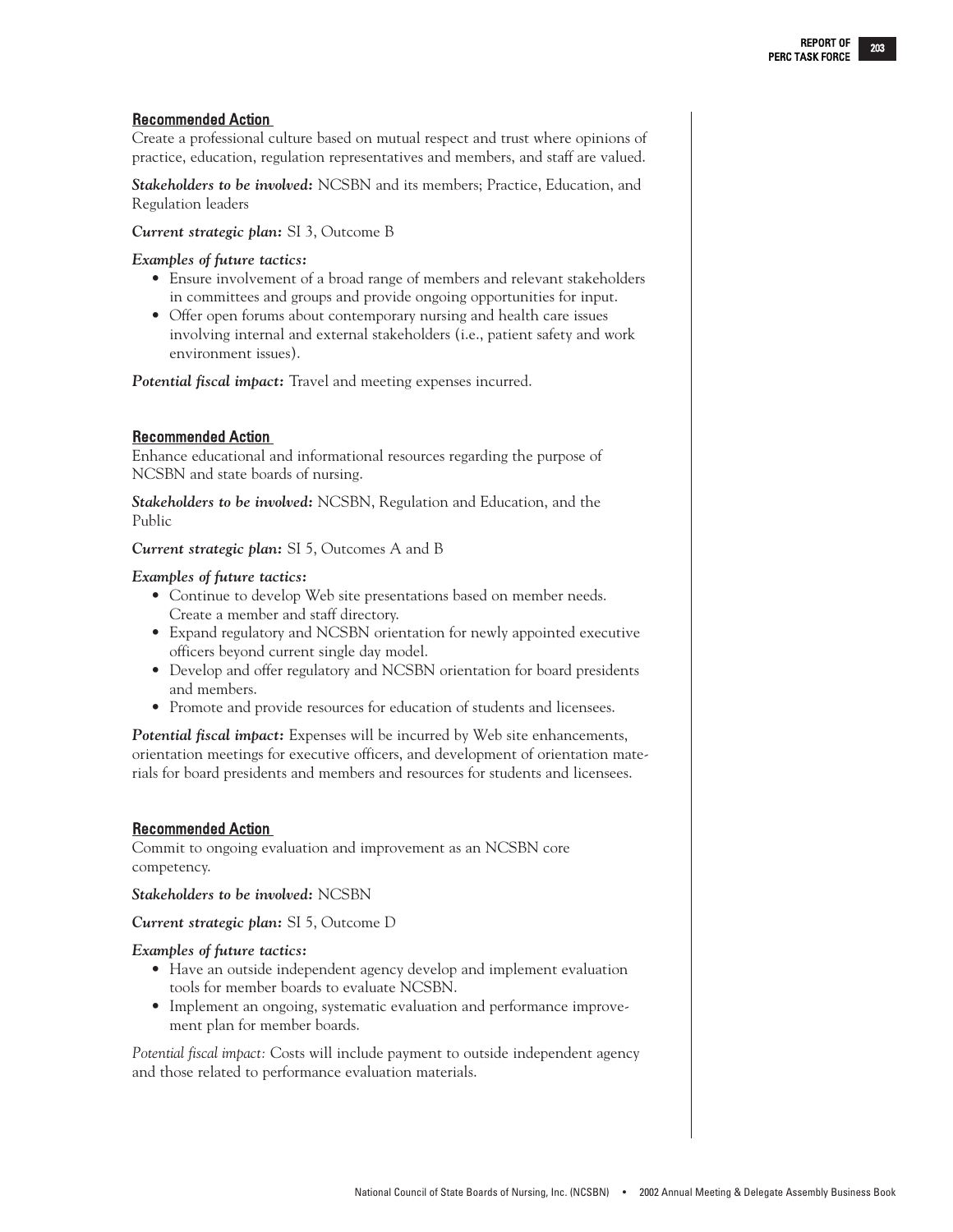#### Recommended Action

Create a professional culture based on mutual respect and trust where opinions of practice, education, regulation representatives and members, and staff are valued.

***Stakeholders to be involved:*** NCSBN and its members; Practice, Education, and Regulation leaders

***Current strategic plan:*** SI 3, Outcome B

***Examples of future tactics:***

- Ensure involvement of a broad range of members and relevant stakeholders in committees and groups and provide ongoing opportunities for input.
- Offer open forums about contemporary nursing and health care issues involving internal and external stakeholders (i.e., patient safety and work environment issues).

***Potential fiscal impact:*** Travel and meeting expenses incurred.

#### Recommended Action

Enhance educational and informational resources regarding the purpose of NCSBN and state boards of nursing.

***Stakeholders to be involved:*** NCSBN, Regulation and Education, and the Public

***Current strategic plan:*** SI 5, Outcomes A and B

***Examples of future tactics:***

- Continue to develop Web site presentations based on member needs. Create a member and staff directory.
- Expand regulatory and NCSBN orientation for newly appointed executive officers beyond current single day model.
- Develop and offer regulatory and NCSBN orientation for board presidents and members.
- Promote and provide resources for education of students and licensees.

***Potential fiscal impact:*** Expenses will be incurred by Web site enhancements, orientation meetings for executive officers, and development of orientation materials for board presidents and members and resources for students and licensees.

#### Recommended Action

Commit to ongoing evaluation and improvement as an NCSBN core competency.

***Stakeholders to be involved:*** NCSBN

***Current strategic plan:*** SI 5, Outcome D

***Examples of future tactics:***

- Have an outside independent agency develop and implement evaluation tools for member boards to evaluate NCSBN.
- Implement an ongoing, systematic evaluation and performance improvement plan for member boards.

*Potential fiscal impact:* Costs will include payment to outside independent agency and those related to performance evaluation materials.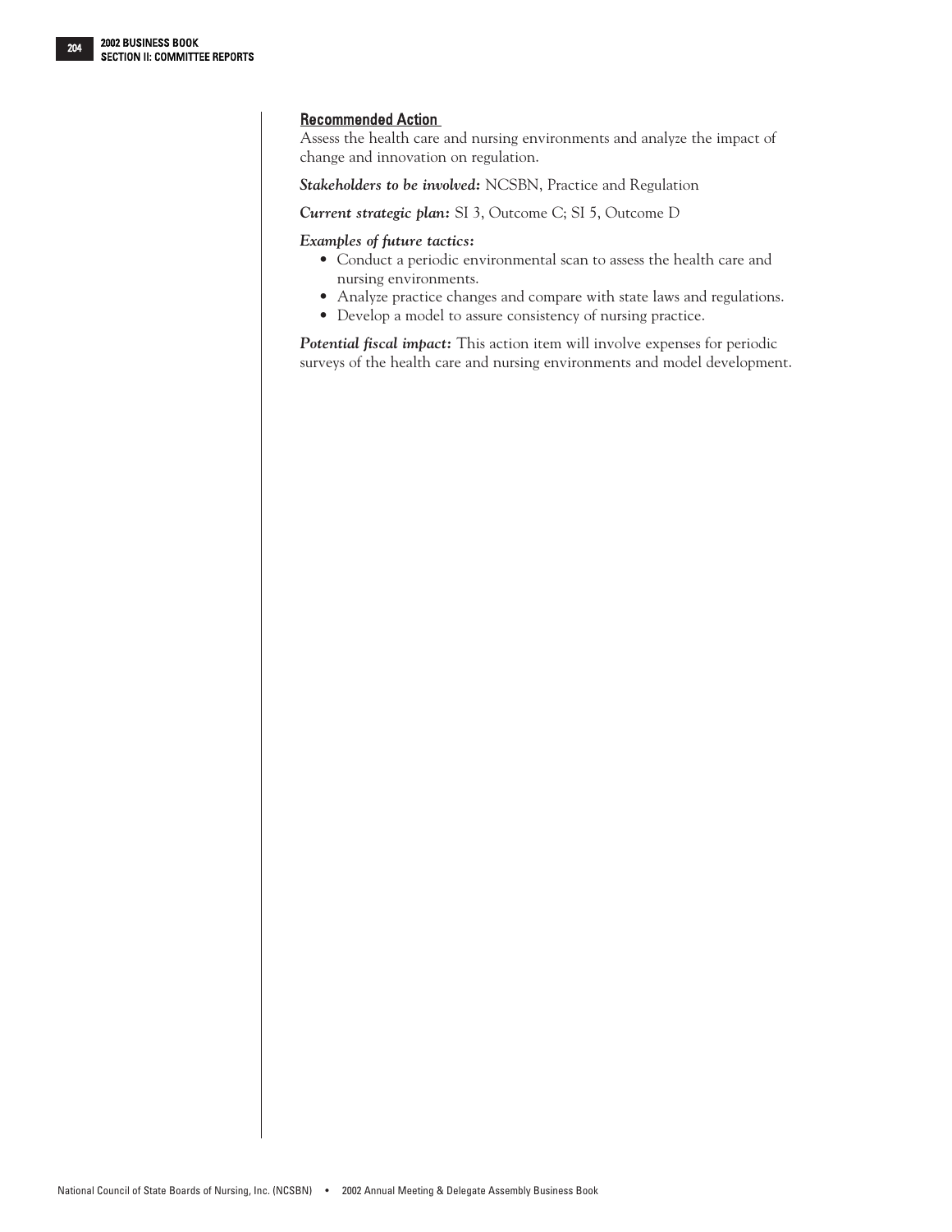### Recommended Action

Assess the health care and nursing environments and analyze the impact of change and innovation on regulation.

***Stakeholders to be involved:*** NCSBN, Practice and Regulation

***Current strategic plan:*** SI 3, Outcome C; SI 5, Outcome D

***Examples of future tactics:***

- Conduct a periodic environmental scan to assess the health care and nursing environments.
- Analyze practice changes and compare with state laws and regulations.
- Develop a model to assure consistency of nursing practice.

***Potential fiscal impact:*** This action item will involve expenses for periodic surveys of the health care and nursing environments and model development.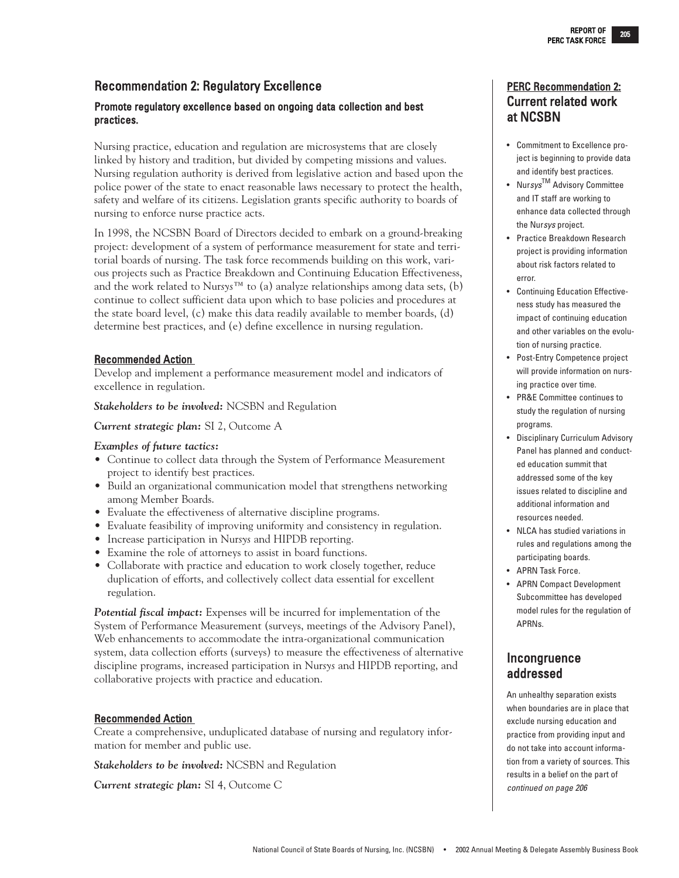## Recommendation 2: Regulatory Excellence

### Promote regulatory excellence based on ongoing data collection and best practices.

Nursing practice, education and regulation are microsystems that are closely linked by history and tradition, but divided by competing missions and values. Nursing regulation authority is derived from legislative action and based upon the police power of the state to enact reasonable laws necessary to protect the health, safety and welfare of its citizens. Legislation grants specific authority to boards of nursing to enforce nurse practice acts.

In 1998, the NCSBN Board of Directors decided to embark on a ground-breaking project: development of a system of performance measurement for state and territorial boards of nursing. The task force recommends building on this work, various projects such as Practice Breakdown and Continuing Education Effectiveness, and the work related to Nur*sys*™ to (a) analyze relationships among data sets, (b) continue to collect sufficient data upon which to base policies and procedures at the state board level, (c) make this data readily available to member boards, (d) determine best practices, and (e) define excellence in nursing regulation.

#### Recommended Action

Develop and implement a performance measurement model and indicators of excellence in regulation.

***Stakeholders to be involved:*** NCSBN and Regulation

***Current strategic plan:*** SI 2, Outcome A

***Examples of future tactics:***

- Continue to collect data through the System of Performance Measurement project to identify best practices.
- Build an organizational communication model that strengthens networking among Member Boards.
- Evaluate the effectiveness of alternative discipline programs.
- Evaluate feasibility of improving uniformity and consistency in regulation.
- Increase participation in Nur*sys* and HIPDB reporting.
- Examine the role of attorneys to assist in board functions.
- Collaborate with practice and education to work closely together, reduce duplication of efforts, and collectively collect data essential for excellent regulation.

***Potential fiscal impact:*** Expenses will be incurred for implementation of the System of Performance Measurement (surveys, meetings of the Advisory Panel), Web enhancements to accommodate the intra-organizational communication system, data collection efforts (surveys) to measure the effectiveness of alternative discipline programs, increased participation in Nur*sys* and HIPDB reporting, and collaborative projects with practice and education.

#### Recommended Action

Create a comprehensive, unduplicated database of nursing and regulatory information for member and public use.

***Stakeholders to be involved:*** NCSBN and Regulation

***Current strategic plan:*** SI 4, Outcome C

### PERC Recommendation 2: Current related work at NCSBN

- Commitment to Excellence project is beginning to provide data and identify best practices.
- Nur*sys*™ Advisory Committee and IT staff are working to enhance data collected through the Nur*sys* project.
- Practice Breakdown Research project is providing information about risk factors related to error.
- Continuing Education Effectiveness study has measured the impact of continuing education and other variables on the evolution of nursing practice.
- Post-Entry Competence project will provide information on nursing practice over time.
- PR&E Committee continues to study the regulation of nursing programs.
- Disciplinary Curriculum Advisory Panel has planned and conducted education summit that addressed some of the key issues related to discipline and additional information and resources needed.
- NLCA has studied variations in rules and regulations among the participating boards.
- APRN Task Force.
- APRN Compact Development Subcommittee has developed model rules for the regulation of APRNs.

### Incongruence addressed

An unhealthy separation exists when boundaries are in place that exclude nursing education and practice from providing input and do not take into account information from a variety of sources. This results in a belief on the part of

*continued on page 206*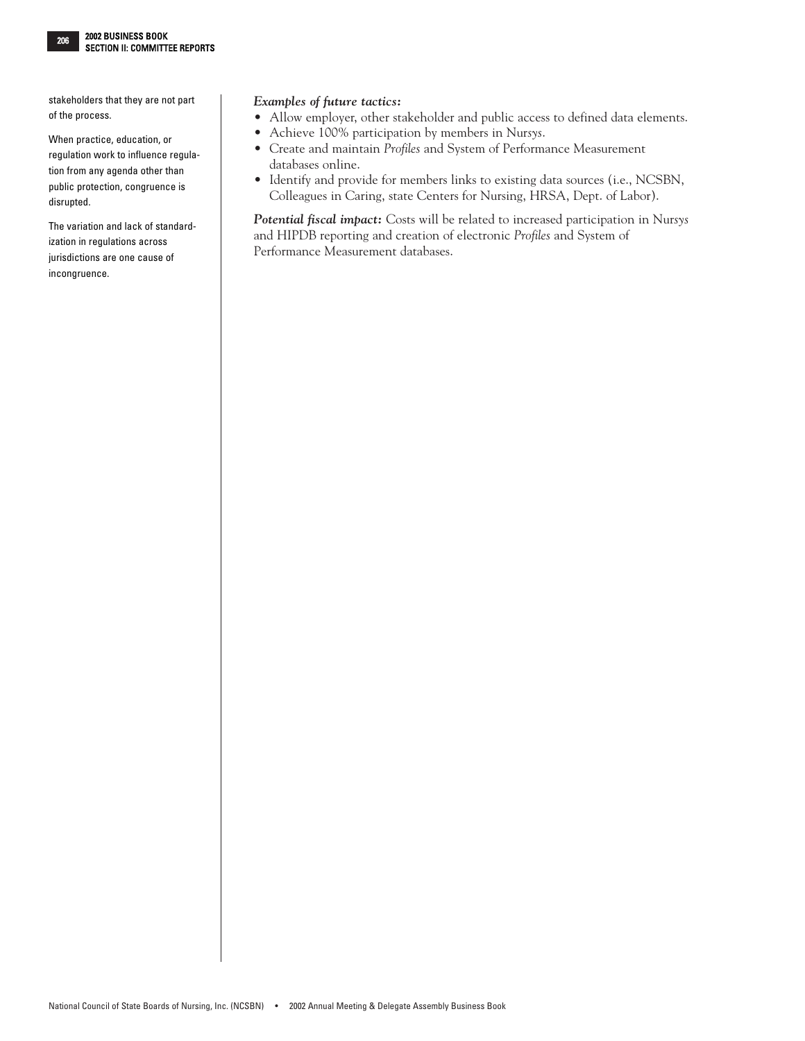stakeholders that they are not part of the process.

When practice, education, or regulation work to influence regulation from any agenda other than public protection, congruence is disrupted.

The variation and lack of standardization in regulations across jurisdictions are one cause of incongruence.

***Examples of future tactics:***

- Allow employer, other stakeholder and public access to defined data elements.
- Achieve 100% participation by members in Nur*sys*.
- Create and maintain *Profiles* and System of Performance Measurement databases online.
- Identify and provide for members links to existing data sources (i.e., NCSBN, Colleagues in Caring, state Centers for Nursing, HRSA, Dept. of Labor).

***Potential fiscal impact:*** Costs will be related to increased participation in Nur*sys* and HIPDB reporting and creation of electronic *Profiles* and System of Performance Measurement databases.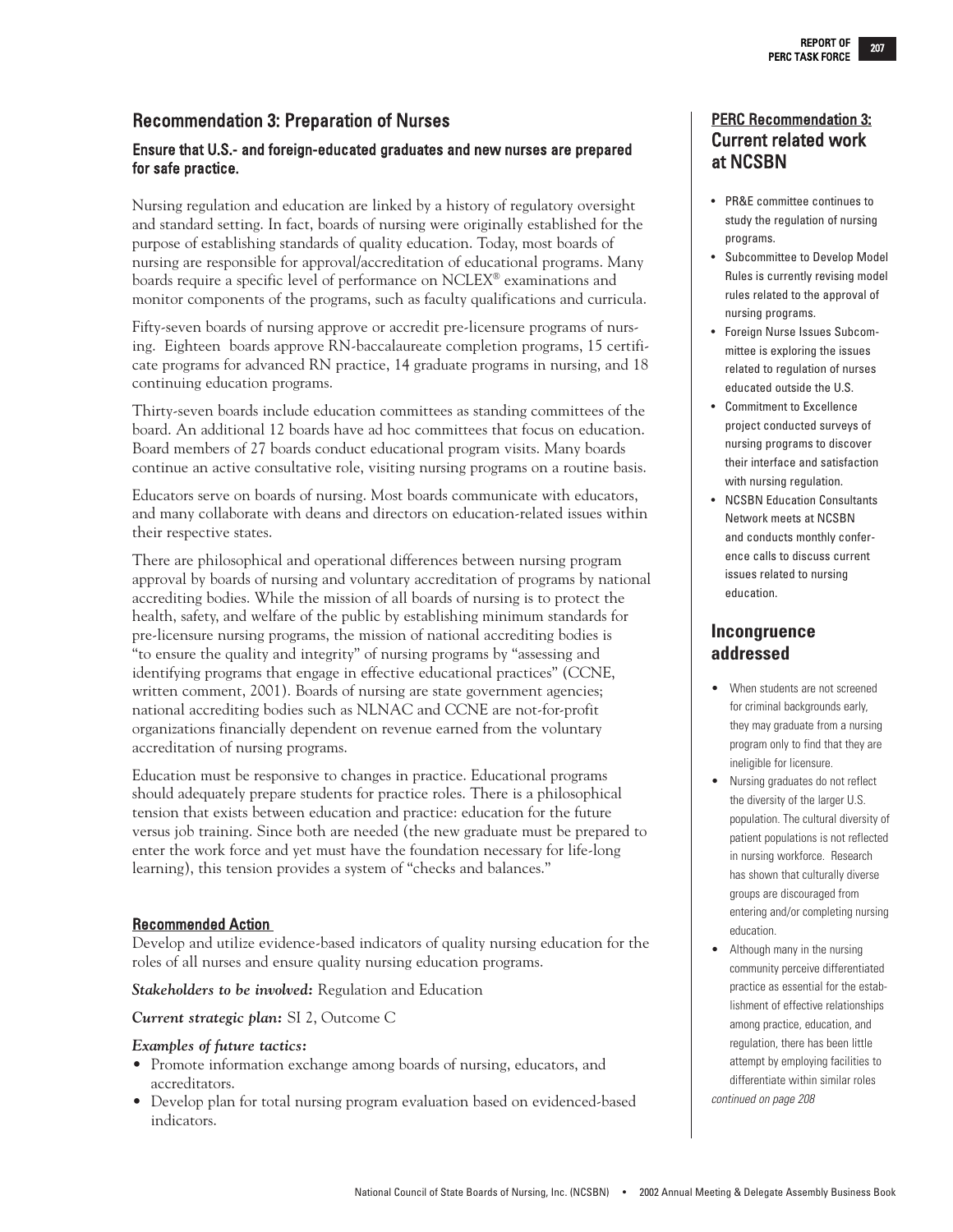## Recommendation 3: Preparation of Nurses

### Ensure that U.S.- and foreign-educated graduates and new nurses are prepared for safe practice.

Nursing regulation and education are linked by a history of regulatory oversight and standard setting. In fact, boards of nursing were originally established for the purpose of establishing standards of quality education. Today, most boards of nursing are responsible for approval/accreditation of educational programs. Many boards require a specific level of performance on NCLEX® examinations and monitor components of the programs, such as faculty qualifications and curricula.

Fifty-seven boards of nursing approve or accredit pre-licensure programs of nursing. Eighteen boards approve RN-baccalaureate completion programs, 15 certificate programs for advanced RN practice, 14 graduate programs in nursing, and 18 continuing education programs.

Thirty-seven boards include education committees as standing committees of the board. An additional 12 boards have ad hoc committees that focus on education. Board members of 27 boards conduct educational program visits. Many boards continue an active consultative role, visiting nursing programs on a routine basis.

Educators serve on boards of nursing. Most boards communicate with educators, and many collaborate with deans and directors on education-related issues within their respective states.

There are philosophical and operational differences between nursing program approval by boards of nursing and voluntary accreditation of programs by national accrediting bodies. While the mission of all boards of nursing is to protect the health, safety, and welfare of the public by establishing minimum standards for pre-licensure nursing programs, the mission of national accrediting bodies is "to ensure the quality and integrity" of nursing programs by "assessing and identifying programs that engage in effective educational practices" (CCNE, written comment, 2001). Boards of nursing are state government agencies; national accrediting bodies such as NLNAC and CCNE are not-for-profit organizations financially dependent on revenue earned from the voluntary accreditation of nursing programs.

Education must be responsive to changes in practice. Educational programs should adequately prepare students for practice roles. There is a philosophical tension that exists between education and practice: education for the future versus job training. Since both are needed (the new graduate must be prepared to enter the work force and yet must have the foundation necessary for life-long learning), this tension provides a system of "checks and balances."

#### Recommended Action

Develop and utilize evidence-based indicators of quality nursing education for the roles of all nurses and ensure quality nursing education programs.

***Stakeholders to be involved:*** Regulation and Education

***Current strategic plan:*** SI 2, Outcome C

***Examples of future tactics:***

- Promote information exchange among boards of nursing, educators, and accreditators.
- Develop plan for total nursing program evaluation based on evidenced-based indicators.

### PERC Recommendation 3: Current related work at NCSBN

- PR&E committee continues to study the regulation of nursing programs.
- Subcommittee to Develop Model Rules is currently revising model rules related to the approval of nursing programs.
- Foreign Nurse Issues Subcommittee is exploring the issues related to regulation of nurses educated outside the U.S.
- Commitment to Excellence project conducted surveys of nursing programs to discover their interface and satisfaction with nursing regulation.
- NCSBN Education Consultants Network meets at NCSBN and conducts monthly conference calls to discuss current issues related to nursing education.

### Incongruence addressed

- When students are not screened for criminal backgrounds early, they may graduate from a nursing program only to find that they are ineligible for licensure.
- Nursing graduates do not reflect the diversity of the larger U.S. population. The cultural diversity of patient populations is not reflected in nursing workforce. Research has shown that culturally diverse groups are discouraged from entering and/or completing nursing education.
- Although many in the nursing community perceive differentiated practice as essential for the establishment of effective relationships among practice, education, and regulation, there has been little attempt by employing facilities to differentiate within similar roles

*continued on page 208*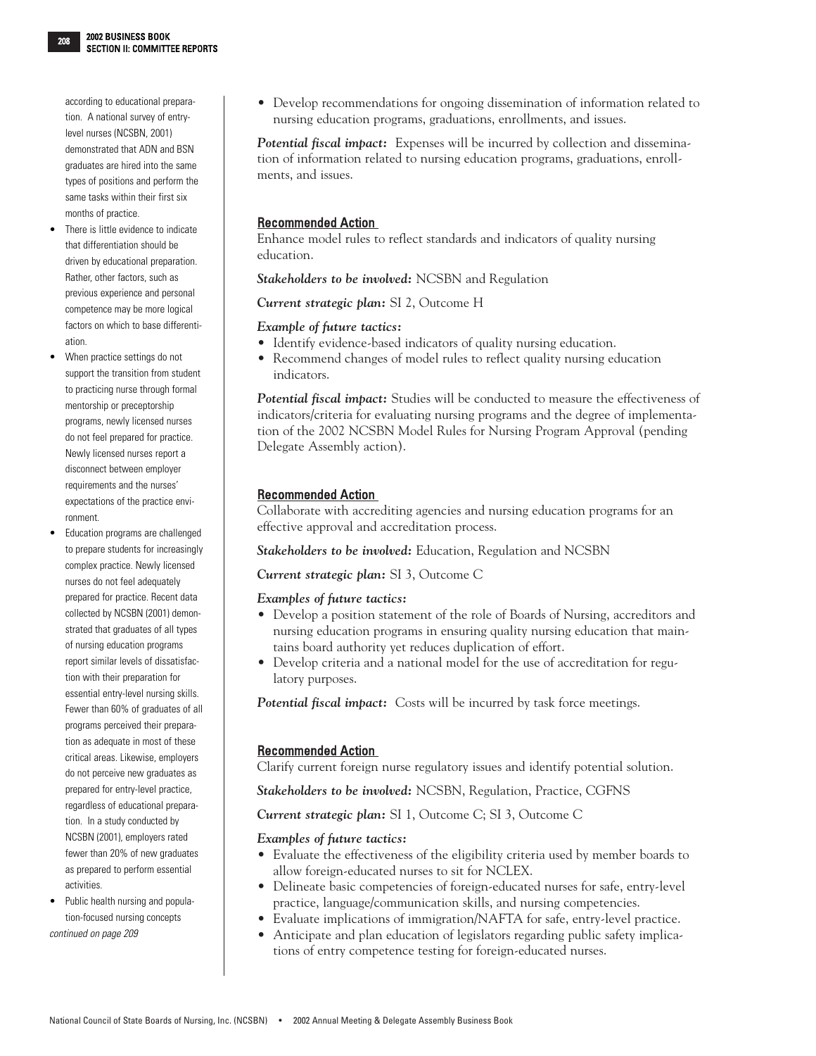according to educational preparation. A national survey of entry-level nurses (NCSBN, 2001) demonstrated that ADN and BSN graduates are hired into the same types of positions and perform the same tasks within their first six months of practice.

- There is little evidence to indicate that differentiation should be driven by educational preparation. Rather, other factors, such as previous experience and personal competence may be more logical factors on which to base differentiation.
- When practice settings do not support the transition from student to practicing nurse through formal mentorship or preceptorship programs, newly licensed nurses do not feel prepared for practice. Newly licensed nurses report a disconnect between employer requirements and the nurses' expectations of the practice environment.
- Education programs are challenged to prepare students for increasingly complex practice. Newly licensed nurses do not feel adequately prepared for practice. Recent data collected by NCSBN (2001) demonstrated that graduates of all types of nursing education programs report similar levels of dissatisfaction with their preparation for essential entry-level nursing skills. Fewer than 60% of graduates of all programs perceived their preparation as adequate in most of these critical areas. Likewise, employers do not perceive new graduates as prepared for entry-level practice, regardless of educational preparation. In a study conducted by NCSBN (2001), employers rated fewer than 20% of new graduates as prepared to perform essential activities.
- Public health nursing and population-focused nursing concepts

*continued on page 209*

- Develop recommendations for ongoing dissemination of information related to nursing education programs, graduations, enrollments, and issues.

***Potential fiscal impact:*** Expenses will be incurred by collection and dissemination of information related to nursing education programs, graduations, enrollments, and issues.

### Recommended Action

Enhance model rules to reflect standards and indicators of quality nursing education.

***Stakeholders to be involved:*** NCSBN and Regulation

***Current strategic plan:*** SI 2, Outcome H

***Example of future tactics:***

- Identify evidence-based indicators of quality nursing education.
- Recommend changes of model rules to reflect quality nursing education indicators.

***Potential fiscal impact:*** Studies will be conducted to measure the effectiveness of indicators/criteria for evaluating nursing programs and the degree of implementation of the 2002 NCSBN Model Rules for Nursing Program Approval (pending Delegate Assembly action).

### Recommended Action

Collaborate with accrediting agencies and nursing education programs for an effective approval and accreditation process.

***Stakeholders to be involved:*** Education, Regulation and NCSBN

***Current strategic plan:*** SI 3, Outcome C

***Examples of future tactics:***

- Develop a position statement of the role of Boards of Nursing, accreditors and nursing education programs in ensuring quality nursing education that maintains board authority yet reduces duplication of effort.
- Develop criteria and a national model for the use of accreditation for regulatory purposes.

***Potential fiscal impact:*** Costs will be incurred by task force meetings.

### Recommended Action

Clarify current foreign nurse regulatory issues and identify potential solution.

***Stakeholders to be involved:*** NCSBN, Regulation, Practice, CGFNS

***Current strategic plan:*** SI 1, Outcome C; SI 3, Outcome C

***Examples of future tactics:***

- Evaluate the effectiveness of the eligibility criteria used by member boards to allow foreign-educated nurses to sit for NCLEX.
- Delineate basic competencies of foreign-educated nurses for safe, entry-level practice, language/communication skills, and nursing competencies.
- Evaluate implications of immigration/NAFTA for safe, entry-level practice.
- Anticipate and plan education of legislators regarding public safety implications of entry competence testing for foreign-educated nurses.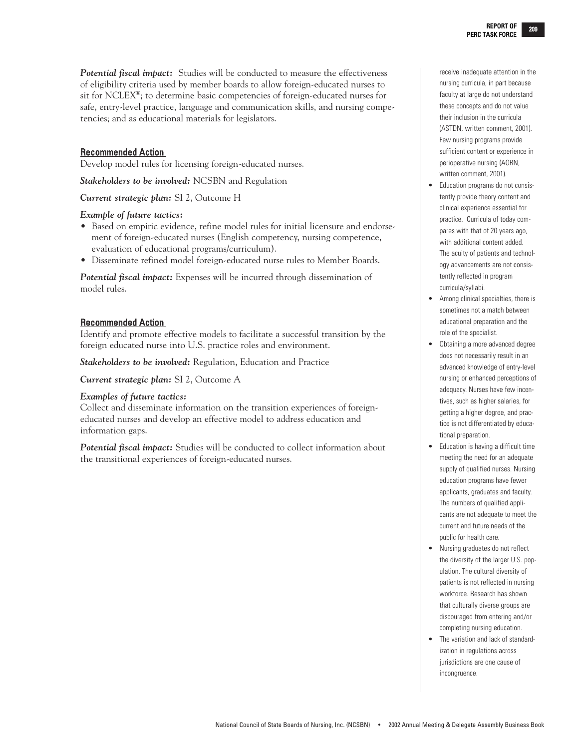*Potential fiscal impact:* Studies will be conducted to measure the effectiveness of eligibility criteria used by member boards to allow foreign-educated nurses to sit for NCLEX®; to determine basic competencies of foreign-educated nurses for safe, entry-level practice, language and communication skills, and nursing competencies; and as educational materials for legislators.

### Recommended Action

Develop model rules for licensing foreign-educated nurses.

*Stakeholders to be involved:* NCSBN and Regulation

*Current strategic plan:* SI 2, Outcome H

*Example of future tactics:*

- Based on empiric evidence, refine model rules for initial licensure and endorsement of foreign-educated nurses (English competency, nursing competence, evaluation of educational programs/curriculum).
- Disseminate refined model foreign-educated nurse rules to Member Boards.

*Potential fiscal impact:* Expenses will be incurred through dissemination of model rules.

### Recommended Action

Identify and promote effective models to facilitate a successful transition by the foreign educated nurse into U.S. practice roles and environment.

*Stakeholders to be involved:* Regulation, Education and Practice

*Current strategic plan:* SI 2, Outcome A

*Examples of future tactics:*

Collect and disseminate information on the transition experiences of foreign-educated nurses and develop an effective model to address education and information gaps.

*Potential fiscal impact:* Studies will be conducted to collect information about the transitional experiences of foreign-educated nurses.

receive inadequate attention in the nursing curricula, in part because faculty at large do not understand these concepts and do not value their inclusion in the curricula (ASTDN, written comment, 2001). Few nursing programs provide sufficient content or experience in perioperative nursing (AORN, written comment, 2001).

- Education programs do not consistently provide theory content and clinical experience essential for practice. Curricula of today compares with that of 20 years ago, with additional content added. The acuity of patients and technology advancements are not consistently reflected in program curricula/syllabi.
- Among clinical specialties, there is sometimes not a match between educational preparation and the role of the specialist.
- Obtaining a more advanced degree does not necessarily result in an advanced knowledge of entry-level nursing or enhanced perceptions of adequacy. Nurses have few incentives, such as higher salaries, for getting a higher degree, and practice is not differentiated by educational preparation.
- Education is having a difficult time meeting the need for an adequate supply of qualified nurses. Nursing education programs have fewer applicants, graduates and faculty. The numbers of qualified applicants are not adequate to meet the current and future needs of the public for health care.
- Nursing graduates do not reflect the diversity of the larger U.S. population. The cultural diversity of patients is not reflected in nursing workforce. Research has shown that culturally diverse groups are discouraged from entering and/or completing nursing education.
- The variation and lack of standardization in regulations across jurisdictions are one cause of incongruence.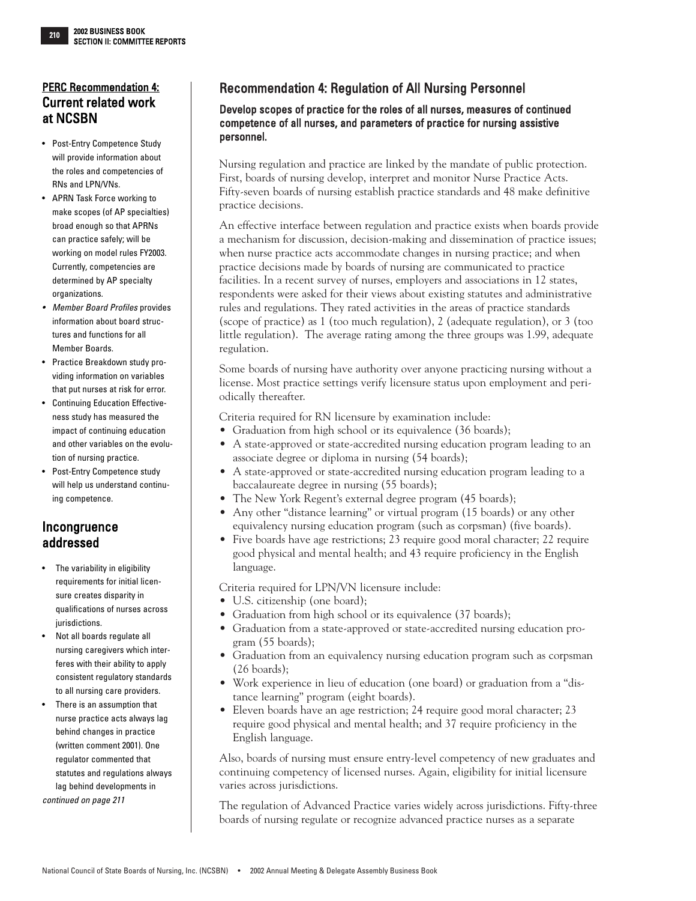## PERC Recommendation 4: Current related work at NCSBN

- Post-Entry Competence Study will provide information about the roles and competencies of RNs and LPN/VNs.
- APRN Task Force working to make scopes (of AP specialties) broad enough so that APRNs can practice safely; will be working on model rules FY2003. Currently, competencies are determined by AP specialty organizations.
- *Member Board Profiles* provides information about board structures and functions for all Member Boards.
- Practice Breakdown study providing information on variables that put nurses at risk for error.
- Continuing Education Effectiveness study has measured the impact of continuing education and other variables on the evolution of nursing practice.
- Post-Entry Competence study will help us understand continuing competence.

## Incongruence addressed

- The variability in eligibility requirements for initial licensure creates disparity in qualifications of nurses across jurisdictions.
- Not all boards regulate all nursing caregivers which interferes with their ability to apply consistent regulatory standards to all nursing care providers.
- There is an assumption that nurse practice acts always lag behind changes in practice (written comment 2001). One regulator commented that statutes and regulations always lag behind developments in

*continued on page 211*

## Recommendation 4: Regulation of All Nursing Personnel

**Develop scopes of practice for the roles of all nurses, measures of continued competence of all nurses, and parameters of practice for nursing assistive personnel.**

Nursing regulation and practice are linked by the mandate of public protection. First, boards of nursing develop, interpret and monitor Nurse Practice Acts. Fifty-seven boards of nursing establish practice standards and 48 make definitive practice decisions.

An effective interface between regulation and practice exists when boards provide a mechanism for discussion, decision-making and dissemination of practice issues; when nurse practice acts accommodate changes in nursing practice; and when practice decisions made by boards of nursing are communicated to practice facilities. In a recent survey of nurses, employers and associations in 12 states, respondents were asked for their views about existing statutes and administrative rules and regulations. They rated activities in the areas of practice standards (scope of practice) as 1 (too much regulation), 2 (adequate regulation), or 3 (too little regulation). The average rating among the three groups was 1.99, adequate regulation.

Some boards of nursing have authority over anyone practicing nursing without a license. Most practice settings verify licensure status upon employment and periodically thereafter.

Criteria required for RN licensure by examination include:

- Graduation from high school or its equivalence (36 boards);
- A state-approved or state-accredited nursing education program leading to an associate degree or diploma in nursing (54 boards);
- A state-approved or state-accredited nursing education program leading to a baccalaureate degree in nursing (55 boards);
- The New York Regent's external degree program (45 boards);
- Any other "distance learning" or virtual program (15 boards) or any other equivalency nursing education program (such as corpsman) (five boards).
- Five boards have age restrictions; 23 require good moral character; 22 require good physical and mental health; and 43 require proficiency in the English language.

Criteria required for LPN/VN licensure include:

- U.S. citizenship (one board);
- Graduation from high school or its equivalence (37 boards);
- Graduation from a state-approved or state-accredited nursing education program (55 boards);
- Graduation from an equivalency nursing education program such as corpsman (26 boards);
- Work experience in lieu of education (one board) or graduation from a "distance learning" program (eight boards).
- Eleven boards have an age restriction; 24 require good moral character; 23 require good physical and mental health; and 37 require proficiency in the English language.

Also, boards of nursing must ensure entry-level competency of new graduates and continuing competency of licensed nurses. Again, eligibility for initial licensure varies across jurisdictions.

The regulation of Advanced Practice varies widely across jurisdictions. Fifty-three boards of nursing regulate or recognize advanced practice nurses as a separate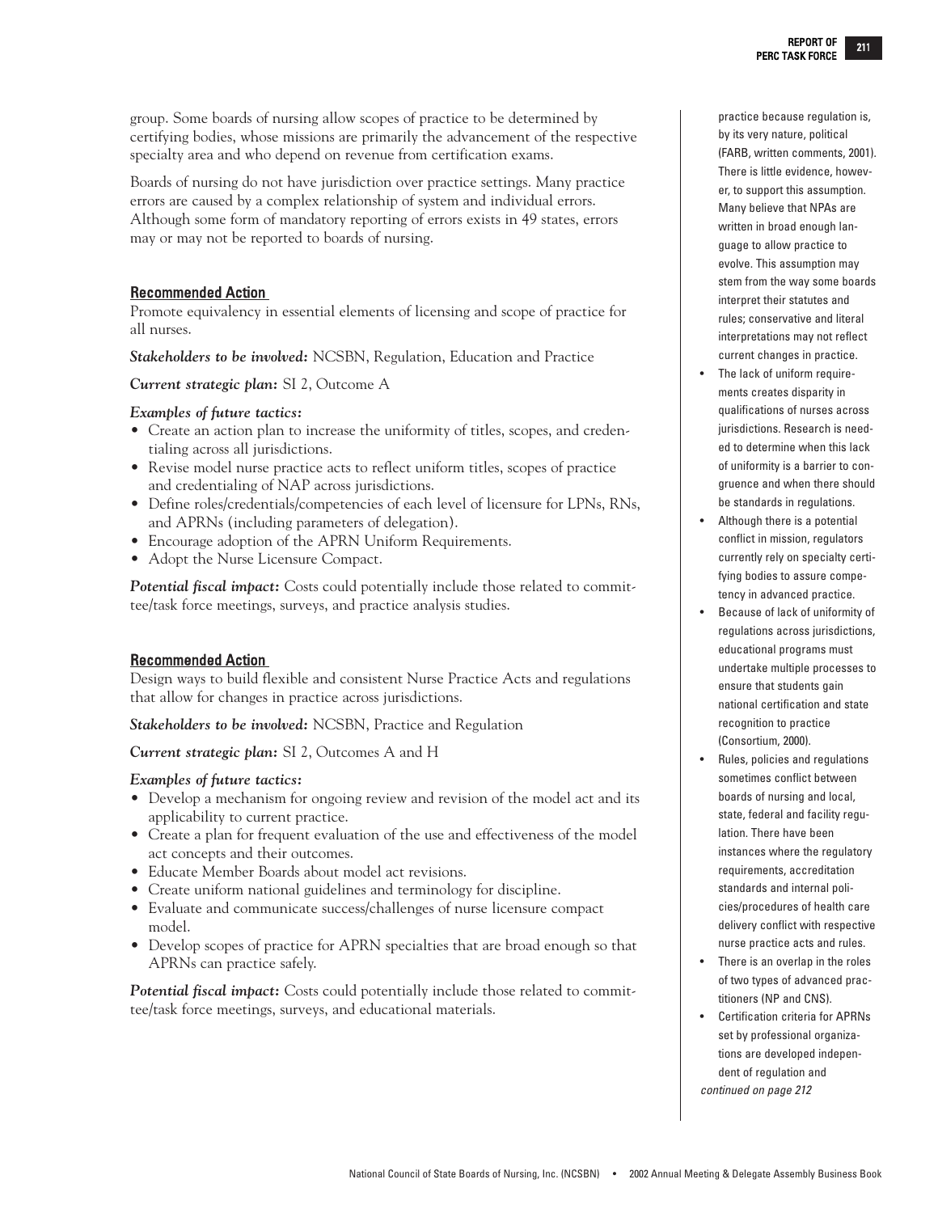group. Some boards of nursing allow scopes of practice to be determined by certifying bodies, whose missions are primarily the advancement of the respective specialty area and who depend on revenue from certification exams.

Boards of nursing do not have jurisdiction over practice settings. Many practice errors are caused by a complex relationship of system and individual errors. Although some form of mandatory reporting of errors exists in 49 states, errors may or may not be reported to boards of nursing.

### Recommended Action

Promote equivalency in essential elements of licensing and scope of practice for all nurses.

***Stakeholders to be involved:*** NCSBN, Regulation, Education and Practice

***Current strategic plan:*** SI 2, Outcome A

***Examples of future tactics:***

- Create an action plan to increase the uniformity of titles, scopes, and credentialing across all jurisdictions.
- Revise model nurse practice acts to reflect uniform titles, scopes of practice and credentialing of NAP across jurisdictions.
- Define roles/credentials/competencies of each level of licensure for LPNs, RNs, and APRNs (including parameters of delegation).
- Encourage adoption of the APRN Uniform Requirements.
- Adopt the Nurse Licensure Compact.

***Potential fiscal impact:*** Costs could potentially include those related to committee/task force meetings, surveys, and practice analysis studies.

### Recommended Action

Design ways to build flexible and consistent Nurse Practice Acts and regulations that allow for changes in practice across jurisdictions.

***Stakeholders to be involved:*** NCSBN, Practice and Regulation

***Current strategic plan:*** SI 2, Outcomes A and H

***Examples of future tactics:***

- Develop a mechanism for ongoing review and revision of the model act and its applicability to current practice.
- Create a plan for frequent evaluation of the use and effectiveness of the model act concepts and their outcomes.
- Educate Member Boards about model act revisions.
- Create uniform national guidelines and terminology for discipline.
- Evaluate and communicate success/challenges of nurse licensure compact model.
- Develop scopes of practice for APRN specialties that are broad enough so that APRNs can practice safely.

***Potential fiscal impact:*** Costs could potentially include those related to committee/task force meetings, surveys, and educational materials.

practice because regulation is, by its very nature, political (FARB, written comments, 2001). There is little evidence, however, to support this assumption. Many believe that NPAs are written in broad enough language to allow practice to evolve. This assumption may stem from the way some boards interpret their statutes and rules; conservative and literal interpretations may not reflect current changes in practice.

- The lack of uniform requirements creates disparity in qualifications of nurses across jurisdictions. Research is needed to determine when this lack of uniformity is a barrier to congruence and when there should be standards in regulations.
- Although there is a potential conflict in mission, regulators currently rely on specialty certifying bodies to assure competency in advanced practice.
- Because of lack of uniformity of regulations across jurisdictions, educational programs must undertake multiple processes to ensure that students gain national certification and state recognition to practice (Consortium, 2000).
- Rules, policies and regulations sometimes conflict between boards of nursing and local, state, federal and facility regulation. There have been instances where the regulatory requirements, accreditation standards and internal policies/procedures of health care delivery conflict with respective nurse practice acts and rules.
- There is an overlap in the roles of two types of advanced practitioners (NP and CNS).
- Certification criteria for APRNs set by professional organizations are developed independent of regulation and

*continued on page 212*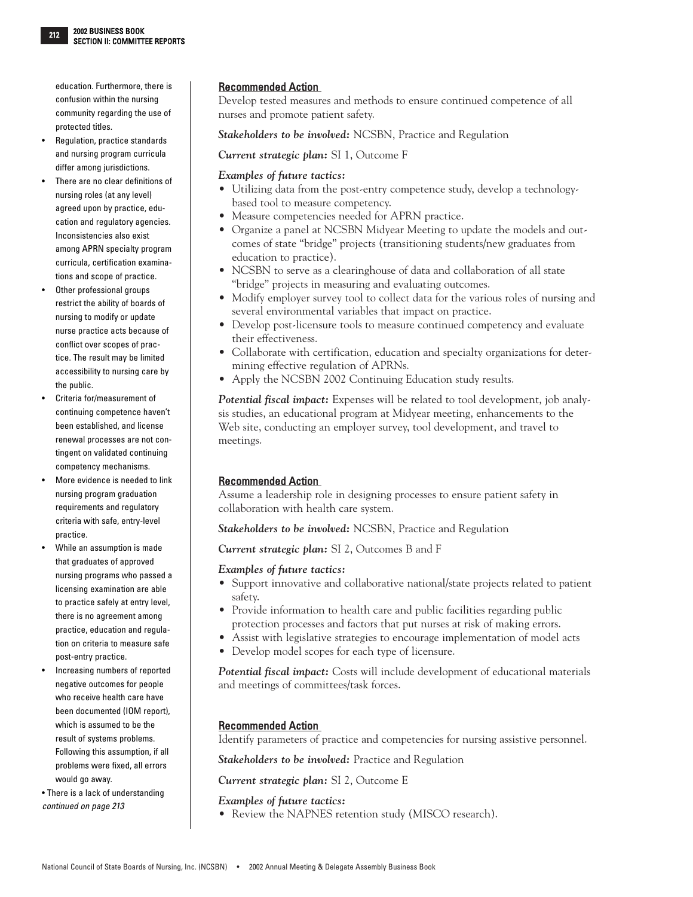education. Furthermore, there is confusion within the nursing community regarding the use of protected titles.

- Regulation, practice standards and nursing program curricula differ among jurisdictions.
- There are no clear definitions of nursing roles (at any level) agreed upon by practice, education and regulatory agencies. Inconsistencies also exist among APRN specialty program curricula, certification examinations and scope of practice.
- Other professional groups restrict the ability of boards of nursing to modify or update nurse practice acts because of conflict over scopes of practice. The result may be limited accessibility to nursing care by the public.
- Criteria for/measurement of continuing competence haven't been established, and license renewal processes are not contingent on validated continuing competency mechanisms.
- More evidence is needed to link nursing program graduation requirements and regulatory criteria with safe, entry-level practice.
- While an assumption is made that graduates of approved nursing programs who passed a licensing examination are able to practice safely at entry level, there is no agreement among practice, education and regulation on criteria to measure safe post-entry practice.
- Increasing numbers of reported negative outcomes for people who receive health care have been documented (IOM report), which is assumed to be the result of systems problems. Following this assumption, if all problems were fixed, all errors would go away.
- There is a lack of understanding

*continued on page 213*

## Recommended Action

Develop tested measures and methods to ensure continued competence of all nurses and promote patient safety.

***Stakeholders to be involved:*** NCSBN, Practice and Regulation

***Current strategic plan:*** SI 1, Outcome F

***Examples of future tactics:***

- Utilizing data from the post-entry competence study, develop a technology-based tool to measure competency.
- Measure competencies needed for APRN practice.
- Organize a panel at NCSBN Midyear Meeting to update the models and outcomes of state "bridge" projects (transitioning students/new graduates from education to practice).
- NCSBN to serve as a clearinghouse of data and collaboration of all state "bridge" projects in measuring and evaluating outcomes.
- Modify employer survey tool to collect data for the various roles of nursing and several environmental variables that impact on practice.
- Develop post-licensure tools to measure continued competency and evaluate their effectiveness.
- Collaborate with certification, education and specialty organizations for determining effective regulation of APRNs.
- Apply the NCSBN 2002 Continuing Education study results.

***Potential fiscal impact:*** Expenses will be related to tool development, job analysis studies, an educational program at Midyear meeting, enhancements to the Web site, conducting an employer survey, tool development, and travel to meetings.

## Recommended Action

Assume a leadership role in designing processes to ensure patient safety in collaboration with health care system.

***Stakeholders to be involved:*** NCSBN, Practice and Regulation

***Current strategic plan:*** SI 2, Outcomes B and F

***Examples of future tactics:***

- Support innovative and collaborative national/state projects related to patient safety.
- Provide information to health care and public facilities regarding public protection processes and factors that put nurses at risk of making errors.
- Assist with legislative strategies to encourage implementation of model acts
- Develop model scopes for each type of licensure.

***Potential fiscal impact:*** Costs will include development of educational materials and meetings of committees/task forces.

## Recommended Action

Identify parameters of practice and competencies for nursing assistive personnel.

***Stakeholders to be involved:*** Practice and Regulation

***Current strategic plan:*** SI 2, Outcome E

***Examples of future tactics:***

- Review the NAPNES retention study (MISCO research).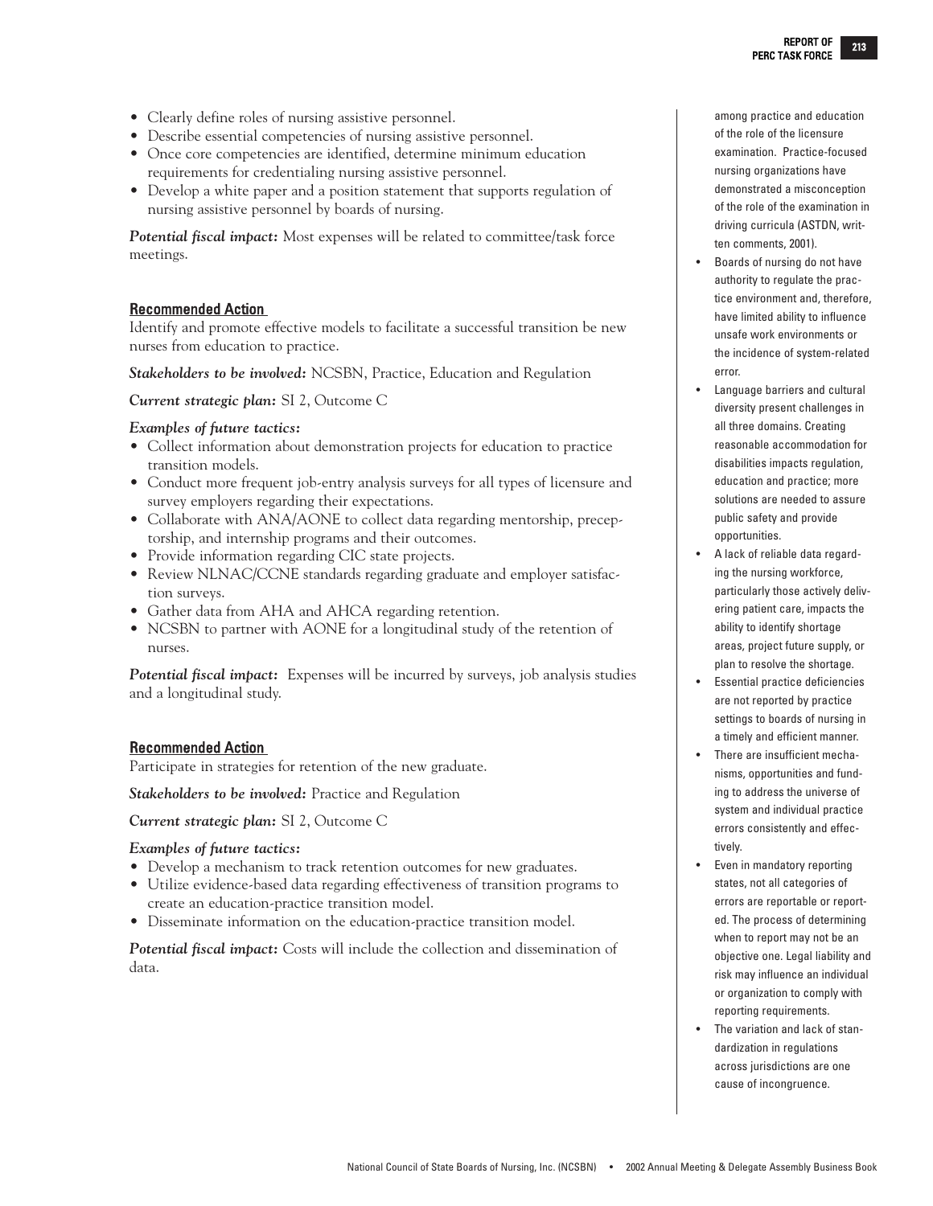- Clearly define roles of nursing assistive personnel.
- Describe essential competencies of nursing assistive personnel.
- Once core competencies are identified, determine minimum education requirements for credentialing nursing assistive personnel.
- Develop a white paper and a position statement that supports regulation of nursing assistive personnel by boards of nursing.

***Potential fiscal impact:*** Most expenses will be related to committee/task force meetings.

### Recommended Action

Identify and promote effective models to facilitate a successful transition be new nurses from education to practice.

***Stakeholders to be involved:*** NCSBN, Practice, Education and Regulation

***Current strategic plan:*** SI 2, Outcome C

***Examples of future tactics:***

- Collect information about demonstration projects for education to practice transition models.
- Conduct more frequent job-entry analysis surveys for all types of licensure and survey employers regarding their expectations.
- Collaborate with ANA/AONE to collect data regarding mentorship, preceptorship, and internship programs and their outcomes.
- Provide information regarding CIC state projects.
- Review NLNAC/CCNE standards regarding graduate and employer satisfaction surveys.
- Gather data from AHA and AHCA regarding retention.
- NCSBN to partner with AONE for a longitudinal study of the retention of nurses.

***Potential fiscal impact:*** Expenses will be incurred by surveys, job analysis studies and a longitudinal study.

### Recommended Action

Participate in strategies for retention of the new graduate.

***Stakeholders to be involved:*** Practice and Regulation

***Current strategic plan:*** SI 2, Outcome C

***Examples of future tactics:***

- Develop a mechanism to track retention outcomes for new graduates.
- Utilize evidence-based data regarding effectiveness of transition programs to create an education-practice transition model.
- Disseminate information on the education-practice transition model.

***Potential fiscal impact:*** Costs will include the collection and dissemination of data.

among practice and education of the role of the licensure examination. Practice-focused nursing organizations have demonstrated a misconception of the role of the examination in driving curricula (ASTDN, written comments, 2001).

- Boards of nursing do not have authority to regulate the practice environment and, therefore, have limited ability to influence unsafe work environments or the incidence of system-related error.
- Language barriers and cultural diversity present challenges in all three domains. Creating reasonable accommodation for disabilities impacts regulation, education and practice; more solutions are needed to assure public safety and provide opportunities.
- A lack of reliable data regarding the nursing workforce, particularly those actively delivering patient care, impacts the ability to identify shortage areas, project future supply, or plan to resolve the shortage.
- Essential practice deficiencies are not reported by practice settings to boards of nursing in a timely and efficient manner.
- There are insufficient mechanisms, opportunities and funding to address the universe of system and individual practice errors consistently and effectively.
- Even in mandatory reporting states, not all categories of errors are reportable or reported. The process of determining when to report may not be an objective one. Legal liability and risk may influence an individual or organization to comply with reporting requirements.
- The variation and lack of standardization in regulations across jurisdictions are one cause of incongruence.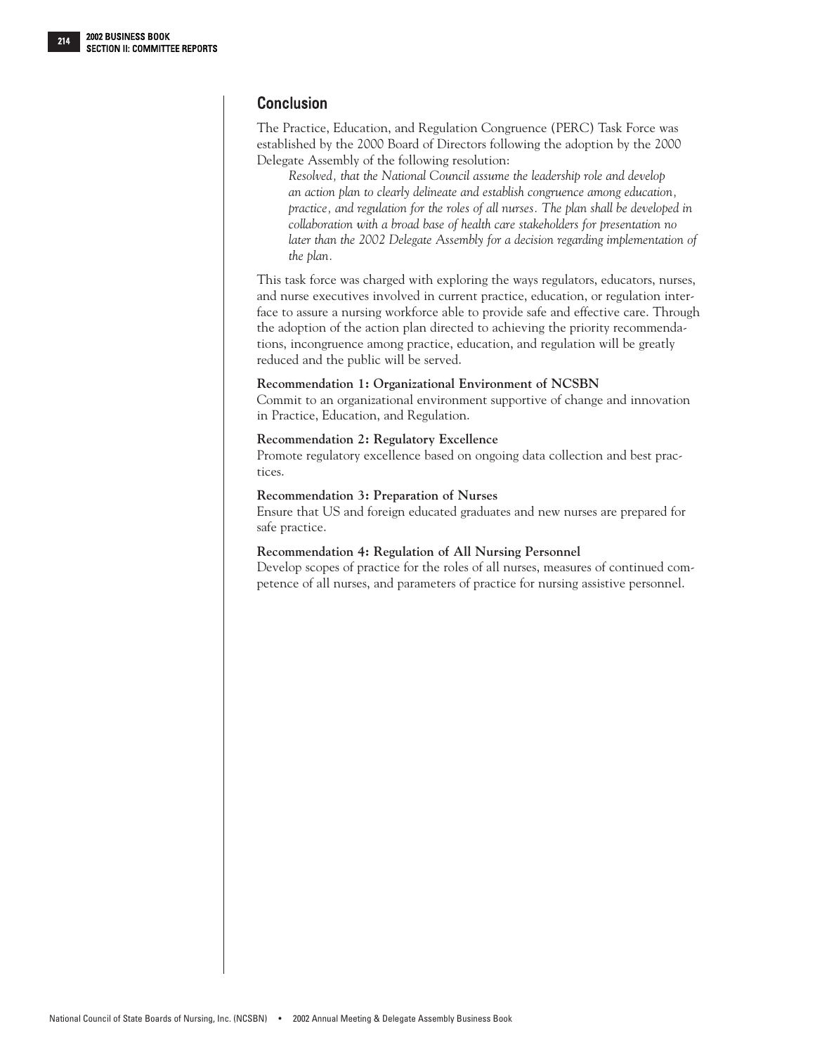## Conclusion

The Practice, Education, and Regulation Congruence (PERC) Task Force was established by the 2000 Board of Directors following the adoption by the 2000 Delegate Assembly of the following resolution:

> *Resolved, that the National Council assume the leadership role and develop an action plan to clearly delineate and establish congruence among education, practice, and regulation for the roles of all nurses. The plan shall be developed in collaboration with a broad base of health care stakeholders for presentation no later than the 2002 Delegate Assembly for a decision regarding implementation of the plan.*

This task force was charged with exploring the ways regulators, educators, nurses, and nurse executives involved in current practice, education, or regulation interface to assure a nursing workforce able to provide safe and effective care. Through the adoption of the action plan directed to achieving the priority recommendations, incongruence among practice, education, and regulation will be greatly reduced and the public will be served.

**Recommendation 1: Organizational Environment of NCSBN**
Commit to an organizational environment supportive of change and innovation in Practice, Education, and Regulation.

**Recommendation 2: Regulatory Excellence**
Promote regulatory excellence based on ongoing data collection and best practices.

**Recommendation 3: Preparation of Nurses**
Ensure that US and foreign educated graduates and new nurses are prepared for safe practice.

**Recommendation 4: Regulation of All Nursing Personnel**
Develop scopes of practice for the roles of all nurses, measures of continued competence of all nurses, and parameters of practice for nursing assistive personnel.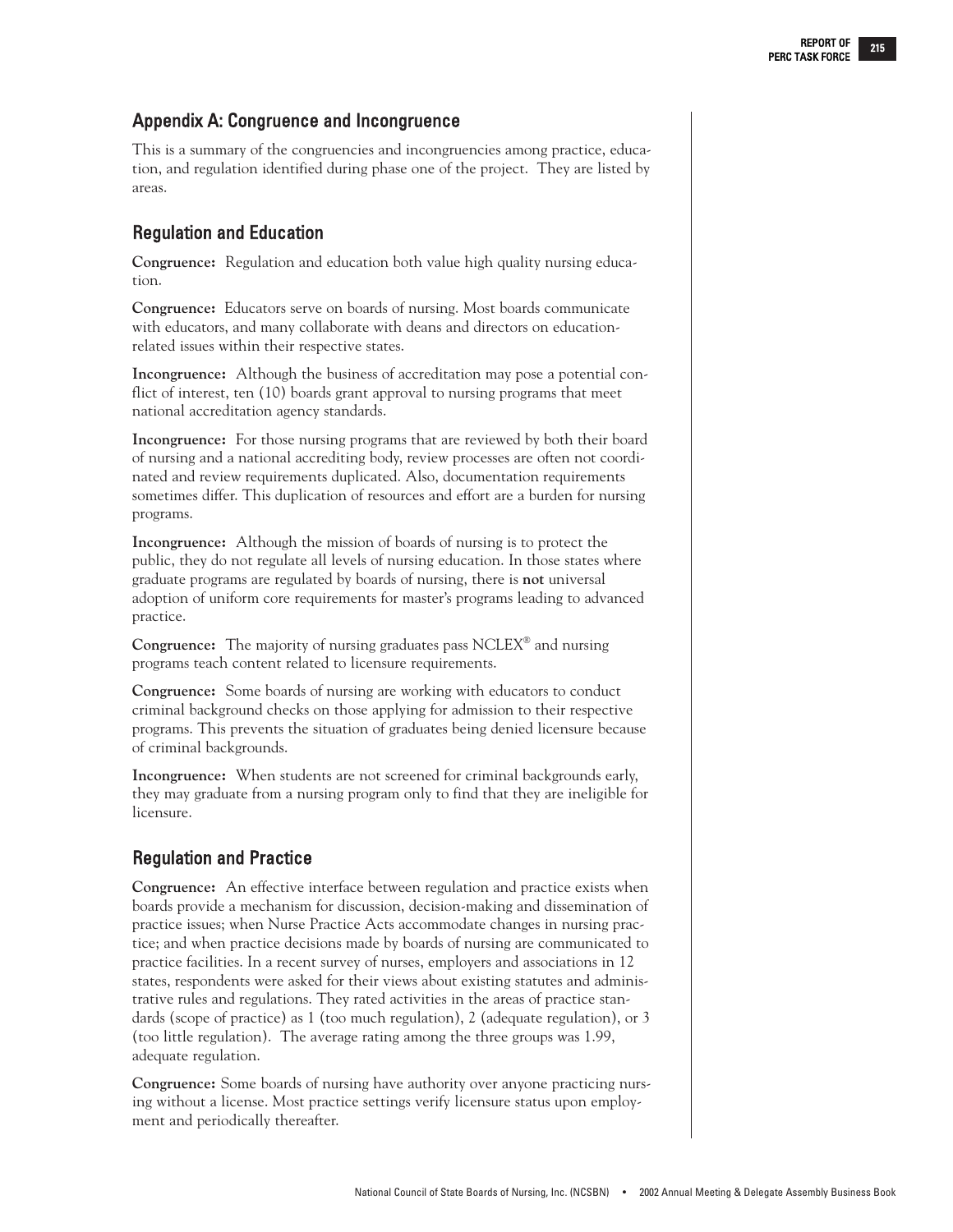## Appendix A: Congruence and Incongruence

This is a summary of the congruencies and incongruencies among practice, education, and regulation identified during phase one of the project. They are listed by areas.

### Regulation and Education

**Congruence:** Regulation and education both value high quality nursing education.

**Congruence:** Educators serve on boards of nursing. Most boards communicate with educators, and many collaborate with deans and directors on education-related issues within their respective states.

**Incongruence:** Although the business of accreditation may pose a potential conflict of interest, ten (10) boards grant approval to nursing programs that meet national accreditation agency standards.

**Incongruence:** For those nursing programs that are reviewed by both their board of nursing and a national accrediting body, review processes are often not coordinated and review requirements duplicated. Also, documentation requirements sometimes differ. This duplication of resources and effort are a burden for nursing programs.

**Incongruence:** Although the mission of boards of nursing is to protect the public, they do not regulate all levels of nursing education. In those states where graduate programs are regulated by boards of nursing, there is **not** universal adoption of uniform core requirements for master's programs leading to advanced practice.

**Congruence:** The majority of nursing graduates pass NCLEX® and nursing programs teach content related to licensure requirements.

**Congruence:** Some boards of nursing are working with educators to conduct criminal background checks on those applying for admission to their respective programs. This prevents the situation of graduates being denied licensure because of criminal backgrounds.

**Incongruence:** When students are not screened for criminal backgrounds early, they may graduate from a nursing program only to find that they are ineligible for licensure.

### Regulation and Practice

**Congruence:** An effective interface between regulation and practice exists when boards provide a mechanism for discussion, decision-making and dissemination of practice issues; when Nurse Practice Acts accommodate changes in nursing practice; and when practice decisions made by boards of nursing are communicated to practice facilities. In a recent survey of nurses, employers and associations in 12 states, respondents were asked for their views about existing statutes and administrative rules and regulations. They rated activities in the areas of practice standards (scope of practice) as 1 (too much regulation), 2 (adequate regulation), or 3 (too little regulation). The average rating among the three groups was 1.99, adequate regulation.

**Congruence:** Some boards of nursing have authority over anyone practicing nursing without a license. Most practice settings verify licensure status upon employment and periodically thereafter.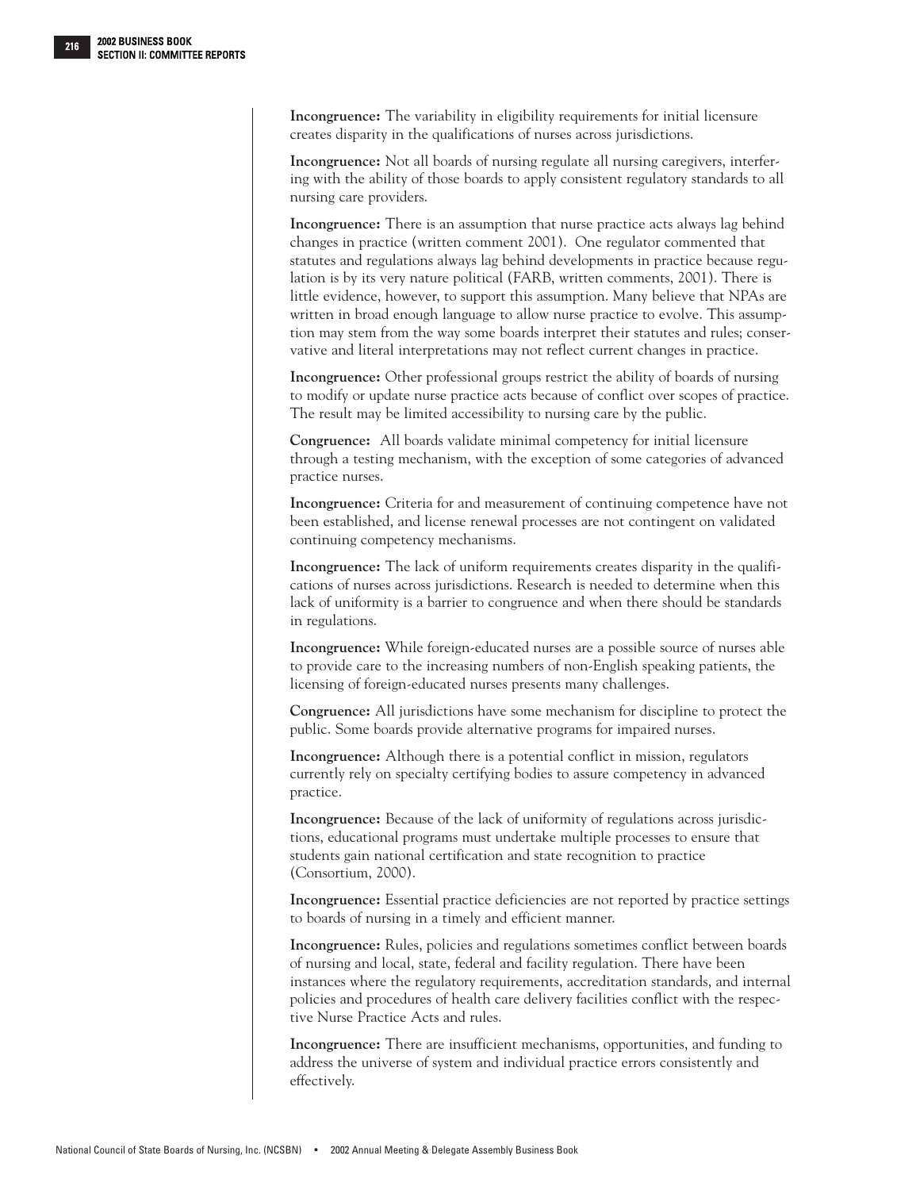**Incongruence:** The variability in eligibility requirements for initial licensure creates disparity in the qualifications of nurses across jurisdictions.

**Incongruence:** Not all boards of nursing regulate all nursing caregivers, interfering with the ability of those boards to apply consistent regulatory standards to all nursing care providers.

**Incongruence:** There is an assumption that nurse practice acts always lag behind changes in practice (written comment 2001). One regulator commented that statutes and regulations always lag behind developments in practice because regulation is by its very nature political (FARB, written comments, 2001). There is little evidence, however, to support this assumption. Many believe that NPAs are written in broad enough language to allow nurse practice to evolve. This assumption may stem from the way some boards interpret their statutes and rules; conservative and literal interpretations may not reflect current changes in practice.

**Incongruence:** Other professional groups restrict the ability of boards of nursing to modify or update nurse practice acts because of conflict over scopes of practice. The result may be limited accessibility to nursing care by the public.

**Congruence:** All boards validate minimal competency for initial licensure through a testing mechanism, with the exception of some categories of advanced practice nurses.

**Incongruence:** Criteria for and measurement of continuing competence have not been established, and license renewal processes are not contingent on validated continuing competency mechanisms.

**Incongruence:** The lack of uniform requirements creates disparity in the qualifications of nurses across jurisdictions. Research is needed to determine when this lack of uniformity is a barrier to congruence and when there should be standards in regulations.

**Incongruence:** While foreign-educated nurses are a possible source of nurses able to provide care to the increasing numbers of non-English speaking patients, the licensing of foreign-educated nurses presents many challenges.

**Congruence:** All jurisdictions have some mechanism for discipline to protect the public. Some boards provide alternative programs for impaired nurses.

**Incongruence:** Although there is a potential conflict in mission, regulators currently rely on specialty certifying bodies to assure competency in advanced practice.

**Incongruence:** Because of the lack of uniformity of regulations across jurisdictions, educational programs must undertake multiple processes to ensure that students gain national certification and state recognition to practice (Consortium, 2000).

**Incongruence:** Essential practice deficiencies are not reported by practice settings to boards of nursing in a timely and efficient manner.

**Incongruence:** Rules, policies and regulations sometimes conflict between boards of nursing and local, state, federal and facility regulation. There have been instances where the regulatory requirements, accreditation standards, and internal policies and procedures of health care delivery facilities conflict with the respective Nurse Practice Acts and rules.

**Incongruence:** There are insufficient mechanisms, opportunities, and funding to address the universe of system and individual practice errors consistently and effectively.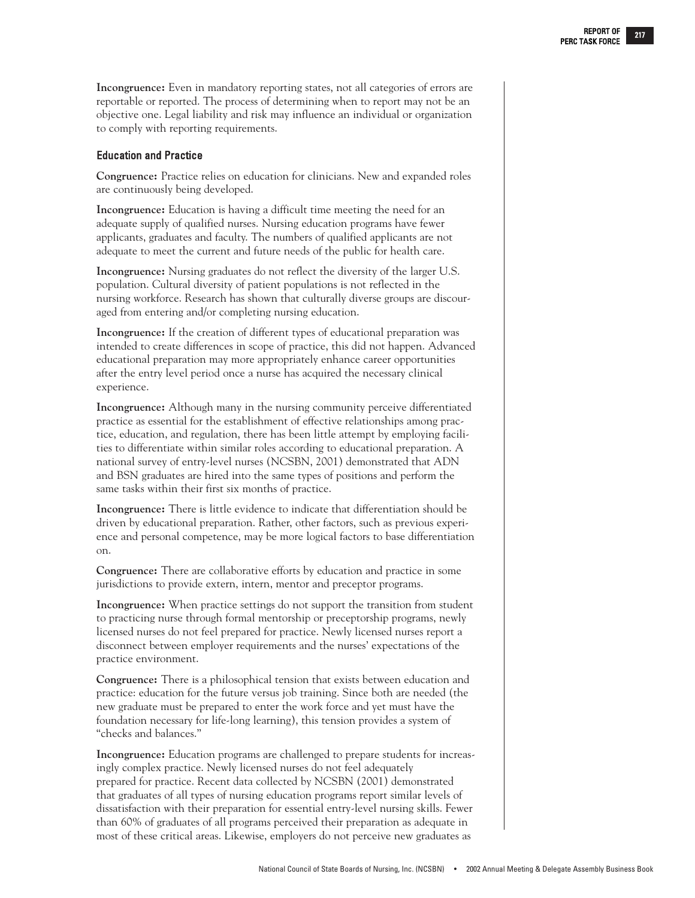**Incongruence:** Even in mandatory reporting states, not all categories of errors are reportable or reported. The process of determining when to report may not be an objective one. Legal liability and risk may influence an individual or organization to comply with reporting requirements.

### Education and Practice

**Congruence:** Practice relies on education for clinicians. New and expanded roles are continuously being developed.

**Incongruence:** Education is having a difficult time meeting the need for an adequate supply of qualified nurses. Nursing education programs have fewer applicants, graduates and faculty. The numbers of qualified applicants are not adequate to meet the current and future needs of the public for health care.

**Incongruence:** Nursing graduates do not reflect the diversity of the larger U.S. population. Cultural diversity of patient populations is not reflected in the nursing workforce. Research has shown that culturally diverse groups are discouraged from entering and/or completing nursing education.

**Incongruence:** If the creation of different types of educational preparation was intended to create differences in scope of practice, this did not happen. Advanced educational preparation may more appropriately enhance career opportunities after the entry level period once a nurse has acquired the necessary clinical experience.

**Incongruence:** Although many in the nursing community perceive differentiated practice as essential for the establishment of effective relationships among practice, education, and regulation, there has been little attempt by employing facilities to differentiate within similar roles according to educational preparation. A national survey of entry-level nurses (NCSBN, 2001) demonstrated that ADN and BSN graduates are hired into the same types of positions and perform the same tasks within their first six months of practice.

**Incongruence:** There is little evidence to indicate that differentiation should be driven by educational preparation. Rather, other factors, such as previous experience and personal competence, may be more logical factors to base differentiation on.

**Congruence:** There are collaborative efforts by education and practice in some jurisdictions to provide extern, intern, mentor and preceptor programs.

**Incongruence:** When practice settings do not support the transition from student to practicing nurse through formal mentorship or preceptorship programs, newly licensed nurses do not feel prepared for practice. Newly licensed nurses report a disconnect between employer requirements and the nurses' expectations of the practice environment.

**Congruence:** There is a philosophical tension that exists between education and practice: education for the future versus job training. Since both are needed (the new graduate must be prepared to enter the work force and yet must have the foundation necessary for life-long learning), this tension provides a system of "checks and balances."

**Incongruence:** Education programs are challenged to prepare students for increasingly complex practice. Newly licensed nurses do not feel adequately prepared for practice. Recent data collected by NCSBN (2001) demonstrated that graduates of all types of nursing education programs report similar levels of dissatisfaction with their preparation for essential entry-level nursing skills. Fewer than 60% of graduates of all programs perceived their preparation as adequate in most of these critical areas. Likewise, employers do not perceive new graduates as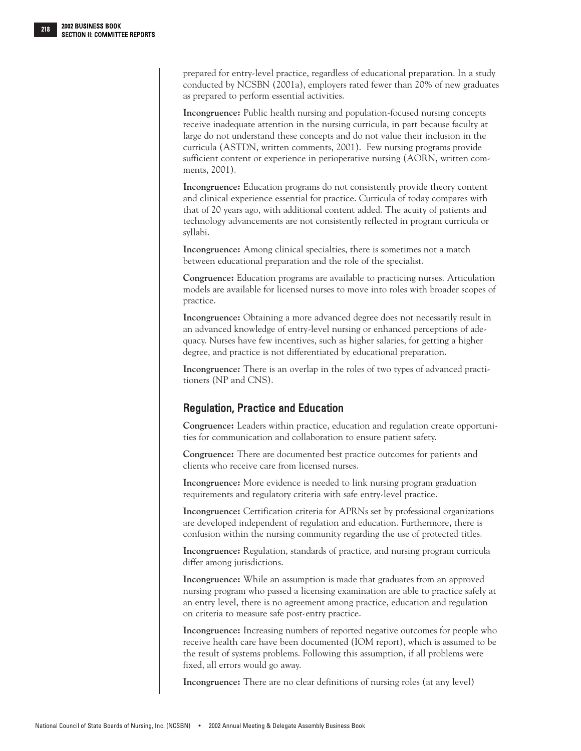prepared for entry-level practice, regardless of educational preparation. In a study conducted by NCSBN (2001a), employers rated fewer than 20% of new graduates as prepared to perform essential activities.

**Incongruence:** Public health nursing and population-focused nursing concepts receive inadequate attention in the nursing curricula, in part because faculty at large do not understand these concepts and do not value their inclusion in the curricula (ASTDN, written comments, 2001). Few nursing programs provide sufficient content or experience in perioperative nursing (AORN, written comments, 2001).

**Incongruence:** Education programs do not consistently provide theory content and clinical experience essential for practice. Curricula of today compares with that of 20 years ago, with additional content added. The acuity of patients and technology advancements are not consistently reflected in program curricula or syllabi.

**Incongruence:** Among clinical specialties, there is sometimes not a match between educational preparation and the role of the specialist.

**Congruence:** Education programs are available to practicing nurses. Articulation models are available for licensed nurses to move into roles with broader scopes of practice.

**Incongruence:** Obtaining a more advanced degree does not necessarily result in an advanced knowledge of entry-level nursing or enhanced perceptions of adequacy. Nurses have few incentives, such as higher salaries, for getting a higher degree, and practice is not differentiated by educational preparation.

**Incongruence:** There is an overlap in the roles of two types of advanced practitioners (NP and CNS).

## Regulation, Practice and Education

**Congruence:** Leaders within practice, education and regulation create opportunities for communication and collaboration to ensure patient safety.

**Congruence:** There are documented best practice outcomes for patients and clients who receive care from licensed nurses.

**Incongruence:** More evidence is needed to link nursing program graduation requirements and regulatory criteria with safe entry-level practice.

**Incongruence:** Certification criteria for APRNs set by professional organizations are developed independent of regulation and education. Furthermore, there is confusion within the nursing community regarding the use of protected titles.

**Incongruence:** Regulation, standards of practice, and nursing program curricula differ among jurisdictions.

**Incongruence:** While an assumption is made that graduates from an approved nursing program who passed a licensing examination are able to practice safely at an entry level, there is no agreement among practice, education and regulation on criteria to measure safe post-entry practice.

**Incongruence:** Increasing numbers of reported negative outcomes for people who receive health care have been documented (IOM report), which is assumed to be the result of systems problems. Following this assumption, if all problems were fixed, all errors would go away.

**Incongruence:** There are no clear definitions of nursing roles (at any level)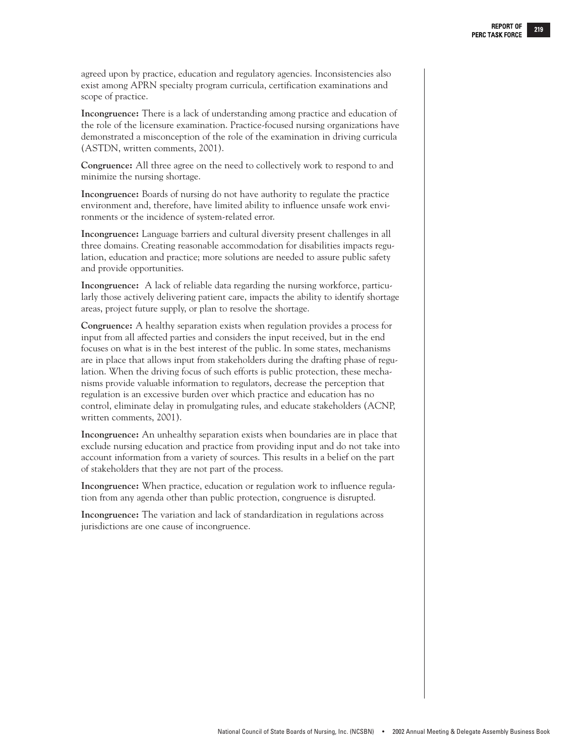agreed upon by practice, education and regulatory agencies. Inconsistencies also exist among APRN specialty program curricula, certification examinations and scope of practice.

**Incongruence:** There is a lack of understanding among practice and education of the role of the licensure examination. Practice-focused nursing organizations have demonstrated a misconception of the role of the examination in driving curricula (ASTDN, written comments, 2001).

**Congruence:** All three agree on the need to collectively work to respond to and minimize the nursing shortage.

**Incongruence:** Boards of nursing do not have authority to regulate the practice environment and, therefore, have limited ability to influence unsafe work environments or the incidence of system-related error.

**Incongruence:** Language barriers and cultural diversity present challenges in all three domains. Creating reasonable accommodation for disabilities impacts regulation, education and practice; more solutions are needed to assure public safety and provide opportunities.

**Incongruence:** A lack of reliable data regarding the nursing workforce, particularly those actively delivering patient care, impacts the ability to identify shortage areas, project future supply, or plan to resolve the shortage.

**Congruence:** A healthy separation exists when regulation provides a process for input from all affected parties and considers the input received, but in the end focuses on what is in the best interest of the public. In some states, mechanisms are in place that allows input from stakeholders during the drafting phase of regulation. When the driving focus of such efforts is public protection, these mechanisms provide valuable information to regulators, decrease the perception that regulation is an excessive burden over which practice and education has no control, eliminate delay in promulgating rules, and educate stakeholders (ACNP, written comments, 2001).

**Incongruence:** An unhealthy separation exists when boundaries are in place that exclude nursing education and practice from providing input and do not take into account information from a variety of sources. This results in a belief on the part of stakeholders that they are not part of the process.

**Incongruence:** When practice, education or regulation work to influence regulation from any agenda other than public protection, congruence is disrupted.

**Incongruence:** The variation and lack of standardization in regulations across jurisdictions are one cause of incongruence.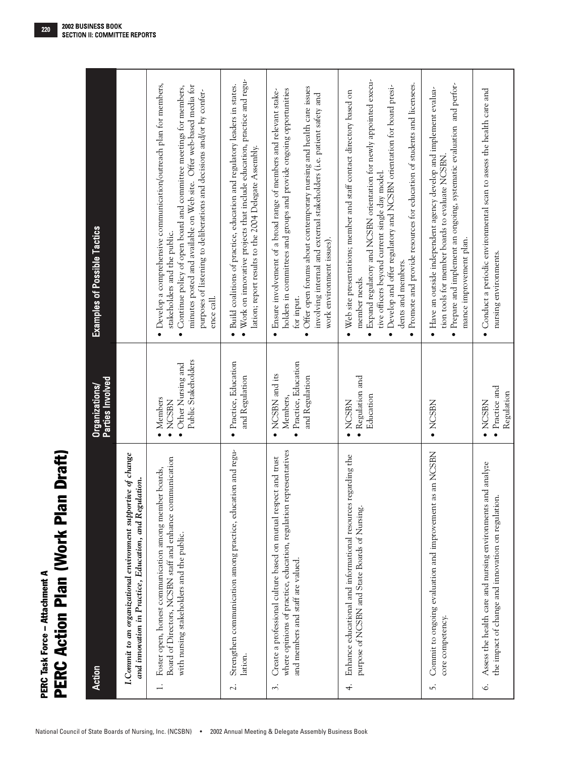## PERC Task Force – Attachment A

# PERC Action Plan (Work Plan Draft)

| Action | Organizations/ Parties Involved | Examples of Possible Tactics |
|---|---|---|
| ***I. Commit to an organizational environment supportive of change and innovation in Practice, Education, and Regulation.*** | | |
| 1. Foster open, honest communication among member boards, Board of Directors, NCSBN staff and enhance communication with nursing stakeholders and the public. | • Members<br>• NCSBN<br>• Other Nursing and Public Stakeholders | • Develop a comprehensive communication/outreach plan for members, stakeholders and the public.<br>• Continue policy of open board and committee meetings for members, minutes posted and available on Web site. Offer web-based media for purposes of listening to deliberations and decisions and/or by conference call. |
| 2. Strengthen communication among practice, education and regulation. | • Practice, Education and Regulation | • Build coalitions of practice, education and regulatory leaders in states.<br>• Work on innovative projects that include education, practice and regulation; report results to the 2004 Delegate Assembly. |
| 3. Create a professional culture based on mutual respect and trust where opinions of practice, education, regulation representatives and members and staff are valued. | • NCSBN and its Members,<br>• Practice, Education and Regulation | • Ensure involvement of a broad range of members and relevant stakeholders in committees and groups and provide ongoing opportunities for input.<br>• Offer open forums about contemporary nursing and health care issues involving internal and external stakeholders (i.e. patient safety and work environment issues). |
| 4. Enhance educational and informational resources regarding the purpose of NCSBN and State Boards of Nursing. | • NCSBN<br>• Regulation and Education | • Web site presentations; member and staff contact directory based on member needs.<br>• Expand regulatory and NCSBN orientation for newly appointed executive officers beyond current single day model.<br>• Develop and offer regulatory and NCSBN orientation for board presidents and members.<br>• Promote and provide resources for education of students and licensees. |
| 5. Commit to ongoing evaluation and improvement as an NCSBN core competency. | • NCSBN | • Have an outside independent agency develop and implement evaluation tools for member boards to evaluate NCSBN.<br>• Prepare and implement an ongoing, systematic evaluation and performance improvement plan. |
| 6. Assess the health care and nursing environments and analyze the impact of change and innovation on regulation. | • NCSBN<br>• Practice and Regulation | • Conduct a periodic environmental scan to assess the health care and nursing environments. |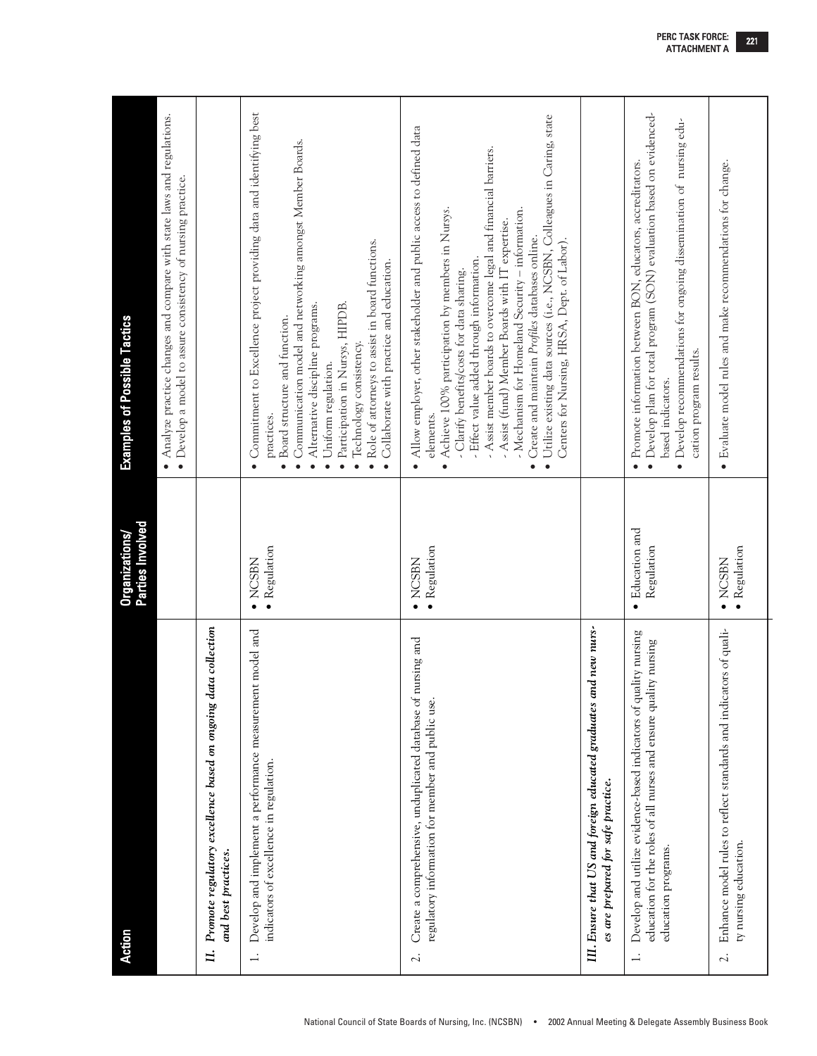| Action | Organizations/ Parties Involved | Examples of Possible Tactics |
|---|---|---|
| | | • Analyze practice changes and compare with state laws and regulations.<br>• Develop a model to assure consistency of nursing practice. |
| ***II. Promote regulatory excellence based on ongoing data collection and best practices.*** | | |
| 1. Develop and implement a performance measurement model and indicators of excellence in regulation. | • NCSBN<br>• Regulation | • Commitment to Excellence project providing data and identifying best practices.<br>• Board structure and function.<br>• Communication model and networking amongst Member Boards.<br>• Alternative discipline programs.<br>• Uniform regulation.<br>• Participation in Nursys, HIPDB.<br>• Technology consistency.<br>• Role of attorneys to assist in board functions.<br>• Collaborate with practice and education. |
| 2. Create a comprehensive, unduplicated database of nursing and regulatory information for member and public use. | • NCSBN<br>• Regulation | • Allow employer, other stakeholder and public access to defined data elements.<br>• Achieve 100% participation by members in Nursys.<br>- Clarify benefits/costs for data sharing.<br>- Effect value added through information.<br>- Assist member boards to overcome legal and financial barriers.<br>- Assist (fund) Member Boards with IT expertise.<br>- Mechanism for Homeland Security – information.<br>• Create and maintain *Profiles* databases online.<br>• Utilize existing data sources (i.e., NCSBN, Colleagues in Caring, state Centers for Nursing, HRSA, Dept. of Labor). |
| ***III. Ensure that US and foreign educated graduates and new nurses are prepared for safe practice.*** | | |
| 1. Develop and utilize evidence-based indicators of quality nursing education for the roles of all nurses and ensure quality nursing education programs. | • Education and Regulation | • Promote information between BON, educators, accreditators.<br>• Develop plan for total program (SON) evaluation based on evidenced-based indicators.<br>• Develop recommendations for ongoing dissemination of nursing education program results. |
| 2. Enhance model rules to reflect standards and indicators of quality nursing education. | • NCSBN<br>• Regulation | • Evaluate model rules and make recommendations for change. |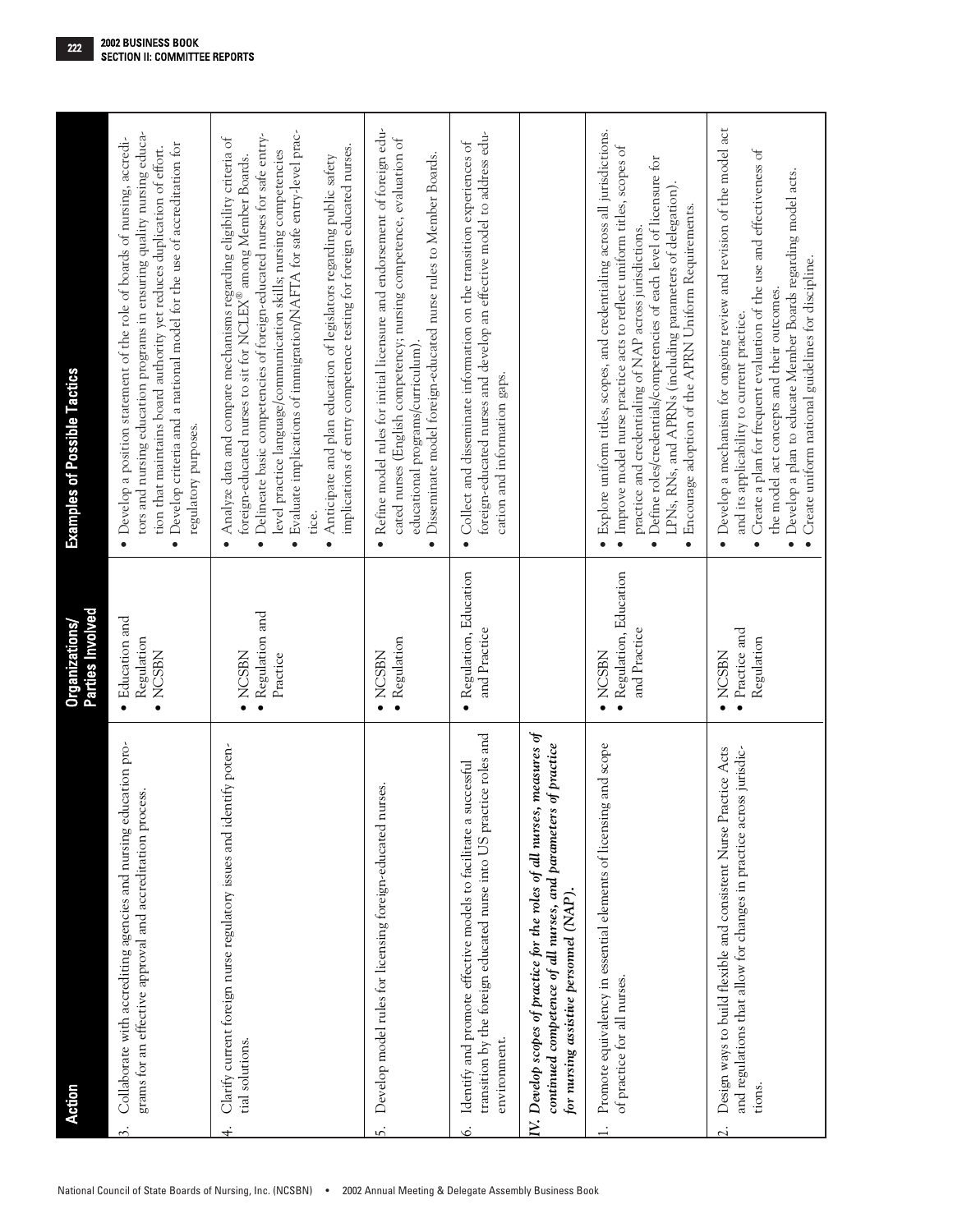| Action | Organizations/ Parties Involved | Examples of Possible Tactics |
|---|---|---|
| 3. Collaborate with accrediting agencies and nursing education programs for an effective approval and accreditation process. | • Education and Regulation<br>• NCSBN | • Develop a position statement of the role of boards of nursing, accreditors and nursing education programs in ensuring quality nursing education that maintains board authority yet reduces duplication of effort.<br>• Develop criteria and a national model for the use of accreditation for regulatory purposes. |
| 4. Clarify current foreign nurse regulatory issues and identify potential solutions. | • NCSBN<br>• Regulation and Practice | • Analyze data and compare mechanisms regarding eligibility criteria of foreign-educated nurses to sit for NCLEX® among Member Boards.<br>• Delineate basic competencies of foreign-educated nurses for safe entry-level practice language/communication skills; nursing competencies<br>• Evaluate implications of immigration/NAFTA for safe entry-level practice.<br>• Anticipate and plan education of legislators regarding public safety implications of entry competence testing for foreign educated nurses. |
| 5. Develop model rules for licensing foreign-educated nurses. | • NCSBN<br>• Regulation | • Refine model rules for initial licensure and endorsement of foreign educated nurses (English competency; nursing competence, evaluation of educational programs/curriculum).<br>• Disseminate model foreign-educated nurse rules to Member Boards. |
| 6. Identify and promote effective models to facilitate a successful transition by the foreign educated nurse into US practice roles and environment. | • Regulation, Education and Practice | • Collect and disseminate information on the transition experiences of foreign-educated nurses and develop an effective model to address education and information gaps. |
| ***IV. Develop scopes of practice for the roles of all nurses, measures of continued competence of all nurses, and parameters of practice for nursing assistive personnel (NAP).*** | | |
| 1. Promote equivalency in essential elements of licensing and scope of practice for all nurses. | • NCSBN<br>• Regulation, Education and Practice | • Explore uniform titles, scopes, and credentialing across all jurisdictions.<br>• Improve model nurse practice acts to reflect uniform titles, scopes of practice and credentialing of NAP across jurisdictions.<br>• Define roles/credentials/competencies of each level of licensure for LPNs, RNs, and APRNs (including parameters of delegation).<br>• Encourage adoption of the APRN Uniform Requirements. |
| 2. Design ways to build flexible and consistent Nurse Practice Acts and regulations that allow for changes in practice across jurisdictions. | • NCSBN<br>• Practice and Regulation | • Develop a mechanism for ongoing review and revision of the model act and its applicability to current practice.<br>• Create a plan for frequent evaluation of the use and effectiveness of the model act concepts and their outcomes.<br>• Develop a plan to educate Member Boards regarding model acts.<br>• Create uniform national guidelines for discipline. |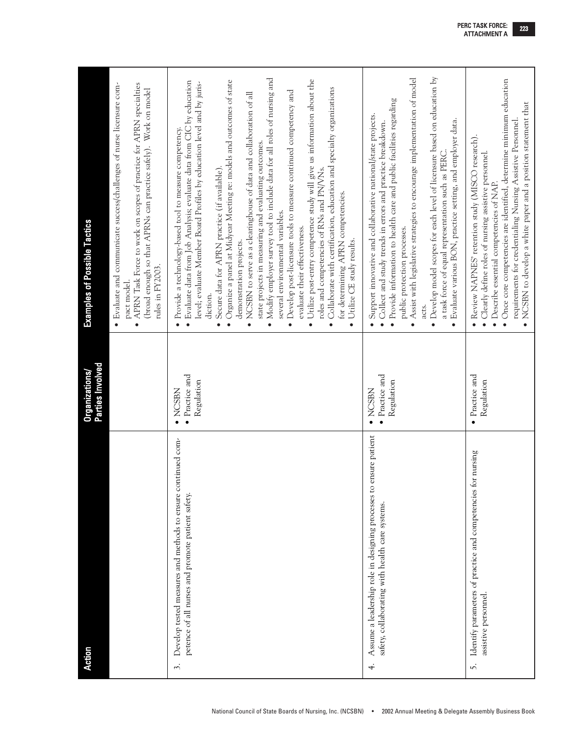| Action | Organizations/ Parties Involved | Examples of Possible Tactics |
|---|---|---|
| | | • Evaluate and communicate success/challenges of nurse licensure compact model. <br> • APRN Task Force to work on scopes of practice for APRN specialties (broad enough so that APRNs can practice safely). Work on model rules in FY2003. |
| 3. Develop tested measures and methods to ensure continued competence of all nurses and promote patient safety. | • NCSBN <br> • Practice and Regulation | • Provide a technology-based tool to measure competency. <br> • Evaluate data from Job Analysis; evaluate data from CIC by education level; evaluate Member Board Profiles by education level and by jurisdiction. <br> • Secure data for APRN practice (if available). <br> • Organize a panel at Midyear Meeting re: models and outcomes of state demonstration projects. <br> • NCSBN to serve as a clearinghouse of data and collaboration of all state projects in measuring and evaluating outcomes. <br> • Modify employer survey tool to include data for all roles of nursing and several environmental variables. <br> • Develop post-licensure tools to measure continued competency and evaluate their effectiveness. <br> • Utilize post-entry competence study will give us information about the roles and competencies of RNs and PN/VNs. <br> • Collaborate with certification, education and specialty organizations for determining APRN competencies. <br> • Utilize CE study results. |
| 4. Assume a leadership role in designing processes to ensure patient safety, collaborating with health care systems. | • NCSBN <br> • Practice and Regulation | • Support innovative and collaborative national/state projects. <br> • Collect and study trends in errors and practice breakdown. <br> • Provide information to health care and public facilities regarding public protection processes. <br> • Assist with legislative strategies to encourage implementation of model acts. <br> • Develop model scopes for each level of licensure based on education by a task force of equal representation such as PERC. <br> • Evaluate various BON, practice setting, and employer data. |
| 5. Identify parameters of practice and competencies for nursing assistive personnel. | • Practice and Regulation | • Review NAPNES' retention study (MISCO research). <br> • Clearly define roles of nursing assistive personnel. <br> • Describe essential competencies of NAP. <br> • Once core competencies are identified, determine minimum education requirements for credentialing Nursing Assistive Personnel. <br> • NCSBN to develop a white paper and a position statement that |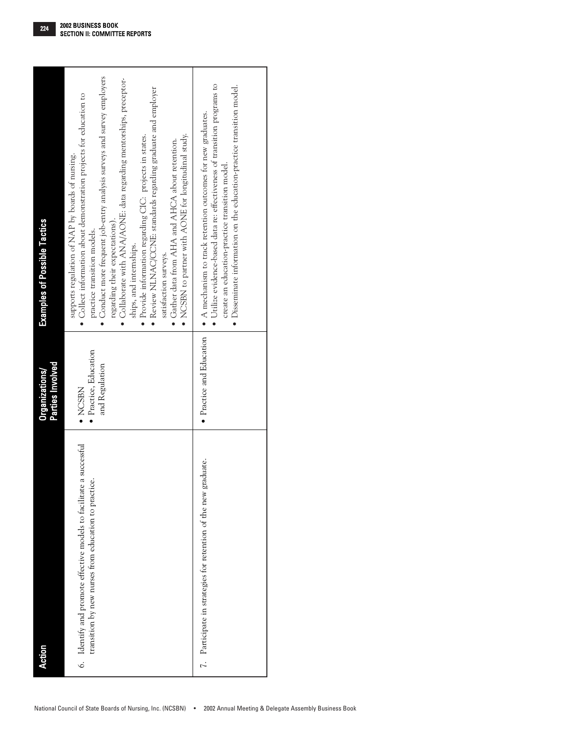| Action | Organizations/ Parties Involved | Examples of Possible Tactics |
|---|---|---|
| 6. Identify and promote effective models to facilitate a successful transition by new nurses from education to practice. | • NCSBN<br>• Practice, Education and Regulation | supports regulation of NAP by boards of nursing.<br>• Collect information about demonstration projects for education to practice transition models.<br>• Conduct more frequent job-entry analysis surveys and survey employers regarding their expectations).<br>• Collaborate with ANA/AONE: data regarding mentorships, preceptorships, and internships.<br>• Provide information regarding CIC: projects in states.<br>• Review NLNAC/CCNE: standards regarding graduate and employer satisfaction surveys.<br>• Gather data from AHA and AHCA about retention.<br>• NCSBN to partner with AONE for longitudinal study. |
| 7. Participate in strategies for retention of the new graduate. | • Practice and Education | • A mechanism to track retention outcomes for new graduates.<br>• Utilize evidence-based data re: effectiveness of transition programs to create an education-practice transition model.<br>• Disseminate information on the education-practice transition model. |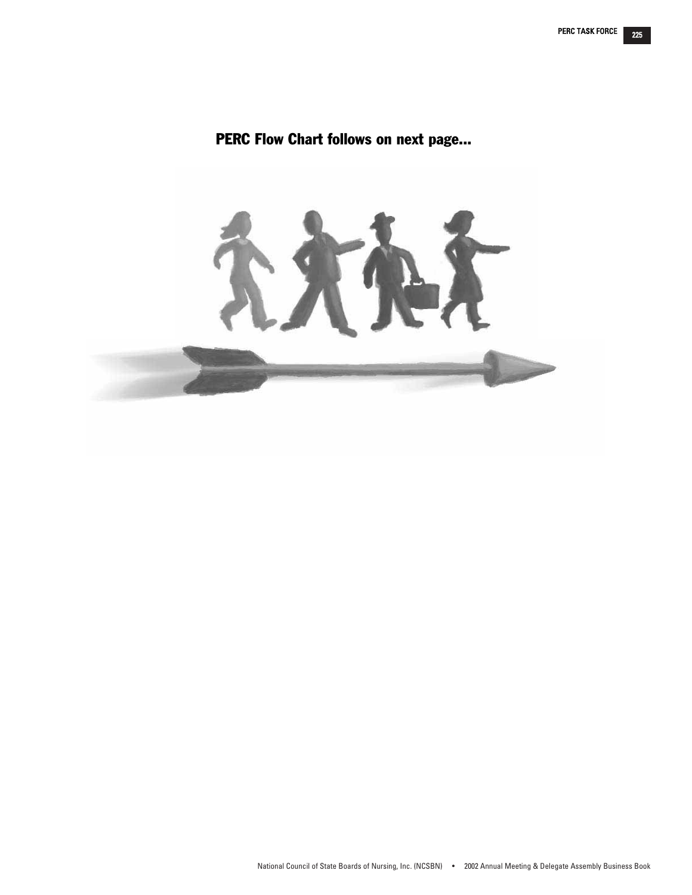**PERC Flow Chart follows on next page...**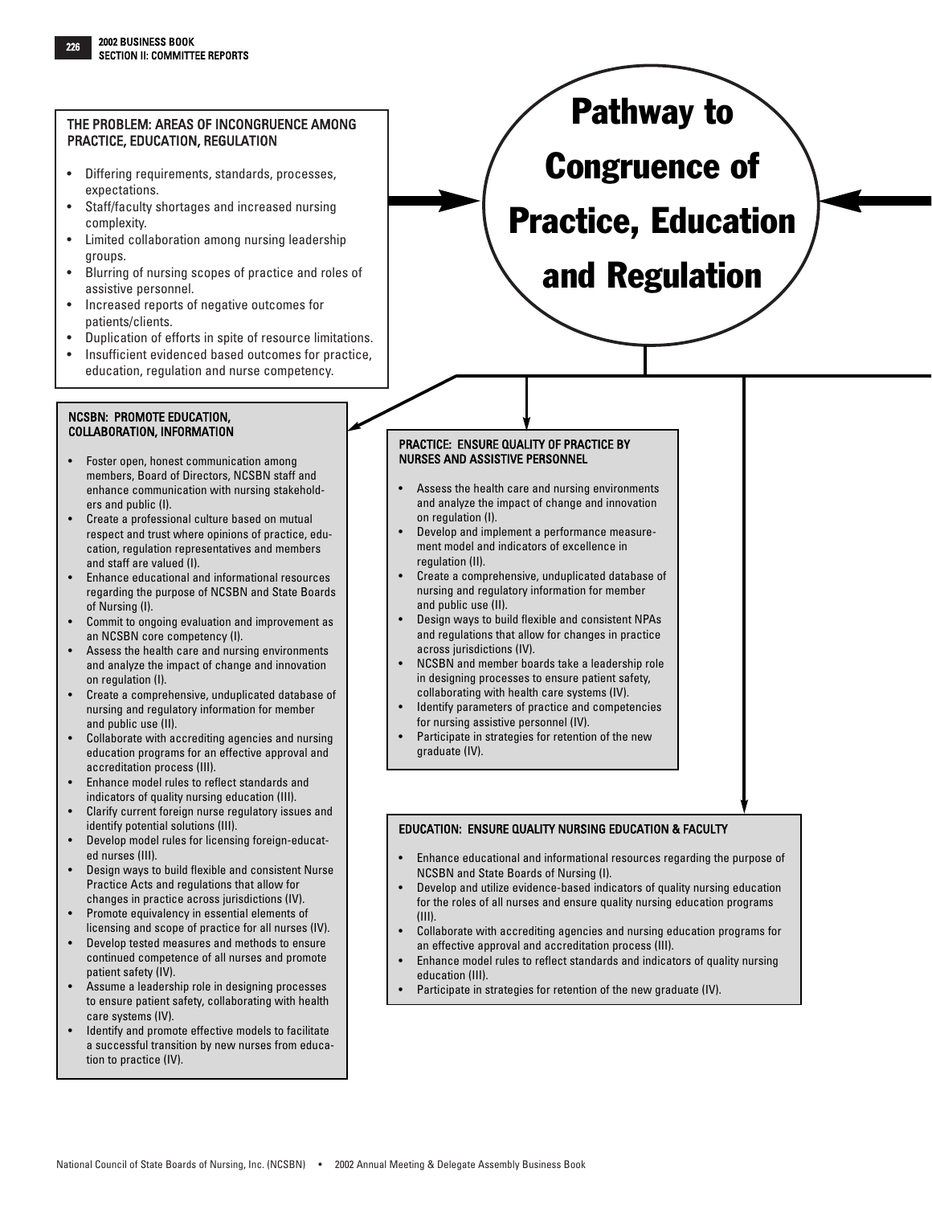# Pathway to Congruence of Practice, Education and Regulation

## THE PROBLEM: AREAS OF INCONGRUENCE AMONG PRACTICE, EDUCATION, REGULATION

- Differing requirements, standards, processes, expectations.
- Staff/faculty shortages and increased nursing complexity.
- Limited collaboration among nursing leadership groups.
- Blurring of nursing scopes of practice and roles of assistive personnel.
- Increased reports of negative outcomes for patients/clients.
- Duplication of efforts in spite of resource limitations.
- Insufficient evidenced based outcomes for practice, education, regulation and nurse competency.

## NCSBN: PROMOTE EDUCATION, COLLABORATION, INFORMATION

- Foster open, honest communication among members, Board of Directors, NCSBN staff and enhance communication with nursing stakeholders and public (I).
- Create a professional culture based on mutual respect and trust where opinions of practice, education, regulation representatives and members and staff are valued (I).
- Enhance educational and informational resources regarding the purpose of NCSBN and State Boards of Nursing (I).
- Commit to ongoing evaluation and improvement as an NCSBN core competency (I).
- Assess the health care and nursing environments and analyze the impact of change and innovation on regulation (I).
- Create a comprehensive, unduplicated database of nursing and regulatory information for member and public use (II).
- Collaborate with accrediting agencies and nursing education programs for an effective approval and accreditation process (III).
- Enhance model rules to reflect standards and indicators of quality nursing education (III).
- Clarify current foreign nurse regulatory issues and identify potential solutions (III).
- Develop model rules for licensing foreign-educated nurses (III).
- Design ways to build flexible and consistent Nurse Practice Acts and regulations that allow for changes in practice across jurisdictions (IV).
- Promote equivalency in essential elements of licensing and scope of practice for all nurses (IV).
- Develop tested measures and methods to ensure continued competence of all nurses and promote patient safety (IV).
- Assume a leadership role in designing processes to ensure patient safety, collaborating with health care systems (IV).
- Identify and promote effective models to facilitate a successful transition by new nurses from education to practice (IV).

## PRACTICE: ENSURE QUALITY OF PRACTICE BY NURSES AND ASSISTIVE PERSONNEL

- Assess the health care and nursing environments and analyze the impact of change and innovation on regulation (I).
- Develop and implement a performance measurement model and indicators of excellence in regulation (II).
- Create a comprehensive, unduplicated database of nursing and regulatory information for member and public use (II).
- Design ways to build flexible and consistent NPAs and regulations that allow for changes in practice across jurisdictions (IV).
- NCSBN and member boards take a leadership role in designing processes to ensure patient safety, collaborating with health care systems (IV).
- Identify parameters of practice and competencies for nursing assistive personnel (IV).
- Participate in strategies for retention of the new graduate (IV).

## EDUCATION: ENSURE QUALITY NURSING EDUCATION & FACULTY

- Enhance educational and informational resources regarding the purpose of NCSBN and State Boards of Nursing (I).
- Develop and utilize evidence-based indicators of quality nursing education for the roles of all nurses and ensure quality nursing education programs (III).
- Collaborate with accrediting agencies and nursing education programs for an effective approval and accreditation process (III).
- Enhance model rules to reflect standards and indicators of quality nursing education (III).
- Participate in strategies for retention of the new graduate (IV).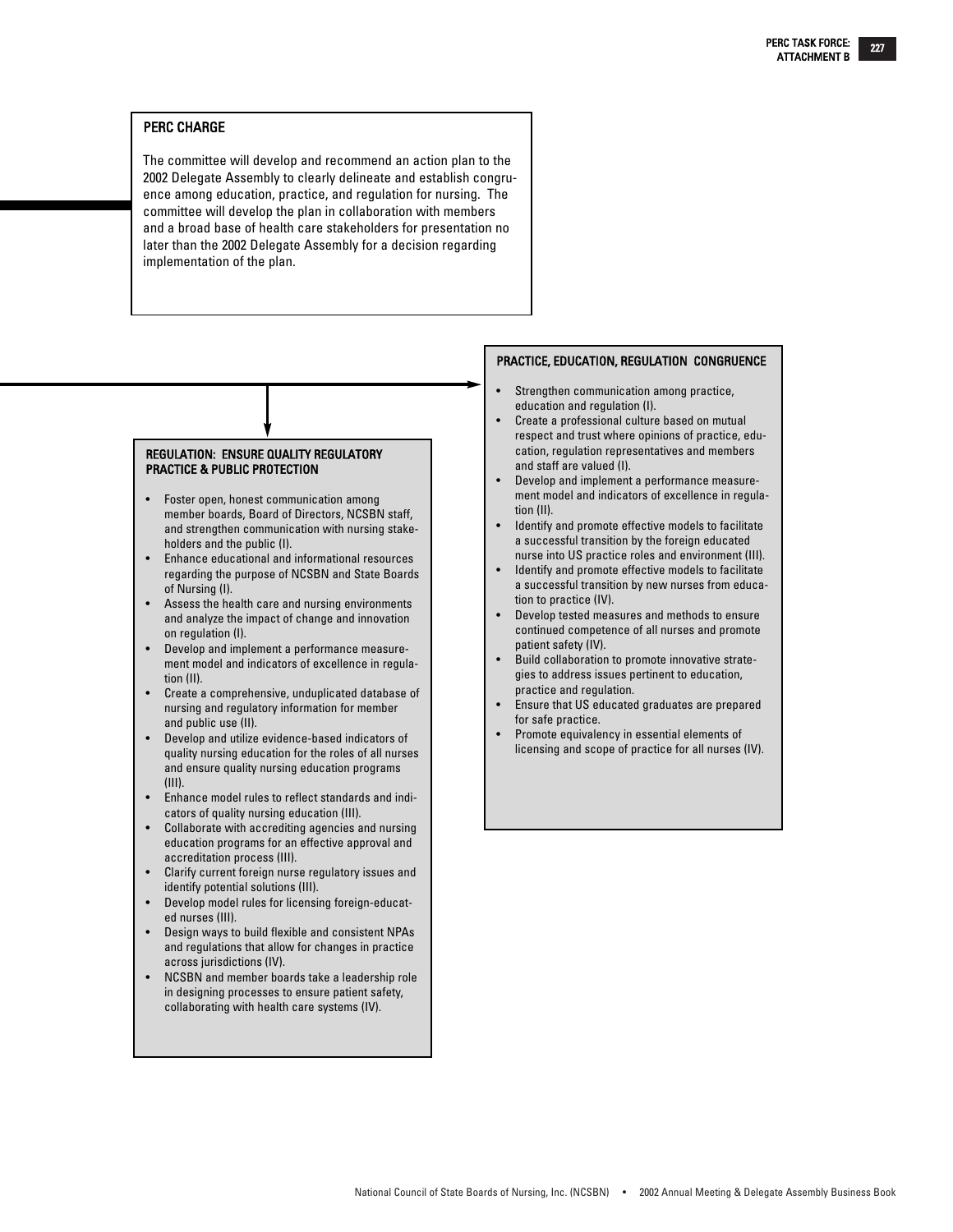## PERC CHARGE

The committee will develop and recommend an action plan to the 2002 Delegate Assembly to clearly delineate and establish congruence among education, practice, and regulation for nursing. The committee will develop the plan in collaboration with members and a broad base of health care stakeholders for presentation no later than the 2002 Delegate Assembly for a decision regarding implementation of the plan.

### REGULATION: ENSURE QUALITY REGULATORY PRACTICE & PUBLIC PROTECTION

- Foster open, honest communication among member boards, Board of Directors, NCSBN staff, and strengthen communication with nursing stakeholders and the public (I).
- Enhance educational and informational resources regarding the purpose of NCSBN and State Boards of Nursing (I).
- Assess the health care and nursing environments and analyze the impact of change and innovation on regulation (I).
- Develop and implement a performance measurement model and indicators of excellence in regulation (II).
- Create a comprehensive, unduplicated database of nursing and regulatory information for member and public use (II).
- Develop and utilize evidence-based indicators of quality nursing education for the roles of all nurses and ensure quality nursing education programs (III).
- Enhance model rules to reflect standards and indicators of quality nursing education (III).
- Collaborate with accrediting agencies and nursing education programs for an effective approval and accreditation process (III).
- Clarify current foreign nurse regulatory issues and identify potential solutions (III).
- Develop model rules for licensing foreign-educated nurses (III).
- Design ways to build flexible and consistent NPAs and regulations that allow for changes in practice across jurisdictions (IV).
- NCSBN and member boards take a leadership role in designing processes to ensure patient safety, collaborating with health care systems (IV).

### PRACTICE, EDUCATION, REGULATION CONGRUENCE

- Strengthen communication among practice, education and regulation (I).
- Create a professional culture based on mutual respect and trust where opinions of practice, education, regulation representatives and members and staff are valued (I).
- Develop and implement a performance measurement model and indicators of excellence in regulation (II).
- Identify and promote effective models to facilitate a successful transition by the foreign educated nurse into US practice roles and environment (III).
- Identify and promote effective models to facilitate a successful transition by new nurses from education to practice (IV).
- Develop tested measures and methods to ensure continued competence of all nurses and promote patient safety (IV).
- Build collaboration to promote innovative strategies to address issues pertinent to education, practice and regulation.
- Ensure that US educated graduates are prepared for safe practice.
- Promote equivalency in essential elements of licensing and scope of practice for all nurses (IV).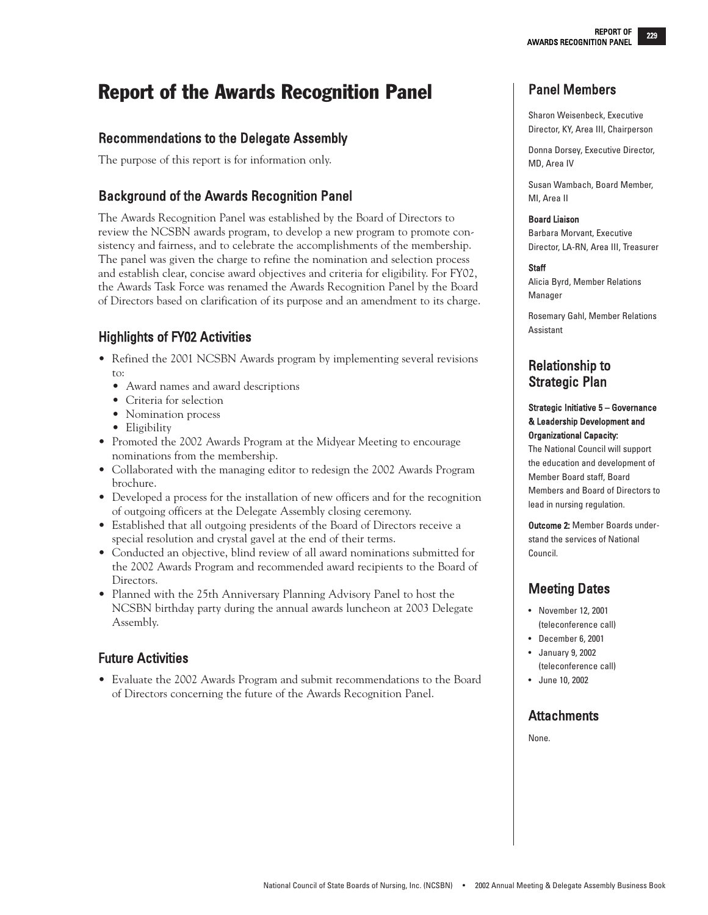# Report of the Awards Recognition Panel

## Recommendations to the Delegate Assembly

The purpose of this report is for information only.

## Background of the Awards Recognition Panel

The Awards Recognition Panel was established by the Board of Directors to review the NCSBN awards program, to develop a new program to promote consistency and fairness, and to celebrate the accomplishments of the membership. The panel was given the charge to refine the nomination and selection process and establish clear, concise award objectives and criteria for eligibility. For FY02, the Awards Task Force was renamed the Awards Recognition Panel by the Board of Directors based on clarification of its purpose and an amendment to its charge.

## Highlights of FY02 Activities

- Refined the 2001 NCSBN Awards program by implementing several revisions to:
  - Award names and award descriptions
  - Criteria for selection
  - Nomination process
  - Eligibility
- Promoted the 2002 Awards Program at the Midyear Meeting to encourage nominations from the membership.
- Collaborated with the managing editor to redesign the 2002 Awards Program brochure.
- Developed a process for the installation of new officers and for the recognition of outgoing officers at the Delegate Assembly closing ceremony.
- Established that all outgoing presidents of the Board of Directors receive a special resolution and crystal gavel at the end of their terms.
- Conducted an objective, blind review of all award nominations submitted for the 2002 Awards Program and recommended award recipients to the Board of Directors.
- Planned with the 25th Anniversary Planning Advisory Panel to host the NCSBN birthday party during the annual awards luncheon at 2003 Delegate Assembly.

## Future Activities

- Evaluate the 2002 Awards Program and submit recommendations to the Board of Directors concerning the future of the Awards Recognition Panel.

## Panel Members

Sharon Weisenbeck, Executive Director, KY, Area III, Chairperson

Donna Dorsey, Executive Director, MD, Area IV

Susan Wambach, Board Member, MI, Area II

**Board Liaison**
Barbara Morvant, Executive Director, LA-RN, Area III, Treasurer

**Staff**
Alicia Byrd, Member Relations Manager

Rosemary Gahl, Member Relations Assistant

## Relationship to Strategic Plan

**Strategic Initiative 5 – Governance & Leadership Development and Organizational Capacity:**
The National Council will support the education and development of Member Board staff, Board Members and Board of Directors to lead in nursing regulation.

**Outcome 2:** Member Boards understand the services of National Council.

## Meeting Dates

- November 12, 2001 (teleconference call)
- December 6, 2001
- January 9, 2002 (teleconference call)
- June 10, 2002

## Attachments

None.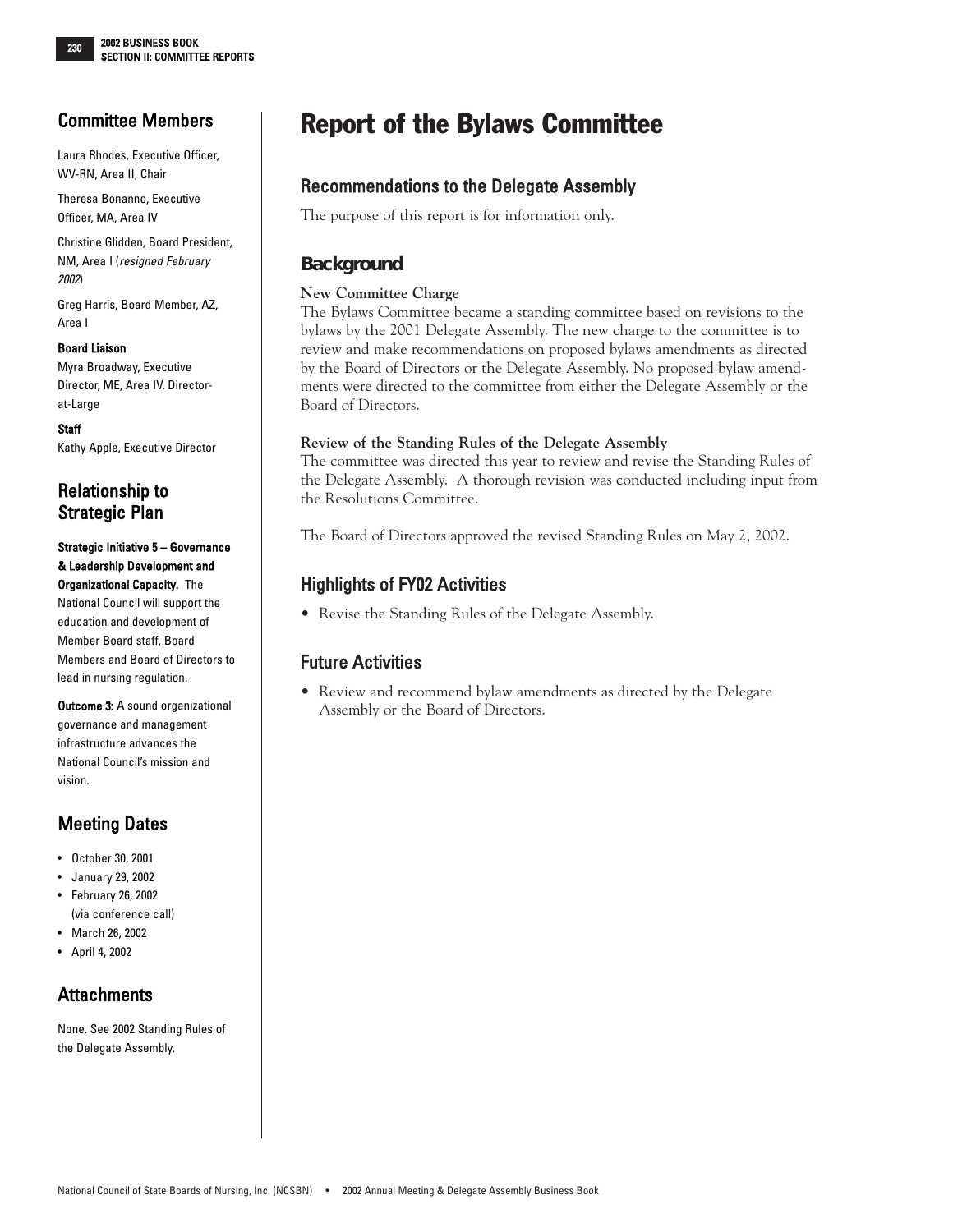# Report of the Bylaws Committee

## Recommendations to the Delegate Assembly

The purpose of this report is for information only.

## Background

**New Committee Charge**

The Bylaws Committee became a standing committee based on revisions to the bylaws by the 2001 Delegate Assembly. The new charge to the committee is to review and make recommendations on proposed bylaws amendments as directed by the Board of Directors or the Delegate Assembly. No proposed bylaw amendments were directed to the committee from either the Delegate Assembly or the Board of Directors.

**Review of the Standing Rules of the Delegate Assembly**

The committee was directed this year to review and revise the Standing Rules of the Delegate Assembly. A thorough revision was conducted including input from the Resolutions Committee.

The Board of Directors approved the revised Standing Rules on May 2, 2002.

## Highlights of FY02 Activities

- Revise the Standing Rules of the Delegate Assembly.

## Future Activities

- Review and recommend bylaw amendments as directed by the Delegate Assembly or the Board of Directors.

## Committee Members

Laura Rhodes, Executive Officer, WV-RN, Area II, Chair

Theresa Bonanno, Executive Officer, MA, Area IV

Christine Glidden, Board President, NM, Area I (*resigned February 2002*)

Greg Harris, Board Member, AZ, Area I

**Board Liaison**

Myra Broadway, Executive Director, ME, Area IV, Director-at-Large

**Staff**

Kathy Apple, Executive Director

## Relationship to Strategic Plan

**Strategic Initiative 5 – Governance & Leadership Development and Organizational Capacity.** The National Council will support the education and development of Member Board staff, Board Members and Board of Directors to lead in nursing regulation.

**Outcome 3:** A sound organizational governance and management infrastructure advances the National Council's mission and vision.

## Meeting Dates

- October 30, 2001
- January 29, 2002
- February 26, 2002 (via conference call)
- March 26, 2002
- April 4, 2002

## Attachments

None. See 2002 Standing Rules of the Delegate Assembly.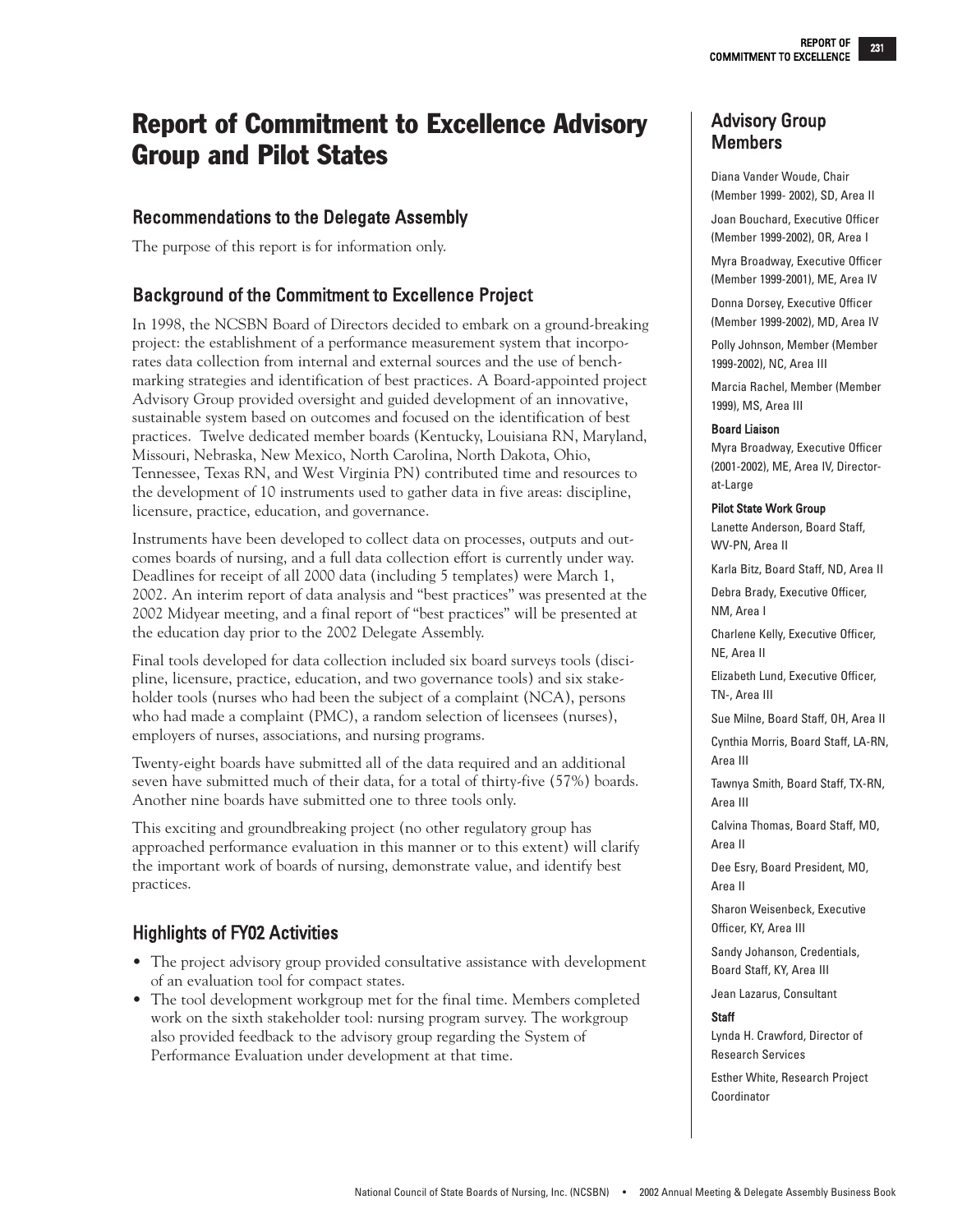# Report of Commitment to Excellence Advisory Group and Pilot States

## Recommendations to the Delegate Assembly

The purpose of this report is for information only.

## Background of the Commitment to Excellence Project

In 1998, the NCSBN Board of Directors decided to embark on a ground-breaking project: the establishment of a performance measurement system that incorporates data collection from internal and external sources and the use of benchmarking strategies and identification of best practices. A Board-appointed project Advisory Group provided oversight and guided development of an innovative, sustainable system based on outcomes and focused on the identification of best practices. Twelve dedicated member boards (Kentucky, Louisiana RN, Maryland, Missouri, Nebraska, New Mexico, North Carolina, North Dakota, Ohio, Tennessee, Texas RN, and West Virginia PN) contributed time and resources to the development of 10 instruments used to gather data in five areas: discipline, licensure, practice, education, and governance.

Instruments have been developed to collect data on processes, outputs and outcomes boards of nursing, and a full data collection effort is currently under way. Deadlines for receipt of all 2000 data (including 5 templates) were March 1, 2002. An interim report of data analysis and "best practices" was presented at the 2002 Midyear meeting, and a final report of "best practices" will be presented at the education day prior to the 2002 Delegate Assembly.

Final tools developed for data collection included six board surveys tools (discipline, licensure, practice, education, and two governance tools) and six stakeholder tools (nurses who had been the subject of a complaint (NCA), persons who had made a complaint (PMC), a random selection of licensees (nurses), employers of nurses, associations, and nursing programs.

Twenty-eight boards have submitted all of the data required and an additional seven have submitted much of their data, for a total of thirty-five (57%) boards. Another nine boards have submitted one to three tools only.

This exciting and groundbreaking project (no other regulatory group has approached performance evaluation in this manner or to this extent) will clarify the important work of boards of nursing, demonstrate value, and identify best practices.

## Highlights of FY02 Activities

- The project advisory group provided consultative assistance with development of an evaluation tool for compact states.
- The tool development workgroup met for the final time. Members completed work on the sixth stakeholder tool: nursing program survey. The workgroup also provided feedback to the advisory group regarding the System of Performance Evaluation under development at that time.

## Advisory Group Members

Diana Vander Woude, Chair (Member 1999- 2002), SD, Area II

Joan Bouchard, Executive Officer (Member 1999-2002), OR, Area I

Myra Broadway, Executive Officer (Member 1999-2001), ME, Area IV

Donna Dorsey, Executive Officer (Member 1999-2002), MD, Area IV

Polly Johnson, Member (Member 1999-2002), NC, Area III

Marcia Rachel, Member (Member 1999), MS, Area III

**Board Liaison**

Myra Broadway, Executive Officer (2001-2002), ME, Area IV, Director-at-Large

**Pilot State Work Group**

Lanette Anderson, Board Staff, WV-PN, Area II

Karla Bitz, Board Staff, ND, Area II

Debra Brady, Executive Officer, NM, Area I

Charlene Kelly, Executive Officer, NE, Area II

Elizabeth Lund, Executive Officer, TN-, Area III

Sue Milne, Board Staff, OH, Area II

Cynthia Morris, Board Staff, LA-RN, Area III

Tawnya Smith, Board Staff, TX-RN, Area III

Calvina Thomas, Board Staff, MO, Area II

Dee Esry, Board President, MO, Area II

Sharon Weisenbeck, Executive Officer, KY, Area III

Sandy Johanson, Credentials, Board Staff, KY, Area III

Jean Lazarus, Consultant

**Staff**

Lynda H. Crawford, Director of Research Services

Esther White, Research Project Coordinator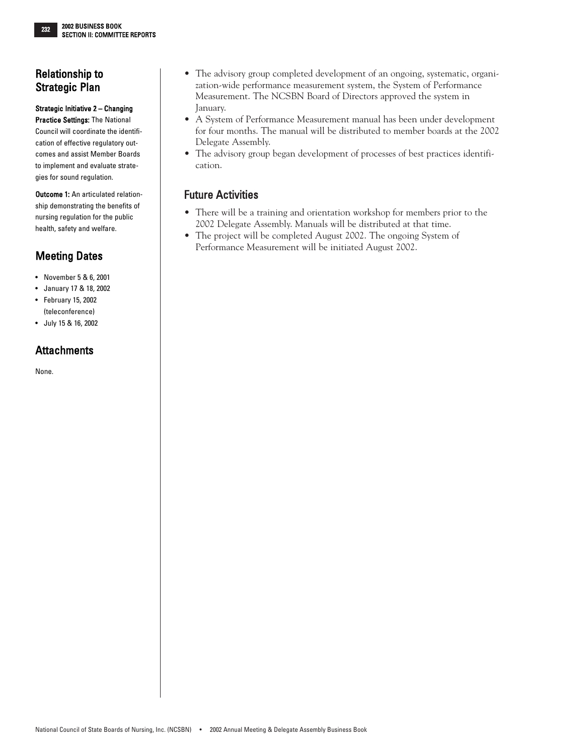## Relationship to Strategic Plan

**Strategic Initiative 2 – Changing Practice Settings:** The National Council will coordinate the identification of effective regulatory outcomes and assist Member Boards to implement and evaluate strategies for sound regulation.

**Outcome 1:** An articulated relationship demonstrating the benefits of nursing regulation for the public health, safety and welfare.

## Meeting Dates

- November 5 & 6, 2001
- January 17 & 18, 2002
- February 15, 2002 (teleconference)
- July 15 & 16, 2002

## Attachments

None.

- The advisory group completed development of an ongoing, systematic, organization-wide performance measurement system, the System of Performance Measurement. The NCSBN Board of Directors approved the system in January.
- A System of Performance Measurement manual has been under development for four months. The manual will be distributed to member boards at the 2002 Delegate Assembly.
- The advisory group began development of processes of best practices identification.

## Future Activities

- There will be a training and orientation workshop for members prior to the 2002 Delegate Assembly. Manuals will be distributed at that time.
- The project will be completed August 2002. The ongoing System of Performance Measurement will be initiated August 2002.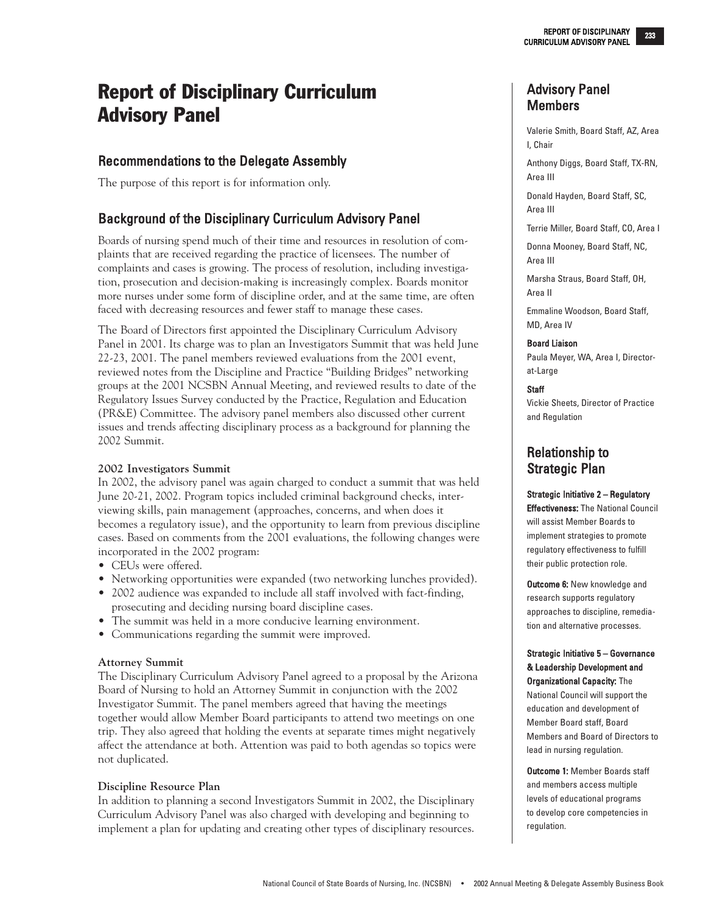# Report of Disciplinary Curriculum Advisory Panel

## Recommendations to the Delegate Assembly

The purpose of this report is for information only.

## Background of the Disciplinary Curriculum Advisory Panel

Boards of nursing spend much of their time and resources in resolution of complaints that are received regarding the practice of licensees. The number of complaints and cases is growing. The process of resolution, including investigation, prosecution and decision-making is increasingly complex. Boards monitor more nurses under some form of discipline order, and at the same time, are often faced with decreasing resources and fewer staff to manage these cases.

The Board of Directors first appointed the Disciplinary Curriculum Advisory Panel in 2001. Its charge was to plan an Investigators Summit that was held June 22-23, 2001. The panel members reviewed evaluations from the 2001 event, reviewed notes from the Discipline and Practice "Building Bridges" networking groups at the 2001 NCSBN Annual Meeting, and reviewed results to date of the Regulatory Issues Survey conducted by the Practice, Regulation and Education (PR&E) Committee. The advisory panel members also discussed other current issues and trends affecting disciplinary process as a background for planning the 2002 Summit.

### 2002 Investigators Summit

In 2002, the advisory panel was again charged to conduct a summit that was held June 20-21, 2002. Program topics included criminal background checks, interviewing skills, pain management (approaches, concerns, and when does it becomes a regulatory issue), and the opportunity to learn from previous discipline cases. Based on comments from the 2001 evaluations, the following changes were incorporated in the 2002 program:

- CEUs were offered.
- Networking opportunities were expanded (two networking lunches provided).
- 2002 audience was expanded to include all staff involved with fact-finding, prosecuting and deciding nursing board discipline cases.
- The summit was held in a more conducive learning environment.
- Communications regarding the summit were improved.

### Attorney Summit

The Disciplinary Curriculum Advisory Panel agreed to a proposal by the Arizona Board of Nursing to hold an Attorney Summit in conjunction with the 2002 Investigator Summit. The panel members agreed that having the meetings together would allow Member Board participants to attend two meetings on one trip. They also agreed that holding the events at separate times might negatively affect the attendance at both. Attention was paid to both agendas so topics were not duplicated.

### Discipline Resource Plan

In addition to planning a second Investigators Summit in 2002, the Disciplinary Curriculum Advisory Panel was also charged with developing and beginning to implement a plan for updating and creating other types of disciplinary resources.

## Advisory Panel Members

Valerie Smith, Board Staff, AZ, Area I, Chair

Anthony Diggs, Board Staff, TX-RN, Area III

Donald Hayden, Board Staff, SC, Area III

Terrie Miller, Board Staff, CO, Area I

Donna Mooney, Board Staff, NC, Area III

Marsha Straus, Board Staff, OH, Area II

Emmaline Woodson, Board Staff, MD, Area IV

**Board Liaison**
Paula Meyer, WA, Area I, Director-at-Large

**Staff**
Vickie Sheets, Director of Practice and Regulation

## Relationship to Strategic Plan

**Strategic Initiative 2 – Regulatory Effectiveness:** The National Council will assist Member Boards to implement strategies to promote regulatory effectiveness to fulfill their public protection role.

**Outcome 6:** New knowledge and research supports regulatory approaches to discipline, remediation and alternative processes.

**Strategic Initiative 5 – Governance & Leadership Development and Organizational Capacity:** The National Council will support the education and development of Member Board staff, Board Members and Board of Directors to lead in nursing regulation.

**Outcome 1:** Member Boards staff and members access multiple levels of educational programs to develop core competencies in regulation.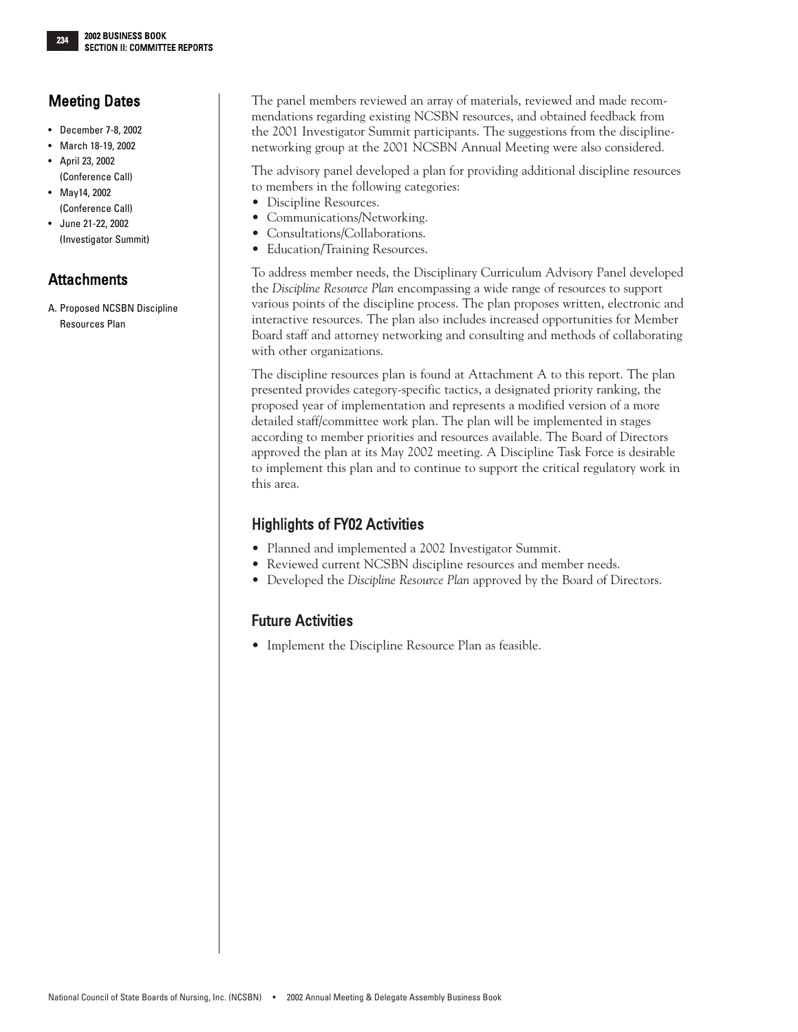## Meeting Dates

- December 7-8, 2002
- March 18-19, 2002
- April 23, 2002 (Conference Call)
- May14, 2002 (Conference Call)
- June 21-22, 2002 (Investigator Summit)

## Attachments

A. Proposed NCSBN Discipline Resources Plan

The panel members reviewed an array of materials, reviewed and made recommendations regarding existing NCSBN resources, and obtained feedback from the 2001 Investigator Summit participants. The suggestions from the discipline-networking group at the 2001 NCSBN Annual Meeting were also considered.

The advisory panel developed a plan for providing additional discipline resources to members in the following categories:

- Discipline Resources.
- Communications/Networking.
- Consultations/Collaborations.
- Education/Training Resources.

To address member needs, the Disciplinary Curriculum Advisory Panel developed the *Discipline Resource Plan* encompassing a wide range of resources to support various points of the discipline process. The plan proposes written, electronic and interactive resources. The plan also includes increased opportunities for Member Board staff and attorney networking and consulting and methods of collaborating with other organizations.

The discipline resources plan is found at Attachment A to this report. The plan presented provides category-specific tactics, a designated priority ranking, the proposed year of implementation and represents a modified version of a more detailed staff/committee work plan. The plan will be implemented in stages according to member priorities and resources available. The Board of Directors approved the plan at its May 2002 meeting. A Discipline Task Force is desirable to implement this plan and to continue to support the critical regulatory work in this area.

## Highlights of FY02 Activities

- Planned and implemented a 2002 Investigator Summit.
- Reviewed current NCSBN discipline resources and member needs.
- Developed the *Discipline Resource Plan* approved by the Board of Directors.

## Future Activities

- Implement the Discipline Resource Plan as feasible.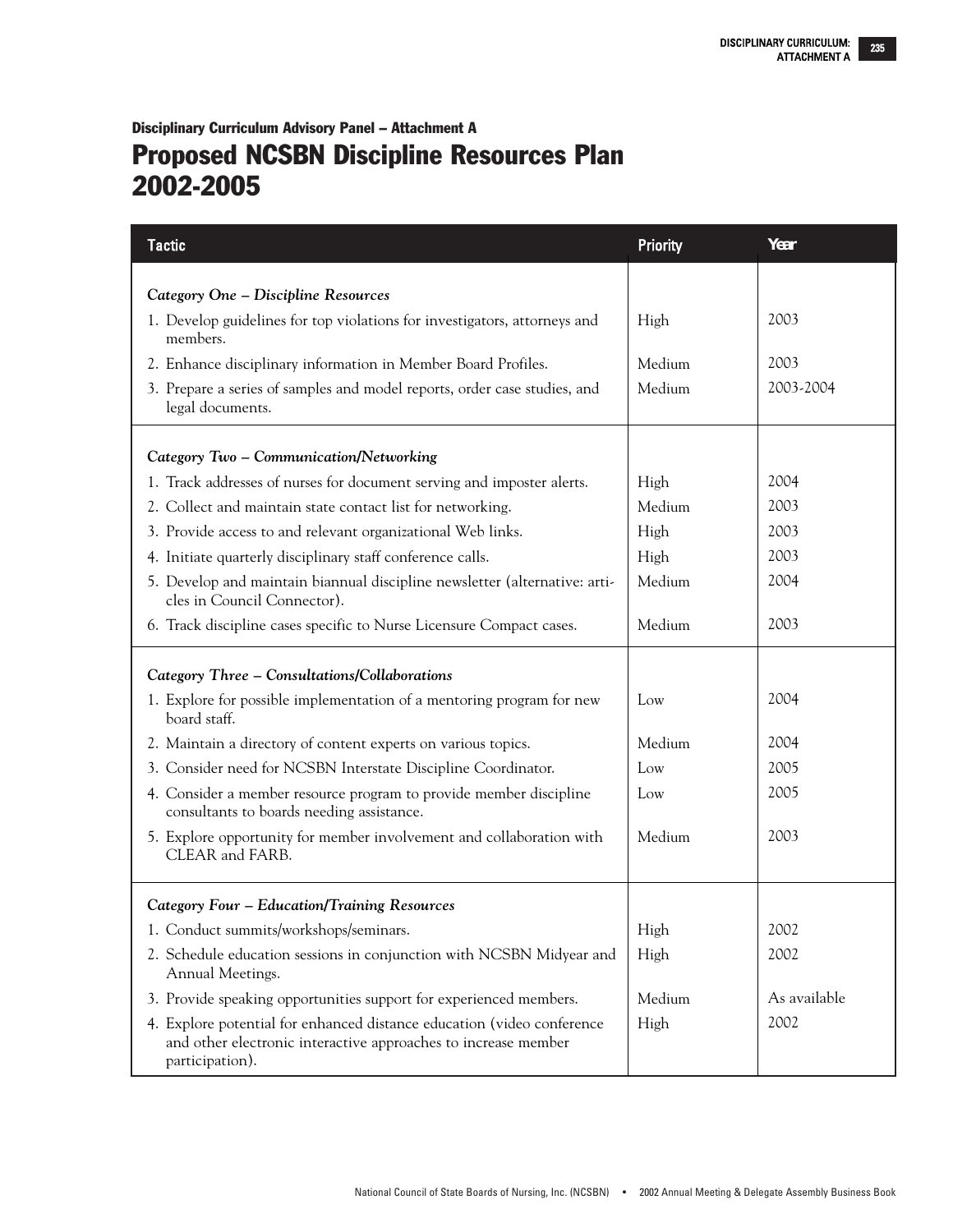**Disciplinary Curriculum Advisory Panel – Attachment A**

# Proposed NCSBN Discipline Resources Plan 2002-2005

| Tactic | Priority | Year |
|---|---|---|
| ***Category One – Discipline Resources*** | | |
| 1. Develop guidelines for top violations for investigators, attorneys and members. | High | 2003 |
| 2. Enhance disciplinary information in Member Board Profiles. | Medium | 2003 |
| 3. Prepare a series of samples and model reports, order case studies, and legal documents. | Medium | 2003-2004 |
| ***Category Two – Communication/Networking*** | | |
| 1. Track addresses of nurses for document serving and imposter alerts. | High | 2004 |
| 2. Collect and maintain state contact list for networking. | Medium | 2003 |
| 3. Provide access to and relevant organizational Web links. | High | 2003 |
| 4. Initiate quarterly disciplinary staff conference calls. | High | 2003 |
| 5. Develop and maintain biannual discipline newsletter (alternative: articles in Council Connector). | Medium | 2004 |
| 6. Track discipline cases specific to Nurse Licensure Compact cases. | Medium | 2003 |
| ***Category Three – Consultations/Collaborations*** | | |
| 1. Explore for possible implementation of a mentoring program for new board staff. | Low | 2004 |
| 2. Maintain a directory of content experts on various topics. | Medium | 2004 |
| 3. Consider need for NCSBN Interstate Discipline Coordinator. | Low | 2005 |
| 4. Consider a member resource program to provide member discipline consultants to boards needing assistance. | Low | 2005 |
| 5. Explore opportunity for member involvement and collaboration with CLEAR and FARB. | Medium | 2003 |
| ***Category Four – Education/Training Resources*** | | |
| 1. Conduct summits/workshops/seminars. | High | 2002 |
| 2. Schedule education sessions in conjunction with NCSBN Midyear and Annual Meetings. | High | 2002 |
| 3. Provide speaking opportunities support for experienced members. | Medium | As available |
| 4. Explore potential for enhanced distance education (video conference and other electronic interactive approaches to increase member participation). | High | 2002 |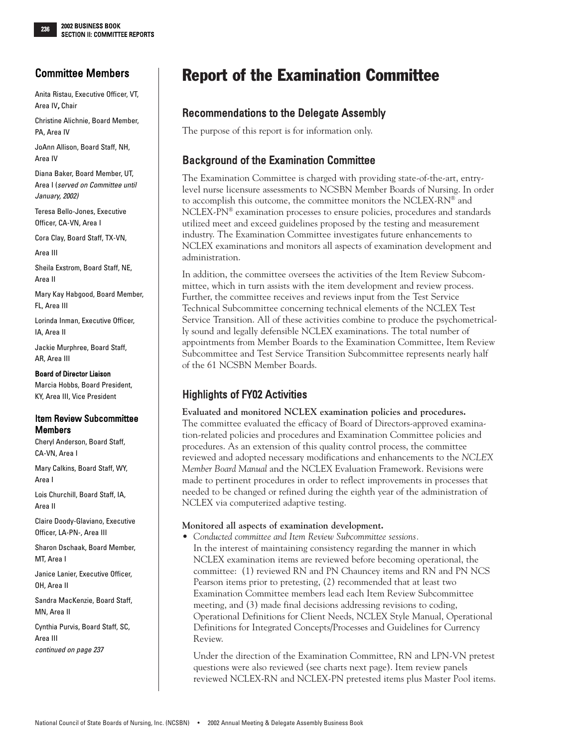# Report of the Examination Committee

## Recommendations to the Delegate Assembly

The purpose of this report is for information only.

## Background of the Examination Committee

The Examination Committee is charged with providing state-of-the-art, entry-level nurse licensure assessments to NCSBN Member Boards of Nursing. In order to accomplish this outcome, the committee monitors the NCLEX-RN® and NCLEX-PN® examination processes to ensure policies, procedures and standards utilized meet and exceed guidelines proposed by the testing and measurement industry. The Examination Committee investigates future enhancements to NCLEX examinations and monitors all aspects of examination development and administration.

In addition, the committee oversees the activities of the Item Review Subcommittee, which in turn assists with the item development and review process. Further, the committee receives and reviews input from the Test Service Technical Subcommittee concerning technical elements of the NCLEX Test Service Transition. All of these activities combine to produce the psychometrically sound and legally defensible NCLEX examinations. The total number of appointments from Member Boards to the Examination Committee, Item Review Subcommittee and Test Service Transition Subcommittee represents nearly half of the 61 NCSBN Member Boards.

## Highlights of FY02 Activities

**Evaluated and monitored NCLEX examination policies and procedures.**
The committee evaluated the efficacy of Board of Directors-approved examination-related policies and procedures and Examination Committee policies and procedures. As an extension of this quality control process, the committee reviewed and adopted necessary modifications and enhancements to the *NCLEX Member Board Manual* and the NCLEX Evaluation Framework. Revisions were made to pertinent procedures in order to reflect improvements in processes that needed to be changed or refined during the eighth year of the administration of NCLEX via computerized adaptive testing.

**Monitored all aspects of examination development.**

- *Conducted committee and Item Review Subcommittee sessions.*
  In the interest of maintaining consistency regarding the manner in which NCLEX examination items are reviewed before becoming operational, the committee: (1) reviewed RN and PN Chauncey items and RN and PN NCS Pearson items prior to pretesting, (2) recommended that at least two Examination Committee members lead each Item Review Subcommittee meeting, and (3) made final decisions addressing revisions to coding, Operational Definitions for Client Needs, NCLEX Style Manual, Operational Definitions for Integrated Concepts/Processes and Guidelines for Currency Review.

  Under the direction of the Examination Committee, RN and LPN-VN pretest questions were also reviewed (see charts next page). Item review panels reviewed NCLEX-RN and NCLEX-PN pretested items plus Master Pool items.

## Committee Members

Anita Ristau, Executive Officer, VT, Area IV, Chair

Christine Alichnie, Board Member, PA, Area IV

JoAnn Allison, Board Staff, NH, Area IV

Diana Baker, Board Member, UT, Area I (*served on Committee until January, 2002)*

Teresa Bello-Jones, Executive Officer, CA-VN, Area I

Cora Clay, Board Staff, TX-VN, Area III

Sheila Exstrom, Board Staff, NE, Area II

Mary Kay Habgood, Board Member, FL, Area III

Lorinda Inman, Executive Officer, IA, Area II

Jackie Murphree, Board Staff, AR, Area III

**Board of Director Liaison**
Marcia Hobbs, Board President, KY, Area III, Vice President

### Item Review Subcommittee Members

Cheryl Anderson, Board Staff, CA-VN, Area I

Mary Calkins, Board Staff, WY, Area I

Lois Churchill, Board Staff, IA, Area II

Claire Doody-Glaviano, Executive Officer, LA-PN-, Area III

Sharon Dschaak, Board Member, MT, Area I

Janice Lanier, Executive Officer, OH, Area II

Sandra MacKenzie, Board Staff, MN, Area II

Cynthia Purvis, Board Staff, SC, Area III

*continued on page 237*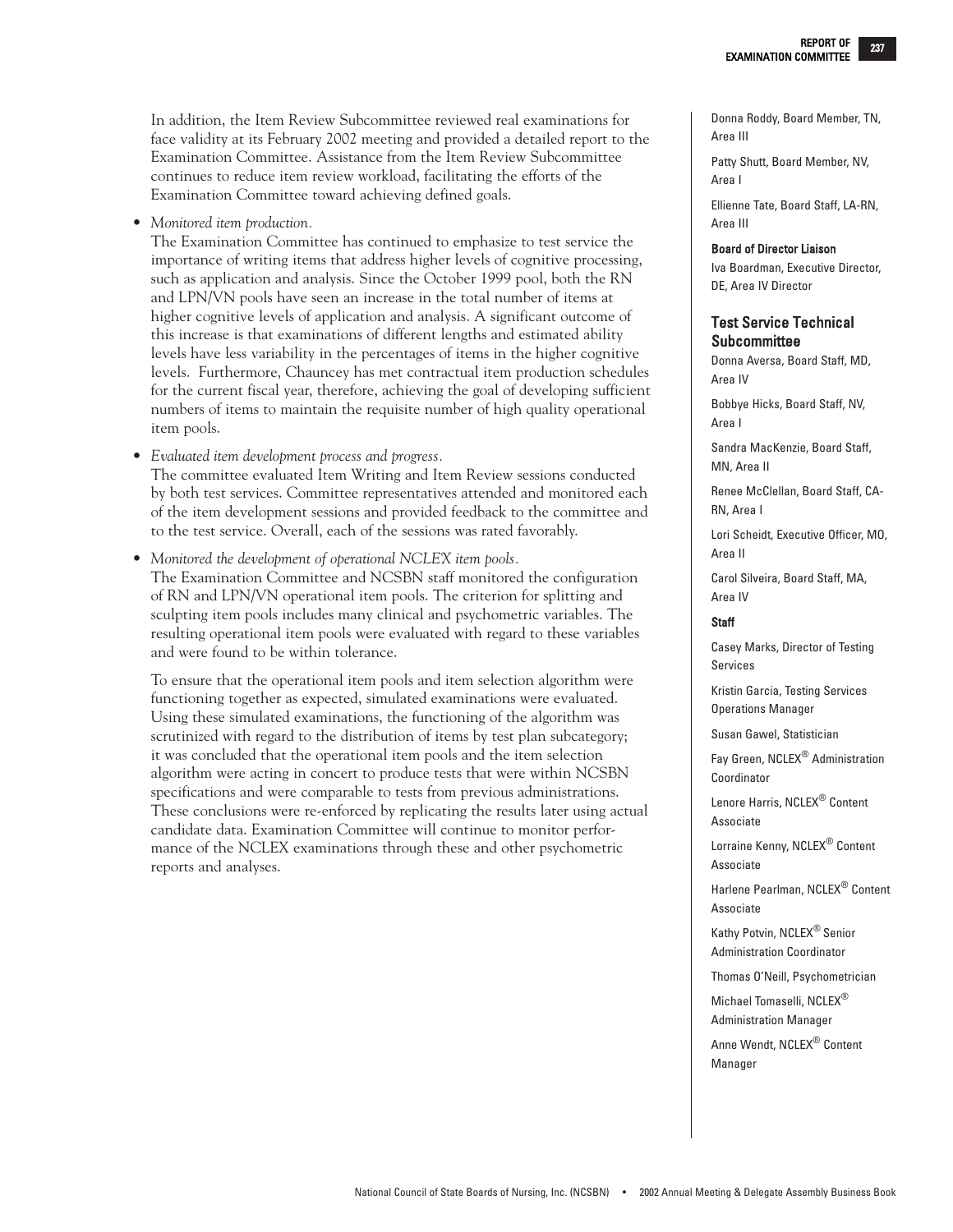In addition, the Item Review Subcommittee reviewed real examinations for face validity at its February 2002 meeting and provided a detailed report to the Examination Committee. Assistance from the Item Review Subcommittee continues to reduce item review workload, facilitating the efforts of the Examination Committee toward achieving defined goals.

- *Monitored item production.*
  The Examination Committee has continued to emphasize to test service the importance of writing items that address higher levels of cognitive processing, such as application and analysis. Since the October 1999 pool, both the RN and LPN/VN pools have seen an increase in the total number of items at higher cognitive levels of application and analysis. A significant outcome of this increase is that examinations of different lengths and estimated ability levels have less variability in the percentages of items in the higher cognitive levels. Furthermore, Chauncey has met contractual item production schedules for the current fiscal year, therefore, achieving the goal of developing sufficient numbers of items to maintain the requisite number of high quality operational item pools.

- *Evaluated item development process and progress.*
  The committee evaluated Item Writing and Item Review sessions conducted by both test services. Committee representatives attended and monitored each of the item development sessions and provided feedback to the committee and to the test service. Overall, each of the sessions was rated favorably.

- *Monitored the development of operational NCLEX item pools.*
  The Examination Committee and NCSBN staff monitored the configuration of RN and LPN/VN operational item pools. The criterion for splitting and sculpting item pools includes many clinical and psychometric variables. The resulting operational item pools were evaluated with regard to these variables and were found to be within tolerance.

  To ensure that the operational item pools and item selection algorithm were functioning together as expected, simulated examinations were evaluated. Using these simulated examinations, the functioning of the algorithm was scrutinized with regard to the distribution of items by test plan subcategory; it was concluded that the operational item pools and the item selection algorithm were acting in concert to produce tests that were within NCSBN specifications and were comparable to tests from previous administrations. These conclusions were re-enforced by replicating the results later using actual candidate data. Examination Committee will continue to monitor performance of the NCLEX examinations through these and other psychometric reports and analyses.

Donna Roddy, Board Member, TN, Area III

Patty Shutt, Board Member, NV, Area I

Ellienne Tate, Board Staff, LA-RN, Area III

**Board of Director Liaison**

Iva Boardman, Executive Director, DE, Area IV Director

### Test Service Technical Subcommittee

Donna Aversa, Board Staff, MD, Area IV

Bobbye Hicks, Board Staff, NV, Area I

Sandra MacKenzie, Board Staff, MN, Area II

Renee McClellan, Board Staff, CA-RN, Area I

Lori Scheidt, Executive Officer, MO, Area II

Carol Silveira, Board Staff, MA, Area IV

**Staff**

Casey Marks, Director of Testing Services

Kristin Garcia, Testing Services Operations Manager

Susan Gawel, Statistician

Fay Green, NCLEX® Administration Coordinator

Lenore Harris, NCLEX® Content Associate

Lorraine Kenny, NCLEX® Content Associate

Harlene Pearlman, NCLEX® Content Associate

Kathy Potvin, NCLEX® Senior Administration Coordinator

Thomas O'Neill, Psychometrician

Michael Tomaselli, NCLEX® Administration Manager

Anne Wendt, NCLEX® Content Manager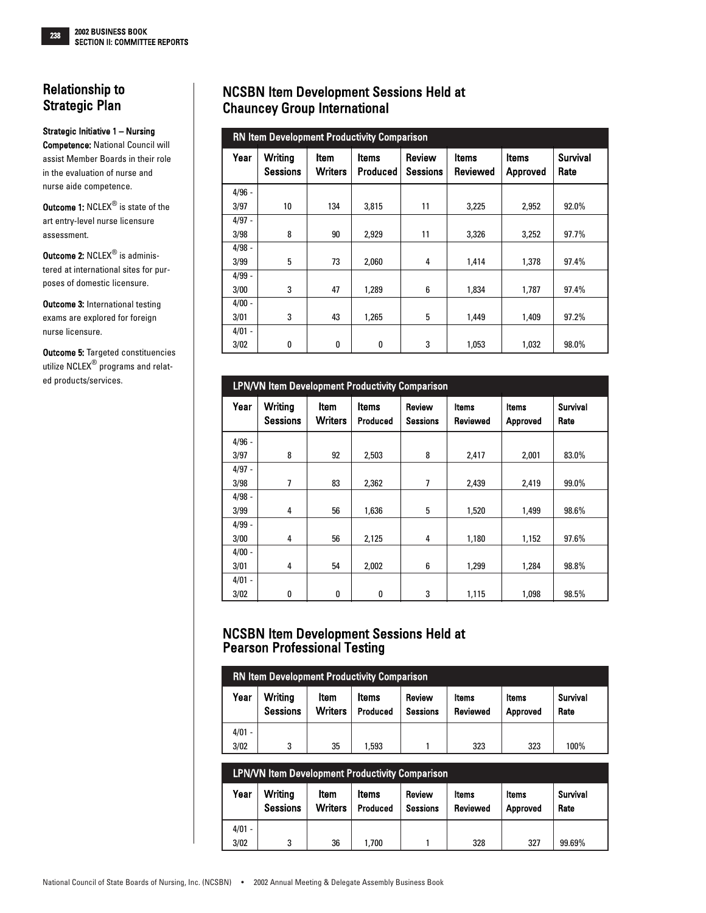## Relationship to Strategic Plan

**Strategic Initiative 1 – Nursing Competence:** National Council will assist Member Boards in their role in the evaluation of nurse and nurse aide competence.

**Outcome 1:** NCLEX® is state of the art entry-level nurse licensure assessment.

**Outcome 2:** NCLEX® is administered at international sites for purposes of domestic licensure.

**Outcome 3:** International testing exams are explored for foreign nurse licensure.

**Outcome 5:** Targeted constituencies utilize NCLEX® programs and related products/services.

## NCSBN Item Development Sessions Held at Chauncey Group International

**RN Item Development Productivity Comparison**

| Year | Writing Sessions | Item Writers | Items Produced | Review Sessions | Items Reviewed | Items Approved | Survival Rate |
|---|---|---|---|---|---|---|---|
| 4/96 - 3/97 | 10 | 134 | 3,815 | 11 | 3,225 | 2,952 | 92.0% |
| 4/97 - 3/98 | 8 | 90 | 2,929 | 11 | 3,326 | 3,252 | 97.7% |
| 4/98 - 3/99 | 5 | 73 | 2,060 | 4 | 1,414 | 1,378 | 97.4% |
| 4/99 - 3/00 | 3 | 47 | 1,289 | 6 | 1,834 | 1,787 | 97.4% |
| 4/00 - 3/01 | 3 | 43 | 1,265 | 5 | 1,449 | 1,409 | 97.2% |
| 4/01 - 3/02 | 0 | 0 | 0 | 3 | 1,053 | 1,032 | 98.0% |

**LPN/VN Item Development Productivity Comparison**

| Year | Writing Sessions | Item Writers | Items Produced | Review Sessions | Items Reviewed | Items Approved | Survival Rate |
|---|---|---|---|---|---|---|---|
| 4/96 - 3/97 | 8 | 92 | 2,503 | 8 | 2,417 | 2,001 | 83.0% |
| 4/97 - 3/98 | 7 | 83 | 2,362 | 7 | 2,439 | 2,419 | 99.0% |
| 4/98 - 3/99 | 4 | 56 | 1,636 | 5 | 1,520 | 1,499 | 98.6% |
| 4/99 - 3/00 | 4 | 56 | 2,125 | 4 | 1,180 | 1,152 | 97.6% |
| 4/00 - 3/01 | 4 | 54 | 2,002 | 6 | 1,299 | 1,284 | 98.8% |
| 4/01 - 3/02 | 0 | 0 | 0 | 3 | 1,115 | 1,098 | 98.5% |

## NCSBN Item Development Sessions Held at Pearson Professional Testing

**RN Item Development Productivity Comparison**

| Year | Writing Sessions | Item Writers | Items Produced | Review Sessions | Items Reviewed | Items Approved | Survival Rate |
|---|---|---|---|---|---|---|---|
| 4/01 - 3/02 | 3 | 35 | 1,593 | 1 | 323 | 323 | 100% |

**LPN/VN Item Development Productivity Comparison**

| Year | Writing Sessions | Item Writers | Items Produced | Review Sessions | Items Reviewed | Items Approved | Survival Rate |
|---|---|---|---|---|---|---|---|
| 4/01 - 3/02 | 3 | 36 | 1,700 | 1 | 328 | 327 | 99.69% |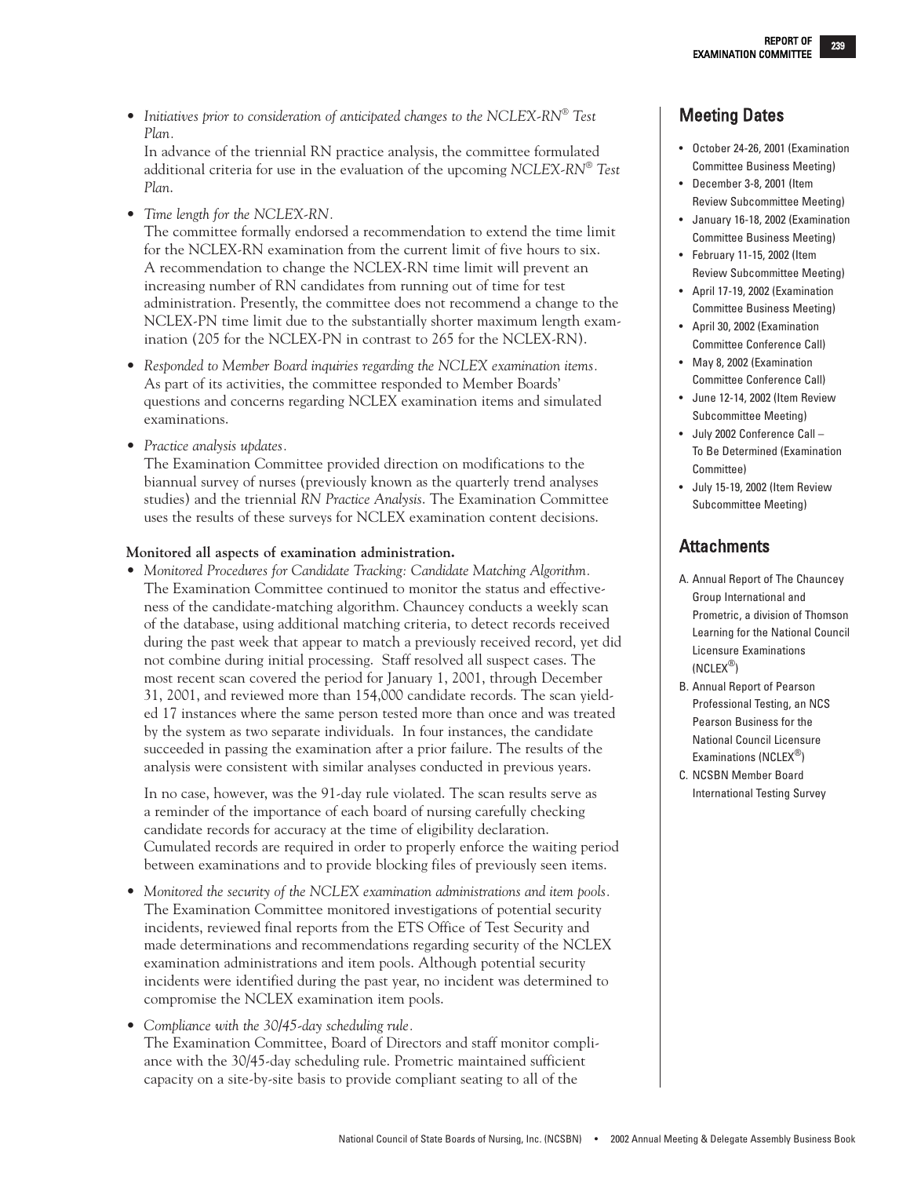- *Initiatives prior to consideration of anticipated changes to the NCLEX-RN® Test Plan.*
  In advance of the triennial RN practice analysis, the committee formulated additional criteria for use in the evaluation of the upcoming *NCLEX-RN® Test Plan.*

- *Time length for the NCLEX-RN.*
  The committee formally endorsed a recommendation to extend the time limit for the NCLEX-RN examination from the current limit of five hours to six. A recommendation to change the NCLEX-RN time limit will prevent an increasing number of RN candidates from running out of time for test administration. Presently, the committee does not recommend a change to the NCLEX-PN time limit due to the substantially shorter maximum length examination (205 for the NCLEX-PN in contrast to 265 for the NCLEX-RN).

- *Responded to Member Board inquiries regarding the NCLEX examination items.*
  As part of its activities, the committee responded to Member Boards' questions and concerns regarding NCLEX examination items and simulated examinations.

- *Practice analysis updates.*
  The Examination Committee provided direction on modifications to the biannual survey of nurses (previously known as the quarterly trend analyses studies) and the triennial *RN Practice Analysis*. The Examination Committee uses the results of these surveys for NCLEX examination content decisions.

**Monitored all aspects of examination administration.**

- *Monitored Procedures for Candidate Tracking: Candidate Matching Algorithm.*
  The Examination Committee continued to monitor the status and effectiveness of the candidate-matching algorithm. Chauncey conducts a weekly scan of the database, using additional matching criteria, to detect records received during the past week that appear to match a previously received record, yet did not combine during initial processing. Staff resolved all suspect cases. The most recent scan covered the period for January 1, 2001, through December 31, 2001, and reviewed more than 154,000 candidate records. The scan yielded 17 instances where the same person tested more than once and was treated by the system as two separate individuals. In four instances, the candidate succeeded in passing the examination after a prior failure. The results of the analysis were consistent with similar analyses conducted in previous years.

  In no case, however, was the 91-day rule violated. The scan results serve as a reminder of the importance of each board of nursing carefully checking candidate records for accuracy at the time of eligibility declaration. Cumulated records are required in order to properly enforce the waiting period between examinations and to provide blocking files of previously seen items.

- *Monitored the security of the NCLEX examination administrations and item pools.*
  The Examination Committee monitored investigations of potential security incidents, reviewed final reports from the ETS Office of Test Security and made determinations and recommendations regarding security of the NCLEX examination administrations and item pools. Although potential security incidents were identified during the past year, no incident was determined to compromise the NCLEX examination item pools.

- *Compliance with the 30/45-day scheduling rule.*
  The Examination Committee, Board of Directors and staff monitor compliance with the 30/45-day scheduling rule. Prometric maintained sufficient capacity on a site-by-site basis to provide compliant seating to all of the

## Meeting Dates

- October 24-26, 2001 (Examination Committee Business Meeting)
- December 3-8, 2001 (Item Review Subcommittee Meeting)
- January 16-18, 2002 (Examination Committee Business Meeting)
- February 11-15, 2002 (Item Review Subcommittee Meeting)
- April 17-19, 2002 (Examination Committee Business Meeting)
- April 30, 2002 (Examination Committee Conference Call)
- May 8, 2002 (Examination Committee Conference Call)
- June 12-14, 2002 (Item Review Subcommittee Meeting)
- July 2002 Conference Call – To Be Determined (Examination Committee)
- July 15-19, 2002 (Item Review Subcommittee Meeting)

## Attachments

A. Annual Report of The Chauncey Group International and Prometric, a division of Thomson Learning for the National Council Licensure Examinations (NCLEX®)

B. Annual Report of Pearson Professional Testing, an NCS Pearson Business for the National Council Licensure Examinations (NCLEX®)

C. NCSBN Member Board International Testing Survey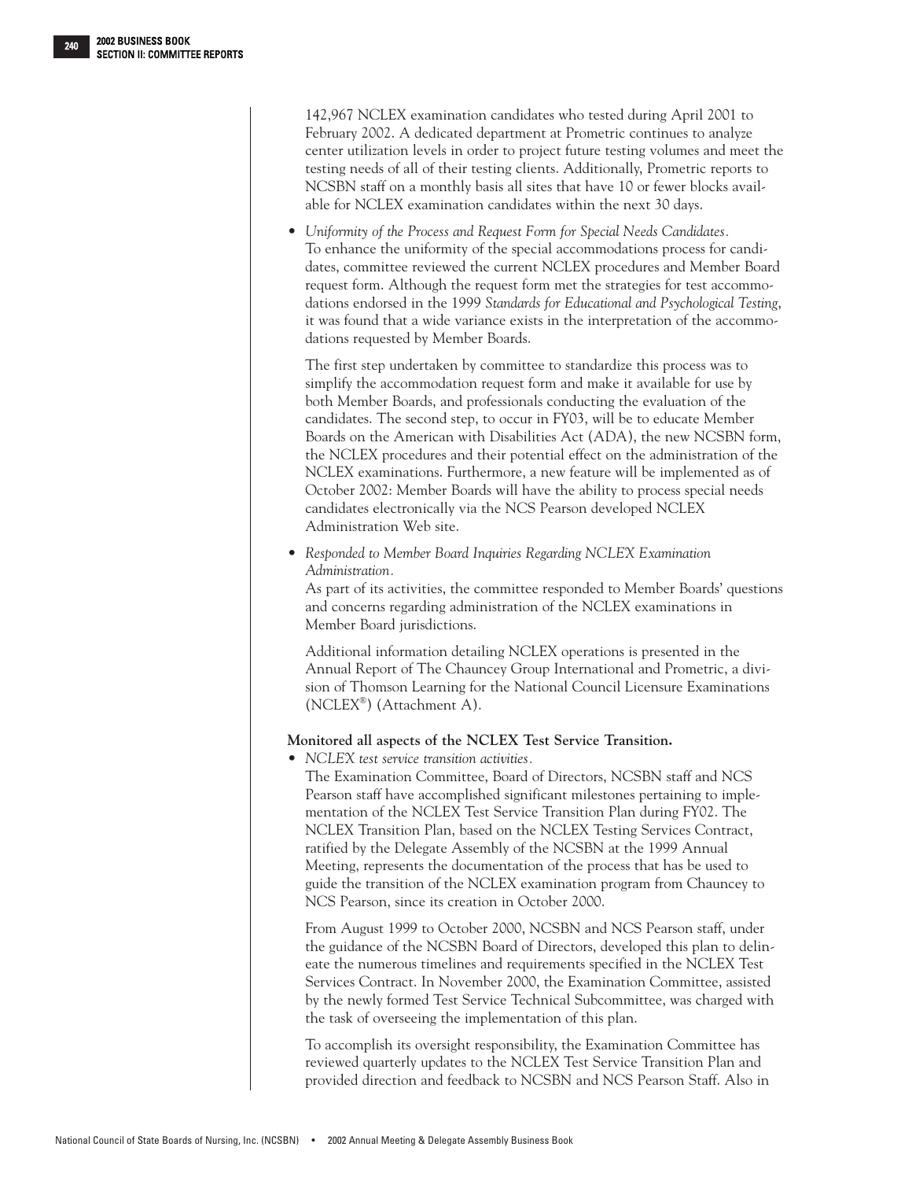142,967 NCLEX examination candidates who tested during April 2001 to February 2002. A dedicated department at Prometric continues to analyze center utilization levels in order to project future testing volumes and meet the testing needs of all of their testing clients. Additionally, Prometric reports to NCSBN staff on a monthly basis all sites that have 10 or fewer blocks available for NCLEX examination candidates within the next 30 days.

- *Uniformity of the Process and Request Form for Special Needs Candidates.*
  To enhance the uniformity of the special accommodations process for candidates, committee reviewed the current NCLEX procedures and Member Board request form. Although the request form met the strategies for test accommodations endorsed in the 1999 *Standards for Educational and Psychological Testing*, it was found that a wide variance exists in the interpretation of the accommodations requested by Member Boards.

  The first step undertaken by committee to standardize this process was to simplify the accommodation request form and make it available for use by both Member Boards, and professionals conducting the evaluation of the candidates. The second step, to occur in FY03, will be to educate Member Boards on the American with Disabilities Act (ADA), the new NCSBN form, the NCLEX procedures and their potential effect on the administration of the NCLEX examinations. Furthermore, a new feature will be implemented as of October 2002: Member Boards will have the ability to process special needs candidates electronically via the NCS Pearson developed NCLEX Administration Web site.

- *Responded to Member Board Inquiries Regarding NCLEX Examination Administration.*
  As part of its activities, the committee responded to Member Boards' questions and concerns regarding administration of the NCLEX examinations in Member Board jurisdictions.

  Additional information detailing NCLEX operations is presented in the Annual Report of The Chauncey Group International and Prometric, a division of Thomson Learning for the National Council Licensure Examinations (NCLEX®) (Attachment A).

**Monitored all aspects of the NCLEX Test Service Transition.**

- *NCLEX test service transition activities.*
  The Examination Committee, Board of Directors, NCSBN staff and NCS Pearson staff have accomplished significant milestones pertaining to implementation of the NCLEX Test Service Transition Plan during FY02. The NCLEX Transition Plan, based on the NCLEX Testing Services Contract, ratified by the Delegate Assembly of the NCSBN at the 1999 Annual Meeting, represents the documentation of the process that has be used to guide the transition of the NCLEX examination program from Chauncey to NCS Pearson, since its creation in October 2000.

  From August 1999 to October 2000, NCSBN and NCS Pearson staff, under the guidance of the NCSBN Board of Directors, developed this plan to delineate the numerous timelines and requirements specified in the NCLEX Test Services Contract. In November 2000, the Examination Committee, assisted by the newly formed Test Service Technical Subcommittee, was charged with the task of overseeing the implementation of this plan.

  To accomplish its oversight responsibility, the Examination Committee has reviewed quarterly updates to the NCLEX Test Service Transition Plan and provided direction and feedback to NCSBN and NCS Pearson Staff. Also in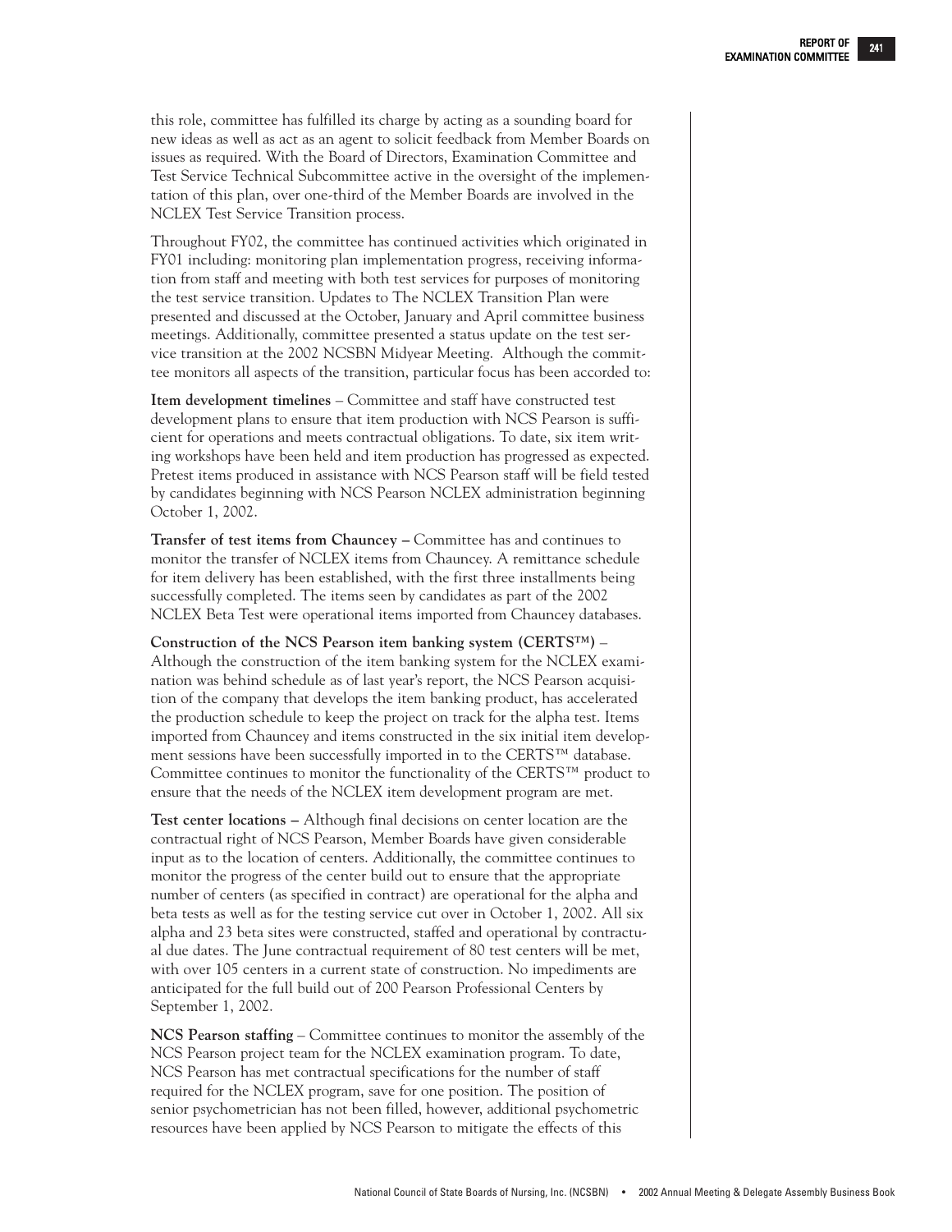this role, committee has fulfilled its charge by acting as a sounding board for new ideas as well as act as an agent to solicit feedback from Member Boards on issues as required. With the Board of Directors, Examination Committee and Test Service Technical Subcommittee active in the oversight of the implementation of this plan, over one-third of the Member Boards are involved in the NCLEX Test Service Transition process.

Throughout FY02, the committee has continued activities which originated in FY01 including: monitoring plan implementation progress, receiving information from staff and meeting with both test services for purposes of monitoring the test service transition. Updates to The NCLEX Transition Plan were presented and discussed at the October, January and April committee business meetings. Additionally, committee presented a status update on the test service transition at the 2002 NCSBN Midyear Meeting. Although the committee monitors all aspects of the transition, particular focus has been accorded to:

**Item development timelines** – Committee and staff have constructed test development plans to ensure that item production with NCS Pearson is sufficient for operations and meets contractual obligations. To date, six item writing workshops have been held and item production has progressed as expected. Pretest items produced in assistance with NCS Pearson staff will be field tested by candidates beginning with NCS Pearson NCLEX administration beginning October 1, 2002.

**Transfer of test items from Chauncey –** Committee has and continues to monitor the transfer of NCLEX items from Chauncey. A remittance schedule for item delivery has been established, with the first three installments being successfully completed. The items seen by candidates as part of the 2002 NCLEX Beta Test were operational items imported from Chauncey databases.

**Construction of the NCS Pearson item banking system (CERTS™)** – Although the construction of the item banking system for the NCLEX examination was behind schedule as of last year's report, the NCS Pearson acquisition of the company that develops the item banking product, has accelerated the production schedule to keep the project on track for the alpha test. Items imported from Chauncey and items constructed in the six initial item development sessions have been successfully imported in to the CERTS™ database. Committee continues to monitor the functionality of the CERTS™ product to ensure that the needs of the NCLEX item development program are met.

**Test center locations –** Although final decisions on center location are the contractual right of NCS Pearson, Member Boards have given considerable input as to the location of centers. Additionally, the committee continues to monitor the progress of the center build out to ensure that the appropriate number of centers (as specified in contract) are operational for the alpha and beta tests as well as for the testing service cut over in October 1, 2002. All six alpha and 23 beta sites were constructed, staffed and operational by contractual due dates. The June contractual requirement of 80 test centers will be met, with over 105 centers in a current state of construction. No impediments are anticipated for the full build out of 200 Pearson Professional Centers by September 1, 2002.

**NCS Pearson staffing** – Committee continues to monitor the assembly of the NCS Pearson project team for the NCLEX examination program. To date, NCS Pearson has met contractual specifications for the number of staff required for the NCLEX program, save for one position. The position of senior psychometrician has not been filled, however, additional psychometric resources have been applied by NCS Pearson to mitigate the effects of this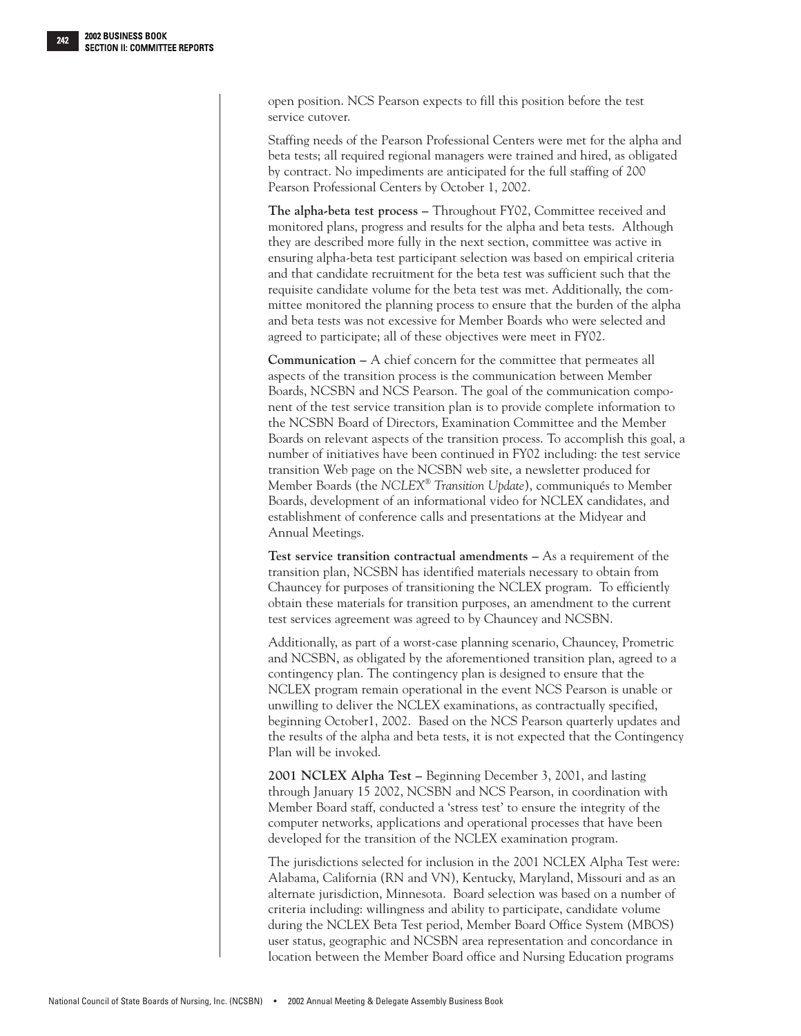open position. NCS Pearson expects to fill this position before the test service cutover.

Staffing needs of the Pearson Professional Centers were met for the alpha and beta tests; all required regional managers were trained and hired, as obligated by contract. No impediments are anticipated for the full staffing of 200 Pearson Professional Centers by October 1, 2002.

**The alpha-beta test process –** Throughout FY02, Committee received and monitored plans, progress and results for the alpha and beta tests. Although they are described more fully in the next section, committee was active in ensuring alpha-beta test participant selection was based on empirical criteria and that candidate recruitment for the beta test was sufficient such that the requisite candidate volume for the beta test was met. Additionally, the committee monitored the planning process to ensure that the burden of the alpha and beta tests was not excessive for Member Boards who were selected and agreed to participate; all of these objectives were meet in FY02.

**Communication –** A chief concern for the committee that permeates all aspects of the transition process is the communication between Member Boards, NCSBN and NCS Pearson. The goal of the communication component of the test service transition plan is to provide complete information to the NCSBN Board of Directors, Examination Committee and the Member Boards on relevant aspects of the transition process. To accomplish this goal, a number of initiatives have been continued in FY02 including: the test service transition Web page on the NCSBN web site, a newsletter produced for Member Boards (the *NCLEX® Transition Update*), communiqués to Member Boards, development of an informational video for NCLEX candidates, and establishment of conference calls and presentations at the Midyear and Annual Meetings.

**Test service transition contractual amendments –** As a requirement of the transition plan, NCSBN has identified materials necessary to obtain from Chauncey for purposes of transitioning the NCLEX program. To efficiently obtain these materials for transition purposes, an amendment to the current test services agreement was agreed to by Chauncey and NCSBN.

Additionally, as part of a worst-case planning scenario, Chauncey, Prometric and NCSBN, as obligated by the aforementioned transition plan, agreed to a contingency plan. The contingency plan is designed to ensure that the NCLEX program remain operational in the event NCS Pearson is unable or unwilling to deliver the NCLEX examinations, as contractually specified, beginning October1, 2002. Based on the NCS Pearson quarterly updates and the results of the alpha and beta tests, it is not expected that the Contingency Plan will be invoked.

**2001 NCLEX Alpha Test –** Beginning December 3, 2001, and lasting through January 15 2002, NCSBN and NCS Pearson, in coordination with Member Board staff, conducted a 'stress test' to ensure the integrity of the computer networks, applications and operational processes that have been developed for the transition of the NCLEX examination program.

The jurisdictions selected for inclusion in the 2001 NCLEX Alpha Test were: Alabama, California (RN and VN), Kentucky, Maryland, Missouri and as an alternate jurisdiction, Minnesota. Board selection was based on a number of criteria including: willingness and ability to participate, candidate volume during the NCLEX Beta Test period, Member Board Office System (MBOS) user status, geographic and NCSBN area representation and concordance in location between the Member Board office and Nursing Education programs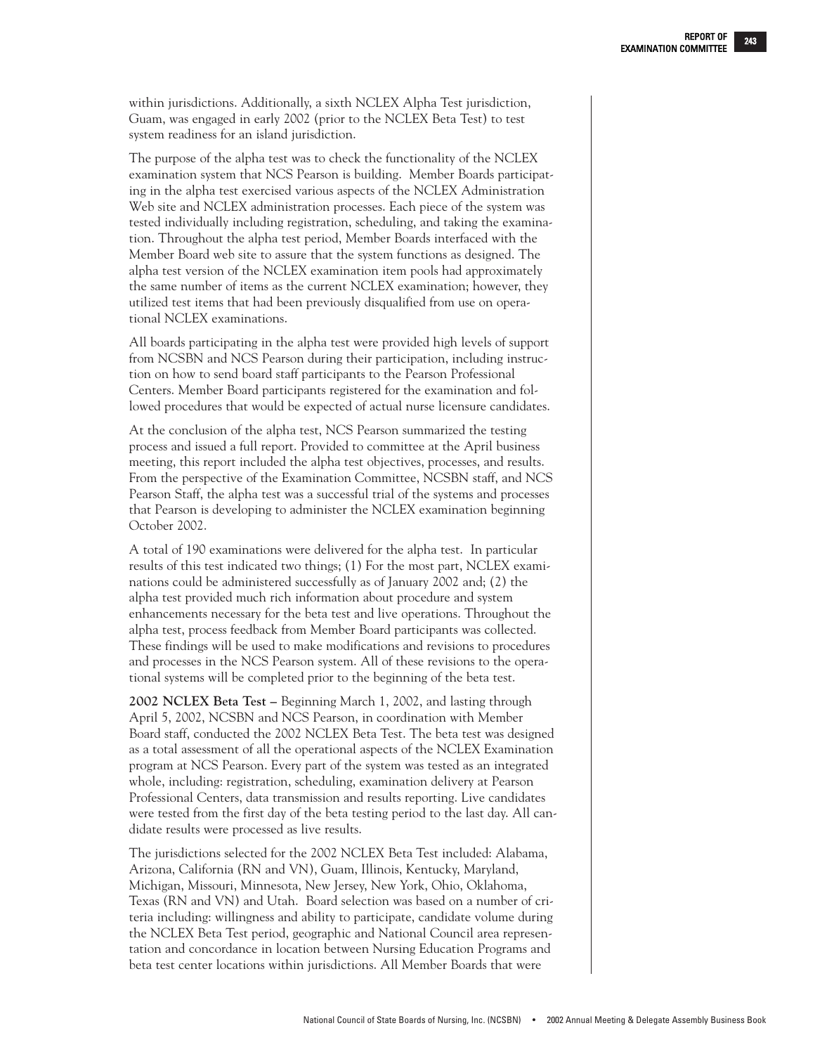within jurisdictions. Additionally, a sixth NCLEX Alpha Test jurisdiction, Guam, was engaged in early 2002 (prior to the NCLEX Beta Test) to test system readiness for an island jurisdiction.

The purpose of the alpha test was to check the functionality of the NCLEX examination system that NCS Pearson is building. Member Boards participating in the alpha test exercised various aspects of the NCLEX Administration Web site and NCLEX administration processes. Each piece of the system was tested individually including registration, scheduling, and taking the examination. Throughout the alpha test period, Member Boards interfaced with the Member Board web site to assure that the system functions as designed. The alpha test version of the NCLEX examination item pools had approximately the same number of items as the current NCLEX examination; however, they utilized test items that had been previously disqualified from use on operational NCLEX examinations.

All boards participating in the alpha test were provided high levels of support from NCSBN and NCS Pearson during their participation, including instruction on how to send board staff participants to the Pearson Professional Centers. Member Board participants registered for the examination and followed procedures that would be expected of actual nurse licensure candidates.

At the conclusion of the alpha test, NCS Pearson summarized the testing process and issued a full report. Provided to committee at the April business meeting, this report included the alpha test objectives, processes, and results. From the perspective of the Examination Committee, NCSBN staff, and NCS Pearson Staff, the alpha test was a successful trial of the systems and processes that Pearson is developing to administer the NCLEX examination beginning October 2002.

A total of 190 examinations were delivered for the alpha test. In particular results of this test indicated two things; (1) For the most part, NCLEX examinations could be administered successfully as of January 2002 and; (2) the alpha test provided much rich information about procedure and system enhancements necessary for the beta test and live operations. Throughout the alpha test, process feedback from Member Board participants was collected. These findings will be used to make modifications and revisions to procedures and processes in the NCS Pearson system. All of these revisions to the operational systems will be completed prior to the beginning of the beta test.

**2002 NCLEX Beta Test –** Beginning March 1, 2002, and lasting through April 5, 2002, NCSBN and NCS Pearson, in coordination with Member Board staff, conducted the 2002 NCLEX Beta Test. The beta test was designed as a total assessment of all the operational aspects of the NCLEX Examination program at NCS Pearson. Every part of the system was tested as an integrated whole, including: registration, scheduling, examination delivery at Pearson Professional Centers, data transmission and results reporting. Live candidates were tested from the first day of the beta testing period to the last day. All candidate results were processed as live results.

The jurisdictions selected for the 2002 NCLEX Beta Test included: Alabama, Arizona, California (RN and VN), Guam, Illinois, Kentucky, Maryland, Michigan, Missouri, Minnesota, New Jersey, New York, Ohio, Oklahoma, Texas (RN and VN) and Utah. Board selection was based on a number of criteria including: willingness and ability to participate, candidate volume during the NCLEX Beta Test period, geographic and National Council area representation and concordance in location between Nursing Education Programs and beta test center locations within jurisdictions. All Member Boards that were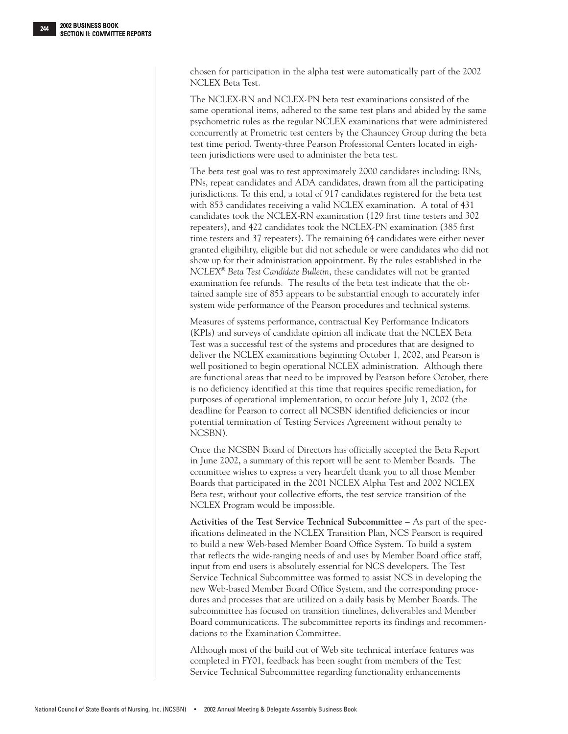chosen for participation in the alpha test were automatically part of the 2002 NCLEX Beta Test.

The NCLEX-RN and NCLEX-PN beta test examinations consisted of the same operational items, adhered to the same test plans and abided by the same psychometric rules as the regular NCLEX examinations that were administered concurrently at Prometric test centers by the Chauncey Group during the beta test time period. Twenty-three Pearson Professional Centers located in eighteen jurisdictions were used to administer the beta test.

The beta test goal was to test approximately 2000 candidates including: RNs, PNs, repeat candidates and ADA candidates, drawn from all the participating jurisdictions. To this end, a total of 917 candidates registered for the beta test with 853 candidates receiving a valid NCLEX examination. A total of 431 candidates took the NCLEX-RN examination (129 first time testers and 302 repeaters), and 422 candidates took the NCLEX-PN examination (385 first time testers and 37 repeaters). The remaining 64 candidates were either never granted eligibility, eligible but did not schedule or were candidates who did not show up for their administration appointment. By the rules established in the *NCLEX® Beta Test Candidate Bulletin*, these candidates will not be granted examination fee refunds. The results of the beta test indicate that the obtained sample size of 853 appears to be substantial enough to accurately infer system wide performance of the Pearson procedures and technical systems.

Measures of systems performance, contractual Key Performance Indicators (KPIs) and surveys of candidate opinion all indicate that the NCLEX Beta Test was a successful test of the systems and procedures that are designed to deliver the NCLEX examinations beginning October 1, 2002, and Pearson is well positioned to begin operational NCLEX administration. Although there are functional areas that need to be improved by Pearson before October, there is no deficiency identified at this time that requires specific remediation, for purposes of operational implementation, to occur before July 1, 2002 (the deadline for Pearson to correct all NCSBN identified deficiencies or incur potential termination of Testing Services Agreement without penalty to NCSBN).

Once the NCSBN Board of Directors has officially accepted the Beta Report in June 2002, a summary of this report will be sent to Member Boards. The committee wishes to express a very heartfelt thank you to all those Member Boards that participated in the 2001 NCLEX Alpha Test and 2002 NCLEX Beta test; without your collective efforts, the test service transition of the NCLEX Program would be impossible.

**Activities of the Test Service Technical Subcommittee –** As part of the specifications delineated in the NCLEX Transition Plan, NCS Pearson is required to build a new Web-based Member Board Office System. To build a system that reflects the wide-ranging needs of and uses by Member Board office staff, input from end users is absolutely essential for NCS developers. The Test Service Technical Subcommittee was formed to assist NCS in developing the new Web-based Member Board Office System, and the corresponding procedures and processes that are utilized on a daily basis by Member Boards. The subcommittee has focused on transition timelines, deliverables and Member Board communications. The subcommittee reports its findings and recommendations to the Examination Committee.

Although most of the build out of Web site technical interface features was completed in FY01, feedback has been sought from members of the Test Service Technical Subcommittee regarding functionality enhancements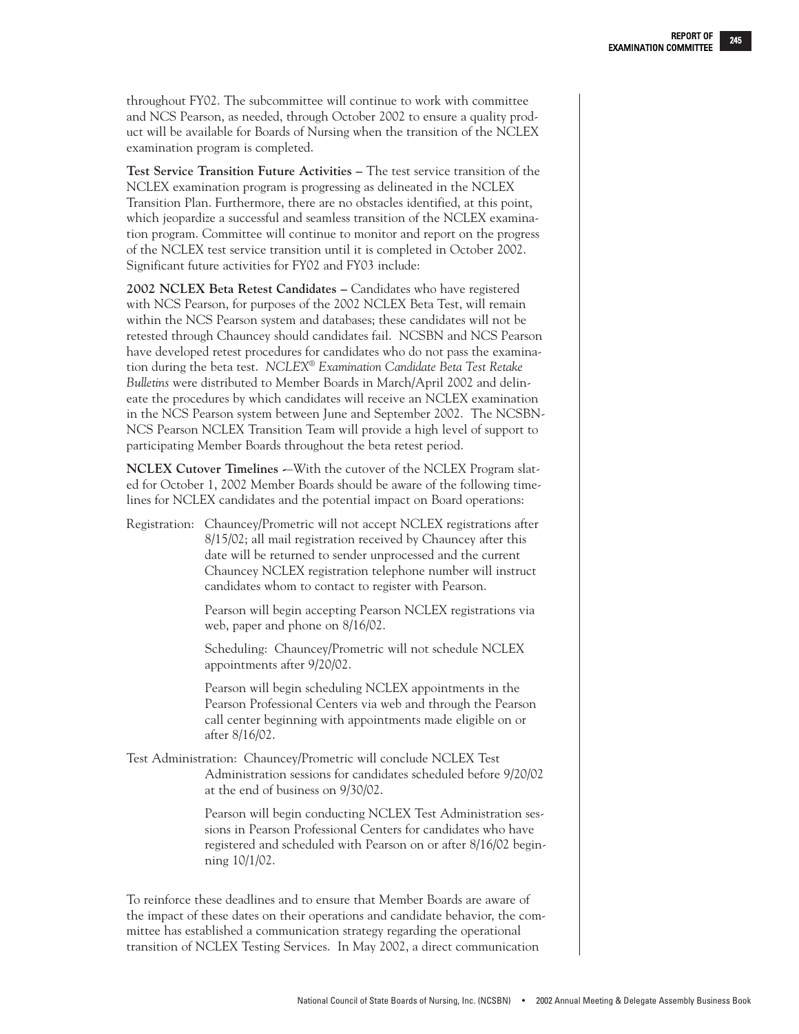throughout FY02. The subcommittee will continue to work with committee and NCS Pearson, as needed, through October 2002 to ensure a quality product will be available for Boards of Nursing when the transition of the NCLEX examination program is completed.

**Test Service Transition Future Activities –** The test service transition of the NCLEX examination program is progressing as delineated in the NCLEX Transition Plan. Furthermore, there are no obstacles identified, at this point, which jeopardize a successful and seamless transition of the NCLEX examination program. Committee will continue to monitor and report on the progress of the NCLEX test service transition until it is completed in October 2002. Significant future activities for FY02 and FY03 include:

**2002 NCLEX Beta Retest Candidates –** Candidates who have registered with NCS Pearson, for purposes of the 2002 NCLEX Beta Test, will remain within the NCS Pearson system and databases; these candidates will not be retested through Chauncey should candidates fail. NCSBN and NCS Pearson have developed retest procedures for candidates who do not pass the examination during the beta test. *NCLEX® Examination Candidate Beta Test Retake Bulletins* were distributed to Member Boards in March/April 2002 and delineate the procedures by which candidates will receive an NCLEX examination in the NCS Pearson system between June and September 2002. The NCSBN-NCS Pearson NCLEX Transition Team will provide a high level of support to participating Member Boards throughout the beta retest period.

**NCLEX Cutover Timelines -**—With the cutover of the NCLEX Program slated for October 1, 2002 Member Boards should be aware of the following timelines for NCLEX candidates and the potential impact on Board operations:

Registration: Chauncey/Prometric will not accept NCLEX registrations after 8/15/02; all mail registration received by Chauncey after this date will be returned to sender unprocessed and the current Chauncey NCLEX registration telephone number will instruct candidates whom to contact to register with Pearson.

Pearson will begin accepting Pearson NCLEX registrations via web, paper and phone on 8/16/02.

Scheduling: Chauncey/Prometric will not schedule NCLEX appointments after 9/20/02.

Pearson will begin scheduling NCLEX appointments in the Pearson Professional Centers via web and through the Pearson call center beginning with appointments made eligible on or after 8/16/02.

Test Administration: Chauncey/Prometric will conclude NCLEX Test Administration sessions for candidates scheduled before 9/20/02 at the end of business on 9/30/02.

Pearson will begin conducting NCLEX Test Administration sessions in Pearson Professional Centers for candidates who have registered and scheduled with Pearson on or after 8/16/02 beginning 10/1/02.

To reinforce these deadlines and to ensure that Member Boards are aware of the impact of these dates on their operations and candidate behavior, the committee has established a communication strategy regarding the operational transition of NCLEX Testing Services. In May 2002, a direct communication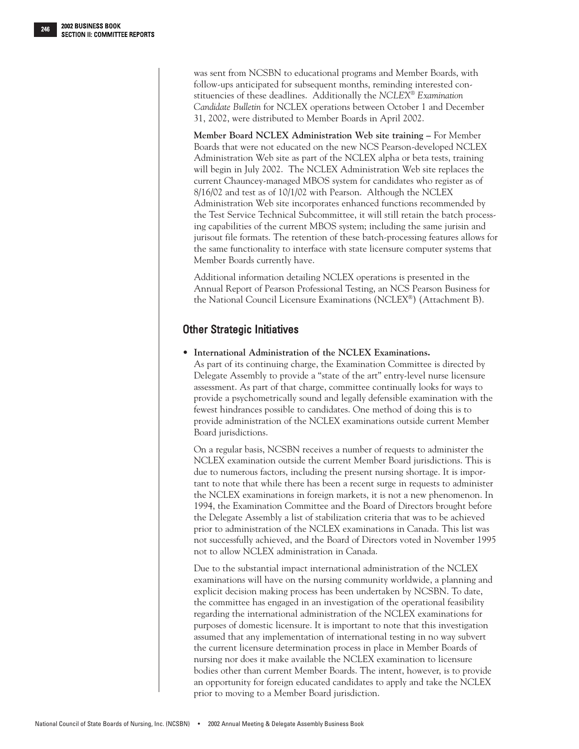was sent from NCSBN to educational programs and Member Boards, with follow-ups anticipated for subsequent months, reminding interested constituencies of these deadlines. Additionally the *NCLEX® Examination Candidate Bulletin* for NCLEX operations between October 1 and December 31, 2002, were distributed to Member Boards in April 2002.

**Member Board NCLEX Administration Web site training –** For Member Boards that were not educated on the new NCS Pearson-developed NCLEX Administration Web site as part of the NCLEX alpha or beta tests, training will begin in July 2002. The NCLEX Administration Web site replaces the current Chauncey-managed MBOS system for candidates who register as of 8/16/02 and test as of 10/1/02 with Pearson. Although the NCLEX Administration Web site incorporates enhanced functions recommended by the Test Service Technical Subcommittee, it will still retain the batch processing capabilities of the current MBOS system; including the same jurisin and jurisout file formats. The retention of these batch-processing features allows for the same functionality to interface with state licensure computer systems that Member Boards currently have.

Additional information detailing NCLEX operations is presented in the Annual Report of Pearson Professional Testing, an NCS Pearson Business for the National Council Licensure Examinations (NCLEX®) (Attachment B).

## Other Strategic Initiatives

- **International Administration of the NCLEX Examinations.**
  As part of its continuing charge, the Examination Committee is directed by Delegate Assembly to provide a "state of the art" entry-level nurse licensure assessment. As part of that charge, committee continually looks for ways to provide a psychometrically sound and legally defensible examination with the fewest hindrances possible to candidates. One method of doing this is to provide administration of the NCLEX examinations outside current Member Board jurisdictions.

  On a regular basis, NCSBN receives a number of requests to administer the NCLEX examination outside the current Member Board jurisdictions. This is due to numerous factors, including the present nursing shortage. It is important to note that while there has been a recent surge in requests to administer the NCLEX examinations in foreign markets, it is not a new phenomenon. In 1994, the Examination Committee and the Board of Directors brought before the Delegate Assembly a list of stabilization criteria that was to be achieved prior to administration of the NCLEX examinations in Canada. This list was not successfully achieved, and the Board of Directors voted in November 1995 not to allow NCLEX administration in Canada.

  Due to the substantial impact international administration of the NCLEX examinations will have on the nursing community worldwide, a planning and explicit decision making process has been undertaken by NCSBN. To date, the committee has engaged in an investigation of the operational feasibility regarding the international administration of the NCLEX examinations for purposes of domestic licensure. It is important to note that this investigation assumed that any implementation of international testing in no way subvert the current licensure determination process in place in Member Boards of nursing nor does it make available the NCLEX examination to licensure bodies other than current Member Boards. The intent, however, is to provide an opportunity for foreign educated candidates to apply and take the NCLEX prior to moving to a Member Board jurisdiction.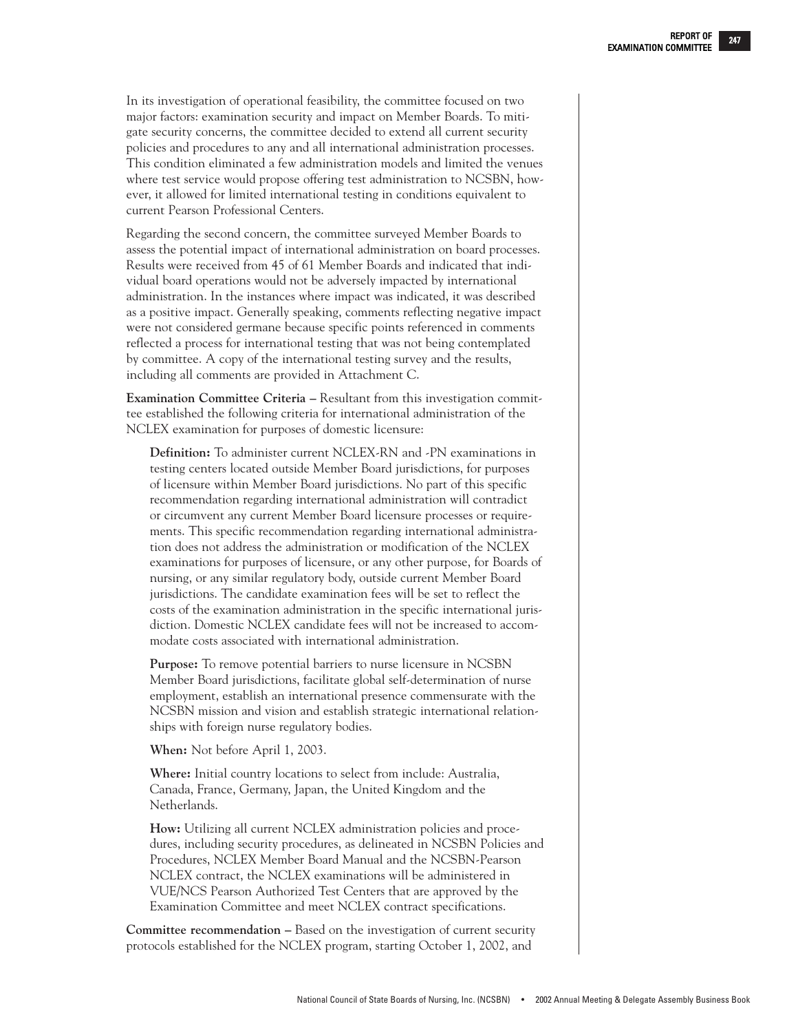In its investigation of operational feasibility, the committee focused on two major factors: examination security and impact on Member Boards. To mitigate security concerns, the committee decided to extend all current security policies and procedures to any and all international administration processes. This condition eliminated a few administration models and limited the venues where test service would propose offering test administration to NCSBN, however, it allowed for limited international testing in conditions equivalent to current Pearson Professional Centers.

Regarding the second concern, the committee surveyed Member Boards to assess the potential impact of international administration on board processes. Results were received from 45 of 61 Member Boards and indicated that individual board operations would not be adversely impacted by international administration. In the instances where impact was indicated, it was described as a positive impact. Generally speaking, comments reflecting negative impact were not considered germane because specific points referenced in comments reflected a process for international testing that was not being contemplated by committee. A copy of the international testing survey and the results, including all comments are provided in Attachment C.

**Examination Committee Criteria –** Resultant from this investigation committee established the following criteria for international administration of the NCLEX examination for purposes of domestic licensure:

> **Definition:** To administer current NCLEX-RN and -PN examinations in testing centers located outside Member Board jurisdictions, for purposes of licensure within Member Board jurisdictions. No part of this specific recommendation regarding international administration will contradict or circumvent any current Member Board licensure processes or requirements. This specific recommendation regarding international administration does not address the administration or modification of the NCLEX examinations for purposes of licensure, or any other purpose, for Boards of nursing, or any similar regulatory body, outside current Member Board jurisdictions. The candidate examination fees will be set to reflect the costs of the examination administration in the specific international jurisdiction. Domestic NCLEX candidate fees will not be increased to accommodate costs associated with international administration.
>
> **Purpose:** To remove potential barriers to nurse licensure in NCSBN Member Board jurisdictions, facilitate global self-determination of nurse employment, establish an international presence commensurate with the NCSBN mission and vision and establish strategic international relationships with foreign nurse regulatory bodies.
>
> **When:** Not before April 1, 2003.
>
> **Where:** Initial country locations to select from include: Australia, Canada, France, Germany, Japan, the United Kingdom and the Netherlands.
>
> **How:** Utilizing all current NCLEX administration policies and procedures, including security procedures, as delineated in NCSBN Policies and Procedures, NCLEX Member Board Manual and the NCSBN-Pearson NCLEX contract, the NCLEX examinations will be administered in VUE/NCS Pearson Authorized Test Centers that are approved by the Examination Committee and meet NCLEX contract specifications.

**Committee recommendation –** Based on the investigation of current security protocols established for the NCLEX program, starting October 1, 2002, and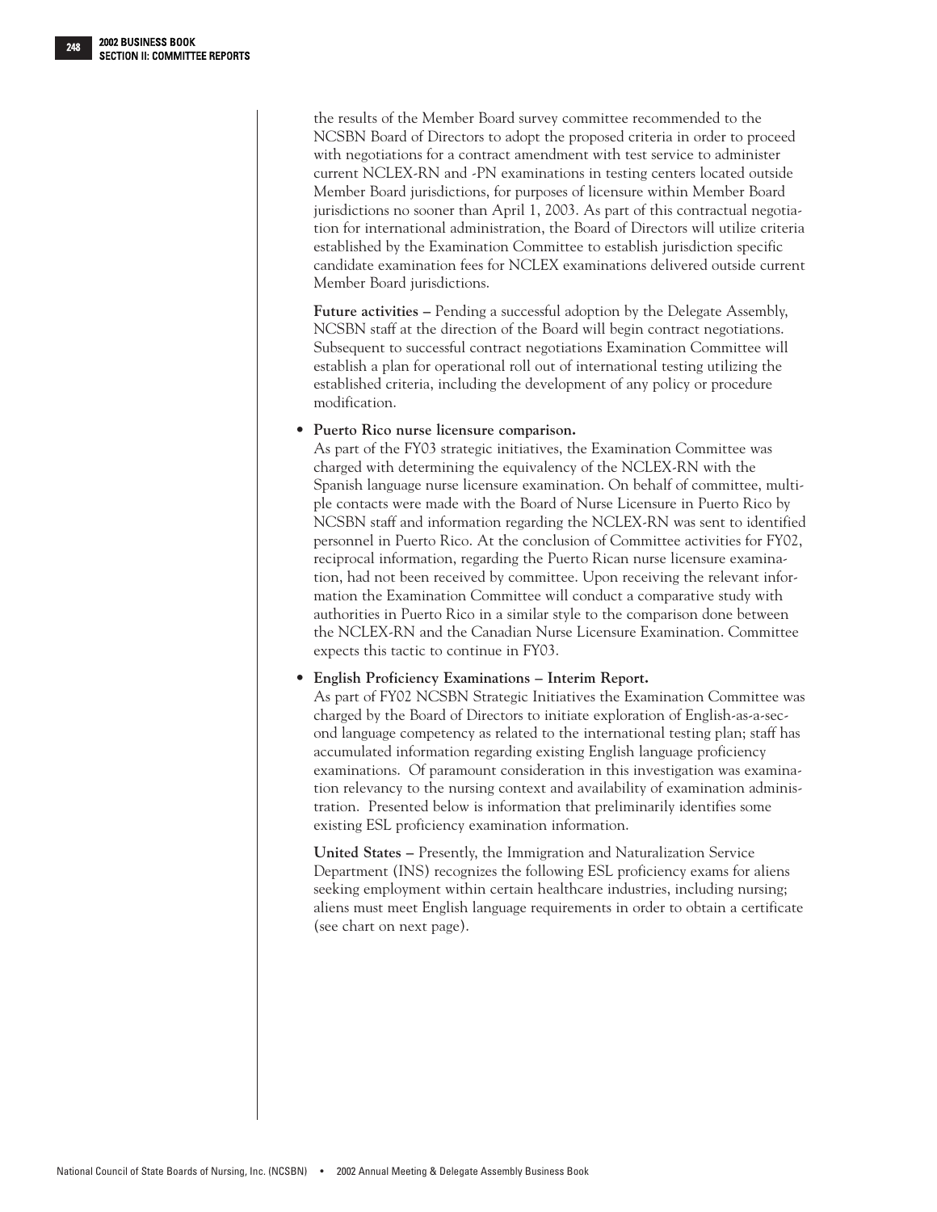the results of the Member Board survey committee recommended to the NCSBN Board of Directors to adopt the proposed criteria in order to proceed with negotiations for a contract amendment with test service to administer current NCLEX-RN and -PN examinations in testing centers located outside Member Board jurisdictions, for purposes of licensure within Member Board jurisdictions no sooner than April 1, 2003. As part of this contractual negotiation for international administration, the Board of Directors will utilize criteria established by the Examination Committee to establish jurisdiction specific candidate examination fees for NCLEX examinations delivered outside current Member Board jurisdictions.

**Future activities –** Pending a successful adoption by the Delegate Assembly, NCSBN staff at the direction of the Board will begin contract negotiations. Subsequent to successful contract negotiations Examination Committee will establish a plan for operational roll out of international testing utilizing the established criteria, including the development of any policy or procedure modification.

- **Puerto Rico nurse licensure comparison.**
  As part of the FY03 strategic initiatives, the Examination Committee was charged with determining the equivalency of the NCLEX-RN with the Spanish language nurse licensure examination. On behalf of committee, multiple contacts were made with the Board of Nurse Licensure in Puerto Rico by NCSBN staff and information regarding the NCLEX-RN was sent to identified personnel in Puerto Rico. At the conclusion of Committee activities for FY02, reciprocal information, regarding the Puerto Rican nurse licensure examination, had not been received by committee. Upon receiving the relevant information the Examination Committee will conduct a comparative study with authorities in Puerto Rico in a similar style to the comparison done between the NCLEX-RN and the Canadian Nurse Licensure Examination. Committee expects this tactic to continue in FY03.

- **English Proficiency Examinations – Interim Report.**
  As part of FY02 NCSBN Strategic Initiatives the Examination Committee was charged by the Board of Directors to initiate exploration of English-as-a-second language competency as related to the international testing plan; staff has accumulated information regarding existing English language proficiency examinations. Of paramount consideration in this investigation was examination relevancy to the nursing context and availability of examination administration. Presented below is information that preliminarily identifies some existing ESL proficiency examination information.

  **United States –** Presently, the Immigration and Naturalization Service Department (INS) recognizes the following ESL proficiency exams for aliens seeking employment within certain healthcare industries, including nursing; aliens must meet English language requirements in order to obtain a certificate (see chart on next page).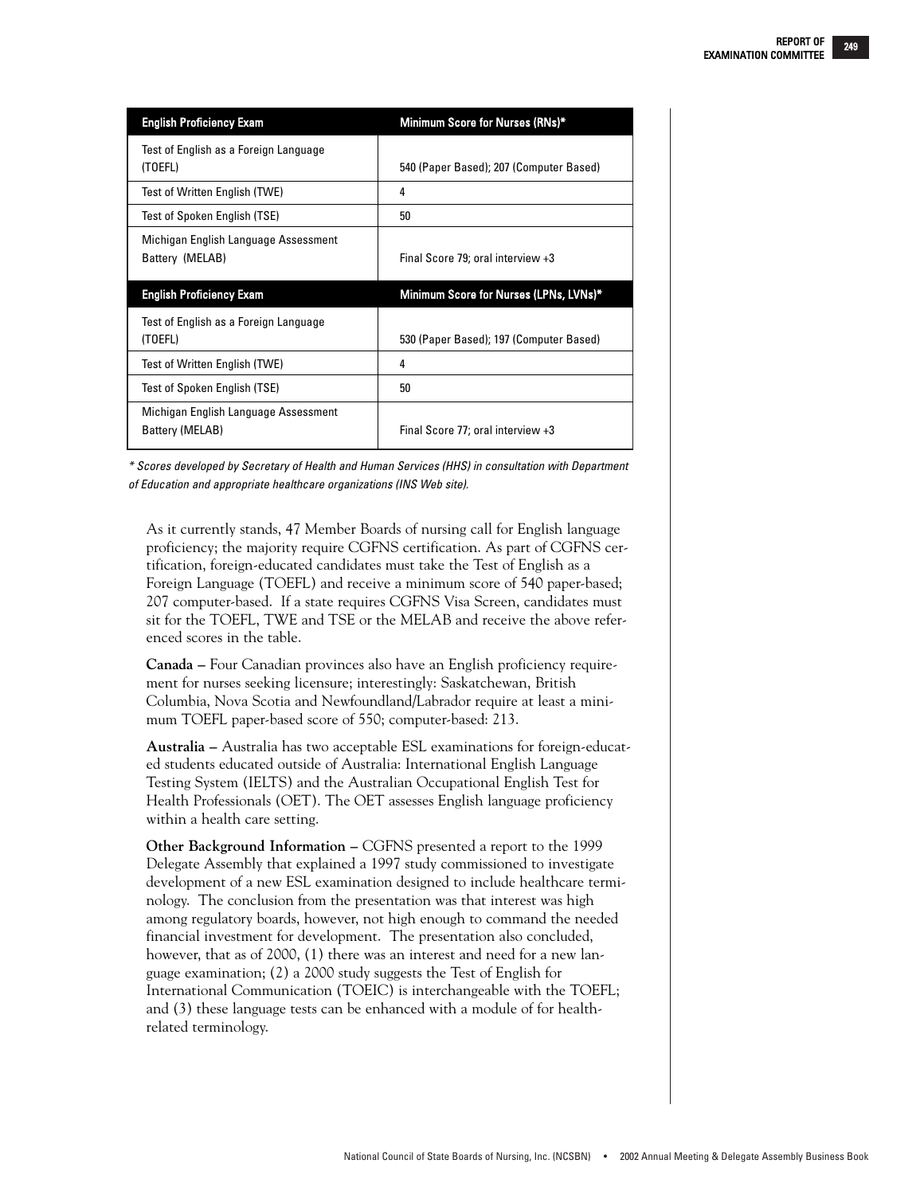| English Proficiency Exam | Minimum Score for Nurses (RNs)* |
|---|---|
| Test of English as a Foreign Language (TOEFL) | 540 (Paper Based); 207 (Computer Based) |
| Test of Written English (TWE) | 4 |
| Test of Spoken English (TSE) | 50 |
| Michigan English Language Assessment Battery (MELAB) | Final Score 79; oral interview +3 |

| English Proficiency Exam | Minimum Score for Nurses (LPNs, LVNs)* |
|---|---|
| Test of English as a Foreign Language (TOEFL) | 530 (Paper Based); 197 (Computer Based) |
| Test of Written English (TWE) | 4 |
| Test of Spoken English (TSE) | 50 |
| Michigan English Language Assessment Battery (MELAB) | Final Score 77; oral interview +3 |

*\* Scores developed by Secretary of Health and Human Services (HHS) in consultation with Department of Education and appropriate healthcare organizations (INS Web site).*

As it currently stands, 47 Member Boards of nursing call for English language proficiency; the majority require CGFNS certification. As part of CGFNS certification, foreign-educated candidates must take the Test of English as a Foreign Language (TOEFL) and receive a minimum score of 540 paper-based; 207 computer-based. If a state requires CGFNS Visa Screen, candidates must sit for the TOEFL, TWE and TSE or the MELAB and receive the above referenced scores in the table.

**Canada –** Four Canadian provinces also have an English proficiency requirement for nurses seeking licensure; interestingly: Saskatchewan, British Columbia, Nova Scotia and Newfoundland/Labrador require at least a minimum TOEFL paper-based score of 550; computer-based: 213.

**Australia –** Australia has two acceptable ESL examinations for foreign-educated students educated outside of Australia: International English Language Testing System (IELTS) and the Australian Occupational English Test for Health Professionals (OET). The OET assesses English language proficiency within a health care setting.

**Other Background Information –** CGFNS presented a report to the 1999 Delegate Assembly that explained a 1997 study commissioned to investigate development of a new ESL examination designed to include healthcare terminology. The conclusion from the presentation was that interest was high among regulatory boards, however, not high enough to command the needed financial investment for development. The presentation also concluded, however, that as of 2000, (1) there was an interest and need for a new language examination; (2) a 2000 study suggests the Test of English for International Communication (TOEIC) is interchangeable with the TOEFL; and (3) these language tests can be enhanced with a module of for health-related terminology.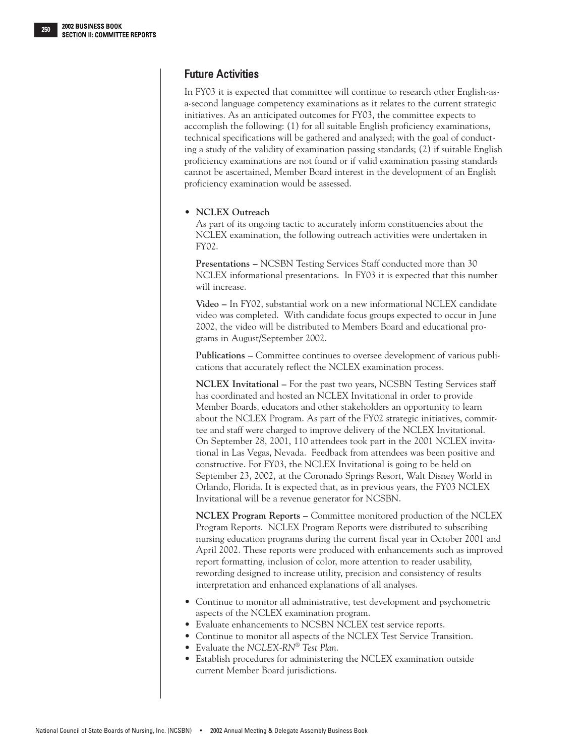## Future Activities

In FY03 it is expected that committee will continue to research other English-as-a-second language competency examinations as it relates to the current strategic initiatives. As an anticipated outcomes for FY03, the committee expects to accomplish the following: (1) for all suitable English proficiency examinations, technical specifications will be gathered and analyzed; with the goal of conducting a study of the validity of examination passing standards; (2) if suitable English proficiency examinations are not found or if valid examination passing standards cannot be ascertained, Member Board interest in the development of an English proficiency examination would be assessed.

- **NCLEX Outreach**

  As part of its ongoing tactic to accurately inform constituencies about the NCLEX examination, the following outreach activities were undertaken in FY02.

  **Presentations –** NCSBN Testing Services Staff conducted more than 30 NCLEX informational presentations. In FY03 it is expected that this number will increase.

  **Video –** In FY02, substantial work on a new informational NCLEX candidate video was completed. With candidate focus groups expected to occur in June 2002, the video will be distributed to Members Board and educational programs in August/September 2002.

  **Publications –** Committee continues to oversee development of various publications that accurately reflect the NCLEX examination process.

  **NCLEX Invitational –** For the past two years, NCSBN Testing Services staff has coordinated and hosted an NCLEX Invitational in order to provide Member Boards, educators and other stakeholders an opportunity to learn about the NCLEX Program. As part of the FY02 strategic initiatives, committee and staff were charged to improve delivery of the NCLEX Invitational. On September 28, 2001, 110 attendees took part in the 2001 NCLEX invitational in Las Vegas, Nevada. Feedback from attendees was been positive and constructive. For FY03, the NCLEX Invitational is going to be held on September 23, 2002, at the Coronado Springs Resort, Walt Disney World in Orlando, Florida. It is expected that, as in previous years, the FY03 NCLEX Invitational will be a revenue generator for NCSBN.

  **NCLEX Program Reports –** Committee monitored production of the NCLEX Program Reports. NCLEX Program Reports were distributed to subscribing nursing education programs during the current fiscal year in October 2001 and April 2002. These reports were produced with enhancements such as improved report formatting, inclusion of color, more attention to reader usability, rewording designed to increase utility, precision and consistency of results interpretation and enhanced explanations of all analyses.

- Continue to monitor all administrative, test development and psychometric aspects of the NCLEX examination program.
- Evaluate enhancements to NCSBN NCLEX test service reports.
- Continue to monitor all aspects of the NCLEX Test Service Transition.
- Evaluate the *NCLEX-RN® Test Plan*.
- Establish procedures for administering the NCLEX examination outside current Member Board jurisdictions.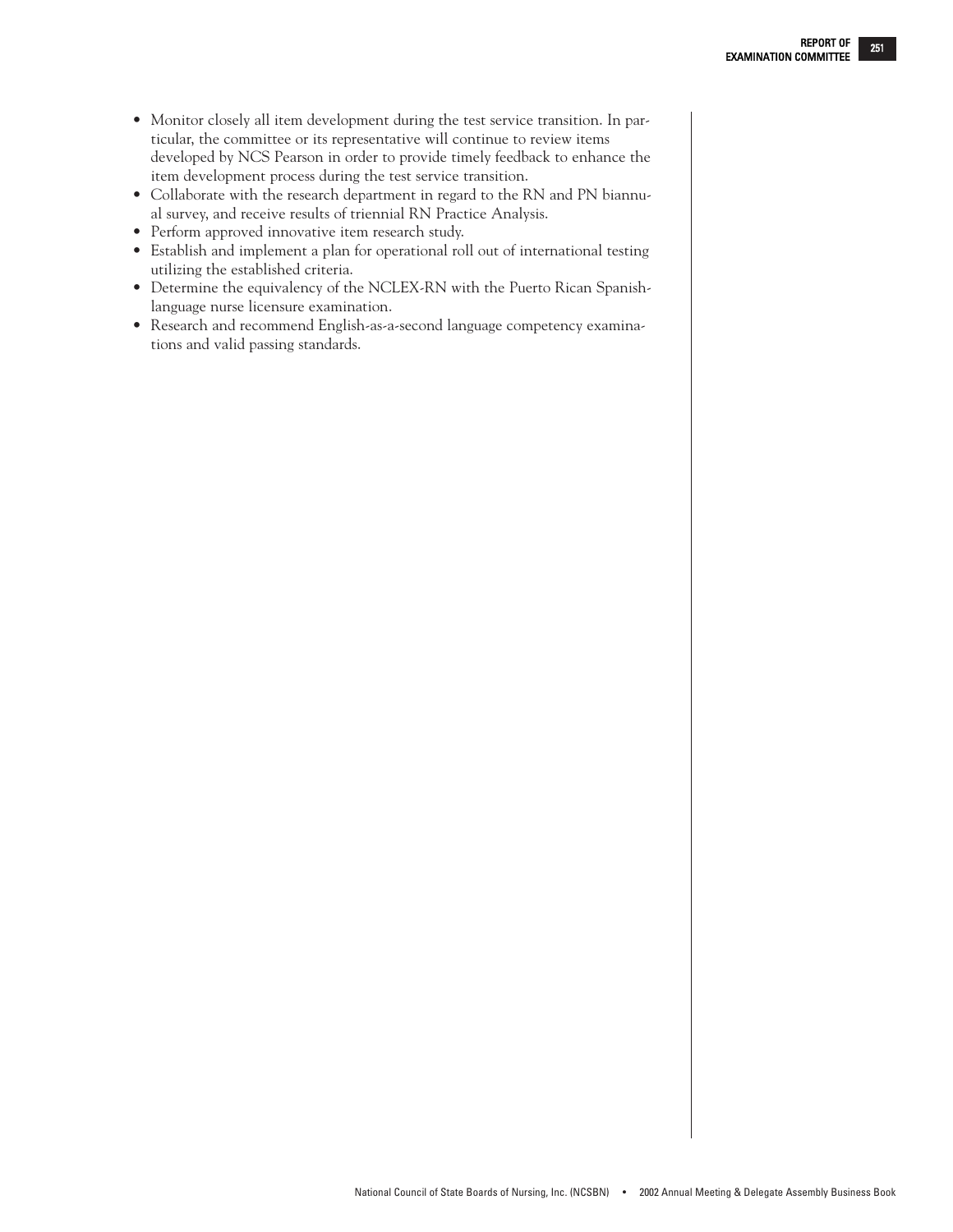- Monitor closely all item development during the test service transition. In particular, the committee or its representative will continue to review items developed by NCS Pearson in order to provide timely feedback to enhance the item development process during the test service transition.
- Collaborate with the research department in regard to the RN and PN biannual survey, and receive results of triennial RN Practice Analysis.
- Perform approved innovative item research study.
- Establish and implement a plan for operational roll out of international testing utilizing the established criteria.
- Determine the equivalency of the NCLEX-RN with the Puerto Rican Spanish-language nurse licensure examination.
- Research and recommend English-as-a-second language competency examinations and valid passing standards.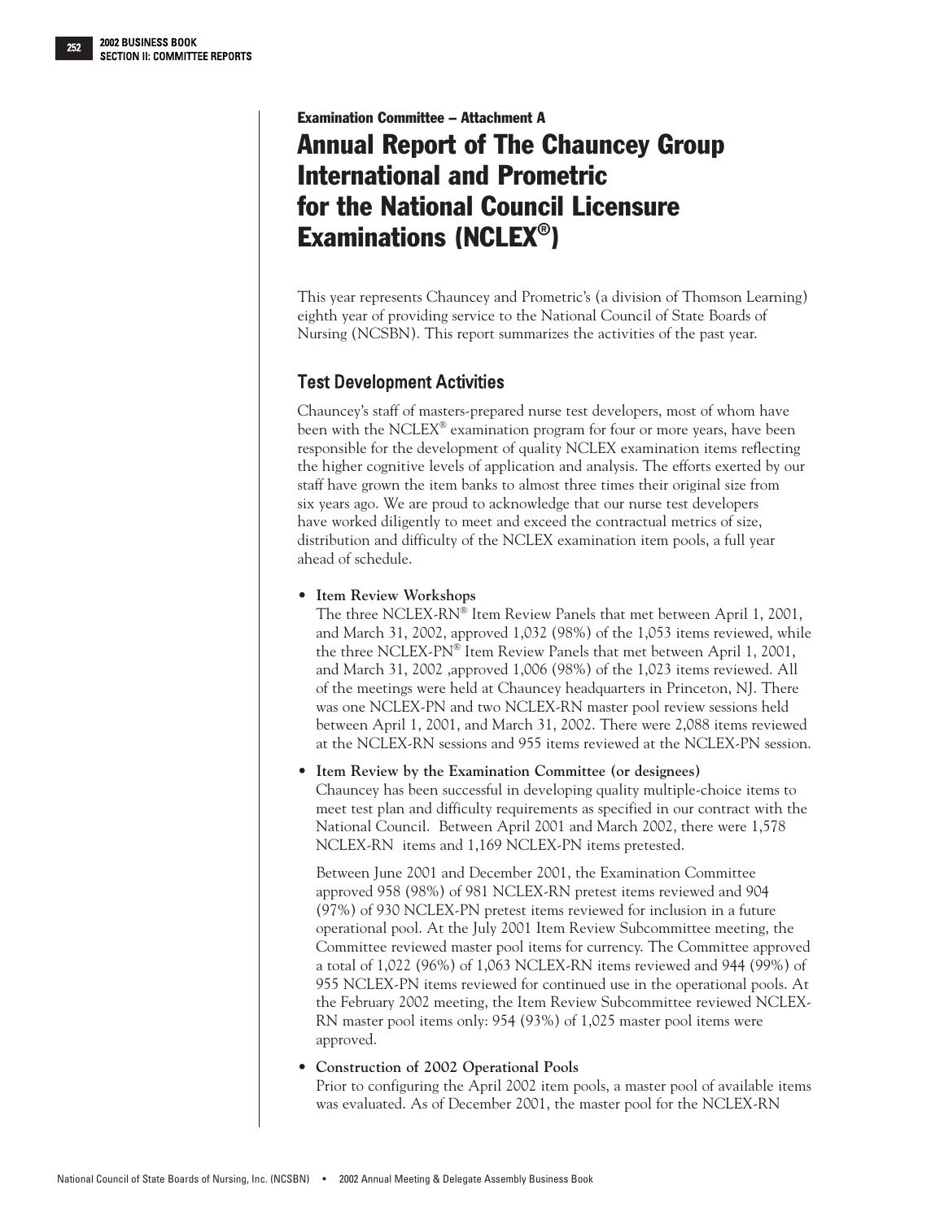**Examination Committee – Attachment A**

# Annual Report of The Chauncey Group International and Prometric for the National Council Licensure Examinations (NCLEX®)

This year represents Chauncey and Prometric's (a division of Thomson Learning) eighth year of providing service to the National Council of State Boards of Nursing (NCSBN). This report summarizes the activities of the past year.

## Test Development Activities

Chauncey's staff of masters-prepared nurse test developers, most of whom have been with the NCLEX® examination program for four or more years, have been responsible for the development of quality NCLEX examination items reflecting the higher cognitive levels of application and analysis. The efforts exerted by our staff have grown the item banks to almost three times their original size from six years ago. We are proud to acknowledge that our nurse test developers have worked diligently to meet and exceed the contractual metrics of size, distribution and difficulty of the NCLEX examination item pools, a full year ahead of schedule.

- **Item Review Workshops**
  The three NCLEX-RN® Item Review Panels that met between April 1, 2001, and March 31, 2002, approved 1,032 (98%) of the 1,053 items reviewed, while the three NCLEX-PN® Item Review Panels that met between April 1, 2001, and March 31, 2002 ,approved 1,006 (98%) of the 1,023 items reviewed. All of the meetings were held at Chauncey headquarters in Princeton, NJ. There was one NCLEX-PN and two NCLEX-RN master pool review sessions held between April 1, 2001, and March 31, 2002. There were 2,088 items reviewed at the NCLEX-RN sessions and 955 items reviewed at the NCLEX-PN session.

- **Item Review by the Examination Committee (or designees)**
  Chauncey has been successful in developing quality multiple-choice items to meet test plan and difficulty requirements as specified in our contract with the National Council. Between April 2001 and March 2002, there were 1,578 NCLEX-RN items and 1,169 NCLEX-PN items pretested.

  Between June 2001 and December 2001, the Examination Committee approved 958 (98%) of 981 NCLEX-RN pretest items reviewed and 904 (97%) of 930 NCLEX-PN pretest items reviewed for inclusion in a future operational pool. At the July 2001 Item Review Subcommittee meeting, the Committee reviewed master pool items for currency. The Committee approved a total of 1,022 (96%) of 1,063 NCLEX-RN items reviewed and 944 (99%) of 955 NCLEX-PN items reviewed for continued use in the operational pools. At the February 2002 meeting, the Item Review Subcommittee reviewed NCLEX-RN master pool items only: 954 (93%) of 1,025 master pool items were approved.

- **Construction of 2002 Operational Pools**
  Prior to configuring the April 2002 item pools, a master pool of available items was evaluated. As of December 2001, the master pool for the NCLEX-RN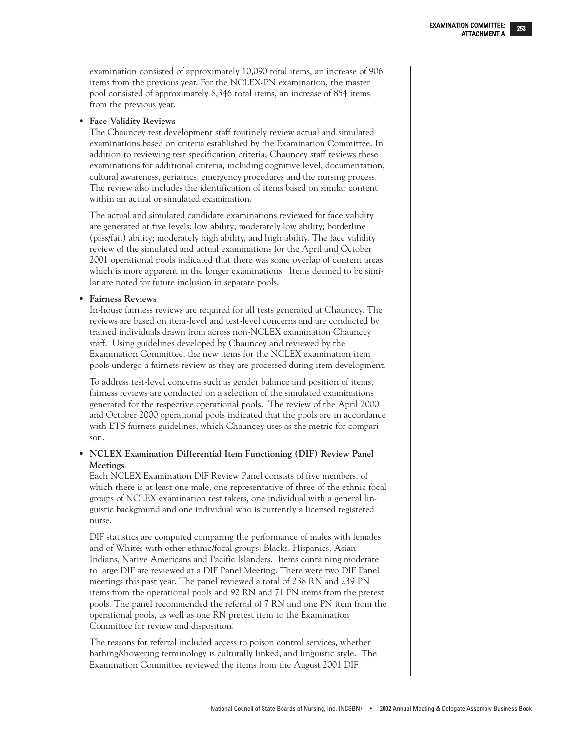examination consisted of approximately 10,090 total items, an increase of 906 items from the previous year. For the NCLEX-PN examination, the master pool consisted of approximately 8,346 total items, an increase of 854 items from the previous year.

- **Face Validity Reviews**

  The Chauncey test development staff routinely review actual and simulated examinations based on criteria established by the Examination Committee. In addition to reviewing test specification criteria, Chauncey staff reviews these examinations for additional criteria, including cognitive level, documentation, cultural awareness, geriatrics, emergency procedures and the nursing process. The review also includes the identification of items based on similar content within an actual or simulated examination.

  The actual and simulated candidate examinations reviewed for face validity are generated at five levels: low ability; moderately low ability; borderline (pass/fail) ability; moderately high ability, and high ability. The face validity review of the simulated and actual examinations for the April and October 2001 operational pools indicated that there was some overlap of content areas, which is more apparent in the longer examinations. Items deemed to be similar are noted for future inclusion in separate pools.

- **Fairness Reviews**

  In-house fairness reviews are required for all tests generated at Chauncey. The reviews are based on item-level and test-level concerns and are conducted by trained individuals drawn from across non-NCLEX examination Chauncey staff. Using guidelines developed by Chauncey and reviewed by the Examination Committee, the new items for the NCLEX examination item pools undergo a fairness review as they are processed during item development.

  To address test-level concerns such as gender balance and position of items, fairness reviews are conducted on a selection of the simulated examinations generated for the respective operational pools. The review of the April 2000 and October 2000 operational pools indicated that the pools are in accordance with ETS fairness guidelines, which Chauncey uses as the metric for comparison.

- **NCLEX Examination Differential Item Functioning (DIF) Review Panel Meetings**

  Each NCLEX Examination DIF Review Panel consists of five members, of which there is at least one male, one representative of three of the ethnic focal groups of NCLEX examination test takers, one individual with a general linguistic background and one individual who is currently a licensed registered nurse.

  DIF statistics are computed comparing the performance of males with females and of Whites with other ethnic/focal groups: Blacks, Hispanics, Asian Indians, Native Americans and Pacific Islanders. Items containing moderate to large DIF are reviewed at a DIF Panel Meeting. There were two DIF Panel meetings this past year. The panel reviewed a total of 238 RN and 239 PN items from the operational pools and 92 RN and 71 PN items from the pretest pools. The panel recommended the referral of 7 RN and one PN item from the operational pools, as well as one RN pretest item to the Examination Committee for review and disposition.

  The reasons for referral included access to poison control services, whether bathing/showering terminology is culturally linked, and linguistic style. The Examination Committee reviewed the items from the August 2001 DIF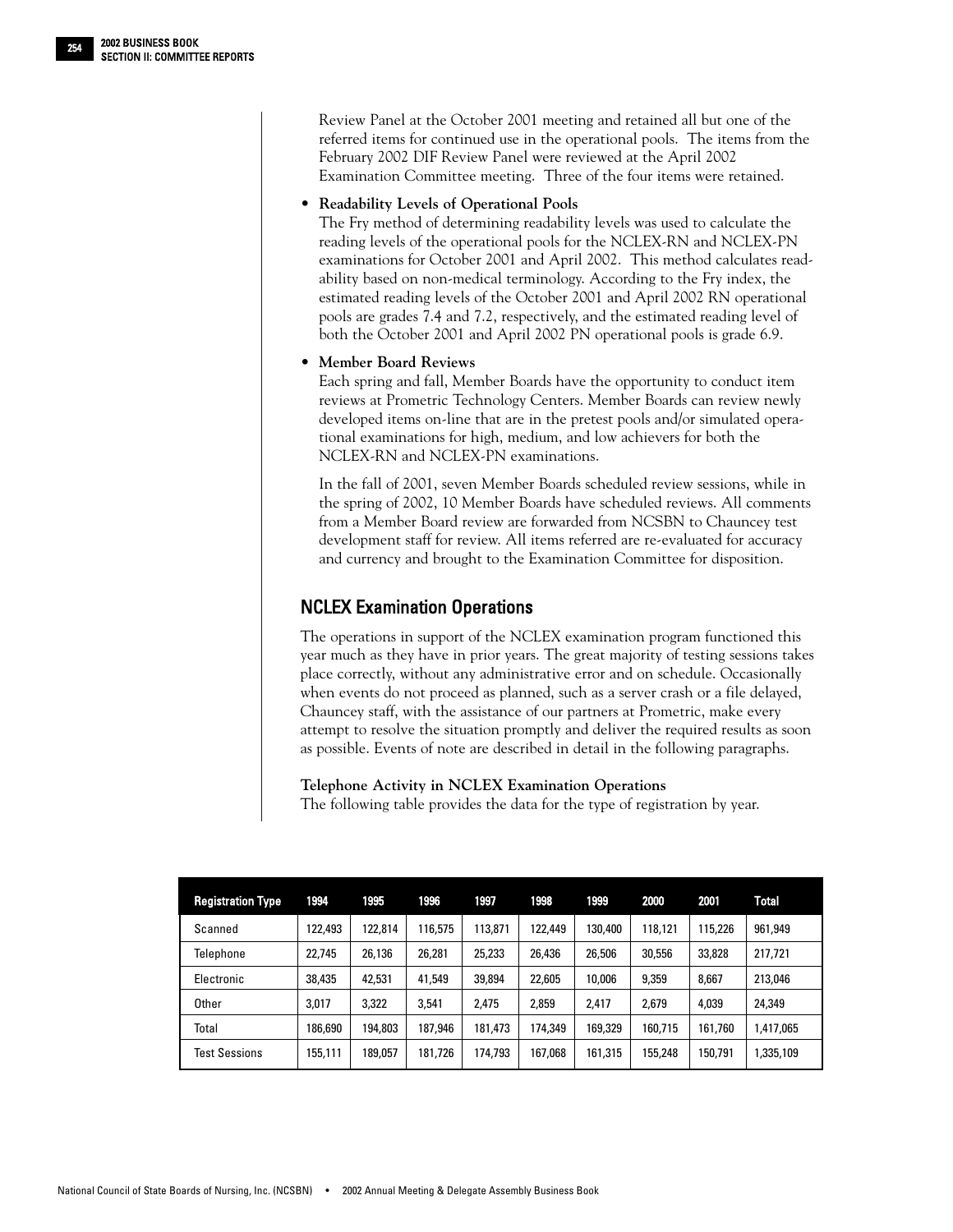Review Panel at the October 2001 meeting and retained all but one of the referred items for continued use in the operational pools. The items from the February 2002 DIF Review Panel were reviewed at the April 2002 Examination Committee meeting. Three of the four items were retained.

- **Readability Levels of Operational Pools**
  The Fry method of determining readability levels was used to calculate the reading levels of the operational pools for the NCLEX-RN and NCLEX-PN examinations for October 2001 and April 2002. This method calculates readability based on non-medical terminology. According to the Fry index, the estimated reading levels of the October 2001 and April 2002 RN operational pools are grades 7.4 and 7.2, respectively, and the estimated reading level of both the October 2001 and April 2002 PN operational pools is grade 6.9.

- **Member Board Reviews**
  Each spring and fall, Member Boards have the opportunity to conduct item reviews at Prometric Technology Centers. Member Boards can review newly developed items on-line that are in the pretest pools and/or simulated operational examinations for high, medium, and low achievers for both the NCLEX-RN and NCLEX-PN examinations.

  In the fall of 2001, seven Member Boards scheduled review sessions, while in the spring of 2002, 10 Member Boards have scheduled reviews. All comments from a Member Board review are forwarded from NCSBN to Chauncey test development staff for review. All items referred are re-evaluated for accuracy and currency and brought to the Examination Committee for disposition.

## NCLEX Examination Operations

The operations in support of the NCLEX examination program functioned this year much as they have in prior years. The great majority of testing sessions takes place correctly, without any administrative error and on schedule. Occasionally when events do not proceed as planned, such as a server crash or a file delayed, Chauncey staff, with the assistance of our partners at Prometric, make every attempt to resolve the situation promptly and deliver the required results as soon as possible. Events of note are described in detail in the following paragraphs.

**Telephone Activity in NCLEX Examination Operations**

The following table provides the data for the type of registration by year.

| Registration Type | 1994 | 1995 | 1996 | 1997 | 1998 | 1999 | 2000 | 2001 | Total |
|---|---|---|---|---|---|---|---|---|---|
| Scanned | 122,493 | 122,814 | 116,575 | 113,871 | 122,449 | 130,400 | 118,121 | 115,226 | 961,949 |
| Telephone | 22,745 | 26,136 | 26,281 | 25,233 | 26,436 | 26,506 | 30,556 | 33,828 | 217,721 |
| Electronic | 38,435 | 42,531 | 41,549 | 39,894 | 22,605 | 10,006 | 9,359 | 8,667 | 213,046 |
| Other | 3,017 | 3,322 | 3,541 | 2,475 | 2,859 | 2,417 | 2,679 | 4,039 | 24,349 |
| Total | 186,690 | 194,803 | 187,946 | 181,473 | 174,349 | 169,329 | 160,715 | 161,760 | 1,417,065 |
| Test Sessions | 155,111 | 189,057 | 181,726 | 174,793 | 167,068 | 161,315 | 155,248 | 150,791 | 1,335,109 |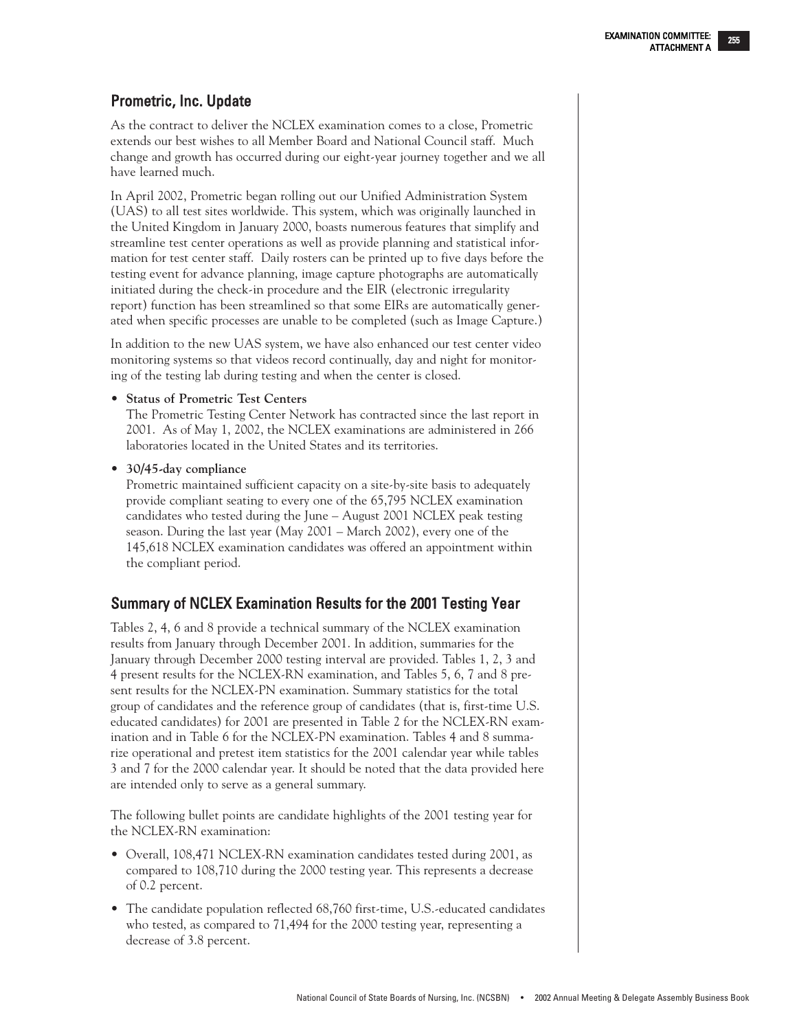## Prometric, Inc. Update

As the contract to deliver the NCLEX examination comes to a close, Prometric extends our best wishes to all Member Board and National Council staff. Much change and growth has occurred during our eight-year journey together and we all have learned much.

In April 2002, Prometric began rolling out our Unified Administration System (UAS) to all test sites worldwide. This system, which was originally launched in the United Kingdom in January 2000, boasts numerous features that simplify and streamline test center operations as well as provide planning and statistical information for test center staff. Daily rosters can be printed up to five days before the testing event for advance planning, image capture photographs are automatically initiated during the check-in procedure and the EIR (electronic irregularity report) function has been streamlined so that some EIRs are automatically generated when specific processes are unable to be completed (such as Image Capture.)

In addition to the new UAS system, we have also enhanced our test center video monitoring systems so that videos record continually, day and night for monitoring of the testing lab during testing and when the center is closed.

- **Status of Prometric Test Centers**
  The Prometric Testing Center Network has contracted since the last report in 2001. As of May 1, 2002, the NCLEX examinations are administered in 266 laboratories located in the United States and its territories.
- **30/45-day compliance**
  Prometric maintained sufficient capacity on a site-by-site basis to adequately provide compliant seating to every one of the 65,795 NCLEX examination candidates who tested during the June – August 2001 NCLEX peak testing season. During the last year (May 2001 – March 2002), every one of the 145,618 NCLEX examination candidates was offered an appointment within the compliant period.

## Summary of NCLEX Examination Results for the 2001 Testing Year

Tables 2, 4, 6 and 8 provide a technical summary of the NCLEX examination results from January through December 2001. In addition, summaries for the January through December 2000 testing interval are provided. Tables 1, 2, 3 and 4 present results for the NCLEX-RN examination, and Tables 5, 6, 7 and 8 present results for the NCLEX-PN examination. Summary statistics for the total group of candidates and the reference group of candidates (that is, first-time U.S. educated candidates) for 2001 are presented in Table 2 for the NCLEX-RN examination and in Table 6 for the NCLEX-PN examination. Tables 4 and 8 summarize operational and pretest item statistics for the 2001 calendar year while tables 3 and 7 for the 2000 calendar year. It should be noted that the data provided here are intended only to serve as a general summary.

The following bullet points are candidate highlights of the 2001 testing year for the NCLEX-RN examination:

- Overall, 108,471 NCLEX-RN examination candidates tested during 2001, as compared to 108,710 during the 2000 testing year. This represents a decrease of 0.2 percent.
- The candidate population reflected 68,760 first-time, U.S.-educated candidates who tested, as compared to 71,494 for the 2000 testing year, representing a decrease of 3.8 percent.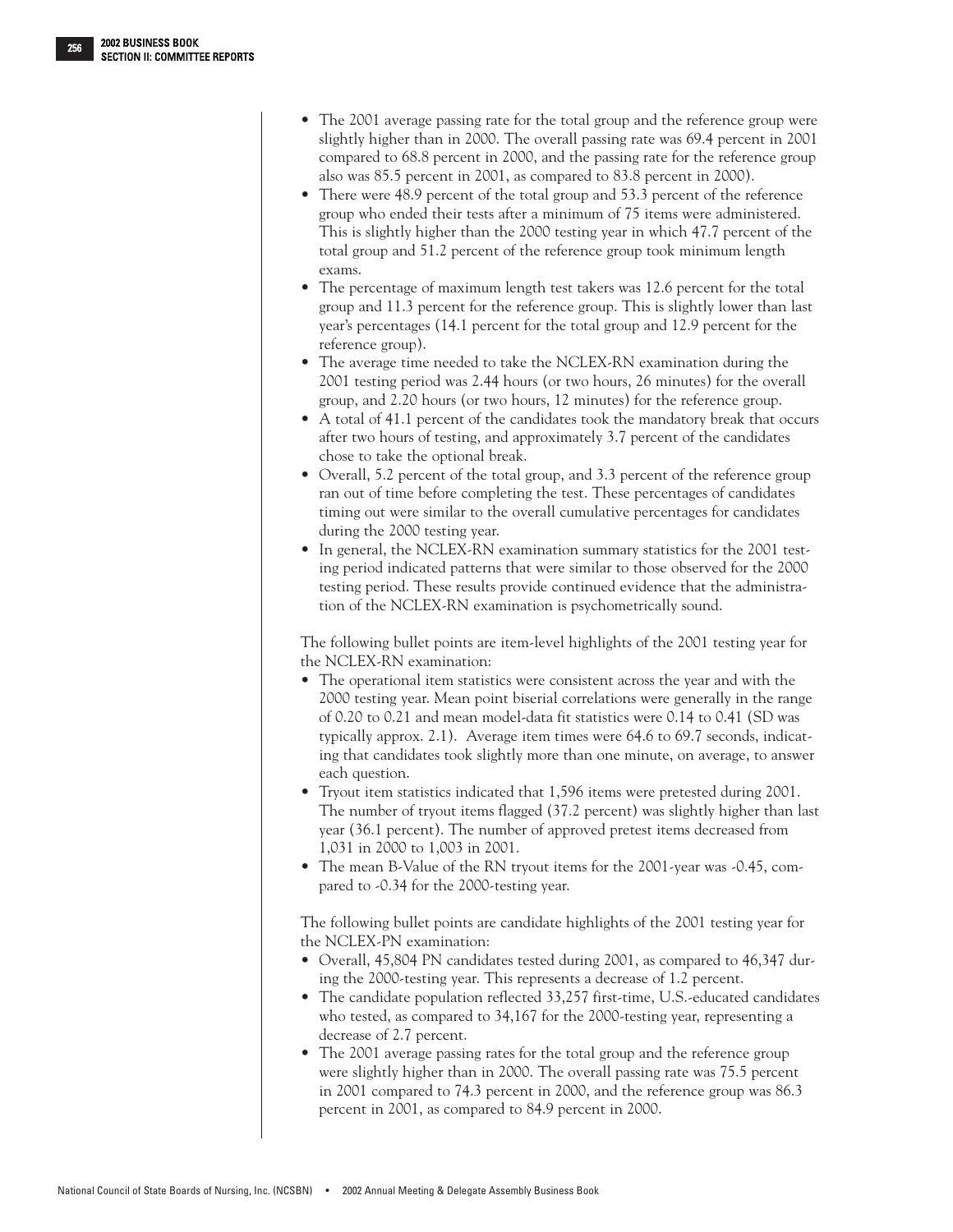- The 2001 average passing rate for the total group and the reference group were slightly higher than in 2000. The overall passing rate was 69.4 percent in 2001 compared to 68.8 percent in 2000, and the passing rate for the reference group also was 85.5 percent in 2001, as compared to 83.8 percent in 2000).
- There were 48.9 percent of the total group and 53.3 percent of the reference group who ended their tests after a minimum of 75 items were administered. This is slightly higher than the 2000 testing year in which 47.7 percent of the total group and 51.2 percent of the reference group took minimum length exams.
- The percentage of maximum length test takers was 12.6 percent for the total group and 11.3 percent for the reference group. This is slightly lower than last year's percentages (14.1 percent for the total group and 12.9 percent for the reference group).
- The average time needed to take the NCLEX-RN examination during the 2001 testing period was 2.44 hours (or two hours, 26 minutes) for the overall group, and 2.20 hours (or two hours, 12 minutes) for the reference group.
- A total of 41.1 percent of the candidates took the mandatory break that occurs after two hours of testing, and approximately 3.7 percent of the candidates chose to take the optional break.
- Overall, 5.2 percent of the total group, and 3.3 percent of the reference group ran out of time before completing the test. These percentages of candidates timing out were similar to the overall cumulative percentages for candidates during the 2000 testing year.
- In general, the NCLEX-RN examination summary statistics for the 2001 testing period indicated patterns that were similar to those observed for the 2000 testing period. These results provide continued evidence that the administration of the NCLEX-RN examination is psychometrically sound.

The following bullet points are item-level highlights of the 2001 testing year for the NCLEX-RN examination:

- The operational item statistics were consistent across the year and with the 2000 testing year. Mean point biserial correlations were generally in the range of 0.20 to 0.21 and mean model-data fit statistics were 0.14 to 0.41 (SD was typically approx. 2.1). Average item times were 64.6 to 69.7 seconds, indicating that candidates took slightly more than one minute, on average, to answer each question.
- Tryout item statistics indicated that 1,596 items were pretested during 2001. The number of tryout items flagged (37.2 percent) was slightly higher than last year (36.1 percent). The number of approved pretest items decreased from 1,031 in 2000 to 1,003 in 2001.
- The mean B-Value of the RN tryout items for the 2001-year was -0.45, compared to -0.34 for the 2000-testing year.

The following bullet points are candidate highlights of the 2001 testing year for the NCLEX-PN examination:

- Overall, 45,804 PN candidates tested during 2001, as compared to 46,347 during the 2000-testing year. This represents a decrease of 1.2 percent.
- The candidate population reflected 33,257 first-time, U.S.-educated candidates who tested, as compared to 34,167 for the 2000-testing year, representing a decrease of 2.7 percent.
- The 2001 average passing rates for the total group and the reference group were slightly higher than in 2000. The overall passing rate was 75.5 percent in 2001 compared to 74.3 percent in 2000, and the reference group was 86.3 percent in 2001, as compared to 84.9 percent in 2000.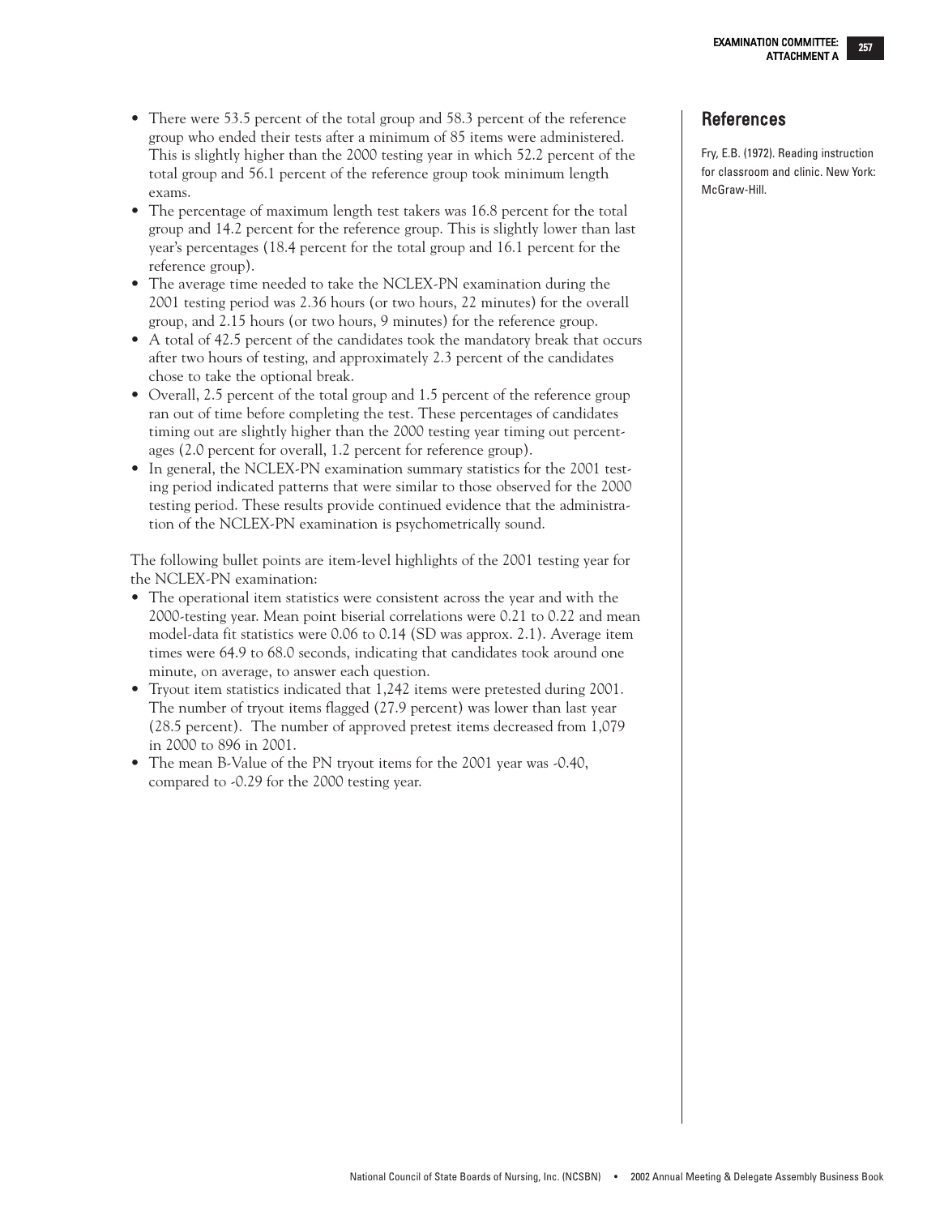- There were 53.5 percent of the total group and 58.3 percent of the reference group who ended their tests after a minimum of 85 items were administered. This is slightly higher than the 2000 testing year in which 52.2 percent of the total group and 56.1 percent of the reference group took minimum length exams.
- The percentage of maximum length test takers was 16.8 percent for the total group and 14.2 percent for the reference group. This is slightly lower than last year's percentages (18.4 percent for the total group and 16.1 percent for the reference group).
- The average time needed to take the NCLEX-PN examination during the 2001 testing period was 2.36 hours (or two hours, 22 minutes) for the overall group, and 2.15 hours (or two hours, 9 minutes) for the reference group.
- A total of 42.5 percent of the candidates took the mandatory break that occurs after two hours of testing, and approximately 2.3 percent of the candidates chose to take the optional break.
- Overall, 2.5 percent of the total group and 1.5 percent of the reference group ran out of time before completing the test. These percentages of candidates timing out are slightly higher than the 2000 testing year timing out percentages (2.0 percent for overall, 1.2 percent for reference group).
- In general, the NCLEX-PN examination summary statistics for the 2001 testing period indicated patterns that were similar to those observed for the 2000 testing period. These results provide continued evidence that the administration of the NCLEX-PN examination is psychometrically sound.

The following bullet points are item-level highlights of the 2001 testing year for the NCLEX-PN examination:

- The operational item statistics were consistent across the year and with the 2000-testing year. Mean point biserial correlations were 0.21 to 0.22 and mean model-data fit statistics were 0.06 to 0.14 (SD was approx. 2.1). Average item times were 64.9 to 68.0 seconds, indicating that candidates took around one minute, on average, to answer each question.
- Tryout item statistics indicated that 1,242 items were pretested during 2001. The number of tryout items flagged (27.9 percent) was lower than last year (28.5 percent). The number of approved pretest items decreased from 1,079 in 2000 to 896 in 2001.
- The mean B-Value of the PN tryout items for the 2001 year was -0.40, compared to -0.29 for the 2000 testing year.

## References

Fry, E.B. (1972). Reading instruction for classroom and clinic. New York: McGraw-Hill.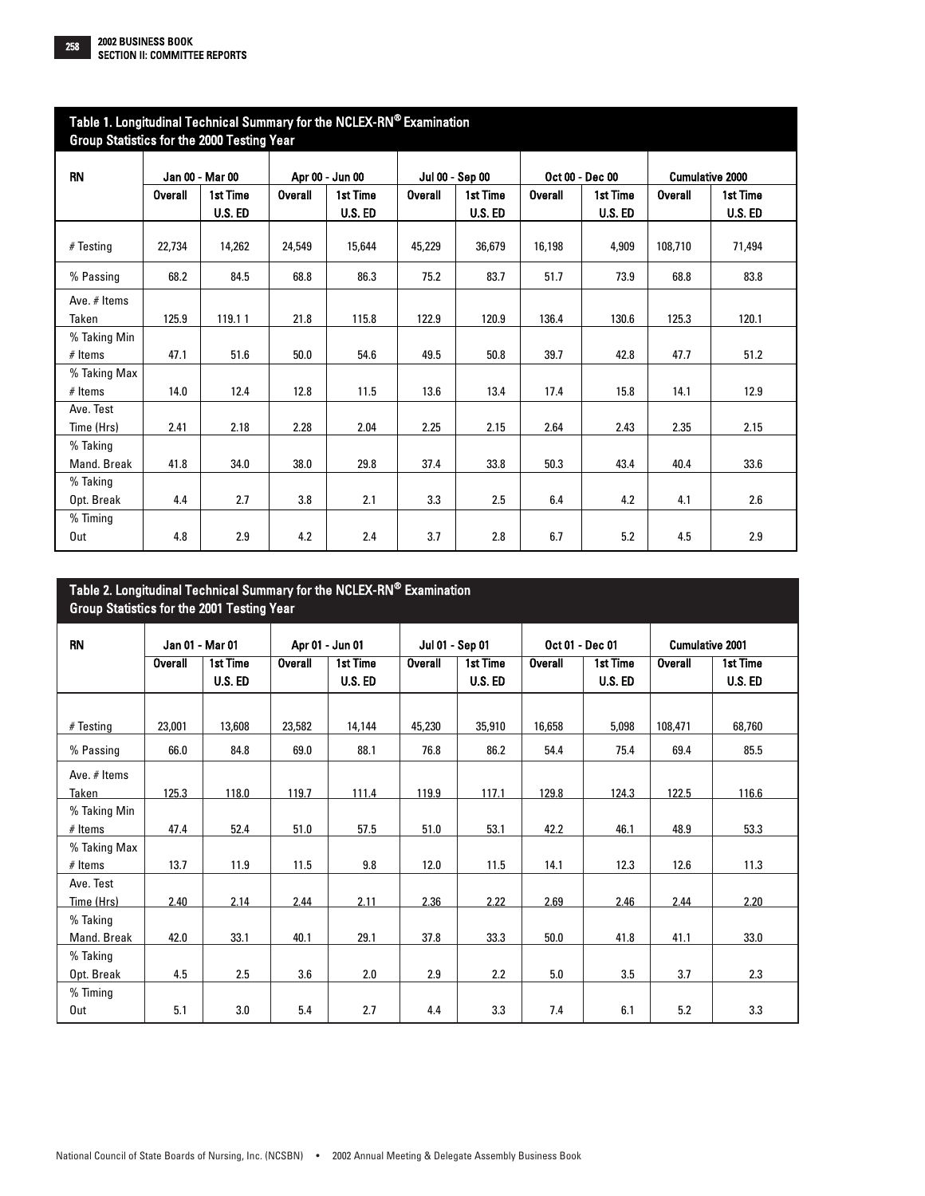## Table 1. Longitudinal Technical Summary for the NCLEX-RN® Examination Group Statistics for the 2000 Testing Year

| RN | Jan 00 - Mar 00 | | Apr 00 - Jun 00 | | Jul 00 - Sep 00 | | Oct 00 - Dec 00 | | Cumulative 2000 | |
|---|---|---|---|---|---|---|---|---|---|---|
| | Overall | 1st Time U.S. ED | Overall | 1st Time U.S. ED | Overall | 1st Time U.S. ED | Overall | 1st Time U.S. ED | Overall | 1st Time U.S. ED |
| # Testing | 22,734 | 14,262 | 24,549 | 15,644 | 45,229 | 36,679 | 16,198 | 4,909 | 108,710 | 71,494 |
| % Passing | 68.2 | 84.5 | 68.8 | 86.3 | 75.2 | 83.7 | 51.7 | 73.9 | 68.8 | 83.8 |
| Ave. # Items Taken | 125.9 | 119.1 1 | 21.8 | 115.8 | 122.9 | 120.9 | 136.4 | 130.6 | 125.3 | 120.1 |
| % Taking Min # Items | 47.1 | 51.6 | 50.0 | 54.6 | 49.5 | 50.8 | 39.7 | 42.8 | 47.7 | 51.2 |
| % Taking Max # Items | 14.0 | 12.4 | 12.8 | 11.5 | 13.6 | 13.4 | 17.4 | 15.8 | 14.1 | 12.9 |
| Ave. Test Time (Hrs) | 2.41 | 2.18 | 2.28 | 2.04 | 2.25 | 2.15 | 2.64 | 2.43 | 2.35 | 2.15 |
| % Taking Mand. Break | 41.8 | 34.0 | 38.0 | 29.8 | 37.4 | 33.8 | 50.3 | 43.4 | 40.4 | 33.6 |
| % Taking Opt. Break | 4.4 | 2.7 | 3.8 | 2.1 | 3.3 | 2.5 | 6.4 | 4.2 | 4.1 | 2.6 |
| % Timing Out | 4.8 | 2.9 | 4.2 | 2.4 | 3.7 | 2.8 | 6.7 | 5.2 | 4.5 | 2.9 |

## Table 2. Longitudinal Technical Summary for the NCLEX-RN® Examination Group Statistics for the 2001 Testing Year

| RN | Jan 01 - Mar 01 | | Apr 01 - Jun 01 | | Jul 01 - Sep 01 | | Oct 01 - Dec 01 | | Cumulative 2001 | |
|---|---|---|---|---|---|---|---|---|---|---|
| | Overall | 1st Time U.S. ED | Overall | 1st Time U.S. ED | Overall | 1st Time U.S. ED | Overall | 1st Time U.S. ED | Overall | 1st Time U.S. ED |
| # Testing | 23,001 | 13,608 | 23,582 | 14,144 | 45,230 | 35,910 | 16,658 | 5,098 | 108,471 | 68,760 |
| % Passing | 66.0 | 84.8 | 69.0 | 88.1 | 76.8 | 86.2 | 54.4 | 75.4 | 69.4 | 85.5 |
| Ave. # Items Taken | 125.3 | 118.0 | 119.7 | 111.4 | 119.9 | 117.1 | 129.8 | 124.3 | 122.5 | 116.6 |
| % Taking Min # Items | 47.4 | 52.4 | 51.0 | 57.5 | 51.0 | 53.1 | 42.2 | 46.1 | 48.9 | 53.3 |
| % Taking Max # Items | 13.7 | 11.9 | 11.5 | 9.8 | 12.0 | 11.5 | 14.1 | 12.3 | 12.6 | 11.3 |
| Ave. Test Time (Hrs) | 2.40 | 2.14 | 2.44 | 2.11 | 2.36 | 2.22 | 2.69 | 2.46 | 2.44 | 2.20 |
| % Taking Mand. Break | 42.0 | 33.1 | 40.1 | 29.1 | 37.8 | 33.3 | 50.0 | 41.8 | 41.1 | 33.0 |
| % Taking Opt. Break | 4.5 | 2.5 | 3.6 | 2.0 | 2.9 | 2.2 | 5.0 | 3.5 | 3.7 | 2.3 |
| % Timing Out | 5.1 | 3.0 | 5.4 | 2.7 | 4.4 | 3.3 | 7.4 | 6.1 | 5.2 | 3.3 |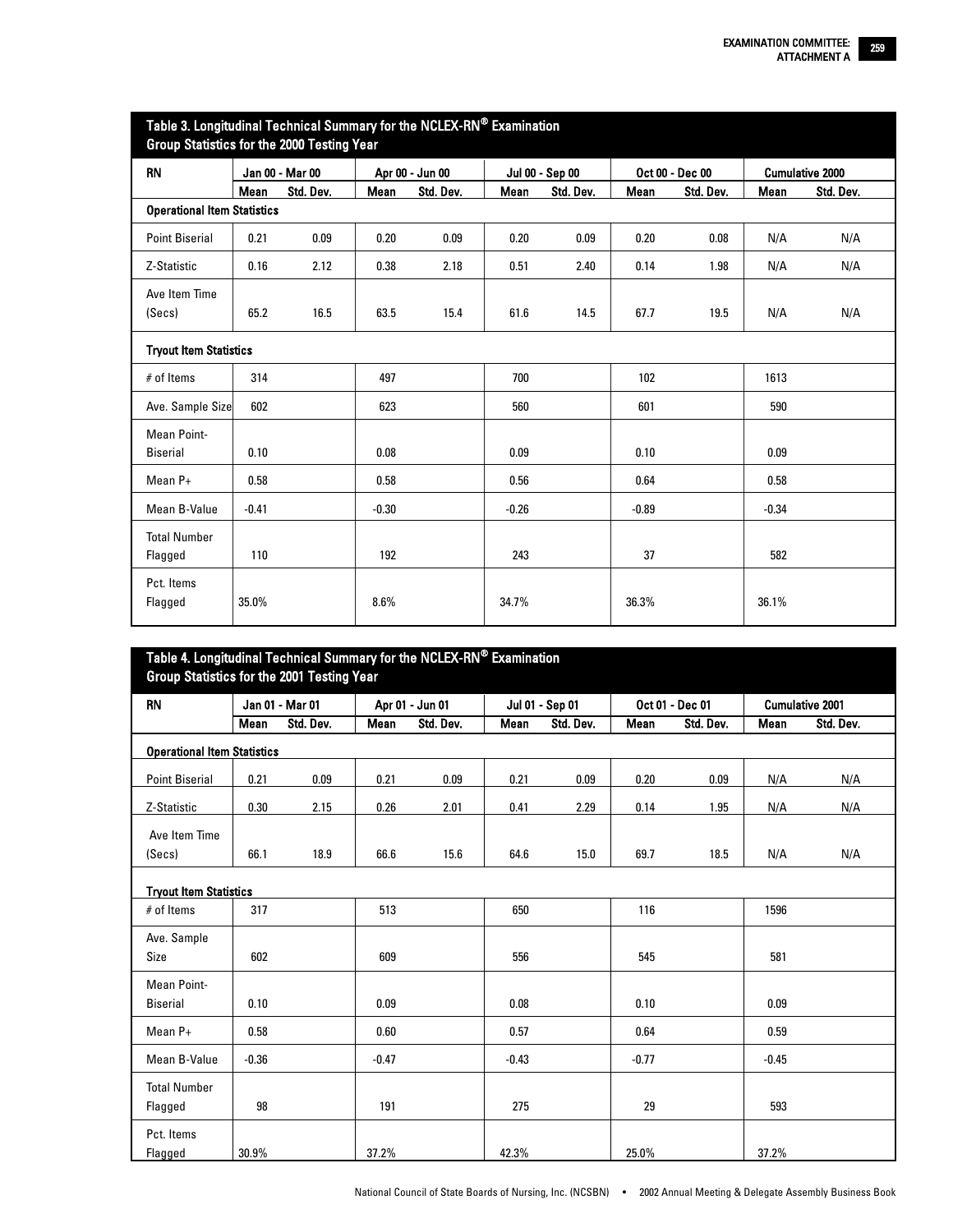## Table 3. Longitudinal Technical Summary for the NCLEX-RN® Examination Group Statistics for the 2000 Testing Year

| RN | Jan 00 - Mar 00 | | Apr 00 - Jun 00 | | Jul 00 - Sep 00 | | Oct 00 - Dec 00 | | Cumulative 2000 | |
|---|---|---|---|---|---|---|---|---|---|---|
| | Mean | Std. Dev. | Mean | Std. Dev. | Mean | Std. Dev. | Mean | Std. Dev. | Mean | Std. Dev. |
| **Operational Item Statistics** | | | | | | | | | | |
| Point Biserial | 0.21 | 0.09 | 0.20 | 0.09 | 0.20 | 0.09 | 0.20 | 0.08 | N/A | N/A |
| Z-Statistic | 0.16 | 2.12 | 0.38 | 2.18 | 0.51 | 2.40 | 0.14 | 1.98 | N/A | N/A |
| Ave Item Time (Secs) | 65.2 | 16.5 | 63.5 | 15.4 | 61.6 | 14.5 | 67.7 | 19.5 | N/A | N/A |
| **Tryout Item Statistics** | | | | | | | | | | |
| # of Items | 314 | | 497 | | 700 | | 102 | | 1613 | |
| Ave. Sample Size | 602 | | 623 | | 560 | | 601 | | 590 | |
| Mean Point-Biserial | 0.10 | | 0.08 | | 0.09 | | 0.10 | | 0.09 | |
| Mean P+ | 0.58 | | 0.58 | | 0.56 | | 0.64 | | 0.58 | |
| Mean B-Value | -0.41 | | -0.30 | | -0.26 | | -0.89 | | -0.34 | |
| Total Number Flagged | 110 | | 192 | | 243 | | 37 | | 582 | |
| Pct. Items Flagged | 35.0% | | 8.6% | | 34.7% | | 36.3% | | 36.1% | |

## Table 4. Longitudinal Technical Summary for the NCLEX-RN® Examination Group Statistics for the 2001 Testing Year

| RN | Jan 01 - Mar 01 | | Apr 01 - Jun 01 | | Jul 01 - Sep 01 | | Oct 01 - Dec 01 | | Cumulative 2001 | |
|---|---|---|---|---|---|---|---|---|---|---|
| | Mean | Std. Dev. | Mean | Std. Dev. | Mean | Std. Dev. | Mean | Std. Dev. | Mean | Std. Dev. |
| **Operational Item Statistics** | | | | | | | | | | |
| Point Biserial | 0.21 | 0.09 | 0.21 | 0.09 | 0.21 | 0.09 | 0.20 | 0.09 | N/A | N/A |
| Z-Statistic | 0.30 | 2.15 | 0.26 | 2.01 | 0.41 | 2.29 | 0.14 | 1.95 | N/A | N/A |
| Ave Item Time (Secs) | 66.1 | 18.9 | 66.6 | 15.6 | 64.6 | 15.0 | 69.7 | 18.5 | N/A | N/A |
| **Tryout Item Statistics** | | | | | | | | | | |
| # of Items | 317 | | 513 | | 650 | | 116 | | 1596 | |
| Ave. Sample Size | 602 | | 609 | | 556 | | 545 | | 581 | |
| Mean Point-Biserial | 0.10 | | 0.09 | | 0.08 | | 0.10 | | 0.09 | |
| Mean P+ | 0.58 | | 0.60 | | 0.57 | | 0.64 | | 0.59 | |
| Mean B-Value | -0.36 | | -0.47 | | -0.43 | | -0.77 | | -0.45 | |
| Total Number Flagged | 98 | | 191 | | 275 | | 29 | | 593 | |
| Pct. Items Flagged | 30.9% | | 37.2% | | 42.3% | | 25.0% | | 37.2% | |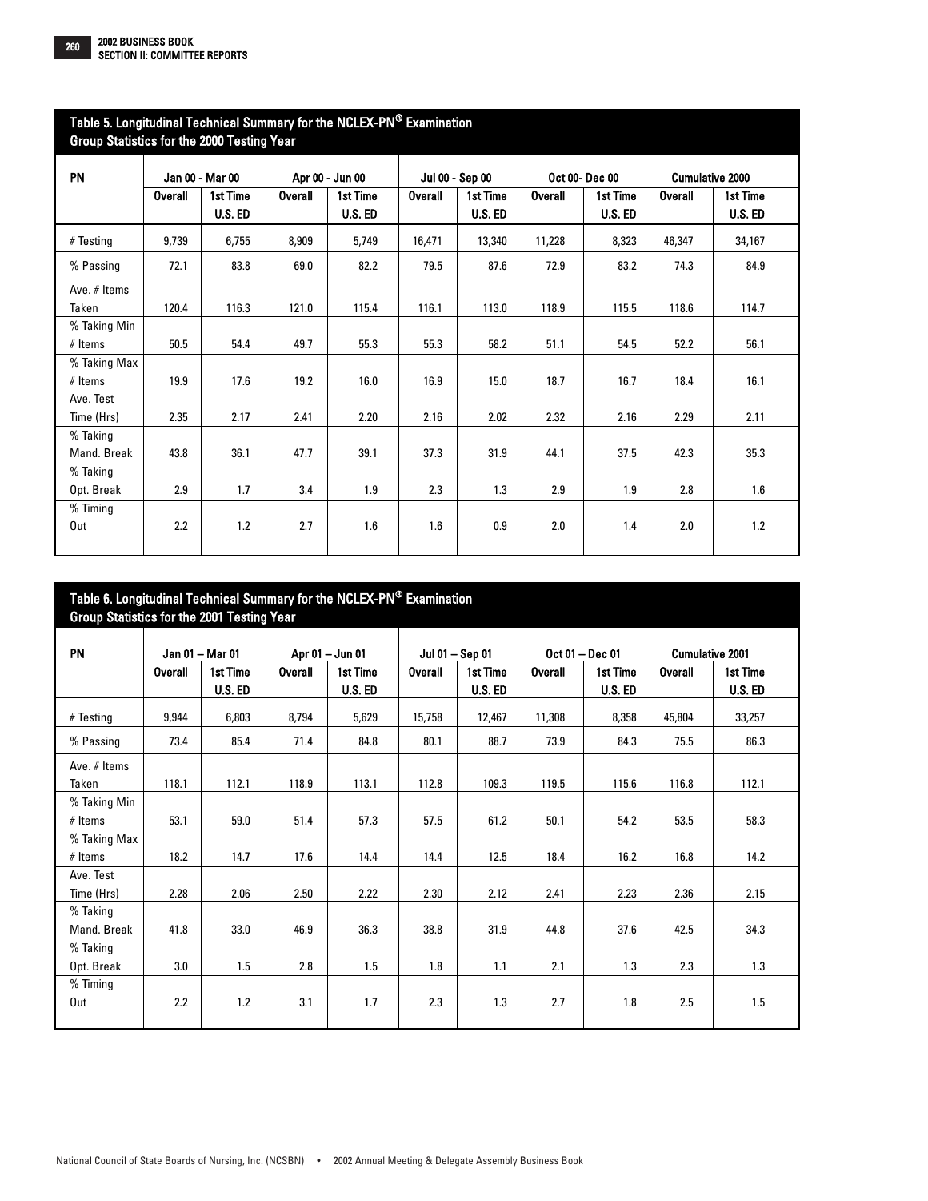## Table 5. Longitudinal Technical Summary for the NCLEX-PN® Examination Group Statistics for the 2000 Testing Year

| PN | Jan 00 - Mar 00 | | Apr 00 - Jun 00 | | Jul 00 - Sep 00 | | Oct 00- Dec 00 | | Cumulative 2000 | |
|---|---|---|---|---|---|---|---|---|---|---|
| | Overall | 1st Time U.S. ED | Overall | 1st Time U.S. ED | Overall | 1st Time U.S. ED | Overall | 1st Time U.S. ED | Overall | 1st Time U.S. ED |
| # Testing | 9,739 | 6,755 | 8,909 | 5,749 | 16,471 | 13,340 | 11,228 | 8,323 | 46,347 | 34,167 |
| % Passing | 72.1 | 83.8 | 69.0 | 82.2 | 79.5 | 87.6 | 72.9 | 83.2 | 74.3 | 84.9 |
| Ave. # Items Taken | 120.4 | 116.3 | 121.0 | 115.4 | 116.1 | 113.0 | 118.9 | 115.5 | 118.6 | 114.7 |
| % Taking Min # Items | 50.5 | 54.4 | 49.7 | 55.3 | 55.3 | 58.2 | 51.1 | 54.5 | 52.2 | 56.1 |
| % Taking Max # Items | 19.9 | 17.6 | 19.2 | 16.0 | 16.9 | 15.0 | 18.7 | 16.7 | 18.4 | 16.1 |
| Ave. Test Time (Hrs) | 2.35 | 2.17 | 2.41 | 2.20 | 2.16 | 2.02 | 2.32 | 2.16 | 2.29 | 2.11 |
| % Taking Mand. Break | 43.8 | 36.1 | 47.7 | 39.1 | 37.3 | 31.9 | 44.1 | 37.5 | 42.3 | 35.3 |
| % Taking Opt. Break | 2.9 | 1.7 | 3.4 | 1.9 | 2.3 | 1.3 | 2.9 | 1.9 | 2.8 | 1.6 |
| % Timing Out | 2.2 | 1.2 | 2.7 | 1.6 | 1.6 | 0.9 | 2.0 | 1.4 | 2.0 | 1.2 |

## Table 6. Longitudinal Technical Summary for the NCLEX-PN® Examination Group Statistics for the 2001 Testing Year

| PN | Jan 01 – Mar 01 | | Apr 01 – Jun 01 | | Jul 01 – Sep 01 | | Oct 01 – Dec 01 | | Cumulative 2001 | |
|---|---|---|---|---|---|---|---|---|---|---|
| | Overall | 1st Time U.S. ED | Overall | 1st Time U.S. ED | Overall | 1st Time U.S. ED | Overall | 1st Time U.S. ED | Overall | 1st Time U.S. ED |
| # Testing | 9,944 | 6,803 | 8,794 | 5,629 | 15,758 | 12,467 | 11,308 | 8,358 | 45,804 | 33,257 |
| % Passing | 73.4 | 85.4 | 71.4 | 84.8 | 80.1 | 88.7 | 73.9 | 84.3 | 75.5 | 86.3 |
| Ave. # Items Taken | 118.1 | 112.1 | 118.9 | 113.1 | 112.8 | 109.3 | 119.5 | 115.6 | 116.8 | 112.1 |
| % Taking Min # Items | 53.1 | 59.0 | 51.4 | 57.3 | 57.5 | 61.2 | 50.1 | 54.2 | 53.5 | 58.3 |
| % Taking Max # Items | 18.2 | 14.7 | 17.6 | 14.4 | 14.4 | 12.5 | 18.4 | 16.2 | 16.8 | 14.2 |
| Ave. Test Time (Hrs) | 2.28 | 2.06 | 2.50 | 2.22 | 2.30 | 2.12 | 2.41 | 2.23 | 2.36 | 2.15 |
| % Taking Mand. Break | 41.8 | 33.0 | 46.9 | 36.3 | 38.8 | 31.9 | 44.8 | 37.6 | 42.5 | 34.3 |
| % Taking Opt. Break | 3.0 | 1.5 | 2.8 | 1.5 | 1.8 | 1.1 | 2.1 | 1.3 | 2.3 | 1.3 |
| % Timing Out | 2.2 | 1.2 | 3.1 | 1.7 | 2.3 | 1.3 | 2.7 | 1.8 | 2.5 | 1.5 |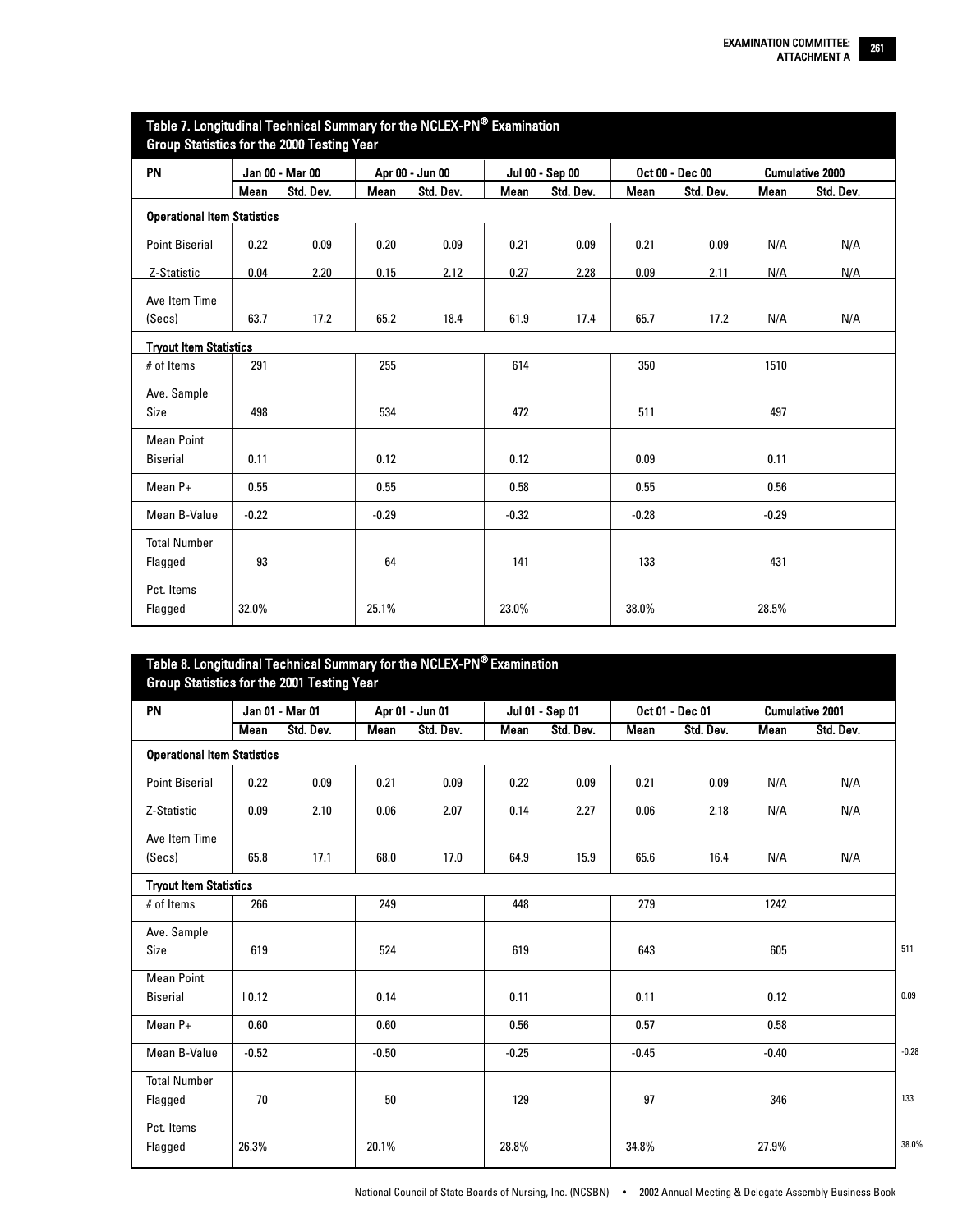## Table 7. Longitudinal Technical Summary for the NCLEX-PN® Examination Group Statistics for the 2000 Testing Year

| PN | Jan 00 - Mar 00 | | Apr 00 - Jun 00 | | Jul 00 - Sep 00 | | Oct 00 - Dec 00 | | Cumulative 2000 | |
|---|---|---|---|---|---|---|---|---|---|---|
| | Mean | Std. Dev. | Mean | Std. Dev. | Mean | Std. Dev. | Mean | Std. Dev. | Mean | Std. Dev. |
| **Operational Item Statistics** | | | | | | | | | | |
| Point Biserial | 0.22 | 0.09 | 0.20 | 0.09 | 0.21 | 0.09 | 0.21 | 0.09 | N/A | N/A |
| Z-Statistic | 0.04 | 2.20 | 0.15 | 2.12 | 0.27 | 2.28 | 0.09 | 2.11 | N/A | N/A |
| Ave Item Time (Secs) | 63.7 | 17.2 | 65.2 | 18.4 | 61.9 | 17.4 | 65.7 | 17.2 | N/A | N/A |
| **Tryout Item Statistics** | | | | | | | | | | |
| # of Items | 291 | | 255 | | 614 | | 350 | | 1510 | |
| Ave. Sample Size | 498 | | 534 | | 472 | | 511 | | 497 | |
| Mean Point Biserial | 0.11 | | 0.12 | | 0.12 | | 0.09 | | 0.11 | |
| Mean P+ | 0.55 | | 0.55 | | 0.58 | | 0.55 | | 0.56 | |
| Mean B-Value | -0.22 | | -0.29 | | -0.32 | | -0.28 | | -0.29 | |
| Total Number Flagged | 93 | | 64 | | 141 | | 133 | | 431 | |
| Pct. Items Flagged | 32.0% | | 25.1% | | 23.0% | | 38.0% | | 28.5% | |

## Table 8. Longitudinal Technical Summary for the NCLEX-PN® Examination Group Statistics for the 2001 Testing Year

| PN | Jan 01 - Mar 01 | | Apr 01 - Jun 01 | | Jul 01 - Sep 01 | | Oct 01 - Dec 01 | | Cumulative 2001 | | |
|---|---|---|---|---|---|---|---|---|---|---|---|
| | Mean | Std. Dev. | Mean | Std. Dev. | Mean | Std. Dev. | Mean | Std. Dev. | Mean | Std. Dev. | |
| **Operational Item Statistics** | | | | | | | | | | | |
| Point Biserial | 0.22 | 0.09 | 0.21 | 0.09 | 0.22 | 0.09 | 0.21 | 0.09 | N/A | N/A | |
| Z-Statistic | 0.09 | 2.10 | 0.06 | 2.07 | 0.14 | 2.27 | 0.06 | 2.18 | N/A | N/A | |
| Ave Item Time (Secs) | 65.8 | 17.1 | 68.0 | 17.0 | 64.9 | 15.9 | 65.6 | 16.4 | N/A | N/A | |
| **Tryout Item Statistics** | | | | | | | | | | | |
| # of Items | 266 | | 249 | | 448 | | 279 | | 1242 | | |
| Ave. Sample Size | 619 | | 524 | | 619 | | 643 | | 605 | | 511 |
| Mean Point Biserial | I 0.12 | | 0.14 | | 0.11 | | 0.11 | | 0.12 | | 0.09 |
| Mean P+ | 0.60 | | 0.60 | | 0.56 | | 0.57 | | 0.58 | | |
| Mean B-Value | -0.52 | | -0.50 | | -0.25 | | -0.45 | | -0.40 | | -0.28 |
| Total Number Flagged | 70 | | 50 | | 129 | | 97 | | 346 | | 133 |
| Pct. Items Flagged | 26.3% | | 20.1% | | 28.8% | | 34.8% | | 27.9% | | 38.0% |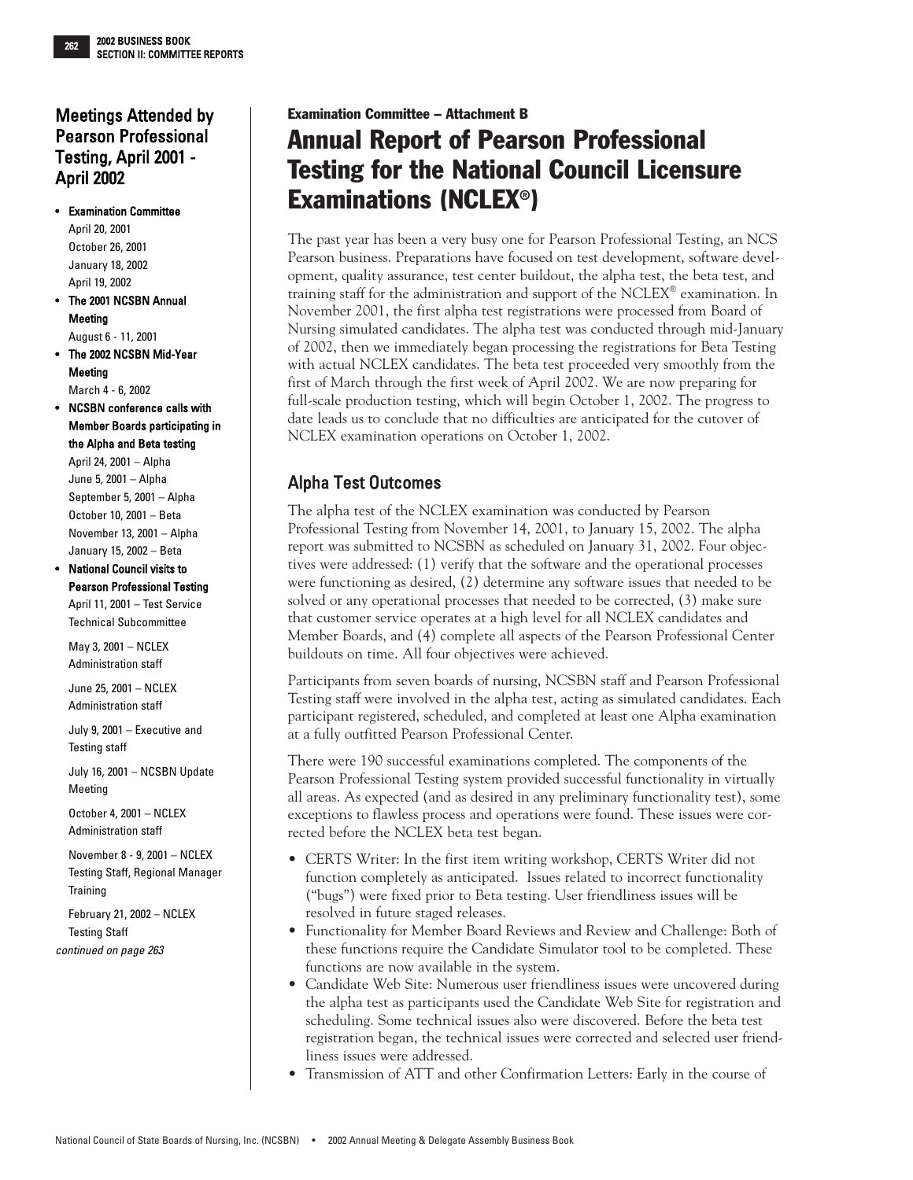## Meetings Attended by Pearson Professional Testing, April 2001 - April 2002

- **Examination Committee**
  April 20, 2001
  October 26, 2001
  January 18, 2002
  April 19, 2002
- **The 2001 NCSBN Annual Meeting**
  August 6 - 11, 2001
- **The 2002 NCSBN Mid-Year Meeting**
  March 4 - 6, 2002
- **NCSBN conference calls with Member Boards participating in the Alpha and Beta testing**
  April 24, 2001 – Alpha
  June 5, 2001 – Alpha
  September 5, 2001 – Alpha
  October 10, 2001 – Beta
  November 13, 2001 – Alpha
  January 15, 2002 – Beta
- **National Council visits to Pearson Professional Testing**
  April 11, 2001 – Test Service Technical Subcommittee

  May 3, 2001 – NCLEX Administration staff

  June 25, 2001 – NCLEX Administration staff

  July 9, 2001 – Executive and Testing staff

  July 16, 2001 – NCSBN Update Meeting

  October 4, 2001 – NCLEX Administration staff

  November 8 - 9, 2001 – NCLEX Testing Staff, Regional Manager Training

  February 21, 2002 – NCLEX Testing Staff

*continued on page 263*

**Examination Committee – Attachment B**

# Annual Report of Pearson Professional Testing for the National Council Licensure Examinations (NCLEX®)

The past year has been a very busy one for Pearson Professional Testing, an NCS Pearson business. Preparations have focused on test development, software development, quality assurance, test center buildout, the alpha test, the beta test, and training staff for the administration and support of the NCLEX® examination. In November 2001, the first alpha test registrations were processed from Board of Nursing simulated candidates. The alpha test was conducted through mid-January of 2002, then we immediately began processing the registrations for Beta Testing with actual NCLEX candidates. The beta test proceeded very smoothly from the first of March through the first week of April 2002. We are now preparing for full-scale production testing, which will begin October 1, 2002. The progress to date leads us to conclude that no difficulties are anticipated for the cutover of NCLEX examination operations on October 1, 2002.

## Alpha Test Outcomes

The alpha test of the NCLEX examination was conducted by Pearson Professional Testing from November 14, 2001, to January 15, 2002. The alpha report was submitted to NCSBN as scheduled on January 31, 2002. Four objectives were addressed: (1) verify that the software and the operational processes were functioning as desired, (2) determine any software issues that needed to be solved or any operational processes that needed to be corrected, (3) make sure that customer service operates at a high level for all NCLEX candidates and Member Boards, and (4) complete all aspects of the Pearson Professional Center buildouts on time. All four objectives were achieved.

Participants from seven boards of nursing, NCSBN staff and Pearson Professional Testing staff were involved in the alpha test, acting as simulated candidates. Each participant registered, scheduled, and completed at least one Alpha examination at a fully outfitted Pearson Professional Center.

There were 190 successful examinations completed. The components of the Pearson Professional Testing system provided successful functionality in virtually all areas. As expected (and as desired in any preliminary functionality test), some exceptions to flawless process and operations were found. These issues were corrected before the NCLEX beta test began.

- CERTS Writer: In the first item writing workshop, CERTS Writer did not function completely as anticipated. Issues related to incorrect functionality ("bugs") were fixed prior to Beta testing. User friendliness issues will be resolved in future staged releases.
- Functionality for Member Board Reviews and Review and Challenge: Both of these functions require the Candidate Simulator tool to be completed. These functions are now available in the system.
- Candidate Web Site: Numerous user friendliness issues were uncovered during the alpha test as participants used the Candidate Web Site for registration and scheduling. Some technical issues also were discovered. Before the beta test registration began, the technical issues were corrected and selected user friendliness issues were addressed.
- Transmission of ATT and other Confirmation Letters: Early in the course of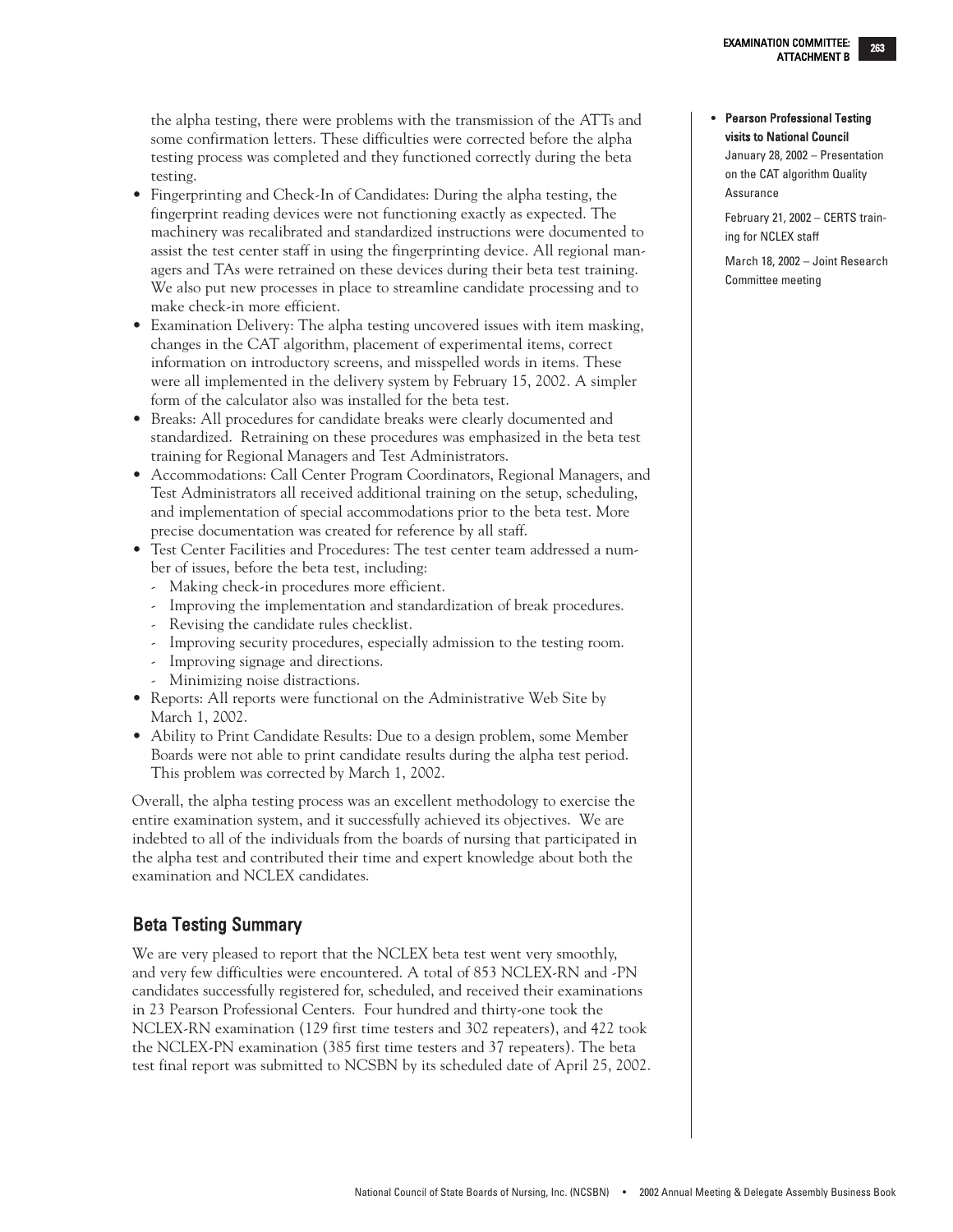the alpha testing, there were problems with the transmission of the ATTs and some confirmation letters. These difficulties were corrected before the alpha testing process was completed and they functioned correctly during the beta testing.

- Fingerprinting and Check-In of Candidates: During the alpha testing, the fingerprint reading devices were not functioning exactly as expected. The machinery was recalibrated and standardized instructions were documented to assist the test center staff in using the fingerprinting device. All regional managers and TAs were retrained on these devices during their beta test training. We also put new processes in place to streamline candidate processing and to make check-in more efficient.
- Examination Delivery: The alpha testing uncovered issues with item masking, changes in the CAT algorithm, placement of experimental items, correct information on introductory screens, and misspelled words in items. These were all implemented in the delivery system by February 15, 2002. A simpler form of the calculator also was installed for the beta test.
- Breaks: All procedures for candidate breaks were clearly documented and standardized. Retraining on these procedures was emphasized in the beta test training for Regional Managers and Test Administrators.
- Accommodations: Call Center Program Coordinators, Regional Managers, and Test Administrators all received additional training on the setup, scheduling, and implementation of special accommodations prior to the beta test. More precise documentation was created for reference by all staff.
- Test Center Facilities and Procedures: The test center team addressed a number of issues, before the beta test, including:
  - Making check-in procedures more efficient.
  - Improving the implementation and standardization of break procedures.
  - Revising the candidate rules checklist.
  - Improving security procedures, especially admission to the testing room.
  - Improving signage and directions.
  - Minimizing noise distractions.
- Reports: All reports were functional on the Administrative Web Site by March 1, 2002.
- Ability to Print Candidate Results: Due to a design problem, some Member Boards were not able to print candidate results during the alpha test period. This problem was corrected by March 1, 2002.

Overall, the alpha testing process was an excellent methodology to exercise the entire examination system, and it successfully achieved its objectives. We are indebted to all of the individuals from the boards of nursing that participated in the alpha test and contributed their time and expert knowledge about both the examination and NCLEX candidates.

## Beta Testing Summary

We are very pleased to report that the NCLEX beta test went very smoothly, and very few difficulties were encountered. A total of 853 NCLEX-RN and -PN candidates successfully registered for, scheduled, and received their examinations in 23 Pearson Professional Centers. Four hundred and thirty-one took the NCLEX-RN examination (129 first time testers and 302 repeaters), and 422 took the NCLEX-PN examination (385 first time testers and 37 repeaters). The beta test final report was submitted to NCSBN by its scheduled date of April 25, 2002.

- **Pearson Professional Testing visits to National Council**

  January 28, 2002 – Presentation on the CAT algorithm Quality Assurance

  February 21, 2002 – CERTS training for NCLEX staff

  March 18, 2002 – Joint Research Committee meeting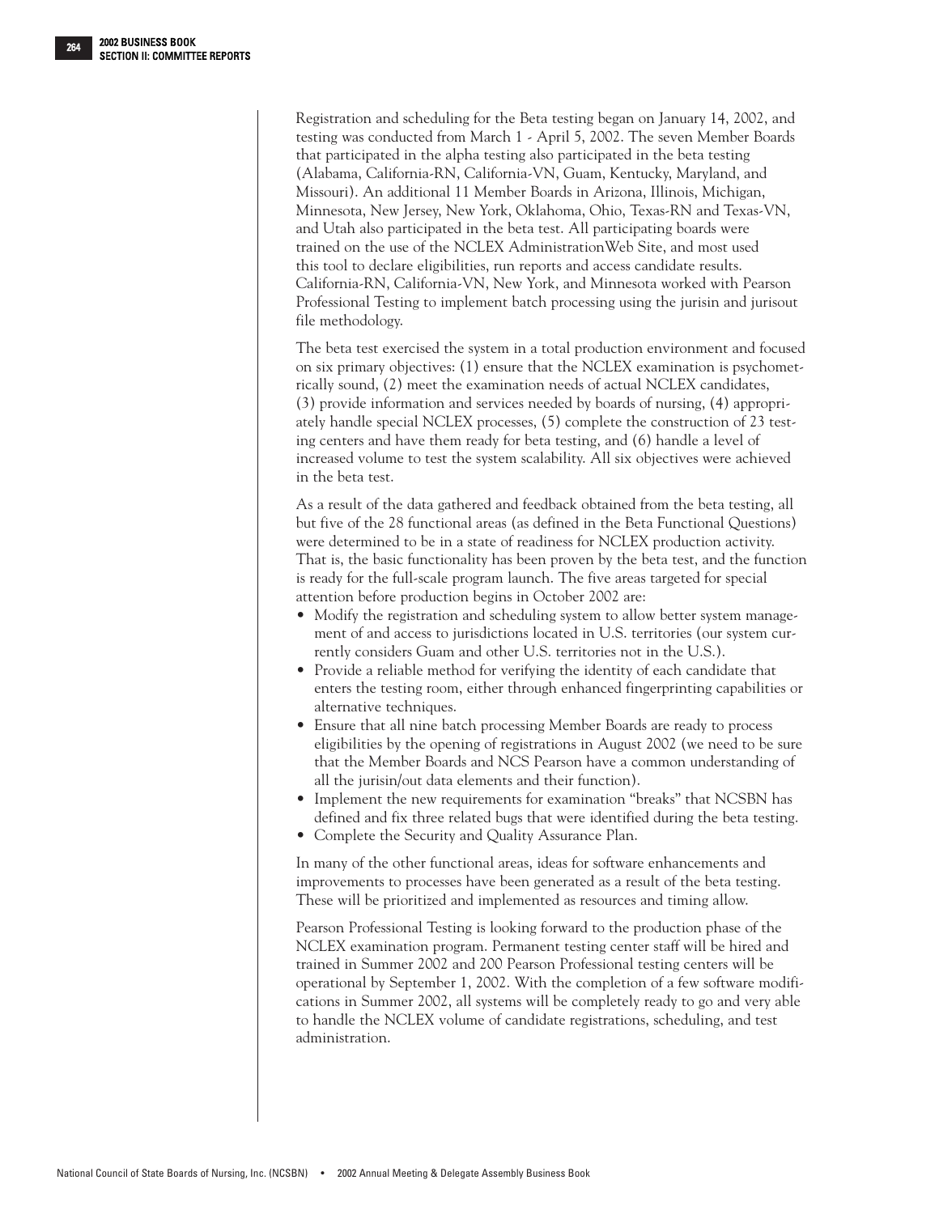Registration and scheduling for the Beta testing began on January 14, 2002, and testing was conducted from March 1 - April 5, 2002. The seven Member Boards that participated in the alpha testing also participated in the beta testing (Alabama, California-RN, California-VN, Guam, Kentucky, Maryland, and Missouri). An additional 11 Member Boards in Arizona, Illinois, Michigan, Minnesota, New Jersey, New York, Oklahoma, Ohio, Texas-RN and Texas-VN, and Utah also participated in the beta test. All participating boards were trained on the use of the NCLEX AdministrationWeb Site, and most used this tool to declare eligibilities, run reports and access candidate results. California-RN, California-VN, New York, and Minnesota worked with Pearson Professional Testing to implement batch processing using the jurisin and jurisout file methodology.

The beta test exercised the system in a total production environment and focused on six primary objectives: (1) ensure that the NCLEX examination is psychometrically sound, (2) meet the examination needs of actual NCLEX candidates, (3) provide information and services needed by boards of nursing, (4) appropriately handle special NCLEX processes, (5) complete the construction of 23 testing centers and have them ready for beta testing, and (6) handle a level of increased volume to test the system scalability. All six objectives were achieved in the beta test.

As a result of the data gathered and feedback obtained from the beta testing, all but five of the 28 functional areas (as defined in the Beta Functional Questions) were determined to be in a state of readiness for NCLEX production activity. That is, the basic functionality has been proven by the beta test, and the function is ready for the full-scale program launch. The five areas targeted for special attention before production begins in October 2002 are:

- Modify the registration and scheduling system to allow better system management of and access to jurisdictions located in U.S. territories (our system currently considers Guam and other U.S. territories not in the U.S.).
- Provide a reliable method for verifying the identity of each candidate that enters the testing room, either through enhanced fingerprinting capabilities or alternative techniques.
- Ensure that all nine batch processing Member Boards are ready to process eligibilities by the opening of registrations in August 2002 (we need to be sure that the Member Boards and NCS Pearson have a common understanding of all the jurisin/out data elements and their function).
- Implement the new requirements for examination "breaks" that NCSBN has defined and fix three related bugs that were identified during the beta testing.
- Complete the Security and Quality Assurance Plan.

In many of the other functional areas, ideas for software enhancements and improvements to processes have been generated as a result of the beta testing. These will be prioritized and implemented as resources and timing allow.

Pearson Professional Testing is looking forward to the production phase of the NCLEX examination program. Permanent testing center staff will be hired and trained in Summer 2002 and 200 Pearson Professional testing centers will be operational by September 1, 2002. With the completion of a few software modifications in Summer 2002, all systems will be completely ready to go and very able to handle the NCLEX volume of candidate registrations, scheduling, and test administration.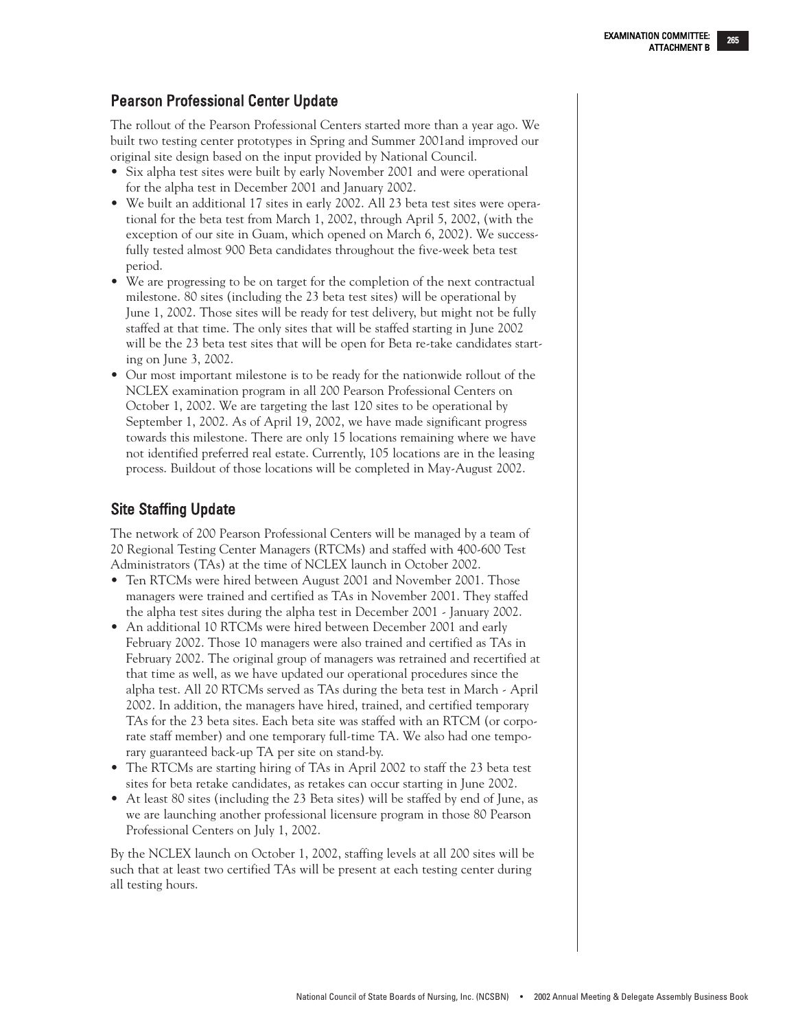## Pearson Professional Center Update

The rollout of the Pearson Professional Centers started more than a year ago. We built two testing center prototypes in Spring and Summer 2001and improved our original site design based on the input provided by National Council.

- Six alpha test sites were built by early November 2001 and were operational for the alpha test in December 2001 and January 2002.
- We built an additional 17 sites in early 2002. All 23 beta test sites were operational for the beta test from March 1, 2002, through April 5, 2002, (with the exception of our site in Guam, which opened on March 6, 2002). We successfully tested almost 900 Beta candidates throughout the five-week beta test period.
- We are progressing to be on target for the completion of the next contractual milestone. 80 sites (including the 23 beta test sites) will be operational by June 1, 2002. Those sites will be ready for test delivery, but might not be fully staffed at that time. The only sites that will be staffed starting in June 2002 will be the 23 beta test sites that will be open for Beta re-take candidates starting on June 3, 2002.
- Our most important milestone is to be ready for the nationwide rollout of the NCLEX examination program in all 200 Pearson Professional Centers on October 1, 2002. We are targeting the last 120 sites to be operational by September 1, 2002. As of April 19, 2002, we have made significant progress towards this milestone. There are only 15 locations remaining where we have not identified preferred real estate. Currently, 105 locations are in the leasing process. Buildout of those locations will be completed in May-August 2002.

## Site Staffing Update

The network of 200 Pearson Professional Centers will be managed by a team of 20 Regional Testing Center Managers (RTCMs) and staffed with 400-600 Test Administrators (TAs) at the time of NCLEX launch in October 2002.

- Ten RTCMs were hired between August 2001 and November 2001. Those managers were trained and certified as TAs in November 2001. They staffed the alpha test sites during the alpha test in December 2001 - January 2002.
- An additional 10 RTCMs were hired between December 2001 and early February 2002. Those 10 managers were also trained and certified as TAs in February 2002. The original group of managers was retrained and recertified at that time as well, as we have updated our operational procedures since the alpha test. All 20 RTCMs served as TAs during the beta test in March - April 2002. In addition, the managers have hired, trained, and certified temporary TAs for the 23 beta sites. Each beta site was staffed with an RTCM (or corporate staff member) and one temporary full-time TA. We also had one temporary guaranteed back-up TA per site on stand-by.
- The RTCMs are starting hiring of TAs in April 2002 to staff the 23 beta test sites for beta retake candidates, as retakes can occur starting in June 2002.
- At least 80 sites (including the 23 Beta sites) will be staffed by end of June, as we are launching another professional licensure program in those 80 Pearson Professional Centers on July 1, 2002.

By the NCLEX launch on October 1, 2002, staffing levels at all 200 sites will be such that at least two certified TAs will be present at each testing center during all testing hours.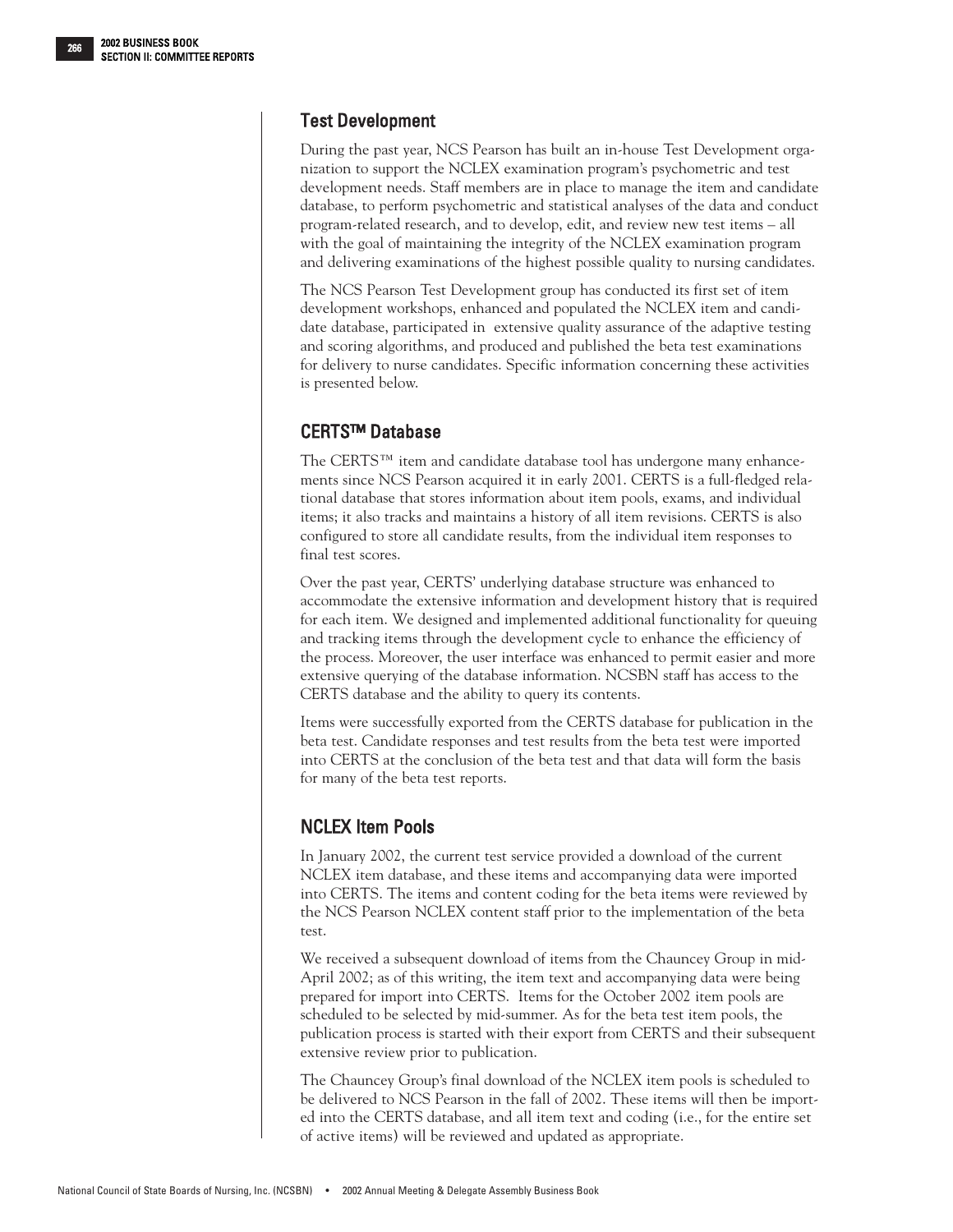## Test Development

During the past year, NCS Pearson has built an in-house Test Development organization to support the NCLEX examination program's psychometric and test development needs. Staff members are in place to manage the item and candidate database, to perform psychometric and statistical analyses of the data and conduct program-related research, and to develop, edit, and review new test items – all with the goal of maintaining the integrity of the NCLEX examination program and delivering examinations of the highest possible quality to nursing candidates.

The NCS Pearson Test Development group has conducted its first set of item development workshops, enhanced and populated the NCLEX item and candidate database, participated in extensive quality assurance of the adaptive testing and scoring algorithms, and produced and published the beta test examinations for delivery to nurse candidates. Specific information concerning these activities is presented below.

## CERTS™ Database

The CERTS™ item and candidate database tool has undergone many enhancements since NCS Pearson acquired it in early 2001. CERTS is a full-fledged relational database that stores information about item pools, exams, and individual items; it also tracks and maintains a history of all item revisions. CERTS is also configured to store all candidate results, from the individual item responses to final test scores.

Over the past year, CERTS' underlying database structure was enhanced to accommodate the extensive information and development history that is required for each item. We designed and implemented additional functionality for queuing and tracking items through the development cycle to enhance the efficiency of the process. Moreover, the user interface was enhanced to permit easier and more extensive querying of the database information. NCSBN staff has access to the CERTS database and the ability to query its contents.

Items were successfully exported from the CERTS database for publication in the beta test. Candidate responses and test results from the beta test were imported into CERTS at the conclusion of the beta test and that data will form the basis for many of the beta test reports.

## NCLEX Item Pools

In January 2002, the current test service provided a download of the current NCLEX item database, and these items and accompanying data were imported into CERTS. The items and content coding for the beta items were reviewed by the NCS Pearson NCLEX content staff prior to the implementation of the beta test.

We received a subsequent download of items from the Chauncey Group in mid-April 2002; as of this writing, the item text and accompanying data were being prepared for import into CERTS. Items for the October 2002 item pools are scheduled to be selected by mid-summer. As for the beta test item pools, the publication process is started with their export from CERTS and their subsequent extensive review prior to publication.

The Chauncey Group's final download of the NCLEX item pools is scheduled to be delivered to NCS Pearson in the fall of 2002. These items will then be imported into the CERTS database, and all item text and coding (i.e., for the entire set of active items) will be reviewed and updated as appropriate.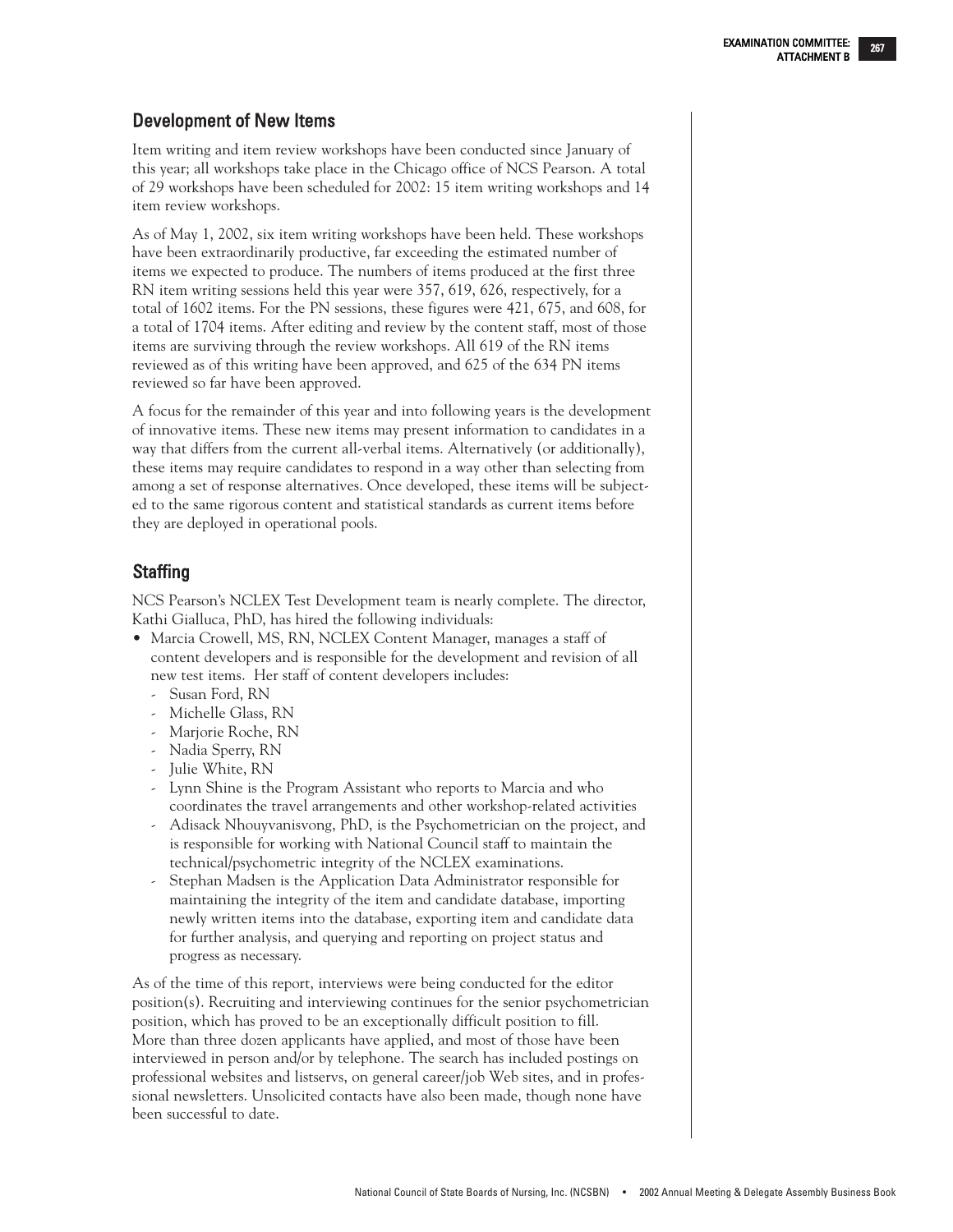## Development of New Items

Item writing and item review workshops have been conducted since January of this year; all workshops take place in the Chicago office of NCS Pearson. A total of 29 workshops have been scheduled for 2002: 15 item writing workshops and 14 item review workshops.

As of May 1, 2002, six item writing workshops have been held. These workshops have been extraordinarily productive, far exceeding the estimated number of items we expected to produce. The numbers of items produced at the first three RN item writing sessions held this year were 357, 619, 626, respectively, for a total of 1602 items. For the PN sessions, these figures were 421, 675, and 608, for a total of 1704 items. After editing and review by the content staff, most of those items are surviving through the review workshops. All 619 of the RN items reviewed as of this writing have been approved, and 625 of the 634 PN items reviewed so far have been approved.

A focus for the remainder of this year and into following years is the development of innovative items. These new items may present information to candidates in a way that differs from the current all-verbal items. Alternatively (or additionally), these items may require candidates to respond in a way other than selecting from among a set of response alternatives. Once developed, these items will be subjected to the same rigorous content and statistical standards as current items before they are deployed in operational pools.

## Staffing

NCS Pearson's NCLEX Test Development team is nearly complete. The director, Kathi Gialluca, PhD, has hired the following individuals:

- Marcia Crowell, MS, RN, NCLEX Content Manager, manages a staff of content developers and is responsible for the development and revision of all new test items. Her staff of content developers includes:
  - Susan Ford, RN
  - Michelle Glass, RN
  - Marjorie Roche, RN
  - Nadia Sperry, RN
  - Julie White, RN
  - Lynn Shine is the Program Assistant who reports to Marcia and who coordinates the travel arrangements and other workshop-related activities
  - Adisack Nhouyvanisvong, PhD, is the Psychometrician on the project, and is responsible for working with National Council staff to maintain the technical/psychometric integrity of the NCLEX examinations.
  - Stephan Madsen is the Application Data Administrator responsible for maintaining the integrity of the item and candidate database, importing newly written items into the database, exporting item and candidate data for further analysis, and querying and reporting on project status and progress as necessary.

As of the time of this report, interviews were being conducted for the editor position(s). Recruiting and interviewing continues for the senior psychometrician position, which has proved to be an exceptionally difficult position to fill. More than three dozen applicants have applied, and most of those have been interviewed in person and/or by telephone. The search has included postings on professional websites and listservs, on general career/job Web sites, and in professional newsletters. Unsolicited contacts have also been made, though none have been successful to date.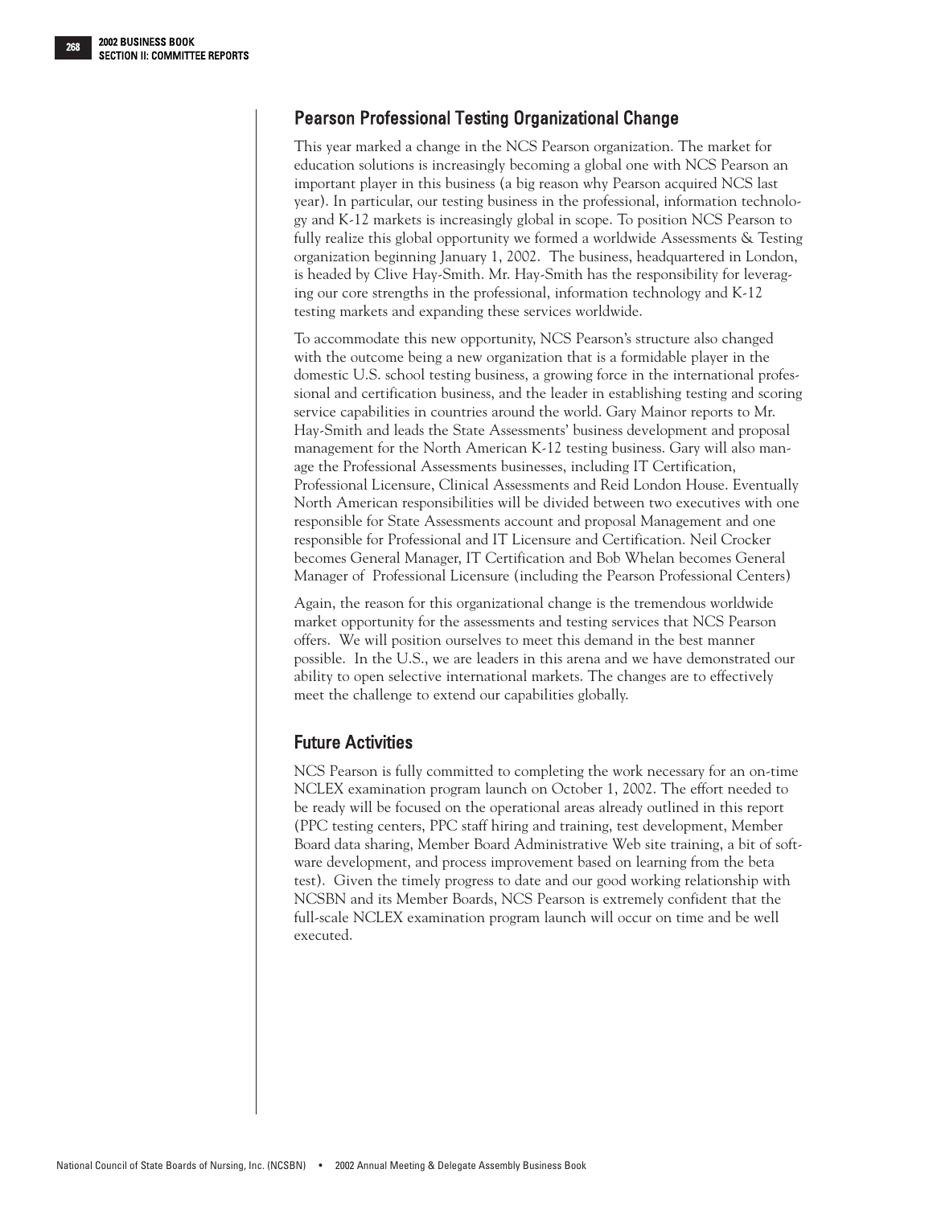## Pearson Professional Testing Organizational Change

This year marked a change in the NCS Pearson organization. The market for education solutions is increasingly becoming a global one with NCS Pearson an important player in this business (a big reason why Pearson acquired NCS last year). In particular, our testing business in the professional, information technology and K-12 markets is increasingly global in scope. To position NCS Pearson to fully realize this global opportunity we formed a worldwide Assessments & Testing organization beginning January 1, 2002. The business, headquartered in London, is headed by Clive Hay-Smith. Mr. Hay-Smith has the responsibility for leveraging our core strengths in the professional, information technology and K-12 testing markets and expanding these services worldwide.

To accommodate this new opportunity, NCS Pearson's structure also changed with the outcome being a new organization that is a formidable player in the domestic U.S. school testing business, a growing force in the international professional and certification business, and the leader in establishing testing and scoring service capabilities in countries around the world. Gary Mainor reports to Mr. Hay-Smith and leads the State Assessments' business development and proposal management for the North American K-12 testing business. Gary will also manage the Professional Assessments businesses, including IT Certification, Professional Licensure, Clinical Assessments and Reid London House. Eventually North American responsibilities will be divided between two executives with one responsible for State Assessments account and proposal Management and one responsible for Professional and IT Licensure and Certification. Neil Crocker becomes General Manager, IT Certification and Bob Whelan becomes General Manager of Professional Licensure (including the Pearson Professional Centers)

Again, the reason for this organizational change is the tremendous worldwide market opportunity for the assessments and testing services that NCS Pearson offers. We will position ourselves to meet this demand in the best manner possible. In the U.S., we are leaders in this arena and we have demonstrated our ability to open selective international markets. The changes are to effectively meet the challenge to extend our capabilities globally.

## Future Activities

NCS Pearson is fully committed to completing the work necessary for an on-time NCLEX examination program launch on October 1, 2002. The effort needed to be ready will be focused on the operational areas already outlined in this report (PPC testing centers, PPC staff hiring and training, test development, Member Board data sharing, Member Board Administrative Web site training, a bit of software development, and process improvement based on learning from the beta test). Given the timely progress to date and our good working relationship with NCSBN and its Member Boards, NCS Pearson is extremely confident that the full-scale NCLEX examination program launch will occur on time and be well executed.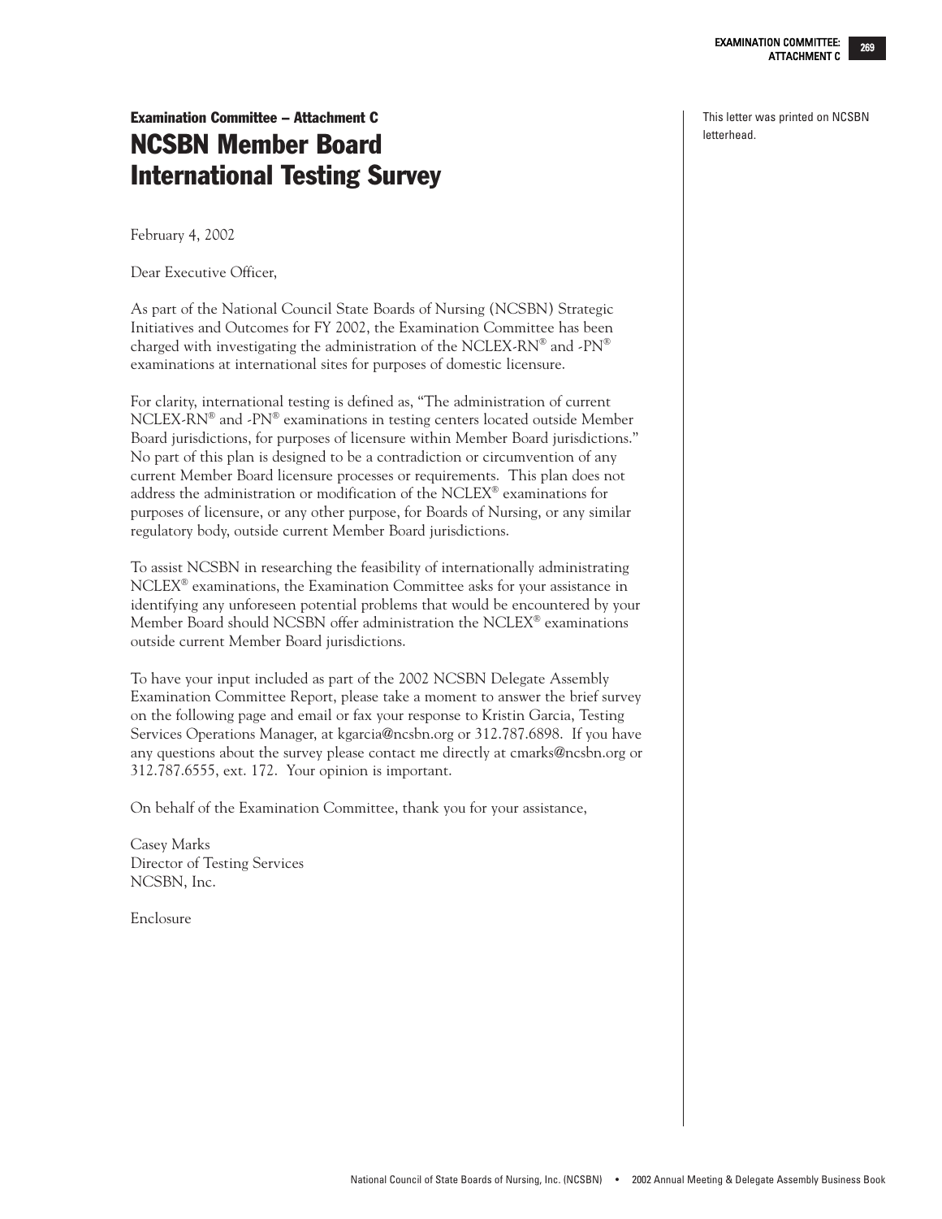## Examination Committee – Attachment C

# NCSBN Member Board International Testing Survey

This letter was printed on NCSBN letterhead.

February 4, 2002

Dear Executive Officer,

As part of the National Council State Boards of Nursing (NCSBN) Strategic Initiatives and Outcomes for FY 2002, the Examination Committee has been charged with investigating the administration of the NCLEX-RN® and -PN® examinations at international sites for purposes of domestic licensure.

For clarity, international testing is defined as, "The administration of current NCLEX-RN® and -PN® examinations in testing centers located outside Member Board jurisdictions, for purposes of licensure within Member Board jurisdictions." No part of this plan is designed to be a contradiction or circumvention of any current Member Board licensure processes or requirements. This plan does not address the administration or modification of the NCLEX® examinations for purposes of licensure, or any other purpose, for Boards of Nursing, or any similar regulatory body, outside current Member Board jurisdictions.

To assist NCSBN in researching the feasibility of internationally administrating NCLEX® examinations, the Examination Committee asks for your assistance in identifying any unforeseen potential problems that would be encountered by your Member Board should NCSBN offer administration the NCLEX® examinations outside current Member Board jurisdictions.

To have your input included as part of the 2002 NCSBN Delegate Assembly Examination Committee Report, please take a moment to answer the brief survey on the following page and email or fax your response to Kristin Garcia, Testing Services Operations Manager, at kgarcia@ncsbn.org or 312.787.6898. If you have any questions about the survey please contact me directly at cmarks@ncsbn.org or 312.787.6555, ext. 172. Your opinion is important.

On behalf of the Examination Committee, thank you for your assistance,

Casey Marks
Director of Testing Services
NCSBN, Inc.

Enclosure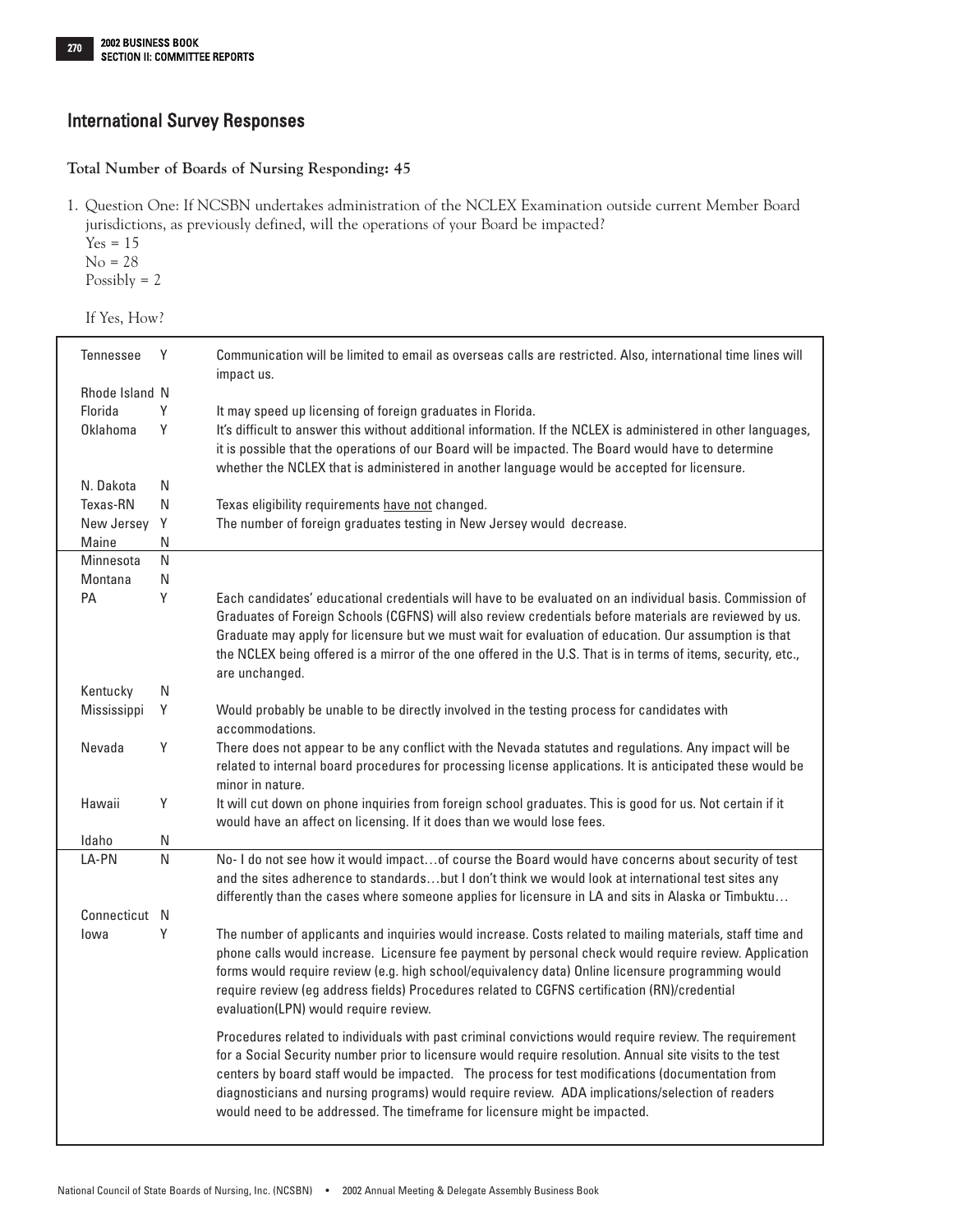## International Survey Responses

**Total Number of Boards of Nursing Responding: 45**

1. Question One: If NCSBN undertakes administration of the NCLEX Examination outside current Member Board jurisdictions, as previously defined, will the operations of your Board be impacted?
   Yes = 15
   No = 28
   Possibly = 2

   If Yes, How?

| | | |
|---|---|---|
| Tennessee | Y | Communication will be limited to email as overseas calls are restricted. Also, international time lines will impact us. |
| Rhode Island | N | |
| Florida | Y | It may speed up licensing of foreign graduates in Florida. |
| Oklahoma | Y | It's difficult to answer this without additional information. If the NCLEX is administered in other languages, it is possible that the operations of our Board will be impacted. The Board would have to determine whether the NCLEX that is administered in another language would be accepted for licensure. |
| N. Dakota | N | |
| Texas-RN | N | Texas eligibility requirements have not changed. |
| New Jersey | Y | The number of foreign graduates testing in New Jersey would decrease. |
| Maine | N | |
| Minnesota | N | |
| Montana | N | |
| PA | Y | Each candidates' educational credentials will have to be evaluated on an individual basis. Commission of Graduates of Foreign Schools (CGFNS) will also review credentials before materials are reviewed by us. Graduate may apply for licensure but we must wait for evaluation of education. Our assumption is that the NCLEX being offered is a mirror of the one offered in the U.S. That is in terms of items, security, etc., are unchanged. |
| Kentucky | N | |
| Mississippi | Y | Would probably be unable to be directly involved in the testing process for candidates with accommodations. |
| Nevada | Y | There does not appear to be any conflict with the Nevada statutes and regulations. Any impact will be related to internal board procedures for processing license applications. It is anticipated these would be minor in nature. |
| Hawaii | Y | It will cut down on phone inquiries from foreign school graduates. This is good for us. Not certain if it would have an affect on licensing. If it does than we would lose fees. |
| Idaho | N | |
| LA-PN | N | No- I do not see how it would impact…of course the Board would have concerns about security of test and the sites adherence to standards…but I don't think we would look at international test sites any differently than the cases where someone applies for licensure in LA and sits in Alaska or Timbuktu… |
| Connecticut | N | |
| Iowa | Y | The number of applicants and inquiries would increase. Costs related to mailing materials, staff time and phone calls would increase. Licensure fee payment by personal check would require review. Application forms would require review (e.g. high school/equivalency data) Online licensure programming would require review (eg address fields) Procedures related to CGFNS certification (RN)/credential evaluation(LPN) would require review. <br><br> Procedures related to individuals with past criminal convictions would require review. The requirement for a Social Security number prior to licensure would require resolution. Annual site visits to the test centers by board staff would be impacted. The process for test modifications (documentation from diagnosticians and nursing programs) would require review. ADA implications/selection of readers would need to be addressed. The timeframe for licensure might be impacted. |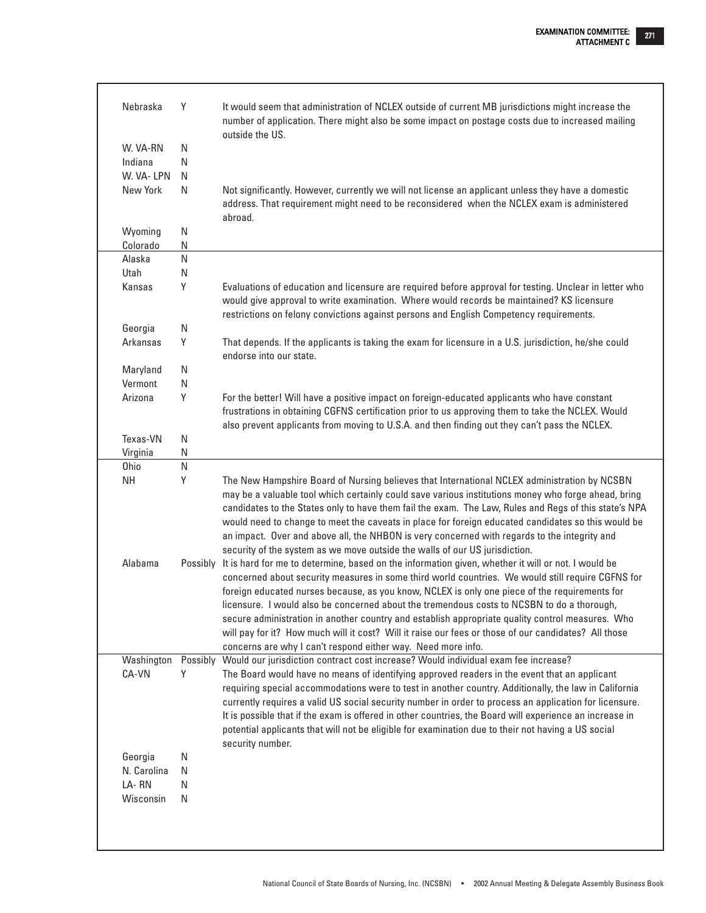| | | |
|---|---|---|
| Nebraska | Y | It would seem that administration of NCLEX outside of current MB jurisdictions might increase the number of application. There might also be some impact on postage costs due to increased mailing outside the US. |
| W. VA-RN | N | |
| Indiana | N | |
| W. VA- LPN | N | |
| New York | N | Not significantly. However, currently we will not license an applicant unless they have a domestic address. That requirement might need to be reconsidered when the NCLEX exam is administered abroad. |
| Wyoming | N | |
| Colorado | N | |
| Alaska | N | |
| Utah | N | |
| Kansas | Y | Evaluations of education and licensure are required before approval for testing. Unclear in letter who would give approval to write examination. Where would records be maintained? KS licensure restrictions on felony convictions against persons and English Competency requirements. |
| Georgia | N | |
| Arkansas | Y | That depends. If the applicants is taking the exam for licensure in a U.S. jurisdiction, he/she could endorse into our state. |
| Maryland | N | |
| Vermont | N | |
| Arizona | Y | For the better! Will have a positive impact on foreign-educated applicants who have constant frustrations in obtaining CGFNS certification prior to us approving them to take the NCLEX. Would also prevent applicants from moving to U.S.A. and then finding out they can't pass the NCLEX. |
| Texas-VN | N | |
| Virginia | N | |
| Ohio | N | |
| NH | Y | The New Hampshire Board of Nursing believes that International NCLEX administration by NCSBN may be a valuable tool which certainly could save various institutions money who forge ahead, bring candidates to the States only to have them fail the exam. The Law, Rules and Regs of this state's NPA would need to change to meet the caveats in place for foreign educated candidates so this would be an impact. Over and above all, the NHBON is very concerned with regards to the integrity and security of the system as we move outside the walls of our US jurisdiction. |
| Alabama | Possibly | It is hard for me to determine, based on the information given, whether it will or not. I would be concerned about security measures in some third world countries. We would still require CGFNS for foreign educated nurses because, as you know, NCLEX is only one piece of the requirements for licensure. I would also be concerned about the tremendous costs to NCSBN to do a thorough, secure administration in another country and establish appropriate quality control measures. Who will pay for it? How much will it cost? Will it raise our fees or those of our candidates? All those concerns are why I can't respond either way. Need more info. |
| Washington | Possibly | Would our jurisdiction contract cost increase? Would individual exam fee increase? |
| CA-VN | Y | The Board would have no means of identifying approved readers in the event that an applicant requiring special accommodations were to test in another country. Additionally, the law in California currently requires a valid US social security number in order to process an application for licensure. It is possible that if the exam is offered in other countries, the Board will experience an increase in potential applicants that will not be eligible for examination due to their not having a US social security number. |
| Georgia | N | |
| N. Carolina | N | |
| LA- RN | N | |
| Wisconsin | N | |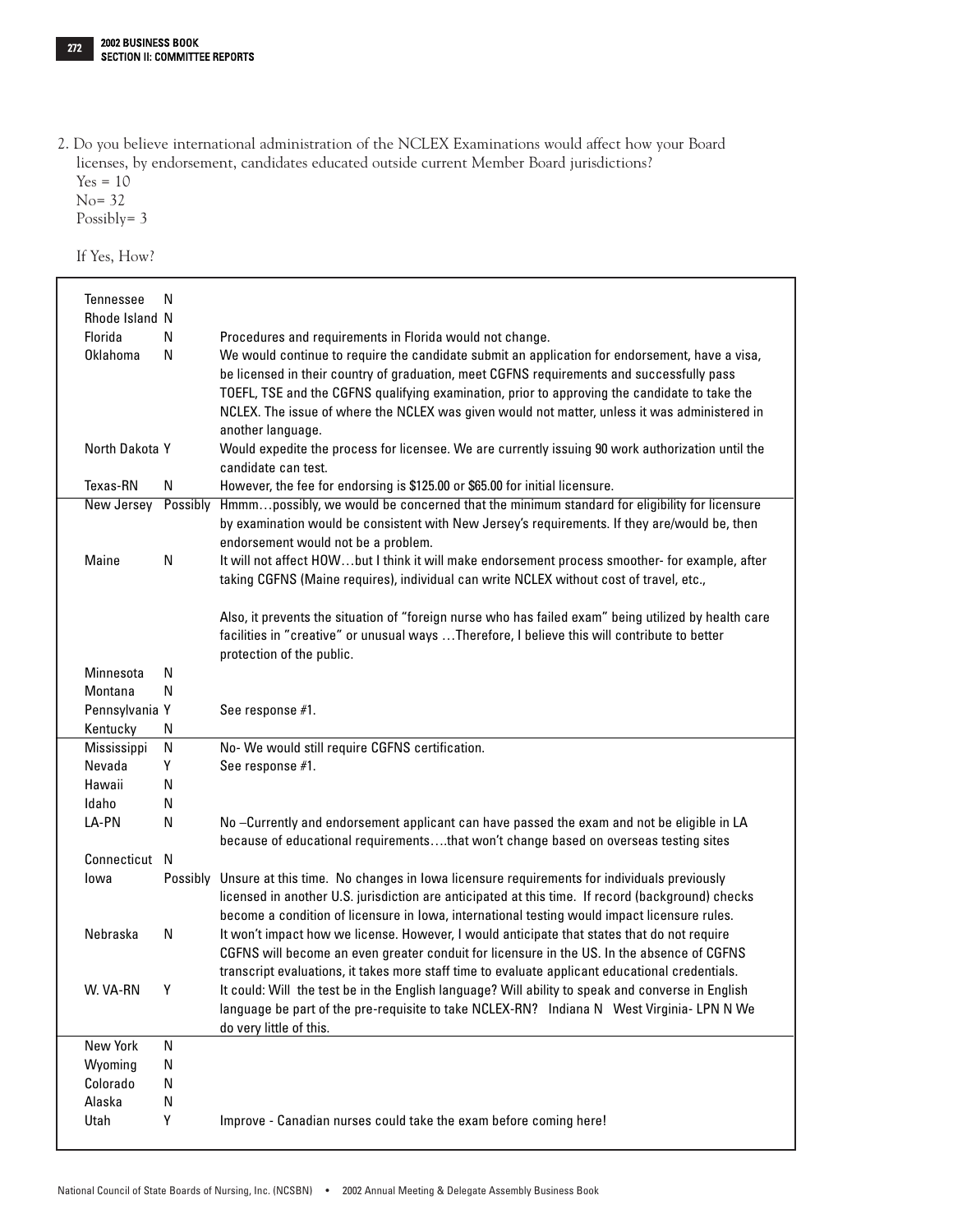2. Do you believe international administration of the NCLEX Examinations would affect how your Board licenses, by endorsement, candidates educated outside current Member Board jurisdictions?
   Yes = 10
   No= 32
   Possibly= 3

   If Yes, How?

| State | Response | Comment |
|---|---|---|
| Tennessee | N | |
| Rhode Island | N | |
| Florida | N | Procedures and requirements in Florida would not change. |
| Oklahoma | N | We would continue to require the candidate submit an application for endorsement, have a visa, be licensed in their country of graduation, meet CGFNS requirements and successfully pass TOEFL, TSE and the CGFNS qualifying examination, prior to approving the candidate to take the NCLEX. The issue of where the NCLEX was given would not matter, unless it was administered in another language. |
| North Dakota | Y | Would expedite the process for licensee. We are currently issuing 90 work authorization until the candidate can test. |
| Texas-RN | N | However, the fee for endorsing is $125.00 or $65.00 for initial licensure. |
| New Jersey | Possibly | Hmmm…possibly, we would be concerned that the minimum standard for eligibility for licensure by examination would be consistent with New Jersey's requirements. If they are/would be, then endorsement would not be a problem. |
| Maine | N | It will not affect HOW…but I think it will make endorsement process smoother- for example, after taking CGFNS (Maine requires), individual can write NCLEX without cost of travel, etc., Also, it prevents the situation of "foreign nurse who has failed exam" being utilized by health care facilities in "creative" or unusual ways …Therefore, I believe this will contribute to better protection of the public. |
| Minnesota | N | |
| Montana | N | |
| Pennsylvania | Y | See response #1. |
| Kentucky | N | |
| Mississippi | N | No- We would still require CGFNS certification. |
| Nevada | Y | See response #1. |
| Hawaii | N | |
| Idaho | N | |
| LA-PN | N | No –Currently and endorsement applicant can have passed the exam and not be eligible in LA because of educational requirements….that won't change based on overseas testing sites |
| Connecticut | N | |
| Iowa | Possibly | Unsure at this time. No changes in Iowa licensure requirements for individuals previously licensed in another U.S. jurisdiction are anticipated at this time. If record (background) checks become a condition of licensure in Iowa, international testing would impact licensure rules. |
| Nebraska | N | It won't impact how we license. However, I would anticipate that states that do not require CGFNS will become an even greater conduit for licensure in the US. In the absence of CGFNS transcript evaluations, it takes more staff time to evaluate applicant educational credentials. |
| W. VA-RN | Y | It could: Will the test be in the English language? Will ability to speak and converse in English language be part of the pre-requisite to take NCLEX-RN? Indiana N West Virginia- LPN N We do very little of this. |
| New York | N | |
| Wyoming | N | |
| Colorado | N | |
| Alaska | N | |
| Utah | Y | Improve - Canadian nurses could take the exam before coming here! |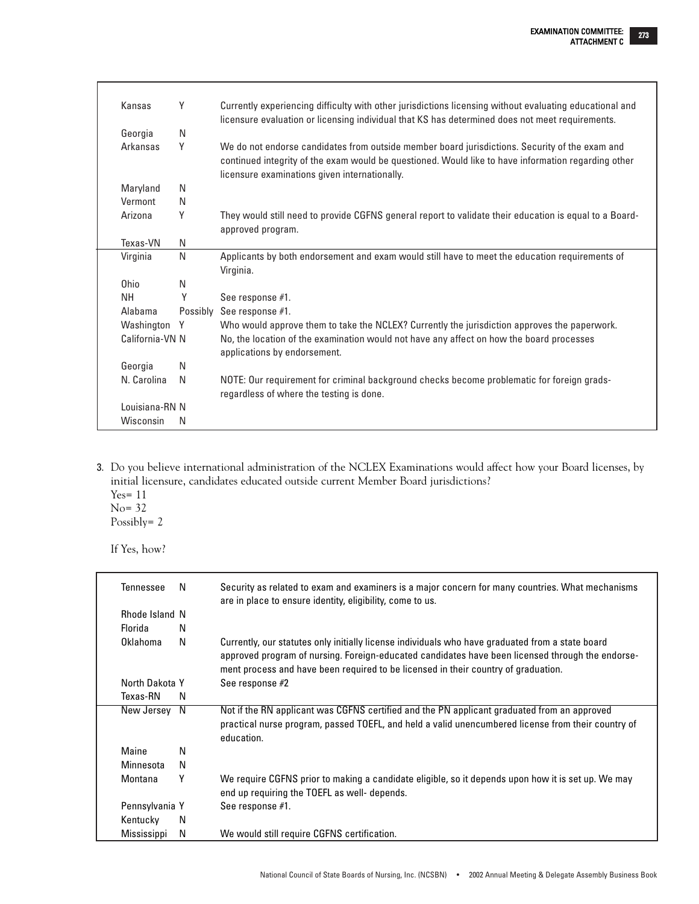| | | |
|---|---|---|
| Kansas | Y | Currently experiencing difficulty with other jurisdictions licensing without evaluating educational and licensure evaluation or licensing individual that KS has determined does not meet requirements. |
| Georgia | N | |
| Arkansas | Y | We do not endorse candidates from outside member board jurisdictions. Security of the exam and continued integrity of the exam would be questioned. Would like to have information regarding other licensure examinations given internationally. |
| Maryland | N | |
| Vermont | N | |
| Arizona | Y | They would still need to provide CGFNS general report to validate their education is equal to a Board-approved program. |
| Texas-VN | N | |
| Virginia | N | Applicants by both endorsement and exam would still have to meet the education requirements of Virginia. |
| Ohio | N | |
| NH | Y | See response #1. |
| Alabama | Possibly | See response #1. |
| Washington | Y | Who would approve them to take the NCLEX? Currently the jurisdiction approves the paperwork. |
| California-VN | N | No, the location of the examination would not have any affect on how the board processes applications by endorsement. |
| Georgia | N | |
| N. Carolina | N | NOTE: Our requirement for criminal background checks become problematic for foreign grads-regardless of where the testing is done. |
| Louisiana-RN | N | |
| Wisconsin | N | |

3. Do you believe international administration of the NCLEX Examinations would affect how your Board licenses, by initial licensure, candidates educated outside current Member Board jurisdictions?
   Yes= 11
   No= 32
   Possibly= 2

   If Yes, how?

| | | |
|---|---|---|
| Tennessee | N | Security as related to exam and examiners is a major concern for many countries. What mechanisms are in place to ensure identity, eligibility, come to us. |
| Rhode Island | N | |
| Florida | N | |
| Oklahoma | N | Currently, our statutes only initially license individuals who have graduated from a state board approved program of nursing. Foreign-educated candidates have been licensed through the endorsement process and have been required to be licensed in their country of graduation. |
| North Dakota | Y | See response #2 |
| Texas-RN | N | |
| New Jersey | N | Not if the RN applicant was CGFNS certified and the PN applicant graduated from an approved practical nurse program, passed TOEFL, and held a valid unencumbered license from their country of education. |
| Maine | N | |
| Minnesota | N | |
| Montana | Y | We require CGFNS prior to making a candidate eligible, so it depends upon how it is set up. We may end up requiring the TOEFL as well- depends. |
| Pennsylvania | Y | See response #1. |
| Kentucky | N | |
| Mississippi | N | We would still require CGFNS certification. |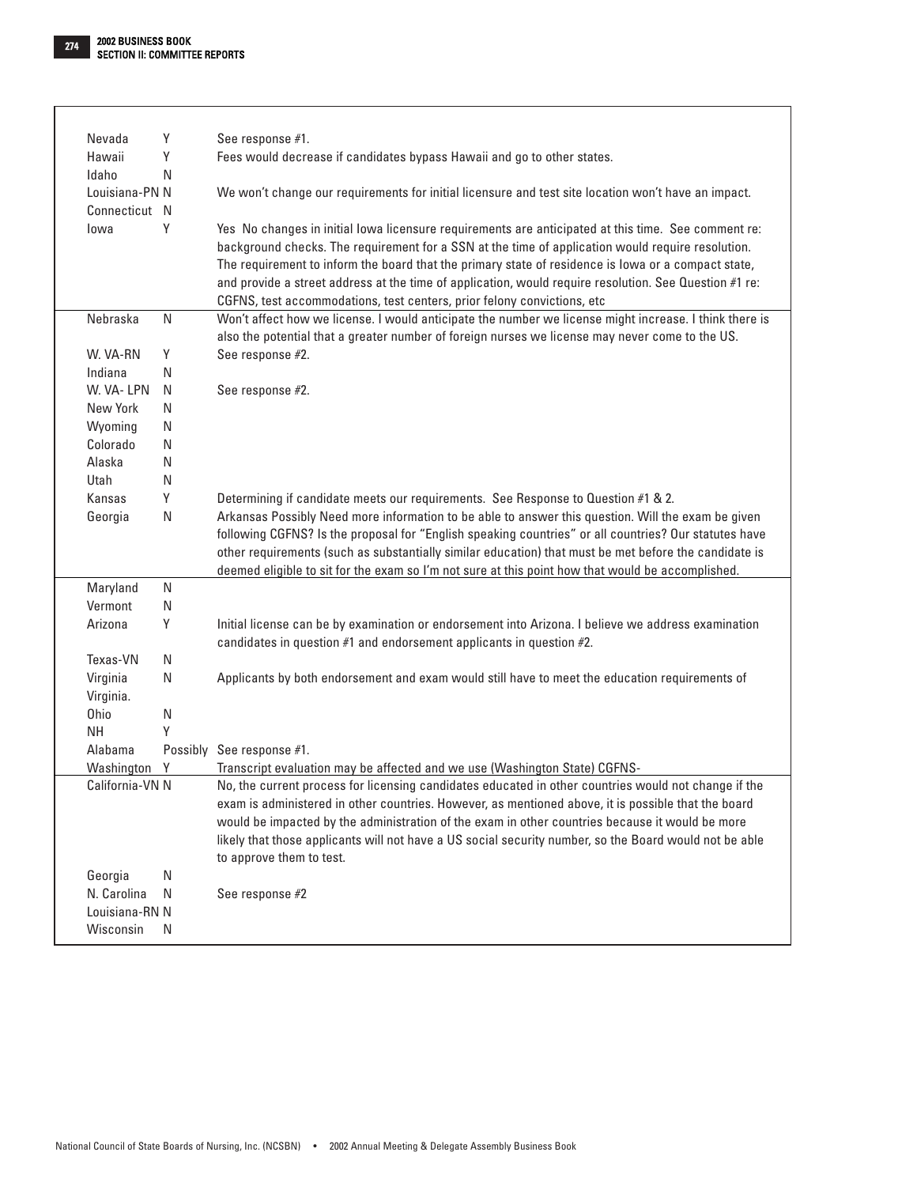| | | |
|---|---|---|
| Nevada | Y | See response #1. |
| Hawaii | Y | Fees would decrease if candidates bypass Hawaii and go to other states. |
| Idaho | N | |
| Louisiana-PN | N | We won't change our requirements for initial licensure and test site location won't have an impact. |
| Connecticut | N | |
| Iowa | Y | Yes No changes in initial Iowa licensure requirements are anticipated at this time. See comment re: background checks. The requirement for a SSN at the time of application would require resolution. The requirement to inform the board that the primary state of residence is Iowa or a compact state, and provide a street address at the time of application, would require resolution. See Question #1 re: CGFNS, test accommodations, test centers, prior felony convictions, etc |
| Nebraska | N | Won't affect how we license. I would anticipate the number we license might increase. I think there is also the potential that a greater number of foreign nurses we license may never come to the US. |
| W. VA-RN | Y | See response #2. |
| Indiana | N | |
| W. VA- LPN | N | See response #2. |
| New York | N | |
| Wyoming | N | |
| Colorado | N | |
| Alaska | N | |
| Utah | N | |
| Kansas | Y | Determining if candidate meets our requirements. See Response to Question #1 & 2. |
| Georgia | N | Arkansas Possibly Need more information to be able to answer this question. Will the exam be given following CGFNS? Is the proposal for "English speaking countries" or all countries? Our statutes have other requirements (such as substantially similar education) that must be met before the candidate is deemed eligible to sit for the exam so I'm not sure at this point how that would be accomplished. |
| Maryland | N | |
| Vermont | N | |
| Arizona | Y | Initial license can be by examination or endorsement into Arizona. I believe we address examination candidates in question #1 and endorsement applicants in question #2. |
| Texas-VN | N | |
| Virginia | N | Applicants by both endorsement and exam would still have to meet the education requirements of Virginia. |
| Ohio | N | |
| NH | Y | |
| Alabama | Possibly | See response #1. |
| Washington | Y | Transcript evaluation may be affected and we use (Washington State) CGFNS- |
| California-VN | N | No, the current process for licensing candidates educated in other countries would not change if the exam is administered in other countries. However, as mentioned above, it is possible that the board would be impacted by the administration of the exam in other countries because it would be more likely that those applicants will not have a US social security number, so the Board would not be able to approve them to test. |
| Georgia | N | |
| N. Carolina | N | See response #2 |
| Louisiana-RN | N | |
| Wisconsin | N | |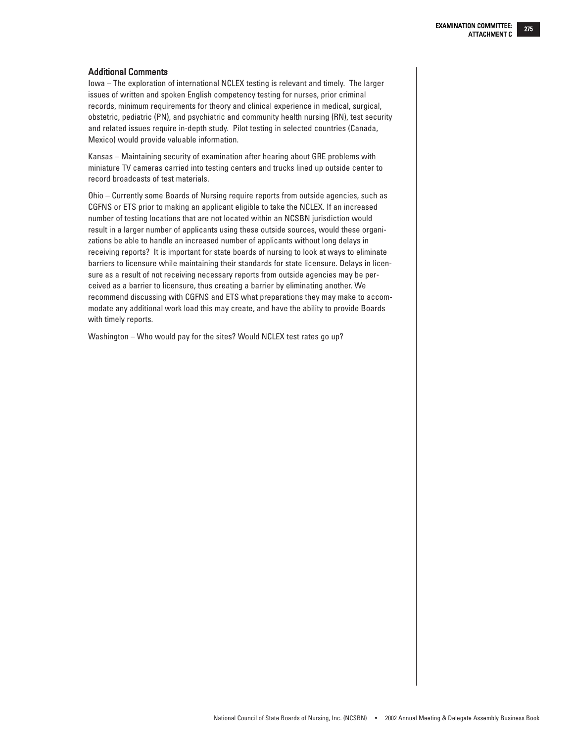## Additional Comments

Iowa – The exploration of international NCLEX testing is relevant and timely. The larger issues of written and spoken English competency testing for nurses, prior criminal records, minimum requirements for theory and clinical experience in medical, surgical, obstetric, pediatric (PN), and psychiatric and community health nursing (RN), test security and related issues require in-depth study. Pilot testing in selected countries (Canada, Mexico) would provide valuable information.

Kansas – Maintaining security of examination after hearing about GRE problems with miniature TV cameras carried into testing centers and trucks lined up outside center to record broadcasts of test materials.

Ohio – Currently some Boards of Nursing require reports from outside agencies, such as CGFNS or ETS prior to making an applicant eligible to take the NCLEX. If an increased number of testing locations that are not located within an NCSBN jurisdiction would result in a larger number of applicants using these outside sources, would these organizations be able to handle an increased number of applicants without long delays in receiving reports? It is important for state boards of nursing to look at ways to eliminate barriers to licensure while maintaining their standards for state licensure. Delays in licensure as a result of not receiving necessary reports from outside agencies may be perceived as a barrier to licensure, thus creating a barrier by eliminating another. We recommend discussing with CGFNS and ETS what preparations they may make to accommodate any additional work load this may create, and have the ability to provide Boards with timely reports.

Washington – Who would pay for the sites? Would NCLEX test rates go up?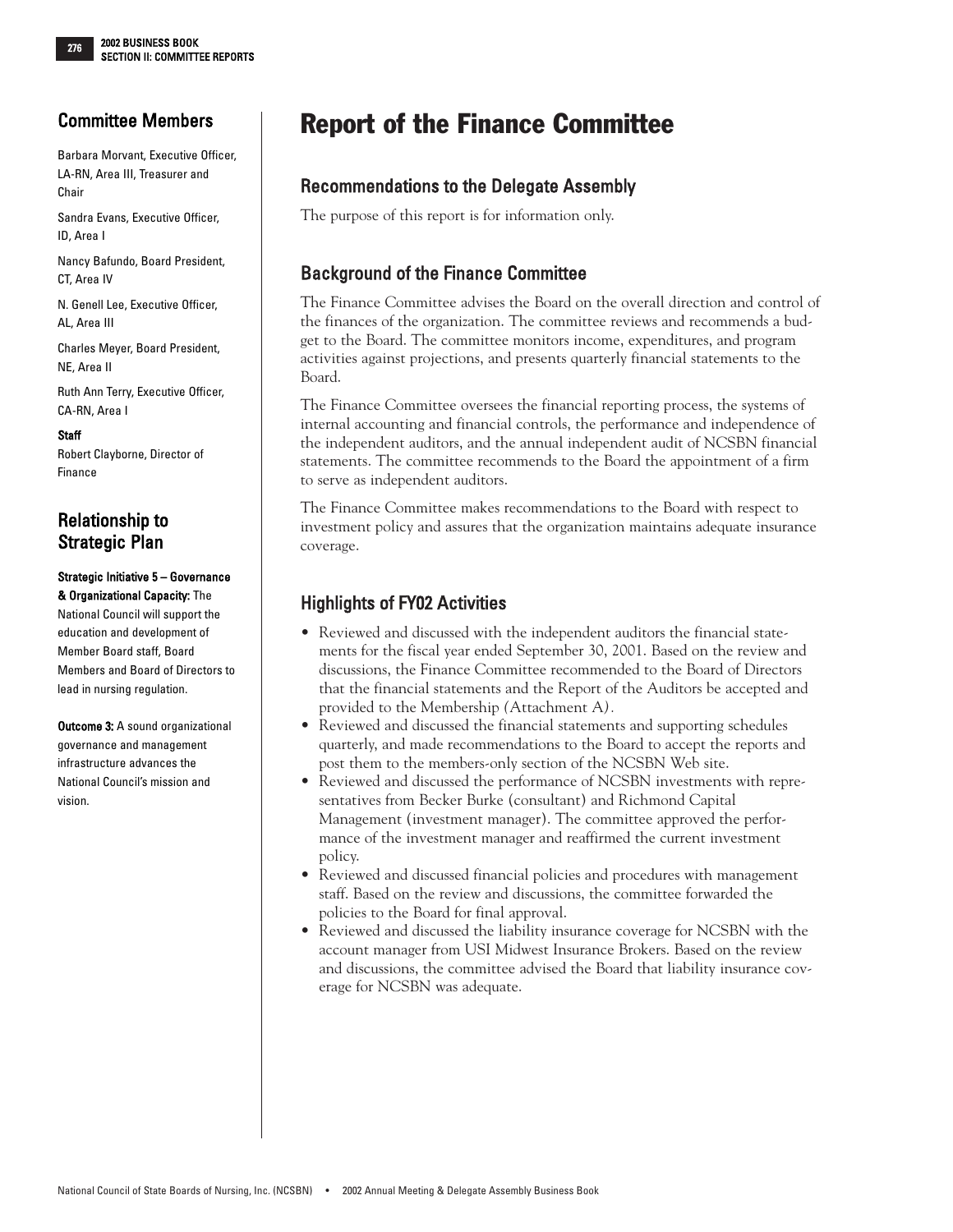# Report of the Finance Committee

## Recommendations to the Delegate Assembly

The purpose of this report is for information only.

## Background of the Finance Committee

The Finance Committee advises the Board on the overall direction and control of the finances of the organization. The committee reviews and recommends a budget to the Board. The committee monitors income, expenditures, and program activities against projections, and presents quarterly financial statements to the Board.

The Finance Committee oversees the financial reporting process, the systems of internal accounting and financial controls, the performance and independence of the independent auditors, and the annual independent audit of NCSBN financial statements. The committee recommends to the Board the appointment of a firm to serve as independent auditors.

The Finance Committee makes recommendations to the Board with respect to investment policy and assures that the organization maintains adequate insurance coverage.

## Highlights of FY02 Activities

- Reviewed and discussed with the independent auditors the financial statements for the fiscal year ended September 30, 2001. Based on the review and discussions, the Finance Committee recommended to the Board of Directors that the financial statements and the Report of the Auditors be accepted and provided to the Membership (Attachment A).
- Reviewed and discussed the financial statements and supporting schedules quarterly, and made recommendations to the Board to accept the reports and post them to the members-only section of the NCSBN Web site.
- Reviewed and discussed the performance of NCSBN investments with representatives from Becker Burke (consultant) and Richmond Capital Management (investment manager). The committee approved the performance of the investment manager and reaffirmed the current investment policy.
- Reviewed and discussed financial policies and procedures with management staff. Based on the review and discussions, the committee forwarded the policies to the Board for final approval.
- Reviewed and discussed the liability insurance coverage for NCSBN with the account manager from USI Midwest Insurance Brokers. Based on the review and discussions, the committee advised the Board that liability insurance coverage for NCSBN was adequate.

## Committee Members

Barbara Morvant, Executive Officer, LA-RN, Area III, Treasurer and Chair

Sandra Evans, Executive Officer, ID, Area I

Nancy Bafundo, Board President, CT, Area IV

N. Genell Lee, Executive Officer, AL, Area III

Charles Meyer, Board President, NE, Area II

Ruth Ann Terry, Executive Officer, CA-RN, Area I

**Staff**

Robert Clayborne, Director of Finance

## Relationship to Strategic Plan

**Strategic Initiative 5 – Governance & Organizational Capacity:** The National Council will support the education and development of Member Board staff, Board Members and Board of Directors to lead in nursing regulation.

**Outcome 3:** A sound organizational governance and management infrastructure advances the National Council's mission and vision.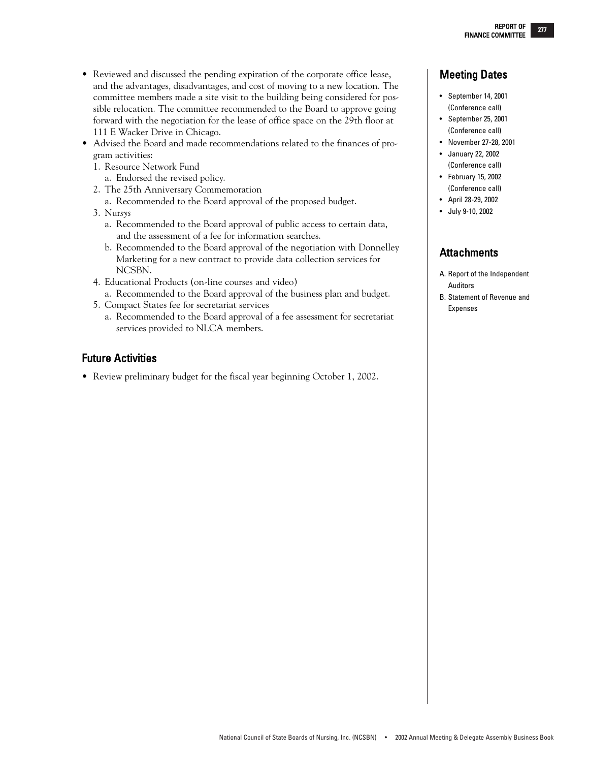- Reviewed and discussed the pending expiration of the corporate office lease, and the advantages, disadvantages, and cost of moving to a new location. The committee members made a site visit to the building being considered for possible relocation. The committee recommended to the Board to approve going forward with the negotiation for the lease of office space on the 29th floor at 111 E Wacker Drive in Chicago.
- Advised the Board and made recommendations related to the finances of program activities:
  1. Resource Network Fund
     a. Endorsed the revised policy.
  2. The 25th Anniversary Commemoration
     a. Recommended to the Board approval of the proposed budget.
  3. Nur*sys*
     a. Recommended to the Board approval of public access to certain data, and the assessment of a fee for information searches.
     b. Recommended to the Board approval of the negotiation with Donnelley Marketing for a new contract to provide data collection services for NCSBN.
  4. Educational Products (on-line courses and video)
     a. Recommended to the Board approval of the business plan and budget.
  5. Compact States fee for secretariat services
     a. Recommended to the Board approval of a fee assessment for secretariat services provided to NLCA members.

## Future Activities

- Review preliminary budget for the fiscal year beginning October 1, 2002.

## Meeting Dates

- September 14, 2001 (Conference call)
- September 25, 2001 (Conference call)
- November 27-28, 2001
- January 22, 2002 (Conference call)
- February 15, 2002 (Conference call)
- April 28-29, 2002
- July 9-10, 2002

## Attachments

A. Report of the Independent Auditors

B. Statement of Revenue and Expenses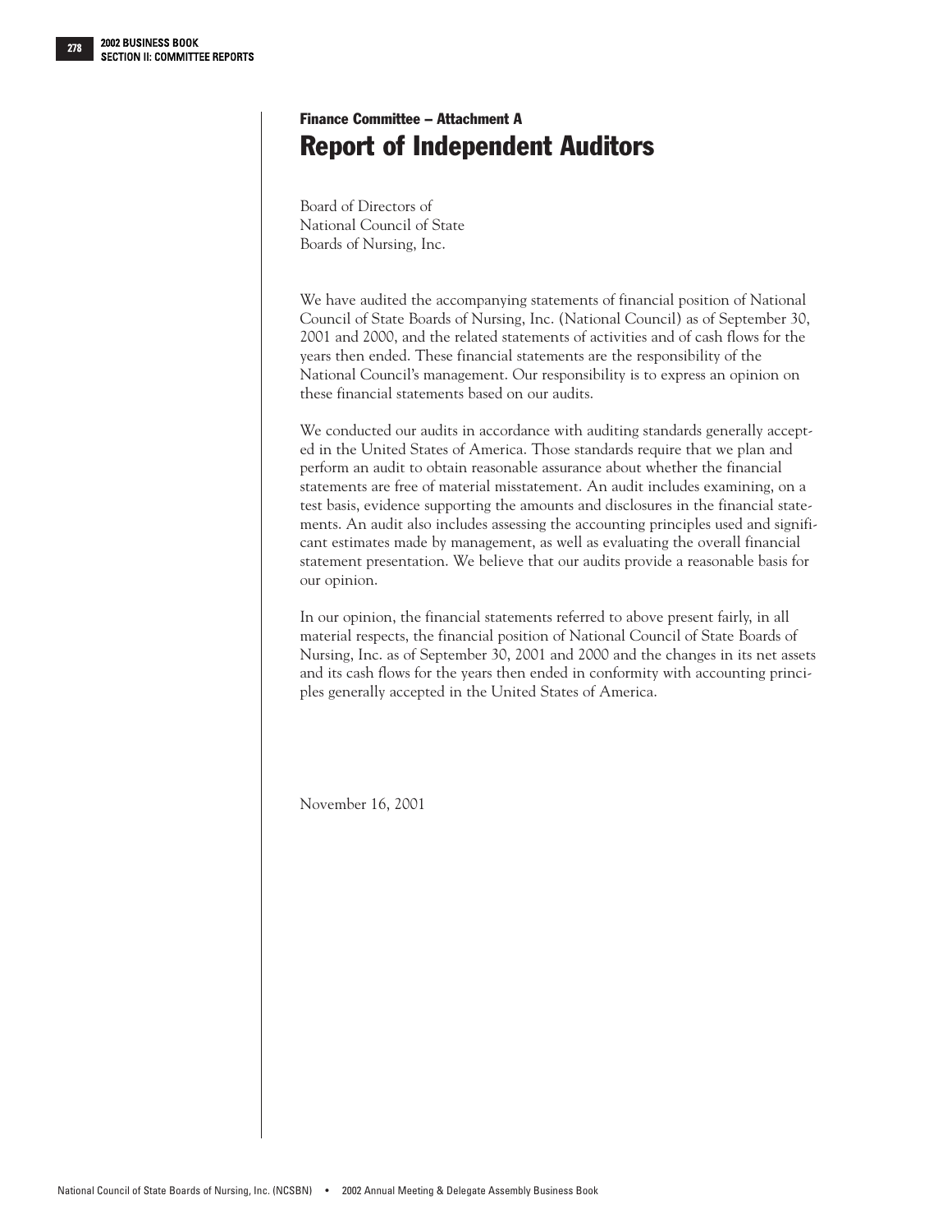## Finance Committee – Attachment A

# Report of Independent Auditors

Board of Directors of
National Council of State
Boards of Nursing, Inc.

We have audited the accompanying statements of financial position of National Council of State Boards of Nursing, Inc. (National Council) as of September 30, 2001 and 2000, and the related statements of activities and of cash flows for the years then ended. These financial statements are the responsibility of the National Council's management. Our responsibility is to express an opinion on these financial statements based on our audits.

We conducted our audits in accordance with auditing standards generally accepted in the United States of America. Those standards require that we plan and perform an audit to obtain reasonable assurance about whether the financial statements are free of material misstatement. An audit includes examining, on a test basis, evidence supporting the amounts and disclosures in the financial statements. An audit also includes assessing the accounting principles used and significant estimates made by management, as well as evaluating the overall financial statement presentation. We believe that our audits provide a reasonable basis for our opinion.

In our opinion, the financial statements referred to above present fairly, in all material respects, the financial position of National Council of State Boards of Nursing, Inc. as of September 30, 2001 and 2000 and the changes in its net assets and its cash flows for the years then ended in conformity with accounting principles generally accepted in the United States of America.

November 16, 2001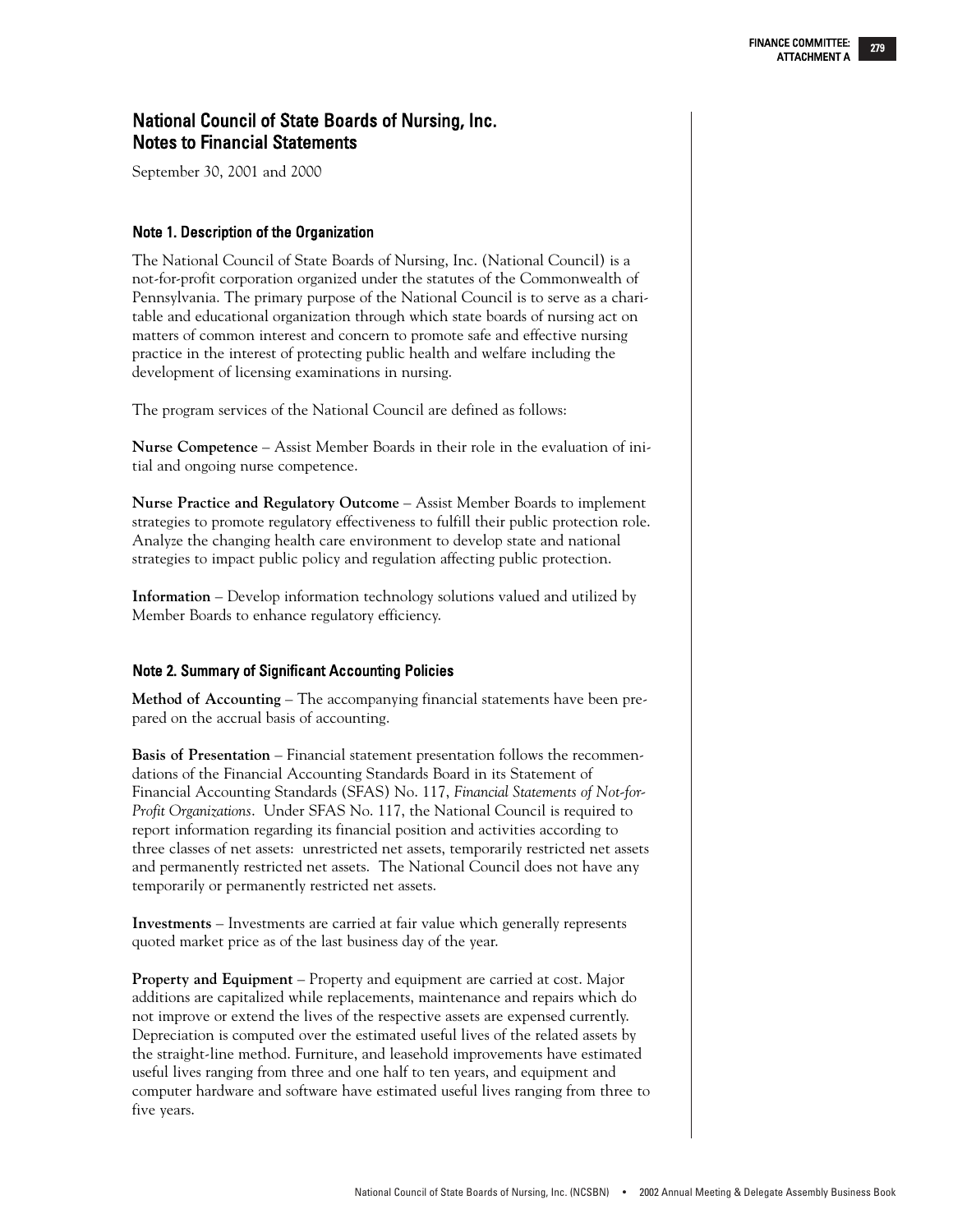# National Council of State Boards of Nursing, Inc.
# Notes to Financial Statements

September 30, 2001 and 2000

## Note 1. Description of the Organization

The National Council of State Boards of Nursing, Inc. (National Council) is a not-for-profit corporation organized under the statutes of the Commonwealth of Pennsylvania. The primary purpose of the National Council is to serve as a charitable and educational organization through which state boards of nursing act on matters of common interest and concern to promote safe and effective nursing practice in the interest of protecting public health and welfare including the development of licensing examinations in nursing.

The program services of the National Council are defined as follows:

**Nurse Competence** – Assist Member Boards in their role in the evaluation of initial and ongoing nurse competence.

**Nurse Practice and Regulatory Outcome** – Assist Member Boards to implement strategies to promote regulatory effectiveness to fulfill their public protection role. Analyze the changing health care environment to develop state and national strategies to impact public policy and regulation affecting public protection.

**Information** – Develop information technology solutions valued and utilized by Member Boards to enhance regulatory efficiency.

## Note 2. Summary of Significant Accounting Policies

**Method of Accounting** – The accompanying financial statements have been prepared on the accrual basis of accounting.

**Basis of Presentation** – Financial statement presentation follows the recommendations of the Financial Accounting Standards Board in its Statement of Financial Accounting Standards (SFAS) No. 117, *Financial Statements of Not-for-Profit Organizations*. Under SFAS No. 117, the National Council is required to report information regarding its financial position and activities according to three classes of net assets: unrestricted net assets, temporarily restricted net assets and permanently restricted net assets. The National Council does not have any temporarily or permanently restricted net assets.

**Investments** – Investments are carried at fair value which generally represents quoted market price as of the last business day of the year.

**Property and Equipment** – Property and equipment are carried at cost. Major additions are capitalized while replacements, maintenance and repairs which do not improve or extend the lives of the respective assets are expensed currently. Depreciation is computed over the estimated useful lives of the related assets by the straight-line method. Furniture, and leasehold improvements have estimated useful lives ranging from three and one half to ten years, and equipment and computer hardware and software have estimated useful lives ranging from three to five years.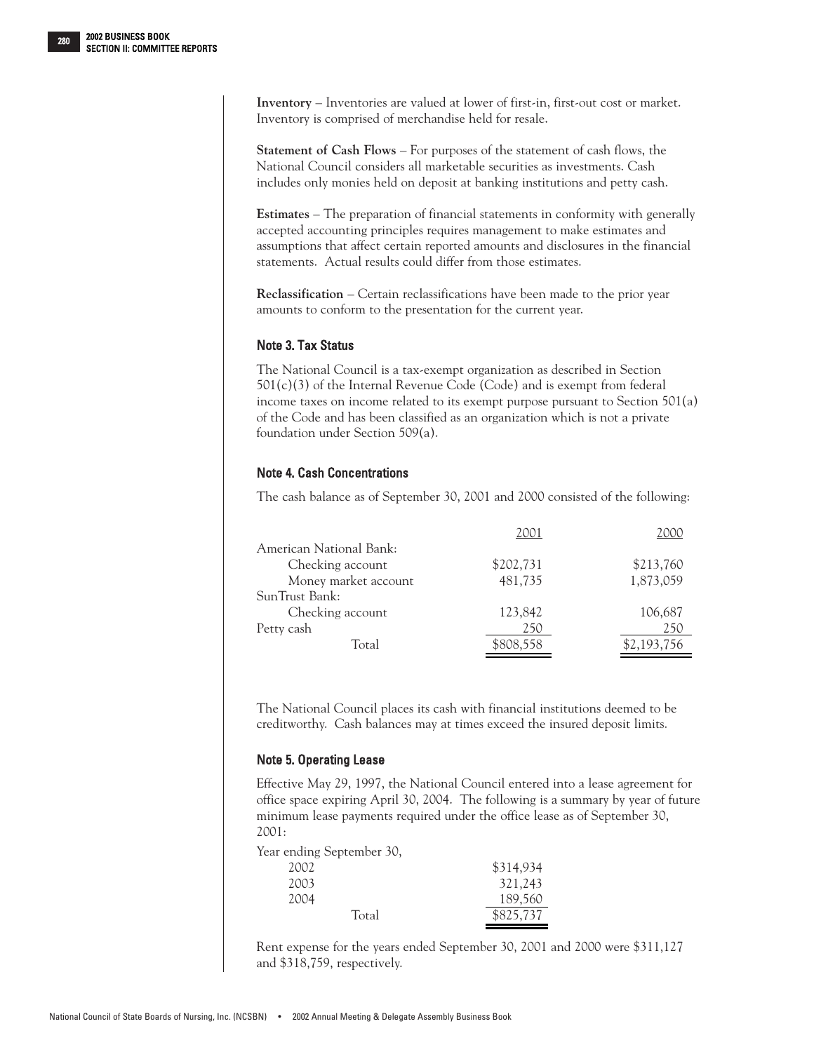**Inventory** – Inventories are valued at lower of first-in, first-out cost or market. Inventory is comprised of merchandise held for resale.

**Statement of Cash Flows** – For purposes of the statement of cash flows, the National Council considers all marketable securities as investments. Cash includes only monies held on deposit at banking institutions and petty cash.

**Estimates** – The preparation of financial statements in conformity with generally accepted accounting principles requires management to make estimates and assumptions that affect certain reported amounts and disclosures in the financial statements. Actual results could differ from those estimates.

**Reclassification** – Certain reclassifications have been made to the prior year amounts to conform to the presentation for the current year.

### Note 3. Tax Status

The National Council is a tax-exempt organization as described in Section 501(c)(3) of the Internal Revenue Code (Code) and is exempt from federal income taxes on income related to its exempt purpose pursuant to Section 501(a) of the Code and has been classified as an organization which is not a private foundation under Section 509(a).

### Note 4. Cash Concentrations

The cash balance as of September 30, 2001 and 2000 consisted of the following:

| | 2001 | 2000 |
|---|---|---|
| American National Bank: | | |
| Checking account | $202,731 | $213,760 |
| Money market account | 481,735 | 1,873,059 |
| SunTrust Bank: | | |
| Checking account | 123,842 | 106,687 |
| Petty cash | 250 | 250 |
| Total | $808,558 | $2,193,756 |

The National Council places its cash with financial institutions deemed to be creditworthy. Cash balances may at times exceed the insured deposit limits.

### Note 5. Operating Lease

Effective May 29, 1997, the National Council entered into a lease agreement for office space expiring April 30, 2004. The following is a summary by year of future minimum lease payments required under the office lease as of September 30, 2001:

| Year ending September 30, | |
|---|---|
| 2002 | $314,934 |
| 2003 | 321,243 |
| 2004 | 189,560 |
| Total | $825,737 |

Rent expense for the years ended September 30, 2001 and 2000 were $311,127 and $318,759, respectively.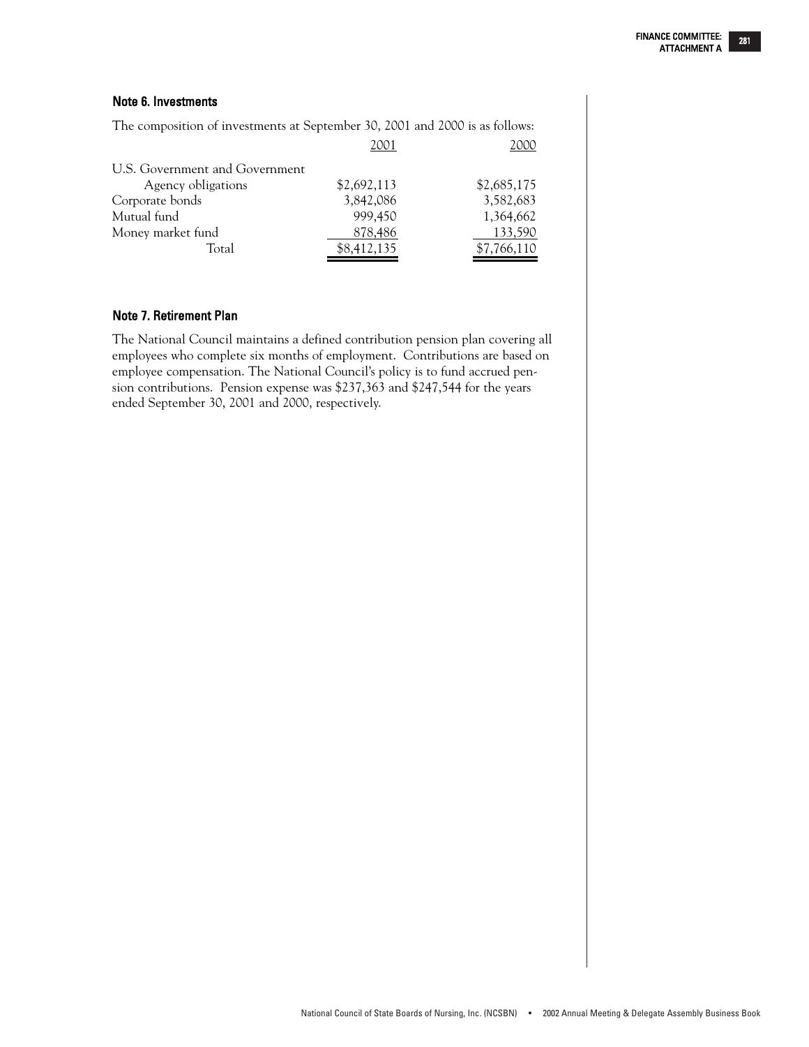### Note 6. Investments

The composition of investments at September 30, 2001 and 2000 is as follows:

| | 2001 | 2000 |
|---|---|---|
| U.S. Government and Government Agency obligations | $2,692,113 | $2,685,175 |
| Corporate bonds | 3,842,086 | 3,582,683 |
| Mutual fund | 999,450 | 1,364,662 |
| Money market fund | 878,486 | 133,590 |
| Total | $8,412,135 | $7,766,110 |

### Note 7. Retirement Plan

The National Council maintains a defined contribution pension plan covering all employees who complete six months of employment. Contributions are based on employee compensation. The National Council's policy is to fund accrued pension contributions. Pension expense was $237,363 and $247,544 for the years ended September 30, 2001 and 2000, respectively.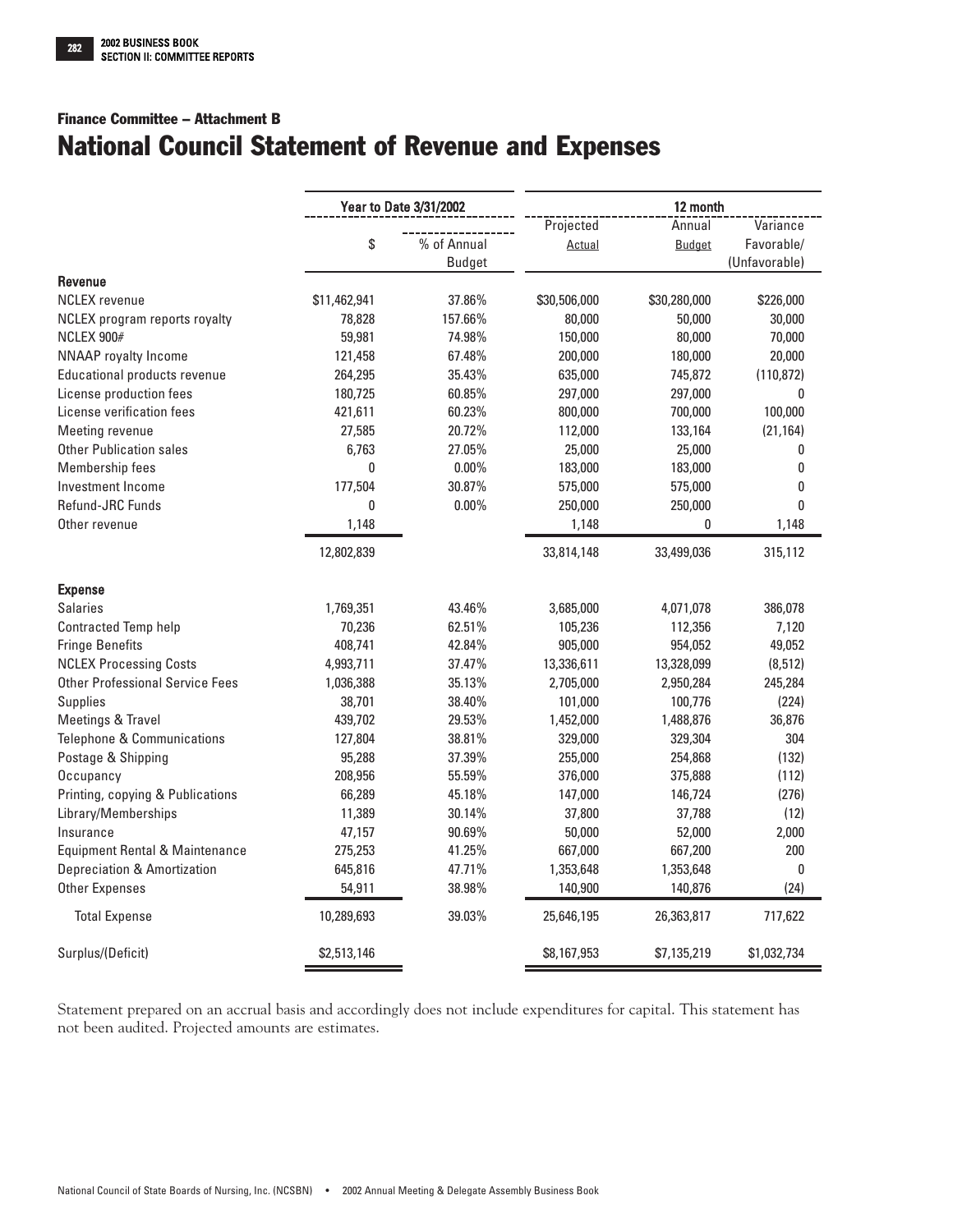### Finance Committee – Attachment B

# National Council Statement of Revenue and Expenses

| | Year to Date 3/31/2002 | | 12 month | | |
|---|---|---|---|---|---|
| | $ | % of Annual Budget | Projected Actual | Annual Budget | Variance Favorable/ (Unfavorable) |
| **Revenue** | | | | | |
| NCLEX revenue | $11,462,941 | 37.86% | $30,506,000 | $30,280,000 | $226,000 |
| NCLEX program reports royalty | 78,828 | 157.66% | 80,000 | 50,000 | 30,000 |
| NCLEX 900# | 59,981 | 74.98% | 150,000 | 80,000 | 70,000 |
| NNAAP royalty Income | 121,458 | 67.48% | 200,000 | 180,000 | 20,000 |
| Educational products revenue | 264,295 | 35.43% | 635,000 | 745,872 | (110,872) |
| License production fees | 180,725 | 60.85% | 297,000 | 297,000 | 0 |
| License verification fees | 421,611 | 60.23% | 800,000 | 700,000 | 100,000 |
| Meeting revenue | 27,585 | 20.72% | 112,000 | 133,164 | (21,164) |
| Other Publication sales | 6,763 | 27.05% | 25,000 | 25,000 | 0 |
| Membership fees | 0 | 0.00% | 183,000 | 183,000 | 0 |
| Investment Income | 177,504 | 30.87% | 575,000 | 575,000 | 0 |
| Refund-JRC Funds | 0 | 0.00% | 250,000 | 250,000 | 0 |
| Other revenue | 1,148 | | 1,148 | 0 | 1,148 |
| | 12,802,839 | | 33,814,148 | 33,499,036 | 315,112 |
| **Expense** | | | | | |
| Salaries | 1,769,351 | 43.46% | 3,685,000 | 4,071,078 | 386,078 |
| Contracted Temp help | 70,236 | 62.51% | 105,236 | 112,356 | 7,120 |
| Fringe Benefits | 408,741 | 42.84% | 905,000 | 954,052 | 49,052 |
| NCLEX Processing Costs | 4,993,711 | 37.47% | 13,336,611 | 13,328,099 | (8,512) |
| Other Professional Service Fees | 1,036,388 | 35.13% | 2,705,000 | 2,950,284 | 245,284 |
| Supplies | 38,701 | 38.40% | 101,000 | 100,776 | (224) |
| Meetings & Travel | 439,702 | 29.53% | 1,452,000 | 1,488,876 | 36,876 |
| Telephone & Communications | 127,804 | 38.81% | 329,000 | 329,304 | 304 |
| Postage & Shipping | 95,288 | 37.39% | 255,000 | 254,868 | (132) |
| Occupancy | 208,956 | 55.59% | 376,000 | 375,888 | (112) |
| Printing, copying & Publications | 66,289 | 45.18% | 147,000 | 146,724 | (276) |
| Library/Memberships | 11,389 | 30.14% | 37,800 | 37,788 | (12) |
| Insurance | 47,157 | 90.69% | 50,000 | 52,000 | 2,000 |
| Equipment Rental & Maintenance | 275,253 | 41.25% | 667,000 | 667,200 | 200 |
| Depreciation & Amortization | 645,816 | 47.71% | 1,353,648 | 1,353,648 | 0 |
| Other Expenses | 54,911 | 38.98% | 140,900 | 140,876 | (24) |
| Total Expense | 10,289,693 | 39.03% | 25,646,195 | 26,363,817 | 717,622 |
| Surplus/(Deficit) | $2,513,146 | | $8,167,953 | $7,135,219 | $1,032,734 |

Statement prepared on an accrual basis and accordingly does not include expenditures for capital. This statement has not been audited. Projected amounts are estimates.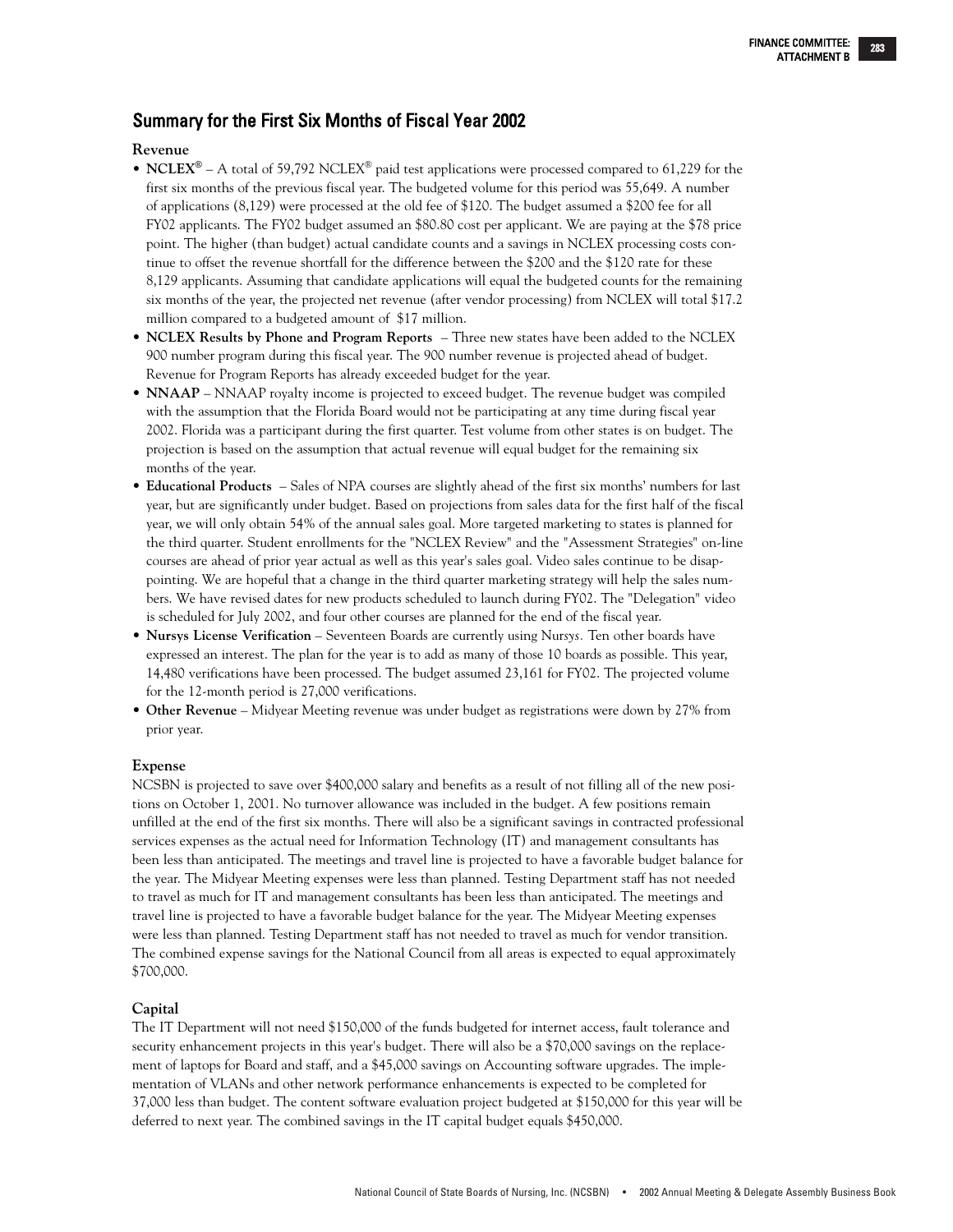## Summary for the First Six Months of Fiscal Year 2002

### Revenue

- **NCLEX®** – A total of 59,792 NCLEX® paid test applications were processed compared to 61,229 for the first six months of the previous fiscal year. The budgeted volume for this period was 55,649. A number of applications (8,129) were processed at the old fee of $120. The budget assumed a $200 fee for all FY02 applicants. The FY02 budget assumed an $80.80 cost per applicant. We are paying at the $78 price point. The higher (than budget) actual candidate counts and a savings in NCLEX processing costs continue to offset the revenue shortfall for the difference between the $200 and the $120 rate for these 8,129 applicants. Assuming that candidate applications will equal the budgeted counts for the remaining six months of the year, the projected net revenue (after vendor processing) from NCLEX will total $17.2 million compared to a budgeted amount of $17 million.
- **NCLEX Results by Phone and Program Reports** – Three new states have been added to the NCLEX 900 number program during this fiscal year. The 900 number revenue is projected ahead of budget. Revenue for Program Reports has already exceeded budget for the year.
- **NNAAP** – NNAAP royalty income is projected to exceed budget. The revenue budget was compiled with the assumption that the Florida Board would not be participating at any time during fiscal year 2002. Florida was a participant during the first quarter. Test volume from other states is on budget. The projection is based on the assumption that actual revenue will equal budget for the remaining six months of the year.
- **Educational Products** – Sales of NPA courses are slightly ahead of the first six months' numbers for last year, but are significantly under budget. Based on projections from sales data for the first half of the fiscal year, we will only obtain 54% of the annual sales goal. More targeted marketing to states is planned for the third quarter. Student enrollments for the "NCLEX Review" and the "Assessment Strategies" on-line courses are ahead of prior year actual as well as this year's sales goal. Video sales continue to be disappointing. We are hopeful that a change in the third quarter marketing strategy will help the sales numbers. We have revised dates for new products scheduled to launch during FY02. The "Delegation" video is scheduled for July 2002, and four other courses are planned for the end of the fiscal year.
- **Nursys License Verification** – Seventeen Boards are currently using *Nursys.* Ten other boards have expressed an interest. The plan for the year is to add as many of those 10 boards as possible. This year, 14,480 verifications have been processed. The budget assumed 23,161 for FY02. The projected volume for the 12-month period is 27,000 verifications.
- **Other Revenue** – Midyear Meeting revenue was under budget as registrations were down by 27% from prior year.

### Expense

NCSBN is projected to save over $400,000 salary and benefits as a result of not filling all of the new positions on October 1, 2001. No turnover allowance was included in the budget. A few positions remain unfilled at the end of the first six months. There will also be a significant savings in contracted professional services expenses as the actual need for Information Technology (IT) and management consultants has been less than anticipated. The meetings and travel line is projected to have a favorable budget balance for the year. The Midyear Meeting expenses were less than planned. Testing Department staff has not needed to travel as much for IT and management consultants has been less than anticipated. The meetings and travel line is projected to have a favorable budget balance for the year. The Midyear Meeting expenses were less than planned. Testing Department staff has not needed to travel as much for vendor transition. The combined expense savings for the National Council from all areas is expected to equal approximately $700,000.

### Capital

The IT Department will not need $150,000 of the funds budgeted for internet access, fault tolerance and security enhancement projects in this year's budget. There will also be a $70,000 savings on the replacement of laptops for Board and staff, and a $45,000 savings on Accounting software upgrades. The implementation of VLANs and other network performance enhancements is expected to be completed for 37,000 less than budget. The content software evaluation project budgeted at $150,000 for this year will be deferred to next year. The combined savings in the IT capital budget equals $450,000.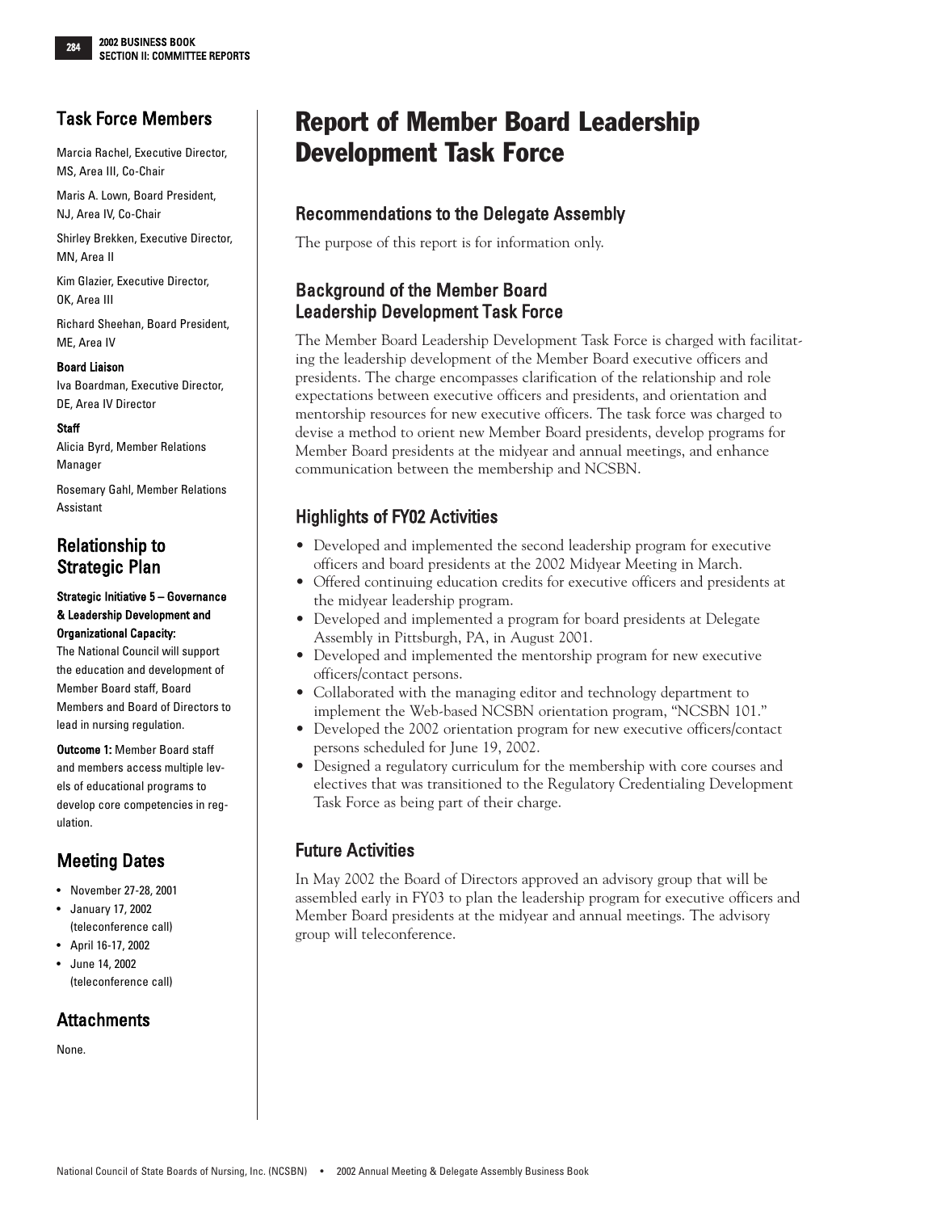# Report of Member Board Leadership Development Task Force

## Recommendations to the Delegate Assembly

The purpose of this report is for information only.

## Background of the Member Board Leadership Development Task Force

The Member Board Leadership Development Task Force is charged with facilitating the leadership development of the Member Board executive officers and presidents. The charge encompasses clarification of the relationship and role expectations between executive officers and presidents, and orientation and mentorship resources for new executive officers. The task force was charged to devise a method to orient new Member Board presidents, develop programs for Member Board presidents at the midyear and annual meetings, and enhance communication between the membership and NCSBN.

## Highlights of FY02 Activities

- Developed and implemented the second leadership program for executive officers and board presidents at the 2002 Midyear Meeting in March.
- Offered continuing education credits for executive officers and presidents at the midyear leadership program.
- Developed and implemented a program for board presidents at Delegate Assembly in Pittsburgh, PA, in August 2001.
- Developed and implemented the mentorship program for new executive officers/contact persons.
- Collaborated with the managing editor and technology department to implement the Web-based NCSBN orientation program, "NCSBN 101."
- Developed the 2002 orientation program for new executive officers/contact persons scheduled for June 19, 2002.
- Designed a regulatory curriculum for the membership with core courses and electives that was transitioned to the Regulatory Credentialing Development Task Force as being part of their charge.

## Future Activities

In May 2002 the Board of Directors approved an advisory group that will be assembled early in FY03 to plan the leadership program for executive officers and Member Board presidents at the midyear and annual meetings. The advisory group will teleconference.

## Task Force Members

Marcia Rachel, Executive Director, MS, Area III, Co-Chair

Maris A. Lown, Board President, NJ, Area IV, Co-Chair

Shirley Brekken, Executive Director, MN, Area II

Kim Glazier, Executive Director, OK, Area III

Richard Sheehan, Board President, ME, Area IV

**Board Liaison**

Iva Boardman, Executive Director, DE, Area IV Director

**Staff**

Alicia Byrd, Member Relations Manager

Rosemary Gahl, Member Relations Assistant

## Relationship to Strategic Plan

**Strategic Initiative 5 – Governance & Leadership Development and Organizational Capacity:**
The National Council will support the education and development of Member Board staff, Board Members and Board of Directors to lead in nursing regulation.

**Outcome 1:** Member Board staff and members access multiple levels of educational programs to develop core competencies in regulation.

## Meeting Dates

- November 27-28, 2001
- January 17, 2002 (teleconference call)
- April 16-17, 2002
- June 14, 2002 (teleconference call)

## Attachments

None.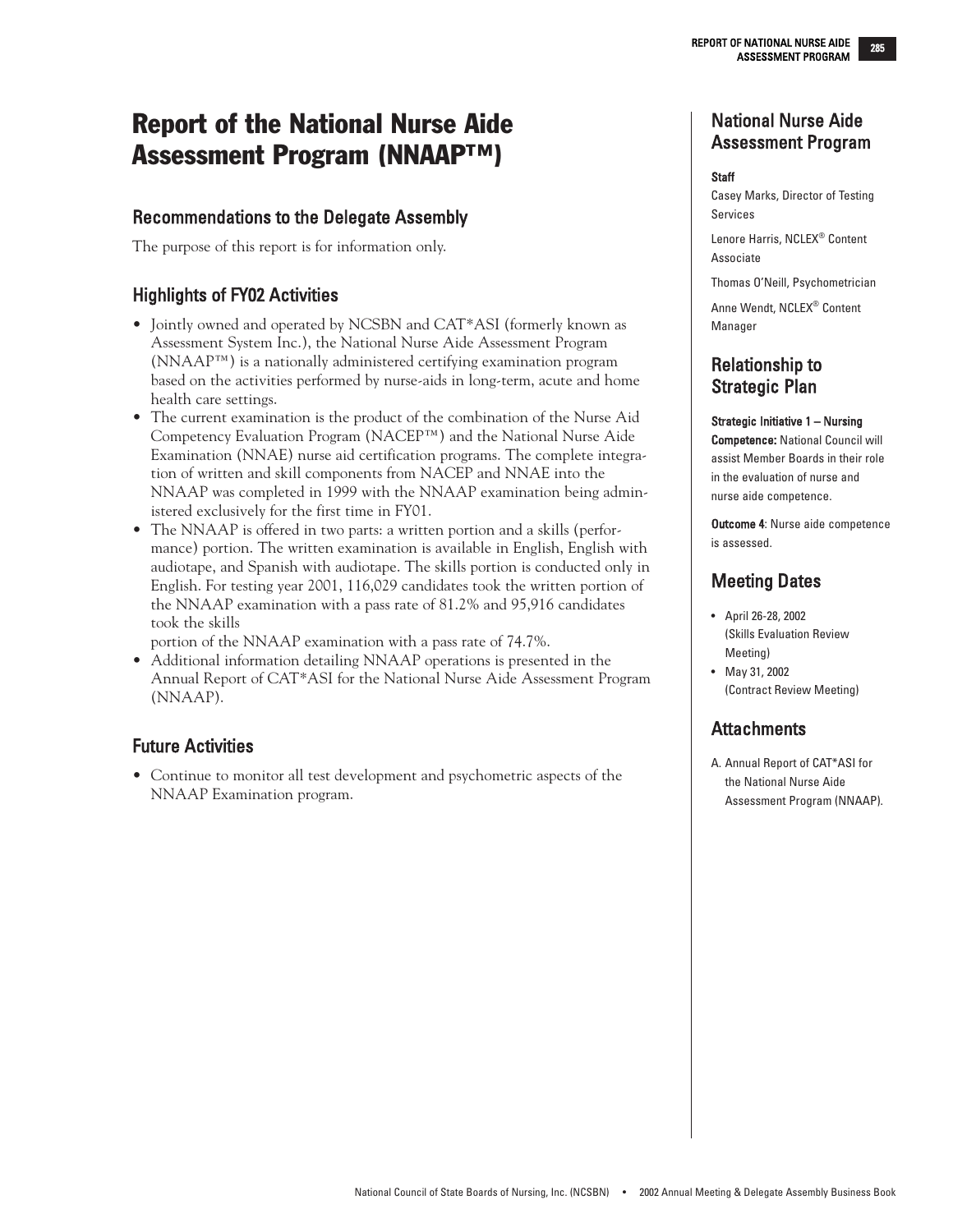# Report of the National Nurse Aide Assessment Program (NNAAP™)

## Recommendations to the Delegate Assembly

The purpose of this report is for information only.

## Highlights of FY02 Activities

- Jointly owned and operated by NCSBN and CAT*ASI (formerly known as Assessment System Inc.), the National Nurse Aide Assessment Program (NNAAP™) is a nationally administered certifying examination program based on the activities performed by nurse-aids in long-term, acute and home health care settings.
- The current examination is the product of the combination of the Nurse Aid Competency Evaluation Program (NACEP™) and the National Nurse Aide Examination (NNAE) nurse aid certification programs. The complete integration of written and skill components from NACEP and NNAE into the NNAAP was completed in 1999 with the NNAAP examination being administered exclusively for the first time in FY01.
- The NNAAP is offered in two parts: a written portion and a skills (performance) portion. The written examination is available in English, English with audiotape, and Spanish with audiotape. The skills portion is conducted only in English. For testing year 2001, 116,029 candidates took the written portion of the NNAAP examination with a pass rate of 81.2% and 95,916 candidates took the skills portion of the NNAAP examination with a pass rate of 74.7%.
- Additional information detailing NNAAP operations is presented in the Annual Report of CAT*ASI for the National Nurse Aide Assessment Program (NNAAP).

## Future Activities

- Continue to monitor all test development and psychometric aspects of the NNAAP Examination program.

## National Nurse Aide Assessment Program

**Staff**

Casey Marks, Director of Testing Services

Lenore Harris, NCLEX® Content Associate

Thomas O'Neill, Psychometrician

Anne Wendt, NCLEX® Content Manager

## Relationship to Strategic Plan

**Strategic Initiative 1 – Nursing Competence:** National Council will assist Member Boards in their role in the evaluation of nurse and nurse aide competence.

**Outcome 4**: Nurse aide competence is assessed.

## Meeting Dates

- April 26-28, 2002 (Skills Evaluation Review Meeting)
- May 31, 2002 (Contract Review Meeting)

## Attachments

A. Annual Report of CAT*ASI for the National Nurse Aide Assessment Program (NNAAP).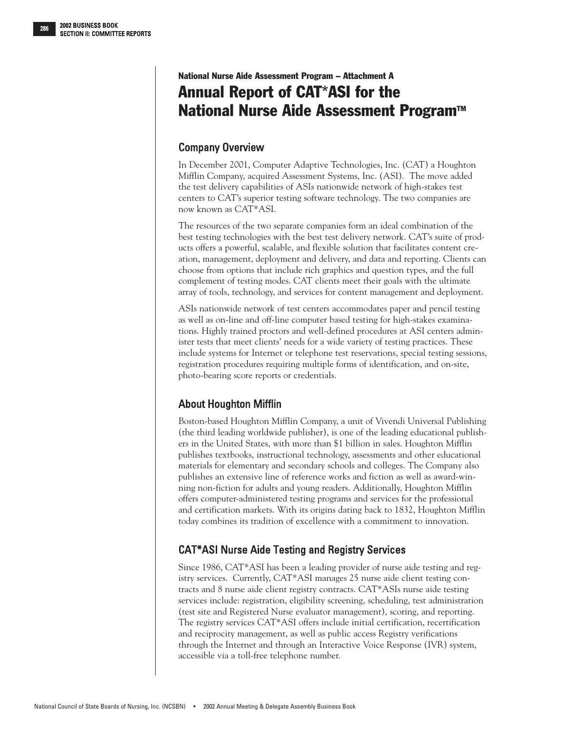National Nurse Aide Assessment Program – Attachment A

# Annual Report of CAT*ASI for the National Nurse Aide Assessment Program™

## Company Overview

In December 2001, Computer Adaptive Technologies, Inc. (CAT) a Houghton Mifflin Company, acquired Assessment Systems, Inc. (ASI). The move added the test delivery capabilities of ASIs nationwide network of high-stakes test centers to CAT's superior testing software technology. The two companies are now known as CAT*ASI.

The resources of the two separate companies form an ideal combination of the best testing technologies with the best test delivery network. CAT's suite of products offers a powerful, scalable, and flexible solution that facilitates content creation, management, deployment and delivery, and data and reporting. Clients can choose from options that include rich graphics and question types, and the full complement of testing modes. CAT clients meet their goals with the ultimate array of tools, technology, and services for content management and deployment.

ASIs nationwide network of test centers accommodates paper and pencil testing as well as on-line and off-line computer based testing for high-stakes examinations. Highly trained proctors and well-defined procedures at ASI centers administer tests that meet clients' needs for a wide variety of testing practices. These include systems for Internet or telephone test reservations, special testing sessions, registration procedures requiring multiple forms of identification, and on-site, photo-bearing score reports or credentials.

## About Houghton Mifflin

Boston-based Houghton Mifflin Company, a unit of Vivendi Universal Publishing (the third leading worldwide publisher), is one of the leading educational publishers in the United States, with more than $1 billion in sales. Houghton Mifflin publishes textbooks, instructional technology, assessments and other educational materials for elementary and secondary schools and colleges. The Company also publishes an extensive line of reference works and fiction as well as award-winning non-fiction for adults and young readers. Additionally, Houghton Mifflin offers computer-administered testing programs and services for the professional and certification markets. With its origins dating back to 1832, Houghton Mifflin today combines its tradition of excellence with a commitment to innovation.

## CAT*ASI Nurse Aide Testing and Registry Services

Since 1986, CAT*ASI has been a leading provider of nurse aide testing and registry services. Currently, CAT*ASI manages 25 nurse aide client testing contracts and 8 nurse aide client registry contracts. CAT*ASIs nurse aide testing services include: registration, eligibility screening, scheduling, test administration (test site and Registered Nurse evaluator management), scoring, and reporting. The registry services CAT*ASI offers include initial certification, recertification and reciprocity management, as well as public access Registry verifications through the Internet and through an Interactive Voice Response (IVR) system, accessible via a toll-free telephone number.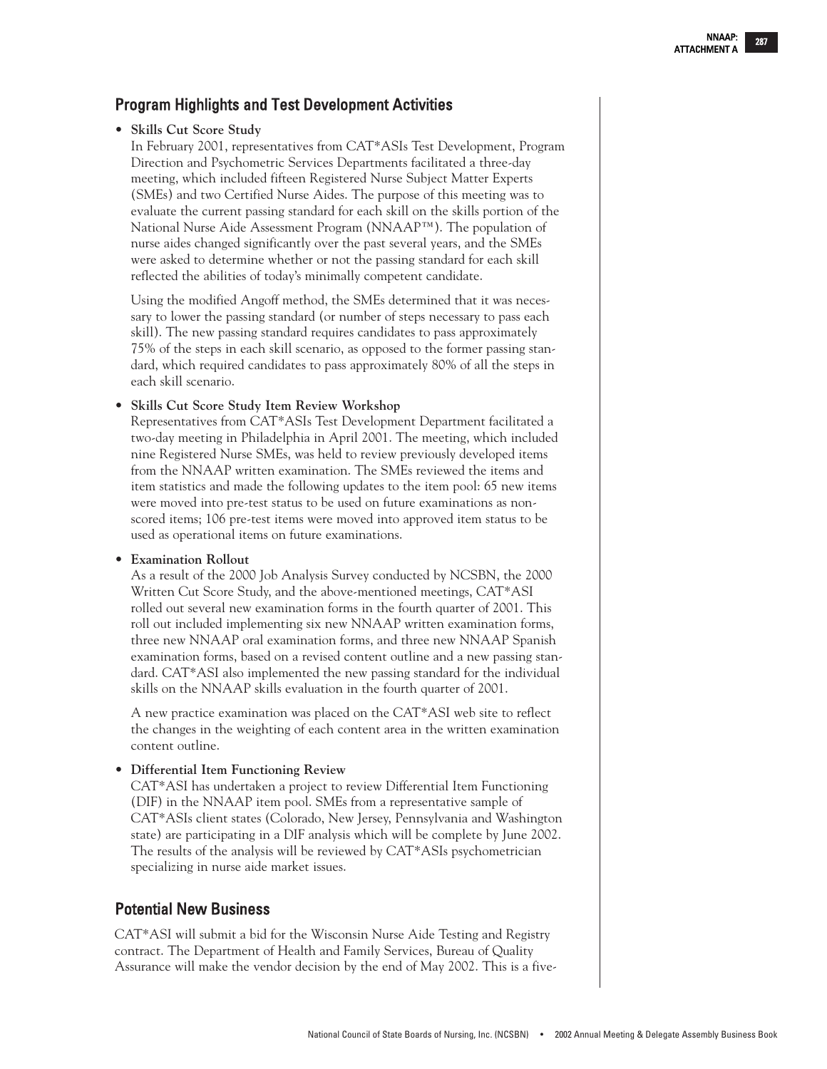## Program Highlights and Test Development Activities

- **Skills Cut Score Study**

  In February 2001, representatives from CAT*ASIs Test Development, Program Direction and Psychometric Services Departments facilitated a three-day meeting, which included fifteen Registered Nurse Subject Matter Experts (SMEs) and two Certified Nurse Aides. The purpose of this meeting was to evaluate the current passing standard for each skill on the skills portion of the National Nurse Aide Assessment Program (NNAAP™). The population of nurse aides changed significantly over the past several years, and the SMEs were asked to determine whether or not the passing standard for each skill reflected the abilities of today's minimally competent candidate.

  Using the modified Angoff method, the SMEs determined that it was necessary to lower the passing standard (or number of steps necessary to pass each skill). The new passing standard requires candidates to pass approximately 75% of the steps in each skill scenario, as opposed to the former passing standard, which required candidates to pass approximately 80% of all the steps in each skill scenario.

- **Skills Cut Score Study Item Review Workshop**

  Representatives from CAT*ASIs Test Development Department facilitated a two-day meeting in Philadelphia in April 2001. The meeting, which included nine Registered Nurse SMEs, was held to review previously developed items from the NNAAP written examination. The SMEs reviewed the items and item statistics and made the following updates to the item pool: 65 new items were moved into pre-test status to be used on future examinations as non-scored items; 106 pre-test items were moved into approved item status to be used as operational items on future examinations.

- **Examination Rollout**

  As a result of the 2000 Job Analysis Survey conducted by NCSBN, the 2000 Written Cut Score Study, and the above-mentioned meetings, CAT*ASI rolled out several new examination forms in the fourth quarter of 2001. This roll out included implementing six new NNAAP written examination forms, three new NNAAP oral examination forms, and three new NNAAP Spanish examination forms, based on a revised content outline and a new passing standard. CAT*ASI also implemented the new passing standard for the individual skills on the NNAAP skills evaluation in the fourth quarter of 2001.

  A new practice examination was placed on the CAT*ASI web site to reflect the changes in the weighting of each content area in the written examination content outline.

- **Differential Item Functioning Review**

  CAT*ASI has undertaken a project to review Differential Item Functioning (DIF) in the NNAAP item pool. SMEs from a representative sample of CAT*ASIs client states (Colorado, New Jersey, Pennsylvania and Washington state) are participating in a DIF analysis which will be complete by June 2002. The results of the analysis will be reviewed by CAT*ASIs psychometrician specializing in nurse aide market issues.

## Potential New Business

CAT*ASI will submit a bid for the Wisconsin Nurse Aide Testing and Registry contract. The Department of Health and Family Services, Bureau of Quality Assurance will make the vendor decision by the end of May 2002. This is a five-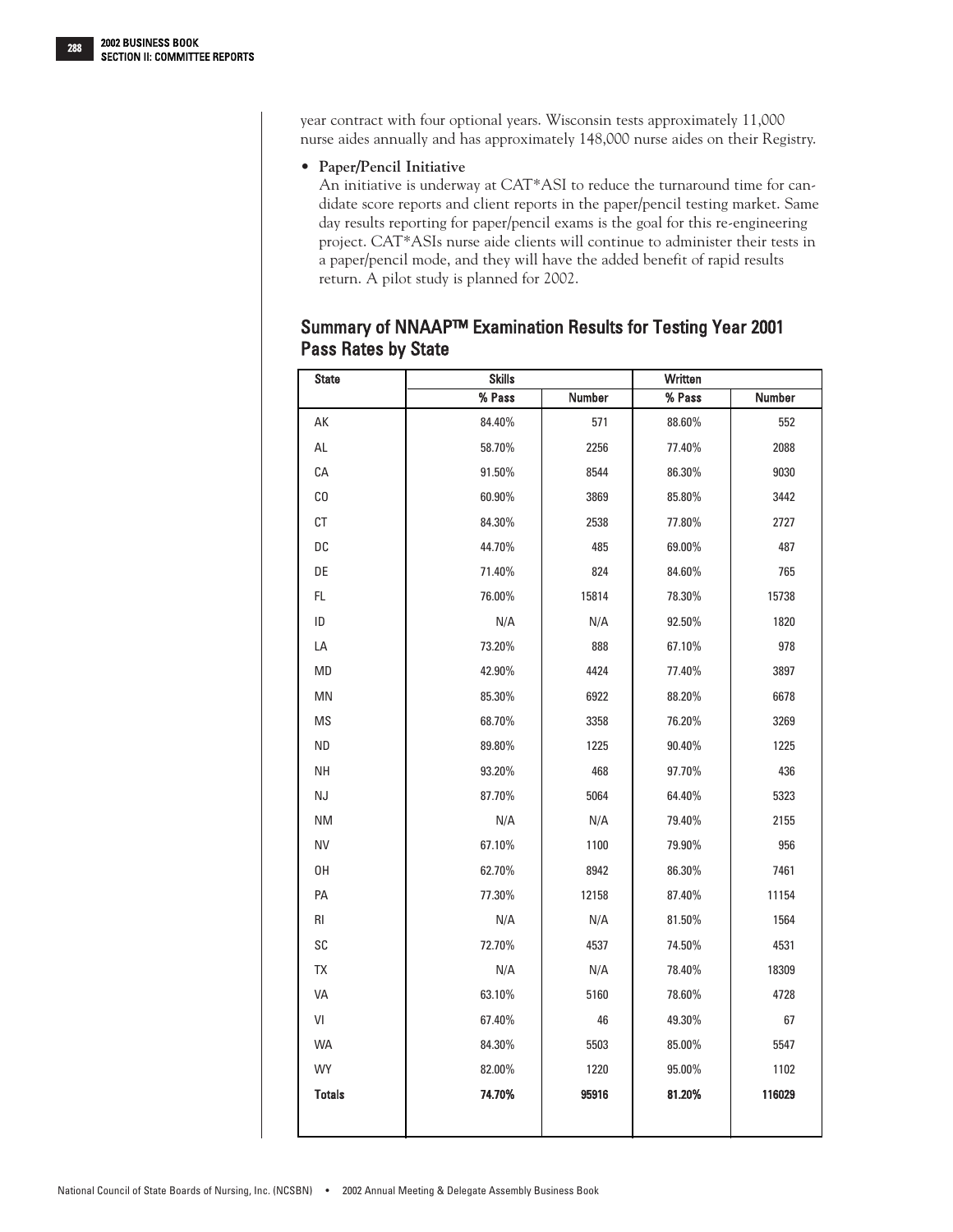year contract with four optional years. Wisconsin tests approximately 11,000 nurse aides annually and has approximately 148,000 nurse aides on their Registry.

- **Paper/Pencil Initiative**
  An initiative is underway at CAT*ASI to reduce the turnaround time for candidate score reports and client reports in the paper/pencil testing market. Same day results reporting for paper/pencil exams is the goal for this re-engineering project. CAT*ASIs nurse aide clients will continue to administer their tests in a paper/pencil mode, and they will have the added benefit of rapid results return. A pilot study is planned for 2002.

## Summary of NNAAP™ Examination Results for Testing Year 2001 Pass Rates by State

| State | Skills | | Written | |
|---|---|---|---|---|
| | % Pass | Number | % Pass | Number |
| AK | 84.40% | 571 | 88.60% | 552 |
| AL | 58.70% | 2256 | 77.40% | 2088 |
| CA | 91.50% | 8544 | 86.30% | 9030 |
| CO | 60.90% | 3869 | 85.80% | 3442 |
| CT | 84.30% | 2538 | 77.80% | 2727 |
| DC | 44.70% | 485 | 69.00% | 487 |
| DE | 71.40% | 824 | 84.60% | 765 |
| FL | 76.00% | 15814 | 78.30% | 15738 |
| ID | N/A | N/A | 92.50% | 1820 |
| LA | 73.20% | 888 | 67.10% | 978 |
| MD | 42.90% | 4424 | 77.40% | 3897 |
| MN | 85.30% | 6922 | 88.20% | 6678 |
| MS | 68.70% | 3358 | 76.20% | 3269 |
| ND | 89.80% | 1225 | 90.40% | 1225 |
| NH | 93.20% | 468 | 97.70% | 436 |
| NJ | 87.70% | 5064 | 64.40% | 5323 |
| NM | N/A | N/A | 79.40% | 2155 |
| NV | 67.10% | 1100 | 79.90% | 956 |
| OH | 62.70% | 8942 | 86.30% | 7461 |
| PA | 77.30% | 12158 | 87.40% | 11154 |
| RI | N/A | N/A | 81.50% | 1564 |
| SC | 72.70% | 4537 | 74.50% | 4531 |
| TX | N/A | N/A | 78.40% | 18309 |
| VA | 63.10% | 5160 | 78.60% | 4728 |
| VI | 67.40% | 46 | 49.30% | 67 |
| WA | 84.30% | 5503 | 85.00% | 5547 |
| WY | 82.00% | 1220 | 95.00% | 1102 |
| **Totals** | **74.70%** | **95916** | **81.20%** | **116029** |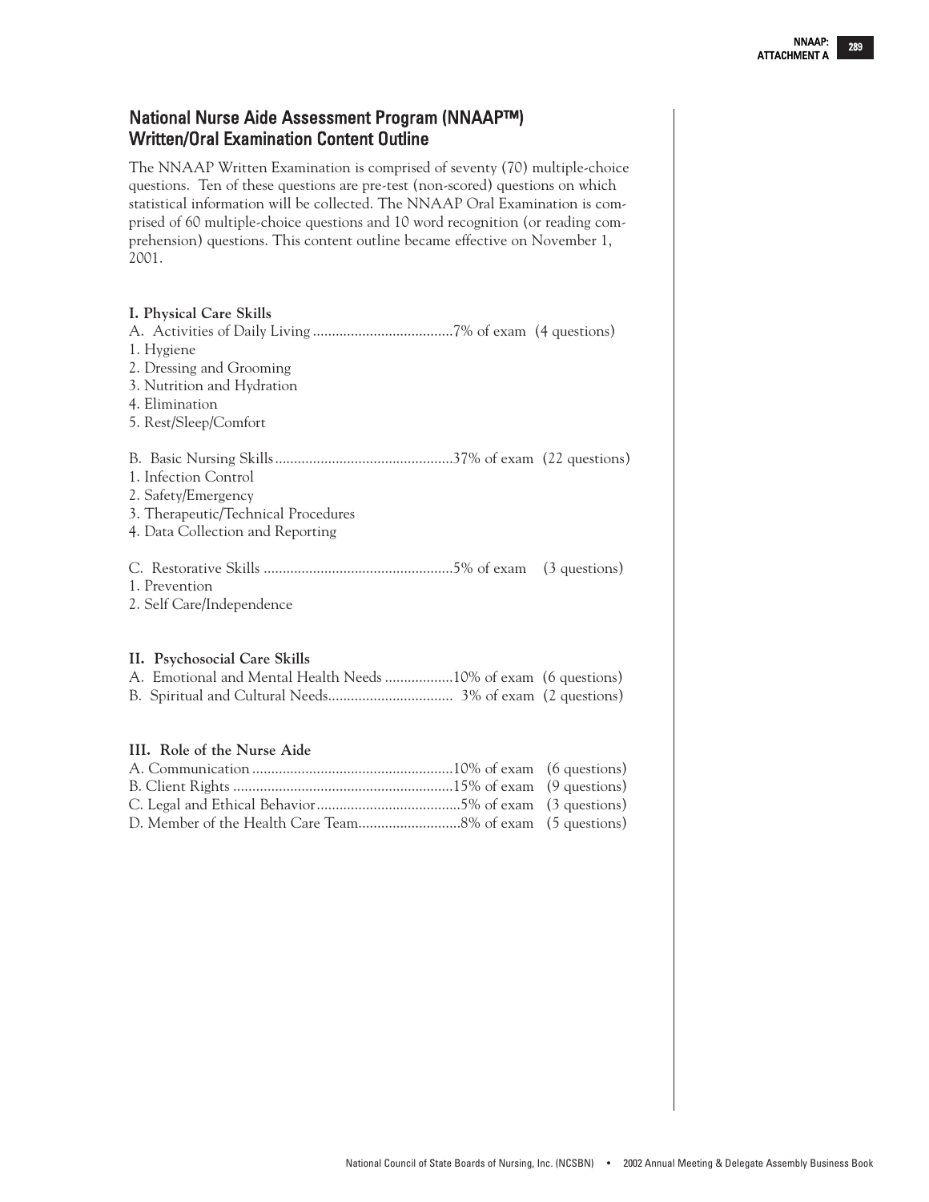## National Nurse Aide Assessment Program (NNAAP™) Written/Oral Examination Content Outline

The NNAAP Written Examination is comprised of seventy (70) multiple-choice questions. Ten of these questions are pre-test (non-scored) questions on which statistical information will be collected. The NNAAP Oral Examination is comprised of 60 multiple-choice questions and 10 word recognition (or reading comprehension) questions. This content outline became effective on November 1, 2001.

**I. Physical Care Skills**

A. Activities of Daily Living ....................................7% of exam (4 questions)
1. Hygiene
2. Dressing and Grooming
3. Nutrition and Hydration
4. Elimination
5. Rest/Sleep/Comfort

B. Basic Nursing Skills ..............................................37% of exam (22 questions)
1. Infection Control
2. Safety/Emergency
3. Therapeutic/Technical Procedures
4. Data Collection and Reporting

C. Restorative Skills .................................................5% of exam (3 questions)
1. Prevention
2. Self Care/Independence

**II. Psychosocial Care Skills**

A. Emotional and Mental Health Needs ..................10% of exam (6 questions)
B. Spiritual and Cultural Needs................................. 3% of exam (2 questions)

**III. Role of the Nurse Aide**

A. Communication ....................................................10% of exam (6 questions)
B. Client Rights .........................................................15% of exam (9 questions)
C. Legal and Ethical Behavior......................................5% of exam (3 questions)
D. Member of the Health Care Team...........................8% of exam (5 questions)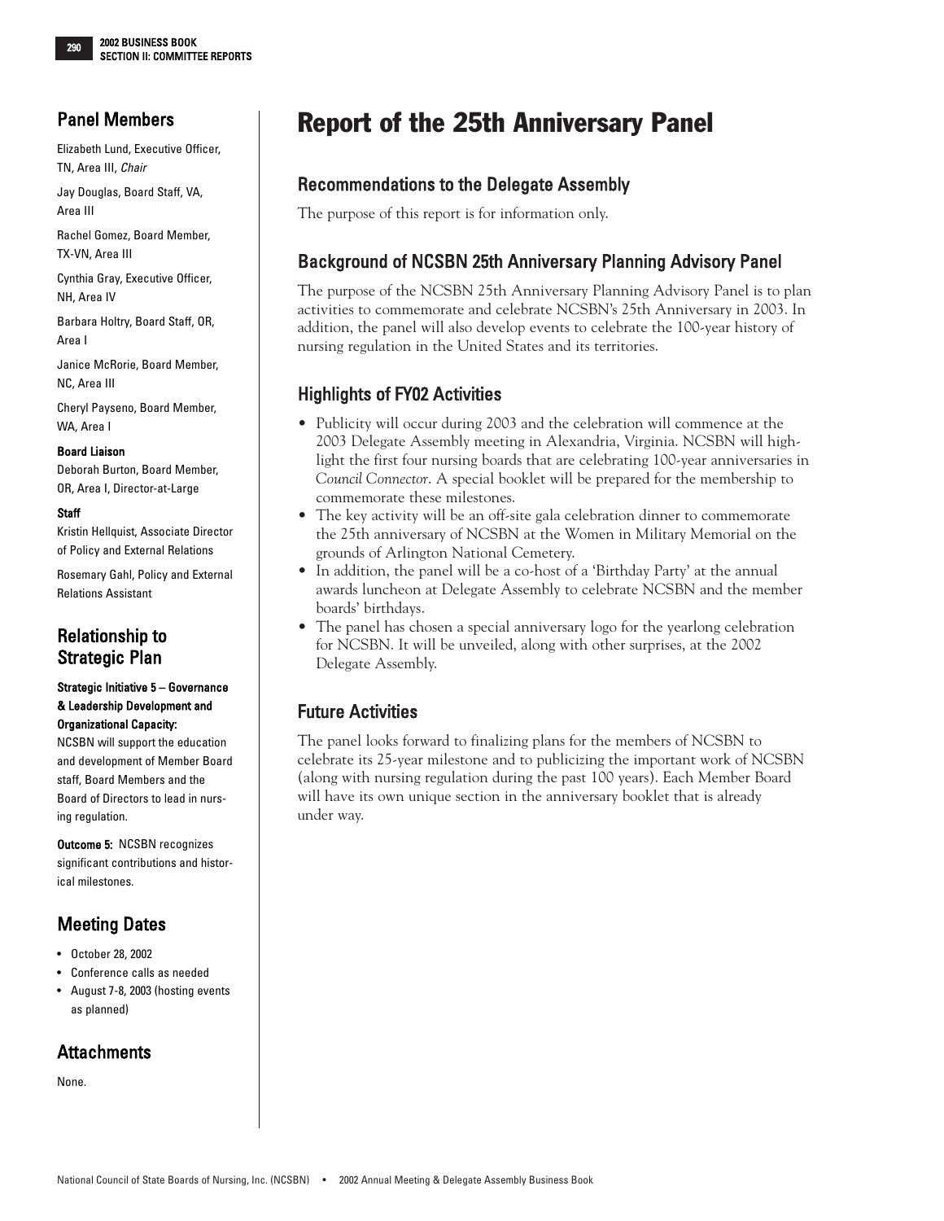# Report of the 25th Anniversary Panel

## Recommendations to the Delegate Assembly

The purpose of this report is for information only.

## Background of NCSBN 25th Anniversary Planning Advisory Panel

The purpose of the NCSBN 25th Anniversary Planning Advisory Panel is to plan activities to commemorate and celebrate NCSBN's 25th Anniversary in 2003. In addition, the panel will also develop events to celebrate the 100-year history of nursing regulation in the United States and its territories.

## Highlights of FY02 Activities

- Publicity will occur during 2003 and the celebration will commence at the 2003 Delegate Assembly meeting in Alexandria, Virginia. NCSBN will highlight the first four nursing boards that are celebrating 100-year anniversaries in *Council Connector*. A special booklet will be prepared for the membership to commemorate these milestones.
- The key activity will be an off-site gala celebration dinner to commemorate the 25th anniversary of NCSBN at the Women in Military Memorial on the grounds of Arlington National Cemetery.
- In addition, the panel will be a co-host of a 'Birthday Party' at the annual awards luncheon at Delegate Assembly to celebrate NCSBN and the member boards' birthdays.
- The panel has chosen a special anniversary logo for the yearlong celebration for NCSBN. It will be unveiled, along with other surprises, at the 2002 Delegate Assembly.

## Future Activities

The panel looks forward to finalizing plans for the members of NCSBN to celebrate its 25-year milestone and to publicizing the important work of NCSBN (along with nursing regulation during the past 100 years). Each Member Board will have its own unique section in the anniversary booklet that is already under way.

## Panel Members

Elizabeth Lund, Executive Officer, TN, Area III, *Chair*

Jay Douglas, Board Staff, VA, Area III

Rachel Gomez, Board Member, TX-VN, Area III

Cynthia Gray, Executive Officer, NH, Area IV

Barbara Holtry, Board Staff, OR, Area I

Janice McRorie, Board Member, NC, Area III

Cheryl Payseno, Board Member, WA, Area I

**Board Liaison**

Deborah Burton, Board Member, OR, Area I, Director-at-Large

**Staff**

Kristin Hellquist, Associate Director of Policy and External Relations

Rosemary Gahl, Policy and External Relations Assistant

## Relationship to Strategic Plan

**Strategic Initiative 5 – Governance & Leadership Development and Organizational Capacity:**
NCSBN will support the education and development of Member Board staff, Board Members and the Board of Directors to lead in nursing regulation.

**Outcome 5:** NCSBN recognizes significant contributions and historical milestones.

## Meeting Dates

- October 28, 2002
- Conference calls as needed
- August 7-8, 2003 (hosting events as planned)

## Attachments

None.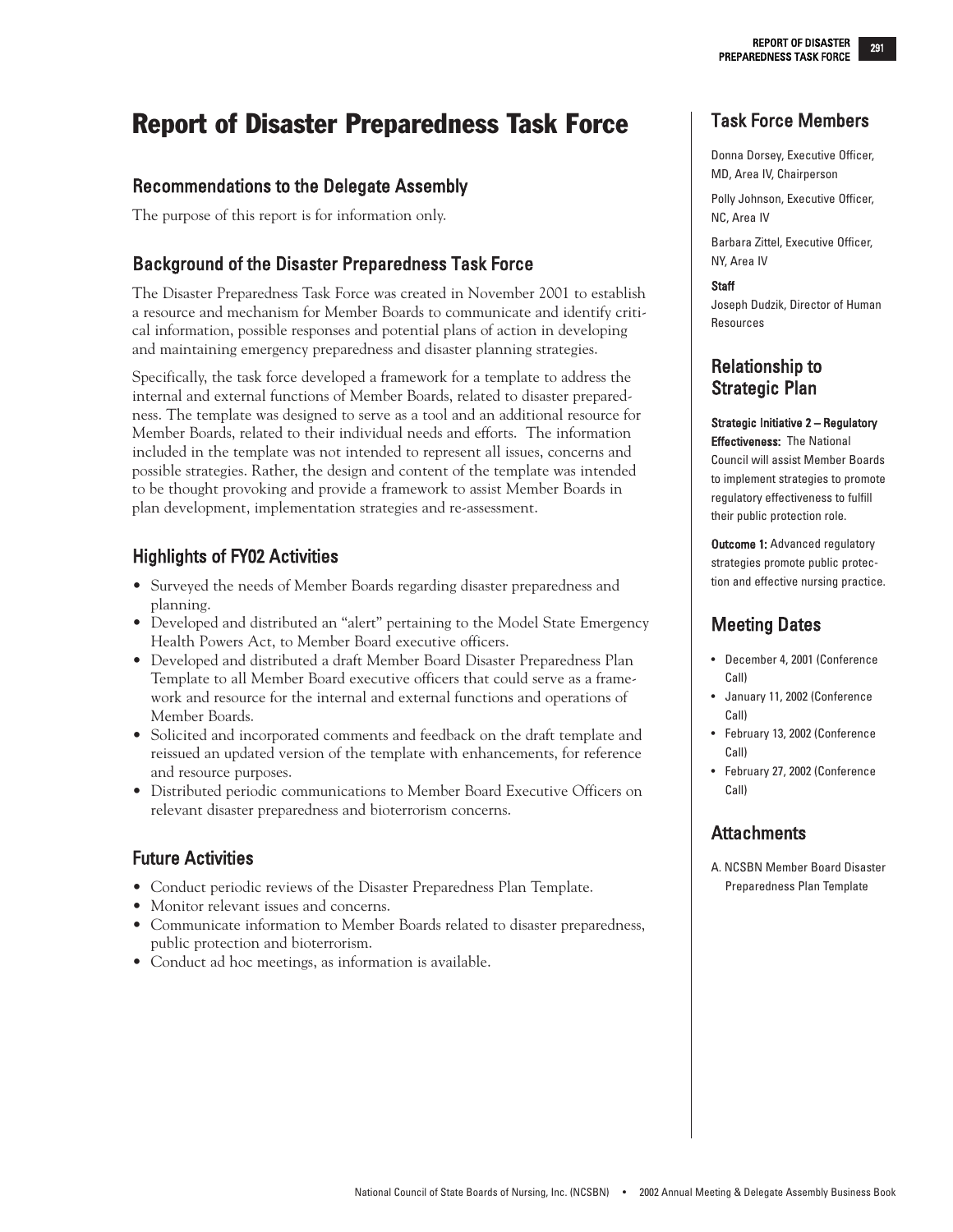# Report of Disaster Preparedness Task Force

## Recommendations to the Delegate Assembly

The purpose of this report is for information only.

## Background of the Disaster Preparedness Task Force

The Disaster Preparedness Task Force was created in November 2001 to establish a resource and mechanism for Member Boards to communicate and identify critical information, possible responses and potential plans of action in developing and maintaining emergency preparedness and disaster planning strategies.

Specifically, the task force developed a framework for a template to address the internal and external functions of Member Boards, related to disaster preparedness. The template was designed to serve as a tool and an additional resource for Member Boards, related to their individual needs and efforts. The information included in the template was not intended to represent all issues, concerns and possible strategies. Rather, the design and content of the template was intended to be thought provoking and provide a framework to assist Member Boards in plan development, implementation strategies and re-assessment.

## Highlights of FY02 Activities

- Surveyed the needs of Member Boards regarding disaster preparedness and planning.
- Developed and distributed an "alert" pertaining to the Model State Emergency Health Powers Act, to Member Board executive officers.
- Developed and distributed a draft Member Board Disaster Preparedness Plan Template to all Member Board executive officers that could serve as a framework and resource for the internal and external functions and operations of Member Boards.
- Solicited and incorporated comments and feedback on the draft template and reissued an updated version of the template with enhancements, for reference and resource purposes.
- Distributed periodic communications to Member Board Executive Officers on relevant disaster preparedness and bioterrorism concerns.

## Future Activities

- Conduct periodic reviews of the Disaster Preparedness Plan Template.
- Monitor relevant issues and concerns.
- Communicate information to Member Boards related to disaster preparedness, public protection and bioterrorism.
- Conduct ad hoc meetings, as information is available.

## Task Force Members

Donna Dorsey, Executive Officer, MD, Area IV, Chairperson

Polly Johnson, Executive Officer, NC, Area IV

Barbara Zittel, Executive Officer, NY, Area IV

**Staff**

Joseph Dudzik, Director of Human Resources

## Relationship to Strategic Plan

**Strategic Initiative 2 – Regulatory Effectiveness:** The National Council will assist Member Boards to implement strategies to promote regulatory effectiveness to fulfill their public protection role.

**Outcome 1:** Advanced regulatory strategies promote public protection and effective nursing practice.

## Meeting Dates

- December 4, 2001 (Conference Call)
- January 11, 2002 (Conference Call)
- February 13, 2002 (Conference Call)
- February 27, 2002 (Conference Call)

## Attachments

A. NCSBN Member Board Disaster Preparedness Plan Template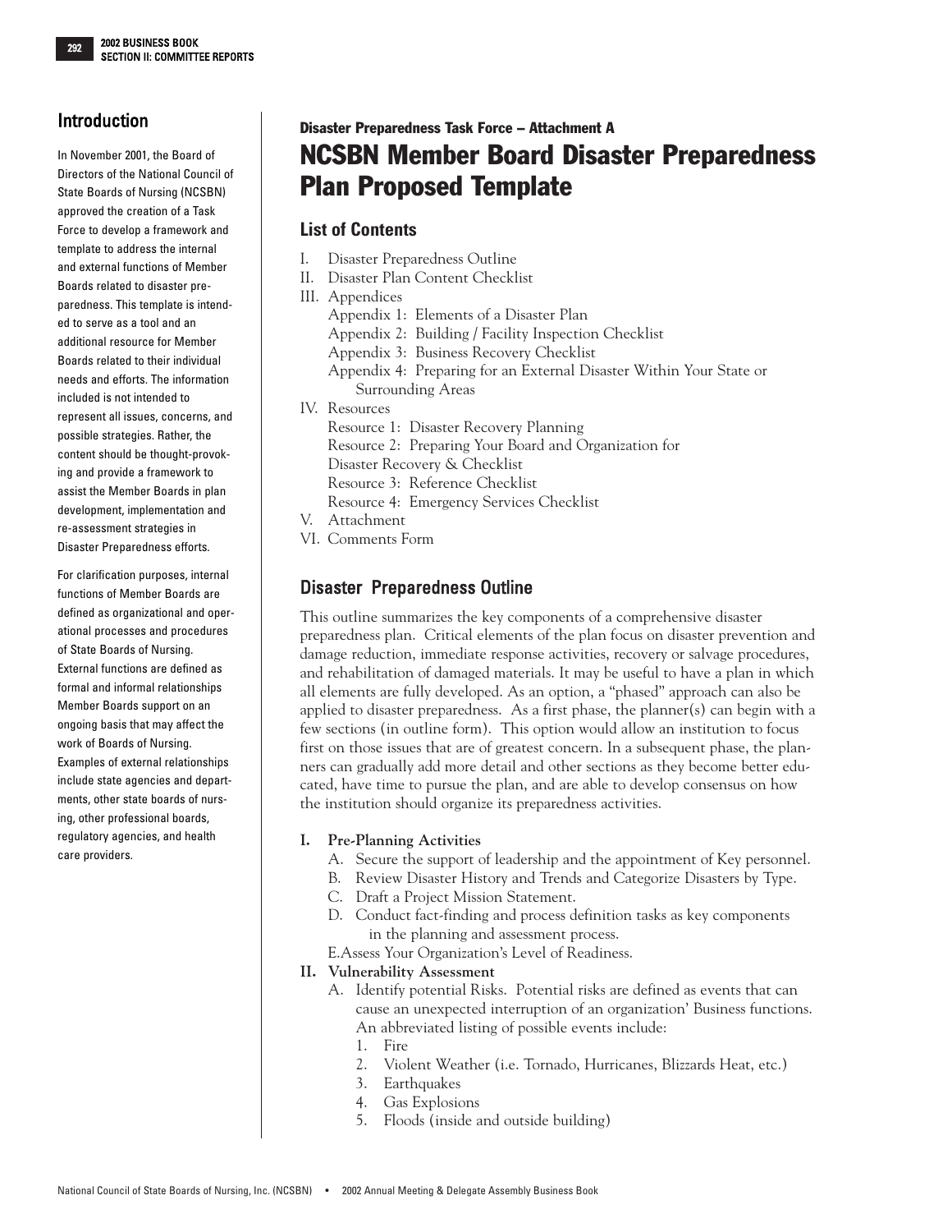## Introduction

In November 2001, the Board of Directors of the National Council of State Boards of Nursing (NCSBN) approved the creation of a Task Force to develop a framework and template to address the internal and external functions of Member Boards related to disaster preparedness. This template is intended to serve as a tool and an additional resource for Member Boards related to their individual needs and efforts. The information included is not intended to represent all issues, concerns, and possible strategies. Rather, the content should be thought-provoking and provide a framework to assist the Member Boards in plan development, implementation and re-assessment strategies in Disaster Preparedness efforts.

For clarification purposes, internal functions of Member Boards are defined as organizational and operational processes and procedures of State Boards of Nursing. External functions are defined as formal and informal relationships Member Boards support on an ongoing basis that may affect the work of Boards of Nursing. Examples of external relationships include state agencies and departments, other state boards of nursing, other professional boards, regulatory agencies, and health care providers.

**Disaster Preparedness Task Force – Attachment A**

# NCSBN Member Board Disaster Preparedness Plan Proposed Template

## List of Contents

I. Disaster Preparedness Outline
II. Disaster Plan Content Checklist
III. Appendices
  Appendix 1: Elements of a Disaster Plan
  Appendix 2: Building / Facility Inspection Checklist
  Appendix 3: Business Recovery Checklist
  Appendix 4: Preparing for an External Disaster Within Your State or Surrounding Areas
IV. Resources
  Resource 1: Disaster Recovery Planning
  Resource 2: Preparing Your Board and Organization for Disaster Recovery & Checklist
  Resource 3: Reference Checklist
  Resource 4: Emergency Services Checklist
V. Attachment
VI. Comments Form

## Disaster Preparedness Outline

This outline summarizes the key components of a comprehensive disaster preparedness plan. Critical elements of the plan focus on disaster prevention and damage reduction, immediate response activities, recovery or salvage procedures, and rehabilitation of damaged materials. It may be useful to have a plan in which all elements are fully developed. As an option, a "phased" approach can also be applied to disaster preparedness. As a first phase, the planner(s) can begin with a few sections (in outline form). This option would allow an institution to focus first on those issues that are of greatest concern. In a subsequent phase, the planners can gradually add more detail and other sections as they become better educated, have time to pursue the plan, and are able to develop consensus on how the institution should organize its preparedness activities.

**I. Pre-Planning Activities**

A. Secure the support of leadership and the appointment of Key personnel.
B. Review Disaster History and Trends and Categorize Disasters by Type.
C. Draft a Project Mission Statement.
D. Conduct fact-finding and process definition tasks as key components in the planning and assessment process.
E.Assess Your Organization's Level of Readiness.

**II. Vulnerability Assessment**

A. Identify potential Risks. Potential risks are defined as events that can cause an unexpected interruption of an organization' Business functions. An abbreviated listing of possible events include:
  1. Fire
  2. Violent Weather (i.e. Tornado, Hurricanes, Blizzards Heat, etc.)
  3. Earthquakes
  4. Gas Explosions
  5. Floods (inside and outside building)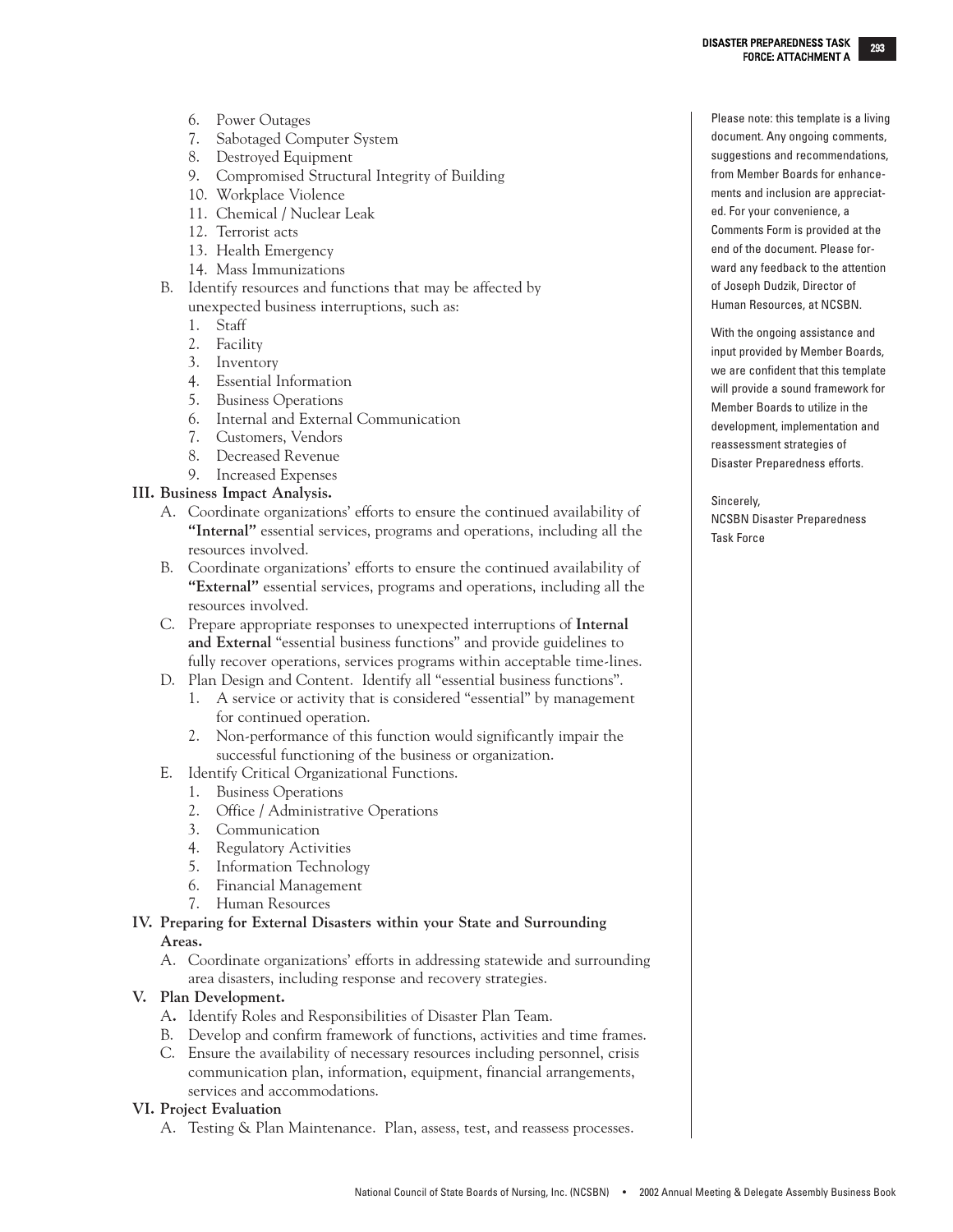6. Power Outages
7. Sabotaged Computer System
8. Destroyed Equipment
9. Compromised Structural Integrity of Building
10. Workplace Violence
11. Chemical / Nuclear Leak
12. Terrorist acts
13. Health Emergency
14. Mass Immunizations

B. Identify resources and functions that may be affected by unexpected business interruptions, such as:
   1. Staff
   2. Facility
   3. Inventory
   4. Essential Information
   5. Business Operations
   6. Internal and External Communication
   7. Customers, Vendors
   8. Decreased Revenue
   9. Increased Expenses

**III. Business Impact Analysis.**

A. Coordinate organizations' efforts to ensure the continued availability of **"Internal"** essential services, programs and operations, including all the resources involved.

B. Coordinate organizations' efforts to ensure the continued availability of **"External"** essential services, programs and operations, including all the resources involved.

C. Prepare appropriate responses to unexpected interruptions of **Internal and External** "essential business functions" and provide guidelines to fully recover operations, services programs within acceptable time-lines.

D. Plan Design and Content. Identify all "essential business functions".
   1. A service or activity that is considered "essential" by management for continued operation.
   2. Non-performance of this function would significantly impair the successful functioning of the business or organization.

E. Identify Critical Organizational Functions.
   1. Business Operations
   2. Office / Administrative Operations
   3. Communication
   4. Regulatory Activities
   5. Information Technology
   6. Financial Management
   7. Human Resources

**IV. Preparing for External Disasters within your State and Surrounding Areas.**

A. Coordinate organizations' efforts in addressing statewide and surrounding area disasters, including response and recovery strategies.

**V. Plan Development.**

A**.** Identify Roles and Responsibilities of Disaster Plan Team.

B. Develop and confirm framework of functions, activities and time frames.

C. Ensure the availability of necessary resources including personnel, crisis communication plan, information, equipment, financial arrangements, services and accommodations.

**VI. Project Evaluation**

A. Testing & Plan Maintenance. Plan, assess, test, and reassess processes.

Please note: this template is a living document. Any ongoing comments, suggestions and recommendations, from Member Boards for enhancements and inclusion are appreciated. For your convenience, a Comments Form is provided at the end of the document. Please forward any feedback to the attention of Joseph Dudzik, Director of Human Resources, at NCSBN.

With the ongoing assistance and input provided by Member Boards, we are confident that this template will provide a sound framework for Member Boards to utilize in the development, implementation and reassessment strategies of Disaster Preparedness efforts.

Sincerely,
NCSBN Disaster Preparedness Task Force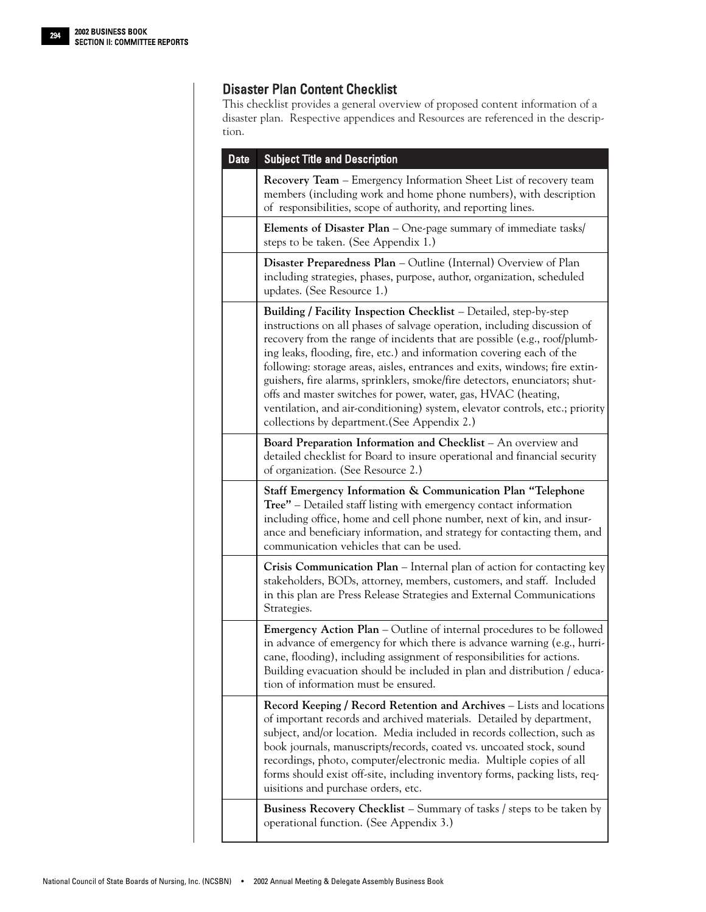## Disaster Plan Content Checklist

This checklist provides a general overview of proposed content information of a disaster plan. Respective appendices and Resources are referenced in the description.

| Date | Subject Title and Description |
|---|---|
| | **Recovery Team** – Emergency Information Sheet List of recovery team members (including work and home phone numbers), with description of responsibilities, scope of authority, and reporting lines. |
| | **Elements of Disaster Plan** – One-page summary of immediate tasks/ steps to be taken. (See Appendix 1.) |
| | **Disaster Preparedness Plan** – Outline (Internal) Overview of Plan including strategies, phases, purpose, author, organization, scheduled updates. (See Resource 1.) |
| | **Building / Facility Inspection Checklist** – Detailed, step-by-step instructions on all phases of salvage operation, including discussion of recovery from the range of incidents that are possible (e.g., roof/plumbing leaks, flooding, fire, etc.) and information covering each of the following: storage areas, aisles, entrances and exits, windows; fire extinguishers, fire alarms, sprinklers, smoke/fire detectors, enunciators; shut-offs and master switches for power, water, gas, HVAC (heating, ventilation, and air-conditioning) system, elevator controls, etc.; priority collections by department.(See Appendix 2.) |
| | **Board Preparation Information and Checklist** – An overview and detailed checklist for Board to insure operational and financial security of organization. (See Resource 2.) |
| | **Staff Emergency Information & Communication Plan "Telephone Tree"** – Detailed staff listing with emergency contact information including office, home and cell phone number, next of kin, and insurance and beneficiary information, and strategy for contacting them, and communication vehicles that can be used. |
| | **Crisis Communication Plan** – Internal plan of action for contacting key stakeholders, BODs, attorney, members, customers, and staff. Included in this plan are Press Release Strategies and External Communications Strategies. |
| | **Emergency Action Plan** – Outline of internal procedures to be followed in advance of emergency for which there is advance warning (e.g., hurricane, flooding), including assignment of responsibilities for actions. Building evacuation should be included in plan and distribution / education of information must be ensured. |
| | **Record Keeping / Record Retention and Archives** – Lists and locations of important records and archived materials. Detailed by department, subject, and/or location. Media included in records collection, such as book journals, manuscripts/records, coated vs. uncoated stock, sound recordings, photo, computer/electronic media. Multiple copies of all forms should exist off-site, including inventory forms, packing lists, requisitions and purchase orders, etc. |
| | **Business Recovery Checklist** – Summary of tasks / steps to be taken by operational function. (See Appendix 3.) |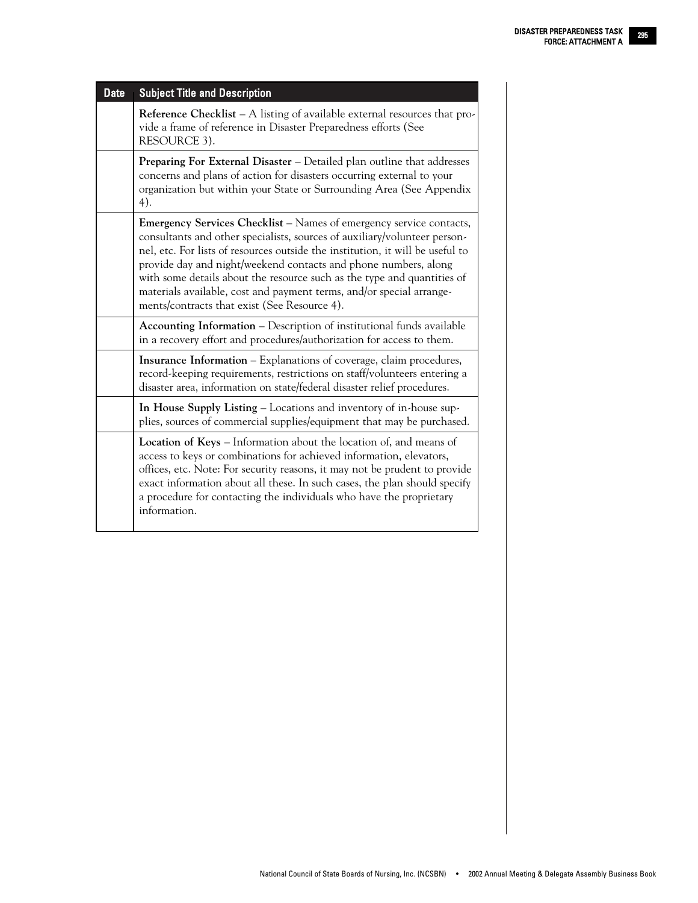| Date | Subject Title and Description |
|---|---|
| | **Reference Checklist** – A listing of available external resources that provide a frame of reference in Disaster Preparedness efforts (See RESOURCE 3). |
| | **Preparing For External Disaster** – Detailed plan outline that addresses concerns and plans of action for disasters occurring external to your organization but within your State or Surrounding Area (See Appendix 4). |
| | **Emergency Services Checklist** – Names of emergency service contacts, consultants and other specialists, sources of auxiliary/volunteer personnel, etc. For lists of resources outside the institution, it will be useful to provide day and night/weekend contacts and phone numbers, along with some details about the resource such as the type and quantities of materials available, cost and payment terms, and/or special arrangements/contracts that exist (See Resource 4). |
| | **Accounting Information** – Description of institutional funds available in a recovery effort and procedures/authorization for access to them. |
| | **Insurance Information** – Explanations of coverage, claim procedures, record-keeping requirements, restrictions on staff/volunteers entering a disaster area, information on state/federal disaster relief procedures. |
| | **In House Supply Listing** – Locations and inventory of in-house supplies, sources of commercial supplies/equipment that may be purchased. |
| | **Location of Keys** – Information about the location of, and means of access to keys or combinations for achieved information, elevators, offices, etc. Note: For security reasons, it may not be prudent to provide exact information about all these. In such cases, the plan should specify a procedure for contacting the individuals who have the proprietary information. |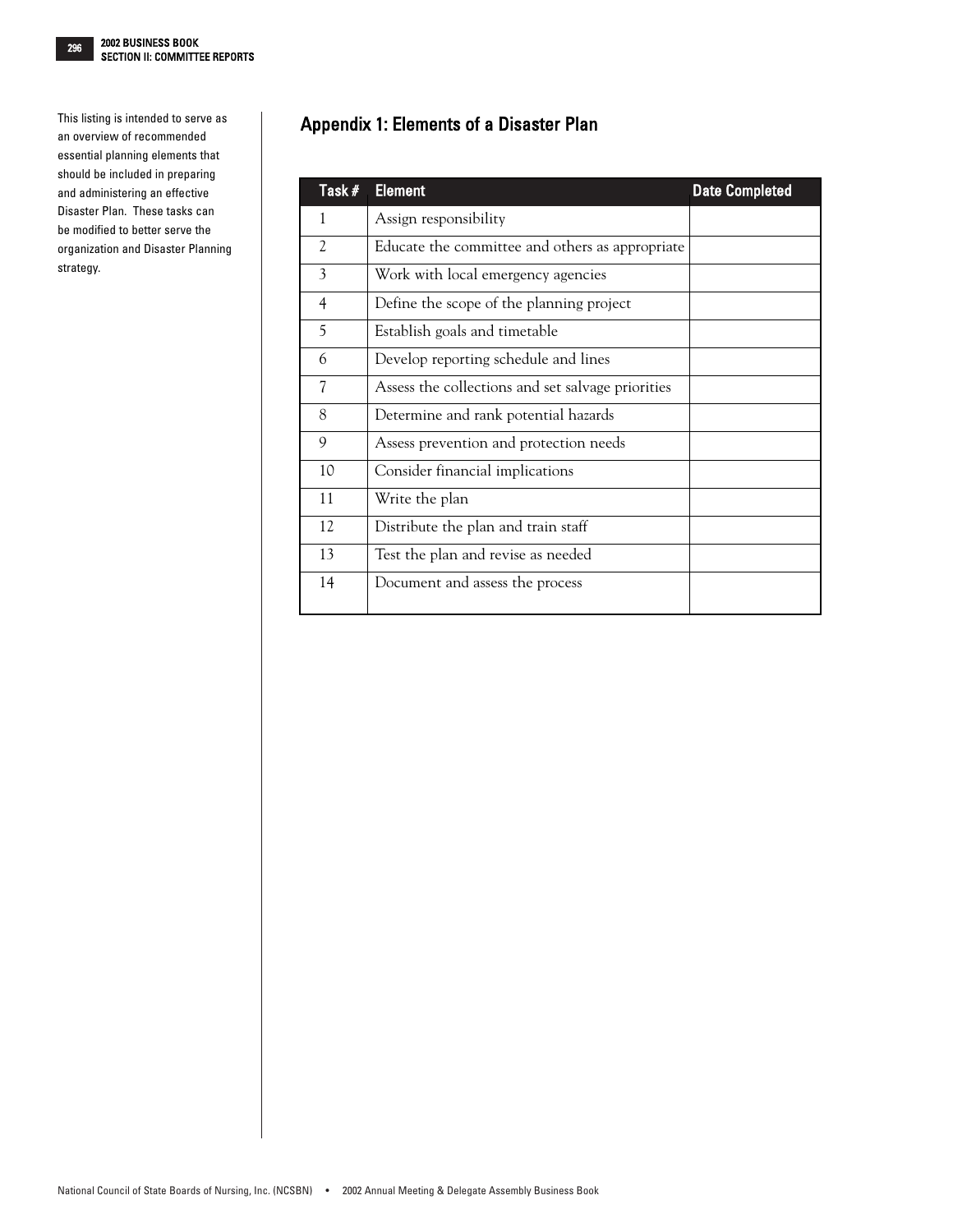This listing is intended to serve as an overview of recommended essential planning elements that should be included in preparing and administering an effective Disaster Plan. These tasks can be modified to better serve the organization and Disaster Planning strategy.

## Appendix 1: Elements of a Disaster Plan

| Task # | Element | Date Completed |
|---|---|---|
| 1 | Assign responsibility | |
| 2 | Educate the committee and others as appropriate | |
| 3 | Work with local emergency agencies | |
| 4 | Define the scope of the planning project | |
| 5 | Establish goals and timetable | |
| 6 | Develop reporting schedule and lines | |
| 7 | Assess the collections and set salvage priorities | |
| 8 | Determine and rank potential hazards | |
| 9 | Assess prevention and protection needs | |
| 10 | Consider financial implications | |
| 11 | Write the plan | |
| 12 | Distribute the plan and train staff | |
| 13 | Test the plan and revise as needed | |
| 14 | Document and assess the process | |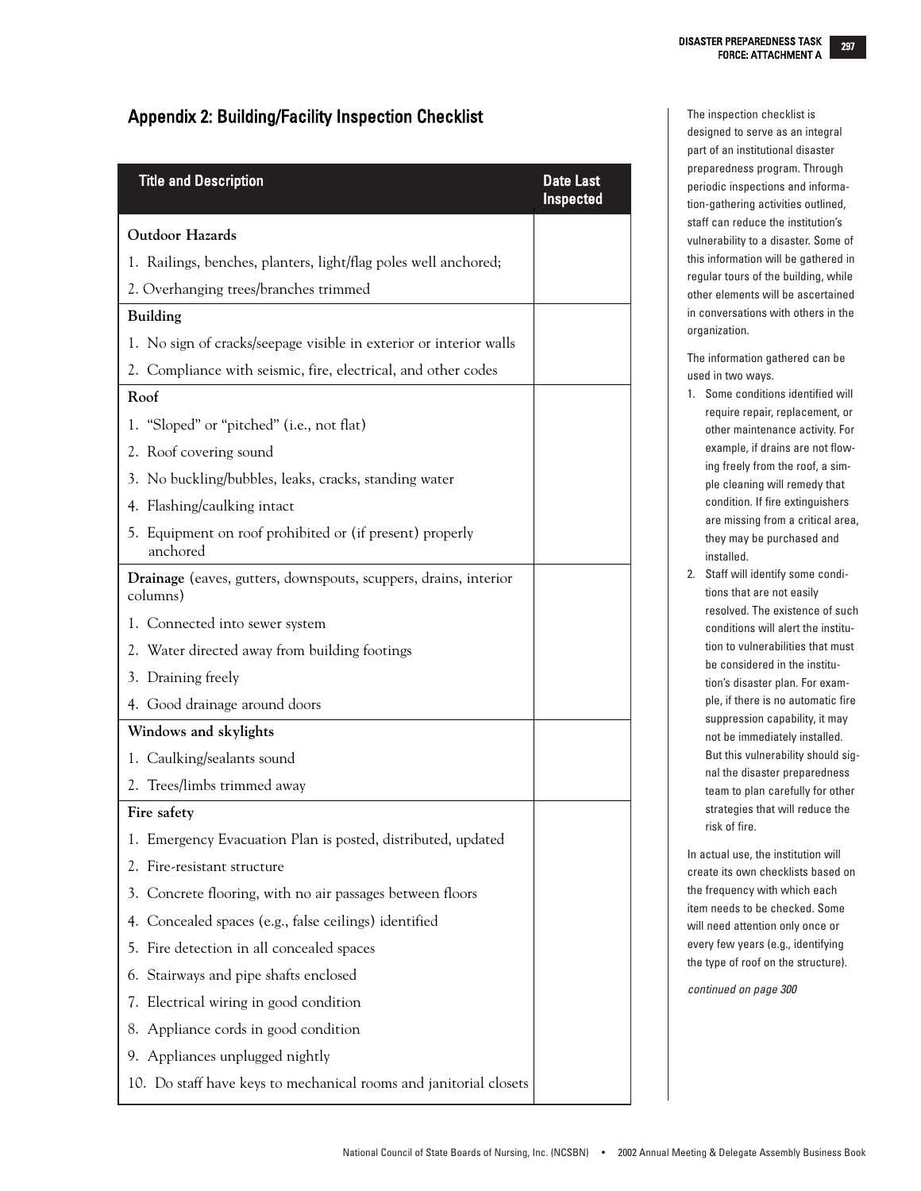## Appendix 2: Building/Facility Inspection Checklist

| Title and Description | Date Last Inspected |
|---|---|
| **Outdoor Hazards** | |
| 1. Railings, benches, planters, light/flag poles well anchored; | |
| 2. Overhanging trees/branches trimmed | |
| **Building** | |
| 1. No sign of cracks/seepage visible in exterior or interior walls | |
| 2. Compliance with seismic, fire, electrical, and other codes | |
| **Roof** | |
| 1. "Sloped" or "pitched" (i.e., not flat) | |
| 2. Roof covering sound | |
| 3. No buckling/bubbles, leaks, cracks, standing water | |
| 4. Flashing/caulking intact | |
| 5. Equipment on roof prohibited or (if present) properly anchored | |
| **Drainage** (eaves, gutters, downspouts, scuppers, drains, interior columns) | |
| 1. Connected into sewer system | |
| 2. Water directed away from building footings | |
| 3. Draining freely | |
| 4. Good drainage around doors | |
| **Windows and skylights** | |
| 1. Caulking/sealants sound | |
| 2. Trees/limbs trimmed away | |
| **Fire safety** | |
| 1. Emergency Evacuation Plan is posted, distributed, updated | |
| 2. Fire-resistant structure | |
| 3. Concrete flooring, with no air passages between floors | |
| 4. Concealed spaces (e.g., false ceilings) identified | |
| 5. Fire detection in all concealed spaces | |
| 6. Stairways and pipe shafts enclosed | |
| 7. Electrical wiring in good condition | |
| 8. Appliance cords in good condition | |
| 9. Appliances unplugged nightly | |
| 10. Do staff have keys to mechanical rooms and janitorial closets | |

The inspection checklist is designed to serve as an integral part of an institutional disaster preparedness program. Through periodic inspections and information-gathering activities outlined, staff can reduce the institution's vulnerability to a disaster. Some of this information will be gathered in regular tours of the building, while other elements will be ascertained in conversations with others in the organization.

The information gathered can be used in two ways.

1. Some conditions identified will require repair, replacement, or other maintenance activity. For example, if drains are not flowing freely from the roof, a simple cleaning will remedy that condition. If fire extinguishers are missing from a critical area, they may be purchased and installed.
2. Staff will identify some conditions that are not easily resolved. The existence of such conditions will alert the institution to vulnerabilities that must be considered in the institution's disaster plan. For example, if there is no automatic fire suppression capability, it may not be immediately installed. But this vulnerability should signal the disaster preparedness team to plan carefully for other strategies that will reduce the risk of fire.

In actual use, the institution will create its own checklists based on the frequency with which each item needs to be checked. Some will need attention only once or every few years (e.g., identifying the type of roof on the structure).

*continued on page 300*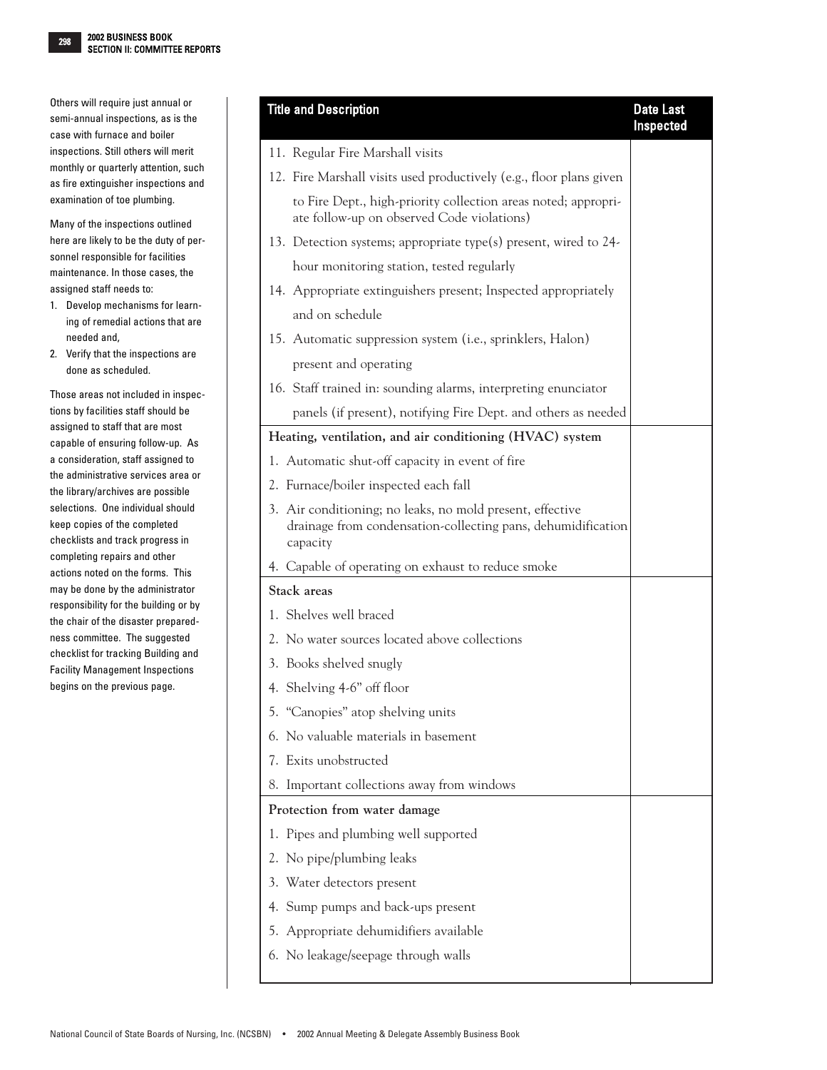Others will require just annual or semi-annual inspections, as is the case with furnace and boiler inspections. Still others will merit monthly or quarterly attention, such as fire extinguisher inspections and examination of toe plumbing.

Many of the inspections outlined here are likely to be the duty of personnel responsible for facilities maintenance. In those cases, the assigned staff needs to:

1. Develop mechanisms for learning of remedial actions that are needed and,
2. Verify that the inspections are done as scheduled.

Those areas not included in inspections by facilities staff should be assigned to staff that are most capable of ensuring follow-up. As a consideration, staff assigned to the administrative services area or the library/archives are possible selections. One individual should keep copies of the completed checklists and track progress in completing repairs and other actions noted on the forms. This may be done by the administrator responsibility for the building or by the chair of the disaster preparedness committee. The suggested checklist for tracking Building and Facility Management Inspections begins on the previous page.

| Title and Description | Date Last Inspected |
|---|---|
| 11. Regular Fire Marshall visits | |
| 12. Fire Marshall visits used productively (e.g., floor plans given to Fire Dept., high-priority collection areas noted; appropriate follow-up on observed Code violations) | |
| 13. Detection systems; appropriate type(s) present, wired to 24-hour monitoring station, tested regularly | |
| 14. Appropriate extinguishers present; Inspected appropriately and on schedule | |
| 15. Automatic suppression system (i.e., sprinklers, Halon) present and operating | |
| 16. Staff trained in: sounding alarms, interpreting enunciator panels (if present), notifying Fire Dept. and others as needed | |
| **Heating, ventilation, and air conditioning (HVAC) system** | |
| 1. Automatic shut-off capacity in event of fire | |
| 2. Furnace/boiler inspected each fall | |
| 3. Air conditioning; no leaks, no mold present, effective drainage from condensation-collecting pans, dehumidification capacity | |
| 4. Capable of operating on exhaust to reduce smoke | |
| **Stack areas** | |
| 1. Shelves well braced | |
| 2. No water sources located above collections | |
| 3. Books shelved snugly | |
| 4. Shelving 4-6” off floor | |
| 5. “Canopies” atop shelving units | |
| 6. No valuable materials in basement | |
| 7. Exits unobstructed | |
| 8. Important collections away from windows | |
| **Protection from water damage** | |
| 1. Pipes and plumbing well supported | |
| 2. No pipe/plumbing leaks | |
| 3. Water detectors present | |
| 4. Sump pumps and back-ups present | |
| 5. Appropriate dehumidifiers available | |
| 6. No leakage/seepage through walls | |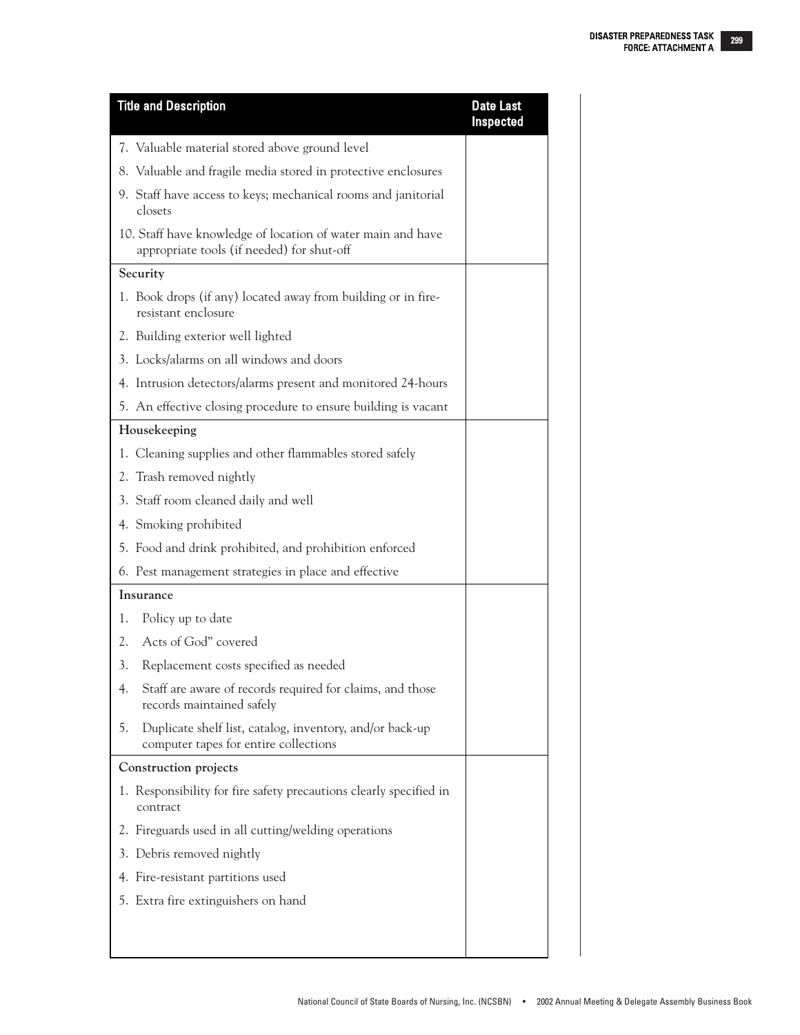| Title and Description | Date Last Inspected |
|---|---|
| 7. Valuable material stored above ground level | |
| 8. Valuable and fragile media stored in protective enclosures | |
| 9. Staff have access to keys; mechanical rooms and janitorial closets | |
| 10. Staff have knowledge of location of water main and have appropriate tools (if needed) for shut-off | |
| **Security** | |
| 1. Book drops (if any) located away from building or in fire-resistant enclosure | |
| 2. Building exterior well lighted | |
| 3. Locks/alarms on all windows and doors | |
| 4. Intrusion detectors/alarms present and monitored 24-hours | |
| 5. An effective closing procedure to ensure building is vacant | |
| **Housekeeping** | |
| 1. Cleaning supplies and other flammables stored safely | |
| 2. Trash removed nightly | |
| 3. Staff room cleaned daily and well | |
| 4. Smoking prohibited | |
| 5. Food and drink prohibited, and prohibition enforced | |
| 6. Pest management strategies in place and effective | |
| **Insurance** | |
| 1. Policy up to date | |
| 2. Acts of God" covered | |
| 3. Replacement costs specified as needed | |
| 4. Staff are aware of records required for claims, and those records maintained safely | |
| 5. Duplicate shelf list, catalog, inventory, and/or back-up computer tapes for entire collections | |
| **Construction projects** | |
| 1. Responsibility for fire safety precautions clearly specified in contract | |
| 2. Fireguards used in all cutting/welding operations | |
| 3. Debris removed nightly | |
| 4. Fire-resistant partitions used | |
| 5. Extra fire extinguishers on hand | |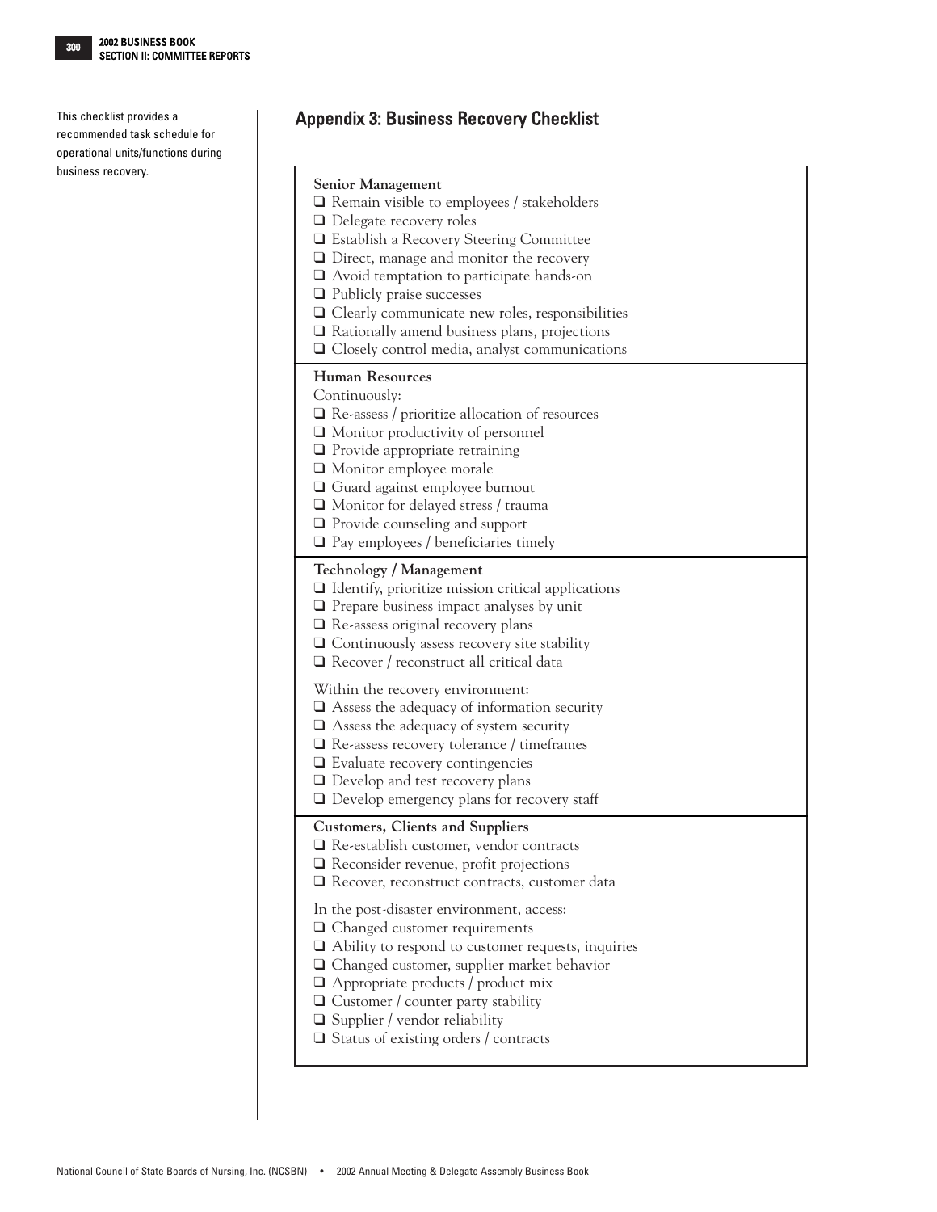This checklist provides a recommended task schedule for operational units/functions during business recovery.

## Appendix 3: Business Recovery Checklist

**Senior Management**

- ❑ Remain visible to employees / stakeholders
- ❑ Delegate recovery roles
- ❑ Establish a Recovery Steering Committee
- ❑ Direct, manage and monitor the recovery
- ❑ Avoid temptation to participate hands-on
- ❑ Publicly praise successes
- ❑ Clearly communicate new roles, responsibilities
- ❑ Rationally amend business plans, projections
- ❑ Closely control media, analyst communications

**Human Resources**

Continuously:

- ❑ Re-assess / prioritize allocation of resources
- ❑ Monitor productivity of personnel
- ❑ Provide appropriate retraining
- ❑ Monitor employee morale
- ❑ Guard against employee burnout
- ❑ Monitor for delayed stress / trauma
- ❑ Provide counseling and support
- ❑ Pay employees / beneficiaries timely

**Technology / Management**

- ❑ Identify, prioritize mission critical applications
- ❑ Prepare business impact analyses by unit
- ❑ Re-assess original recovery plans
- ❑ Continuously assess recovery site stability
- ❑ Recover / reconstruct all critical data

Within the recovery environment:

- ❑ Assess the adequacy of information security
- ❑ Assess the adequacy of system security
- ❑ Re-assess recovery tolerance / timeframes
- ❑ Evaluate recovery contingencies
- ❑ Develop and test recovery plans
- ❑ Develop emergency plans for recovery staff

**Customers, Clients and Suppliers**

- ❑ Re-establish customer, vendor contracts
- ❑ Reconsider revenue, profit projections
- ❑ Recover, reconstruct contracts, customer data

In the post-disaster environment, access:

- ❑ Changed customer requirements
- ❑ Ability to respond to customer requests, inquiries
- ❑ Changed customer, supplier market behavior
- ❑ Appropriate products / product mix
- ❑ Customer / counter party stability
- ❑ Supplier / vendor reliability
- ❑ Status of existing orders / contracts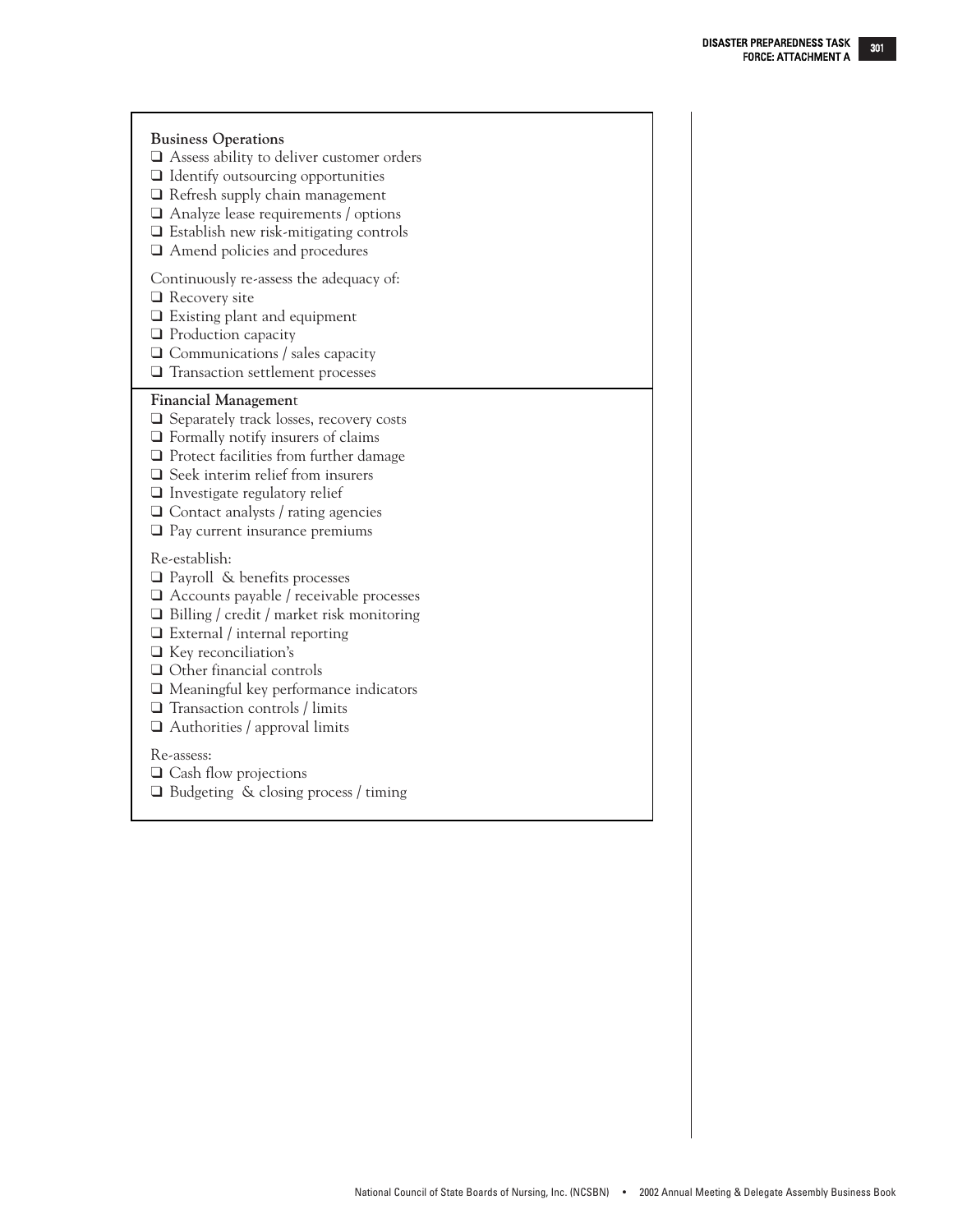**Business Operations**

- ❑ Assess ability to deliver customer orders
- ❑ Identify outsourcing opportunities
- ❑ Refresh supply chain management
- ❑ Analyze lease requirements / options
- ❑ Establish new risk-mitigating controls
- ❑ Amend policies and procedures

Continuously re-assess the adequacy of:

- ❑ Recovery site
- ❑ Existing plant and equipment
- ❑ Production capacity
- ❑ Communications / sales capacity
- ❑ Transaction settlement processes

**Financial Management**

- ❑ Separately track losses, recovery costs
- ❑ Formally notify insurers of claims
- ❑ Protect facilities from further damage
- ❑ Seek interim relief from insurers
- ❑ Investigate regulatory relief
- ❑ Contact analysts / rating agencies
- ❑ Pay current insurance premiums

Re-establish:

- ❑ Payroll & benefits processes
- ❑ Accounts payable / receivable processes
- ❑ Billing / credit / market risk monitoring
- ❑ External / internal reporting
- ❑ Key reconciliation's
- ❑ Other financial controls
- ❑ Meaningful key performance indicators
- ❑ Transaction controls / limits
- ❑ Authorities / approval limits

Re-assess:

- ❑ Cash flow projections
- ❑ Budgeting & closing process / timing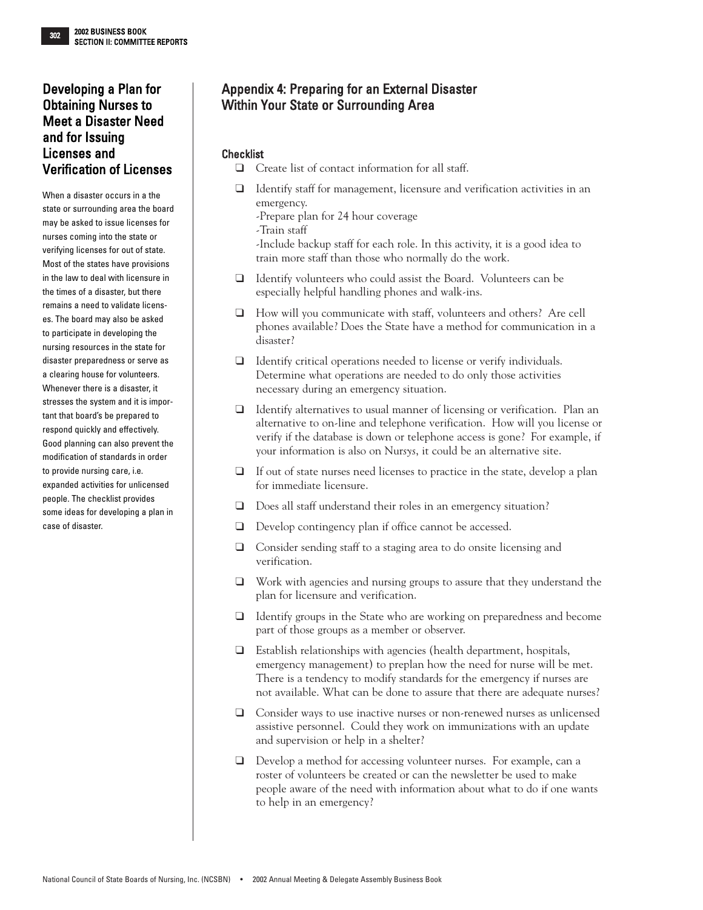## Developing a Plan for Obtaining Nurses to Meet a Disaster Need and for Issuing Licenses and Verification of Licenses

When a disaster occurs in a the state or surrounding area the board may be asked to issue licenses for nurses coming into the state or verifying licenses for out of state. Most of the states have provisions in the law to deal with licensure in the times of a disaster, but there remains a need to validate licenses. The board may also be asked to participate in developing the nursing resources in the state for disaster preparedness or serve as a clearing house for volunteers. Whenever there is a disaster, it stresses the system and it is important that board's be prepared to respond quickly and effectively. Good planning can also prevent the modification of standards in order to provide nursing care, i.e. expanded activities for unlicensed people. The checklist provides some ideas for developing a plan in case of disaster.

## Appendix 4: Preparing for an External Disaster Within Your State or Surrounding Area

### Checklist

- ❑ Create list of contact information for all staff.
- ❑ Identify staff for management, licensure and verification activities in an emergency.
  -Prepare plan for 24 hour coverage
  -Train staff
  -Include backup staff for each role. In this activity, it is a good idea to train more staff than those who normally do the work.
- ❑ Identify volunteers who could assist the Board. Volunteers can be especially helpful handling phones and walk-ins.
- ❑ How will you communicate with staff, volunteers and others? Are cell phones available? Does the State have a method for communication in a disaster?
- ❑ Identify critical operations needed to license or verify individuals. Determine what operations are needed to do only those activities necessary during an emergency situation.
- ❑ Identify alternatives to usual manner of licensing or verification. Plan an alternative to on-line and telephone verification. How will you license or verify if the database is down or telephone access is gone? For example, if your information is also on Nur*sys*, it could be an alternative site.
- ❑ If out of state nurses need licenses to practice in the state, develop a plan for immediate licensure.
- ❑ Does all staff understand their roles in an emergency situation?
- ❑ Develop contingency plan if office cannot be accessed.
- ❑ Consider sending staff to a staging area to do onsite licensing and verification.
- ❑ Work with agencies and nursing groups to assure that they understand the plan for licensure and verification.
- ❑ Identify groups in the State who are working on preparedness and become part of those groups as a member or observer.
- ❑ Establish relationships with agencies (health department, hospitals, emergency management) to preplan how the need for nurse will be met. There is a tendency to modify standards for the emergency if nurses are not available. What can be done to assure that there are adequate nurses?
- ❑ Consider ways to use inactive nurses or non-renewed nurses as unlicensed assistive personnel. Could they work on immunizations with an update and supervision or help in a shelter?
- ❑ Develop a method for accessing volunteer nurses. For example, can a roster of volunteers be created or can the newsletter be used to make people aware of the need with information about what to do if one wants to help in an emergency?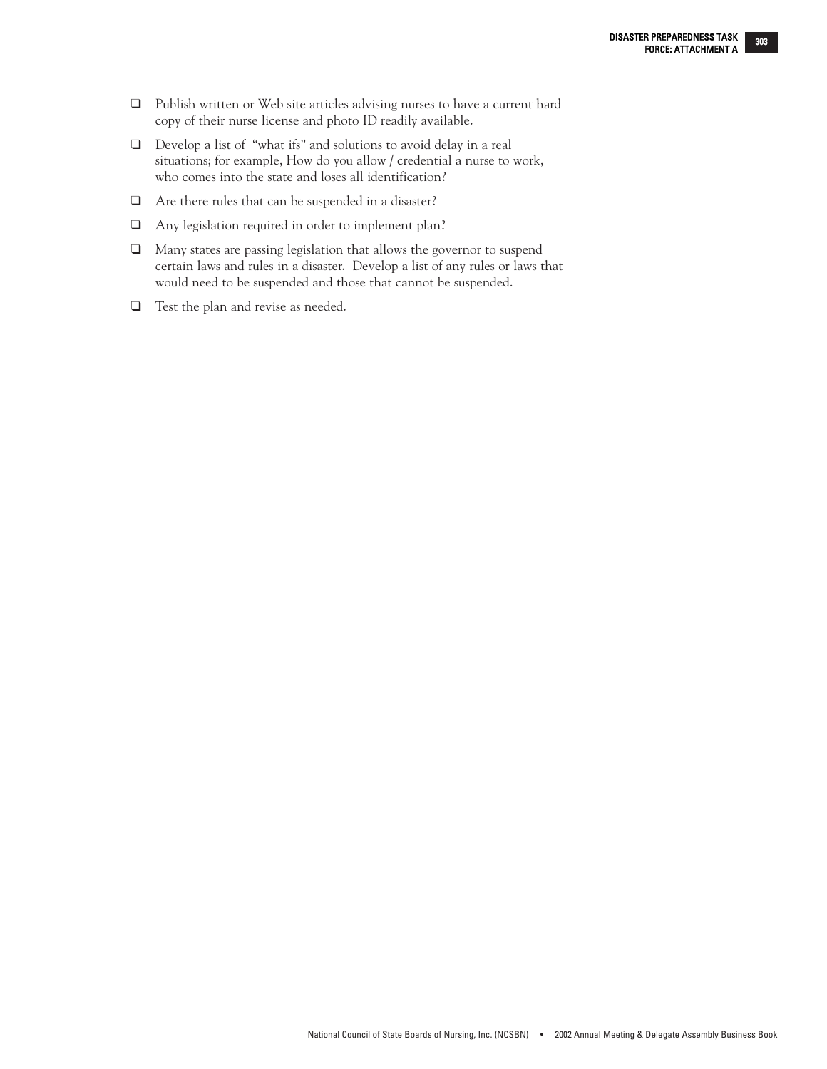- ❑ Publish written or Web site articles advising nurses to have a current hard copy of their nurse license and photo ID readily available.
- ❑ Develop a list of "what ifs" and solutions to avoid delay in a real situations; for example, How do you allow / credential a nurse to work, who comes into the state and loses all identification?
- ❑ Are there rules that can be suspended in a disaster?
- ❑ Any legislation required in order to implement plan?
- ❑ Many states are passing legislation that allows the governor to suspend certain laws and rules in a disaster. Develop a list of any rules or laws that would need to be suspended and those that cannot be suspended.
- ❑ Test the plan and revise as needed.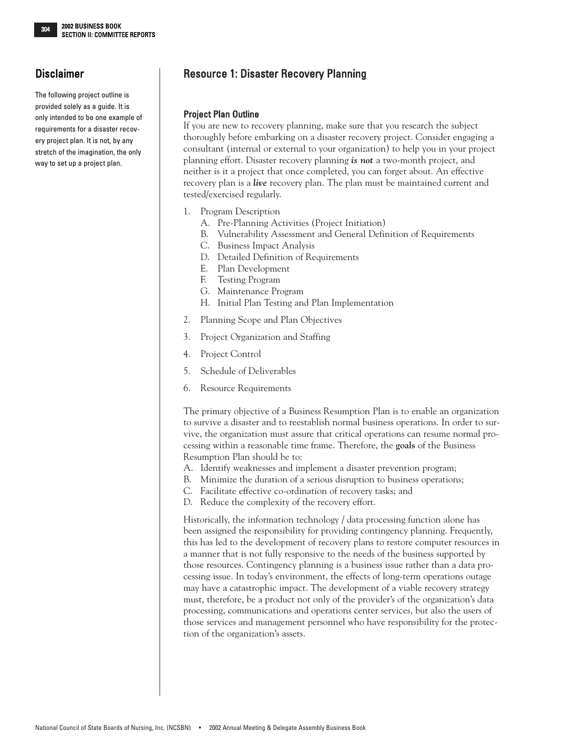## Disclaimer

The following project outline is provided solely as a guide. It is only intended to be one example of requirements for a disaster recovery project plan. It is not, by any stretch of the imagination, the only way to set up a project plan.

## Resource 1: Disaster Recovery Planning

### Project Plan Outline

If you are new to recovery planning, make sure that you research the subject thoroughly before embarking on a disaster recovery project. Consider engaging a consultant (internal or external to your organization) to help you in your project planning effort. Disaster recovery planning ***is not*** a two-month project, and neither is it a project that once completed, you can forget about. An effective recovery plan is a ***live*** recovery plan. The plan must be maintained current and tested/exercised regularly.

1. Program Description
   - A. Pre-Planning Activities (Project Initiation)
   - B. Vulnerability Assessment and General Definition of Requirements
   - C. Business Impact Analysis
   - D. Detailed Definition of Requirements
   - E. Plan Development
   - F. Testing Program
   - G. Maintenance Program
   - H. Initial Plan Testing and Plan Implementation
2. Planning Scope and Plan Objectives
3. Project Organization and Staffing
4. Project Control
5. Schedule of Deliverables
6. Resource Requirements

The primary objective of a Business Resumption Plan is to enable an organization to survive a disaster and to reestablish normal business operations. In order to survive, the organization must assure that critical operations can resume normal processing within a reasonable time frame. Therefore, the **goals** of the Business Resumption Plan should be to:

A. Identify weaknesses and implement a disaster prevention program;
B. Minimize the duration of a serious disruption to business operations;
C. Facilitate effective co-ordination of recovery tasks; and
D. Reduce the complexity of the recovery effort.

Historically, the information technology / data processing function alone has been assigned the responsibility for providing contingency planning. Frequently, this has led to the development of recovery plans to restore computer resources in a manner that is not fully responsive to the needs of the business supported by those resources. Contingency planning is a business issue rather than a data processing issue. In today's environment, the effects of long-term operations outage may have a catastrophic impact. The development of a viable recovery strategy must, therefore, be a product not only of the provider's of the organization's data processing, communications and operations center services, but also the users of those services and management personnel who have responsibility for the protection of the organization's assets.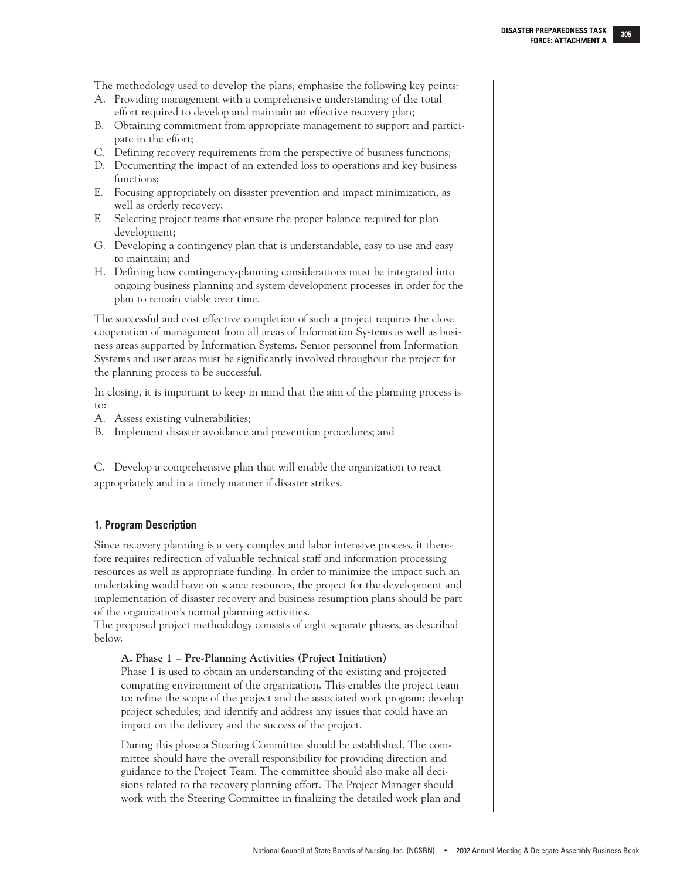The methodology used to develop the plans, emphasize the following key points:

A. Providing management with a comprehensive understanding of the total effort required to develop and maintain an effective recovery plan;
B. Obtaining commitment from appropriate management to support and participate in the effort;
C. Defining recovery requirements from the perspective of business functions;
D. Documenting the impact of an extended loss to operations and key business functions;
E. Focusing appropriately on disaster prevention and impact minimization, as well as orderly recovery;
F. Selecting project teams that ensure the proper balance required for plan development;
G. Developing a contingency plan that is understandable, easy to use and easy to maintain; and
H. Defining how contingency-planning considerations must be integrated into ongoing business planning and system development processes in order for the plan to remain viable over time.

The successful and cost effective completion of such a project requires the close cooperation of management from all areas of Information Systems as well as business areas supported by Information Systems. Senior personnel from Information Systems and user areas must be significantly involved throughout the project for the planning process to be successful.

In closing, it is important to keep in mind that the aim of the planning process is to:

A. Assess existing vulnerabilities;
B. Implement disaster avoidance and prevention procedures; and
C. Develop a comprehensive plan that will enable the organization to react appropriately and in a timely manner if disaster strikes.

### 1. Program Description

Since recovery planning is a very complex and labor intensive process, it therefore requires redirection of valuable technical staff and information processing resources as well as appropriate funding. In order to minimize the impact such an undertaking would have on scarce resources, the project for the development and implementation of disaster recovery and business resumption plans should be part of the organization's normal planning activities.

The proposed project methodology consists of eight separate phases, as described below.

**A. Phase 1 – Pre-Planning Activities (Project Initiation)**

Phase 1 is used to obtain an understanding of the existing and projected computing environment of the organization. This enables the project team to: refine the scope of the project and the associated work program; develop project schedules; and identify and address any issues that could have an impact on the delivery and the success of the project.

During this phase a Steering Committee should be established. The committee should have the overall responsibility for providing direction and guidance to the Project Team. The committee should also make all decisions related to the recovery planning effort. The Project Manager should work with the Steering Committee in finalizing the detailed work plan and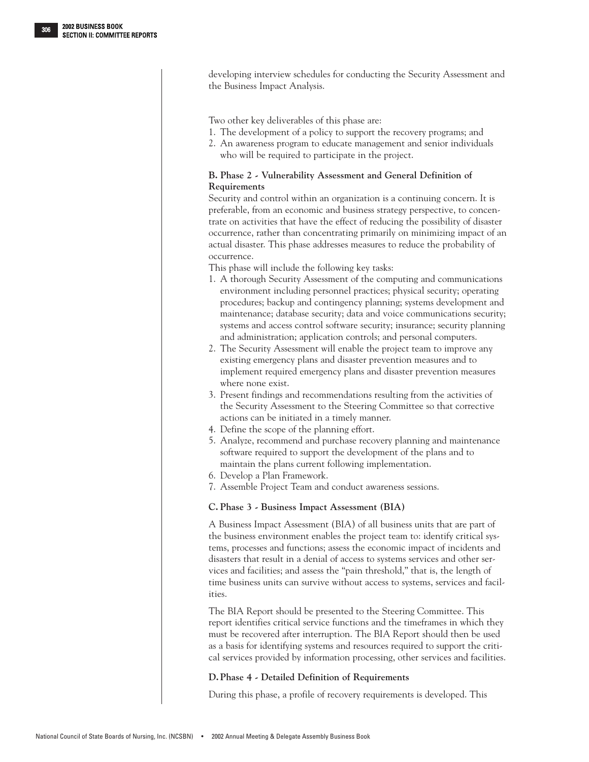developing interview schedules for conducting the Security Assessment and the Business Impact Analysis.

Two other key deliverables of this phase are:
1. The development of a policy to support the recovery programs; and
2. An awareness program to educate management and senior individuals who will be required to participate in the project.

**B. Phase 2 - Vulnerability Assessment and General Definition of Requirements**

Security and control within an organization is a continuing concern. It is preferable, from an economic and business strategy perspective, to concentrate on activities that have the effect of reducing the possibility of disaster occurrence, rather than concentrating primarily on minimizing impact of an actual disaster. This phase addresses measures to reduce the probability of occurrence.

This phase will include the following key tasks:
1. A thorough Security Assessment of the computing and communications environment including personnel practices; physical security; operating procedures; backup and contingency planning; systems development and maintenance; database security; data and voice communications security; systems and access control software security; insurance; security planning and administration; application controls; and personal computers.
2. The Security Assessment will enable the project team to improve any existing emergency plans and disaster prevention measures and to implement required emergency plans and disaster prevention measures where none exist.
3. Present findings and recommendations resulting from the activities of the Security Assessment to the Steering Committee so that corrective actions can be initiated in a timely manner.
4. Define the scope of the planning effort.
5. Analyze, recommend and purchase recovery planning and maintenance software required to support the development of the plans and to maintain the plans current following implementation.
6. Develop a Plan Framework.
7. Assemble Project Team and conduct awareness sessions.

**C. Phase 3 - Business Impact Assessment (BIA)**

A Business Impact Assessment (BIA) of all business units that are part of the business environment enables the project team to: identify critical systems, processes and functions; assess the economic impact of incidents and disasters that result in a denial of access to systems services and other services and facilities; and assess the "pain threshold," that is, the length of time business units can survive without access to systems, services and facilities.

The BIA Report should be presented to the Steering Committee. This report identifies critical service functions and the timeframes in which they must be recovered after interruption. The BIA Report should then be used as a basis for identifying systems and resources required to support the critical services provided by information processing, other services and facilities.

**D. Phase 4 - Detailed Definition of Requirements**

During this phase, a profile of recovery requirements is developed. This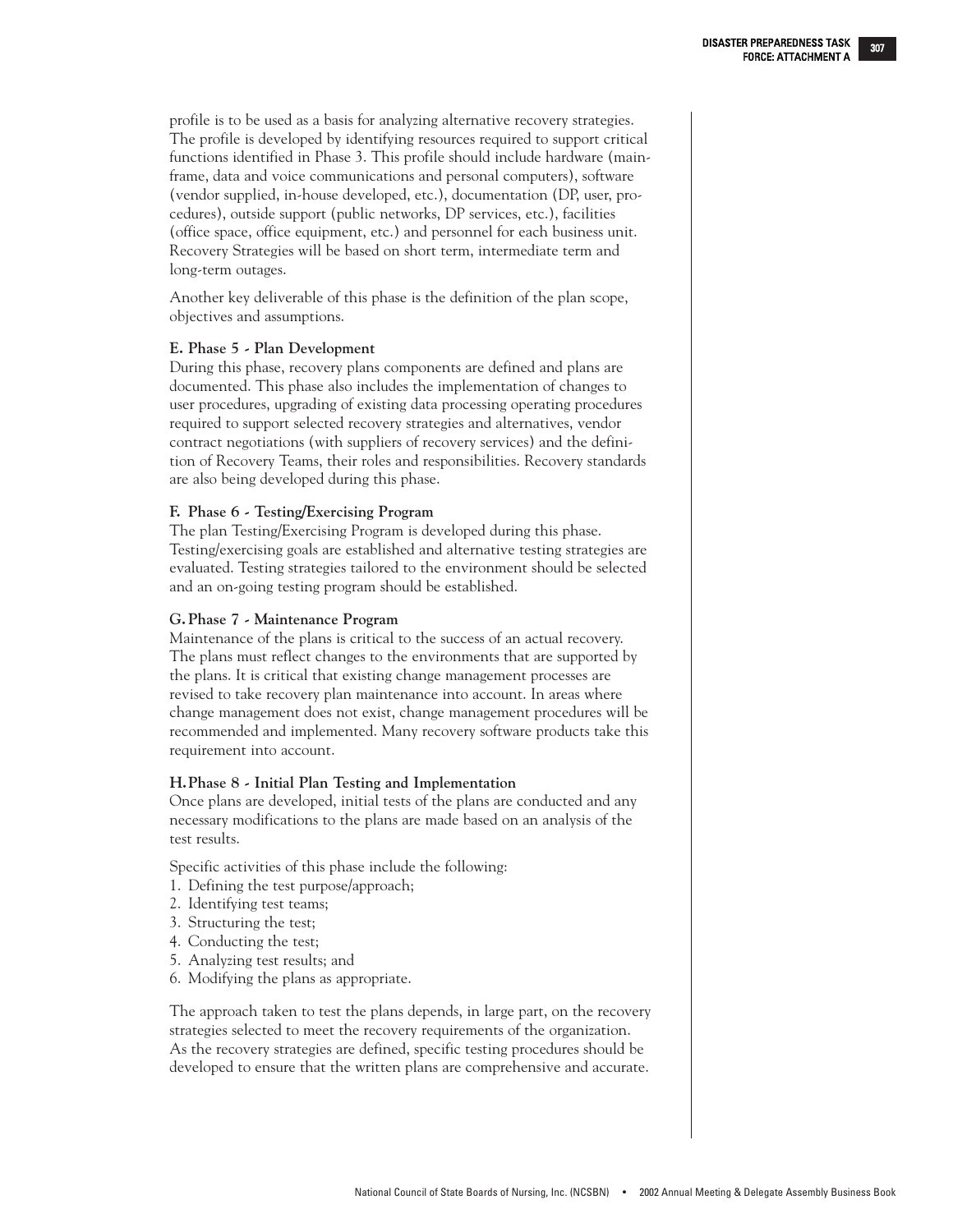profile is to be used as a basis for analyzing alternative recovery strategies. The profile is developed by identifying resources required to support critical functions identified in Phase 3. This profile should include hardware (mainframe, data and voice communications and personal computers), software (vendor supplied, in-house developed, etc.), documentation (DP, user, procedures), outside support (public networks, DP services, etc.), facilities (office space, office equipment, etc.) and personnel for each business unit. Recovery Strategies will be based on short term, intermediate term and long-term outages.

Another key deliverable of this phase is the definition of the plan scope, objectives and assumptions.

**E. Phase 5 - Plan Development**

During this phase, recovery plans components are defined and plans are documented. This phase also includes the implementation of changes to user procedures, upgrading of existing data processing operating procedures required to support selected recovery strategies and alternatives, vendor contract negotiations (with suppliers of recovery services) and the definition of Recovery Teams, their roles and responsibilities. Recovery standards are also being developed during this phase.

**F. Phase 6 - Testing/Exercising Program**

The plan Testing/Exercising Program is developed during this phase. Testing/exercising goals are established and alternative testing strategies are evaluated. Testing strategies tailored to the environment should be selected and an on-going testing program should be established.

**G. Phase 7 - Maintenance Program**

Maintenance of the plans is critical to the success of an actual recovery. The plans must reflect changes to the environments that are supported by the plans. It is critical that existing change management processes are revised to take recovery plan maintenance into account. In areas where change management does not exist, change management procedures will be recommended and implemented. Many recovery software products take this requirement into account.

**H. Phase 8 - Initial Plan Testing and Implementation**

Once plans are developed, initial tests of the plans are conducted and any necessary modifications to the plans are made based on an analysis of the test results.

Specific activities of this phase include the following:

1. Defining the test purpose/approach;
2. Identifying test teams;
3. Structuring the test;
4. Conducting the test;
5. Analyzing test results; and
6. Modifying the plans as appropriate.

The approach taken to test the plans depends, in large part, on the recovery strategies selected to meet the recovery requirements of the organization. As the recovery strategies are defined, specific testing procedures should be developed to ensure that the written plans are comprehensive and accurate.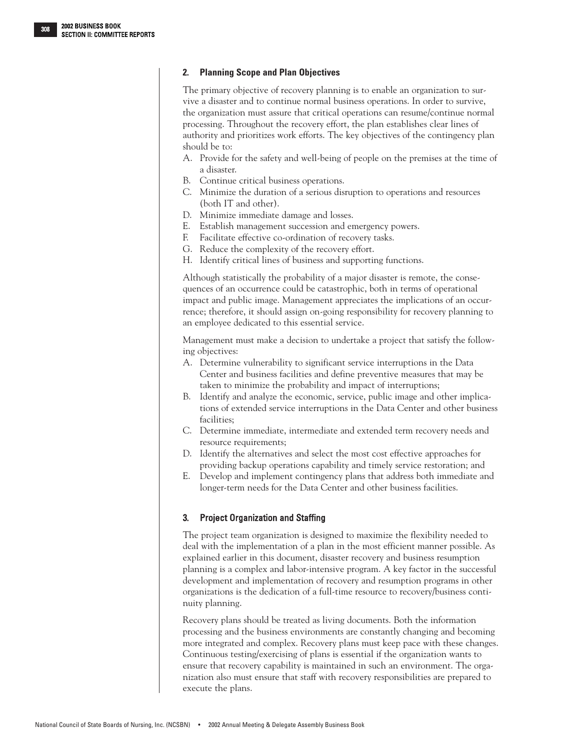### 2. Planning Scope and Plan Objectives

The primary objective of recovery planning is to enable an organization to survive a disaster and to continue normal business operations. In order to survive, the organization must assure that critical operations can resume/continue normal processing. Throughout the recovery effort, the plan establishes clear lines of authority and prioritizes work efforts. The key objectives of the contingency plan should be to:

A. Provide for the safety and well-being of people on the premises at the time of a disaster.
B. Continue critical business operations.
C. Minimize the duration of a serious disruption to operations and resources (both IT and other).
D. Minimize immediate damage and losses.
E. Establish management succession and emergency powers.
F. Facilitate effective co-ordination of recovery tasks.
G. Reduce the complexity of the recovery effort.
H. Identify critical lines of business and supporting functions.

Although statistically the probability of a major disaster is remote, the consequences of an occurrence could be catastrophic, both in terms of operational impact and public image. Management appreciates the implications of an occurrence; therefore, it should assign on-going responsibility for recovery planning to an employee dedicated to this essential service.

Management must make a decision to undertake a project that satisfy the following objectives:

A. Determine vulnerability to significant service interruptions in the Data Center and business facilities and define preventive measures that may be taken to minimize the probability and impact of interruptions;
B. Identify and analyze the economic, service, public image and other implications of extended service interruptions in the Data Center and other business facilities;
C. Determine immediate, intermediate and extended term recovery needs and resource requirements;
D. Identify the alternatives and select the most cost effective approaches for providing backup operations capability and timely service restoration; and
E. Develop and implement contingency plans that address both immediate and longer-term needs for the Data Center and other business facilities.

### 3. Project Organization and Staffing

The project team organization is designed to maximize the flexibility needed to deal with the implementation of a plan in the most efficient manner possible. As explained earlier in this document, disaster recovery and business resumption planning is a complex and labor-intensive program. A key factor in the successful development and implementation of recovery and resumption programs in other organizations is the dedication of a full-time resource to recovery/business continuity planning.

Recovery plans should be treated as living documents. Both the information processing and the business environments are constantly changing and becoming more integrated and complex. Recovery plans must keep pace with these changes. Continuous testing/exercising of plans is essential if the organization wants to ensure that recovery capability is maintained in such an environment. The organization also must ensure that staff with recovery responsibilities are prepared to execute the plans.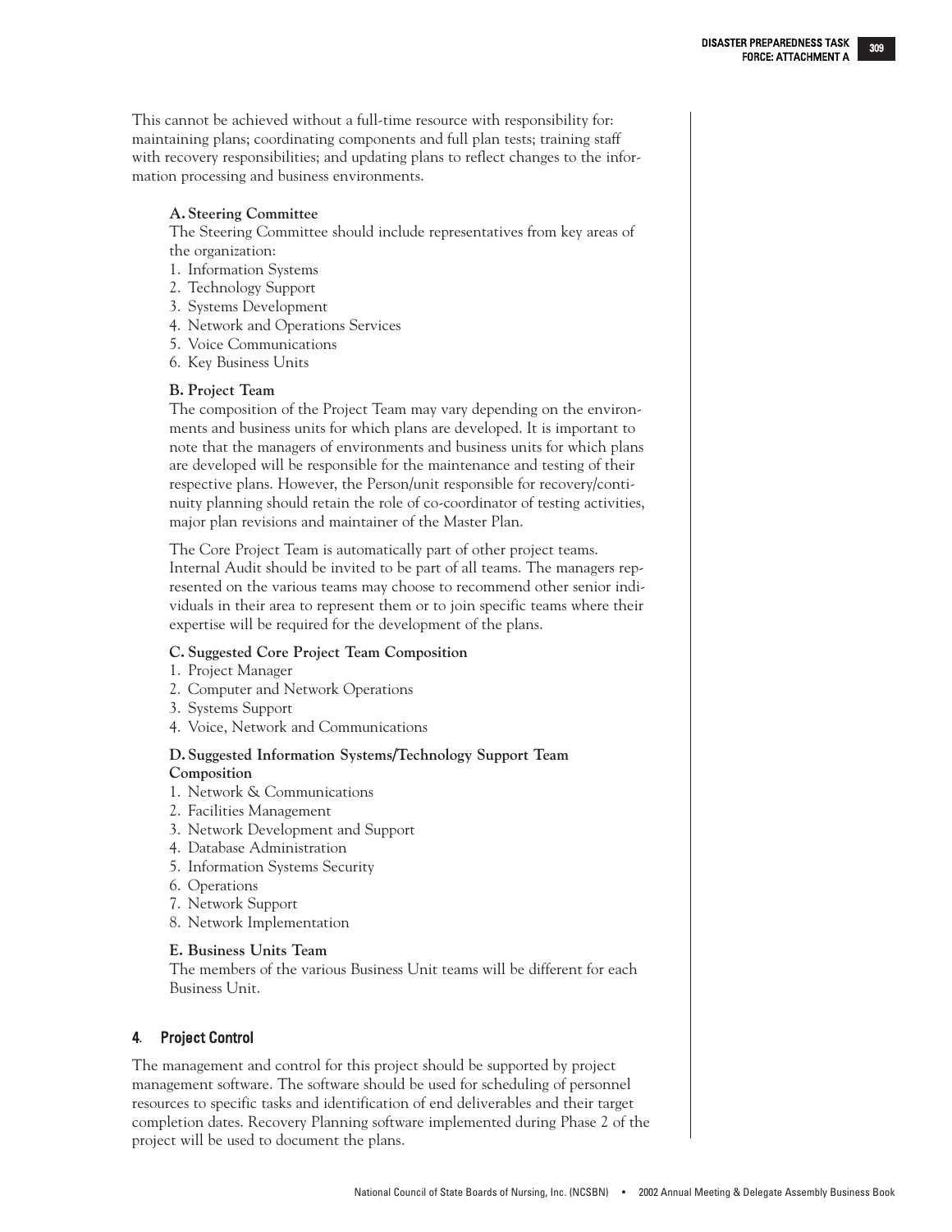This cannot be achieved without a full-time resource with responsibility for: maintaining plans; coordinating components and full plan tests; training staff with recovery responsibilities; and updating plans to reflect changes to the information processing and business environments.

**A. Steering Committee**

The Steering Committee should include representatives from key areas of the organization:

1. Information Systems
2. Technology Support
3. Systems Development
4. Network and Operations Services
5. Voice Communications
6. Key Business Units

**B. Project Team**

The composition of the Project Team may vary depending on the environments and business units for which plans are developed. It is important to note that the managers of environments and business units for which plans are developed will be responsible for the maintenance and testing of their respective plans. However, the Person/unit responsible for recovery/continuity planning should retain the role of co-coordinator of testing activities, major plan revisions and maintainer of the Master Plan.

The Core Project Team is automatically part of other project teams. Internal Audit should be invited to be part of all teams. The managers represented on the various teams may choose to recommend other senior individuals in their area to represent them or to join specific teams where their expertise will be required for the development of the plans.

**C. Suggested Core Project Team Composition**

1. Project Manager
2. Computer and Network Operations
3. Systems Support
4. Voice, Network and Communications

**D. Suggested Information Systems/Technology Support Team Composition**

1. Network & Communications
2. Facilities Management
3. Network Development and Support
4. Database Administration
5. Information Systems Security
6. Operations
7. Network Support
8. Network Implementation

**E. Business Units Team**

The members of the various Business Unit teams will be different for each Business Unit.

## 4. Project Control

The management and control for this project should be supported by project management software. The software should be used for scheduling of personnel resources to specific tasks and identification of end deliverables and their target completion dates. Recovery Planning software implemented during Phase 2 of the project will be used to document the plans.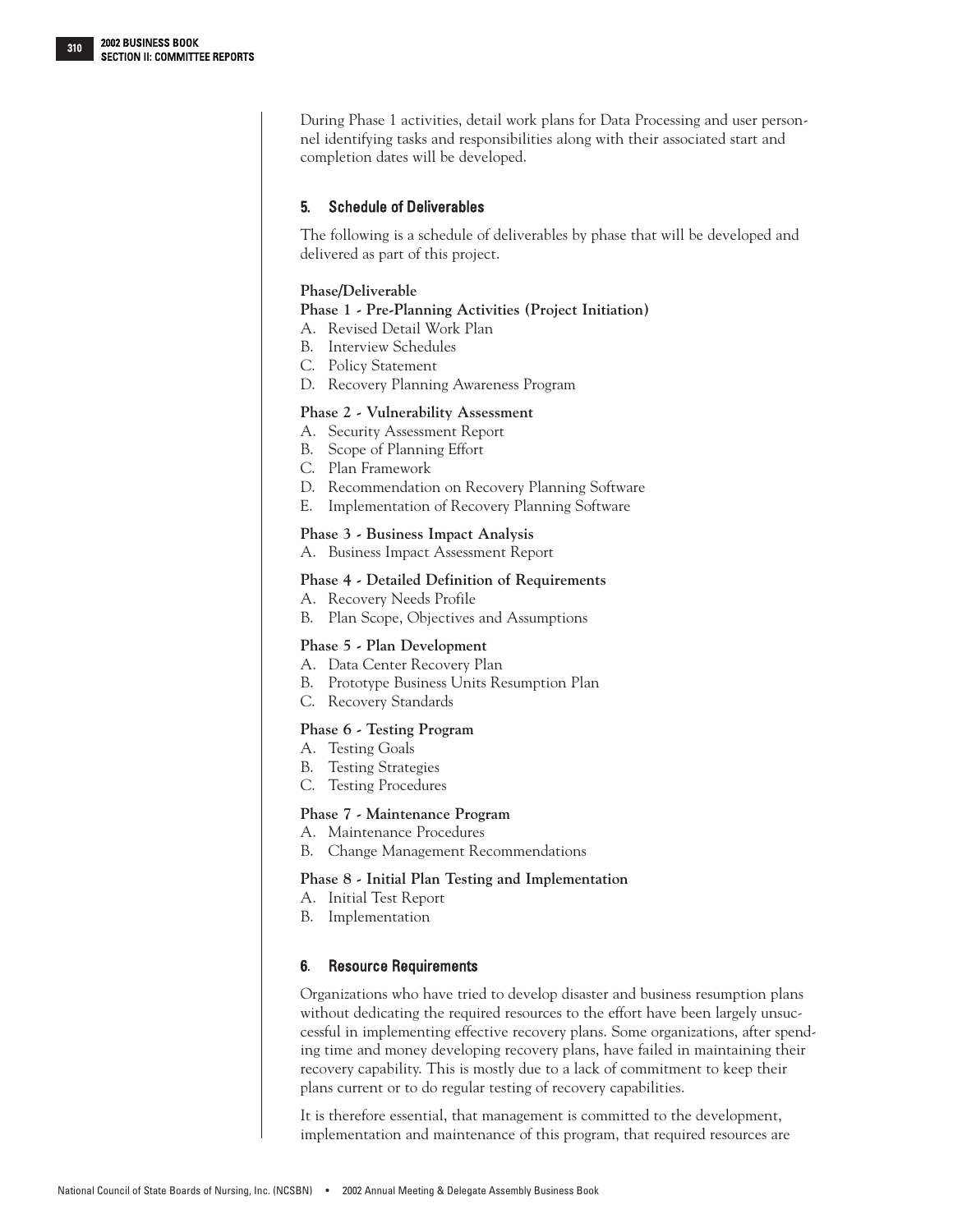During Phase 1 activities, detail work plans for Data Processing and user personnel identifying tasks and responsibilities along with their associated start and completion dates will be developed.

### 5. Schedule of Deliverables

The following is a schedule of deliverables by phase that will be developed and delivered as part of this project.

**Phase/Deliverable**

**Phase 1 - Pre-Planning Activities (Project Initiation)**

A. Revised Detail Work Plan
B. Interview Schedules
C. Policy Statement
D. Recovery Planning Awareness Program

**Phase 2 - Vulnerability Assessment**

A. Security Assessment Report
B. Scope of Planning Effort
C. Plan Framework
D. Recommendation on Recovery Planning Software
E. Implementation of Recovery Planning Software

**Phase 3 - Business Impact Analysis**

A. Business Impact Assessment Report

**Phase 4 - Detailed Definition of Requirements**

A. Recovery Needs Profile
B. Plan Scope, Objectives and Assumptions

**Phase 5 - Plan Development**

A. Data Center Recovery Plan
B. Prototype Business Units Resumption Plan
C. Recovery Standards

**Phase 6 - Testing Program**

A. Testing Goals
B. Testing Strategies
C. Testing Procedures

**Phase 7 - Maintenance Program**

A. Maintenance Procedures
B. Change Management Recommendations

**Phase 8 - Initial Plan Testing and Implementation**

A. Initial Test Report
B. Implementation

### 6. Resource Requirements

Organizations who have tried to develop disaster and business resumption plans without dedicating the required resources to the effort have been largely unsuccessful in implementing effective recovery plans. Some organizations, after spending time and money developing recovery plans, have failed in maintaining their recovery capability. This is mostly due to a lack of commitment to keep their plans current or to do regular testing of recovery capabilities.

It is therefore essential, that management is committed to the development, implementation and maintenance of this program, that required resources are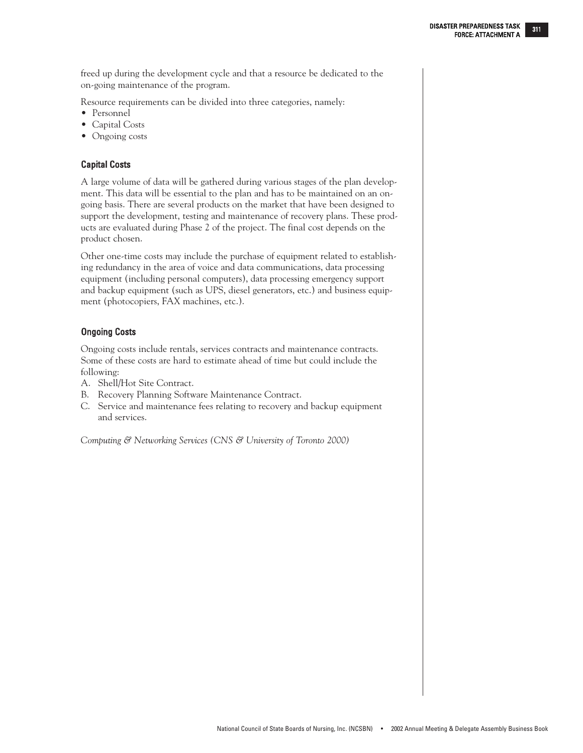freed up during the development cycle and that a resource be dedicated to the on-going maintenance of the program.

Resource requirements can be divided into three categories, namely:

- Personnel
- Capital Costs
- Ongoing costs

### Capital Costs

A large volume of data will be gathered during various stages of the plan development. This data will be essential to the plan and has to be maintained on an ongoing basis. There are several products on the market that have been designed to support the development, testing and maintenance of recovery plans. These products are evaluated during Phase 2 of the project. The final cost depends on the product chosen.

Other one-time costs may include the purchase of equipment related to establishing redundancy in the area of voice and data communications, data processing equipment (including personal computers), data processing emergency support and backup equipment (such as UPS, diesel generators, etc.) and business equipment (photocopiers, FAX machines, etc.).

### Ongoing Costs

Ongoing costs include rentals, services contracts and maintenance contracts. Some of these costs are hard to estimate ahead of time but could include the following:

A. Shell/Hot Site Contract.

B. Recovery Planning Software Maintenance Contract.

C. Service and maintenance fees relating to recovery and backup equipment and services.

*Computing & Networking Services (CNS & University of Toronto 2000)*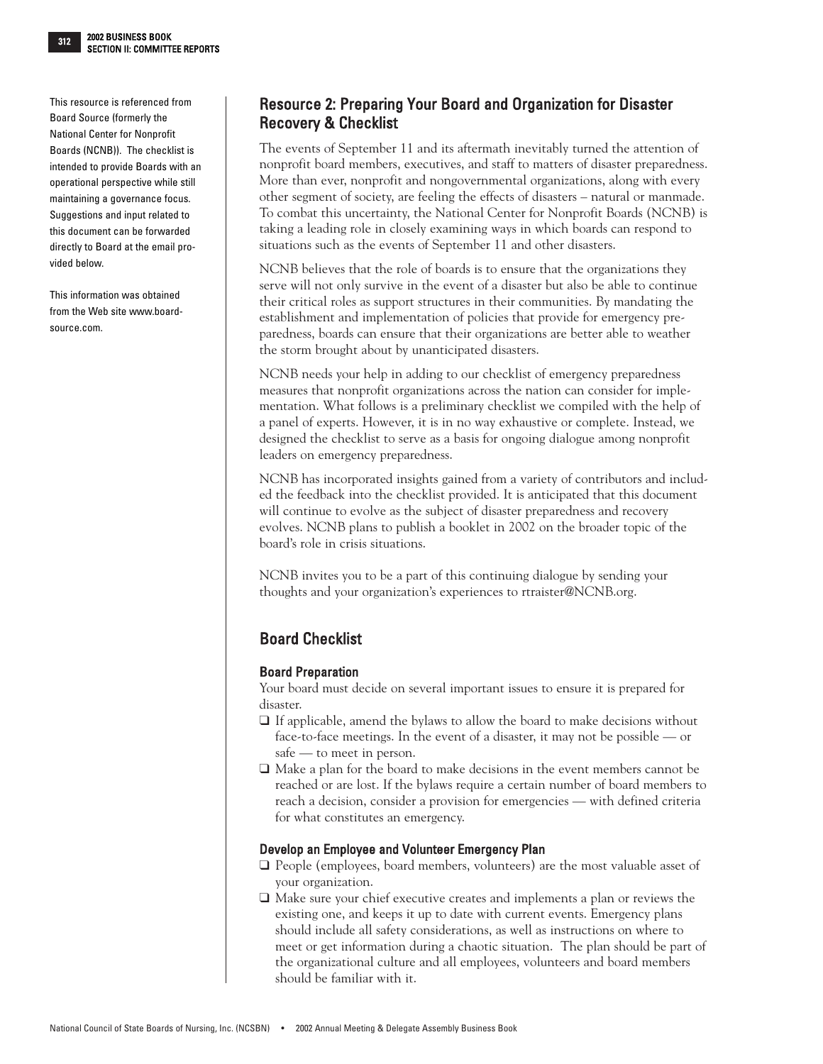This resource is referenced from Board Source (formerly the National Center for Nonprofit Boards (NCNB)). The checklist is intended to provide Boards with an operational perspective while still maintaining a governance focus. Suggestions and input related to this document can be forwarded directly to Board at the email provided below.

This information was obtained from the Web site www.boardsource.com.

## Resource 2: Preparing Your Board and Organization for Disaster Recovery & Checklist

The events of September 11 and its aftermath inevitably turned the attention of nonprofit board members, executives, and staff to matters of disaster preparedness. More than ever, nonprofit and nongovernmental organizations, along with every other segment of society, are feeling the effects of disasters – natural or manmade. To combat this uncertainty, the National Center for Nonprofit Boards (NCNB) is taking a leading role in closely examining ways in which boards can respond to situations such as the events of September 11 and other disasters.

NCNB believes that the role of boards is to ensure that the organizations they serve will not only survive in the event of a disaster but also be able to continue their critical roles as support structures in their communities. By mandating the establishment and implementation of policies that provide for emergency preparedness, boards can ensure that their organizations are better able to weather the storm brought about by unanticipated disasters.

NCNB needs your help in adding to our checklist of emergency preparedness measures that nonprofit organizations across the nation can consider for implementation. What follows is a preliminary checklist we compiled with the help of a panel of experts. However, it is in no way exhaustive or complete. Instead, we designed the checklist to serve as a basis for ongoing dialogue among nonprofit leaders on emergency preparedness.

NCNB has incorporated insights gained from a variety of contributors and included the feedback into the checklist provided. It is anticipated that this document will continue to evolve as the subject of disaster preparedness and recovery evolves. NCNB plans to publish a booklet in 2002 on the broader topic of the board's role in crisis situations.

NCNB invites you to be a part of this continuing dialogue by sending your thoughts and your organization's experiences to rtraister@NCNB.org.

## Board Checklist

### Board Preparation

Your board must decide on several important issues to ensure it is prepared for disaster.

- ❑ If applicable, amend the bylaws to allow the board to make decisions without face-to-face meetings. In the event of a disaster, it may not be possible — or safe — to meet in person.
- ❑ Make a plan for the board to make decisions in the event members cannot be reached or are lost. If the bylaws require a certain number of board members to reach a decision, consider a provision for emergencies — with defined criteria for what constitutes an emergency.

### Develop an Employee and Volunteer Emergency Plan

- ❑ People (employees, board members, volunteers) are the most valuable asset of your organization.
- ❑ Make sure your chief executive creates and implements a plan or reviews the existing one, and keeps it up to date with current events. Emergency plans should include all safety considerations, as well as instructions on where to meet or get information during a chaotic situation. The plan should be part of the organizational culture and all employees, volunteers and board members should be familiar with it.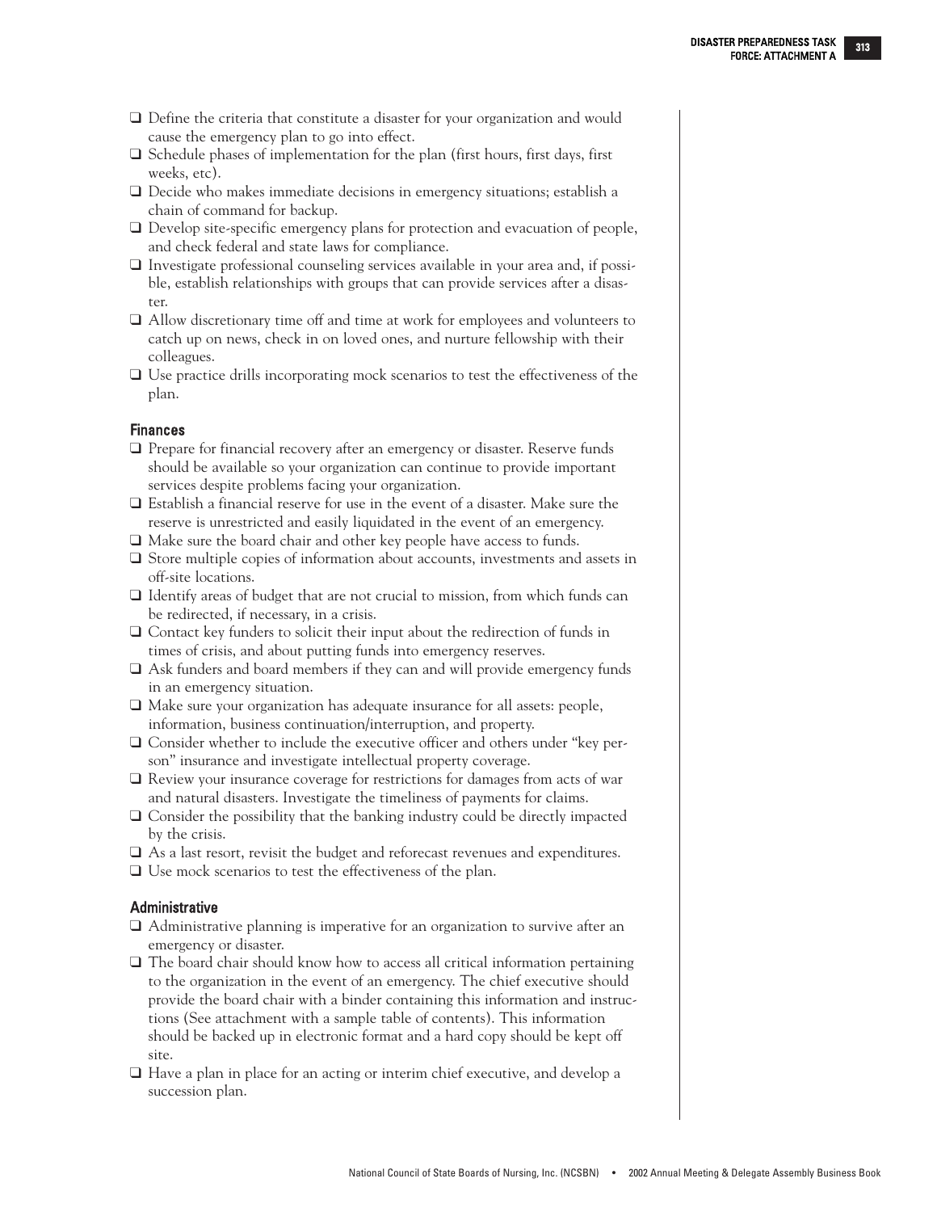- ❑ Define the criteria that constitute a disaster for your organization and would cause the emergency plan to go into effect.
- ❑ Schedule phases of implementation for the plan (first hours, first days, first weeks, etc).
- ❑ Decide who makes immediate decisions in emergency situations; establish a chain of command for backup.
- ❑ Develop site-specific emergency plans for protection and evacuation of people, and check federal and state laws for compliance.
- ❑ Investigate professional counseling services available in your area and, if possible, establish relationships with groups that can provide services after a disaster.
- ❑ Allow discretionary time off and time at work for employees and volunteers to catch up on news, check in on loved ones, and nurture fellowship with their colleagues.
- ❑ Use practice drills incorporating mock scenarios to test the effectiveness of the plan.

### Finances

- ❑ Prepare for financial recovery after an emergency or disaster. Reserve funds should be available so your organization can continue to provide important services despite problems facing your organization.
- ❑ Establish a financial reserve for use in the event of a disaster. Make sure the reserve is unrestricted and easily liquidated in the event of an emergency.
- ❑ Make sure the board chair and other key people have access to funds.
- ❑ Store multiple copies of information about accounts, investments and assets in off-site locations.
- ❑ Identify areas of budget that are not crucial to mission, from which funds can be redirected, if necessary, in a crisis.
- ❑ Contact key funders to solicit their input about the redirection of funds in times of crisis, and about putting funds into emergency reserves.
- ❑ Ask funders and board members if they can and will provide emergency funds in an emergency situation.
- ❑ Make sure your organization has adequate insurance for all assets: people, information, business continuation/interruption, and property.
- ❑ Consider whether to include the executive officer and others under "key person" insurance and investigate intellectual property coverage.
- ❑ Review your insurance coverage for restrictions for damages from acts of war and natural disasters. Investigate the timeliness of payments for claims.
- ❑ Consider the possibility that the banking industry could be directly impacted by the crisis.
- ❑ As a last resort, revisit the budget and reforecast revenues and expenditures.
- ❑ Use mock scenarios to test the effectiveness of the plan.

### Administrative

- ❑ Administrative planning is imperative for an organization to survive after an emergency or disaster.
- ❑ The board chair should know how to access all critical information pertaining to the organization in the event of an emergency. The chief executive should provide the board chair with a binder containing this information and instructions (See attachment with a sample table of contents). This information should be backed up in electronic format and a hard copy should be kept off site.
- ❑ Have a plan in place for an acting or interim chief executive, and develop a succession plan.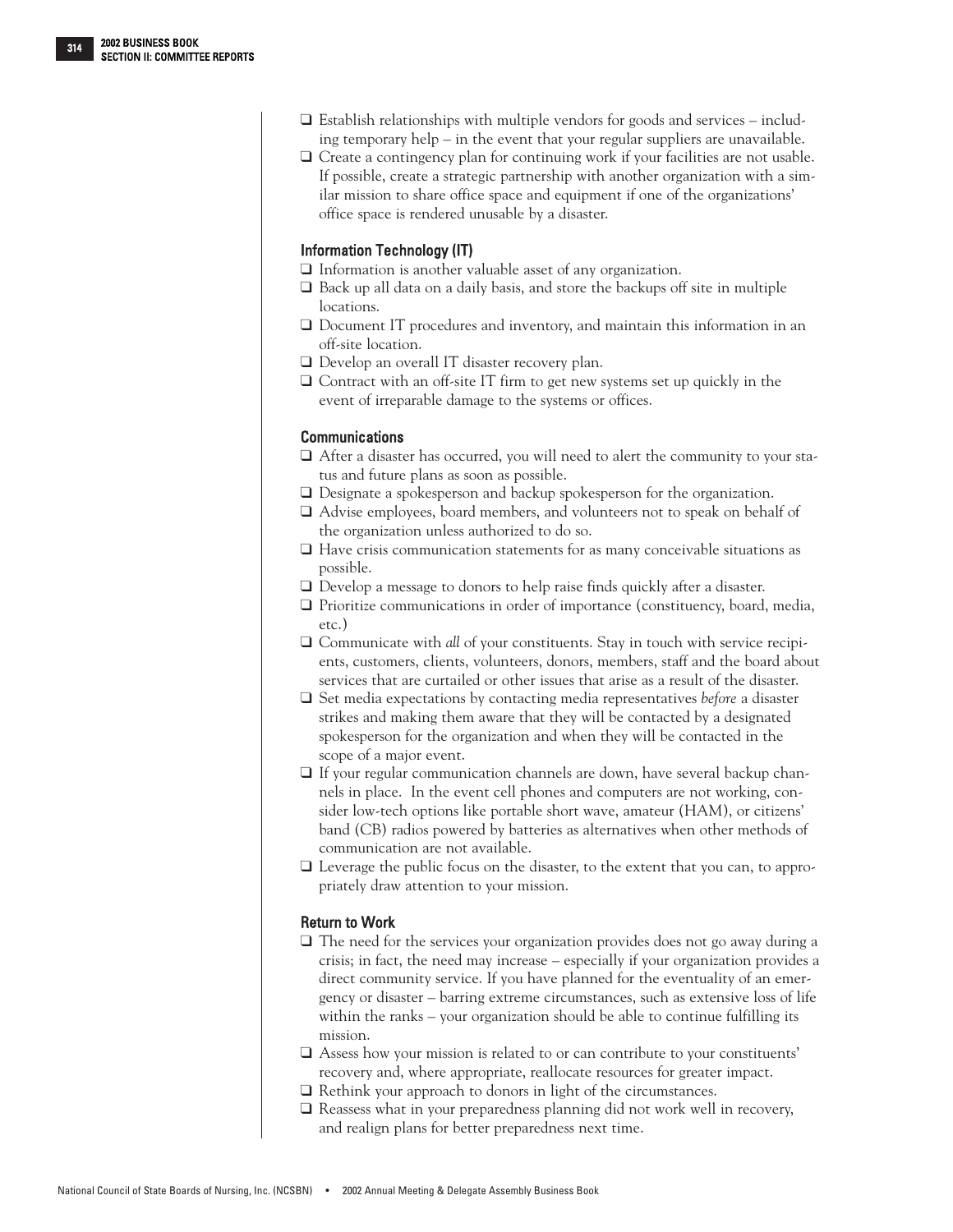- ❑ Establish relationships with multiple vendors for goods and services – including temporary help – in the event that your regular suppliers are unavailable.
- ❑ Create a contingency plan for continuing work if your facilities are not usable. If possible, create a strategic partnership with another organization with a similar mission to share office space and equipment if one of the organizations' office space is rendered unusable by a disaster.

### Information Technology (IT)

- ❑ Information is another valuable asset of any organization.
- ❑ Back up all data on a daily basis, and store the backups off site in multiple locations.
- ❑ Document IT procedures and inventory, and maintain this information in an off-site location.
- ❑ Develop an overall IT disaster recovery plan.
- ❑ Contract with an off-site IT firm to get new systems set up quickly in the event of irreparable damage to the systems or offices.

### Communications

- ❑ After a disaster has occurred, you will need to alert the community to your status and future plans as soon as possible.
- ❑ Designate a spokesperson and backup spokesperson for the organization.
- ❑ Advise employees, board members, and volunteers not to speak on behalf of the organization unless authorized to do so.
- ❑ Have crisis communication statements for as many conceivable situations as possible.
- ❑ Develop a message to donors to help raise finds quickly after a disaster.
- ❑ Prioritize communications in order of importance (constituency, board, media, etc.)
- ❑ Communicate with *all* of your constituents. Stay in touch with service recipients, customers, clients, volunteers, donors, members, staff and the board about services that are curtailed or other issues that arise as a result of the disaster.
- ❑ Set media expectations by contacting media representatives *before* a disaster strikes and making them aware that they will be contacted by a designated spokesperson for the organization and when they will be contacted in the scope of a major event.
- ❑ If your regular communication channels are down, have several backup channels in place. In the event cell phones and computers are not working, consider low-tech options like portable short wave, amateur (HAM), or citizens' band (CB) radios powered by batteries as alternatives when other methods of communication are not available.
- ❑ Leverage the public focus on the disaster, to the extent that you can, to appropriately draw attention to your mission.

### Return to Work

- ❑ The need for the services your organization provides does not go away during a crisis; in fact, the need may increase – especially if your organization provides a direct community service. If you have planned for the eventuality of an emergency or disaster – barring extreme circumstances, such as extensive loss of life within the ranks – your organization should be able to continue fulfilling its mission.
- ❑ Assess how your mission is related to or can contribute to your constituents' recovery and, where appropriate, reallocate resources for greater impact.
- ❑ Rethink your approach to donors in light of the circumstances.
- ❑ Reassess what in your preparedness planning did not work well in recovery, and realign plans for better preparedness next time.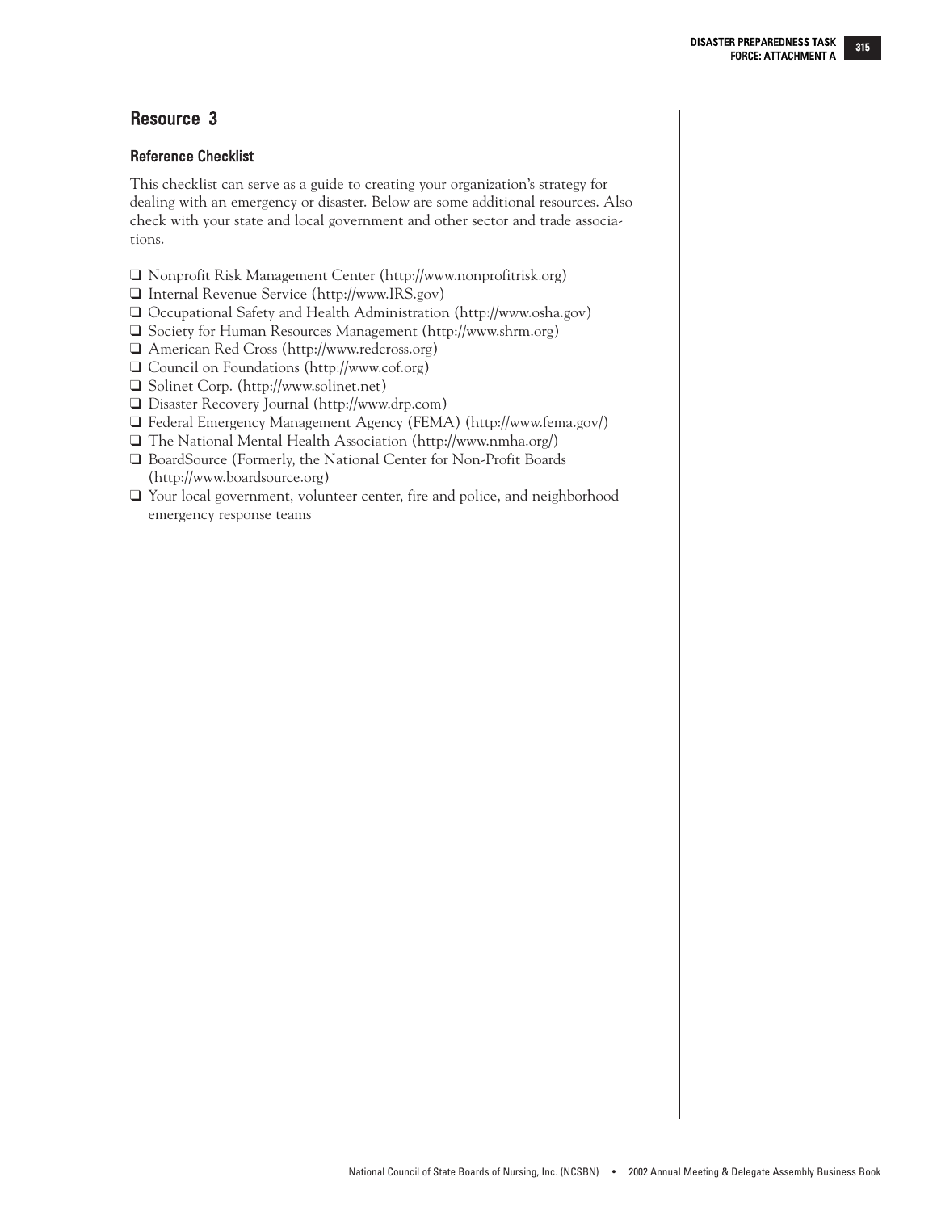## Resource 3

### Reference Checklist

This checklist can serve as a guide to creating your organization's strategy for dealing with an emergency or disaster. Below are some additional resources. Also check with your state and local government and other sector and trade associations.

- ❑ Nonprofit Risk Management Center (http://www.nonprofitrisk.org)
- ❑ Internal Revenue Service (http://www.IRS.gov)
- ❑ Occupational Safety and Health Administration (http://www.osha.gov)
- ❑ Society for Human Resources Management (http://www.shrm.org)
- ❑ American Red Cross (http://www.redcross.org)
- ❑ Council on Foundations (http://www.cof.org)
- ❑ Solinet Corp. (http://www.solinet.net)
- ❑ Disaster Recovery Journal (http://www.drp.com)
- ❑ Federal Emergency Management Agency (FEMA) (http://www.fema.gov/)
- ❑ The National Mental Health Association (http://www.nmha.org/)
- ❑ BoardSource (Formerly, the National Center for Non-Profit Boards (http://www.boardsource.org)
- ❑ Your local government, volunteer center, fire and police, and neighborhood emergency response teams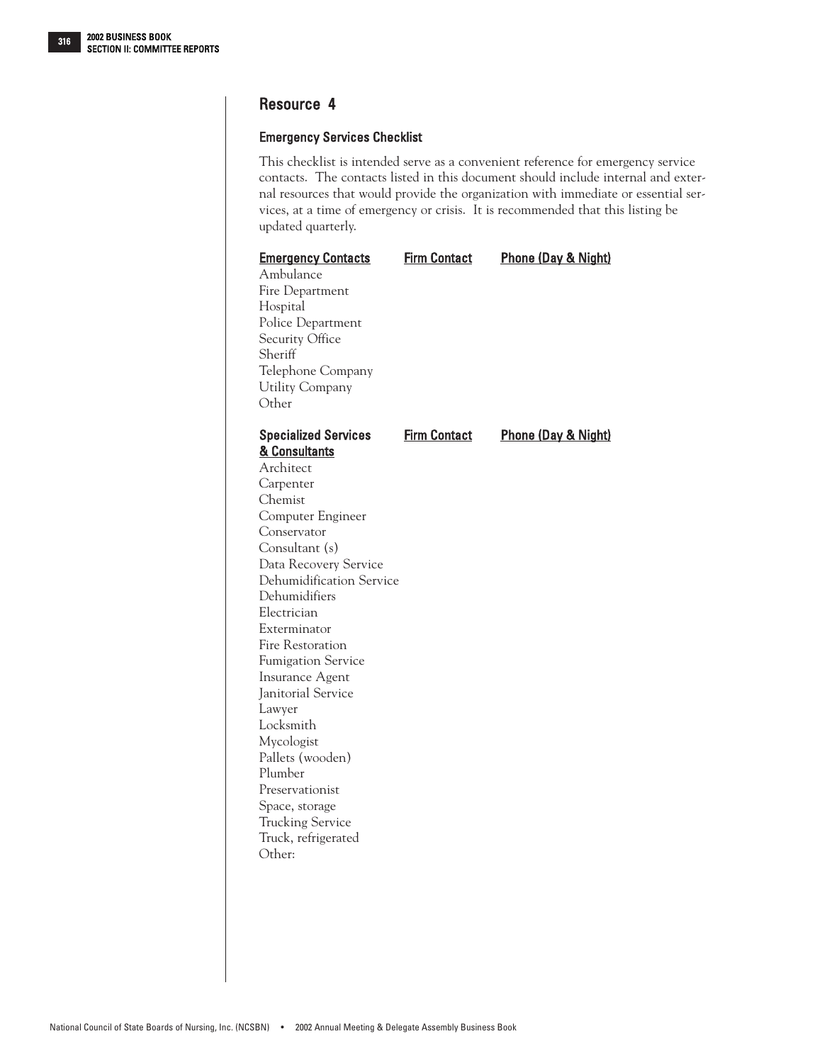## Resource 4

### Emergency Services Checklist

This checklist is intended serve as a convenient reference for emergency service contacts. The contacts listed in this document should include internal and external resources that would provide the organization with immediate or essential services, at a time of emergency or crisis. It is recommended that this listing be updated quarterly.

| Emergency Contacts | Firm Contact | Phone (Day & Night) |
|---|---|---|
| Ambulance | | |
| Fire Department | | |
| Hospital | | |
| Police Department | | |
| Security Office | | |
| Sheriff | | |
| Telephone Company | | |
| Utility Company | | |
| Other | | |

| Specialized Services & Consultants | Firm Contact | Phone (Day & Night) |
|---|---|---|
| Architect | | |
| Carpenter | | |
| Chemist | | |
| Computer Engineer | | |
| Conservator | | |
| Consultant (s) | | |
| Data Recovery Service | | |
| Dehumidification Service | | |
| Dehumidifiers | | |
| Electrician | | |
| Exterminator | | |
| Fire Restoration | | |
| Fumigation Service | | |
| Insurance Agent | | |
| Janitorial Service | | |
| Lawyer | | |
| Locksmith | | |
| Mycologist | | |
| Pallets (wooden) | | |
| Plumber | | |
| Preservationist | | |
| Space, storage | | |
| Trucking Service | | |
| Truck, refrigerated | | |
| Other: | | |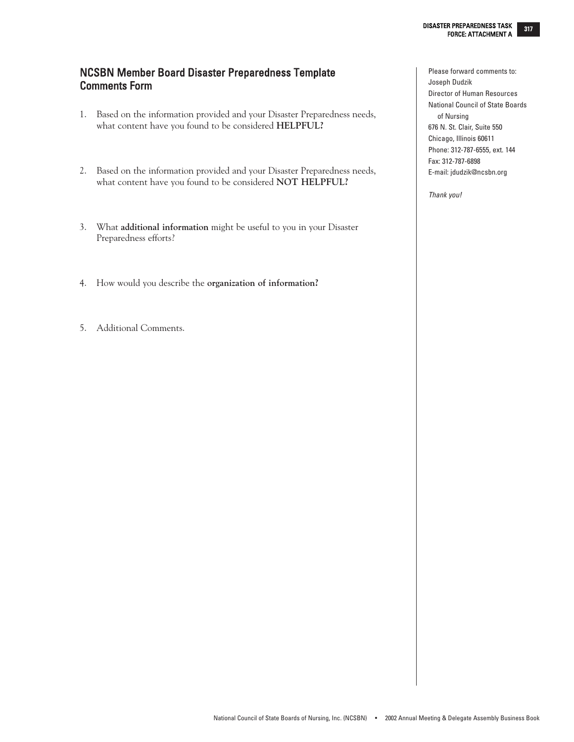## NCSBN Member Board Disaster Preparedness Template Comments Form

1. Based on the information provided and your Disaster Preparedness needs, what content have you found to be considered **HELPFUL?**

2. Based on the information provided and your Disaster Preparedness needs, what content have you found to be considered **NOT HELPFUL?**

3. What **additional information** might be useful to you in your Disaster Preparedness efforts?

4. How would you describe the **organization of information?**

5. Additional Comments.

Please forward comments to:
Joseph Dudzik
Director of Human Resources
National Council of State Boards of Nursing
676 N. St. Clair, Suite 550
Chicago, Illinois 60611
Phone: 312-787-6555, ext. 144
Fax: 312-787-6898
E-mail: jdudzik@ncsbn.org

*Thank you!*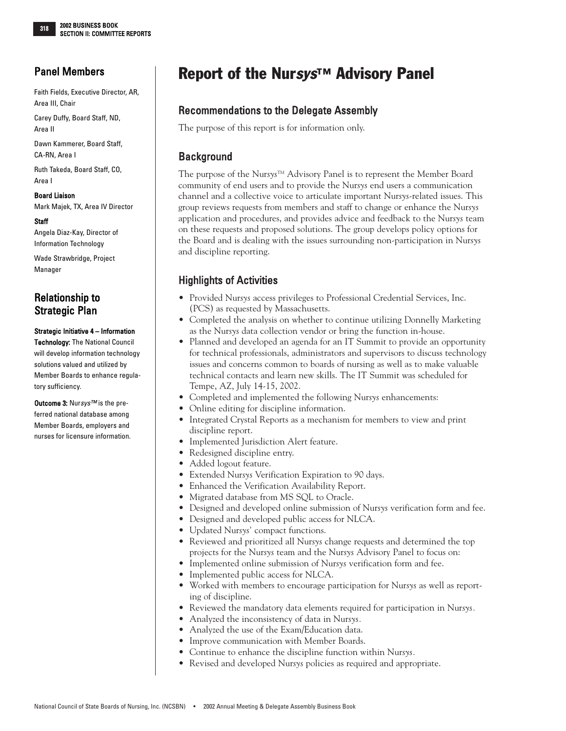# Report of the Nur*sys*™ Advisory Panel

## Panel Members

Faith Fields, Executive Director, AR, Area III, Chair

Carey Duffy, Board Staff, ND, Area II

Dawn Kammerer, Board Staff, CA-RN, Area I

Ruth Takeda, Board Staff, CO, Area I

**Board Liaison**

Mark Majek, TX, Area IV Director

**Staff**

Angela Diaz-Kay, Director of Information Technology

Wade Strawbridge, Project Manager

## Relationship to Strategic Plan

**Strategic Initiative 4 – Information Technology:** The National Council will develop information technology solutions valued and utilized by Member Boards to enhance regulatory sufficiency.

**Outcome 3:** Nur*sys*™ is the preferred national database among Member Boards, employers and nurses for licensure information.

## Recommendations to the Delegate Assembly

The purpose of this report is for information only.

## Background

The purpose of the Nur*sys*™ Advisory Panel is to represent the Member Board community of end users and to provide the Nur*sys* end users a communication channel and a collective voice to articulate important Nur*sys*-related issues. This group reviews requests from members and staff to change or enhance the Nur*sys* application and procedures, and provides advice and feedback to the Nur*sys* team on these requests and proposed solutions. The group develops policy options for the Board and is dealing with the issues surrounding non-participation in Nur*sys* and discipline reporting.

## Highlights of Activities

- Provided Nur*sys* access privileges to Professional Credential Services, Inc. (PCS) as requested by Massachusetts.
- Completed the analysis on whether to continue utilizing Donnelly Marketing as the Nur*sys* data collection vendor or bring the function in-house.
- Planned and developed an agenda for an IT Summit to provide an opportunity for technical professionals, administrators and supervisors to discuss technology issues and concerns common to boards of nursing as well as to make valuable technical contacts and learn new skills. The IT Summit was scheduled for Tempe, AZ, July 14-15, 2002.
- Completed and implemented the following Nur*sys* enhancements:
- Online editing for discipline information.
- Integrated Crystal Reports as a mechanism for members to view and print discipline report.
- Implemented Jurisdiction Alert feature.
- Redesigned discipline entry.
- Added logout feature.
- Extended Nur*sys* Verification Expiration to 90 days.
- Enhanced the Verification Availability Report.
- Migrated database from MS SQL to Oracle.
- Designed and developed online submission of Nur*sys* verification form and fee.
- Designed and developed public access for NLCA.
- Updated Nur*sys*' compact functions.
- Reviewed and prioritized all Nur*sys* change requests and determined the top projects for the Nur*sys* team and the Nur*sys* Advisory Panel to focus on:
- Implemented online submission of Nur*sys* verification form and fee.
- Implemented public access for NLCA.
- Worked with members to encourage participation for Nur*sys* as well as reporting of discipline.
- Reviewed the mandatory data elements required for participation in Nur*sys*.
- Analyzed the inconsistency of data in Nur*sys*.
- Analyzed the use of the Exam/Education data.
- Improve communication with Member Boards.
- Continue to enhance the discipline function within Nur*sys*.
- Revised and developed Nur*sys* policies as required and appropriate.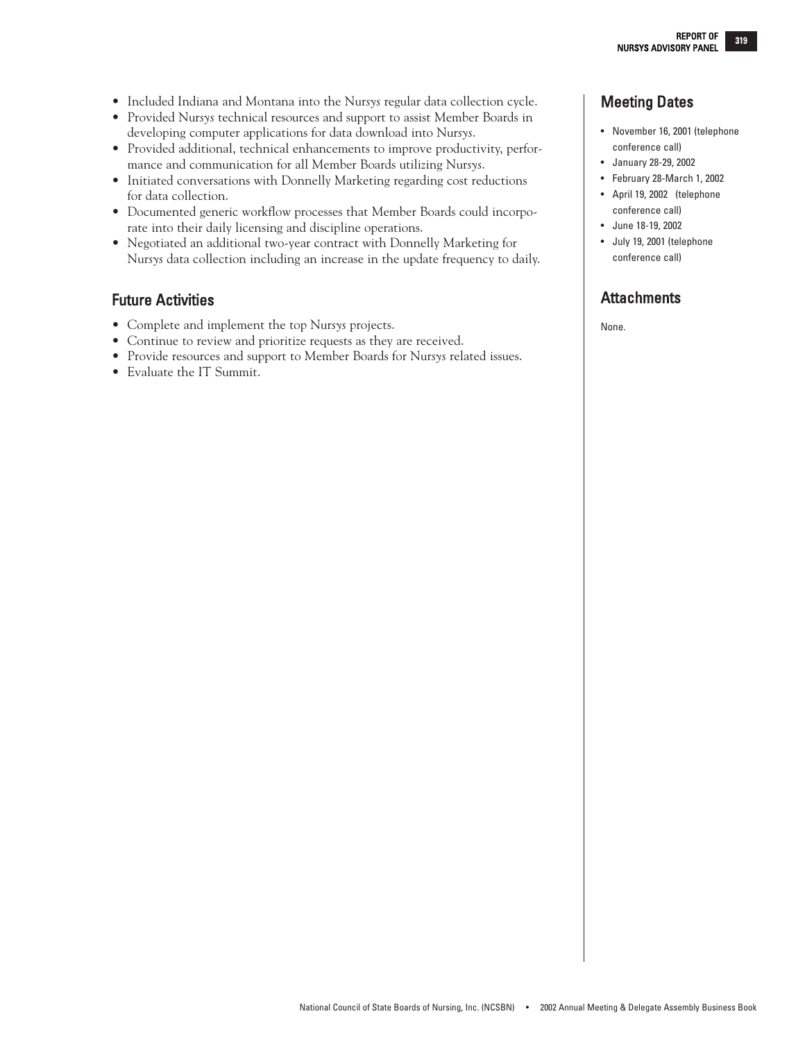- Included Indiana and Montana into the *Nursys* regular data collection cycle.
- Provided *Nursys* technical resources and support to assist Member Boards in developing computer applications for data download into *Nursys*.
- Provided additional, technical enhancements to improve productivity, performance and communication for all Member Boards utilizing *Nursys*.
- Initiated conversations with Donnelly Marketing regarding cost reductions for data collection.
- Documented generic workflow processes that Member Boards could incorporate into their daily licensing and discipline operations.
- Negotiated an additional two-year contract with Donnelly Marketing for *Nursys* data collection including an increase in the update frequency to daily.

## Future Activities

- Complete and implement the top *Nursys* projects.
- Continue to review and prioritize requests as they are received.
- Provide resources and support to Member Boards for *Nursys* related issues.
- Evaluate the IT Summit.

## Meeting Dates

- November 16, 2001 (telephone conference call)
- January 28-29, 2002
- February 28-March 1, 2002
- April 19, 2002 (telephone conference call)
- June 18-19, 2002
- July 19, 2001 (telephone conference call)

## Attachments

None.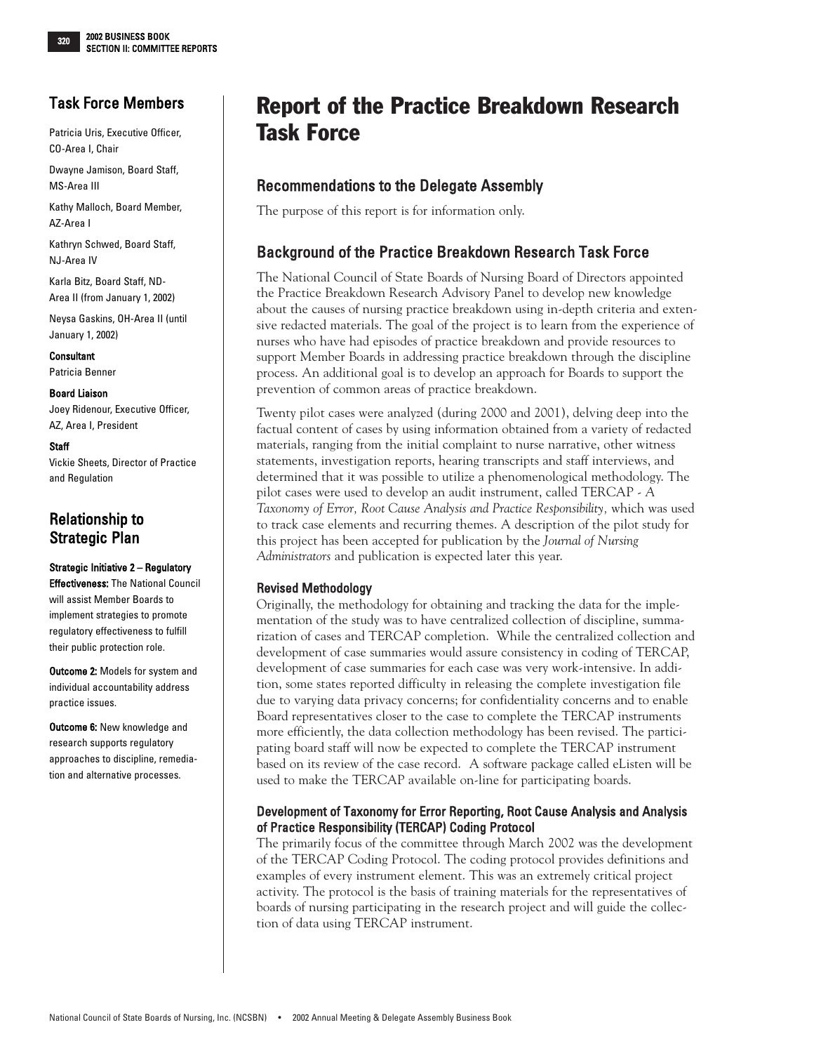# Report of the Practice Breakdown Research Task Force

## Task Force Members

Patricia Uris, Executive Officer, CO-Area I, Chair

Dwayne Jamison, Board Staff, MS-Area III

Kathy Malloch, Board Member, AZ-Area I

Kathryn Schwed, Board Staff, NJ-Area IV

Karla Bitz, Board Staff, ND-Area II (from January 1, 2002)

Neysa Gaskins, OH-Area II (until January 1, 2002)

**Consultant**
Patricia Benner

**Board Liaison**
Joey Ridenour, Executive Officer, AZ, Area I, President

**Staff**
Vickie Sheets, Director of Practice and Regulation

## Relationship to Strategic Plan

**Strategic Initiative 2 – Regulatory Effectiveness:** The National Council will assist Member Boards to implement strategies to promote regulatory effectiveness to fulfill their public protection role.

**Outcome 2:** Models for system and individual accountability address practice issues.

**Outcome 6:** New knowledge and research supports regulatory approaches to discipline, remediation and alternative processes.

## Recommendations to the Delegate Assembly

The purpose of this report is for information only.

## Background of the Practice Breakdown Research Task Force

The National Council of State Boards of Nursing Board of Directors appointed the Practice Breakdown Research Advisory Panel to develop new knowledge about the causes of nursing practice breakdown using in-depth criteria and extensive redacted materials. The goal of the project is to learn from the experience of nurses who have had episodes of practice breakdown and provide resources to support Member Boards in addressing practice breakdown through the discipline process. An additional goal is to develop an approach for Boards to support the prevention of common areas of practice breakdown.

Twenty pilot cases were analyzed (during 2000 and 2001), delving deep into the factual content of cases by using information obtained from a variety of redacted materials, ranging from the initial complaint to nurse narrative, other witness statements, investigation reports, hearing transcripts and staff interviews, and determined that it was possible to utilize a phenomenological methodology. The pilot cases were used to develop an audit instrument, called TERCAP - *A Taxonomy of Error, Root Cause Analysis and Practice Responsibility,* which was used to track case elements and recurring themes. A description of the pilot study for this project has been accepted for publication by the *Journal of Nursing Administrators* and publication is expected later this year.

### Revised Methodology

Originally, the methodology for obtaining and tracking the data for the implementation of the study was to have centralized collection of discipline, summarization of cases and TERCAP completion. While the centralized collection and development of case summaries would assure consistency in coding of TERCAP, development of case summaries for each case was very work-intensive. In addition, some states reported difficulty in releasing the complete investigation file due to varying data privacy concerns; for confidentiality concerns and to enable Board representatives closer to the case to complete the TERCAP instruments more efficiently, the data collection methodology has been revised. The participating board staff will now be expected to complete the TERCAP instrument based on its review of the case record. A software package called eListen will be used to make the TERCAP available on-line for participating boards.

### Development of Taxonomy for Error Reporting, Root Cause Analysis and Analysis of Practice Responsibility (TERCAP) Coding Protocol

The primarily focus of the committee through March 2002 was the development of the TERCAP Coding Protocol. The coding protocol provides definitions and examples of every instrument element. This was an extremely critical project activity. The protocol is the basis of training materials for the representatives of boards of nursing participating in the research project and will guide the collection of data using TERCAP instrument.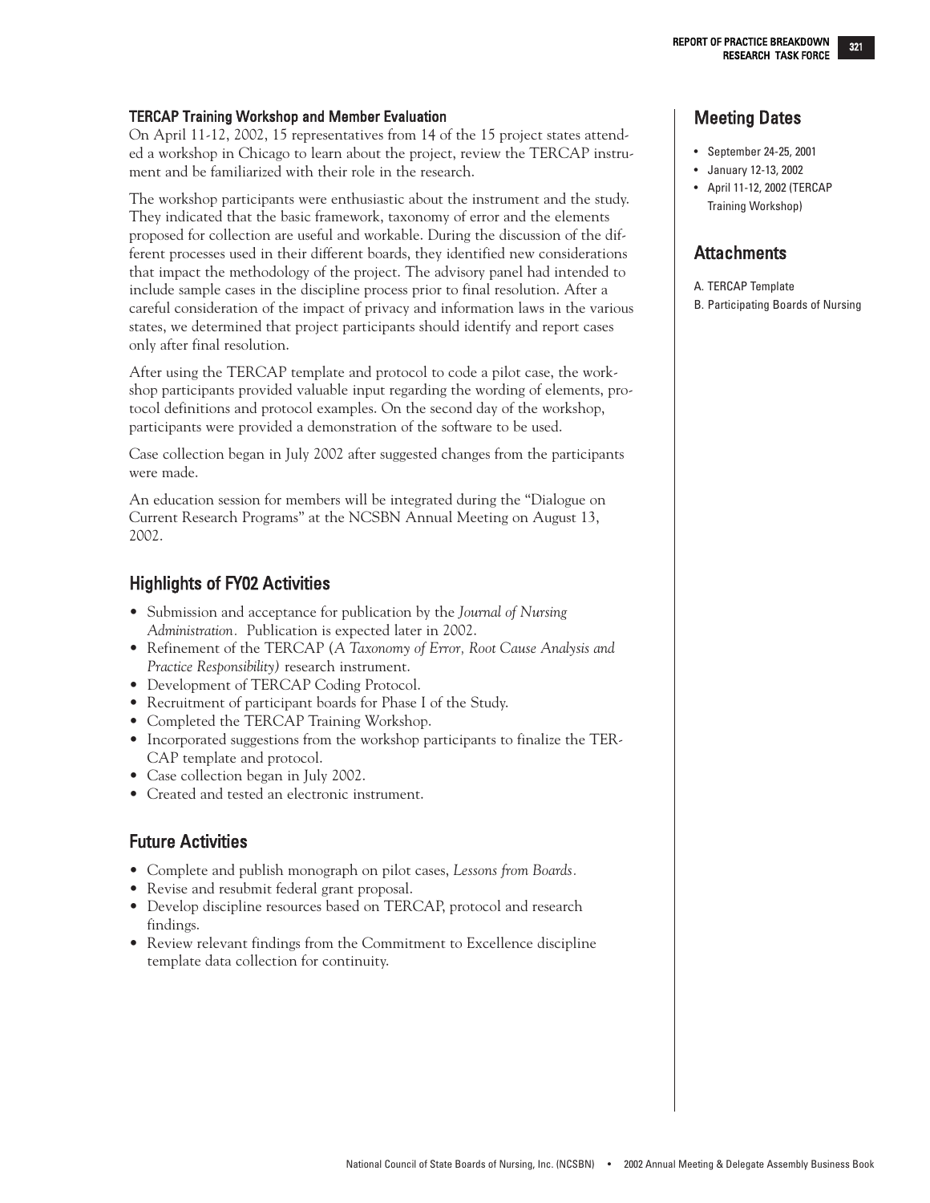### TERCAP Training Workshop and Member Evaluation

On April 11-12, 2002, 15 representatives from 14 of the 15 project states attended a workshop in Chicago to learn about the project, review the TERCAP instrument and be familiarized with their role in the research.

The workshop participants were enthusiastic about the instrument and the study. They indicated that the basic framework, taxonomy of error and the elements proposed for collection are useful and workable. During the discussion of the different processes used in their different boards, they identified new considerations that impact the methodology of the project. The advisory panel had intended to include sample cases in the discipline process prior to final resolution. After a careful consideration of the impact of privacy and information laws in the various states, we determined that project participants should identify and report cases only after final resolution.

After using the TERCAP template and protocol to code a pilot case, the workshop participants provided valuable input regarding the wording of elements, protocol definitions and protocol examples. On the second day of the workshop, participants were provided a demonstration of the software to be used.

Case collection began in July 2002 after suggested changes from the participants were made.

An education session for members will be integrated during the "Dialogue on Current Research Programs" at the NCSBN Annual Meeting on August 13, 2002.

## Highlights of FY02 Activities

- Submission and acceptance for publication by the *Journal of Nursing Administration*. Publication is expected later in 2002.
- Refinement of the TERCAP (*A Taxonomy of Error, Root Cause Analysis and Practice Responsibility)* research instrument.
- Development of TERCAP Coding Protocol.
- Recruitment of participant boards for Phase I of the Study.
- Completed the TERCAP Training Workshop.
- Incorporated suggestions from the workshop participants to finalize the TERCAP template and protocol.
- Case collection began in July 2002.
- Created and tested an electronic instrument.

## Future Activities

- Complete and publish monograph on pilot cases, *Lessons from Boards*.
- Revise and resubmit federal grant proposal.
- Develop discipline resources based on TERCAP, protocol and research findings.
- Review relevant findings from the Commitment to Excellence discipline template data collection for continuity.

## Meeting Dates

- September 24-25, 2001
- January 12-13, 2002
- April 11-12, 2002 (TERCAP Training Workshop)

## Attachments

A. TERCAP Template

B. Participating Boards of Nursing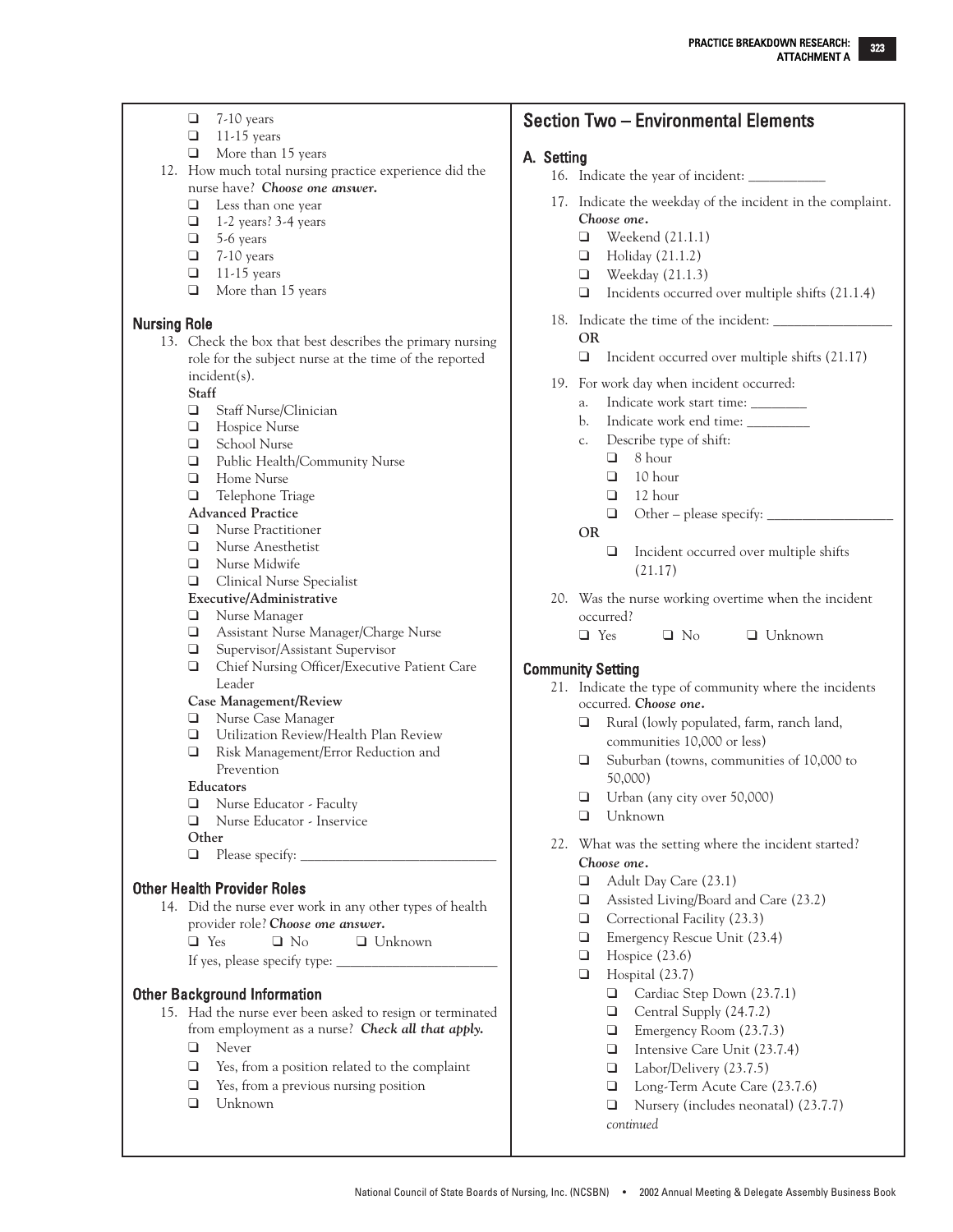- ❑ 7-10 years
- ❑ 11-15 years
- ❑ More than 15 years

12. How much total nursing practice experience did the nurse have? ***Choose one answer.***
    - ❑ Less than one year
    - ❑ 1-2 years? 3-4 years
    - ❑ 5-6 years
    - ❑ 7-10 years
    - ❑ 11-15 years
    - ❑ More than 15 years

### Nursing Role

13. Check the box that best describes the primary nursing role for the subject nurse at the time of the reported incident(s).

    **Staff**
    - ❑ Staff Nurse/Clinician
    - ❑ Hospice Nurse
    - ❑ School Nurse
    - ❑ Public Health/Community Nurse
    - ❑ Home Nurse
    - ❑ Telephone Triage

    **Advanced Practice**
    - ❑ Nurse Practitioner
    - ❑ Nurse Anesthetist
    - ❑ Nurse Midwife
    - ❑ Clinical Nurse Specialist

    **Executive/Administrative**
    - ❑ Nurse Manager
    - ❑ Assistant Nurse Manager/Charge Nurse
    - ❑ Supervisor/Assistant Supervisor
    - ❑ Chief Nursing Officer/Executive Patient Care Leader

    **Case Management/Review**
    - ❑ Nurse Case Manager
    - ❑ Utilization Review/Health Plan Review
    - ❑ Risk Management/Error Reduction and Prevention

    **Educators**
    - ❑ Nurse Educator - Faculty
    - ❑ Nurse Educator - Inservice

    **Other**
    - ❑ Please specify: ____________________________

### Other Health Provider Roles

14. Did the nurse ever work in any other types of health provider role? ***Choose one answer.***

    ❑ Yes ❑ No ❑ Unknown

    If yes, please specify type: _______________________

### Other Background Information

15. Had the nurse ever been asked to resign or terminated from employment as a nurse? ***Check all that apply.***
    - ❑ Never
    - ❑ Yes, from a position related to the complaint
    - ❑ Yes, from a previous nursing position
    - ❑ Unknown

## Section Two – Environmental Elements

### A. Setting

16. Indicate the year of incident: ___________

17. Indicate the weekday of the incident in the complaint. ***Choose one.***
    - ❑ Weekend (21.1.1)
    - ❑ Holiday (21.1.2)
    - ❑ Weekday (21.1.3)
    - ❑ Incidents occurred over multiple shifts (21.1.4)

18. Indicate the time of the incident: _________________

    **OR**
    - ❑ Incident occurred over multiple shifts (21.17)

19. For work day when incident occurred:
    a. Indicate work start time: ________
    b. Indicate work end time: _________
    c. Describe type of shift:
       - ❑ 8 hour
       - ❑ 10 hour
       - ❑ 12 hour
       - ❑ Other – please specify: __________________

    **OR**
    - ❑ Incident occurred over multiple shifts (21.17)

20. Was the nurse working overtime when the incident occurred?

    ❑ Yes ❑ No ❑ Unknown

### Community Setting

21. Indicate the type of community where the incidents occurred. ***Choose one.***
    - ❑ Rural (lowly populated, farm, ranch land, communities 10,000 or less)
    - ❑ Suburban (towns, communities of 10,000 to 50,000)
    - ❑ Urban (any city over 50,000)
    - ❑ Unknown

22. What was the setting where the incident started? ***Choose one.***
    - ❑ Adult Day Care (23.1)
    - ❑ Assisted Living/Board and Care (23.2)
    - ❑ Correctional Facility (23.3)
    - ❑ Emergency Rescue Unit (23.4)
    - ❑ Hospice (23.6)
    - ❑ Hospital (23.7)
      - ❑ Cardiac Step Down (23.7.1)
      - ❑ Central Supply (24.7.2)
      - ❑ Emergency Room (23.7.3)
      - ❑ Intensive Care Unit (23.7.4)
      - ❑ Labor/Delivery (23.7.5)
      - ❑ Long-Term Acute Care (23.7.6)
      - ❑ Nursery (includes neonatal) (23.7.7)

    *continued*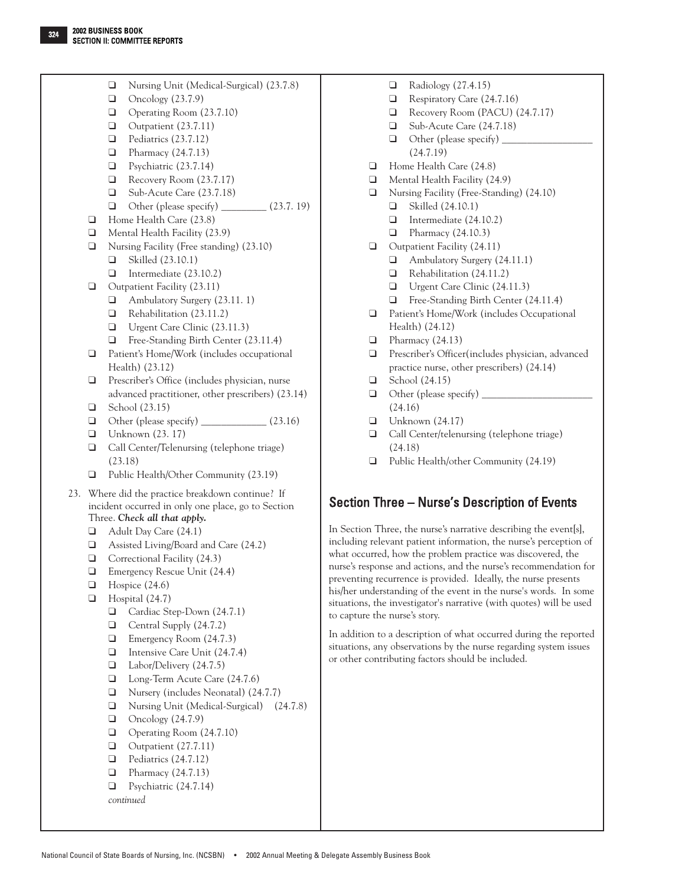- ❑ Nursing Unit (Medical-Surgical) (23.7.8)
- ❑ Oncology (23.7.9)
- ❑ Operating Room (23.7.10)
- ❑ Outpatient (23.7.11)
- ❑ Pediatrics (23.7.12)
- ❑ Pharmacy (24.7.13)
- ❑ Psychiatric (23.7.14)
- ❑ Recovery Room (23.7.17)
- ❑ Sub-Acute Care (23.7.18)
- ❑ Other (please specify) _________ (23.7. 19)

❑ Home Health Care (23.8)

❑ Mental Health Facility (23.9)

❑ Nursing Facility (Free standing) (23.10)
- ❑ Skilled (23.10.1)
- ❑ Intermediate (23.10.2)

❑ Outpatient Facility (23.11)
- ❑ Ambulatory Surgery (23.11. 1)
- ❑ Rehabilitation (23.11.2)
- ❑ Urgent Care Clinic (23.11.3)
- ❑ Free-Standing Birth Center (23.11.4)

❑ Patient's Home/Work (includes occupational Health) (23.12)

❑ Prescriber's Office (includes physician, nurse advanced practitioner, other prescribers) (23.14)

❑ School (23.15)

❑ Other (please specify) _____________ (23.16)

❑ Unknown (23. 17)

❑ Call Center/Telenursing (telephone triage) (23.18)

❑ Public Health/Other Community (23.19)

23. Where did the practice breakdown continue? If incident occurred in only one place, go to Section Three. ***Check all that apply.***

❑ Adult Day Care (24.1)

❑ Assisted Living/Board and Care (24.2)

❑ Correctional Facility (24.3)

❑ Emergency Rescue Unit (24.4)

❑ Hospice (24.6)

❑ Hospital (24.7)
- ❑ Cardiac Step-Down (24.7.1)
- ❑ Central Supply (24.7.2)
- ❑ Emergency Room (24.7.3)
- ❑ Intensive Care Unit (24.7.4)
- ❑ Labor/Delivery (24.7.5)
- ❑ Long-Term Acute Care (24.7.6)
- ❑ Nursery (includes Neonatal) (24.7.7)
- ❑ Nursing Unit (Medical-Surgical) (24.7.8)
- ❑ Oncology (24.7.9)
- ❑ Operating Room (24.7.10)
- ❑ Outpatient (27.7.11)
- ❑ Pediatrics (24.7.12)
- ❑ Pharmacy (24.7.13)
- ❑ Psychiatric (24.7.14)

*continued*

- ❑ Radiology (27.4.15)
- ❑ Respiratory Care (24.7.16)
- ❑ Recovery Room (PACU) (24.7.17)
- ❑ Sub-Acute Care (24.7.18)
- ❑ Other (please specify) __________________ (24.7.19)

❑ Home Health Care (24.8)

❑ Mental Health Facility (24.9)

❑ Nursing Facility (Free-Standing) (24.10)
- ❑ Skilled (24.10.1)
- ❑ Intermediate (24.10.2)
- ❑ Pharmacy (24.10.3)

❑ Outpatient Facility (24.11)
- ❑ Ambulatory Surgery (24.11.1)
- ❑ Rehabilitation (24.11.2)
- ❑ Urgent Care Clinic (24.11.3)
- ❑ Free-Standing Birth Center (24.11.4)

❑ Patient's Home/Work (includes Occupational Health) (24.12)

❑ Pharmacy (24.13)

❑ Prescriber's Officer(includes physician, advanced practice nurse, other prescribers) (24.14)

❑ School (24.15)

❑ Other (please specify) ______________________ (24.16)

❑ Unknown (24.17)

❑ Call Center/telenursing (telephone triage) (24.18)

❑ Public Health/other Community (24.19)

## Section Three – Nurse's Description of Events

In Section Three, the nurse's narrative describing the event[s], including relevant patient information, the nurse's perception of what occurred, how the problem practice was discovered, the nurse's response and actions, and the nurse's recommendation for preventing recurrence is provided. Ideally, the nurse presents his/her understanding of the event in the nurse's words. In some situations, the investigator's narrative (with quotes) will be used to capture the nurse's story.

In addition to a description of what occurred during the reported situations, any observations by the nurse regarding system issues or other contributing factors should be included.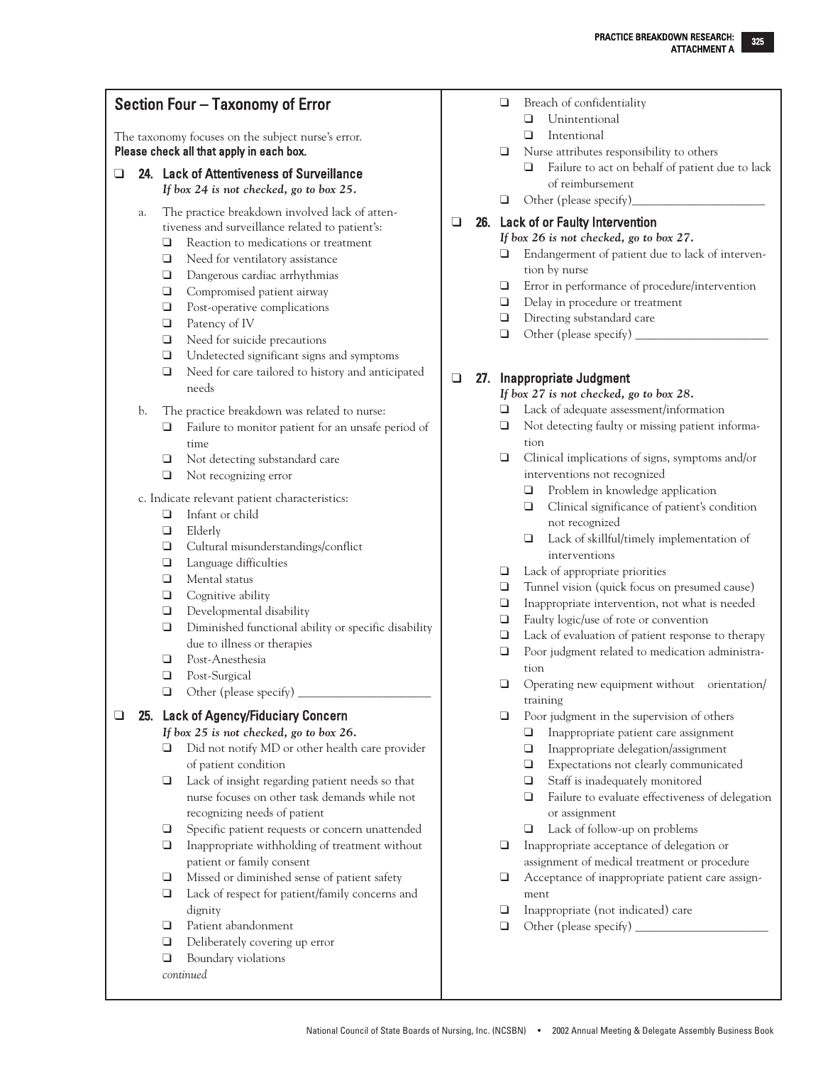## Section Four – Taxonomy of Error

The taxonomy focuses on the subject nurse's error.
**Please check all that apply in each box.**

- ❑ **24. Lack of Attentiveness of Surveillance**
  *If box 24 is not checked, go to box 25.*
  - a. The practice breakdown involved lack of attentiveness and surveillance related to patient's:
    - ❑ Reaction to medications or treatment
    - ❑ Need for ventilatory assistance
    - ❑ Dangerous cardiac arrhythmias
    - ❑ Compromised patient airway
    - ❑ Post-operative complications
    - ❑ Patency of IV
    - ❑ Need for suicide precautions
    - ❑ Undetected significant signs and symptoms
    - ❑ Need for care tailored to history and anticipated needs
  - b. The practice breakdown was related to nurse:
    - ❑ Failure to monitor patient for an unsafe period of time
    - ❑ Not detecting substandard care
    - ❑ Not recognizing error
  - c. Indicate relevant patient characteristics:
    - ❑ Infant or child
    - ❑ Elderly
    - ❑ Cultural misunderstandings/conflict
    - ❑ Language difficulties
    - ❑ Mental status
    - ❑ Cognitive ability
    - ❑ Developmental disability
    - ❑ Diminished functional ability or specific disability due to illness or therapies
    - ❑ Post-Anesthesia
    - ❑ Post-Surgical
    - ❑ Other (please specify) ______________________

- ❑ **25. Lack of Agency/Fiduciary Concern**
  *If box 25 is not checked, go to box 26.*
  - ❑ Did not notify MD or other health care provider of patient condition
  - ❑ Lack of insight regarding patient needs so that nurse focuses on other task demands while not recognizing needs of patient
  - ❑ Specific patient requests or concern unattended
  - ❑ Inappropriate withholding of treatment without patient or family consent
  - ❑ Missed or diminished sense of patient safety
  - ❑ Lack of respect for patient/family concerns and dignity
  - ❑ Patient abandonment
  - ❑ Deliberately covering up error
  - ❑ Boundary violations

  *continued*

  - ❑ Breach of confidentiality
    - ❑ Unintentional
    - ❑ Intentional
  - ❑ Nurse attributes responsibility to others
    - ❑ Failure to act on behalf of patient due to lack of reimbursement
  - ❑ Other (please specify)______________________

- ❑ **26. Lack of or Faulty Intervention**
  *If box 26 is not checked, go to box 27.*
  - ❑ Endangerment of patient due to lack of intervention by nurse
  - ❑ Error in performance of procedure/intervention
  - ❑ Delay in procedure or treatment
  - ❑ Directing substandard care
  - ❑ Other (please specify) ______________________

- ❑ **27. Inappropriate Judgment**
  *If box 27 is not checked, go to box 28.*
  - ❑ Lack of adequate assessment/information
  - ❑ Not detecting faulty or missing patient information
  - ❑ Clinical implications of signs, symptoms and/or interventions not recognized
    - ❑ Problem in knowledge application
    - ❑ Clinical significance of patient's condition not recognized
    - ❑ Lack of skillful/timely implementation of interventions
  - ❑ Lack of appropriate priorities
  - ❑ Tunnel vision (quick focus on presumed cause)
  - ❑ Inappropriate intervention, not what is needed
  - ❑ Faulty logic/use of rote or convention
  - ❑ Lack of evaluation of patient response to therapy
  - ❑ Poor judgment related to medication administration
  - ❑ Operating new equipment without orientation/training
  - ❑ Poor judgment in the supervision of others
    - ❑ Inappropriate patient care assignment
    - ❑ Inappropriate delegation/assignment
    - ❑ Expectations not clearly communicated
    - ❑ Staff is inadequately monitored
    - ❑ Failure to evaluate effectiveness of delegation or assignment
    - ❑ Lack of follow-up on problems
  - ❑ Inappropriate acceptance of delegation or assignment of medical treatment or procedure
  - ❑ Acceptance of inappropriate patient care assignment
  - ❑ Inappropriate (not indicated) care
  - ❑ Other (please specify) ______________________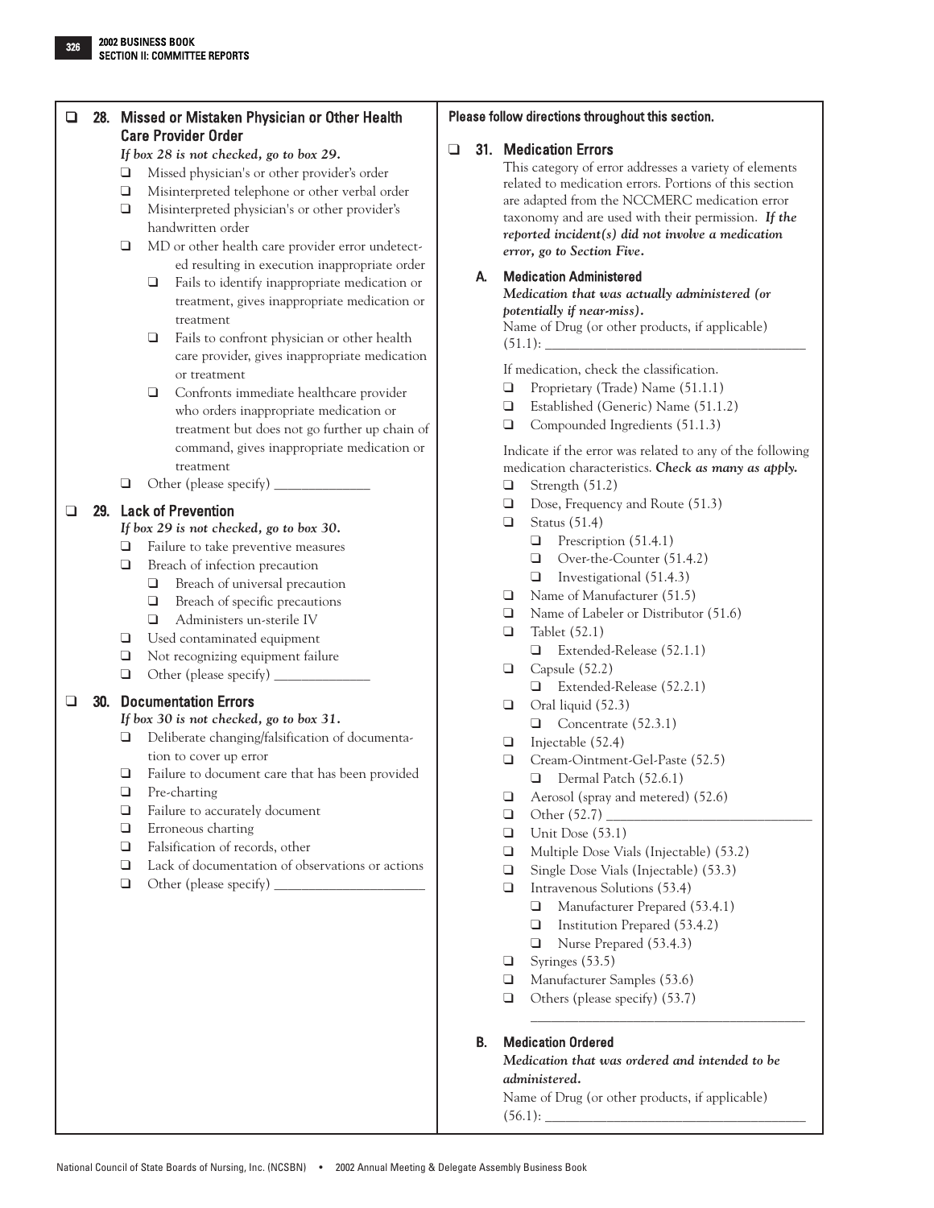- [ ] **28. Missed or Mistaken Physician or Other Health Care Provider Order**

  *If box 28 is not checked, go to box 29.*

  - [ ] Missed physician's or other provider's order
  - [ ] Misinterpreted telephone or other verbal order
  - [ ] Misinterpreted physician's or other provider's handwritten order
  - [ ] MD or other health care provider error undetected resulting in execution inappropriate order
    - [ ] Fails to identify inappropriate medication or treatment, gives inappropriate medication or treatment
    - [ ] Fails to confront physician or other health care provider, gives inappropriate medication or treatment
    - [ ] Confronts immediate healthcare provider who orders inappropriate medication or treatment but does not go further up chain of command, gives inappropriate medication or treatment
  - [ ] Other (please specify) ______________

- [ ] **29. Lack of Prevention**

  *If box 29 is not checked, go to box 30.*

  - [ ] Failure to take preventive measures
  - [ ] Breach of infection precaution
    - [ ] Breach of universal precaution
    - [ ] Breach of specific precautions
    - [ ] Administers un-sterile IV
  - [ ] Used contaminated equipment
  - [ ] Not recognizing equipment failure
  - [ ] Other (please specify) ______________

- [ ] **30. Documentation Errors**

  *If box 30 is not checked, go to box 31.*

  - [ ] Deliberate changing/falsification of documentation to cover up error
  - [ ] Failure to document care that has been provided
  - [ ] Pre-charting
  - [ ] Failure to accurately document
  - [ ] Erroneous charting
  - [ ] Falsification of records, other
  - [ ] Lack of documentation of observations or actions
  - [ ] Other (please specify) ______________________

**Please follow directions throughout this section.**

- [ ] **31. Medication Errors**

  This category of error addresses a variety of elements related to medication errors. Portions of this section are adapted from the NCCMERC medication error taxonomy and are used with their permission. ***If the reported incident(s) did not involve a medication error, go to Section Five.***

  **A. Medication Administered**

  ***Medication that was actually administered (or potentially if near-miss).***

  Name of Drug (or other products, if applicable) (51.1): ________________________________________

  If medication, check the classification.

  - [ ] Proprietary (Trade) Name (51.1.1)
  - [ ] Established (Generic) Name (51.1.2)
  - [ ] Compounded Ingredients (51.1.3)

  Indicate if the error was related to any of the following medication characteristics. ***Check as many as apply.***

  - [ ] Strength (51.2)
  - [ ] Dose, Frequency and Route (51.3)
  - [ ] Status (51.4)
    - [ ] Prescription (51.4.1)
    - [ ] Over-the-Counter (51.4.2)
    - [ ] Investigational (51.4.3)
  - [ ] Name of Manufacturer (51.5)
  - [ ] Name of Labeler or Distributor (51.6)
  - [ ] Tablet (52.1)
    - [ ] Extended-Release (52.1.1)
  - [ ] Capsule (52.2)
    - [ ] Extended-Release (52.2.1)
  - [ ] Oral liquid (52.3)
    - [ ] Concentrate (52.3.1)
  - [ ] Injectable (52.4)
  - [ ] Cream-Ointment-Gel-Paste (52.5)
    - [ ] Dermal Patch (52.6.1)
  - [ ] Aerosol (spray and metered) (52.6)
  - [ ] Other (52.7) ______________________________
  - [ ] Unit Dose (53.1)
  - [ ] Multiple Dose Vials (Injectable) (53.2)
  - [ ] Single Dose Vials (Injectable) (53.3)
  - [ ] Intravenous Solutions (53.4)
    - [ ] Manufacturer Prepared (53.4.1)
    - [ ] Institution Prepared (53.4.2)
    - [ ] Nurse Prepared (53.4.3)
  - [ ] Syringes (53.5)
  - [ ] Manufacturer Samples (53.6)
  - [ ] Others (please specify) (53.7)

    ________________________________________

  **B. Medication Ordered**

  ***Medication that was ordered and intended to be administered.***

  Name of Drug (or other products, if applicable) (56.1): ________________________________________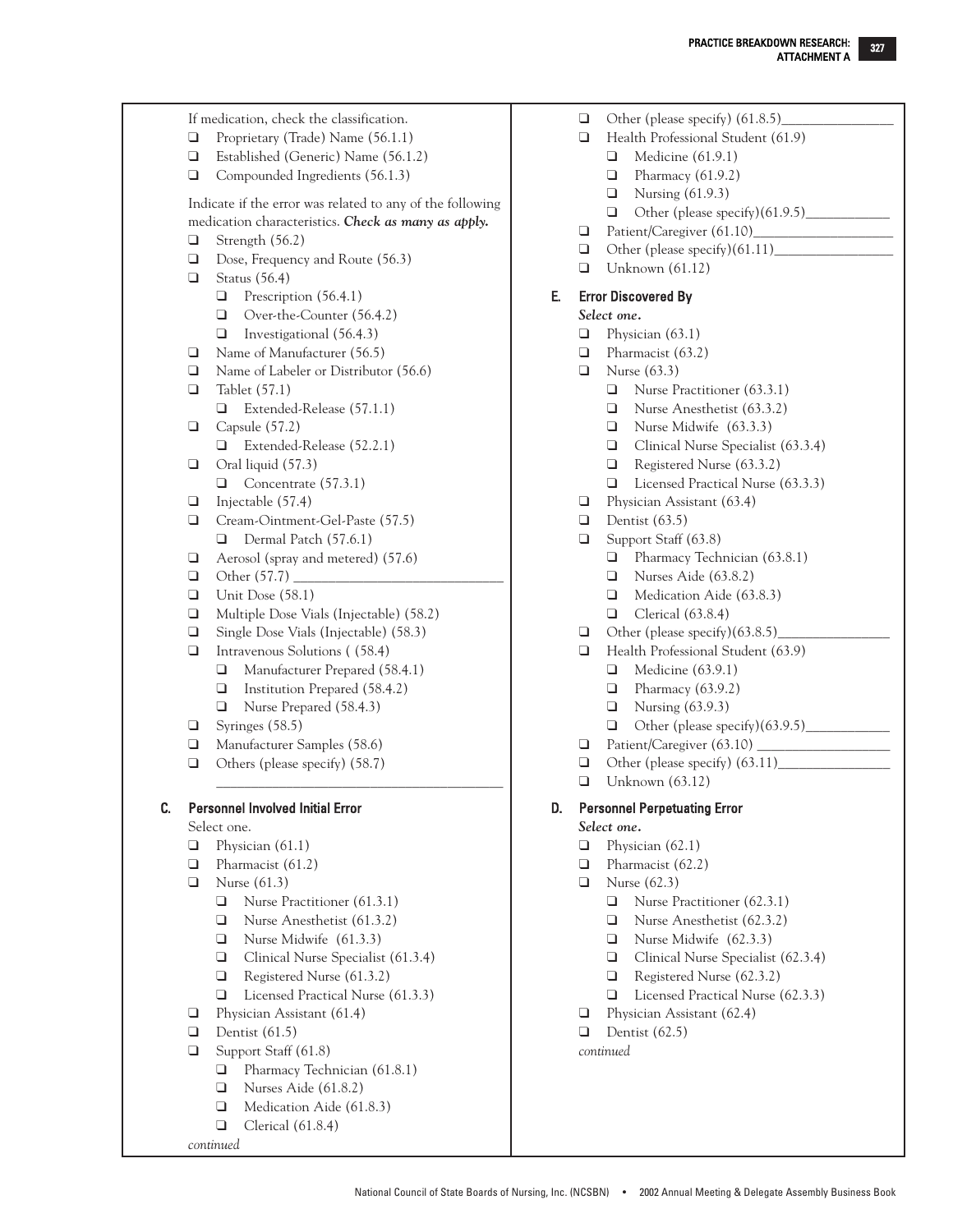If medication, check the classification.

- ❑ Proprietary (Trade) Name (56.1.1)
- ❑ Established (Generic) Name (56.1.2)
- ❑ Compounded Ingredients (56.1.3)

Indicate if the error was related to any of the following medication characteristics. ***Check as many as apply.***

- ❑ Strength (56.2)
- ❑ Dose, Frequency and Route (56.3)
- ❑ Status (56.4)
  - ❑ Prescription (56.4.1)
  - ❑ Over-the-Counter (56.4.2)
  - ❑ Investigational (56.4.3)
- ❑ Name of Manufacturer (56.5)
- ❑ Name of Labeler or Distributor (56.6)
- ❑ Tablet (57.1)
  - ❑ Extended-Release (57.1.1)
- ❑ Capsule (57.2)
  - ❑ Extended-Release (52.2.1)
- ❑ Oral liquid (57.3)
  - ❑ Concentrate (57.3.1)
- ❑ Injectable (57.4)
- ❑ Cream-Ointment-Gel-Paste (57.5)
  - ❑ Dermal Patch (57.6.1)
- ❑ Aerosol (spray and metered) (57.6)
- ❑ Other (57.7) ______________________________
- ❑ Unit Dose (58.1)
- ❑ Multiple Dose Vials (Injectable) (58.2)
- ❑ Single Dose Vials (Injectable) (58.3)
- ❑ Intravenous Solutions ( (58.4)
  - ❑ Manufacturer Prepared (58.4.1)
  - ❑ Institution Prepared (58.4.2)
  - ❑ Nurse Prepared (58.4.3)
- ❑ Syringes (58.5)
- ❑ Manufacturer Samples (58.6)
- ❑ Others (please specify) (58.7) ______________________________

## C. Personnel Involved Initial Error

Select one.

- ❑ Physician (61.1)
- ❑ Pharmacist (61.2)
- ❑ Nurse (61.3)
  - ❑ Nurse Practitioner (61.3.1)
  - ❑ Nurse Anesthetist (61.3.2)
  - ❑ Nurse Midwife (61.3.3)
  - ❑ Clinical Nurse Specialist (61.3.4)
  - ❑ Registered Nurse (61.3.2)
  - ❑ Licensed Practical Nurse (61.3.3)
- ❑ Physician Assistant (61.4)
- ❑ Dentist (61.5)
- ❑ Support Staff (61.8)
  - ❑ Pharmacy Technician (61.8.1)
  - ❑ Nurses Aide (61.8.2)
  - ❑ Medication Aide (61.8.3)
  - ❑ Clerical (61.8.4)

*continued*

- ❑ Other (please specify) (61.8.5)________________
- ❑ Health Professional Student (61.9)
  - ❑ Medicine (61.9.1)
  - ❑ Pharmacy (61.9.2)
  - ❑ Nursing (61.9.3)
  - ❑ Other (please specify)(61.9.5)____________
- ❑ Patient/Caregiver (61.10)____________________
- ❑ Other (please specify)(61.11)________________
- ❑ Unknown (61.12)

## E. Error Discovered By

*Select one.*

- ❑ Physician (63.1)
- ❑ Pharmacist (63.2)
- ❑ Nurse (63.3)
  - ❑ Nurse Practitioner (63.3.1)
  - ❑ Nurse Anesthetist (63.3.2)
  - ❑ Nurse Midwife (63.3.3)
  - ❑ Clinical Nurse Specialist (63.3.4)
  - ❑ Registered Nurse (63.3.2)
  - ❑ Licensed Practical Nurse (63.3.3)
- ❑ Physician Assistant (63.4)
- ❑ Dentist (63.5)
- ❑ Support Staff (63.8)
  - ❑ Pharmacy Technician (63.8.1)
  - ❑ Nurses Aide (63.8.2)
  - ❑ Medication Aide (63.8.3)
  - ❑ Clerical (63.8.4)
- ❑ Other (please specify)(63.8.5)________________
- ❑ Health Professional Student (63.9)
  - ❑ Medicine (63.9.1)
  - ❑ Pharmacy (63.9.2)
  - ❑ Nursing (63.9.3)
  - ❑ Other (please specify)(63.9.5)____________
- ❑ Patient/Caregiver (63.10) ___________________
- ❑ Other (please specify) (63.11)________________
- ❑ Unknown (63.12)

## D. Personnel Perpetuating Error

*Select one.*

- ❑ Physician (62.1)
- ❑ Pharmacist (62.2)
- ❑ Nurse (62.3)
  - ❑ Nurse Practitioner (62.3.1)
  - ❑ Nurse Anesthetist (62.3.2)
  - ❑ Nurse Midwife (62.3.3)
  - ❑ Clinical Nurse Specialist (62.3.4)
  - ❑ Registered Nurse (62.3.2)
  - ❑ Licensed Practical Nurse (62.3.3)
- ❑ Physician Assistant (62.4)
- ❑ Dentist (62.5)

*continued*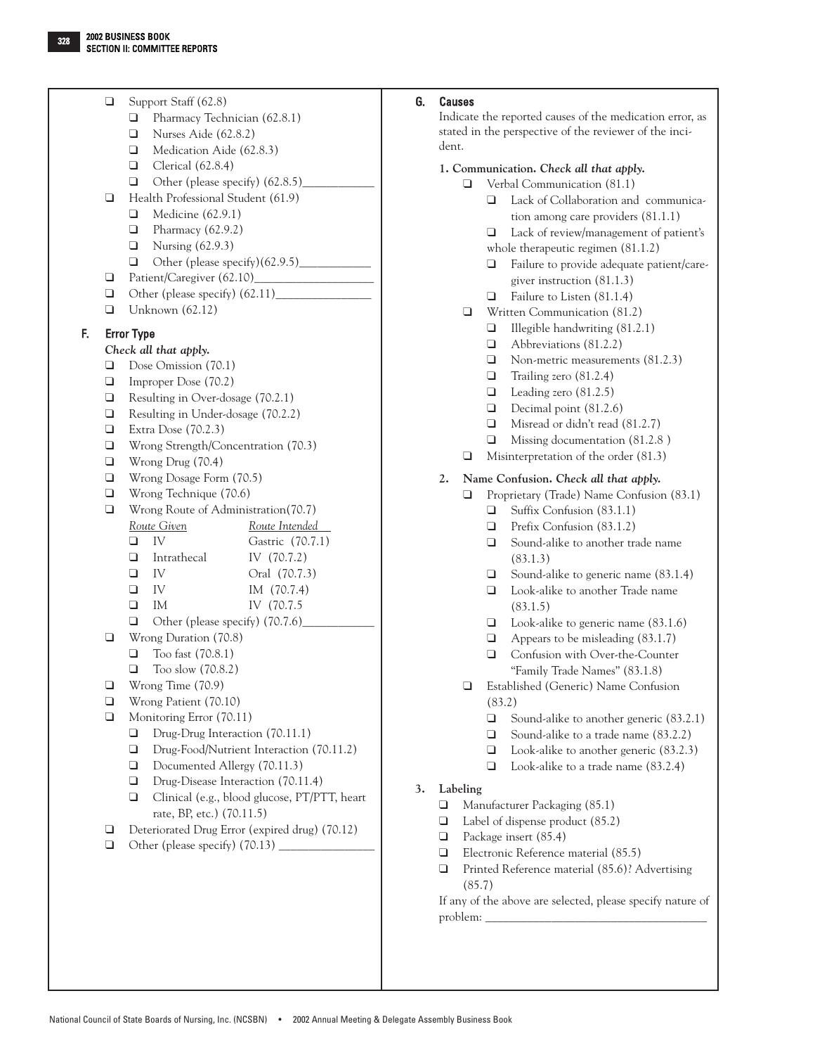- ❑ Support Staff (62.8)
  - ❑ Pharmacy Technician (62.8.1)
  - ❑ Nurses Aide (62.8.2)
  - ❑ Medication Aide (62.8.3)
  - ❑ Clerical (62.8.4)
  - ❑ Other (please specify) (62.8.5)____________
- ❑ Health Professional Student (61.9)
  - ❑ Medicine (62.9.1)
  - ❑ Pharmacy (62.9.2)
  - ❑ Nursing (62.9.3)
  - ❑ Other (please specify)(62.9.5)____________
- ❑ Patient/Caregiver (62.10)____________________
- ❑ Other (please specify) (62.11)________________
- ❑ Unknown (62.12)

## F. Error Type

*Check all that apply.*

- ❑ Dose Omission (70.1)
- ❑ Improper Dose (70.2)
- ❑ Resulting in Over-dosage (70.2.1)
- ❑ Resulting in Under-dosage (70.2.2)
- ❑ Extra Dose (70.2.3)
- ❑ Wrong Strength/Concentration (70.3)
- ❑ Wrong Drug (70.4)
- ❑ Wrong Dosage Form (70.5)
- ❑ Wrong Technique (70.6)
- ❑ Wrong Route of Administration(70.7)

| *Route Given* | *Route Intended* |
|---|---|
| ❑ IV | Gastric (70.7.1) |
| ❑ Intrathecal | IV (70.7.2) |
| ❑ IV | Oral (70.7.3) |
| ❑ IV | IM (70.7.4) |
| ❑ IM | IV (70.7.5 |

  - ❑ Other (please specify) (70.7.6)____________
- ❑ Wrong Duration (70.8)
  - ❑ Too fast (70.8.1)
  - ❑ Too slow (70.8.2)
- ❑ Wrong Time (70.9)
- ❑ Wrong Patient (70.10)
- ❑ Monitoring Error (70.11)
  - ❑ Drug-Drug Interaction (70.11.1)
  - ❑ Drug-Food/Nutrient Interaction (70.11.2)
  - ❑ Documented Allergy (70.11.3)
  - ❑ Drug-Disease Interaction (70.11.4)
  - ❑ Clinical (e.g., blood glucose, PT/PTT, heart rate, BP, etc.) (70.11.5)
- ❑ Deteriorated Drug Error (expired drug) (70.12)
- ❑ Other (please specify) (70.13) ________________

## G. Causes

Indicate the reported causes of the medication error, as stated in the perspective of the reviewer of the incident.

**1. Communication.** ***Check all that apply.***

- ❑ Verbal Communication (81.1)
  - ❑ Lack of Collaboration and communication among care providers (81.1.1)
  - ❑ Lack of review/management of patient's whole therapeutic regimen (81.1.2)
  - ❑ Failure to provide adequate patient/caregiver instruction (81.1.3)
  - ❑ Failure to Listen (81.1.4)
- ❑ Written Communication (81.2)
  - ❑ Illegible handwriting (81.2.1)
  - ❑ Abbreviations (81.2.2)
  - ❑ Non-metric measurements (81.2.3)
  - ❑ Trailing zero (81.2.4)
  - ❑ Leading zero (81.2.5)
  - ❑ Decimal point (81.2.6)
  - ❑ Misread or didn't read (81.2.7)
  - ❑ Missing documentation (81.2.8 )
- ❑ Misinterpretation of the order (81.3)

**2. Name Confusion.** ***Check all that apply.***

- ❑ Proprietary (Trade) Name Confusion (83.1)
  - ❑ Suffix Confusion (83.1.1)
  - ❑ Prefix Confusion (83.1.2)
  - ❑ Sound-alike to another trade name (83.1.3)
  - ❑ Sound-alike to generic name (83.1.4)
  - ❑ Look-alike to another Trade name (83.1.5)
  - ❑ Look-alike to generic name (83.1.6)
  - ❑ Appears to be misleading (83.1.7)
  - ❑ Confusion with Over-the-Counter "Family Trade Names" (83.1.8)
- ❑ Established (Generic) Name Confusion (83.2)
  - ❑ Sound-alike to another generic (83.2.1)
  - ❑ Sound-alike to a trade name (83.2.2)
  - ❑ Look-alike to another generic (83.2.3)
  - ❑ Look-alike to a trade name (83.2.4)

**3. Labeling**

- ❑ Manufacturer Packaging (85.1)
- ❑ Label of dispense product (85.2)
- ❑ Package insert (85.4)
- ❑ Electronic Reference material (85.5)
- ❑ Printed Reference material (85.6)? Advertising (85.7)

If any of the above are selected, please specify nature of problem: ______________________________________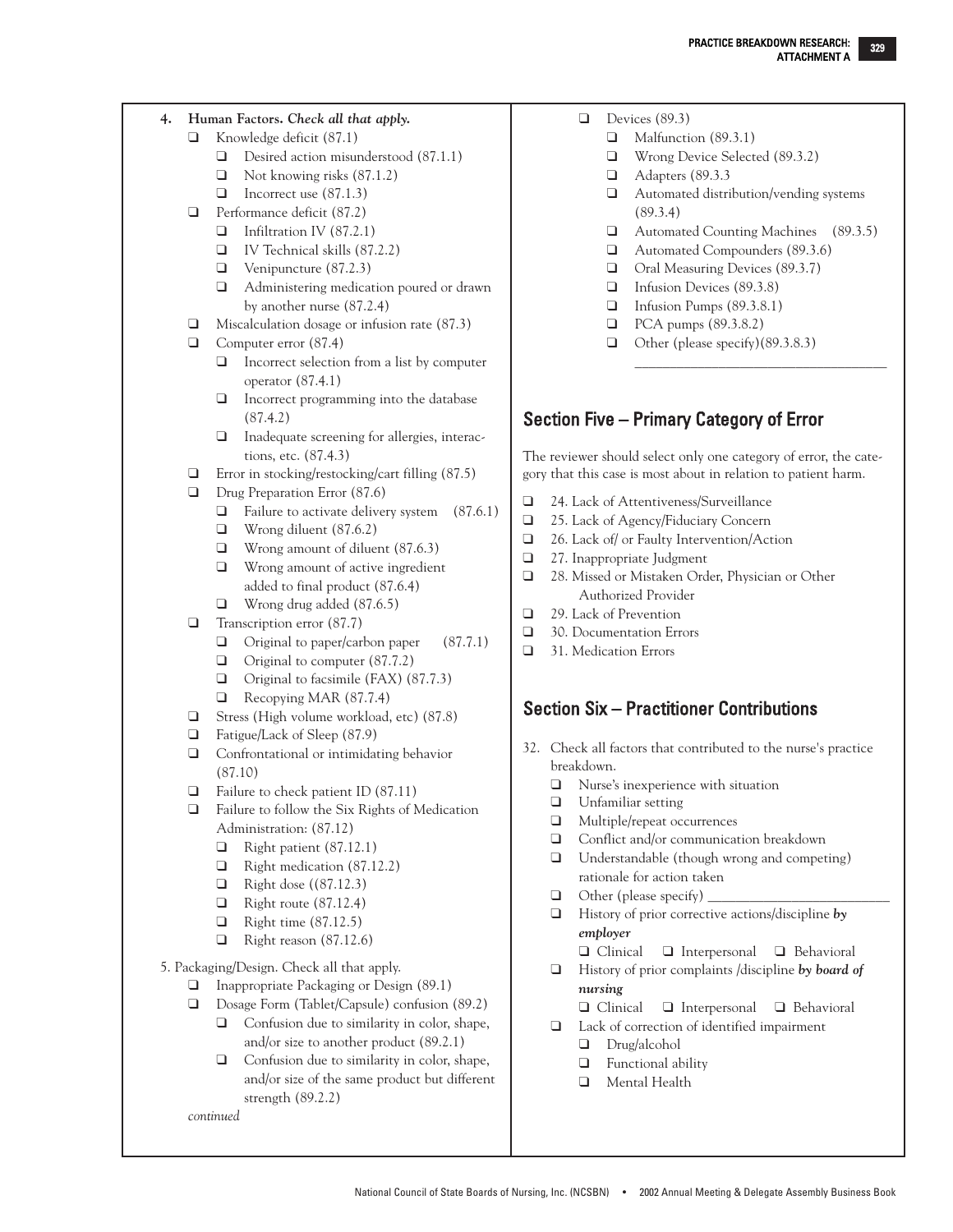4. **Human Factors.** ***Check all that apply.***
   - ❑ Knowledge deficit (87.1)
     - ❑ Desired action misunderstood (87.1.1)
     - ❑ Not knowing risks (87.1.2)
     - ❑ Incorrect use (87.1.3)
   - ❑ Performance deficit (87.2)
     - ❑ Infiltration IV (87.2.1)
     - ❑ IV Technical skills (87.2.2)
     - ❑ Venipuncture (87.2.3)
     - ❑ Administering medication poured or drawn by another nurse (87.2.4)
   - ❑ Miscalculation dosage or infusion rate (87.3)
   - ❑ Computer error (87.4)
     - ❑ Incorrect selection from a list by computer operator (87.4.1)
     - ❑ Incorrect programming into the database (87.4.2)
     - ❑ Inadequate screening for allergies, interactions, etc. (87.4.3)
   - ❑ Error in stocking/restocking/cart filling (87.5)
   - ❑ Drug Preparation Error (87.6)
     - ❑ Failure to activate delivery system (87.6.1)
     - ❑ Wrong diluent (87.6.2)
     - ❑ Wrong amount of diluent (87.6.3)
     - ❑ Wrong amount of active ingredient added to final product (87.6.4)
     - ❑ Wrong drug added (87.6.5)
   - ❑ Transcription error (87.7)
     - ❑ Original to paper/carbon paper (87.7.1)
     - ❑ Original to computer (87.7.2)
     - ❑ Original to facsimile (FAX) (87.7.3)
     - ❑ Recopying MAR (87.7.4)
   - ❑ Stress (High volume workload, etc) (87.8)
   - ❑ Fatigue/Lack of Sleep (87.9)
   - ❑ Confrontational or intimidating behavior (87.10)
   - ❑ Failure to check patient ID (87.11)
   - ❑ Failure to follow the Six Rights of Medication Administration: (87.12)
     - ❑ Right patient (87.12.1)
     - ❑ Right medication (87.12.2)
     - ❑ Right dose ((87.12.3)
     - ❑ Right route (87.12.4)
     - ❑ Right time (87.12.5)
     - ❑ Right reason (87.12.6)

5. Packaging/Design. Check all that apply.
   - ❑ Inappropriate Packaging or Design (89.1)
   - ❑ Dosage Form (Tablet/Capsule) confusion (89.2)
     - ❑ Confusion due to similarity in color, shape, and/or size to another product (89.2.1)
     - ❑ Confusion due to similarity in color, shape, and/or size of the same product but different strength (89.2.2)

   *continued*

   - ❑ Devices (89.3)
     - ❑ Malfunction (89.3.1)
     - ❑ Wrong Device Selected (89.3.2)
     - ❑ Adapters (89.3.3
     - ❑ Automated distribution/vending systems (89.3.4)
     - ❑ Automated Counting Machines (89.3.5)
     - ❑ Automated Compounders (89.3.6)
     - ❑ Oral Measuring Devices (89.3.7)
     - ❑ Infusion Devices (89.3.8)
     - ❑ Infusion Pumps (89.3.8.1)
     - ❑ PCA pumps (89.3.8.2)
     - ❑ Other (please specify)(89.3.8.3) ____________________________________

## Section Five – Primary Category of Error

The reviewer should select only one category of error, the category that this case is most about in relation to patient harm.

- ❑ 24. Lack of Attentiveness/Surveillance
- ❑ 25. Lack of Agency/Fiduciary Concern
- ❑ 26. Lack of/ or Faulty Intervention/Action
- ❑ 27. Inappropriate Judgment
- ❑ 28. Missed or Mistaken Order, Physician or Other Authorized Provider
- ❑ 29. Lack of Prevention
- ❑ 30. Documentation Errors
- ❑ 31. Medication Errors

## Section Six – Practitioner Contributions

32. Check all factors that contributed to the nurse's practice breakdown.
    - ❑ Nurse's inexperience with situation
    - ❑ Unfamiliar setting
    - ❑ Multiple/repeat occurrences
    - ❑ Conflict and/or communication breakdown
    - ❑ Understandable (though wrong and competing) rationale for action taken
    - ❑ Other (please specify) __________________________
    - ❑ History of prior corrective actions/discipline ***by employer***
      - ❑ Clinical ❑ Interpersonal ❑ Behavioral
    - ❑ History of prior complaints /discipline ***by board of nursing***
      - ❑ Clinical ❑ Interpersonal ❑ Behavioral
    - ❑ Lack of correction of identified impairment
      - ❑ Drug/alcohol
      - ❑ Functional ability
      - ❑ Mental Health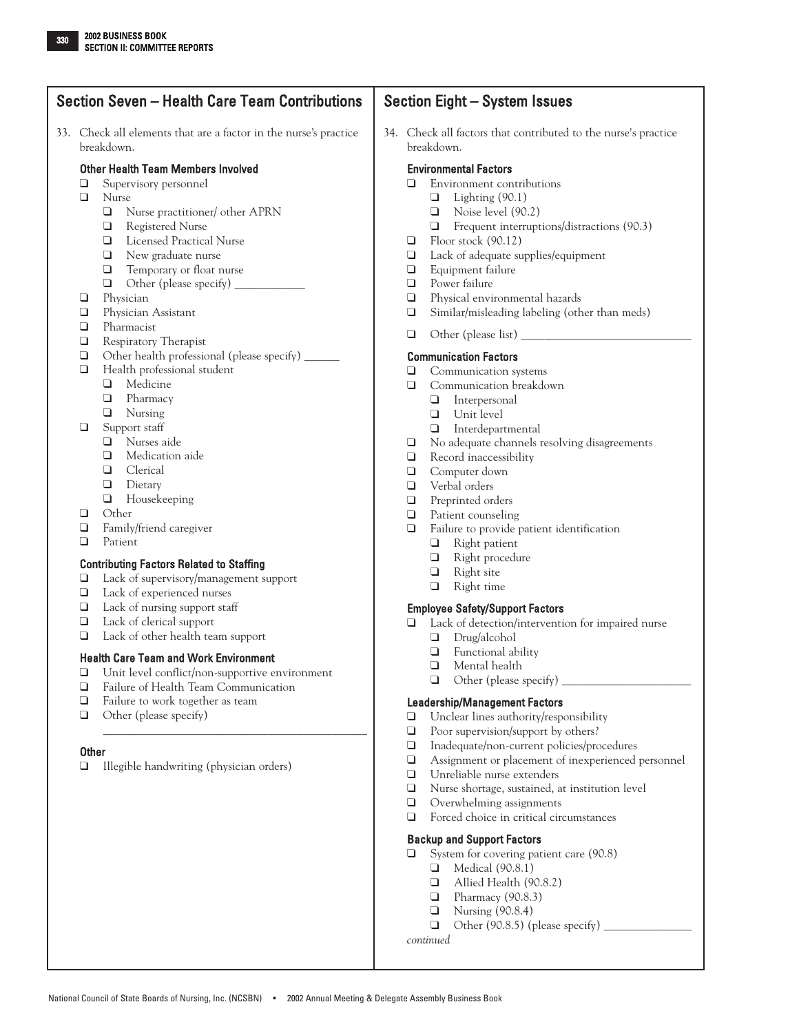## Section Seven – Health Care Team Contributions

33. Check all elements that are a factor in the nurse's practice breakdown.

### Other Health Team Members Involved

- ❑ Supervisory personnel
- ❑ Nurse
  - ❑ Nurse practitioner/ other APRN
  - ❑ Registered Nurse
  - ❑ Licensed Practical Nurse
  - ❑ New graduate nurse
  - ❑ Temporary or float nurse
  - ❑ Other (please specify) ____________
- ❑ Physician
- ❑ Physician Assistant
- ❑ Pharmacist
- ❑ Respiratory Therapist
- ❑ Other health professional (please specify) ______
- ❑ Health professional student
  - ❑ Medicine
  - ❑ Pharmacy
  - ❑ Nursing
- ❑ Support staff
  - ❑ Nurses aide
  - ❑ Medication aide
  - ❑ Clerical
  - ❑ Dietary
  - ❑ Housekeeping
- ❑ Other
- ❑ Family/friend caregiver
- ❑ Patient

### Contributing Factors Related to Staffing

- ❑ Lack of supervisory/management support
- ❑ Lack of experienced nurses
- ❑ Lack of nursing support staff
- ❑ Lack of clerical support
- ❑ Lack of other health team support

### Health Care Team and Work Environment

- ❑ Unit level conflict/non-supportive environment
- ❑ Failure of Health Team Communication
- ❑ Failure to work together as team
- ❑ Other (please specify)

  ______________________________________________

### Other

- ❑ Illegible handwriting (physician orders)

## Section Eight – System Issues

34. Check all factors that contributed to the nurse's practice breakdown.

### Environmental Factors

- ❑ Environment contributions
  - ❑ Lighting (90.1)
  - ❑ Noise level (90.2)
  - ❑ Frequent interruptions/distractions (90.3)
- ❑ Floor stock (90.12)
- ❑ Lack of adequate supplies/equipment
- ❑ Equipment failure
- ❑ Power failure
- ❑ Physical environmental hazards
- ❑ Similar/misleading labeling (other than meds)
- ❑ Other (please list) ____________________________

### Communication Factors

- ❑ Communication systems
- ❑ Communication breakdown
  - ❑ Interpersonal
  - ❑ Unit level
  - ❑ Interdepartmental
- ❑ No adequate channels resolving disagreements
- ❑ Record inaccessibility
- ❑ Computer down
- ❑ Verbal orders
- ❑ Preprinted orders
- ❑ Patient counseling
- ❑ Failure to provide patient identification
  - ❑ Right patient
  - ❑ Right procedure
  - ❑ Right site
  - ❑ Right time

### Employee Safety/Support Factors

- ❑ Lack of detection/intervention for impaired nurse
  - ❑ Drug/alcohol
  - ❑ Functional ability
  - ❑ Mental health
  - ❑ Other (please specify) ______________________

### Leadership/Management Factors

- ❑ Unclear lines authority/responsibility
- ❑ Poor supervision/support by others?
- ❑ Inadequate/non-current policies/procedures
- ❑ Assignment or placement of inexperienced personnel
- ❑ Unreliable nurse extenders
- ❑ Nurse shortage, sustained, at institution level
- ❑ Overwhelming assignments
- ❑ Forced choice in critical circumstances

### Backup and Support Factors

- ❑ System for covering patient care (90.8)
  - ❑ Medical (90.8.1)
  - ❑ Allied Health (90.8.2)
  - ❑ Pharmacy (90.8.3)
  - ❑ Nursing (90.8.4)
  - ❑ Other (90.8.5) (please specify) ______________

*continued*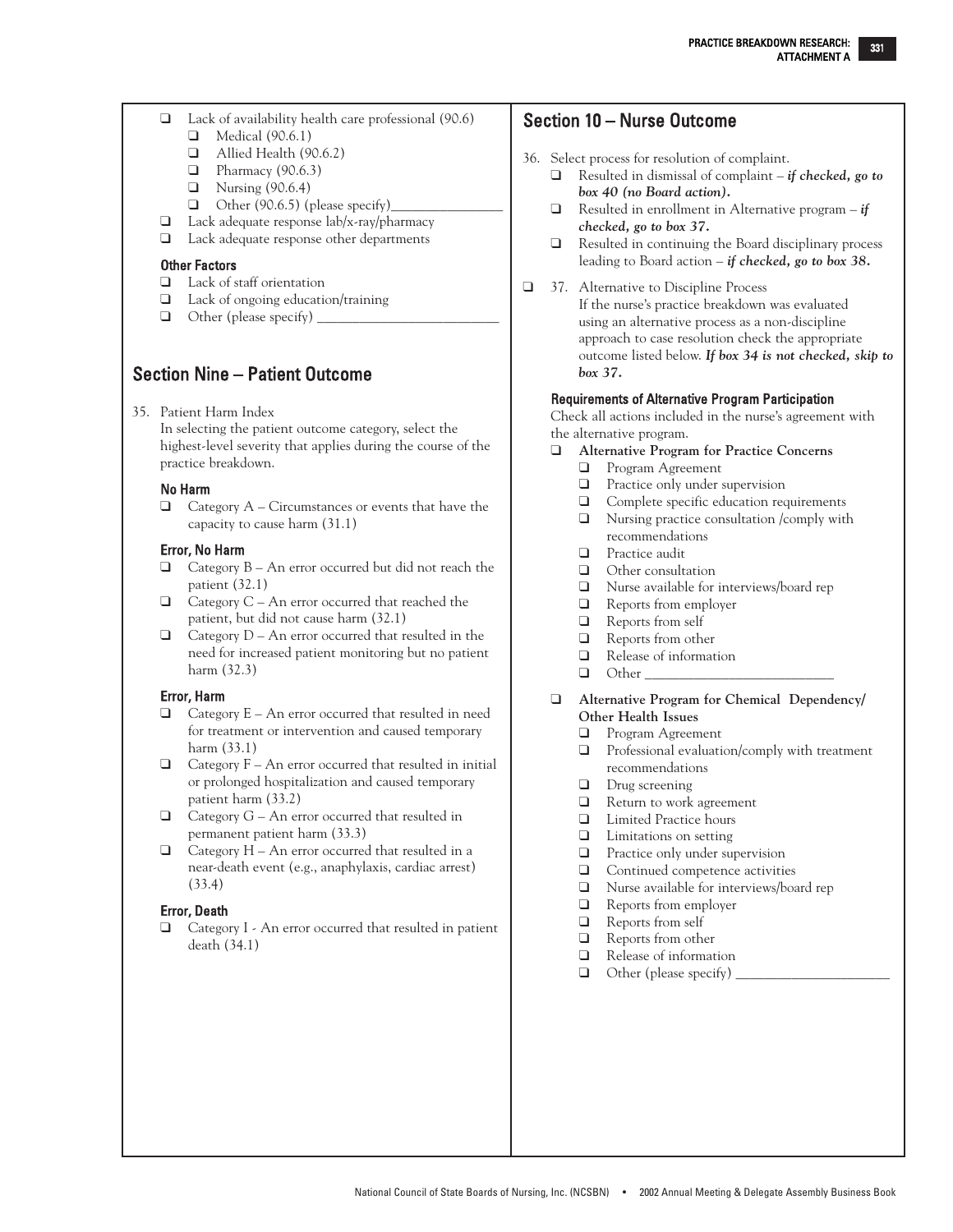- ❑ Lack of availability health care professional (90.6)
  - ❑ Medical (90.6.1)
  - ❑ Allied Health (90.6.2)
  - ❑ Pharmacy (90.6.3)
  - ❑ Nursing (90.6.4)
  - ❑ Other (90.6.5) (please specify)________________
- ❑ Lack adequate response lab/x-ray/pharmacy
- ❑ Lack adequate response other departments

#### Other Factors

- ❑ Lack of staff orientation
- ❑ Lack of ongoing education/training
- ❑ Other (please specify) ___________________________

## Section Nine – Patient Outcome

35. Patient Harm Index
    In selecting the patient outcome category, select the highest-level severity that applies during the course of the practice breakdown.

#### No Harm

- ❑ Category A – Circumstances or events that have the capacity to cause harm (31.1)

#### Error, No Harm

- ❑ Category B – An error occurred but did not reach the patient (32.1)
- ❑ Category C – An error occurred that reached the patient, but did not cause harm (32.1)
- ❑ Category D – An error occurred that resulted in the need for increased patient monitoring but no patient harm (32.3)

#### Error, Harm

- ❑ Category E – An error occurred that resulted in need for treatment or intervention and caused temporary harm (33.1)
- ❑ Category F – An error occurred that resulted in initial or prolonged hospitalization and caused temporary patient harm (33.2)
- ❑ Category G – An error occurred that resulted in permanent patient harm (33.3)
- ❑ Category H – An error occurred that resulted in a near-death event (e.g., anaphylaxis, cardiac arrest) (33.4)

#### Error, Death

- ❑ Category I - An error occurred that resulted in patient death (34.1)

## Section 10 – Nurse Outcome

36. Select process for resolution of complaint.
    - ❑ Resulted in dismissal of complaint – ***if checked, go to box 40 (no Board action).***
    - ❑ Resulted in enrollment in Alternative program – ***if checked, go to box 37.***
    - ❑ Resulted in continuing the Board disciplinary process leading to Board action – ***if checked, go to box 38.***

❑ 37. Alternative to Discipline Process
If the nurse's practice breakdown was evaluated using an alternative process as a non-discipline approach to case resolution check the appropriate outcome listed below. ***If box 34 is not checked, skip to box 37.***

#### Requirements of Alternative Program Participation

Check all actions included in the nurse's agreement with the alternative program.

- ❑ **Alternative Program for Practice Concerns**
  - ❑ Program Agreement
  - ❑ Practice only under supervision
  - ❑ Complete specific education requirements
  - ❑ Nursing practice consultation /comply with recommendations
  - ❑ Practice audit
  - ❑ Other consultation
  - ❑ Nurse available for interviews/board rep
  - ❑ Reports from employer
  - ❑ Reports from self
  - ❑ Reports from other
  - ❑ Release of information
  - ❑ Other ___________________________
- ❑ **Alternative Program for Chemical Dependency/ Other Health Issues**
  - ❑ Program Agreement
  - ❑ Professional evaluation/comply with treatment recommendations
  - ❑ Drug screening
  - ❑ Return to work agreement
  - ❑ Limited Practice hours
  - ❑ Limitations on setting
  - ❑ Practice only under supervision
  - ❑ Continued competence activities
  - ❑ Nurse available for interviews/board rep
  - ❑ Reports from employer
  - ❑ Reports from self
  - ❑ Reports from other
  - ❑ Release of information
  - ❑ Other (please specify) ______________________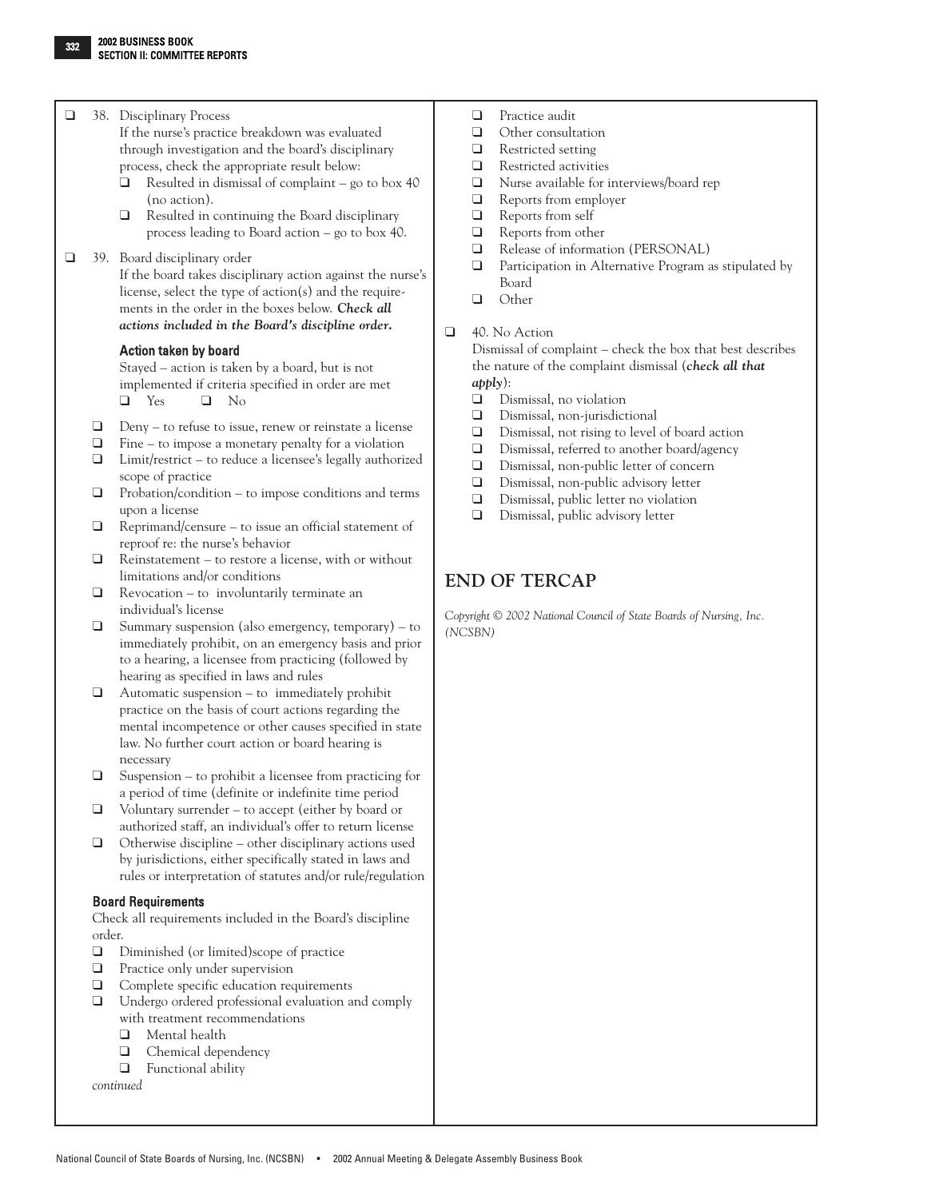- ☐ 38. Disciplinary Process

  If the nurse's practice breakdown was evaluated through investigation and the board's disciplinary process, check the appropriate result below:
  - ☐ Resulted in dismissal of complaint – go to box 40 (no action).
  - ☐ Resulted in continuing the Board disciplinary process leading to Board action – go to box 40.

- ☐ 39. Board disciplinary order

  If the board takes disciplinary action against the nurse's license, select the type of action(s) and the requirements in the order in the boxes below. ***Check all actions included in the Board's discipline order.***

#### Action taken by board

Stayed – action is taken by a board, but is not implemented if criteria specified in order are met
☐ Yes ☐ No

- ☐ Deny – to refuse to issue, renew or reinstate a license
- ☐ Fine – to impose a monetary penalty for a violation
- ☐ Limit/restrict – to reduce a licensee's legally authorized scope of practice
- ☐ Probation/condition – to impose conditions and terms upon a license
- ☐ Reprimand/censure – to issue an official statement of reproof re: the nurse's behavior
- ☐ Reinstatement – to restore a license, with or without limitations and/or conditions
- ☐ Revocation – to involuntarily terminate an individual's license
- ☐ Summary suspension (also emergency, temporary) – to immediately prohibit, on an emergency basis and prior to a hearing, a licensee from practicing (followed by hearing as specified in laws and rules
- ☐ Automatic suspension – to immediately prohibit practice on the basis of court actions regarding the mental incompetence or other causes specified in state law. No further court action or board hearing is necessary
- ☐ Suspension – to prohibit a licensee from practicing for a period of time (definite or indefinite time period
- ☐ Voluntary surrender – to accept (either by board or authorized staff, an individual's offer to return license
- ☐ Otherwise discipline – other disciplinary actions used by jurisdictions, either specifically stated in laws and rules or interpretation of statutes and/or rule/regulation

#### Board Requirements

Check all requirements included in the Board's discipline order.

- ☐ Diminished (or limited)scope of practice
- ☐ Practice only under supervision
- ☐ Complete specific education requirements
- ☐ Undergo ordered professional evaluation and comply with treatment recommendations
  - ☐ Mental health
  - ☐ Chemical dependency
  - ☐ Functional ability

*continued*

- ☐ Practice audit
- ☐ Other consultation
- ☐ Restricted setting
- ☐ Restricted activities
- ☐ Nurse available for interviews/board rep
- ☐ Reports from employer
- ☐ Reports from self
- ☐ Reports from other
- ☐ Release of information (PERSONAL)
- ☐ Participation in Alternative Program as stipulated by Board
- ☐ Other

- ☐ 40. No Action

  Dismissal of complaint – check the box that best describes the nature of the complaint dismissal (***check all that apply***):
  - ☐ Dismissal, no violation
  - ☐ Dismissal, non-jurisdictional
  - ☐ Dismissal, not rising to level of board action
  - ☐ Dismissal, referred to another board/agency
  - ☐ Dismissal, non-public letter of concern
  - ☐ Dismissal, non-public advisory letter
  - ☐ Dismissal, public letter no violation
  - ☐ Dismissal, public advisory letter

## END OF TERCAP

*Copyright © 2002 National Council of State Boards of Nursing, Inc. (NCSBN)*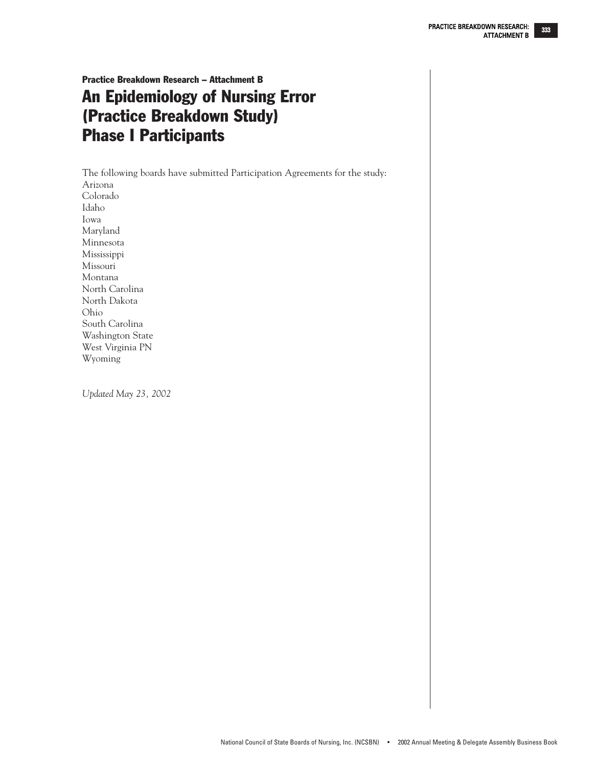**Practice Breakdown Research – Attachment B**

# An Epidemiology of Nursing Error (Practice Breakdown Study) Phase I Participants

The following boards have submitted Participation Agreements for the study:
Arizona
Colorado
Idaho
Iowa
Maryland
Minnesota
Mississippi
Missouri
Montana
North Carolina
North Dakota
Ohio
South Carolina
Washington State
West Virginia PN
Wyoming

*Updated May 23, 2002*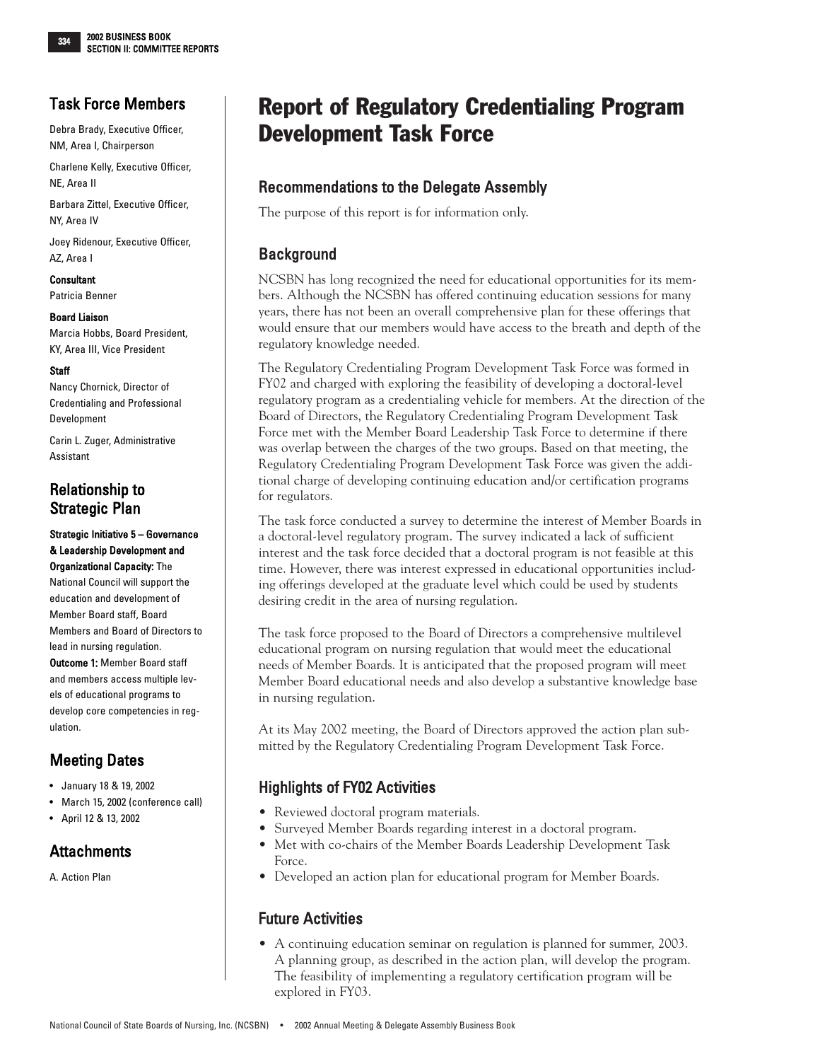# Report of Regulatory Credentialing Program Development Task Force

## Task Force Members

Debra Brady, Executive Officer, NM, Area I, Chairperson

Charlene Kelly, Executive Officer, NE, Area II

Barbara Zittel, Executive Officer, NY, Area IV

Joey Ridenour, Executive Officer, AZ, Area I

**Consultant**
Patricia Benner

**Board Liaison**
Marcia Hobbs, Board President, KY, Area III, Vice President

**Staff**
Nancy Chornick, Director of Credentialing and Professional Development

Carin L. Zuger, Administrative Assistant

## Relationship to Strategic Plan

**Strategic Initiative 5 – Governance & Leadership Development and Organizational Capacity:** The National Council will support the education and development of Member Board staff, Board Members and Board of Directors to lead in nursing regulation.

**Outcome 1:** Member Board staff and members access multiple levels of educational programs to develop core competencies in regulation.

## Meeting Dates

- January 18 & 19, 2002
- March 15, 2002 (conference call)
- April 12 & 13, 2002

## Attachments

A. Action Plan

## Recommendations to the Delegate Assembly

The purpose of this report is for information only.

## Background

NCSBN has long recognized the need for educational opportunities for its members. Although the NCSBN has offered continuing education sessions for many years, there has not been an overall comprehensive plan for these offerings that would ensure that our members would have access to the breath and depth of the regulatory knowledge needed.

The Regulatory Credentialing Program Development Task Force was formed in FY02 and charged with exploring the feasibility of developing a doctoral-level regulatory program as a credentialing vehicle for members. At the direction of the Board of Directors, the Regulatory Credentialing Program Development Task Force met with the Member Board Leadership Task Force to determine if there was overlap between the charges of the two groups. Based on that meeting, the Regulatory Credentialing Program Development Task Force was given the additional charge of developing continuing education and/or certification programs for regulators.

The task force conducted a survey to determine the interest of Member Boards in a doctoral-level regulatory program. The survey indicated a lack of sufficient interest and the task force decided that a doctoral program is not feasible at this time. However, there was interest expressed in educational opportunities including offerings developed at the graduate level which could be used by students desiring credit in the area of nursing regulation.

The task force proposed to the Board of Directors a comprehensive multilevel educational program on nursing regulation that would meet the educational needs of Member Boards. It is anticipated that the proposed program will meet Member Board educational needs and also develop a substantive knowledge base in nursing regulation.

At its May 2002 meeting, the Board of Directors approved the action plan submitted by the Regulatory Credentialing Program Development Task Force.

## Highlights of FY02 Activities

- Reviewed doctoral program materials.
- Surveyed Member Boards regarding interest in a doctoral program.
- Met with co-chairs of the Member Boards Leadership Development Task Force.
- Developed an action plan for educational program for Member Boards.

## Future Activities

- A continuing education seminar on regulation is planned for summer, 2003. A planning group, as described in the action plan, will develop the program. The feasibility of implementing a regulatory certification program will be explored in FY03.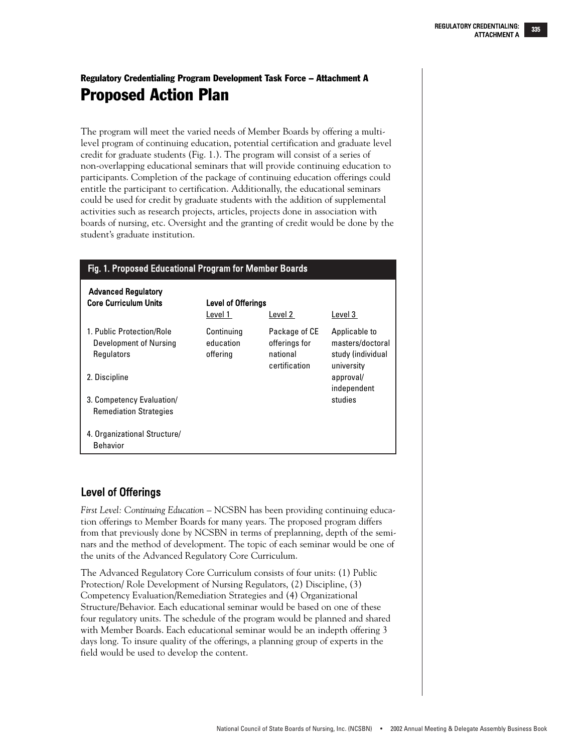Regulatory Credentialing Program Development Task Force – Attachment A

# Proposed Action Plan

The program will meet the varied needs of Member Boards by offering a multi-level program of continuing education, potential certification and graduate level credit for graduate students (Fig. 1.). The program will consist of a series of non-overlapping educational seminars that will provide continuing education to participants. Completion of the package of continuing education offerings could entitle the participant to certification. Additionally, the educational seminars could be used for credit by graduate students with the addition of supplemental activities such as research projects, articles, projects done in association with boards of nursing, etc. Oversight and the granting of credit would be done by the student's graduate institution.

**Fig. 1. Proposed Educational Program for Member Boards**

| Advanced Regulatory Core Curriculum Units | Level of Offerings | | |
|---|---|---|---|
| | Level 1 | Level 2 | Level 3 |
| 1. Public Protection/Role Development of Nursing Regulators | Continuing education offering | Package of CE offerings for national certification | Applicable to masters/doctoral study (individual university approval/ independent studies |
| 2. Discipline | | | |
| 3. Competency Evaluation/ Remediation Strategies | | | |
| 4. Organizational Structure/ Behavior | | | |

## Level of Offerings

*First Level: Continuing Education* – NCSBN has been providing continuing education offerings to Member Boards for many years. The proposed program differs from that previously done by NCSBN in terms of preplanning, depth of the seminars and the method of development. The topic of each seminar would be one of the units of the Advanced Regulatory Core Curriculum.

The Advanced Regulatory Core Curriculum consists of four units: (1) Public Protection/ Role Development of Nursing Regulators, (2) Discipline, (3) Competency Evaluation/Remediation Strategies and (4) Organizational Structure/Behavior. Each educational seminar would be based on one of these four regulatory units. The schedule of the program would be planned and shared with Member Boards. Each educational seminar would be an indepth offering 3 days long. To insure quality of the offerings, a planning group of experts in the field would be used to develop the content.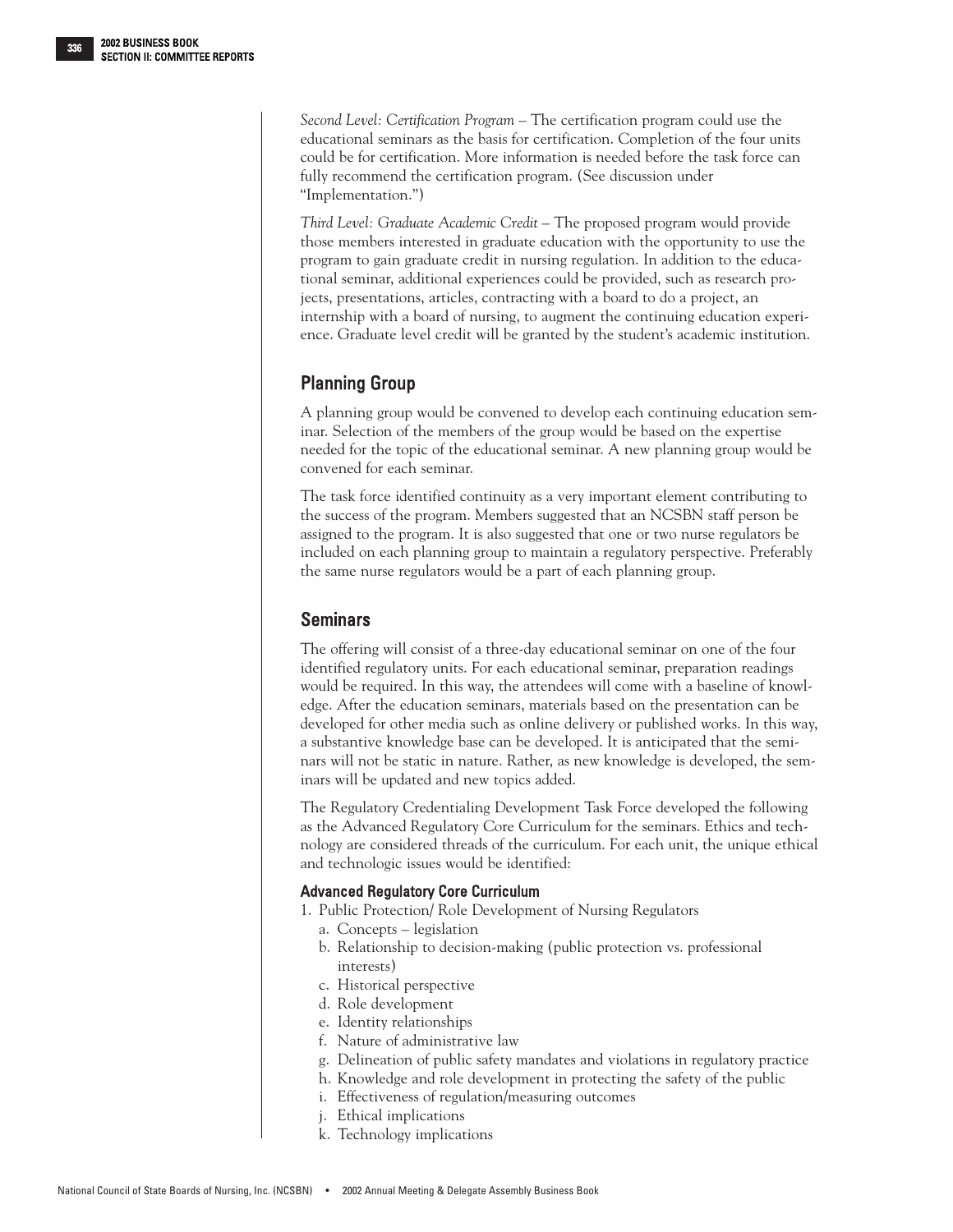*Second Level: Certification Program* – The certification program could use the educational seminars as the basis for certification. Completion of the four units could be for certification. More information is needed before the task force can fully recommend the certification program. (See discussion under "Implementation.")

*Third Level: Graduate Academic Credit* – The proposed program would provide those members interested in graduate education with the opportunity to use the program to gain graduate credit in nursing regulation. In addition to the educational seminar, additional experiences could be provided, such as research projects, presentations, articles, contracting with a board to do a project, an internship with a board of nursing, to augment the continuing education experience. Graduate level credit will be granted by the student's academic institution.

## Planning Group

A planning group would be convened to develop each continuing education seminar. Selection of the members of the group would be based on the expertise needed for the topic of the educational seminar. A new planning group would be convened for each seminar.

The task force identified continuity as a very important element contributing to the success of the program. Members suggested that an NCSBN staff person be assigned to the program. It is also suggested that one or two nurse regulators be included on each planning group to maintain a regulatory perspective. Preferably the same nurse regulators would be a part of each planning group.

## Seminars

The offering will consist of a three-day educational seminar on one of the four identified regulatory units. For each educational seminar, preparation readings would be required. In this way, the attendees will come with a baseline of knowledge. After the education seminars, materials based on the presentation can be developed for other media such as online delivery or published works. In this way, a substantive knowledge base can be developed. It is anticipated that the seminars will not be static in nature. Rather, as new knowledge is developed, the seminars will be updated and new topics added.

The Regulatory Credentialing Development Task Force developed the following as the Advanced Regulatory Core Curriculum for the seminars. Ethics and technology are considered threads of the curriculum. For each unit, the unique ethical and technologic issues would be identified:

### Advanced Regulatory Core Curriculum

1. Public Protection/ Role Development of Nursing Regulators
   a. Concepts – legislation
   b. Relationship to decision-making (public protection vs. professional interests)
   c. Historical perspective
   d. Role development
   e. Identity relationships
   f. Nature of administrative law
   g. Delineation of public safety mandates and violations in regulatory practice
   h. Knowledge and role development in protecting the safety of the public
   i. Effectiveness of regulation/measuring outcomes
   j. Ethical implications
   k. Technology implications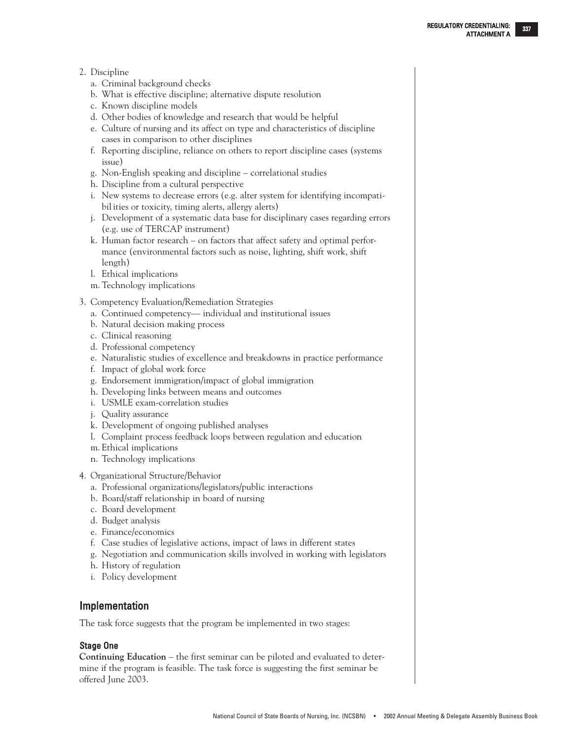2. Discipline
   a. Criminal background checks
   b. What is effective discipline; alternative dispute resolution
   c. Known discipline models
   d. Other bodies of knowledge and research that would be helpful
   e. Culture of nursing and its affect on type and characteristics of discipline cases in comparison to other disciplines
   f. Reporting discipline, reliance on others to report discipline cases (systems issue)
   g. Non-English speaking and discipline – correlational studies
   h. Discipline from a cultural perspective
   i. New systems to decrease errors (e.g. alter system for identifying incompatibil ities or toxicity, timing alerts, allergy alerts)
   j. Development of a systematic data base for disciplinary cases regarding errors (e.g. use of TERCAP instrument)
   k. Human factor research – on factors that affect safety and optimal performance (environmental factors such as noise, lighting, shift work, shift length)
   l. Ethical implications
   m. Technology implications

3. Competency Evaluation/Remediation Strategies
   a. Continued competency— individual and institutional issues
   b. Natural decision making process
   c. Clinical reasoning
   d. Professional competency
   e. Naturalistic studies of excellence and breakdowns in practice performance
   f. Impact of global work force
   g. Endorsement immigration/impact of global immigration
   h. Developing links between means and outcomes
   i. USMLE exam-correlation studies
   j. Quality assurance
   k. Development of ongoing published analyses
   l. Complaint process feedback loops between regulation and education
   m. Ethical implications
   n. Technology implications

4. Organizational Structure/Behavior
   a. Professional organizations/legislators/public interactions
   b. Board/staff relationship in board of nursing
   c. Board development
   d. Budget analysis
   e. Finance/economics
   f. Case studies of legislative actions, impact of laws in different states
   g. Negotiation and communication skills involved in working with legislators
   h. History of regulation
   i. Policy development

## Implementation

The task force suggests that the program be implemented in two stages:

### Stage One

**Continuing Education** – the first seminar can be piloted and evaluated to determine if the program is feasible. The task force is suggesting the first seminar be offered June 2003.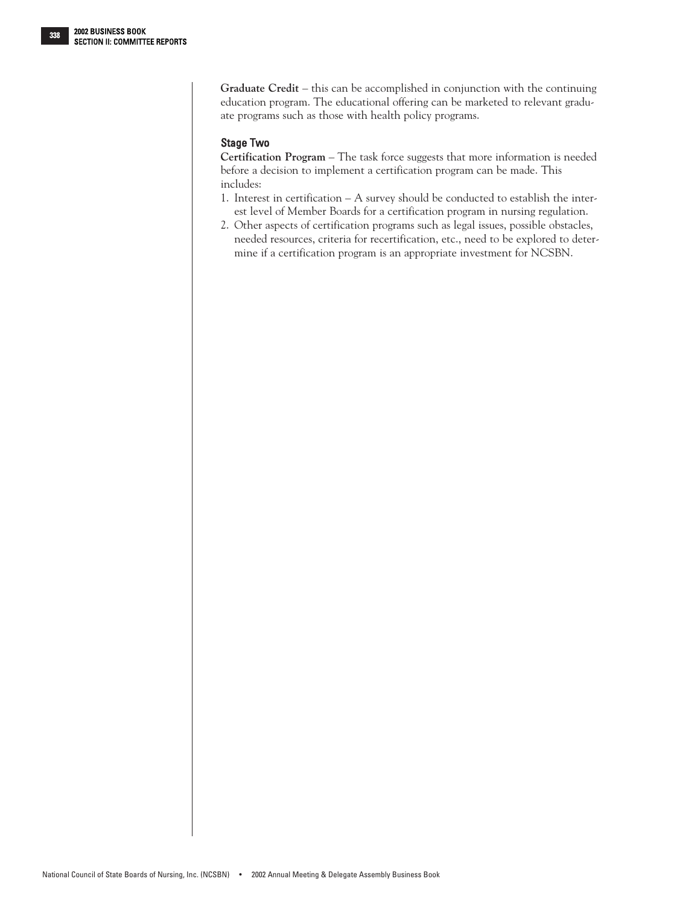**Graduate Credit** – this can be accomplished in conjunction with the continuing education program. The educational offering can be marketed to relevant graduate programs such as those with health policy programs.

### Stage Two

**Certification Program** – The task force suggests that more information is needed before a decision to implement a certification program can be made. This includes:

1. Interest in certification – A survey should be conducted to establish the interest level of Member Boards for a certification program in nursing regulation.
2. Other aspects of certification programs such as legal issues, possible obstacles, needed resources, criteria for recertification, etc., need to be explored to determine if a certification program is an appropriate investment for NCSBN.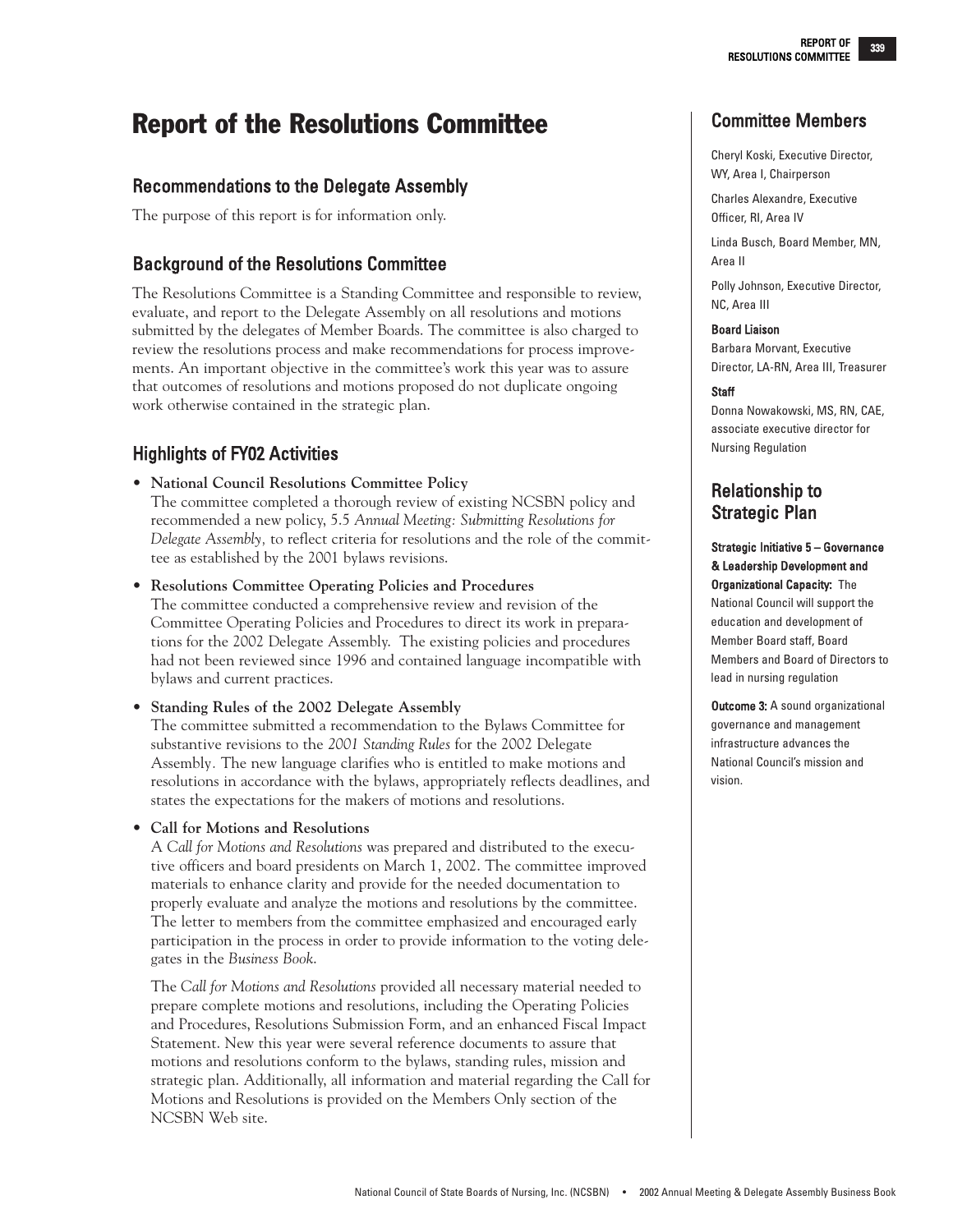# Report of the Resolutions Committee

## Recommendations to the Delegate Assembly

The purpose of this report is for information only.

## Background of the Resolutions Committee

The Resolutions Committee is a Standing Committee and responsible to review, evaluate, and report to the Delegate Assembly on all resolutions and motions submitted by the delegates of Member Boards. The committee is also charged to review the resolutions process and make recommendations for process improvements. An important objective in the committee's work this year was to assure that outcomes of resolutions and motions proposed do not duplicate ongoing work otherwise contained in the strategic plan.

## Highlights of FY02 Activities

- **National Council Resolutions Committee Policy**
  The committee completed a thorough review of existing NCSBN policy and recommended a new policy, 5.5 *Annual Meeting: Submitting Resolutions for Delegate Assembly,* to reflect criteria for resolutions and the role of the committee as established by the 2001 bylaws revisions.

- **Resolutions Committee Operating Policies and Procedures**
  The committee conducted a comprehensive review and revision of the Committee Operating Policies and Procedures to direct its work in preparations for the 2002 Delegate Assembly. The existing policies and procedures had not been reviewed since 1996 and contained language incompatible with bylaws and current practices.

- **Standing Rules of the 2002 Delegate Assembly**
  The committee submitted a recommendation to the Bylaws Committee for substantive revisions to the *2001 Standing Rules* for the 2002 Delegate Assembly. The new language clarifies who is entitled to make motions and resolutions in accordance with the bylaws, appropriately reflects deadlines, and states the expectations for the makers of motions and resolutions.

- **Call for Motions and Resolutions**
  A *Call for Motions and Resolutions* was prepared and distributed to the executive officers and board presidents on March 1, 2002. The committee improved materials to enhance clarity and provide for the needed documentation to properly evaluate and analyze the motions and resolutions by the committee. The letter to members from the committee emphasized and encouraged early participation in the process in order to provide information to the voting delegates in the *Business Book*.

  The *Call for Motions and Resolutions* provided all necessary material needed to prepare complete motions and resolutions, including the Operating Policies and Procedures, Resolutions Submission Form, and an enhanced Fiscal Impact Statement. New this year were several reference documents to assure that motions and resolutions conform to the bylaws, standing rules, mission and strategic plan. Additionally, all information and material regarding the Call for Motions and Resolutions is provided on the Members Only section of the NCSBN Web site.

## Committee Members

Cheryl Koski, Executive Director, WY, Area I, Chairperson

Charles Alexandre, Executive Officer, RI, Area IV

Linda Busch, Board Member, MN, Area II

Polly Johnson, Executive Director, NC, Area III

**Board Liaison**
Barbara Morvant, Executive Director, LA-RN, Area III, Treasurer

**Staff**
Donna Nowakowski, MS, RN, CAE, associate executive director for Nursing Regulation

## Relationship to Strategic Plan

**Strategic Initiative 5 – Governance & Leadership Development and Organizational Capacity:** The National Council will support the education and development of Member Board staff, Board Members and Board of Directors to lead in nursing regulation

**Outcome 3:** A sound organizational governance and management infrastructure advances the National Council's mission and vision.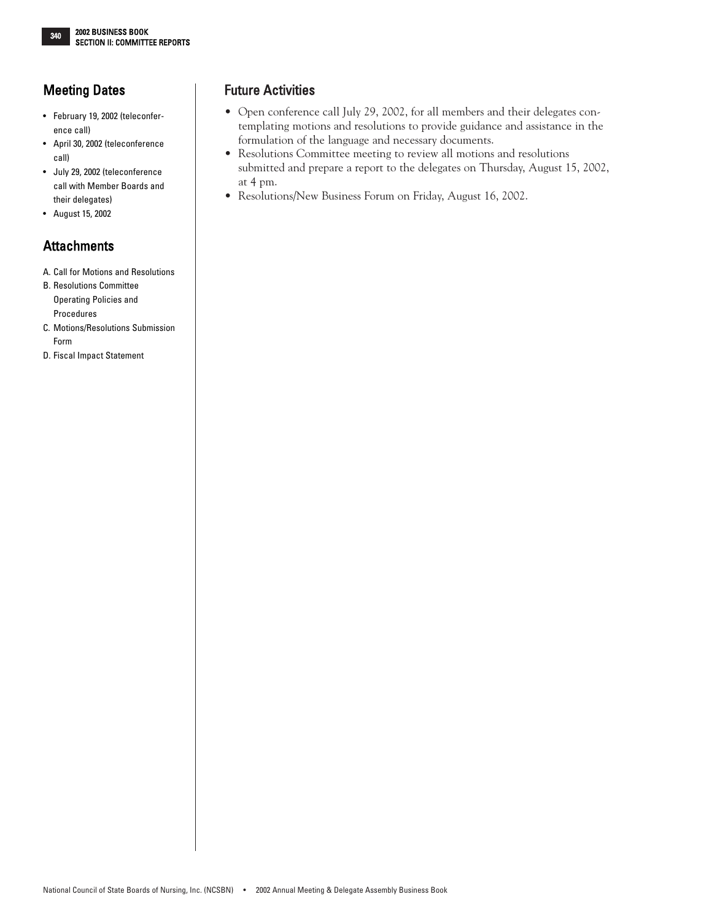## Meeting Dates

- February 19, 2002 (teleconference call)
- April 30, 2002 (teleconference call)
- July 29, 2002 (teleconference call with Member Boards and their delegates)
- August 15, 2002

## Attachments

A. Call for Motions and Resolutions
B. Resolutions Committee Operating Policies and Procedures
C. Motions/Resolutions Submission Form
D. Fiscal Impact Statement

## Future Activities

- Open conference call July 29, 2002, for all members and their delegates contemplating motions and resolutions to provide guidance and assistance in the formulation of the language and necessary documents.
- Resolutions Committee meeting to review all motions and resolutions submitted and prepare a report to the delegates on Thursday, August 15, 2002, at 4 pm.
- Resolutions/New Business Forum on Friday, August 16, 2002.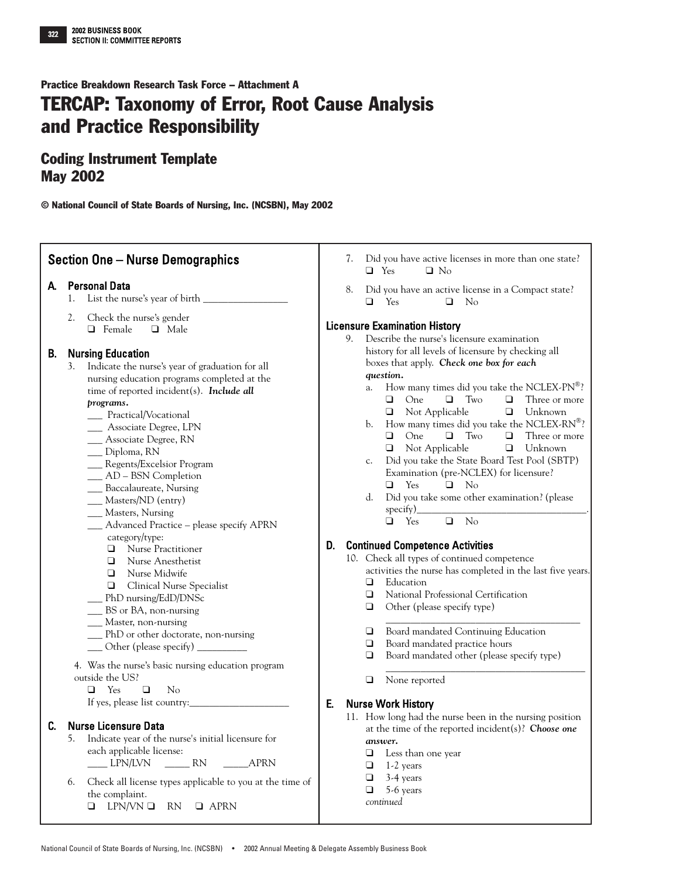Practice Breakdown Research Task Force – Attachment A

# TERCAP: Taxonomy of Error, Root Cause Analysis and Practice Responsibility

## Coding Instrument Template
## May 2002

**© National Council of State Boards of Nursing, Inc. (NCSBN), May 2002**

## Section One – Nurse Demographics

### A. Personal Data

1. List the nurse's year of birth ________________
2. Check the nurse's gender
   ❑ Female ❑ Male

### B. Nursing Education

3. Indicate the nurse's year of graduation for all nursing education programs completed at the time of reported incident(s). ***Include all programs.***
   ___ Practical/Vocational
   ___ Associate Degree, LPN
   ___ Associate Degree, RN
   ___ Diploma, RN
   ___ Regents/Excelsior Program
   ___ AD – BSN Completion
   ___ Baccalaureate, Nursing
   ___ Masters/ND (entry)
   ___ Masters, Nursing
   ___ Advanced Practice – please specify APRN category/type:
      ❑ Nurse Practitioner
      ❑ Nurse Anesthetist
      ❑ Nurse Midwife
      ❑ Clinical Nurse Specialist
   ___ PhD nursing/EdD/DNSc
   ___ BS or BA, non-nursing
   ___ Master, non-nursing
   ___ PhD or other doctorate, non-nursing
   ___ Other (please specify) __________

4. Was the nurse's basic nursing education program outside the US?
   ❑ Yes ❑ No
   If yes, please list country:____________________

### C. Nurse Licensure Data

5. Indicate year of the nurse's initial licensure for each applicable license:
   ____ LPN/LVN _____ RN _____APRN
6. Check all license types applicable to you at the time of the complaint.
   ❑ LPN/VN ❑ RN ❑ APRN
7. Did you have active licenses in more than one state?
   ❑ Yes ❑ No
8. Did you have an active license in a Compact state?
   ❑ Yes ❑ No

#### Licensure Examination History

9. Describe the nurse's licensure examination history for all levels of licensure by checking all boxes that apply. ***Check one box for each question.***
   a. How many times did you take the NCLEX-PN®?
      ❑ One ❑ Two ❑ Three or more
      ❑ Not Applicable ❑ Unknown
   b. How many times did you take the NCLEX-RN®?
      ❑ One ❑ Two ❑ Three or more
      ❑ Not Applicable ❑ Unknown
   c. Did you take the State Board Test Pool (SBTP) Examination (pre-NCLEX) for licensure?
      ❑ Yes ❑ No
   d. Did you take some other examination? (please specify)___________________________________.
      ❑ Yes ❑ No

### D. Continued Competence Activities

10. Check all types of continued competence activities the nurse has completed in the last five years.
    ❑ Education
    ❑ National Professional Certification
    ❑ Other (please specify type)
    ______________________________________
    ❑ Board mandated Continuing Education
    ❑ Board mandated practice hours
    ❑ Board mandated other (please specify type)
    ______________________________________
    ❑ None reported

### E. Nurse Work History

11. How long had the nurse been in the nursing position at the time of the reported incident(s)? ***Choose one answer.***
    ❑ Less than one year
    ❑ 1-2 years
    ❑ 3-4 years
    ❑ 5-6 years

*continued*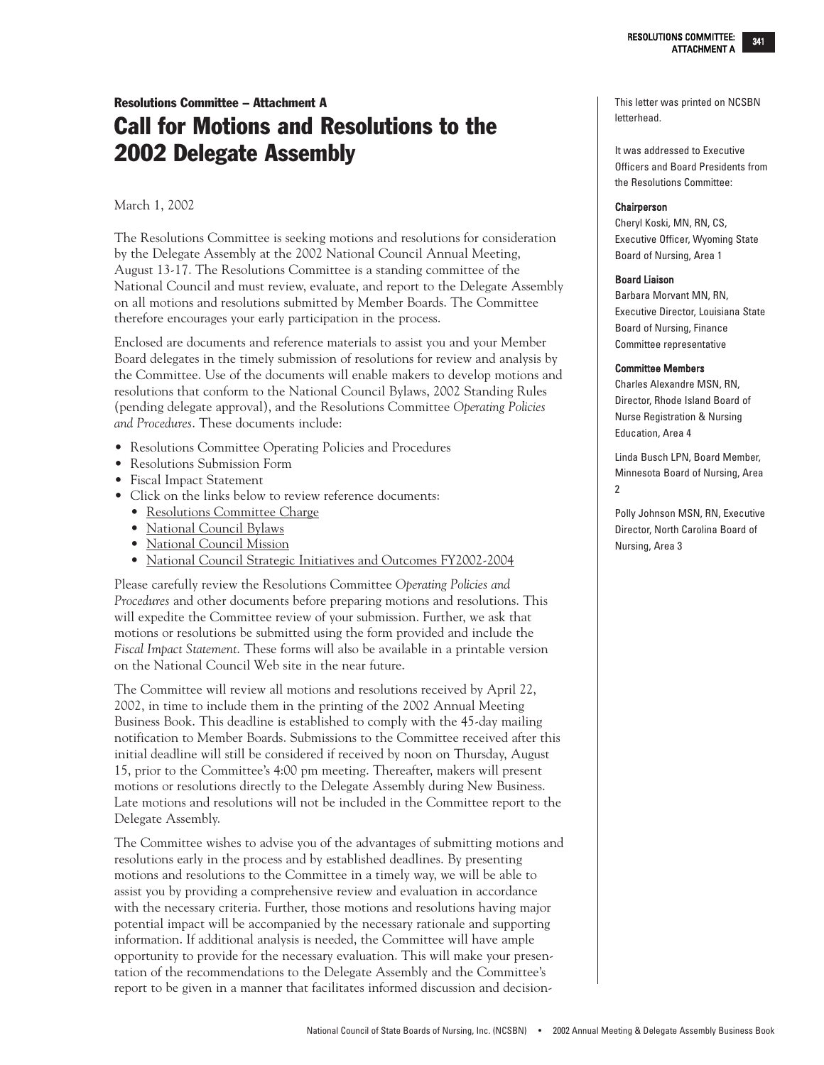## Resolutions Committee – Attachment A

# Call for Motions and Resolutions to the 2002 Delegate Assembly

March 1, 2002

The Resolutions Committee is seeking motions and resolutions for consideration by the Delegate Assembly at the 2002 National Council Annual Meeting, August 13-17. The Resolutions Committee is a standing committee of the National Council and must review, evaluate, and report to the Delegate Assembly on all motions and resolutions submitted by Member Boards. The Committee therefore encourages your early participation in the process.

Enclosed are documents and reference materials to assist you and your Member Board delegates in the timely submission of resolutions for review and analysis by the Committee. Use of the documents will enable makers to develop motions and resolutions that conform to the National Council Bylaws, 2002 Standing Rules (pending delegate approval), and the Resolutions Committee *Operating Policies and Procedures*. These documents include:

- Resolutions Committee Operating Policies and Procedures
- Resolutions Submission Form
- Fiscal Impact Statement
- Click on the links below to review reference documents:
  - Resolutions Committee Charge
  - National Council Bylaws
  - National Council Mission
  - National Council Strategic Initiatives and Outcomes FY2002-2004

Please carefully review the Resolutions Committee *Operating Policies and Procedures* and other documents before preparing motions and resolutions. This will expedite the Committee review of your submission. Further, we ask that motions or resolutions be submitted using the form provided and include the *Fiscal Impact Statement*. These forms will also be available in a printable version on the National Council Web site in the near future.

The Committee will review all motions and resolutions received by April 22, 2002, in time to include them in the printing of the 2002 Annual Meeting Business Book. This deadline is established to comply with the 45-day mailing notification to Member Boards. Submissions to the Committee received after this initial deadline will still be considered if received by noon on Thursday, August 15, prior to the Committee's 4:00 pm meeting. Thereafter, makers will present motions or resolutions directly to the Delegate Assembly during New Business. Late motions and resolutions will not be included in the Committee report to the Delegate Assembly.

The Committee wishes to advise you of the advantages of submitting motions and resolutions early in the process and by established deadlines. By presenting motions and resolutions to the Committee in a timely way, we will be able to assist you by providing a comprehensive review and evaluation in accordance with the necessary criteria. Further, those motions and resolutions having major potential impact will be accompanied by the necessary rationale and supporting information. If additional analysis is needed, the Committee will have ample opportunity to provide for the necessary evaluation. This will make your presentation of the recommendations to the Delegate Assembly and the Committee's report to be given in a manner that facilitates informed discussion and decision-

This letter was printed on NCSBN letterhead.

It was addressed to Executive Officers and Board Presidents from the Resolutions Committee:

**Chairperson**

Cheryl Koski, MN, RN, CS, Executive Officer, Wyoming State Board of Nursing, Area 1

**Board Liaison**

Barbara Morvant MN, RN, Executive Director, Louisiana State Board of Nursing, Finance Committee representative

**Committee Members**

Charles Alexandre MSN, RN, Director, Rhode Island Board of Nurse Registration & Nursing Education, Area 4

Linda Busch LPN, Board Member, Minnesota Board of Nursing, Area 2

Polly Johnson MSN, RN, Executive Director, North Carolina Board of Nursing, Area 3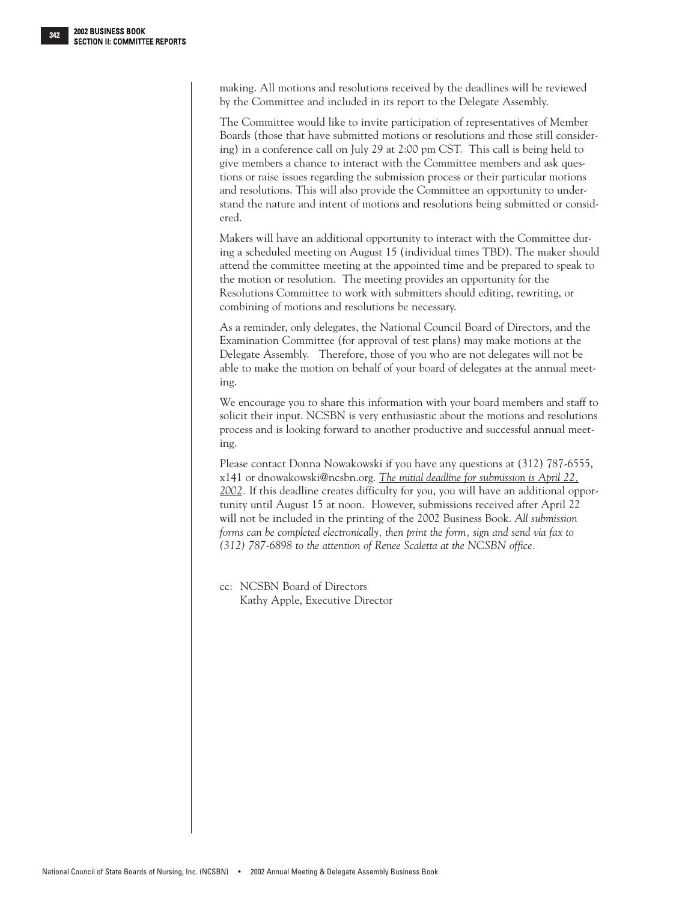making. All motions and resolutions received by the deadlines will be reviewed by the Committee and included in its report to the Delegate Assembly.

The Committee would like to invite participation of representatives of Member Boards (those that have submitted motions or resolutions and those still considering) in a conference call on July 29 at 2:00 pm CST. This call is being held to give members a chance to interact with the Committee members and ask questions or raise issues regarding the submission process or their particular motions and resolutions. This will also provide the Committee an opportunity to understand the nature and intent of motions and resolutions being submitted or considered.

Makers will have an additional opportunity to interact with the Committee during a scheduled meeting on August 15 (individual times TBD). The maker should attend the committee meeting at the appointed time and be prepared to speak to the motion or resolution. The meeting provides an opportunity for the Resolutions Committee to work with submitters should editing, rewriting, or combining of motions and resolutions be necessary.

As a reminder, only delegates, the National Council Board of Directors, and the Examination Committee (for approval of test plans) may make motions at the Delegate Assembly. Therefore, those of you who are not delegates will not be able to make the motion on behalf of your board of delegates at the annual meeting.

We encourage you to share this information with your board members and staff to solicit their input. NCSBN is very enthusiastic about the motions and resolutions process and is looking forward to another productive and successful annual meeting.

Please contact Donna Nowakowski if you have any questions at (312) 787-6555, x141 or dnowakowski@ncsbn.org. *The initial deadline for submission is April 22, 2002.* If this deadline creates difficulty for you, you will have an additional opportunity until August 15 at noon. However, submissions received after April 22 will not be included in the printing of the 2002 Business Book. *All submission forms can be completed electronically, then print the form, sign and send via fax to (312) 787-6898 to the attention of Renee Scaletta at the NCSBN office.*

cc: NCSBN Board of Directors
Kathy Apple, Executive Director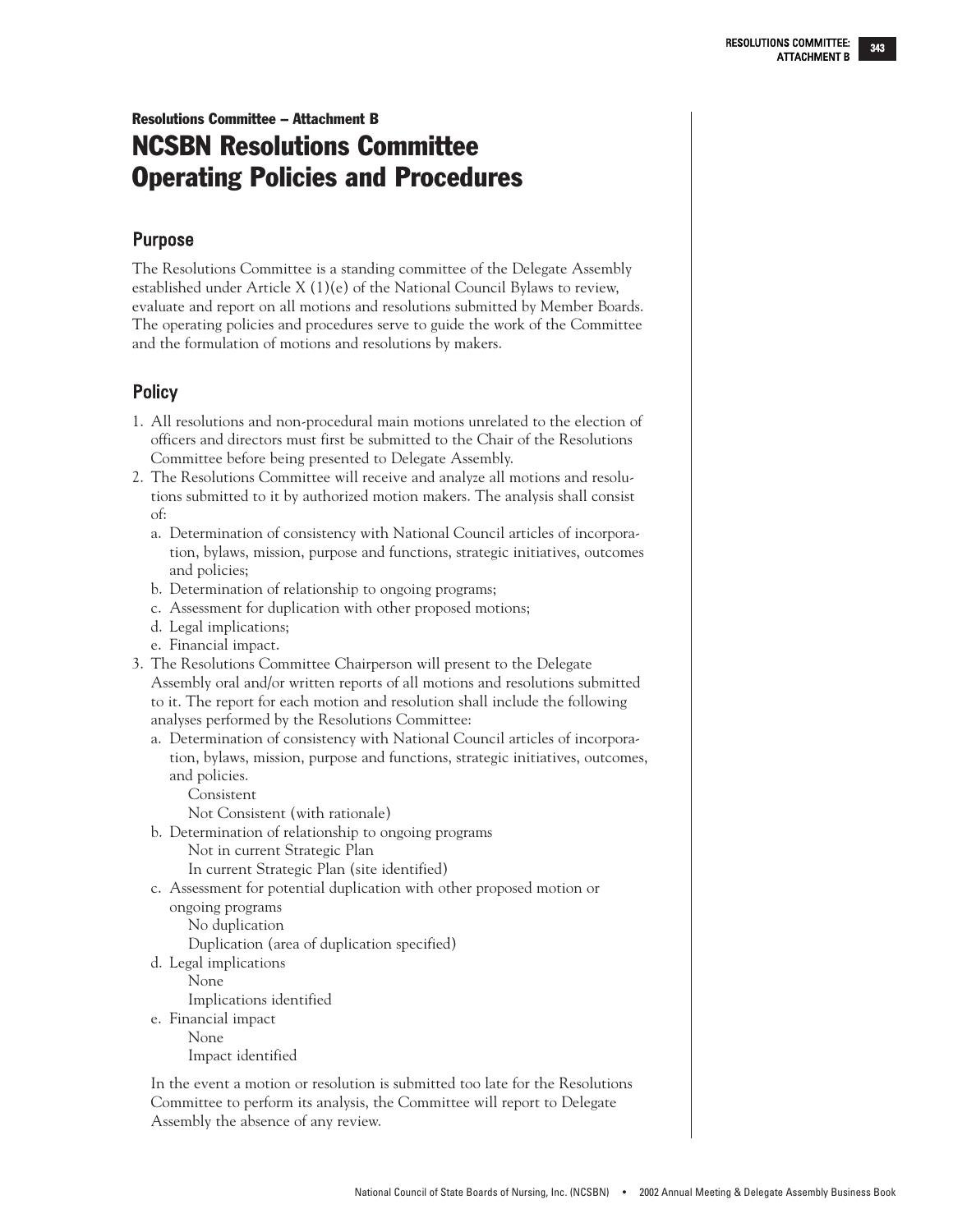### Resolutions Committee – Attachment B

# NCSBN Resolutions Committee Operating Policies and Procedures

## Purpose

The Resolutions Committee is a standing committee of the Delegate Assembly established under Article X (1)(e) of the National Council Bylaws to review, evaluate and report on all motions and resolutions submitted by Member Boards. The operating policies and procedures serve to guide the work of the Committee and the formulation of motions and resolutions by makers.

## Policy

1. All resolutions and non-procedural main motions unrelated to the election of officers and directors must first be submitted to the Chair of the Resolutions Committee before being presented to Delegate Assembly.
2. The Resolutions Committee will receive and analyze all motions and resolutions submitted to it by authorized motion makers. The analysis shall consist of:
   a. Determination of consistency with National Council articles of incorporation, bylaws, mission, purpose and functions, strategic initiatives, outcomes and policies;
   b. Determination of relationship to ongoing programs;
   c. Assessment for duplication with other proposed motions;
   d. Legal implications;
   e. Financial impact.
3. The Resolutions Committee Chairperson will present to the Delegate Assembly oral and/or written reports of all motions and resolutions submitted to it. The report for each motion and resolution shall include the following analyses performed by the Resolutions Committee:
   a. Determination of consistency with National Council articles of incorporation, bylaws, mission, purpose and functions, strategic initiatives, outcomes, and policies.
      - Consistent
      - Not Consistent (with rationale)
   b. Determination of relationship to ongoing programs
      - Not in current Strategic Plan
      - In current Strategic Plan (site identified)
   c. Assessment for potential duplication with other proposed motion or ongoing programs
      - No duplication
      - Duplication (area of duplication specified)
   d. Legal implications
      - None
      - Implications identified
   e. Financial impact
      - None
      - Impact identified

   In the event a motion or resolution is submitted too late for the Resolutions Committee to perform its analysis, the Committee will report to Delegate Assembly the absence of any review.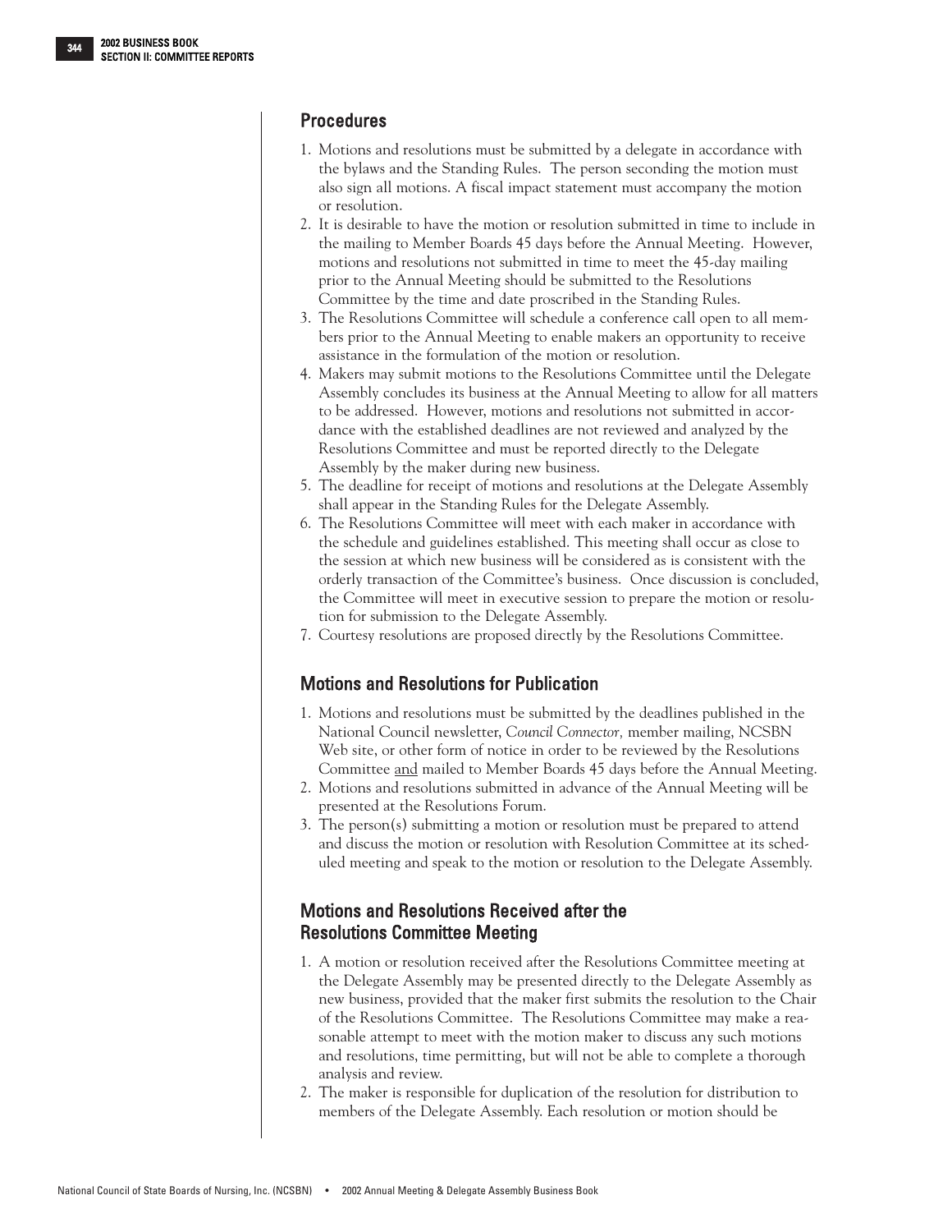## Procedures

1. Motions and resolutions must be submitted by a delegate in accordance with the bylaws and the Standing Rules. The person seconding the motion must also sign all motions. A fiscal impact statement must accompany the motion or resolution.
2. It is desirable to have the motion or resolution submitted in time to include in the mailing to Member Boards 45 days before the Annual Meeting. However, motions and resolutions not submitted in time to meet the 45-day mailing prior to the Annual Meeting should be submitted to the Resolutions Committee by the time and date proscribed in the Standing Rules.
3. The Resolutions Committee will schedule a conference call open to all members prior to the Annual Meeting to enable makers an opportunity to receive assistance in the formulation of the motion or resolution.
4. Makers may submit motions to the Resolutions Committee until the Delegate Assembly concludes its business at the Annual Meeting to allow for all matters to be addressed. However, motions and resolutions not submitted in accordance with the established deadlines are not reviewed and analyzed by the Resolutions Committee and must be reported directly to the Delegate Assembly by the maker during new business.
5. The deadline for receipt of motions and resolutions at the Delegate Assembly shall appear in the Standing Rules for the Delegate Assembly.
6. The Resolutions Committee will meet with each maker in accordance with the schedule and guidelines established. This meeting shall occur as close to the session at which new business will be considered as is consistent with the orderly transaction of the Committee's business. Once discussion is concluded, the Committee will meet in executive session to prepare the motion or resolution for submission to the Delegate Assembly.
7. Courtesy resolutions are proposed directly by the Resolutions Committee.

## Motions and Resolutions for Publication

1. Motions and resolutions must be submitted by the deadlines published in the National Council newsletter, *Council Connector,* member mailing, NCSBN Web site, or other form of notice in order to be reviewed by the Resolutions Committee and mailed to Member Boards 45 days before the Annual Meeting.
2. Motions and resolutions submitted in advance of the Annual Meeting will be presented at the Resolutions Forum.
3. The person(s) submitting a motion or resolution must be prepared to attend and discuss the motion or resolution with Resolution Committee at its scheduled meeting and speak to the motion or resolution to the Delegate Assembly.

## Motions and Resolutions Received after the Resolutions Committee Meeting

1. A motion or resolution received after the Resolutions Committee meeting at the Delegate Assembly may be presented directly to the Delegate Assembly as new business, provided that the maker first submits the resolution to the Chair of the Resolutions Committee. The Resolutions Committee may make a reasonable attempt to meet with the motion maker to discuss any such motions and resolutions, time permitting, but will not be able to complete a thorough analysis and review.
2. The maker is responsible for duplication of the resolution for distribution to members of the Delegate Assembly. Each resolution or motion should be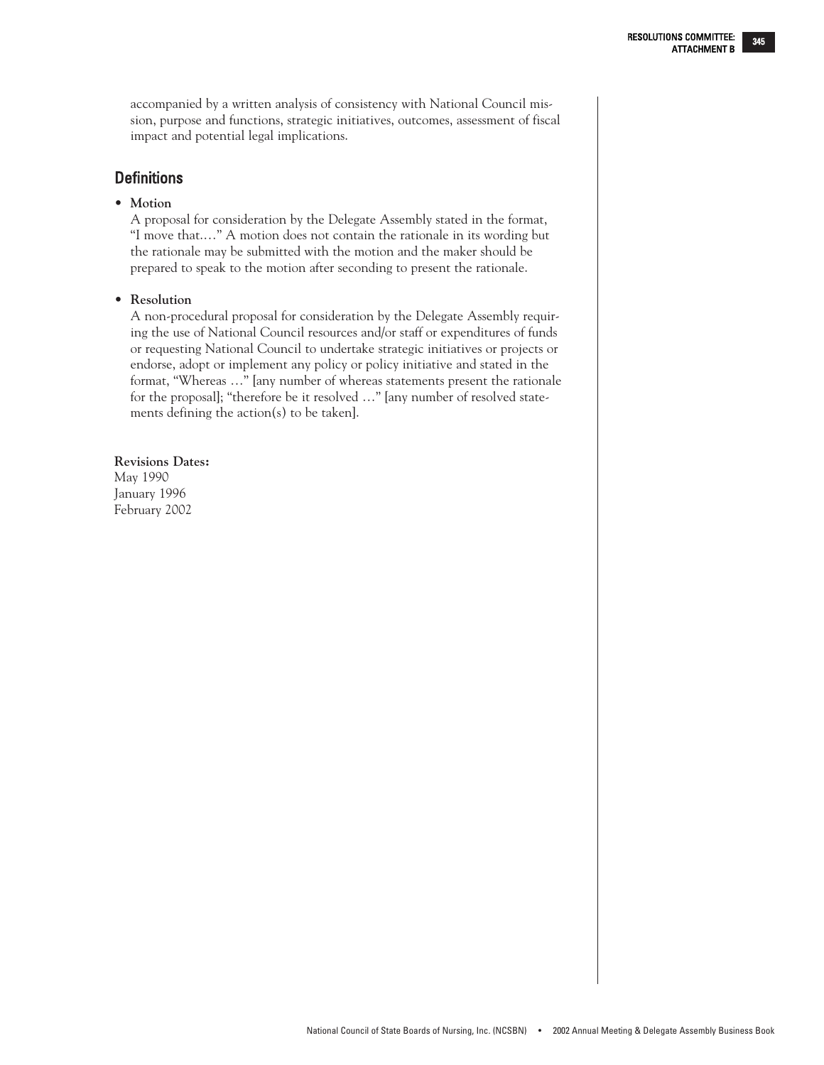accompanied by a written analysis of consistency with National Council mission, purpose and functions, strategic initiatives, outcomes, assessment of fiscal impact and potential legal implications.

## Definitions

- **Motion**
  A proposal for consideration by the Delegate Assembly stated in the format, "I move that…." A motion does not contain the rationale in its wording but the rationale may be submitted with the motion and the maker should be prepared to speak to the motion after seconding to present the rationale.

- **Resolution**
  A non-procedural proposal for consideration by the Delegate Assembly requiring the use of National Council resources and/or staff or expenditures of funds or requesting National Council to undertake strategic initiatives or projects or endorse, adopt or implement any policy or policy initiative and stated in the format, "Whereas …" [any number of whereas statements present the rationale for the proposal]; "therefore be it resolved …" [any number of resolved statements defining the action(s) to be taken].

**Revisions Dates:**
May 1990
January 1996
February 2002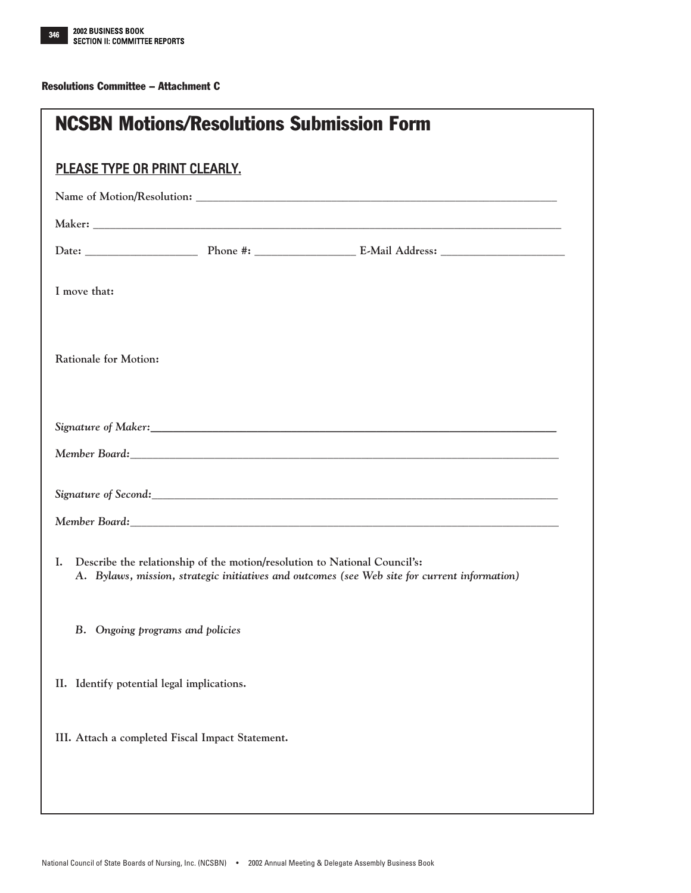**Resolutions Committee – Attachment C**

# NCSBN Motions/Resolutions Submission Form

## PLEASE TYPE OR PRINT CLEARLY.

**Name of Motion/Resolution:** ______________________________________________________________

**Maker:** ______________________________________________________________

**Date:** ____________________ **Phone #:** __________________ **E-Mail Address:** ______________________

**I move that:**

**Rationale for Motion:**

***Signature of Maker:*** ______________________________________________________________

***Member Board:*** ______________________________________________________________

***Signature of Second:*** ______________________________________________________________

***Member Board:*** ______________________________________________________________

**I. Describe the relationship of the motion/resolution to National Council's:**

**A. *Bylaws, mission, strategic initiatives and outcomes (see Web site for current information)***

**B. *Ongoing programs and policies***

**II. Identify potential legal implications.**

**III. Attach a completed Fiscal Impact Statement.**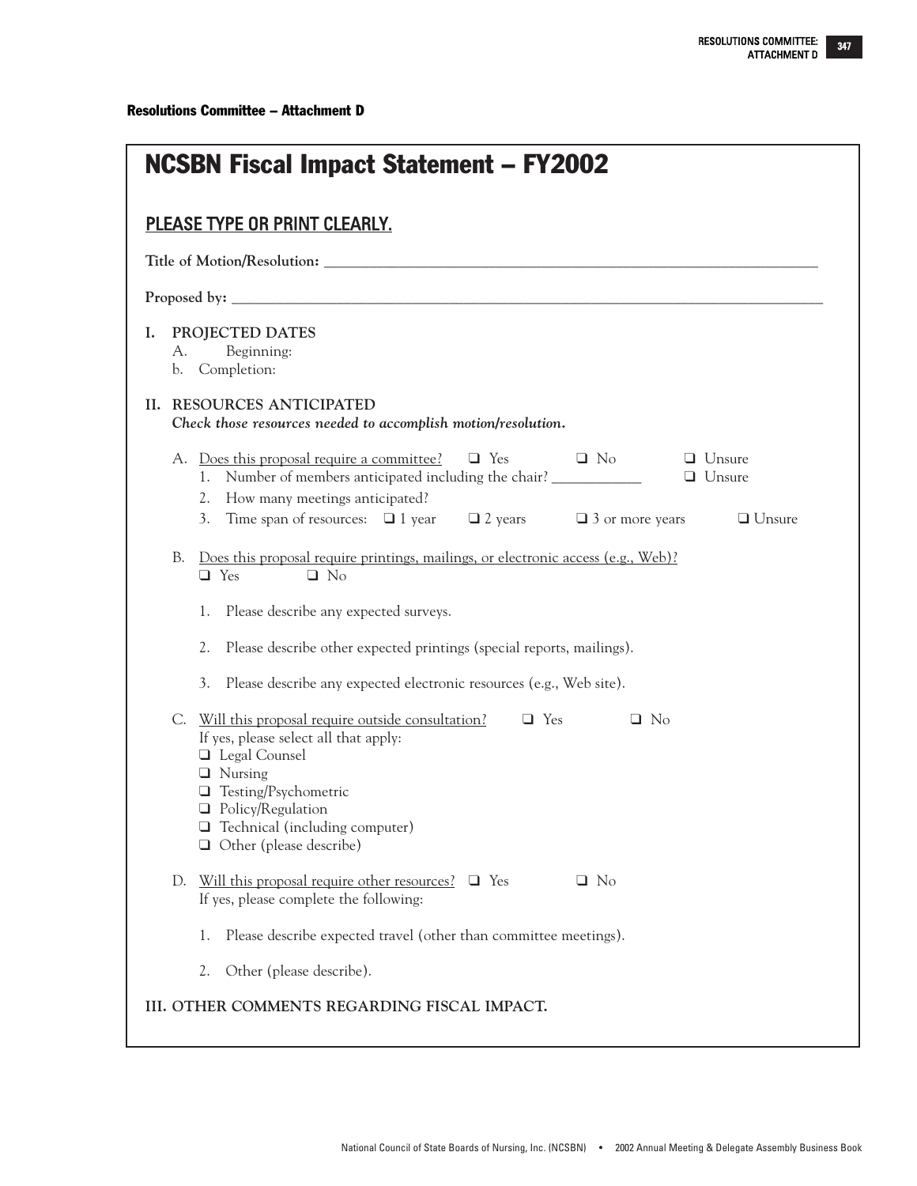**Resolutions Committee – Attachment D**

# NCSBN Fiscal Impact Statement – FY2002

## PLEASE TYPE OR PRINT CLEARLY.

**Title of Motion/Resolution:** \_\_\_\_\_\_\_\_\_\_\_\_\_\_\_\_\_\_\_\_\_\_\_\_\_\_\_\_\_\_\_\_\_\_\_\_\_\_\_\_\_\_\_\_\_\_\_\_\_\_\_\_\_\_\_\_

**Proposed by:** \_\_\_\_\_\_\_\_\_\_\_\_\_\_\_\_\_\_\_\_\_\_\_\_\_\_\_\_\_\_\_\_\_\_\_\_\_\_\_\_\_\_\_\_\_\_\_\_\_\_\_\_\_\_\_\_\_\_\_\_\_\_\_\_

**I. PROJECTED DATES**

A. Beginning:

b. Completion:

**II. RESOURCES ANTICIPATED**

***Check those resources needed to accomplish motion/resolution.***

A. Does this proposal require a committee? ❑ Yes ❑ No ❑ Unsure

1. Number of members anticipated including the chair? \_\_\_\_\_\_\_\_\_\_\_\_ ❑ Unsure
2. How many meetings anticipated?
3. Time span of resources: ❑ 1 year ❑ 2 years ❑ 3 or more years ❑ Unsure

B. Does this proposal require printings, mailings, or electronic access (e.g., Web)?

❑ Yes ❑ No

1. Please describe any expected surveys.
2. Please describe other expected printings (special reports, mailings).
3. Please describe any expected electronic resources (e.g., Web site).

C. Will this proposal require outside consultation? ❑ Yes ❑ No

If yes, please select all that apply:

❑ Legal Counsel
❑ Nursing
❑ Testing/Psychometric
❑ Policy/Regulation
❑ Technical (including computer)
❑ Other (please describe)

D. Will this proposal require other resources? ❑ Yes ❑ No

If yes, please complete the following:

1. Please describe expected travel (other than committee meetings).
2. Other (please describe).

**III. OTHER COMMENTS REGARDING FISCAL IMPACT.**